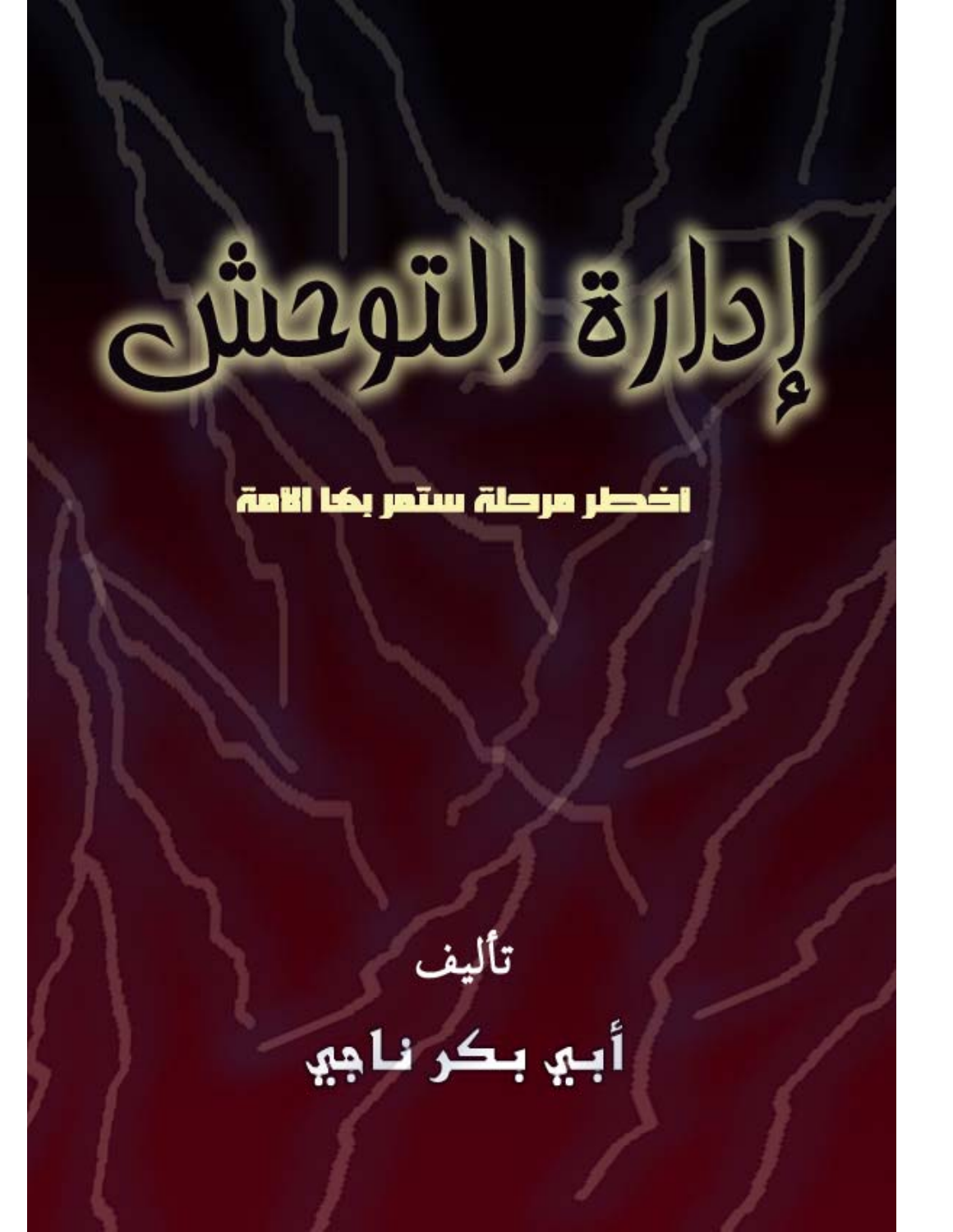# إدارة التوحش

## اخطر مرحلة ستمر بها الامة

تأليف

**أبي بكر ناجي**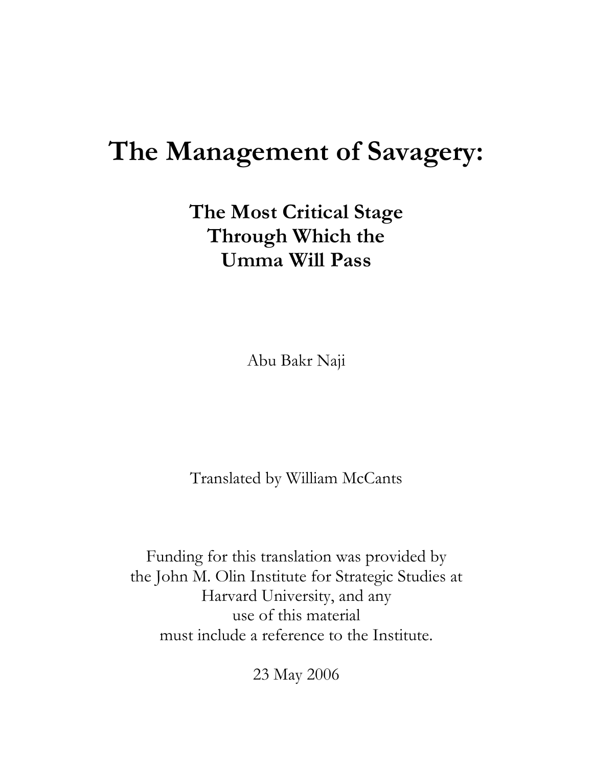# The Management of Savagery:

## The Most Critical Stage Through Which the Umma Will Pass

Abu Bakr Naji

Translated by William McCants

Funding for this translation was provided by the John M. Olin Institute for Strategic Studies at Harvard University, and any use of this material must include a reference to the Institute.

23 May 2006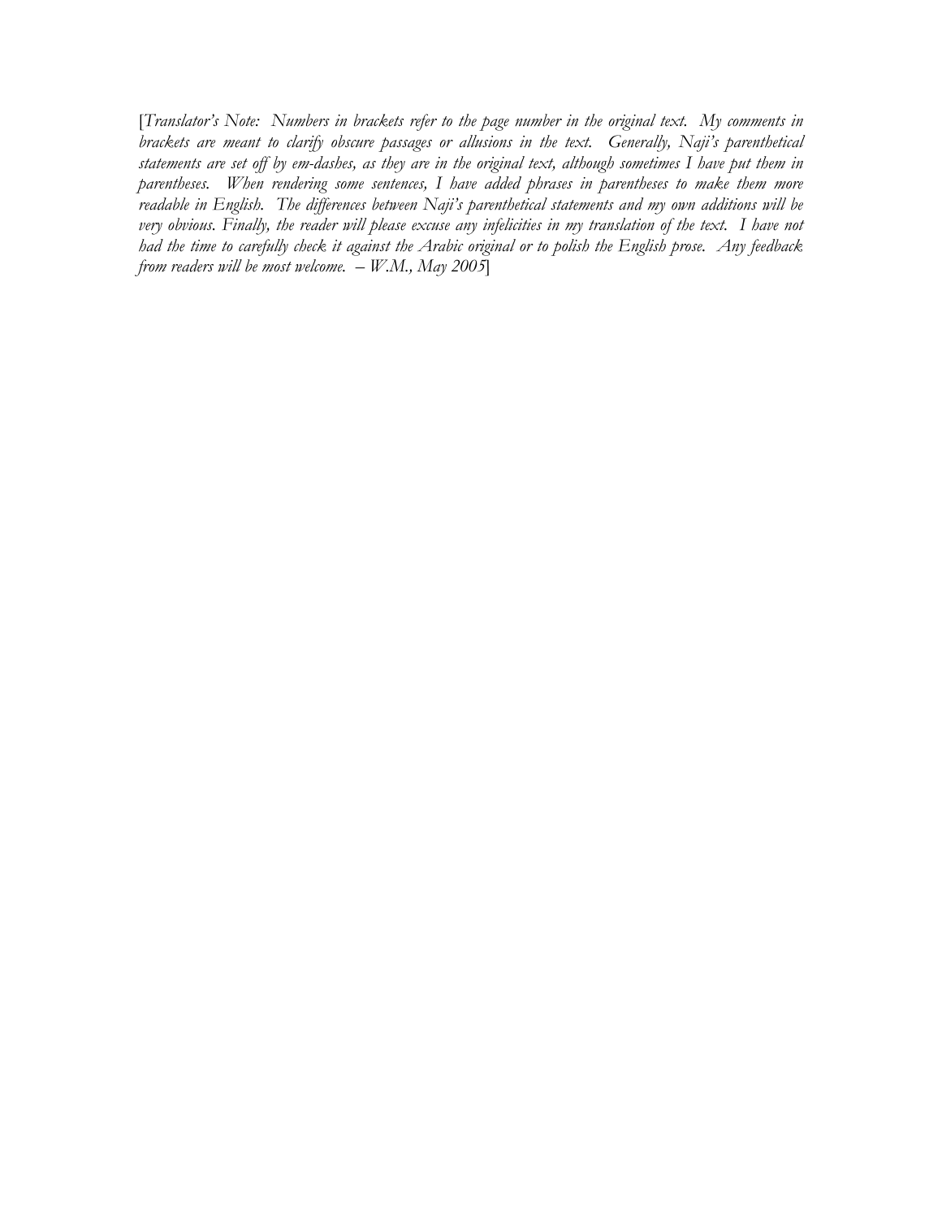[*Translator's Note: Numbers in brackets refer to the page number in the original text. My comments in brackets are meant to clarify obscure passages or allusions in the text. Generally, Naji's parenthetical statements are set off by em-dashes, as they are in the original text, although sometimes I have put them in parentheses. When rendering some sentences, I have added phrases in parentheses to make them more readable in English. The differences between Naji's parenthetical statements and my own additions will be very obvious. Finally, the reader will please excuse any infelicities in my translation of the text. I have not had the time to carefully check it against the Arabic original or to polish the English prose. Any feedback from readers will be most welcome. – W.M., May 2005*]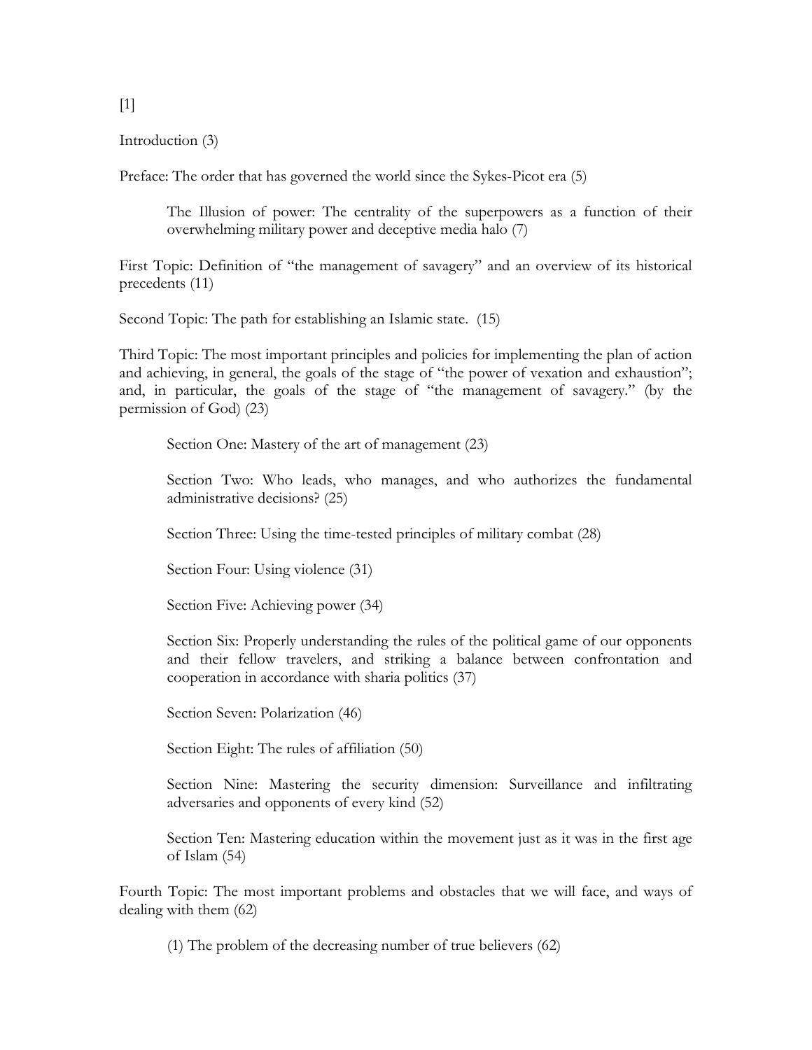[1]

Introduction (3)

Preface: The order that has governed the world since the Sykes-Picot era (5)

> The Illusion of power: The centrality of the superpowers as a function of their overwhelming military power and deceptive media halo (7)

First Topic: Definition of "the management of savagery" and an overview of its historical precedents (11)

Second Topic: The path for establishing an Islamic state. (15)

Third Topic: The most important principles and policies for implementing the plan of action and achieving, in general, the goals of the stage of "the power of vexation and exhaustion"; and, in particular, the goals of the stage of "the management of savagery." (by the permission of God) (23)

> Section One: Mastery of the art of management (23)
>
> Section Two: Who leads, who manages, and who authorizes the fundamental administrative decisions? (25)
>
> Section Three: Using the time-tested principles of military combat (28)
>
> Section Four: Using violence (31)
>
> Section Five: Achieving power (34)
>
> Section Six: Properly understanding the rules of the political game of our opponents and their fellow travelers, and striking a balance between confrontation and cooperation in accordance with sharia politics (37)
>
> Section Seven: Polarization (46)
>
> Section Eight: The rules of affiliation (50)
>
> Section Nine: Mastering the security dimension: Surveillance and infiltrating adversaries and opponents of every kind (52)
>
> Section Ten: Mastering education within the movement just as it was in the first age of Islam (54)

Fourth Topic: The most important problems and obstacles that we will face, and ways of dealing with them (62)

> (1) The problem of the decreasing number of true believers (62)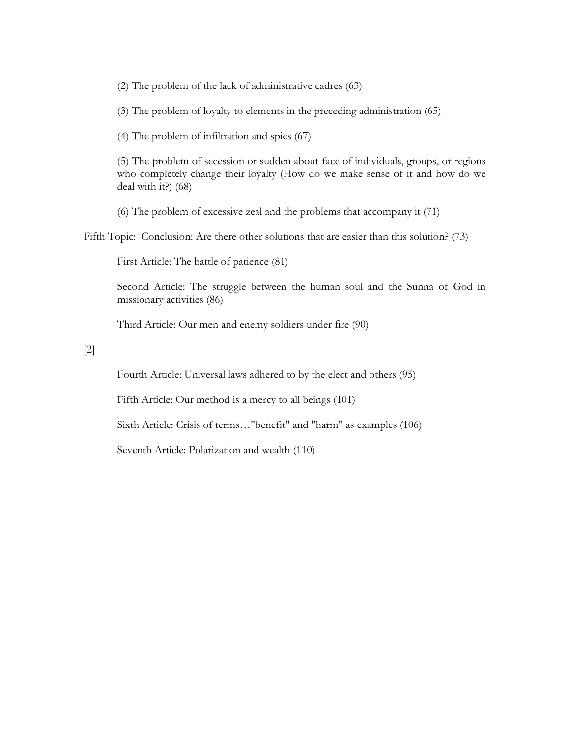(2) The problem of the lack of administrative cadres (63)

(3) The problem of loyalty to elements in the preceding administration (65)

(4) The problem of infiltration and spies (67)

(5) The problem of secession or sudden about-face of individuals, groups, or regions who completely change their loyalty (How do we make sense of it and how do we deal with it?) (68)

(6) The problem of excessive zeal and the problems that accompany it (71)

Fifth Topic: Conclusion: Are there other solutions that are easier than this solution? (73)

First Article: The battle of patience (81)

Second Article: The struggle between the human soul and the Sunna of God in missionary activities (86)

Third Article: Our men and enemy soldiers under fire (90)

[2]

Fourth Article: Universal laws adhered to by the elect and others (95)

Fifth Article: Our method is a mercy to all beings (101)

Sixth Article: Crisis of terms…"benefit" and "harm" as examples (106)

Seventh Article: Polarization and wealth (110)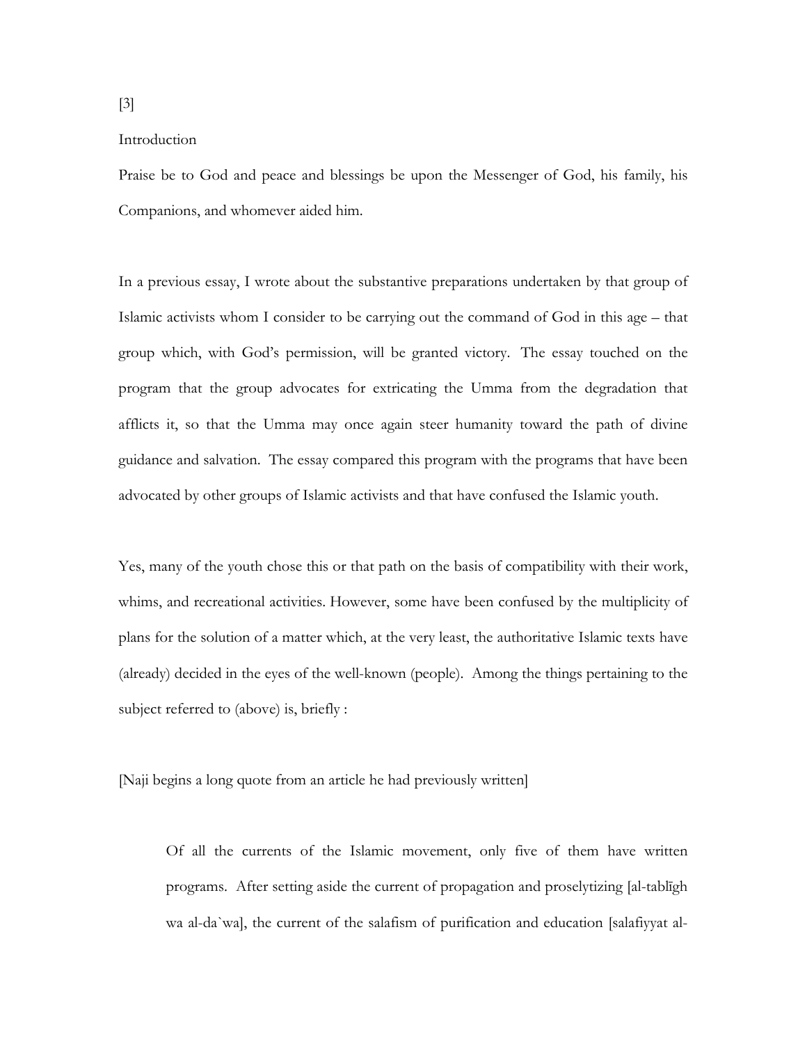[3]

Introduction

Praise be to God and peace and blessings be upon the Messenger of God, his family, his Companions, and whomever aided him.

In a previous essay, I wrote about the substantive preparations undertaken by that group of Islamic activists whom I consider to be carrying out the command of God in this age – that group which, with God's permission, will be granted victory. The essay touched on the program that the group advocates for extricating the Umma from the degradation that afflicts it, so that the Umma may once again steer humanity toward the path of divine guidance and salvation. The essay compared this program with the programs that have been advocated by other groups of Islamic activists and that have confused the Islamic youth.

Yes, many of the youth chose this or that path on the basis of compatibility with their work, whims, and recreational activities. However, some have been confused by the multiplicity of plans for the solution of a matter which, at the very least, the authoritative Islamic texts have (already) decided in the eyes of the well-known (people). Among the things pertaining to the subject referred to (above) is, briefly :

[Naji begins a long quote from an article he had previously written]

> Of all the currents of the Islamic movement, only five of them have written programs. After setting aside the current of propagation and proselytizing [al-tablīgh wa al-da`wa], the current of the salafism of purification and education [salafiyyat al-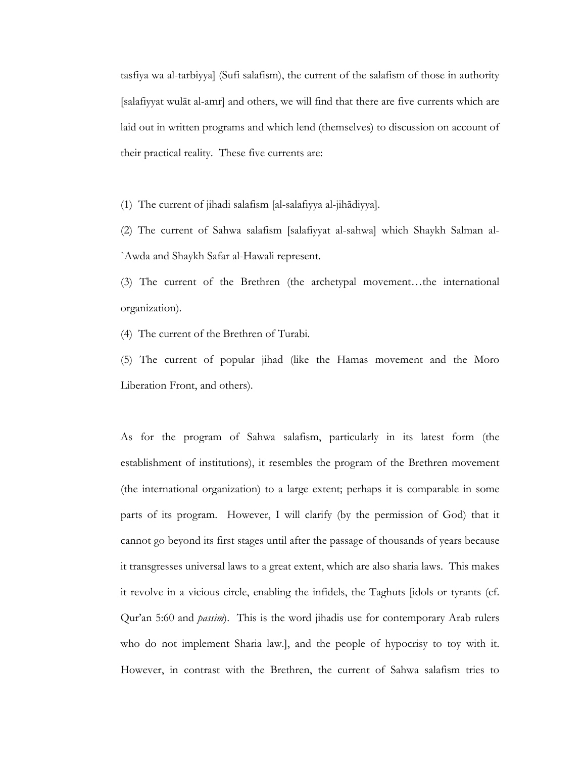tasfiya wa al-tarbiyya] (Sufi salafism), the current of the salafism of those in authority [salafiyyat wulāt al-amr] and others, we will find that there are five currents which are laid out in written programs and which lend (themselves) to discussion on account of their practical reality. These five currents are:

(1) The current of jihadi salafism [al-salafiyya al-jihādiyya].

(2) The current of Sahwa salafism [salafiyyat al-sahwa] which Shaykh Salman al-`Awda and Shaykh Safar al-Hawali represent.

(3) The current of the Brethren (the archetypal movement…the international organization).

(4) The current of the Brethren of Turabi.

(5) The current of popular jihad (like the Hamas movement and the Moro Liberation Front, and others).

As for the program of Sahwa salafism, particularly in its latest form (the establishment of institutions), it resembles the program of the Brethren movement (the international organization) to a large extent; perhaps it is comparable in some parts of its program. However, I will clarify (by the permission of God) that it cannot go beyond its first stages until after the passage of thousands of years because it transgresses universal laws to a great extent, which are also sharia laws. This makes it revolve in a vicious circle, enabling the infidels, the Taghuts [idols or tyrants (cf. Qur'an 5:60 and *passim*). This is the word jihadis use for contemporary Arab rulers who do not implement Sharia law.], and the people of hypocrisy to toy with it. However, in contrast with the Brethren, the current of Sahwa salafism tries to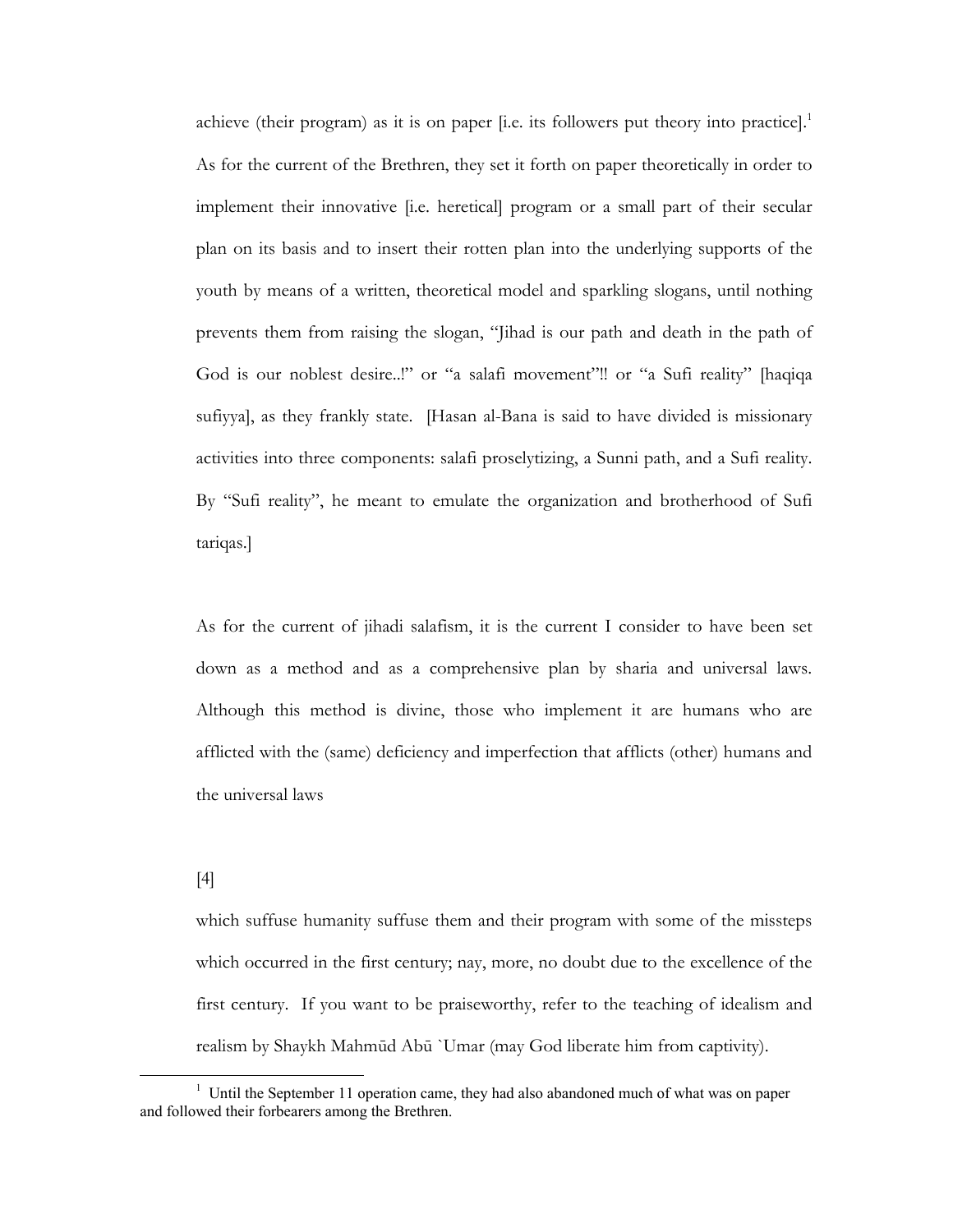achieve (their program) as it is on paper [i.e. its followers put theory into practice].[1] As for the current of the Brethren, they set it forth on paper theoretically in order to implement their innovative [i.e. heretical] program or a small part of their secular plan on its basis and to insert their rotten plan into the underlying supports of the youth by means of a written, theoretical model and sparkling slogans, until nothing prevents them from raising the slogan, "Jihad is our path and death in the path of God is our noblest desire..!" or "a salafi movement"!! or "a Sufi reality" [haqiqa sufiyya], as they frankly state. [Hasan al-Bana is said to have divided is missionary activities into three components: salafi proselytizing, a Sunni path, and a Sufi reality. By "Sufi reality", he meant to emulate the organization and brotherhood of Sufi tariqas.]

As for the current of jihadi salafism, it is the current I consider to have been set down as a method and as a comprehensive plan by sharia and universal laws. Although this method is divine, those who implement it are humans who are afflicted with the (same) deficiency and imperfection that afflicts (other) humans and the universal laws

[4]

which suffuse humanity suffuse them and their program with some of the missteps which occurred in the first century; nay, more, no doubt due to the excellence of the first century. If you want to be praiseworthy, refer to the teaching of idealism and realism by Shaykh Mahmūd Abū `Umar (may God liberate him from captivity).

[1] Until the September 11 operation came, they had also abandoned much of what was on paper and followed their forbearers among the Brethren.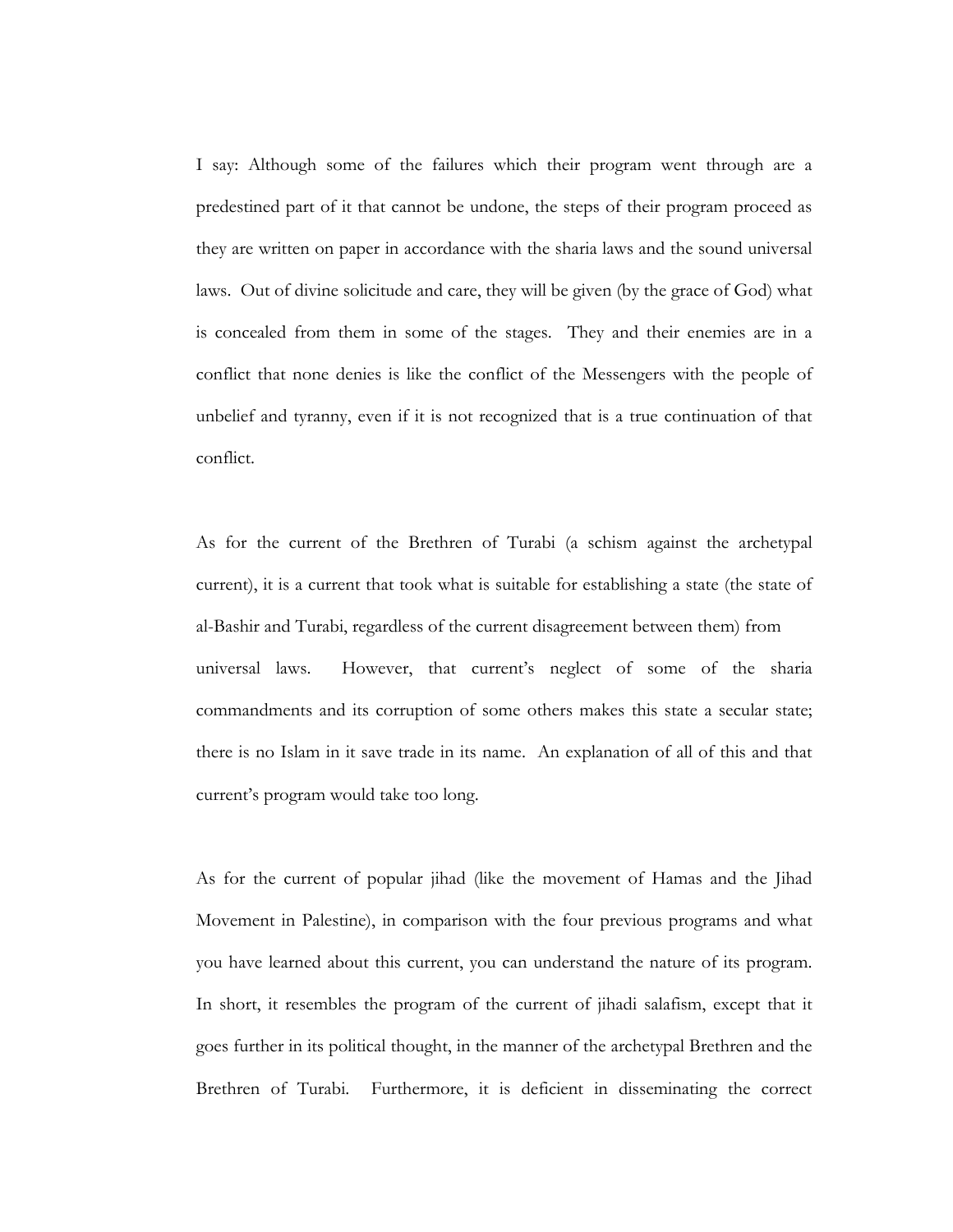I say: Although some of the failures which their program went through are a predestined part of it that cannot be undone, the steps of their program proceed as they are written on paper in accordance with the sharia laws and the sound universal laws. Out of divine solicitude and care, they will be given (by the grace of God) what is concealed from them in some of the stages. They and their enemies are in a conflict that none denies is like the conflict of the Messengers with the people of unbelief and tyranny, even if it is not recognized that is a true continuation of that conflict.

As for the current of the Brethren of Turabi (a schism against the archetypal current), it is a current that took what is suitable for establishing a state (the state of al-Bashir and Turabi, regardless of the current disagreement between them) from universal laws. However, that current's neglect of some of the sharia commandments and its corruption of some others makes this state a secular state; there is no Islam in it save trade in its name. An explanation of all of this and that current's program would take too long.

As for the current of popular jihad (like the movement of Hamas and the Jihad Movement in Palestine), in comparison with the four previous programs and what you have learned about this current, you can understand the nature of its program. In short, it resembles the program of the current of jihadi salafism, except that it goes further in its political thought, in the manner of the archetypal Brethren and the Brethren of Turabi. Furthermore, it is deficient in disseminating the correct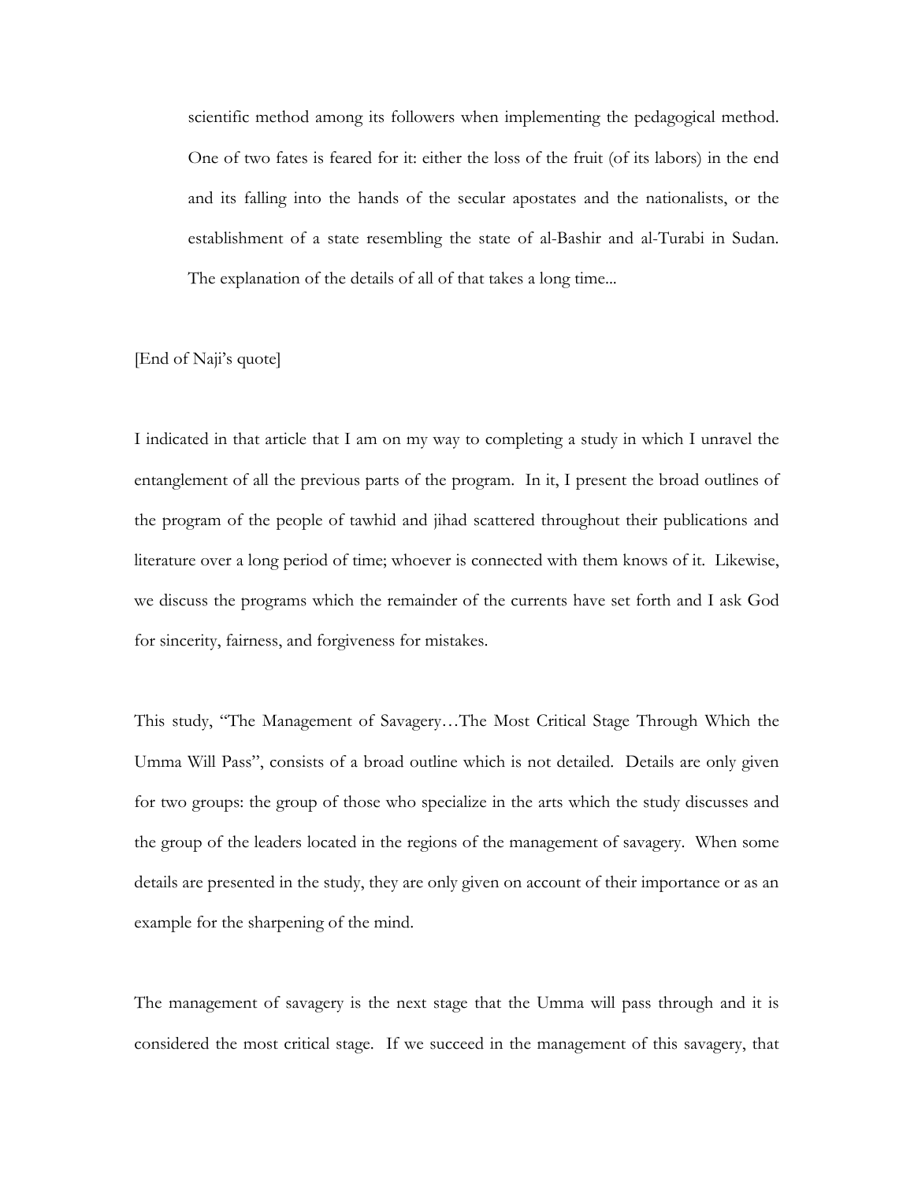> scientific method among its followers when implementing the pedagogical method. One of two fates is feared for it: either the loss of the fruit (of its labors) in the end and its falling into the hands of the secular apostates and the nationalists, or the establishment of a state resembling the state of al-Bashir and al-Turabi in Sudan. The explanation of the details of all of that takes a long time...

[End of Naji's quote]

I indicated in that article that I am on my way to completing a study in which I unravel the entanglement of all the previous parts of the program. In it, I present the broad outlines of the program of the people of tawhid and jihad scattered throughout their publications and literature over a long period of time; whoever is connected with them knows of it. Likewise, we discuss the programs which the remainder of the currents have set forth and I ask God for sincerity, fairness, and forgiveness for mistakes.

This study, "The Management of Savagery…The Most Critical Stage Through Which the Umma Will Pass", consists of a broad outline which is not detailed. Details are only given for two groups: the group of those who specialize in the arts which the study discusses and the group of the leaders located in the regions of the management of savagery. When some details are presented in the study, they are only given on account of their importance or as an example for the sharpening of the mind.

The management of savagery is the next stage that the Umma will pass through and it is considered the most critical stage. If we succeed in the management of this savagery, that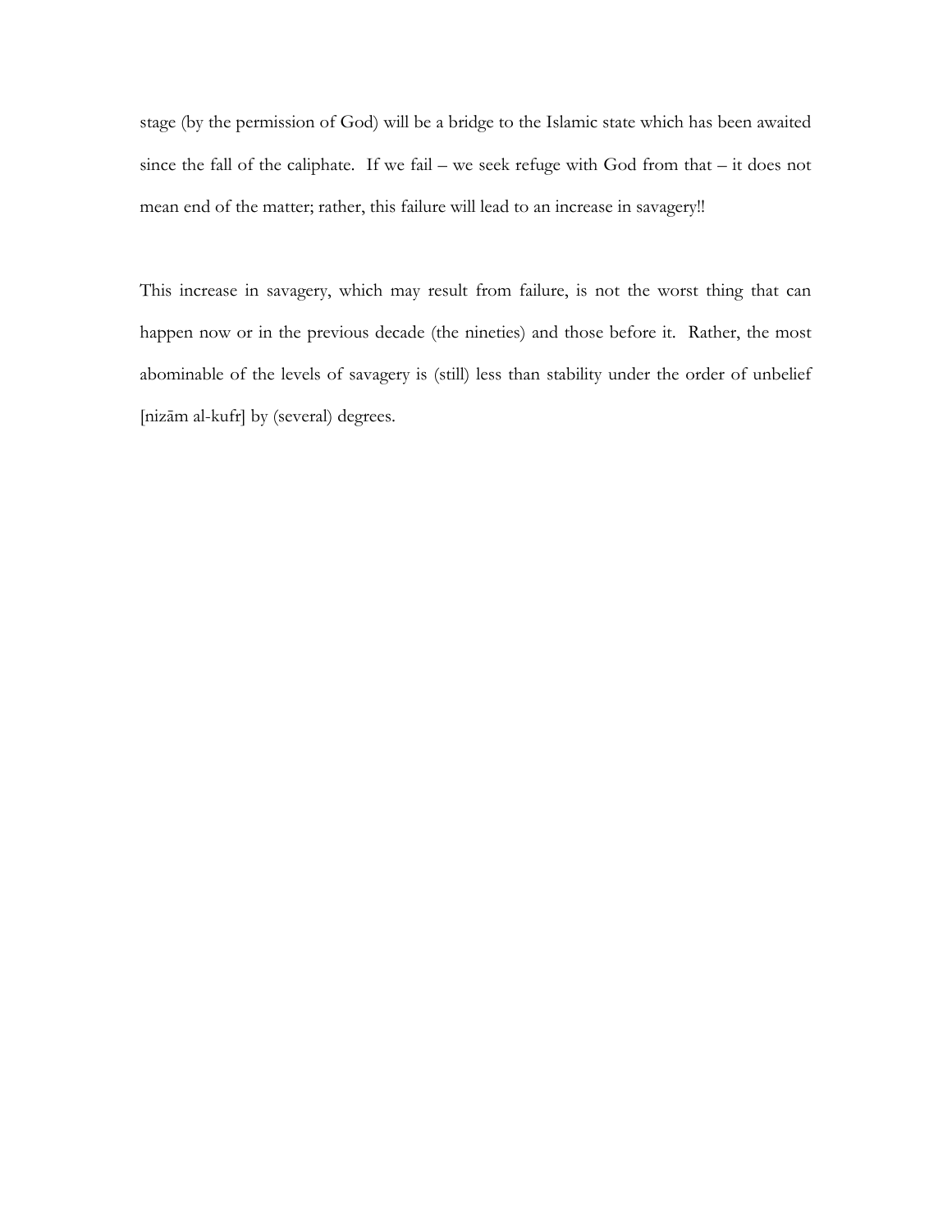stage (by the permission of God) will be a bridge to the Islamic state which has been awaited since the fall of the caliphate. If we fail – we seek refuge with God from that – it does not mean end of the matter; rather, this failure will lead to an increase in savagery!!

This increase in savagery, which may result from failure, is not the worst thing that can happen now or in the previous decade (the nineties) and those before it. Rather, the most abominable of the levels of savagery is (still) less than stability under the order of unbelief [nizām al-kufr] by (several) degrees.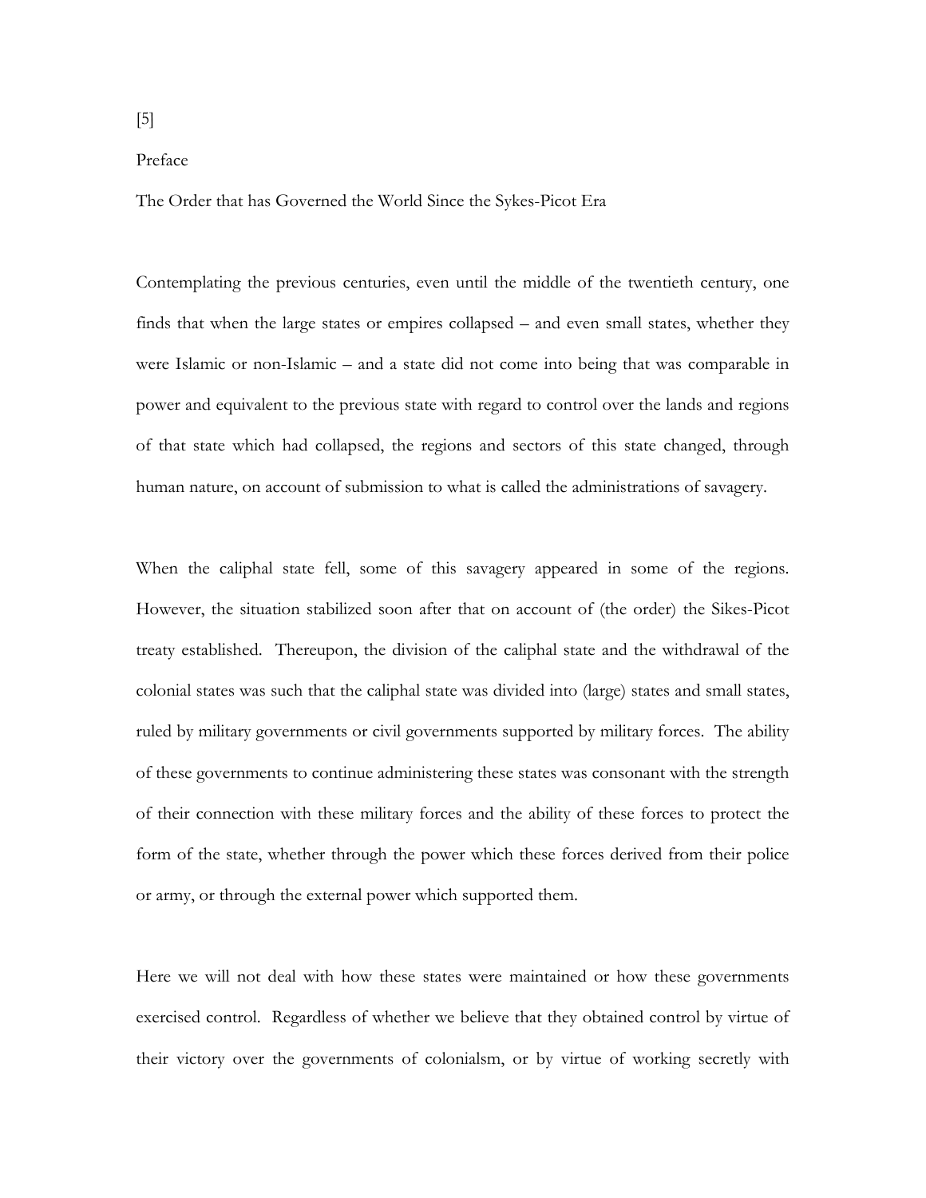[5]

## Preface

### The Order that has Governed the World Since the Sykes-Picot Era

Contemplating the previous centuries, even until the middle of the twentieth century, one finds that when the large states or empires collapsed – and even small states, whether they were Islamic or non-Islamic – and a state did not come into being that was comparable in power and equivalent to the previous state with regard to control over the lands and regions of that state which had collapsed, the regions and sectors of this state changed, through human nature, on account of submission to what is called the administrations of savagery.

When the caliphal state fell, some of this savagery appeared in some of the regions. However, the situation stabilized soon after that on account of (the order) the Sikes-Picot treaty established. Thereupon, the division of the caliphal state and the withdrawal of the colonial states was such that the caliphal state was divided into (large) states and small states, ruled by military governments or civil governments supported by military forces. The ability of these governments to continue administering these states was consonant with the strength of their connection with these military forces and the ability of these forces to protect the form of the state, whether through the power which these forces derived from their police or army, or through the external power which supported them.

Here we will not deal with how these states were maintained or how these governments exercised control. Regardless of whether we believe that they obtained control by virtue of their victory over the governments of colonialism, or by virtue of working secretly with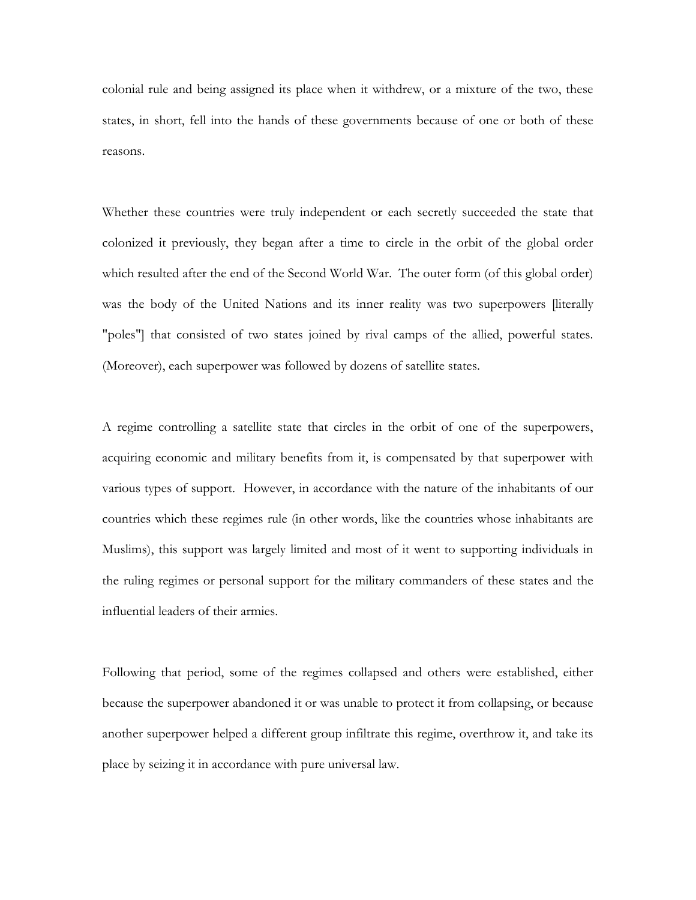colonial rule and being assigned its place when it withdrew, or a mixture of the two, these states, in short, fell into the hands of these governments because of one or both of these reasons.

Whether these countries were truly independent or each secretly succeeded the state that colonized it previously, they began after a time to circle in the orbit of the global order which resulted after the end of the Second World War. The outer form (of this global order) was the body of the United Nations and its inner reality was two superpowers [literally "poles"] that consisted of two states joined by rival camps of the allied, powerful states. (Moreover), each superpower was followed by dozens of satellite states.

A regime controlling a satellite state that circles in the orbit of one of the superpowers, acquiring economic and military benefits from it, is compensated by that superpower with various types of support. However, in accordance with the nature of the inhabitants of our countries which these regimes rule (in other words, like the countries whose inhabitants are Muslims), this support was largely limited and most of it went to supporting individuals in the ruling regimes or personal support for the military commanders of these states and the influential leaders of their armies.

Following that period, some of the regimes collapsed and others were established, either because the superpower abandoned it or was unable to protect it from collapsing, or because another superpower helped a different group infiltrate this regime, overthrow it, and take its place by seizing it in accordance with pure universal law.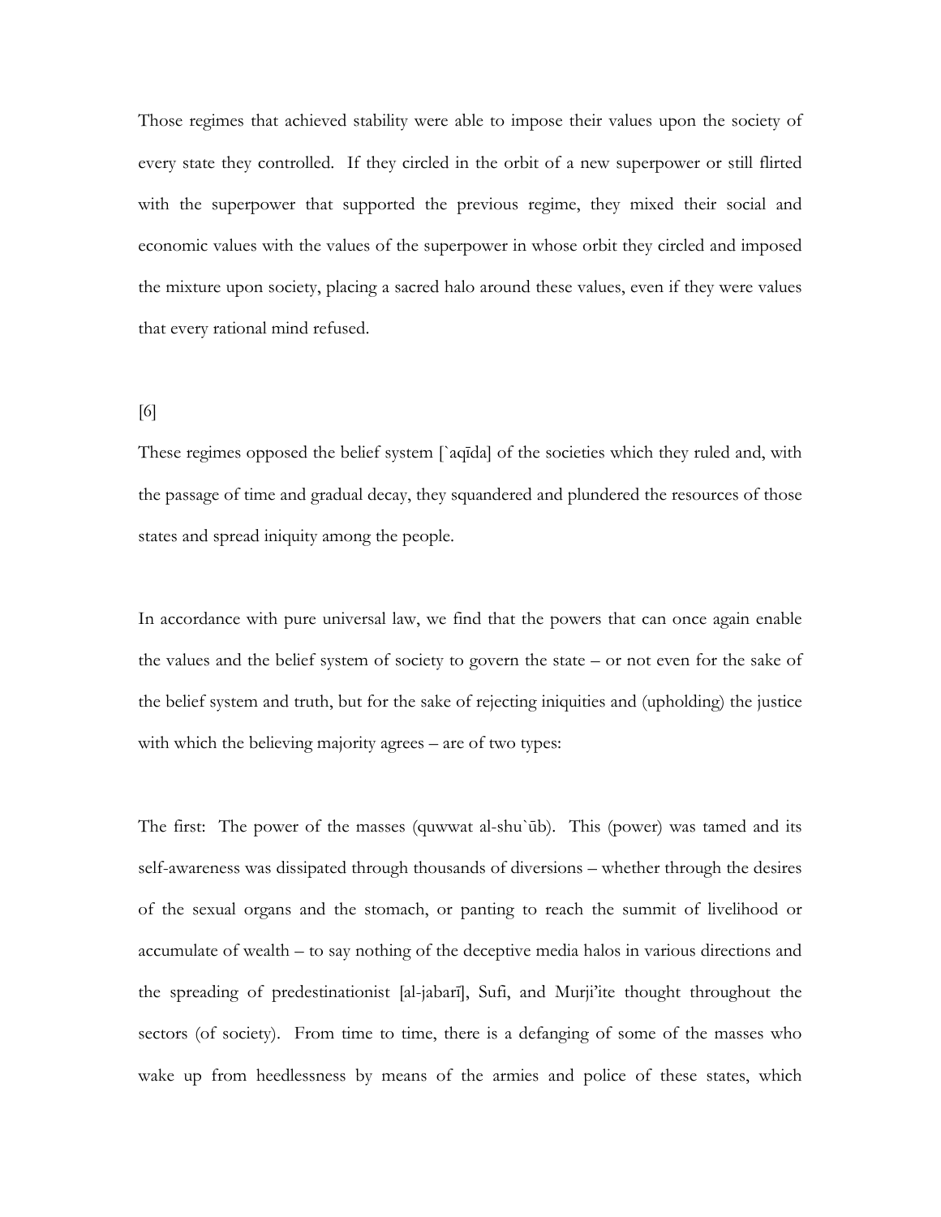Those regimes that achieved stability were able to impose their values upon the society of every state they controlled. If they circled in the orbit of a new superpower or still flirted with the superpower that supported the previous regime, they mixed their social and economic values with the values of the superpower in whose orbit they circled and imposed the mixture upon society, placing a sacred halo around these values, even if they were values that every rational mind refused.

[6]

These regimes opposed the belief system [`aqīda] of the societies which they ruled and, with the passage of time and gradual decay, they squandered and plundered the resources of those states and spread iniquity among the people.

In accordance with pure universal law, we find that the powers that can once again enable the values and the belief system of society to govern the state – or not even for the sake of the belief system and truth, but for the sake of rejecting iniquities and (upholding) the justice with which the believing majority agrees – are of two types:

The first: The power of the masses (quwwat al-shu`ūb). This (power) was tamed and its self-awareness was dissipated through thousands of diversions – whether through the desires of the sexual organs and the stomach, or panting to reach the summit of livelihood or accumulate of wealth – to say nothing of the deceptive media halos in various directions and the spreading of predestinationist [al-jabarī], Sufi, and Murji'ite thought throughout the sectors (of society). From time to time, there is a defanging of some of the masses who wake up from heedlessness by means of the armies and police of these states, which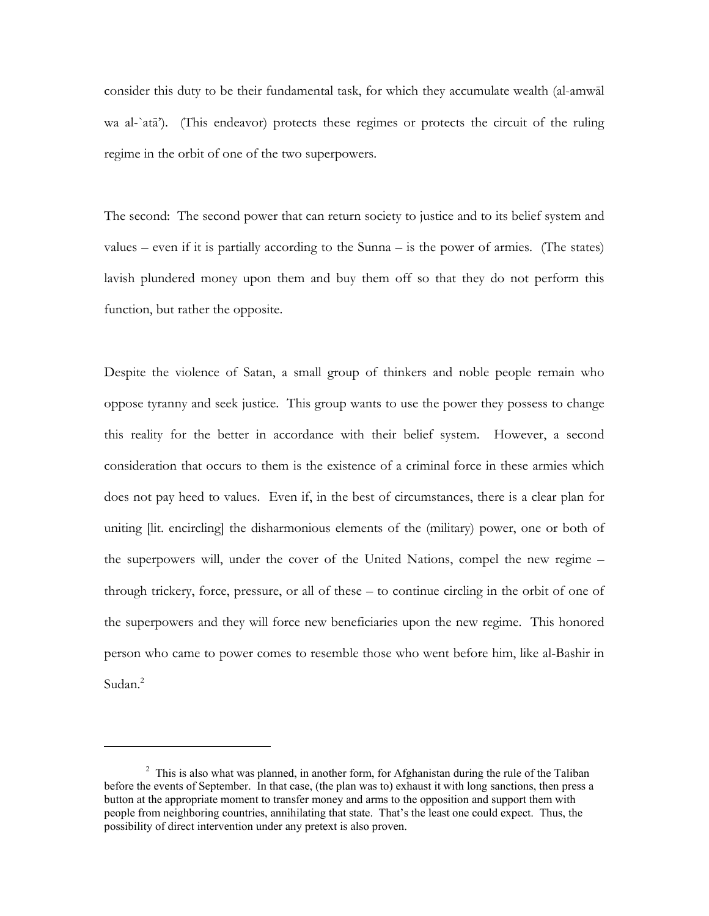consider this duty to be their fundamental task, for which they accumulate wealth (al-amwāl wa al-`atā'). (This endeavor) protects these regimes or protects the circuit of the ruling regime in the orbit of one of the two superpowers.

The second: The second power that can return society to justice and to its belief system and values – even if it is partially according to the Sunna – is the power of armies. (The states) lavish plundered money upon them and buy them off so that they do not perform this function, but rather the opposite.

Despite the violence of Satan, a small group of thinkers and noble people remain who oppose tyranny and seek justice. This group wants to use the power they possess to change this reality for the better in accordance with their belief system. However, a second consideration that occurs to them is the existence of a criminal force in these armies which does not pay heed to values. Even if, in the best of circumstances, there is a clear plan for uniting [lit. encircling] the disharmonious elements of the (military) power, one or both of the superpowers will, under the cover of the United Nations, compel the new regime – through trickery, force, pressure, or all of these – to continue circling in the orbit of one of the superpowers and they will force new beneficiaries upon the new regime. This honored person who came to power comes to resemble those who went before him, like al-Bashir in Sudan.[2]

---

[2] This is also what was planned, in another form, for Afghanistan during the rule of the Taliban before the events of September. In that case, (the plan was to) exhaust it with long sanctions, then press a button at the appropriate moment to transfer money and arms to the opposition and support them with people from neighboring countries, annihilating that state. That's the least one could expect. Thus, the possibility of direct intervention under any pretext is also proven.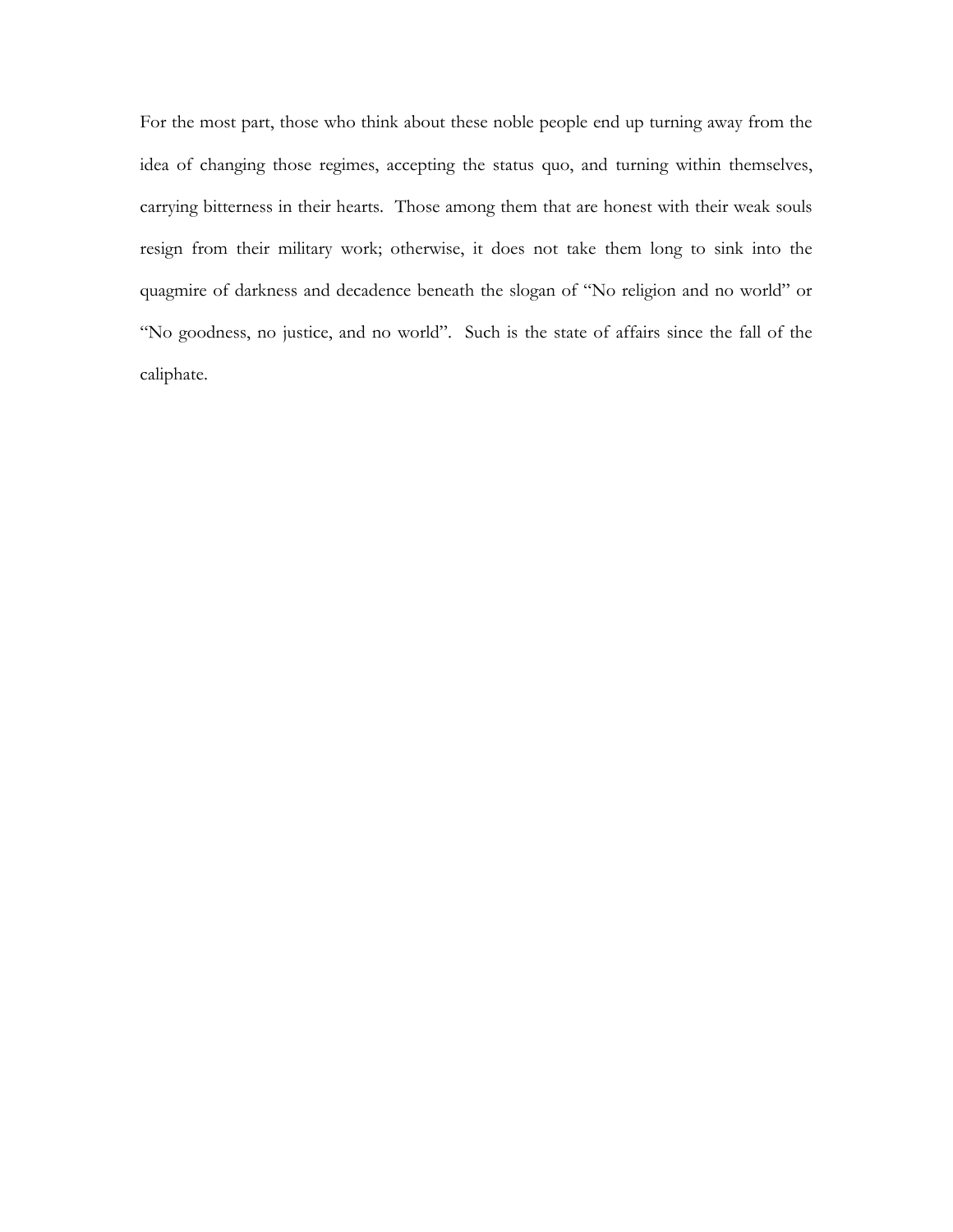For the most part, those who think about these noble people end up turning away from the idea of changing those regimes, accepting the status quo, and turning within themselves, carrying bitterness in their hearts. Those among them that are honest with their weak souls resign from their military work; otherwise, it does not take them long to sink into the quagmire of darkness and decadence beneath the slogan of "No religion and no world" or "No goodness, no justice, and no world". Such is the state of affairs since the fall of the caliphate.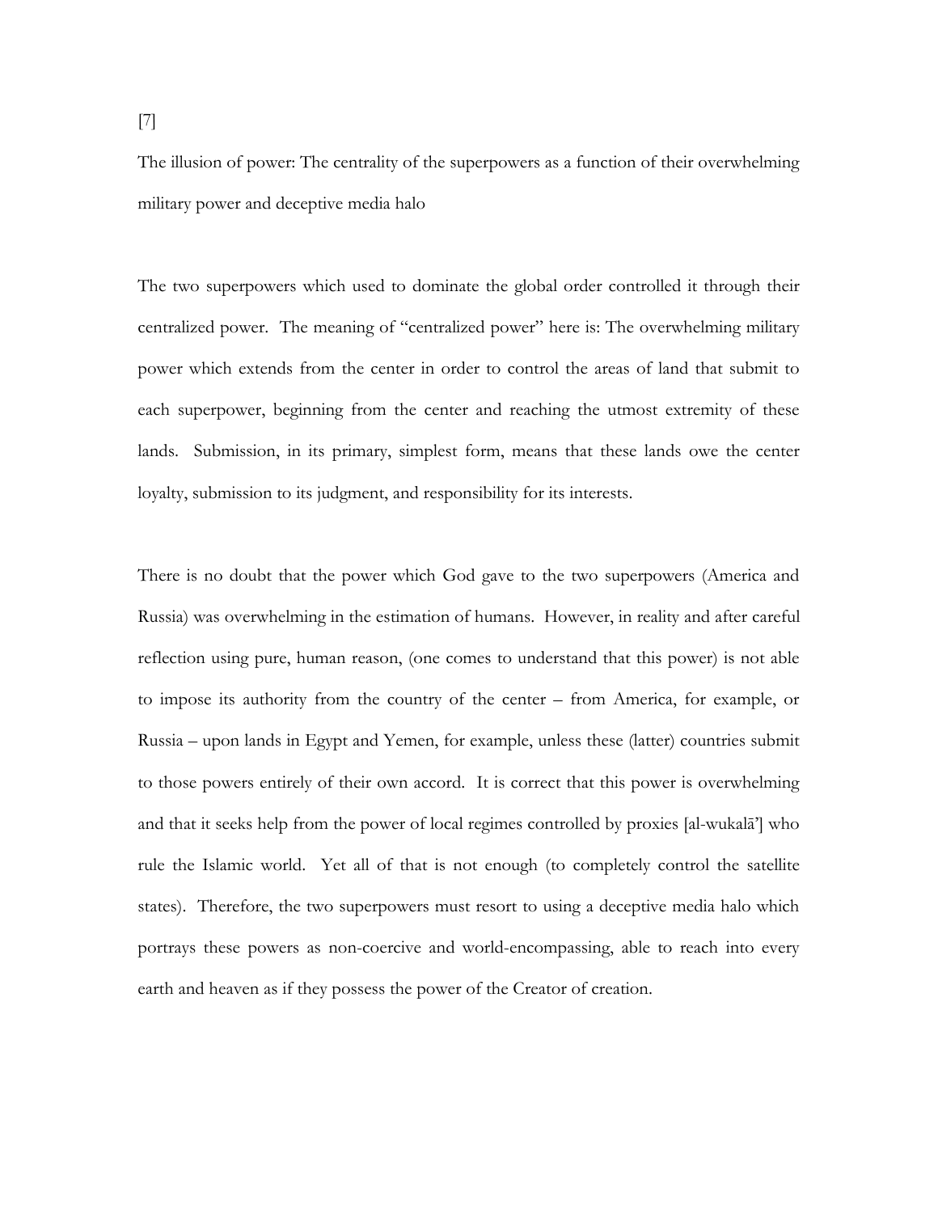[7]

The illusion of power: The centrality of the superpowers as a function of their overwhelming military power and deceptive media halo

The two superpowers which used to dominate the global order controlled it through their centralized power. The meaning of "centralized power" here is: The overwhelming military power which extends from the center in order to control the areas of land that submit to each superpower, beginning from the center and reaching the utmost extremity of these lands. Submission, in its primary, simplest form, means that these lands owe the center loyalty, submission to its judgment, and responsibility for its interests.

There is no doubt that the power which God gave to the two superpowers (America and Russia) was overwhelming in the estimation of humans. However, in reality and after careful reflection using pure, human reason, (one comes to understand that this power) is not able to impose its authority from the country of the center – from America, for example, or Russia – upon lands in Egypt and Yemen, for example, unless these (latter) countries submit to those powers entirely of their own accord. It is correct that this power is overwhelming and that it seeks help from the power of local regimes controlled by proxies [al-wukalā'] who rule the Islamic world. Yet all of that is not enough (to completely control the satellite states). Therefore, the two superpowers must resort to using a deceptive media halo which portrays these powers as non-coercive and world-encompassing, able to reach into every earth and heaven as if they possess the power of the Creator of creation.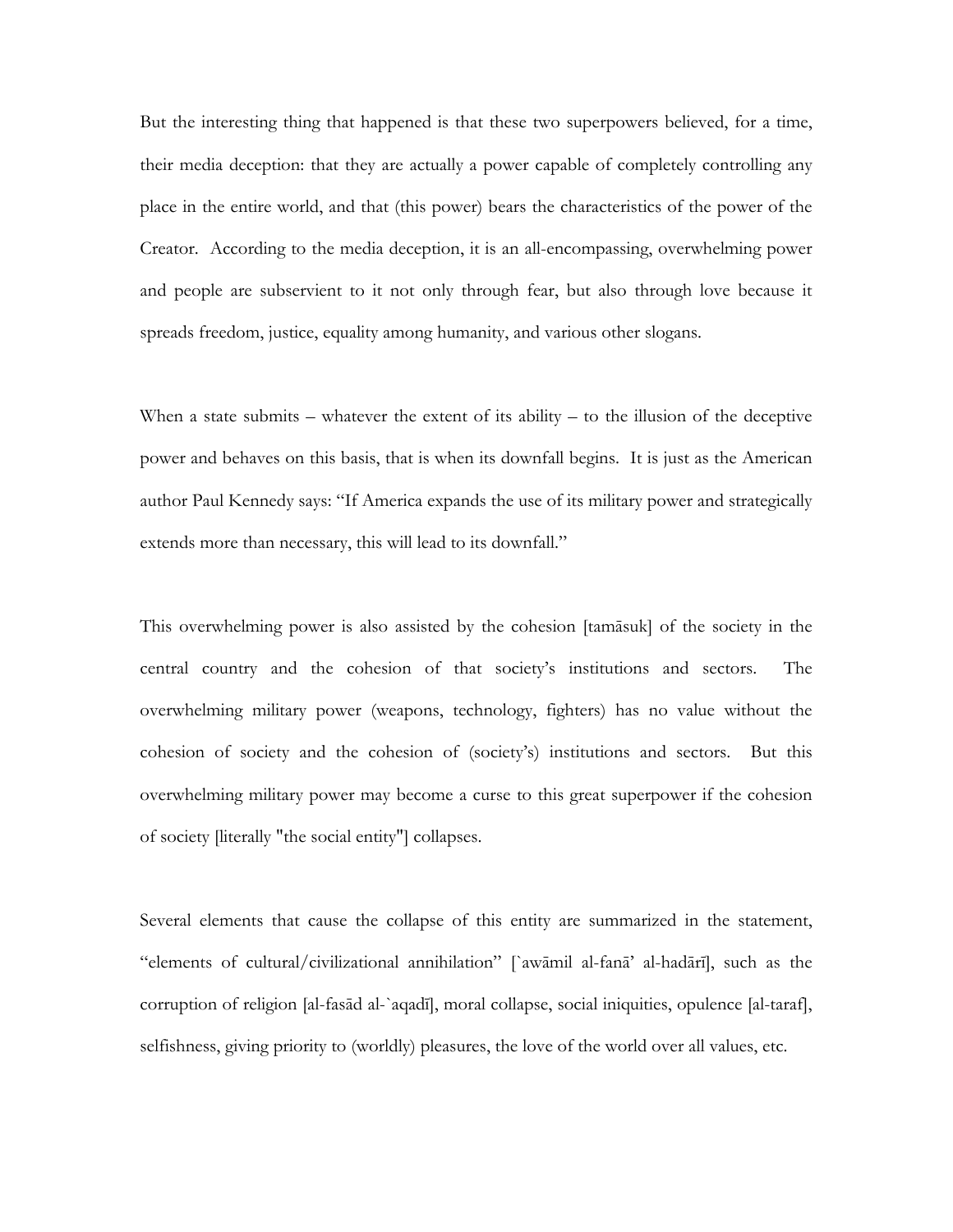But the interesting thing that happened is that these two superpowers believed, for a time, their media deception: that they are actually a power capable of completely controlling any place in the entire world, and that (this power) bears the characteristics of the power of the Creator. According to the media deception, it is an all-encompassing, overwhelming power and people are subservient to it not only through fear, but also through love because it spreads freedom, justice, equality among humanity, and various other slogans.

When a state submits – whatever the extent of its ability – to the illusion of the deceptive power and behaves on this basis, that is when its downfall begins. It is just as the American author Paul Kennedy says: "If America expands the use of its military power and strategically extends more than necessary, this will lead to its downfall."

This overwhelming power is also assisted by the cohesion [tamāsuk] of the society in the central country and the cohesion of that society's institutions and sectors. The overwhelming military power (weapons, technology, fighters) has no value without the cohesion of society and the cohesion of (society's) institutions and sectors. But this overwhelming military power may become a curse to this great superpower if the cohesion of society [literally "the social entity"] collapses.

Several elements that cause the collapse of this entity are summarized in the statement, "elements of cultural/civilizational annihilation" [`awāmil al-fanā' al-hadārī], such as the corruption of religion [al-fasād al-`aqadī], moral collapse, social iniquities, opulence [al-taraf], selfishness, giving priority to (worldly) pleasures, the love of the world over all values, etc.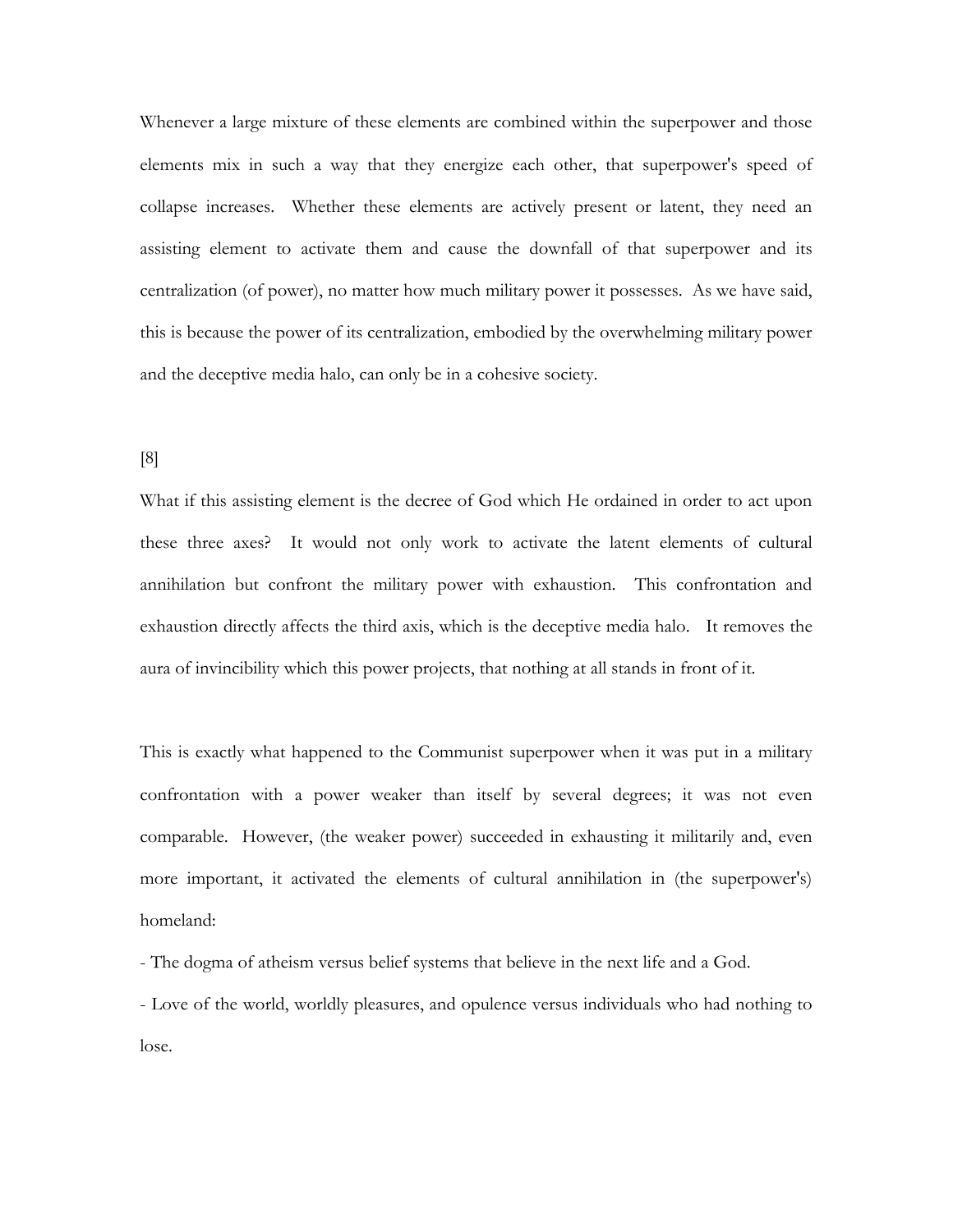Whenever a large mixture of these elements are combined within the superpower and those elements mix in such a way that they energize each other, that superpower's speed of collapse increases. Whether these elements are actively present or latent, they need an assisting element to activate them and cause the downfall of that superpower and its centralization (of power), no matter how much military power it possesses. As we have said, this is because the power of its centralization, embodied by the overwhelming military power and the deceptive media halo, can only be in a cohesive society.

[8]

What if this assisting element is the decree of God which He ordained in order to act upon these three axes? It would not only work to activate the latent elements of cultural annihilation but confront the military power with exhaustion. This confrontation and exhaustion directly affects the third axis, which is the deceptive media halo. It removes the aura of invincibility which this power projects, that nothing at all stands in front of it.

This is exactly what happened to the Communist superpower when it was put in a military confrontation with a power weaker than itself by several degrees; it was not even comparable. However, (the weaker power) succeeded in exhausting it militarily and, even more important, it activated the elements of cultural annihilation in (the superpower's) homeland:

- The dogma of atheism versus belief systems that believe in the next life and a God.
- Love of the world, worldly pleasures, and opulence versus individuals who had nothing to lose.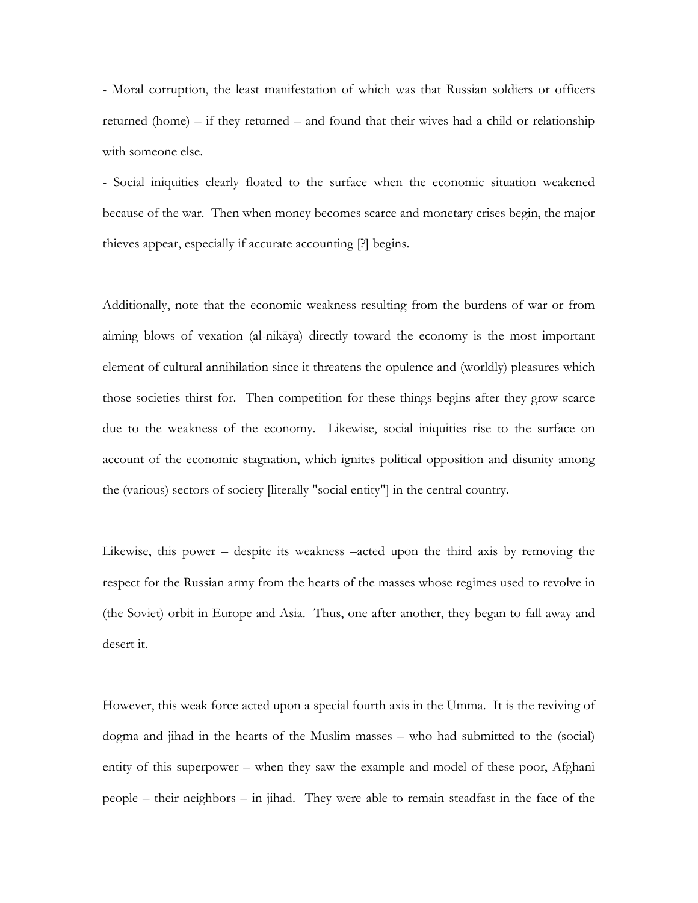- Moral corruption, the least manifestation of which was that Russian soldiers or officers returned (home) – if they returned – and found that their wives had a child or relationship with someone else.

- Social iniquities clearly floated to the surface when the economic situation weakened because of the war. Then when money becomes scarce and monetary crises begin, the major thieves appear, especially if accurate accounting [?] begins.

Additionally, note that the economic weakness resulting from the burdens of war or from aiming blows of vexation (al-nikāya) directly toward the economy is the most important element of cultural annihilation since it threatens the opulence and (worldly) pleasures which those societies thirst for. Then competition for these things begins after they grow scarce due to the weakness of the economy. Likewise, social iniquities rise to the surface on account of the economic stagnation, which ignites political opposition and disunity among the (various) sectors of society [literally "social entity"] in the central country.

Likewise, this power – despite its weakness –acted upon the third axis by removing the respect for the Russian army from the hearts of the masses whose regimes used to revolve in (the Soviet) orbit in Europe and Asia. Thus, one after another, they began to fall away and desert it.

However, this weak force acted upon a special fourth axis in the Umma. It is the reviving of dogma and jihad in the hearts of the Muslim masses – who had submitted to the (social) entity of this superpower – when they saw the example and model of these poor, Afghani people – their neighbors – in jihad. They were able to remain steadfast in the face of the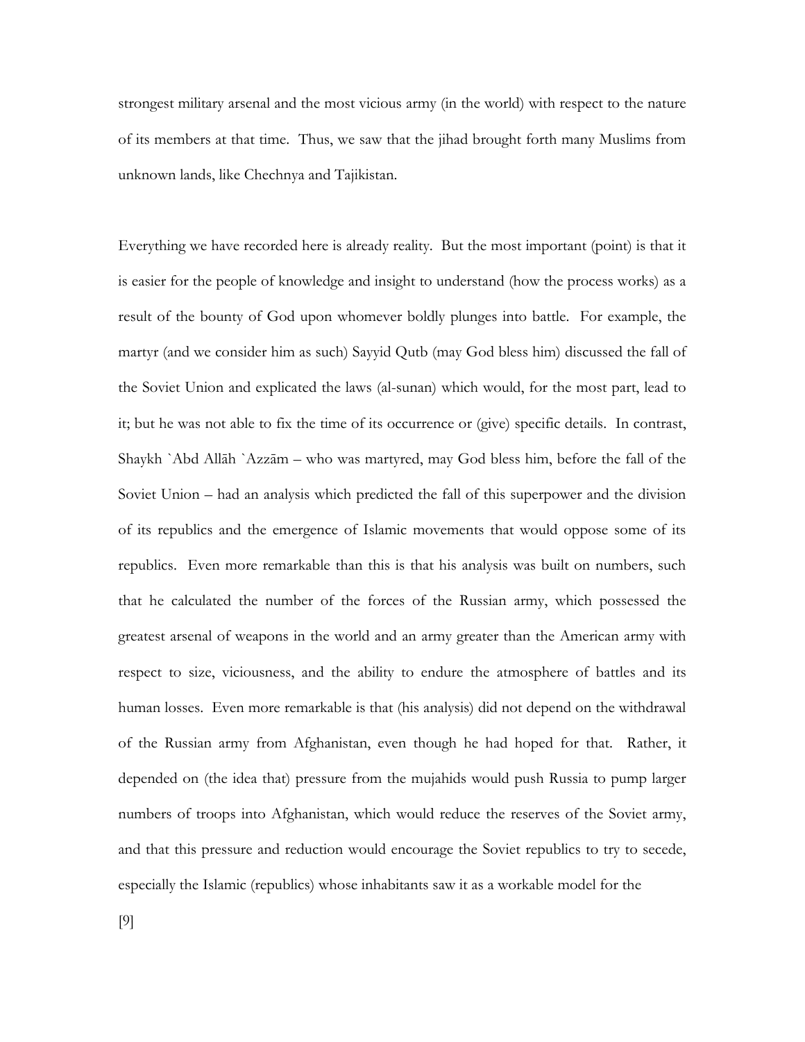strongest military arsenal and the most vicious army (in the world) with respect to the nature of its members at that time. Thus, we saw that the jihad brought forth many Muslims from unknown lands, like Chechnya and Tajikistan.

Everything we have recorded here is already reality. But the most important (point) is that it is easier for the people of knowledge and insight to understand (how the process works) as a result of the bounty of God upon whomever boldly plunges into battle. For example, the martyr (and we consider him as such) Sayyid Qutb (may God bless him) discussed the fall of the Soviet Union and explicated the laws (al-sunan) which would, for the most part, lead to it; but he was not able to fix the time of its occurrence or (give) specific details. In contrast, Shaykh `Abd Allāh `Azzām – who was martyred, may God bless him, before the fall of the Soviet Union – had an analysis which predicted the fall of this superpower and the division of its republics and the emergence of Islamic movements that would oppose some of its republics. Even more remarkable than this is that his analysis was built on numbers, such that he calculated the number of the forces of the Russian army, which possessed the greatest arsenal of weapons in the world and an army greater than the American army with respect to size, viciousness, and the ability to endure the atmosphere of battles and its human losses. Even more remarkable is that (his analysis) did not depend on the withdrawal of the Russian army from Afghanistan, even though he had hoped for that. Rather, it depended on (the idea that) pressure from the mujahids would push Russia to pump larger numbers of troops into Afghanistan, which would reduce the reserves of the Soviet army, and that this pressure and reduction would encourage the Soviet republics to try to secede, especially the Islamic (republics) whose inhabitants saw it as a workable model for the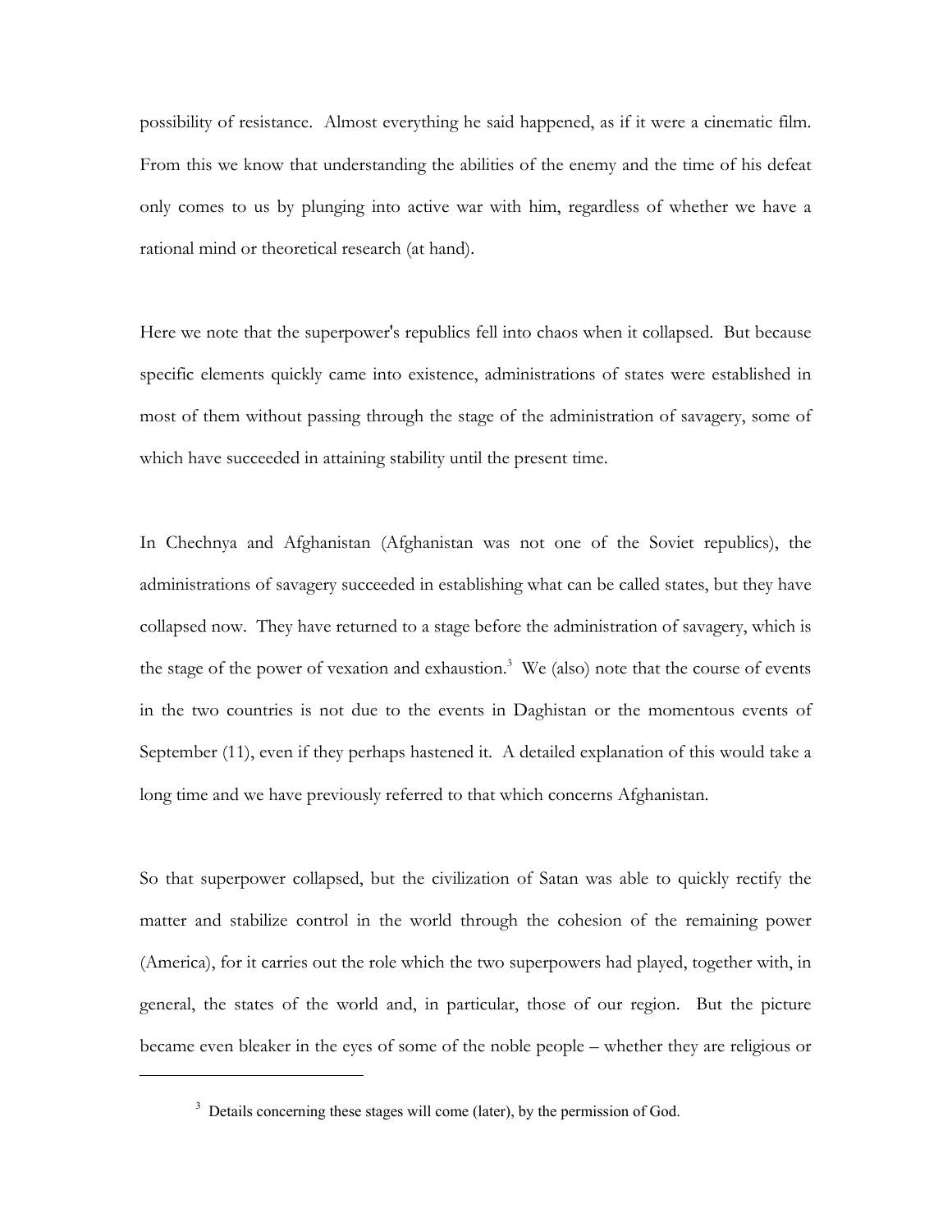possibility of resistance. Almost everything he said happened, as if it were a cinematic film. From this we know that understanding the abilities of the enemy and the time of his defeat only comes to us by plunging into active war with him, regardless of whether we have a rational mind or theoretical research (at hand).

Here we note that the superpower's republics fell into chaos when it collapsed. But because specific elements quickly came into existence, administrations of states were established in most of them without passing through the stage of the administration of savagery, some of which have succeeded in attaining stability until the present time.

In Chechnya and Afghanistan (Afghanistan was not one of the Soviet republics), the administrations of savagery succeeded in establishing what can be called states, but they have collapsed now. They have returned to a stage before the administration of savagery, which is the stage of the power of vexation and exhaustion.[3] We (also) note that the course of events in the two countries is not due to the events in Daghistan or the momentous events of September (11), even if they perhaps hastened it. A detailed explanation of this would take a long time and we have previously referred to that which concerns Afghanistan.

So that superpower collapsed, but the civilization of Satan was able to quickly rectify the matter and stabilize control in the world through the cohesion of the remaining power (America), for it carries out the role which the two superpowers had played, together with, in general, the states of the world and, in particular, those of our region. But the picture became even bleaker in the eyes of some of the noble people – whether they are religious or

---

[3] Details concerning these stages will come (later), by the permission of God.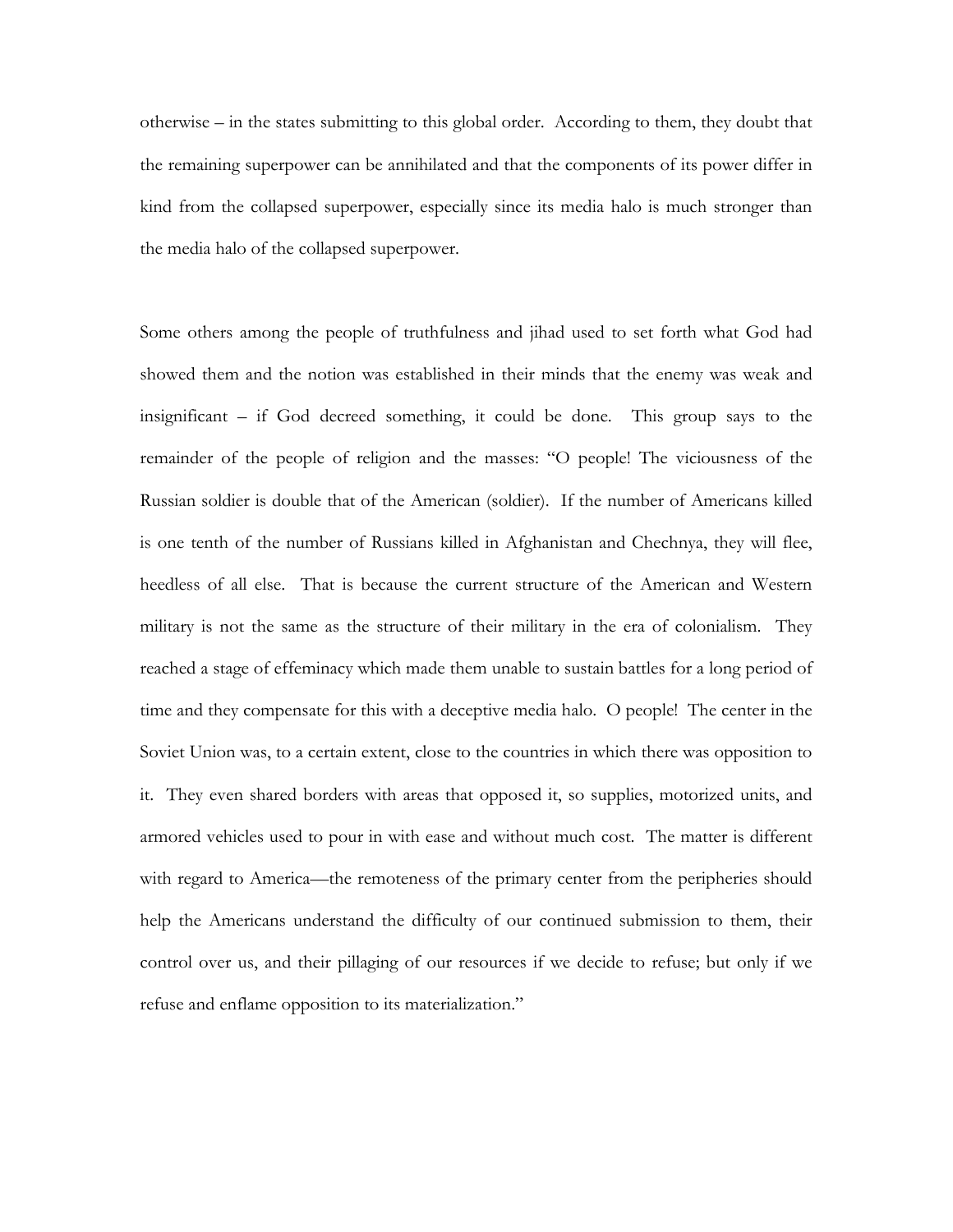otherwise – in the states submitting to this global order. According to them, they doubt that the remaining superpower can be annihilated and that the components of its power differ in kind from the collapsed superpower, especially since its media halo is much stronger than the media halo of the collapsed superpower.

Some others among the people of truthfulness and jihad used to set forth what God had showed them and the notion was established in their minds that the enemy was weak and insignificant – if God decreed something, it could be done. This group says to the remainder of the people of religion and the masses: "O people! The viciousness of the Russian soldier is double that of the American (soldier). If the number of Americans killed is one tenth of the number of Russians killed in Afghanistan and Chechnya, they will flee, heedless of all else. That is because the current structure of the American and Western military is not the same as the structure of their military in the era of colonialism. They reached a stage of effeminacy which made them unable to sustain battles for a long period of time and they compensate for this with a deceptive media halo. O people! The center in the Soviet Union was, to a certain extent, close to the countries in which there was opposition to it. They even shared borders with areas that opposed it, so supplies, motorized units, and armored vehicles used to pour in with ease and without much cost. The matter is different with regard to America—the remoteness of the primary center from the peripheries should help the Americans understand the difficulty of our continued submission to them, their control over us, and their pillaging of our resources if we decide to refuse; but only if we refuse and enflame opposition to its materialization."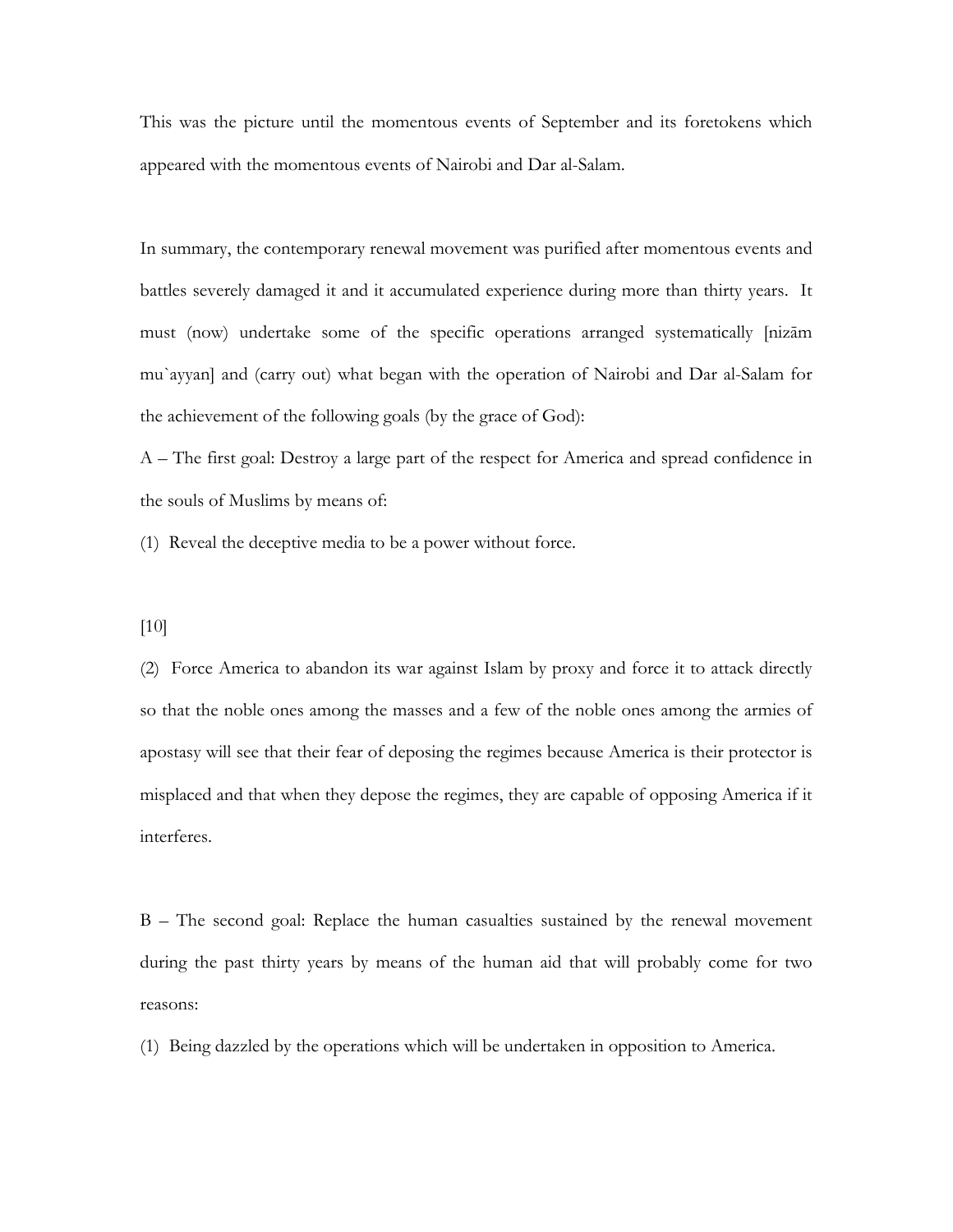This was the picture until the momentous events of September and its foretokens which appeared with the momentous events of Nairobi and Dar al-Salam.

In summary, the contemporary renewal movement was purified after momentous events and battles severely damaged it and it accumulated experience during more than thirty years. It must (now) undertake some of the specific operations arranged systematically [nizām mu`ayyan] and (carry out) what began with the operation of Nairobi and Dar al-Salam for the achievement of the following goals (by the grace of God):

A – The first goal: Destroy a large part of the respect for America and spread confidence in the souls of Muslims by means of:

(1) Reveal the deceptive media to be a power without force.

[10]

(2) Force America to abandon its war against Islam by proxy and force it to attack directly so that the noble ones among the masses and a few of the noble ones among the armies of apostasy will see that their fear of deposing the regimes because America is their protector is misplaced and that when they depose the regimes, they are capable of opposing America if it interferes.

B – The second goal: Replace the human casualties sustained by the renewal movement during the past thirty years by means of the human aid that will probably come for two reasons:

(1) Being dazzled by the operations which will be undertaken in opposition to America.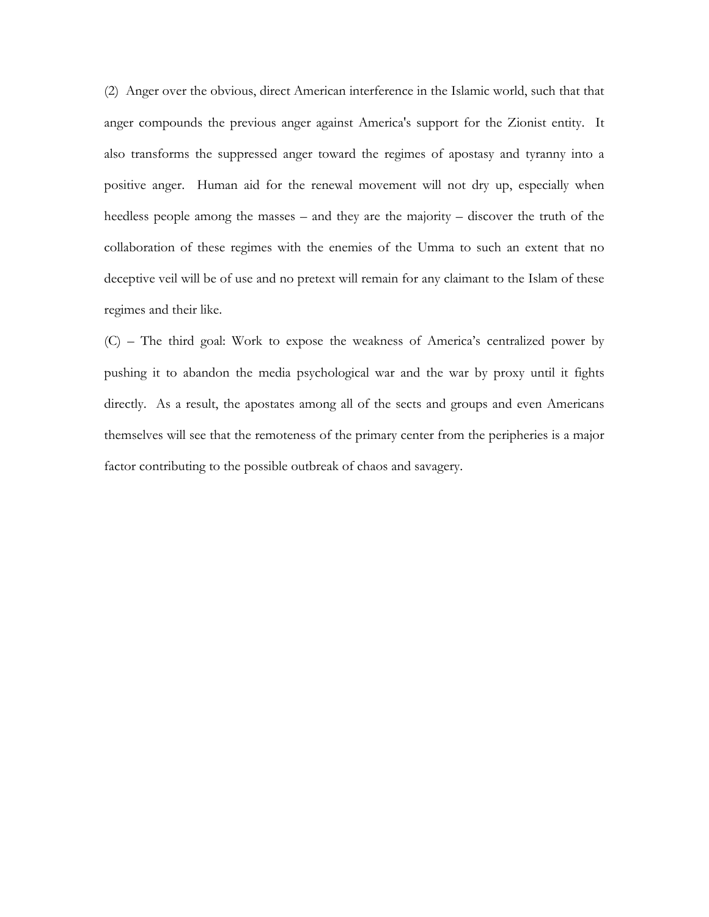(2) Anger over the obvious, direct American interference in the Islamic world, such that that anger compounds the previous anger against America's support for the Zionist entity. It also transforms the suppressed anger toward the regimes of apostasy and tyranny into a positive anger. Human aid for the renewal movement will not dry up, especially when heedless people among the masses – and they are the majority – discover the truth of the collaboration of these regimes with the enemies of the Umma to such an extent that no deceptive veil will be of use and no pretext will remain for any claimant to the Islam of these regimes and their like.

(C) – The third goal: Work to expose the weakness of America's centralized power by pushing it to abandon the media psychological war and the war by proxy until it fights directly. As a result, the apostates among all of the sects and groups and even Americans themselves will see that the remoteness of the primary center from the peripheries is a major factor contributing to the possible outbreak of chaos and savagery.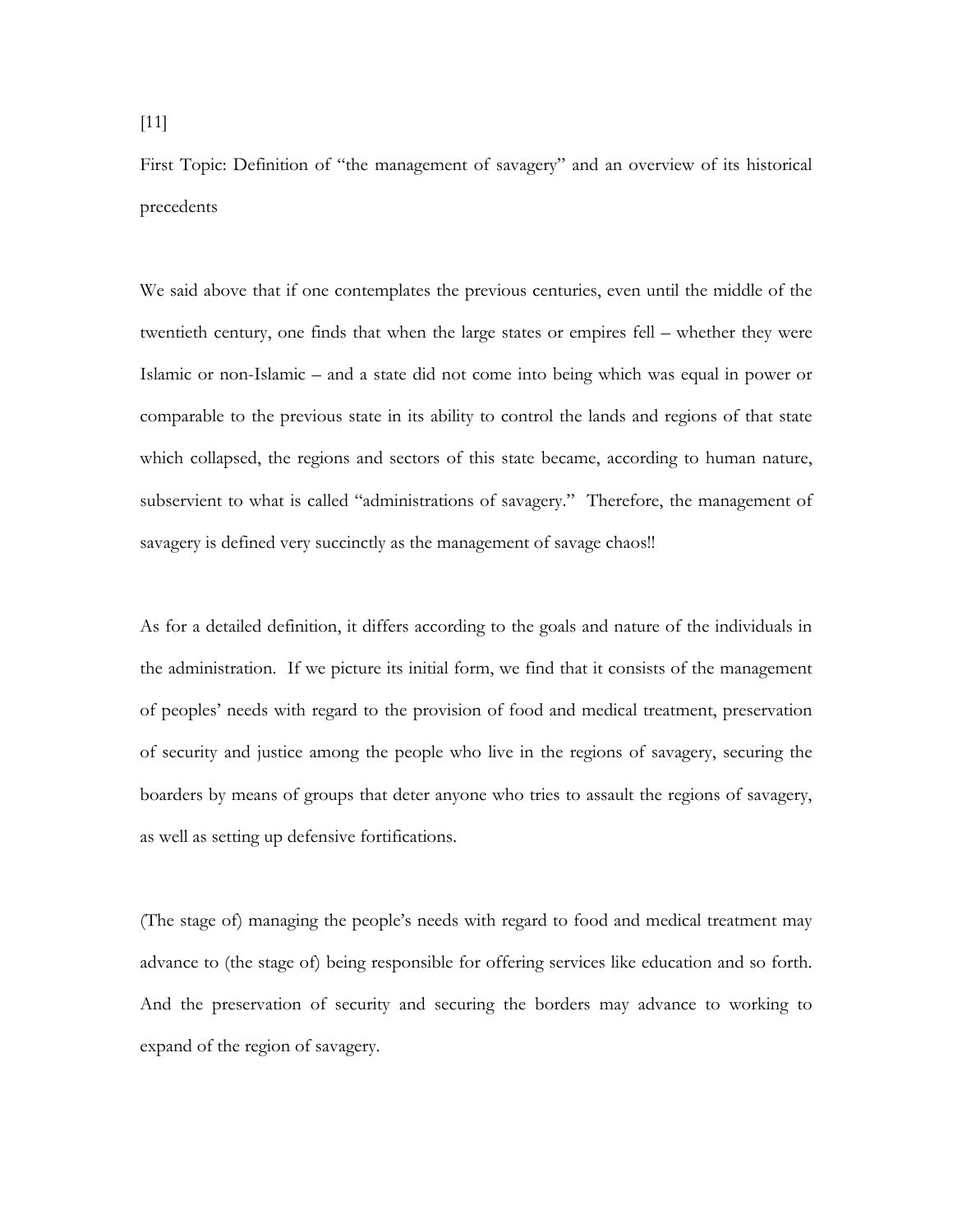[11]

First Topic: Definition of "the management of savagery" and an overview of its historical precedents

We said above that if one contemplates the previous centuries, even until the middle of the twentieth century, one finds that when the large states or empires fell – whether they were Islamic or non-Islamic – and a state did not come into being which was equal in power or comparable to the previous state in its ability to control the lands and regions of that state which collapsed, the regions and sectors of this state became, according to human nature, subservient to what is called "administrations of savagery." Therefore, the management of savagery is defined very succinctly as the management of savage chaos!!

As for a detailed definition, it differs according to the goals and nature of the individuals in the administration. If we picture its initial form, we find that it consists of the management of peoples' needs with regard to the provision of food and medical treatment, preservation of security and justice among the people who live in the regions of savagery, securing the boarders by means of groups that deter anyone who tries to assault the regions of savagery, as well as setting up defensive fortifications.

(The stage of) managing the people's needs with regard to food and medical treatment may advance to (the stage of) being responsible for offering services like education and so forth. And the preservation of security and securing the borders may advance to working to expand of the region of savagery.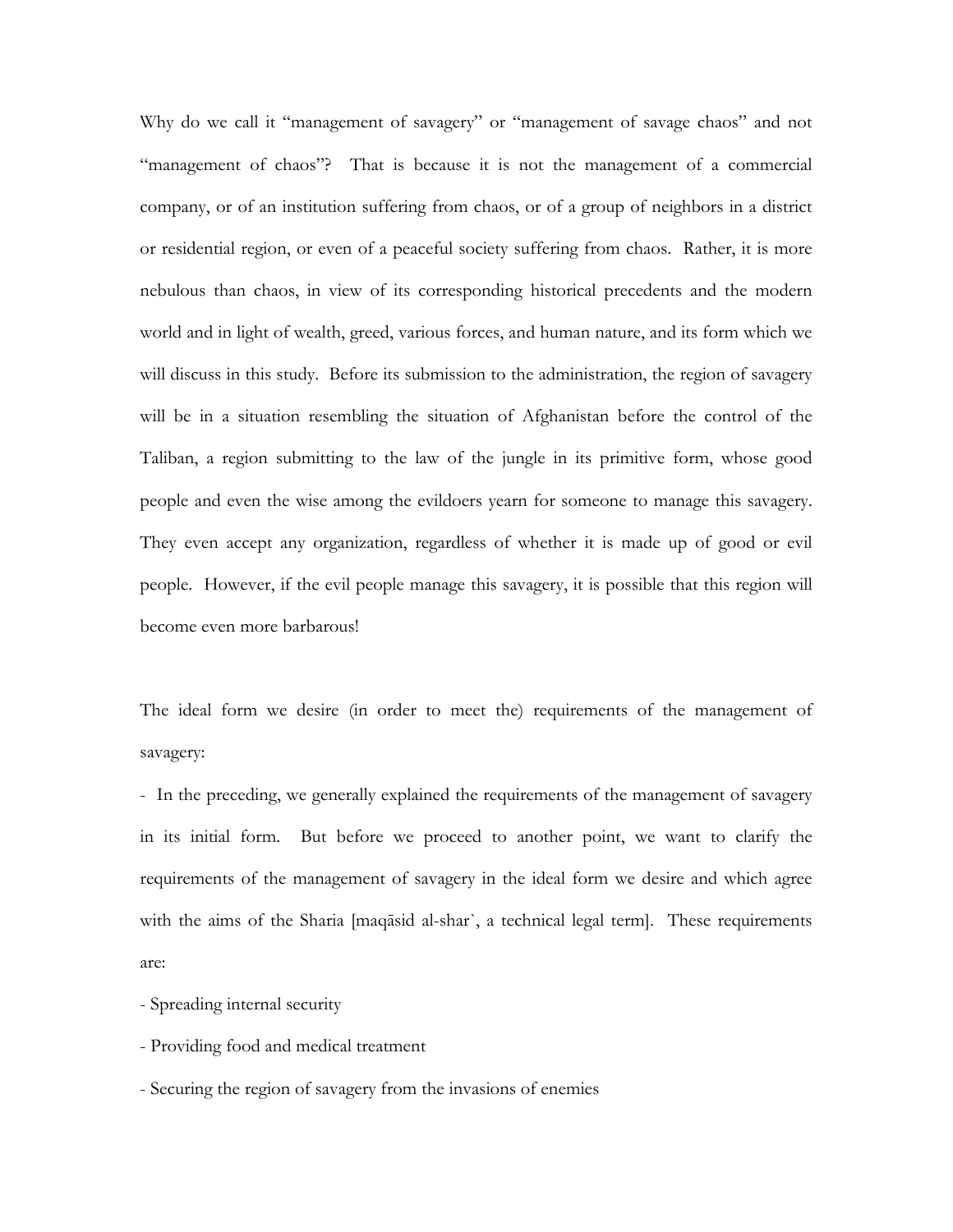Why do we call it "management of savagery" or "management of savage chaos" and not "management of chaos"? That is because it is not the management of a commercial company, or of an institution suffering from chaos, or of a group of neighbors in a district or residential region, or even of a peaceful society suffering from chaos. Rather, it is more nebulous than chaos, in view of its corresponding historical precedents and the modern world and in light of wealth, greed, various forces, and human nature, and its form which we will discuss in this study. Before its submission to the administration, the region of savagery will be in a situation resembling the situation of Afghanistan before the control of the Taliban, a region submitting to the law of the jungle in its primitive form, whose good people and even the wise among the evildoers yearn for someone to manage this savagery. They even accept any organization, regardless of whether it is made up of good or evil people. However, if the evil people manage this savagery, it is possible that this region will become even more barbarous!

The ideal form we desire (in order to meet the) requirements of the management of savagery:

- In the preceding, we generally explained the requirements of the management of savagery in its initial form. But before we proceed to another point, we want to clarify the requirements of the management of savagery in the ideal form we desire and which agree with the aims of the Sharia [maqāsid al-shar`, a technical legal term]. These requirements are:

- Spreading internal security
- Providing food and medical treatment
- Securing the region of savagery from the invasions of enemies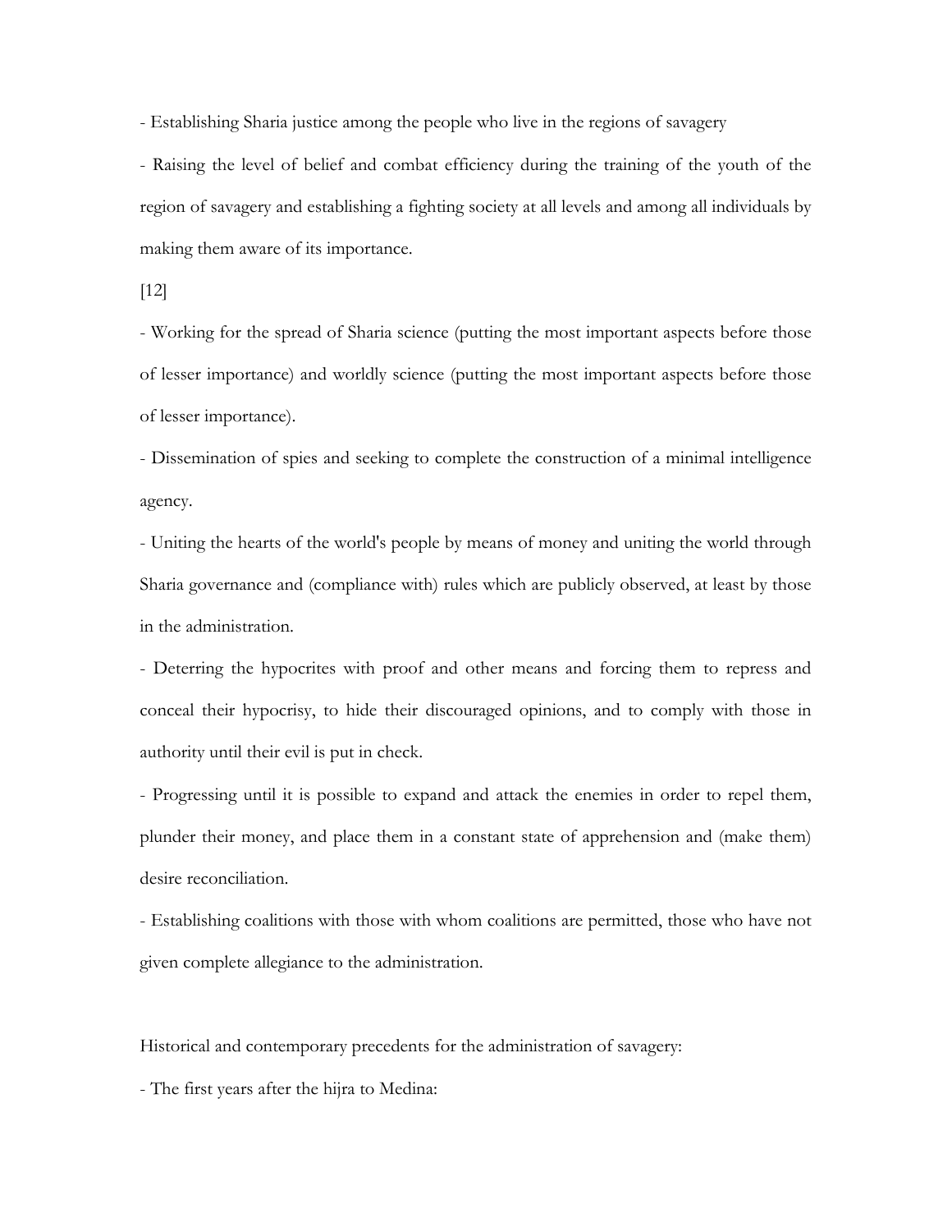- Establishing Sharia justice among the people who live in the regions of savagery

- Raising the level of belief and combat efficiency during the training of the youth of the region of savagery and establishing a fighting society at all levels and among all individuals by making them aware of its importance.

[12]

- Working for the spread of Sharia science (putting the most important aspects before those of lesser importance) and worldly science (putting the most important aspects before those of lesser importance).

- Dissemination of spies and seeking to complete the construction of a minimal intelligence agency.

- Uniting the hearts of the world's people by means of money and uniting the world through Sharia governance and (compliance with) rules which are publicly observed, at least by those in the administration.

- Deterring the hypocrites with proof and other means and forcing them to repress and conceal their hypocrisy, to hide their discouraged opinions, and to comply with those in authority until their evil is put in check.

- Progressing until it is possible to expand and attack the enemies in order to repel them, plunder their money, and place them in a constant state of apprehension and (make them) desire reconciliation.

- Establishing coalitions with those with whom coalitions are permitted, those who have not given complete allegiance to the administration.

Historical and contemporary precedents for the administration of savagery:

- The first years after the hijra to Medina: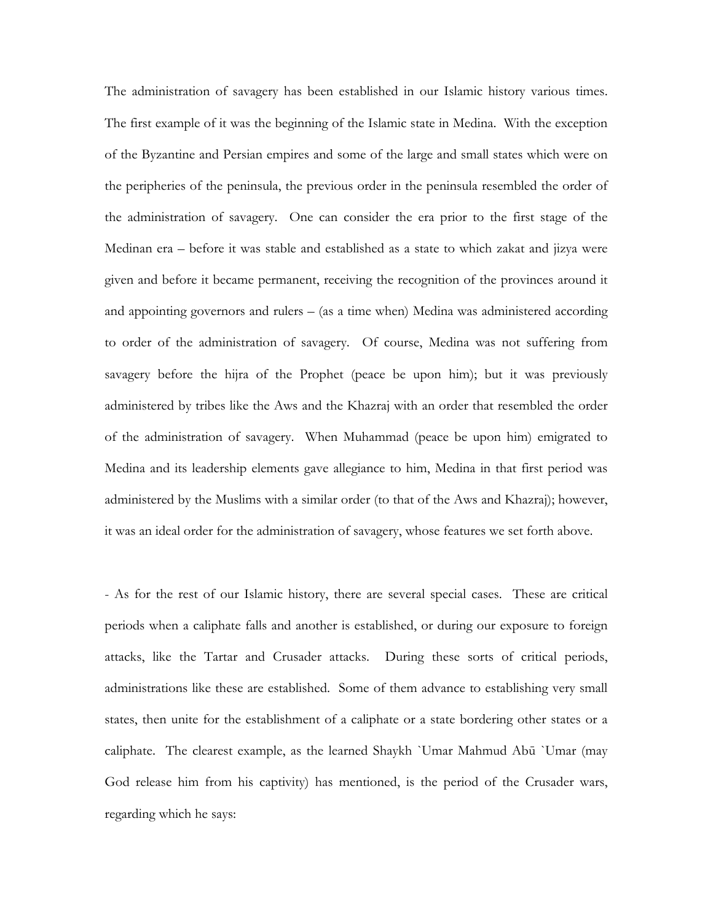The administration of savagery has been established in our Islamic history various times. The first example of it was the beginning of the Islamic state in Medina. With the exception of the Byzantine and Persian empires and some of the large and small states which were on the peripheries of the peninsula, the previous order in the peninsula resembled the order of the administration of savagery. One can consider the era prior to the first stage of the Medinan era – before it was stable and established as a state to which zakat and jizya were given and before it became permanent, receiving the recognition of the provinces around it and appointing governors and rulers – (as a time when) Medina was administered according to order of the administration of savagery. Of course, Medina was not suffering from savagery before the hijra of the Prophet (peace be upon him); but it was previously administered by tribes like the Aws and the Khazraj with an order that resembled the order of the administration of savagery. When Muhammad (peace be upon him) emigrated to Medina and its leadership elements gave allegiance to him, Medina in that first period was administered by the Muslims with a similar order (to that of the Aws and Khazraj); however, it was an ideal order for the administration of savagery, whose features we set forth above.

- As for the rest of our Islamic history, there are several special cases. These are critical periods when a caliphate falls and another is established, or during our exposure to foreign attacks, like the Tartar and Crusader attacks. During these sorts of critical periods, administrations like these are established. Some of them advance to establishing very small states, then unite for the establishment of a caliphate or a state bordering other states or a caliphate. The clearest example, as the learned Shaykh `Umar Mahmud Abū `Umar (may God release him from his captivity) has mentioned, is the period of the Crusader wars, regarding which he says: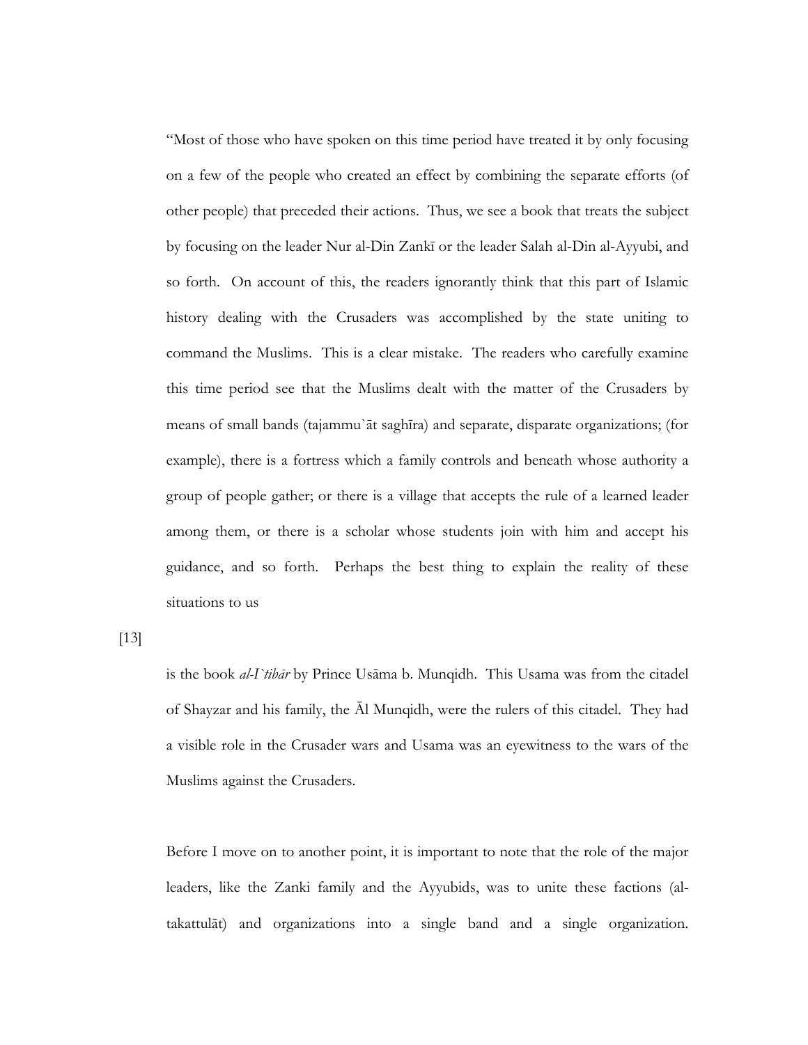"Most of those who have spoken on this time period have treated it by only focusing on a few of the people who created an effect by combining the separate efforts (of other people) that preceded their actions. Thus, we see a book that treats the subject by focusing on the leader Nur al-Din Zankī or the leader Salah al-Din al-Ayyubi, and so forth. On account of this, the readers ignorantly think that this part of Islamic history dealing with the Crusaders was accomplished by the state uniting to command the Muslims. This is a clear mistake. The readers who carefully examine this time period see that the Muslims dealt with the matter of the Crusaders by means of small bands (tajammu`āt saghīra) and separate, disparate organizations; (for example), there is a fortress which a family controls and beneath whose authority a group of people gather; or there is a village that accepts the rule of a learned leader among them, or there is a scholar whose students join with him and accept his guidance, and so forth. Perhaps the best thing to explain the reality of these situations to us

[13]

is the book *al-I`tibār* by Prince Usāma b. Munqidh. This Usama was from the citadel of Shayzar and his family, the Āl Munqidh, were the rulers of this citadel. They had a visible role in the Crusader wars and Usama was an eyewitness to the wars of the Muslims against the Crusaders.

Before I move on to another point, it is important to note that the role of the major leaders, like the Zanki family and the Ayyubids, was to unite these factions (al-takattulāt) and organizations into a single band and a single organization.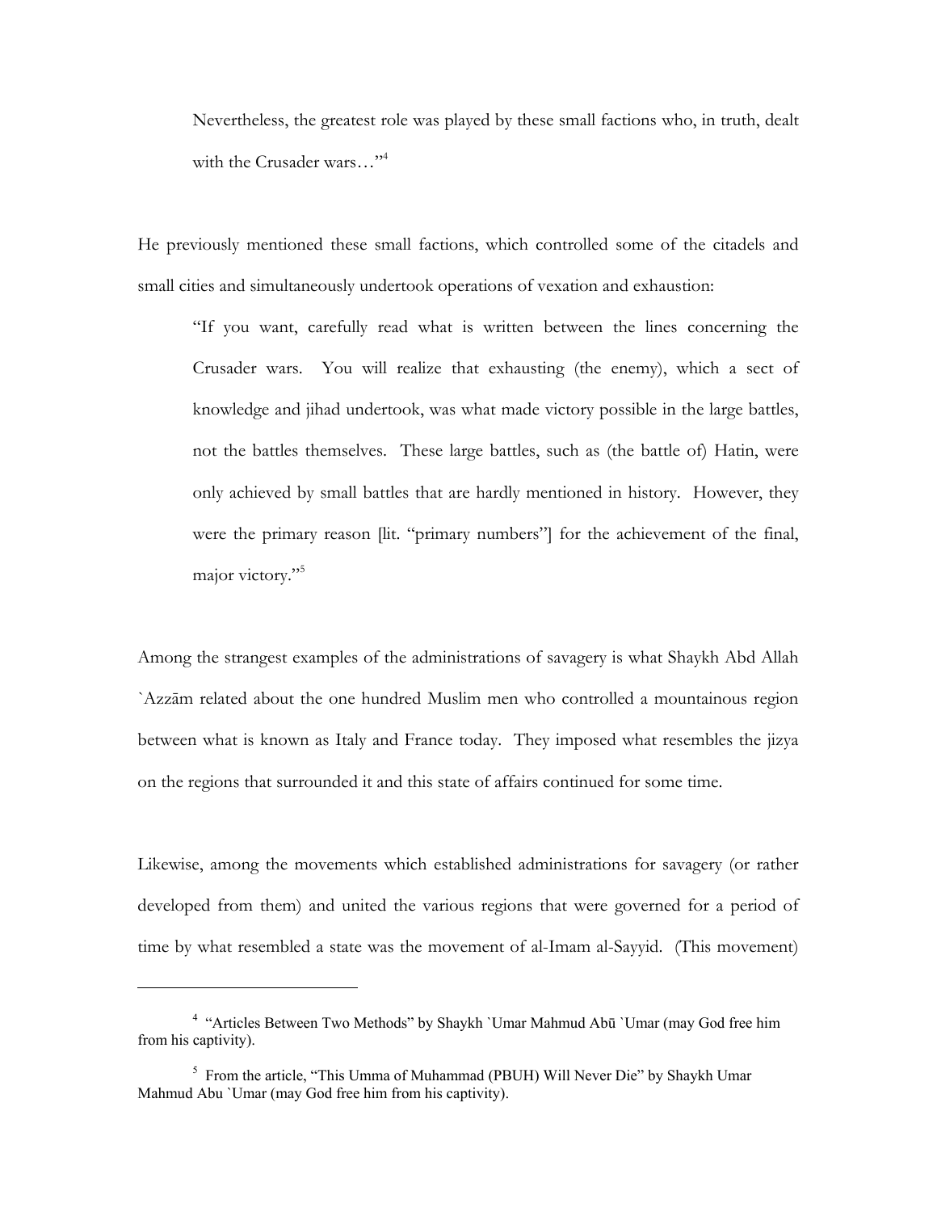> Nevertheless, the greatest role was played by these small factions who, in truth, dealt with the Crusader wars…"[4]

He previously mentioned these small factions, which controlled some of the citadels and small cities and simultaneously undertook operations of vexation and exhaustion:

> "If you want, carefully read what is written between the lines concerning the Crusader wars. You will realize that exhausting (the enemy), which a sect of knowledge and jihad undertook, was what made victory possible in the large battles, not the battles themselves. These large battles, such as (the battle of) Hatin, were only achieved by small battles that are hardly mentioned in history. However, they were the primary reason [lit. "primary numbers"] for the achievement of the final, major victory."[5]

Among the strangest examples of the administrations of savagery is what Shaykh Abd Allah `Azzām related about the one hundred Muslim men who controlled a mountainous region between what is known as Italy and France today. They imposed what resembles the jizya on the regions that surrounded it and this state of affairs continued for some time.

Likewise, among the movements which established administrations for savagery (or rather developed from them) and united the various regions that were governed for a period of time by what resembled a state was the movement of al-Imam al-Sayyid. (This movement)

---

[4] "Articles Between Two Methods" by Shaykh `Umar Mahmud Abū `Umar (may God free him from his captivity).

[5] From the article, "This Umma of Muhammad (PBUH) Will Never Die" by Shaykh Umar Mahmud Abu `Umar (may God free him from his captivity).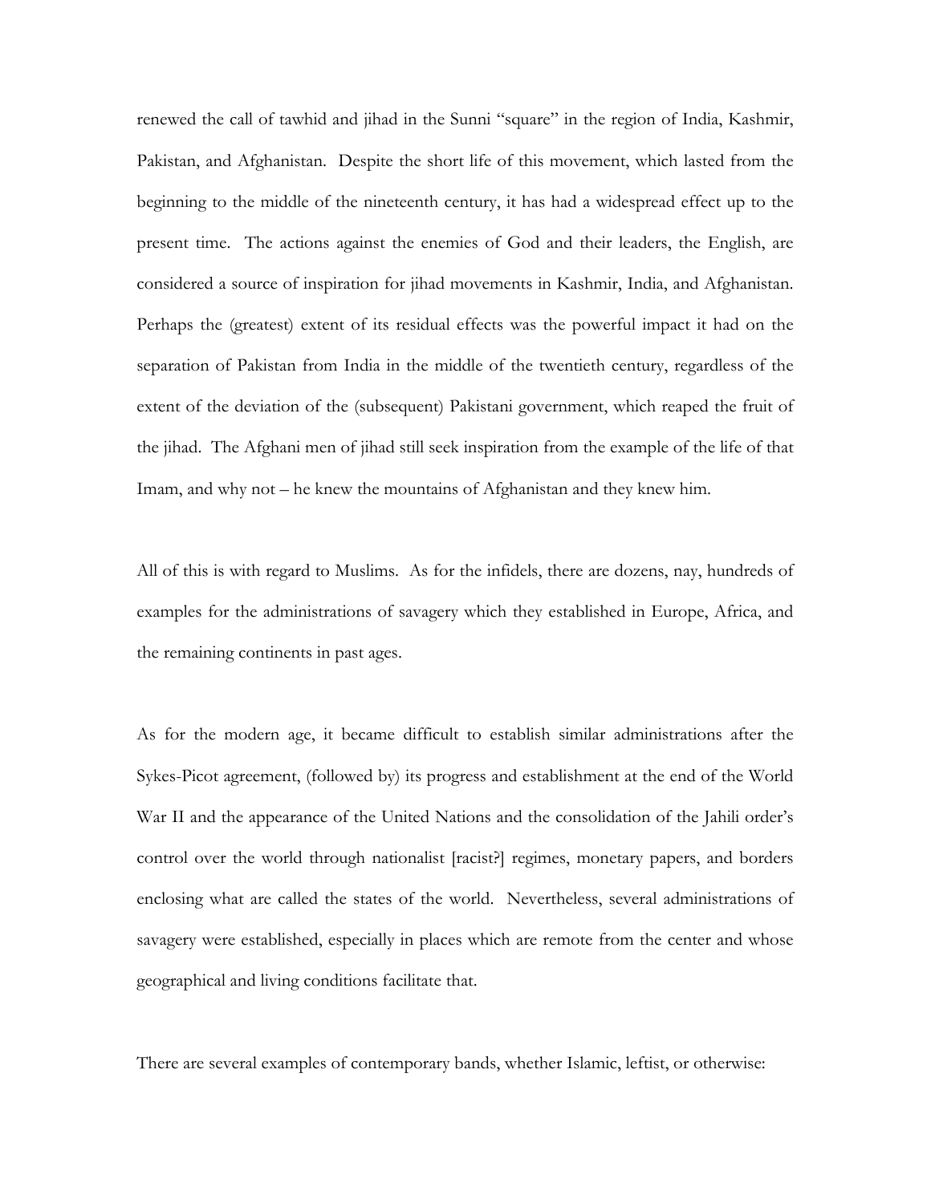renewed the call of tawhid and jihad in the Sunni "square" in the region of India, Kashmir, Pakistan, and Afghanistan. Despite the short life of this movement, which lasted from the beginning to the middle of the nineteenth century, it has had a widespread effect up to the present time. The actions against the enemies of God and their leaders, the English, are considered a source of inspiration for jihad movements in Kashmir, India, and Afghanistan. Perhaps the (greatest) extent of its residual effects was the powerful impact it had on the separation of Pakistan from India in the middle of the twentieth century, regardless of the extent of the deviation of the (subsequent) Pakistani government, which reaped the fruit of the jihad. The Afghani men of jihad still seek inspiration from the example of the life of that Imam, and why not – he knew the mountains of Afghanistan and they knew him.

All of this is with regard to Muslims. As for the infidels, there are dozens, nay, hundreds of examples for the administrations of savagery which they established in Europe, Africa, and the remaining continents in past ages.

As for the modern age, it became difficult to establish similar administrations after the Sykes-Picot agreement, (followed by) its progress and establishment at the end of the World War II and the appearance of the United Nations and the consolidation of the Jahili order's control over the world through nationalist [racist?] regimes, monetary papers, and borders enclosing what are called the states of the world. Nevertheless, several administrations of savagery were established, especially in places which are remote from the center and whose geographical and living conditions facilitate that.

There are several examples of contemporary bands, whether Islamic, leftist, or otherwise: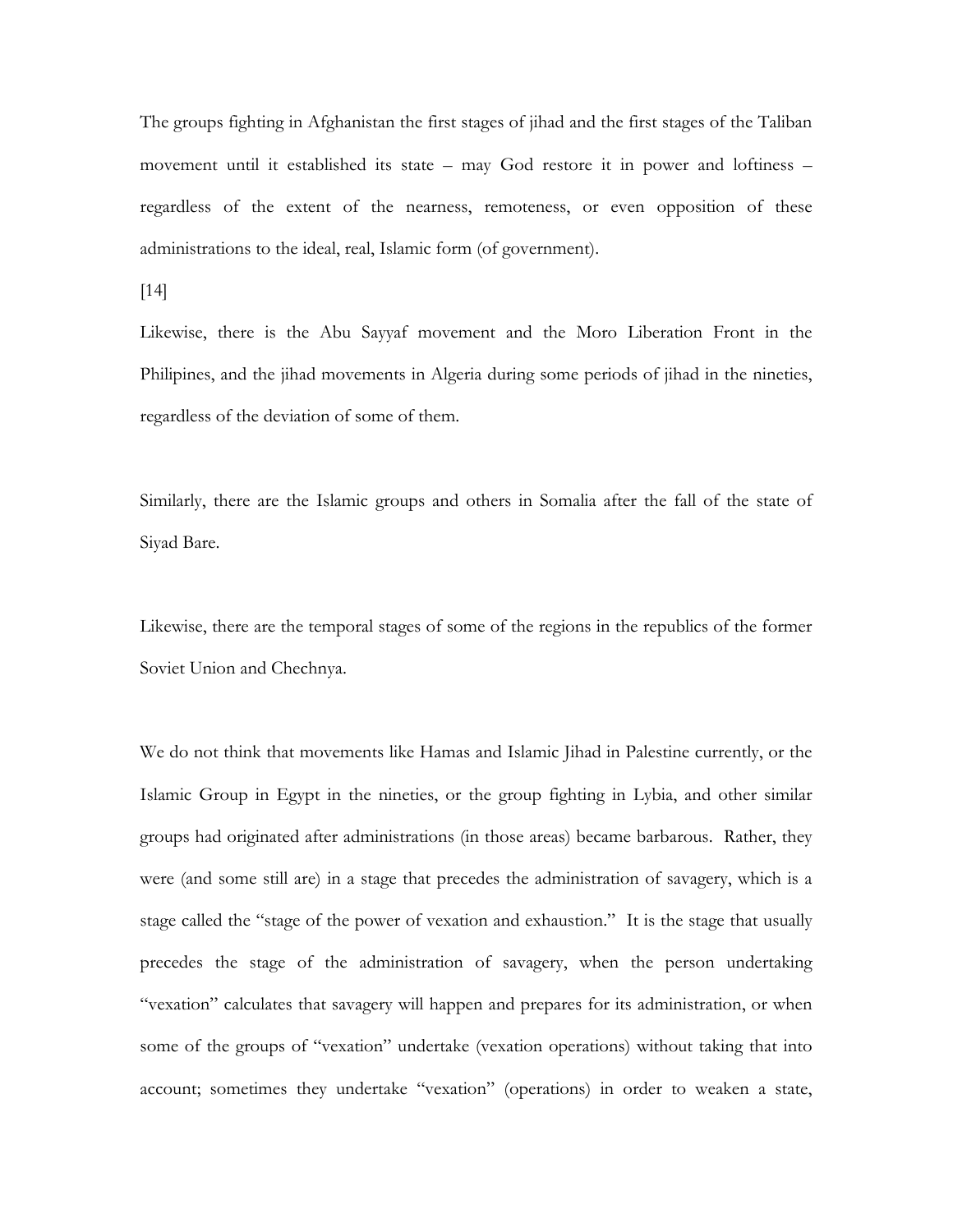The groups fighting in Afghanistan the first stages of jihad and the first stages of the Taliban movement until it established its state – may God restore it in power and loftiness – regardless of the extent of the nearness, remoteness, or even opposition of these administrations to the ideal, real, Islamic form (of government).

[14]

Likewise, there is the Abu Sayyaf movement and the Moro Liberation Front in the Philipines, and the jihad movements in Algeria during some periods of jihad in the nineties, regardless of the deviation of some of them.

Similarly, there are the Islamic groups and others in Somalia after the fall of the state of Siyad Bare.

Likewise, there are the temporal stages of some of the regions in the republics of the former Soviet Union and Chechnya.

We do not think that movements like Hamas and Islamic Jihad in Palestine currently, or the Islamic Group in Egypt in the nineties, or the group fighting in Lybia, and other similar groups had originated after administrations (in those areas) became barbarous. Rather, they were (and some still are) in a stage that precedes the administration of savagery, which is a stage called the "stage of the power of vexation and exhaustion." It is the stage that usually precedes the stage of the administration of savagery, when the person undertaking "vexation" calculates that savagery will happen and prepares for its administration, or when some of the groups of "vexation" undertake (vexation operations) without taking that into account; sometimes they undertake "vexation" (operations) in order to weaken a state,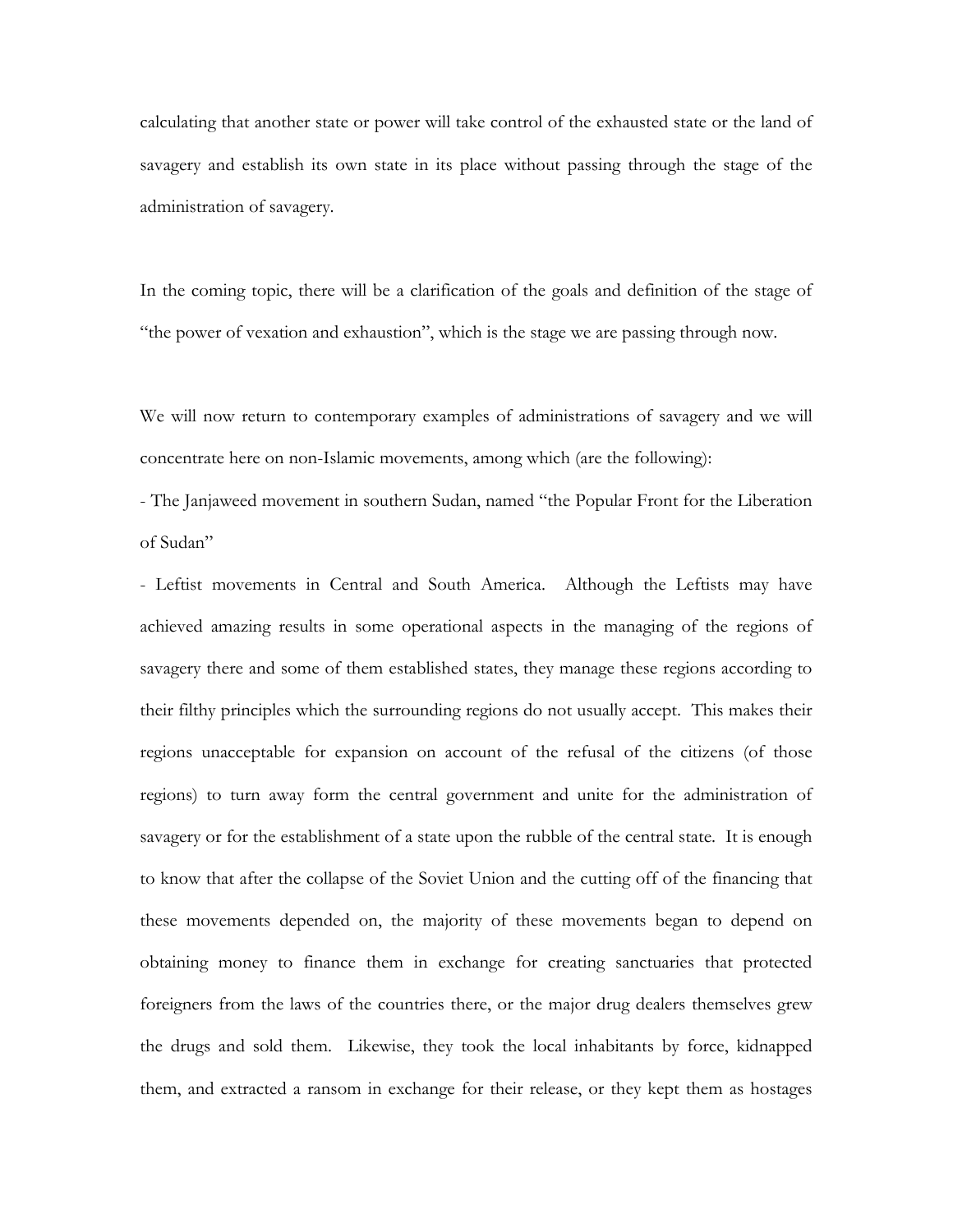calculating that another state or power will take control of the exhausted state or the land of savagery and establish its own state in its place without passing through the stage of the administration of savagery.

In the coming topic, there will be a clarification of the goals and definition of the stage of "the power of vexation and exhaustion", which is the stage we are passing through now.

We will now return to contemporary examples of administrations of savagery and we will concentrate here on non-Islamic movements, among which (are the following):

- The Janjaweed movement in southern Sudan, named "the Popular Front for the Liberation of Sudan"
- Leftist movements in Central and South America. Although the Leftists may have achieved amazing results in some operational aspects in the managing of the regions of savagery there and some of them established states, they manage these regions according to their filthy principles which the surrounding regions do not usually accept. This makes their regions unacceptable for expansion on account of the refusal of the citizens (of those regions) to turn away form the central government and unite for the administration of savagery or for the establishment of a state upon the rubble of the central state. It is enough to know that after the collapse of the Soviet Union and the cutting off of the financing that these movements depended on, the majority of these movements began to depend on obtaining money to finance them in exchange for creating sanctuaries that protected foreigners from the laws of the countries there, or the major drug dealers themselves grew the drugs and sold them. Likewise, they took the local inhabitants by force, kidnapped them, and extracted a ransom in exchange for their release, or they kept them as hostages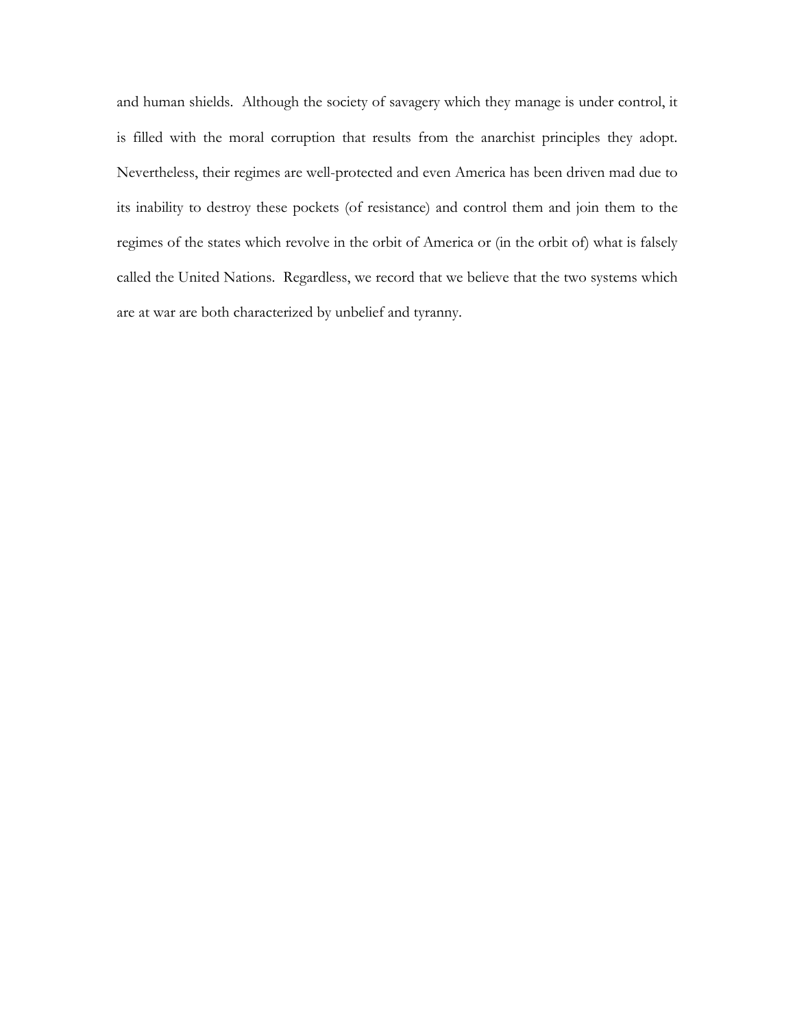and human shields. Although the society of savagery which they manage is under control, it is filled with the moral corruption that results from the anarchist principles they adopt. Nevertheless, their regimes are well-protected and even America has been driven mad due to its inability to destroy these pockets (of resistance) and control them and join them to the regimes of the states which revolve in the orbit of America or (in the orbit of) what is falsely called the United Nations. Regardless, we record that we believe that the two systems which are at war are both characterized by unbelief and tyranny.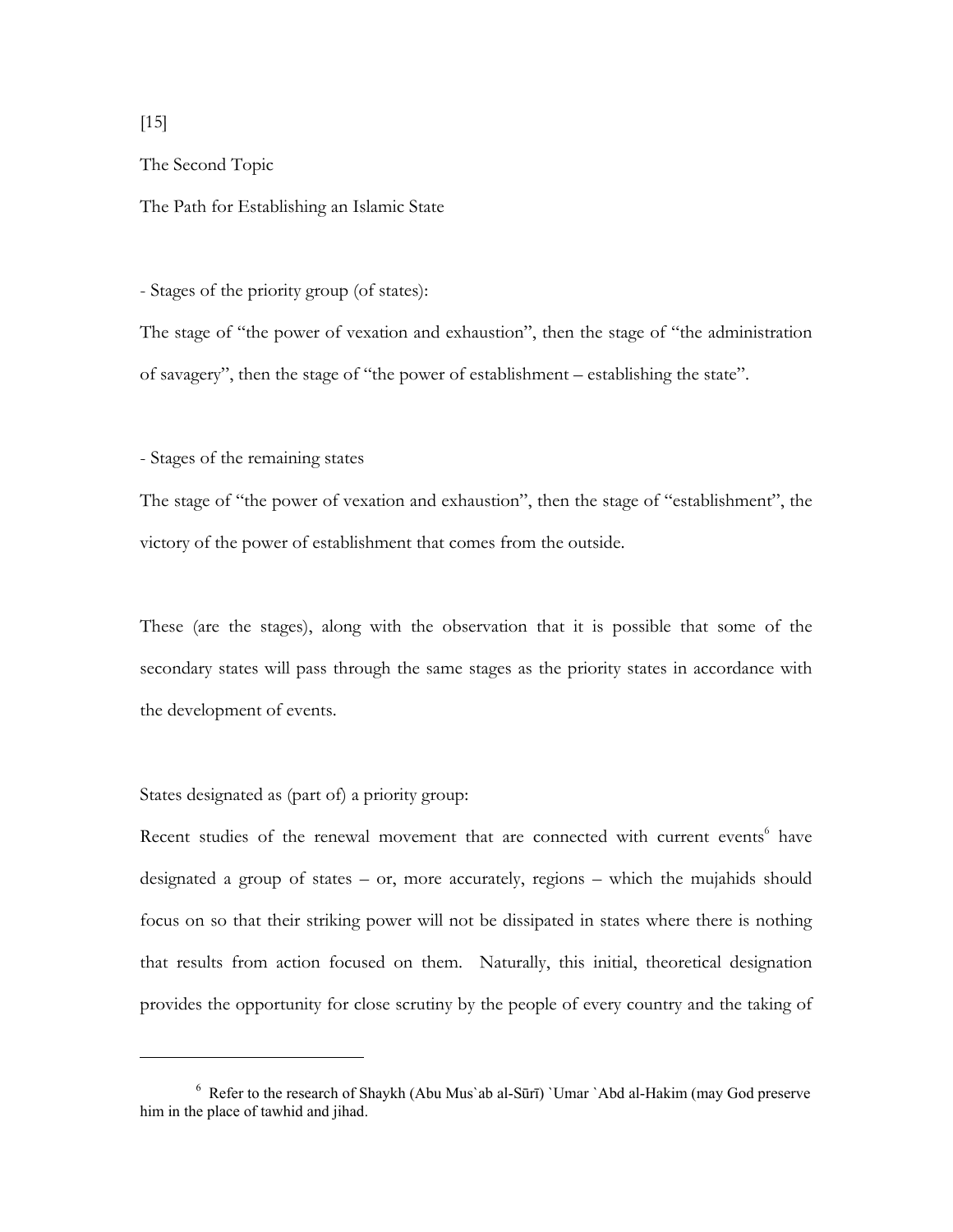[15]

The Second Topic

The Path for Establishing an Islamic State

- Stages of the priority group (of states):

The stage of "the power of vexation and exhaustion", then the stage of "the administration of savagery", then the stage of "the power of establishment – establishing the state".

- Stages of the remaining states

The stage of "the power of vexation and exhaustion", then the stage of "establishment", the victory of the power of establishment that comes from the outside.

These (are the stages), along with the observation that it is possible that some of the secondary states will pass through the same stages as the priority states in accordance with the development of events.

States designated as (part of) a priority group:

Recent studies of the renewal movement that are connected with current events[6] have designated a group of states – or, more accurately, regions – which the mujahids should focus on so that their striking power will not be dissipated in states where there is nothing that results from action focused on them. Naturally, this initial, theoretical designation provides the opportunity for close scrutiny by the people of every country and the taking of

---

[6] Refer to the research of Shaykh (Abu Mus`ab al-Sūrī) `Umar `Abd al-Hakim (may God preserve him in the place of tawhid and jihad.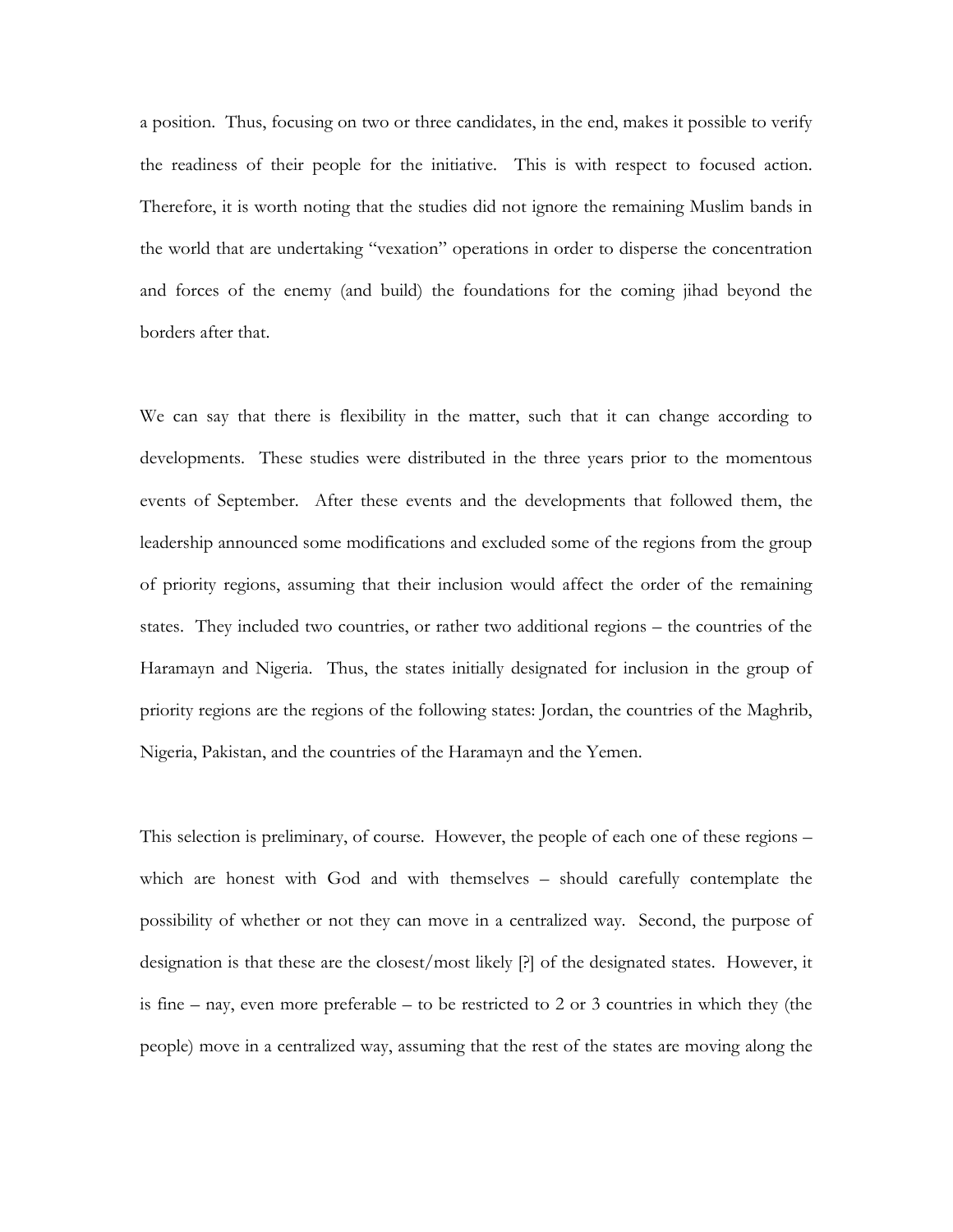a position. Thus, focusing on two or three candidates, in the end, makes it possible to verify the readiness of their people for the initiative. This is with respect to focused action. Therefore, it is worth noting that the studies did not ignore the remaining Muslim bands in the world that are undertaking "vexation" operations in order to disperse the concentration and forces of the enemy (and build) the foundations for the coming jihad beyond the borders after that.

We can say that there is flexibility in the matter, such that it can change according to developments. These studies were distributed in the three years prior to the momentous events of September. After these events and the developments that followed them, the leadership announced some modifications and excluded some of the regions from the group of priority regions, assuming that their inclusion would affect the order of the remaining states. They included two countries, or rather two additional regions – the countries of the Haramayn and Nigeria. Thus, the states initially designated for inclusion in the group of priority regions are the regions of the following states: Jordan, the countries of the Maghrib, Nigeria, Pakistan, and the countries of the Haramayn and the Yemen.

This selection is preliminary, of course. However, the people of each one of these regions – which are honest with God and with themselves – should carefully contemplate the possibility of whether or not they can move in a centralized way. Second, the purpose of designation is that these are the closest/most likely [?] of the designated states. However, it is fine – nay, even more preferable – to be restricted to 2 or 3 countries in which they (the people) move in a centralized way, assuming that the rest of the states are moving along the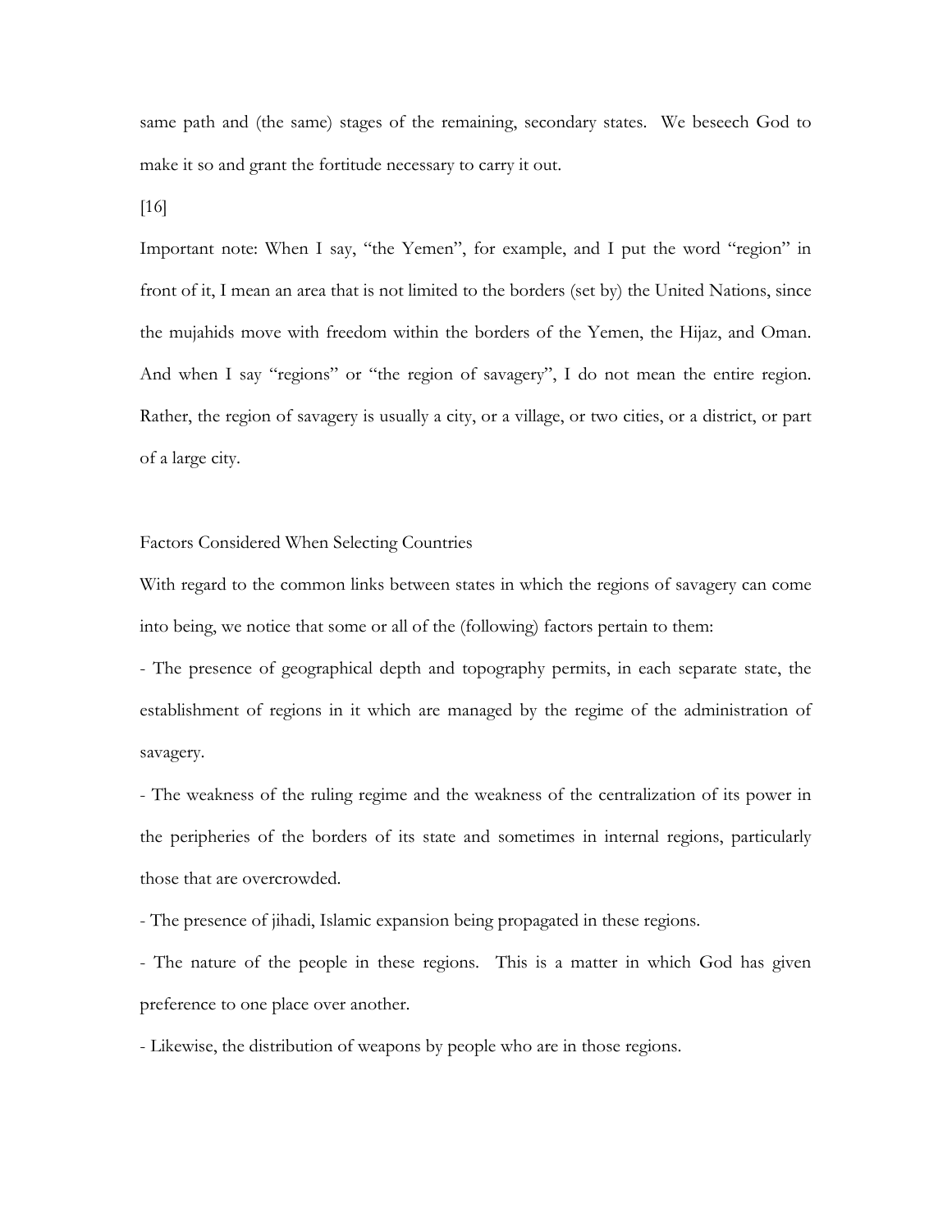same path and (the same) stages of the remaining, secondary states. We beseech God to make it so and grant the fortitude necessary to carry it out.

[16]

Important note: When I say, "the Yemen", for example, and I put the word "region" in front of it, I mean an area that is not limited to the borders (set by) the United Nations, since the mujahids move with freedom within the borders of the Yemen, the Hijaz, and Oman. And when I say "regions" or "the region of savagery", I do not mean the entire region. Rather, the region of savagery is usually a city, or a village, or two cities, or a district, or part of a large city.

Factors Considered When Selecting Countries

With regard to the common links between states in which the regions of savagery can come into being, we notice that some or all of the (following) factors pertain to them:

- The presence of geographical depth and topography permits, in each separate state, the establishment of regions in it which are managed by the regime of the administration of savagery.

- The weakness of the ruling regime and the weakness of the centralization of its power in the peripheries of the borders of its state and sometimes in internal regions, particularly those that are overcrowded.

- The presence of jihadi, Islamic expansion being propagated in these regions.

- The nature of the people in these regions. This is a matter in which God has given preference to one place over another.

- Likewise, the distribution of weapons by people who are in those regions.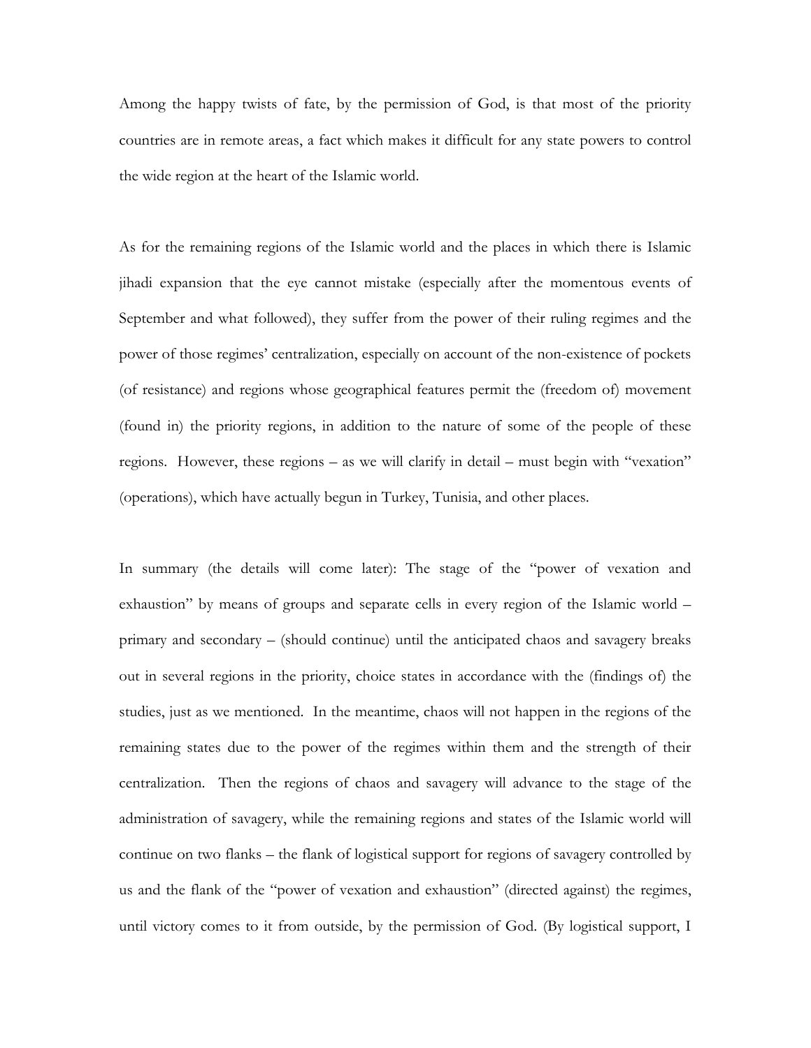Among the happy twists of fate, by the permission of God, is that most of the priority countries are in remote areas, a fact which makes it difficult for any state powers to control the wide region at the heart of the Islamic world.

As for the remaining regions of the Islamic world and the places in which there is Islamic jihadi expansion that the eye cannot mistake (especially after the momentous events of September and what followed), they suffer from the power of their ruling regimes and the power of those regimes' centralization, especially on account of the non-existence of pockets (of resistance) and regions whose geographical features permit the (freedom of) movement (found in) the priority regions, in addition to the nature of some of the people of these regions. However, these regions – as we will clarify in detail – must begin with "vexation" (operations), which have actually begun in Turkey, Tunisia, and other places.

In summary (the details will come later): The stage of the "power of vexation and exhaustion" by means of groups and separate cells in every region of the Islamic world – primary and secondary – (should continue) until the anticipated chaos and savagery breaks out in several regions in the priority, choice states in accordance with the (findings of) the studies, just as we mentioned. In the meantime, chaos will not happen in the regions of the remaining states due to the power of the regimes within them and the strength of their centralization. Then the regions of chaos and savagery will advance to the stage of the administration of savagery, while the remaining regions and states of the Islamic world will continue on two flanks – the flank of logistical support for regions of savagery controlled by us and the flank of the "power of vexation and exhaustion" (directed against) the regimes, until victory comes to it from outside, by the permission of God. (By logistical support, I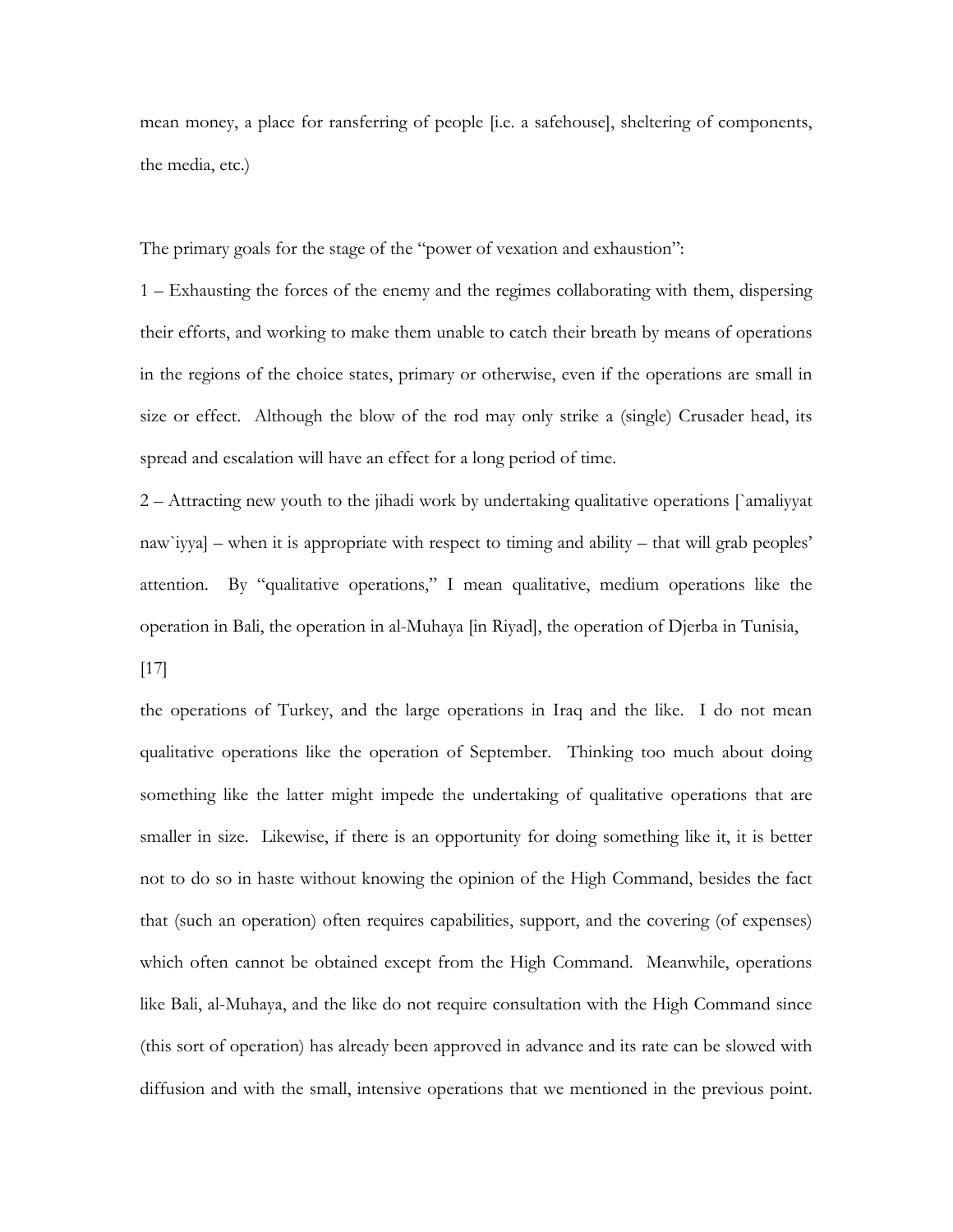mean money, a place for ransferring of people [i.e. a safehouse], sheltering of components, the media, etc.)

The primary goals for the stage of the "power of vexation and exhaustion":

1 – Exhausting the forces of the enemy and the regimes collaborating with them, dispersing their efforts, and working to make them unable to catch their breath by means of operations in the regions of the choice states, primary or otherwise, even if the operations are small in size or effect. Although the blow of the rod may only strike a (single) Crusader head, its spread and escalation will have an effect for a long period of time.

2 – Attracting new youth to the jihadi work by undertaking qualitative operations [`amaliyyat naw`iyya] – when it is appropriate with respect to timing and ability – that will grab peoples' attention. By "qualitative operations," I mean qualitative, medium operations like the operation in Bali, the operation in al-Muhaya [in Riyad], the operation of Djerba in Tunisia,

[17]

the operations of Turkey, and the large operations in Iraq and the like. I do not mean qualitative operations like the operation of September. Thinking too much about doing something like the latter might impede the undertaking of qualitative operations that are smaller in size. Likewise, if there is an opportunity for doing something like it, it is better not to do so in haste without knowing the opinion of the High Command, besides the fact that (such an operation) often requires capabilities, support, and the covering (of expenses) which often cannot be obtained except from the High Command. Meanwhile, operations like Bali, al-Muhaya, and the like do not require consultation with the High Command since (this sort of operation) has already been approved in advance and its rate can be slowed with diffusion and with the small, intensive operations that we mentioned in the previous point.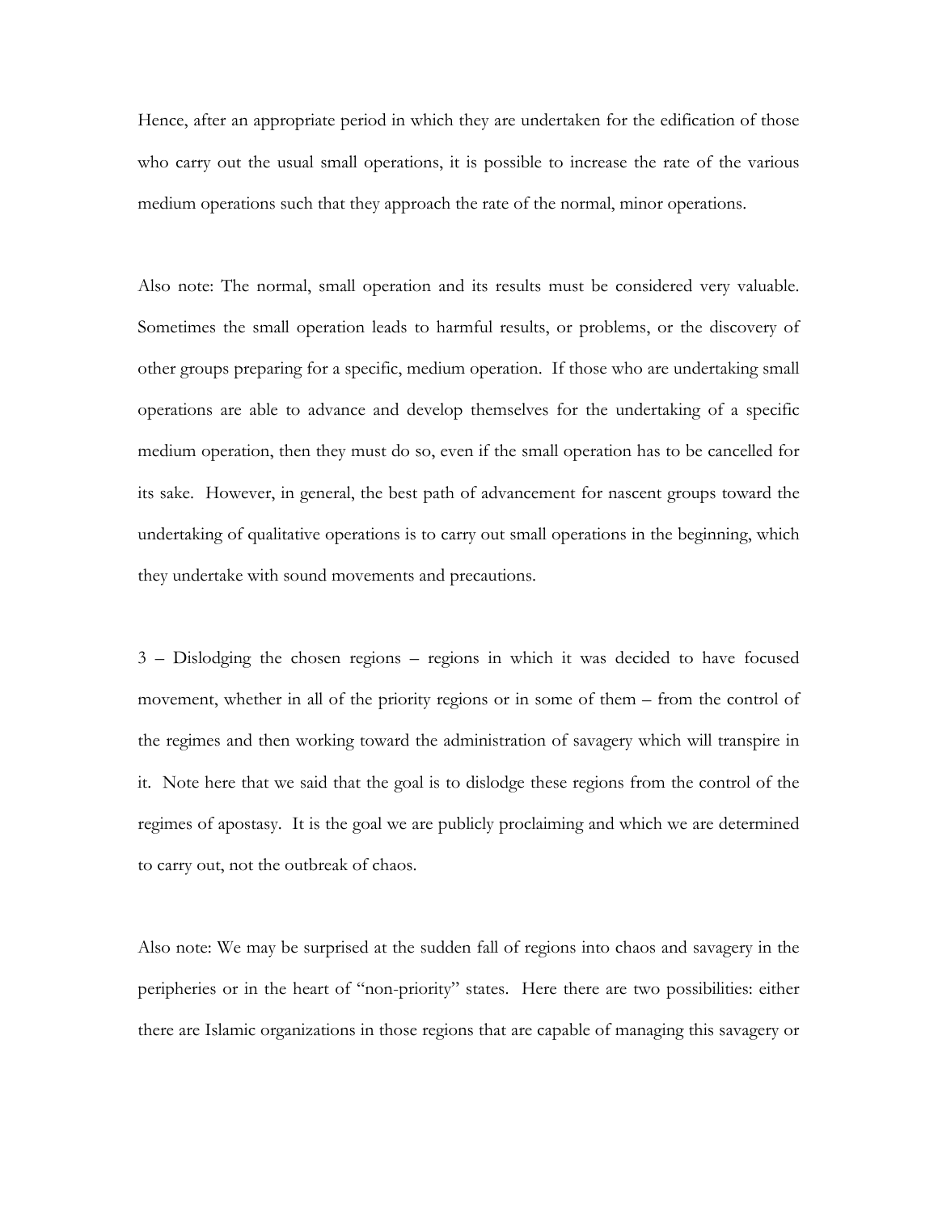Hence, after an appropriate period in which they are undertaken for the edification of those who carry out the usual small operations, it is possible to increase the rate of the various medium operations such that they approach the rate of the normal, minor operations.

Also note: The normal, small operation and its results must be considered very valuable. Sometimes the small operation leads to harmful results, or problems, or the discovery of other groups preparing for a specific, medium operation. If those who are undertaking small operations are able to advance and develop themselves for the undertaking of a specific medium operation, then they must do so, even if the small operation has to be cancelled for its sake. However, in general, the best path of advancement for nascent groups toward the undertaking of qualitative operations is to carry out small operations in the beginning, which they undertake with sound movements and precautions.

3 – Dislodging the chosen regions – regions in which it was decided to have focused movement, whether in all of the priority regions or in some of them – from the control of the regimes and then working toward the administration of savagery which will transpire in it. Note here that we said that the goal is to dislodge these regions from the control of the regimes of apostasy. It is the goal we are publicly proclaiming and which we are determined to carry out, not the outbreak of chaos.

Also note: We may be surprised at the sudden fall of regions into chaos and savagery in the peripheries or in the heart of "non-priority" states. Here there are two possibilities: either there are Islamic organizations in those regions that are capable of managing this savagery or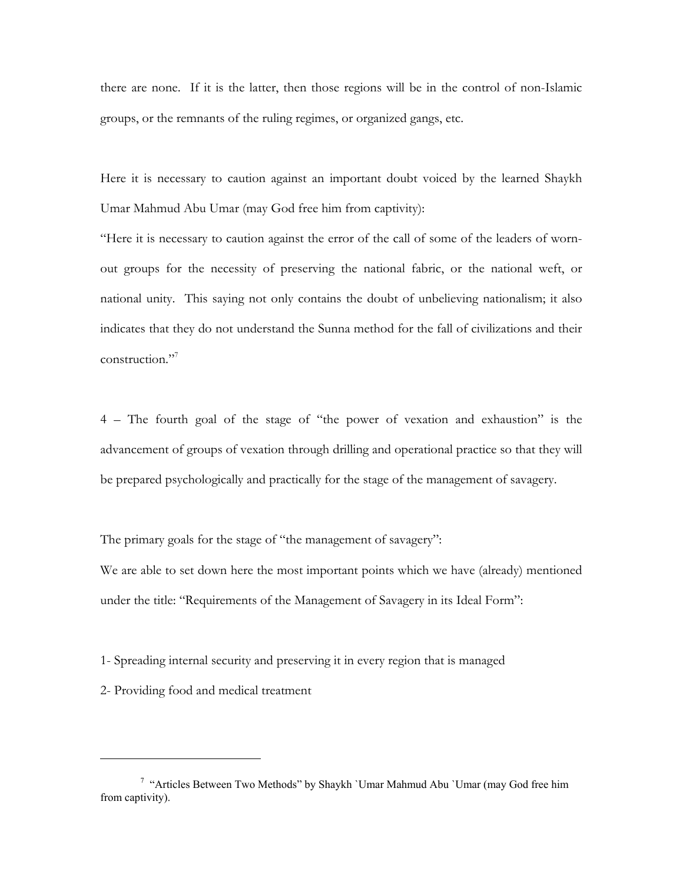there are none. If it is the latter, then those regions will be in the control of non-Islamic groups, or the remnants of the ruling regimes, or organized gangs, etc.

Here it is necessary to caution against an important doubt voiced by the learned Shaykh Umar Mahmud Abu Umar (may God free him from captivity):

"Here it is necessary to caution against the error of the call of some of the leaders of worn-out groups for the necessity of preserving the national fabric, or the national weft, or national unity. This saying not only contains the doubt of unbelieving nationalism; it also indicates that they do not understand the Sunna method for the fall of civilizations and their construction."[7]

4 – The fourth goal of the stage of "the power of vexation and exhaustion" is the advancement of groups of vexation through drilling and operational practice so that they will be prepared psychologically and practically for the stage of the management of savagery.

The primary goals for the stage of "the management of savagery":

We are able to set down here the most important points which we have (already) mentioned under the title: "Requirements of the Management of Savagery in its Ideal Form":

1- Spreading internal security and preserving it in every region that is managed

2- Providing food and medical treatment

---

[7] "Articles Between Two Methods" by Shaykh `Umar Mahmud Abu `Umar (may God free him from captivity).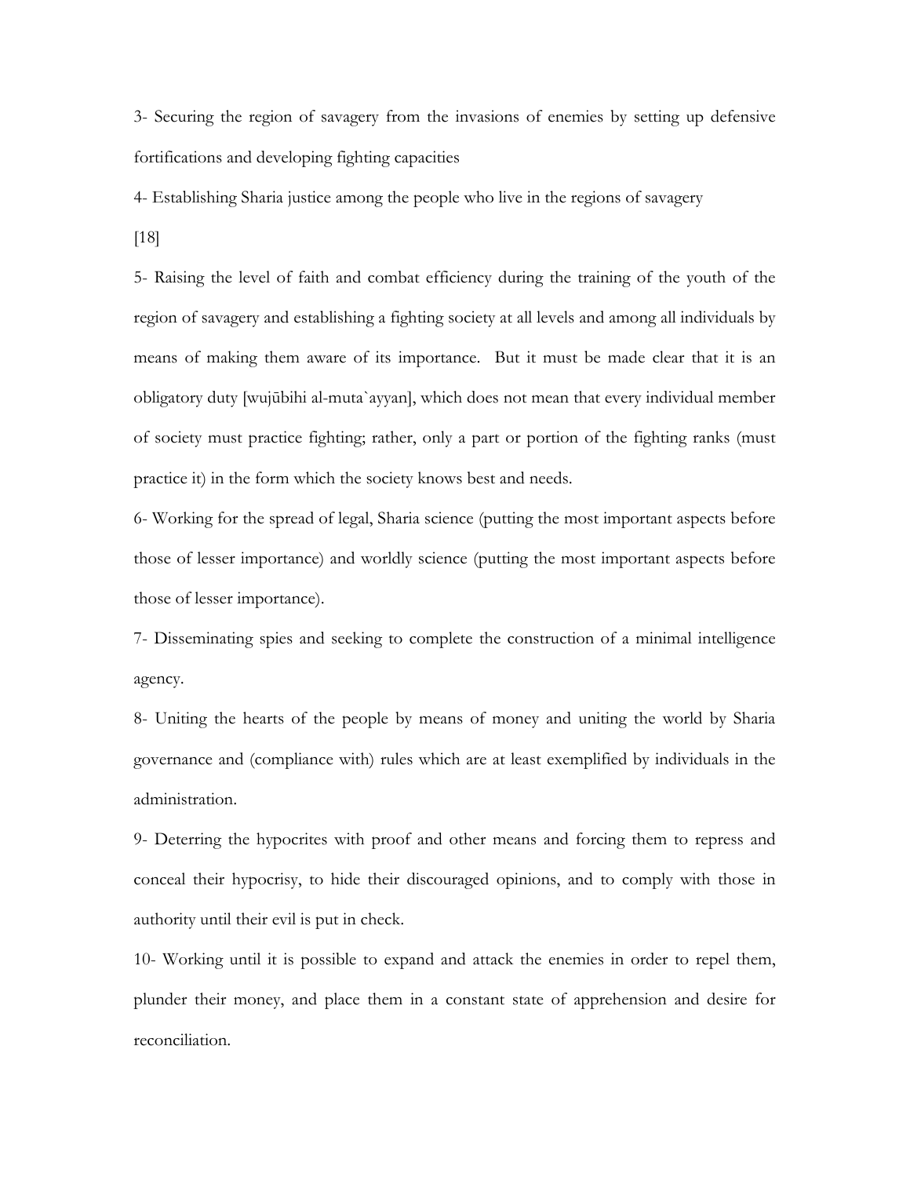3- Securing the region of savagery from the invasions of enemies by setting up defensive fortifications and developing fighting capacities

4- Establishing Sharia justice among the people who live in the regions of savagery

[18]

5- Raising the level of faith and combat efficiency during the training of the youth of the region of savagery and establishing a fighting society at all levels and among all individuals by means of making them aware of its importance. But it must be made clear that it is an obligatory duty [wujūbihi al-muta`ayyan], which does not mean that every individual member of society must practice fighting; rather, only a part or portion of the fighting ranks (must practice it) in the form which the society knows best and needs.

6- Working for the spread of legal, Sharia science (putting the most important aspects before those of lesser importance) and worldly science (putting the most important aspects before those of lesser importance).

7- Disseminating spies and seeking to complete the construction of a minimal intelligence agency.

8- Uniting the hearts of the people by means of money and uniting the world by Sharia governance and (compliance with) rules which are at least exemplified by individuals in the administration.

9- Deterring the hypocrites with proof and other means and forcing them to repress and conceal their hypocrisy, to hide their discouraged opinions, and to comply with those in authority until their evil is put in check.

10- Working until it is possible to expand and attack the enemies in order to repel them, plunder their money, and place them in a constant state of apprehension and desire for reconciliation.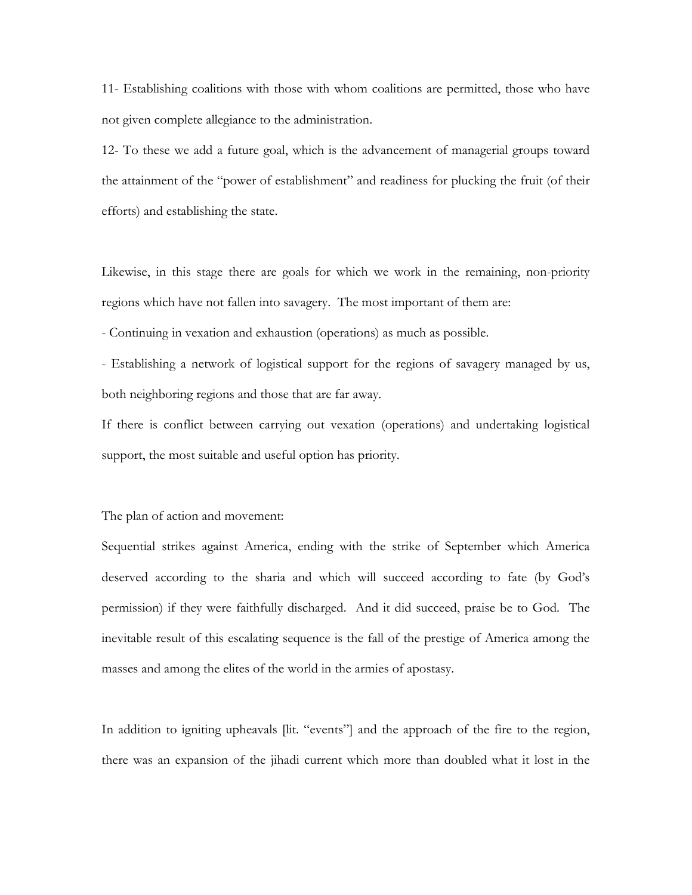11- Establishing coalitions with those with whom coalitions are permitted, those who have not given complete allegiance to the administration.

12- To these we add a future goal, which is the advancement of managerial groups toward the attainment of the "power of establishment" and readiness for plucking the fruit (of their efforts) and establishing the state.

Likewise, in this stage there are goals for which we work in the remaining, non-priority regions which have not fallen into savagery. The most important of them are:

- Continuing in vexation and exhaustion (operations) as much as possible.
- Establishing a network of logistical support for the regions of savagery managed by us, both neighboring regions and those that are far away.

If there is conflict between carrying out vexation (operations) and undertaking logistical support, the most suitable and useful option has priority.

The plan of action and movement:

Sequential strikes against America, ending with the strike of September which America deserved according to the sharia and which will succeed according to fate (by God's permission) if they were faithfully discharged. And it did succeed, praise be to God. The inevitable result of this escalating sequence is the fall of the prestige of America among the masses and among the elites of the world in the armies of apostasy.

In addition to igniting upheavals [lit. "events"] and the approach of the fire to the region, there was an expansion of the jihadi current which more than doubled what it lost in the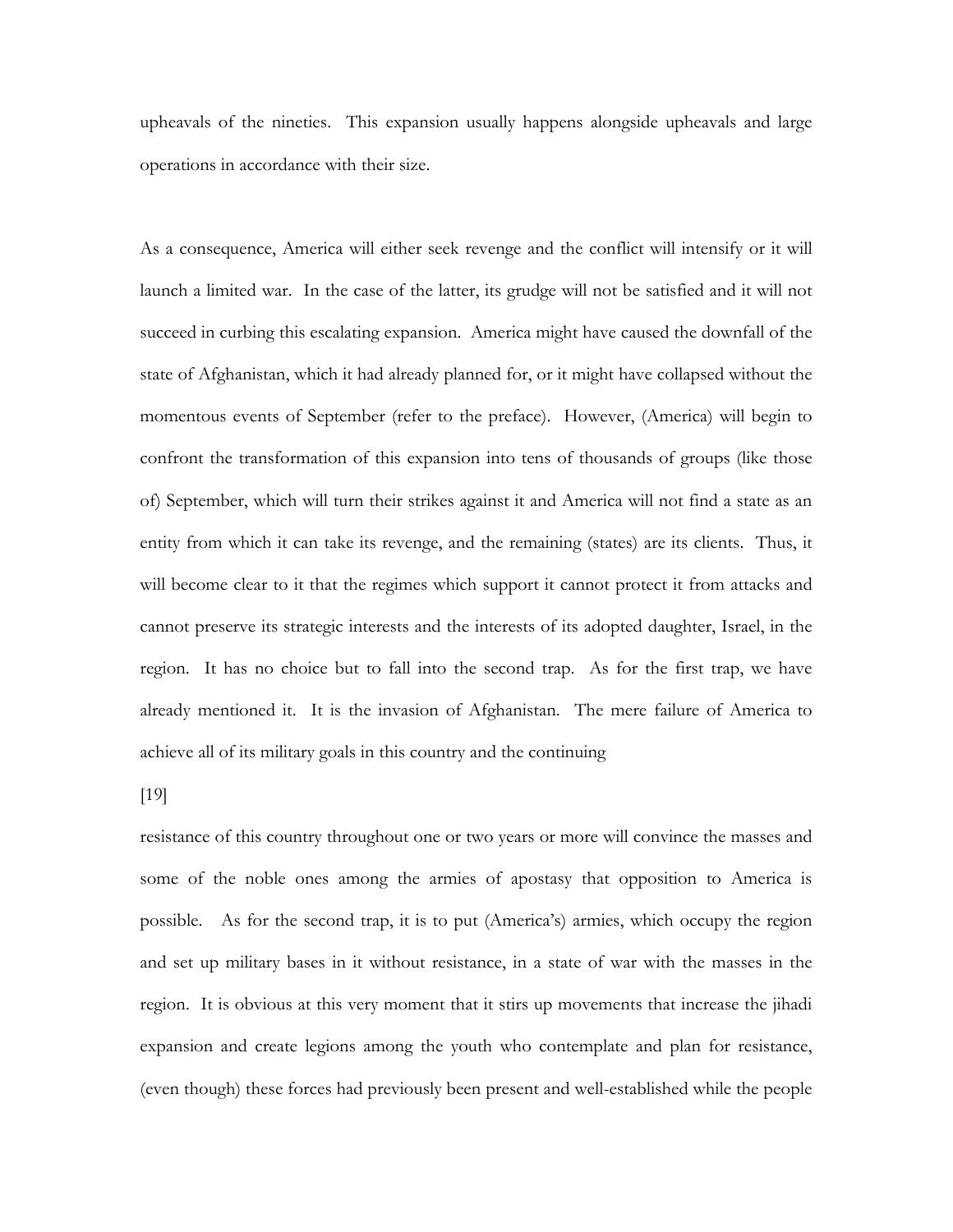upheavals of the nineties. This expansion usually happens alongside upheavals and large operations in accordance with their size.

As a consequence, America will either seek revenge and the conflict will intensify or it will launch a limited war. In the case of the latter, its grudge will not be satisfied and it will not succeed in curbing this escalating expansion. America might have caused the downfall of the state of Afghanistan, which it had already planned for, or it might have collapsed without the momentous events of September (refer to the preface). However, (America) will begin to confront the transformation of this expansion into tens of thousands of groups (like those of) September, which will turn their strikes against it and America will not find a state as an entity from which it can take its revenge, and the remaining (states) are its clients. Thus, it will become clear to it that the regimes which support it cannot protect it from attacks and cannot preserve its strategic interests and the interests of its adopted daughter, Israel, in the region. It has no choice but to fall into the second trap. As for the first trap, we have already mentioned it. It is the invasion of Afghanistan. The mere failure of America to achieve all of its military goals in this country and the continuing

[19]

resistance of this country throughout one or two years or more will convince the masses and some of the noble ones among the armies of apostasy that opposition to America is possible. As for the second trap, it is to put (America's) armies, which occupy the region and set up military bases in it without resistance, in a state of war with the masses in the region. It is obvious at this very moment that it stirs up movements that increase the jihadi expansion and create legions among the youth who contemplate and plan for resistance, (even though) these forces had previously been present and well-established while the people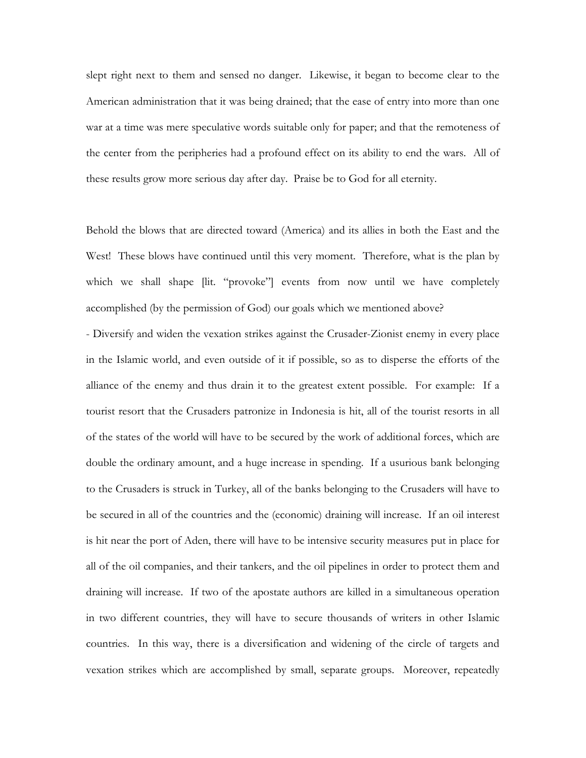slept right next to them and sensed no danger. Likewise, it began to become clear to the American administration that it was being drained; that the ease of entry into more than one war at a time was mere speculative words suitable only for paper; and that the remoteness of the center from the peripheries had a profound effect on its ability to end the wars. All of these results grow more serious day after day. Praise be to God for all eternity.

Behold the blows that are directed toward (America) and its allies in both the East and the West! These blows have continued until this very moment. Therefore, what is the plan by which we shall shape [lit. "provoke"] events from now until we have completely accomplished (by the permission of God) our goals which we mentioned above?

- Diversify and widen the vexation strikes against the Crusader-Zionist enemy in every place in the Islamic world, and even outside of it if possible, so as to disperse the efforts of the alliance of the enemy and thus drain it to the greatest extent possible. For example: If a tourist resort that the Crusaders patronize in Indonesia is hit, all of the tourist resorts in all of the states of the world will have to be secured by the work of additional forces, which are double the ordinary amount, and a huge increase in spending. If a usurious bank belonging to the Crusaders is struck in Turkey, all of the banks belonging to the Crusaders will have to be secured in all of the countries and the (economic) draining will increase. If an oil interest is hit near the port of Aden, there will have to be intensive security measures put in place for all of the oil companies, and their tankers, and the oil pipelines in order to protect them and draining will increase. If two of the apostate authors are killed in a simultaneous operation in two different countries, they will have to secure thousands of writers in other Islamic countries. In this way, there is a diversification and widening of the circle of targets and vexation strikes which are accomplished by small, separate groups. Moreover, repeatedly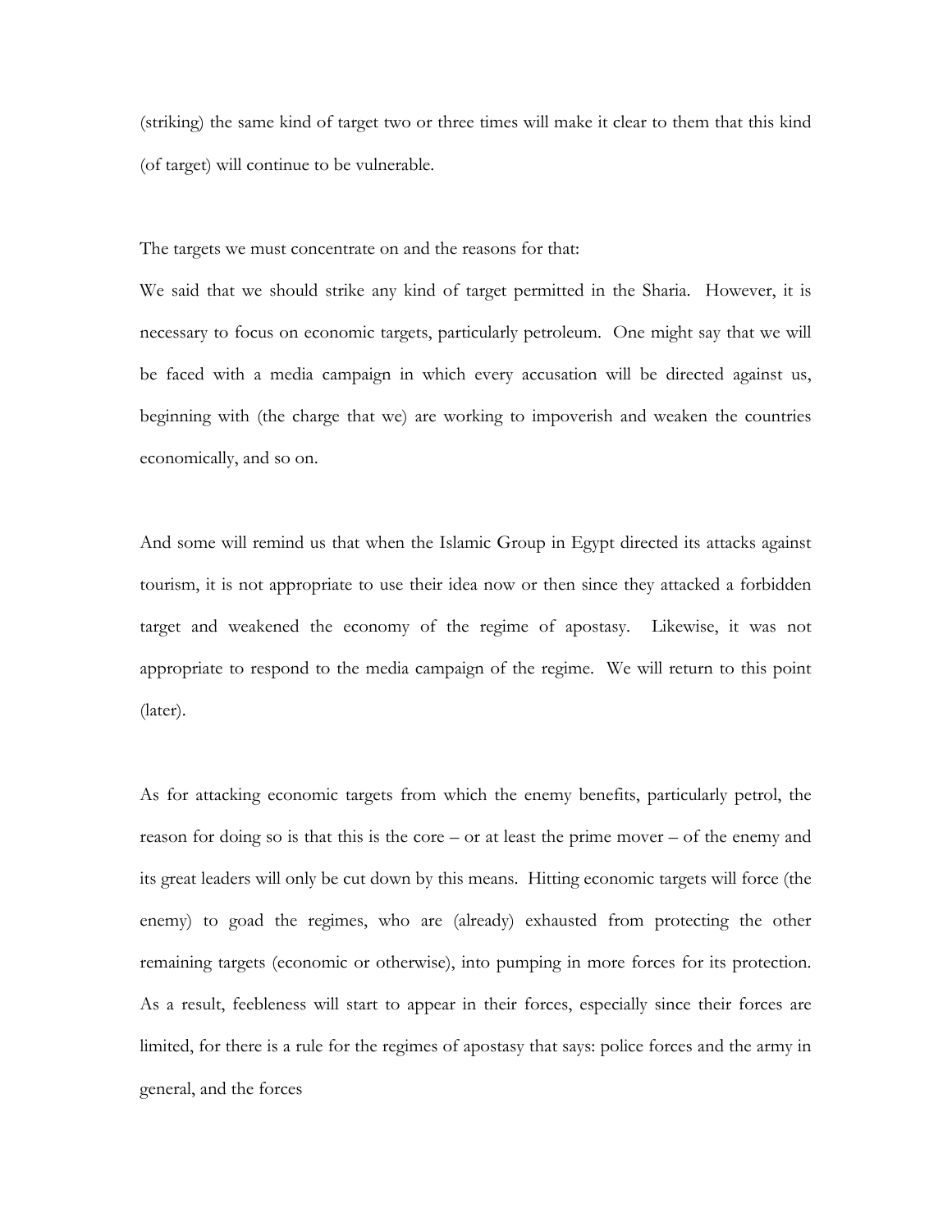(striking) the same kind of target two or three times will make it clear to them that this kind (of target) will continue to be vulnerable.

The targets we must concentrate on and the reasons for that:

We said that we should strike any kind of target permitted in the Sharia. However, it is necessary to focus on economic targets, particularly petroleum. One might say that we will be faced with a media campaign in which every accusation will be directed against us, beginning with (the charge that we) are working to impoverish and weaken the countries economically, and so on.

And some will remind us that when the Islamic Group in Egypt directed its attacks against tourism, it is not appropriate to use their idea now or then since they attacked a forbidden target and weakened the economy of the regime of apostasy. Likewise, it was not appropriate to respond to the media campaign of the regime. We will return to this point (later).

As for attacking economic targets from which the enemy benefits, particularly petrol, the reason for doing so is that this is the core – or at least the prime mover – of the enemy and its great leaders will only be cut down by this means. Hitting economic targets will force (the enemy) to goad the regimes, who are (already) exhausted from protecting the other remaining targets (economic or otherwise), into pumping in more forces for its protection. As a result, feebleness will start to appear in their forces, especially since their forces are limited, for there is a rule for the regimes of apostasy that says: police forces and the army in general, and the forces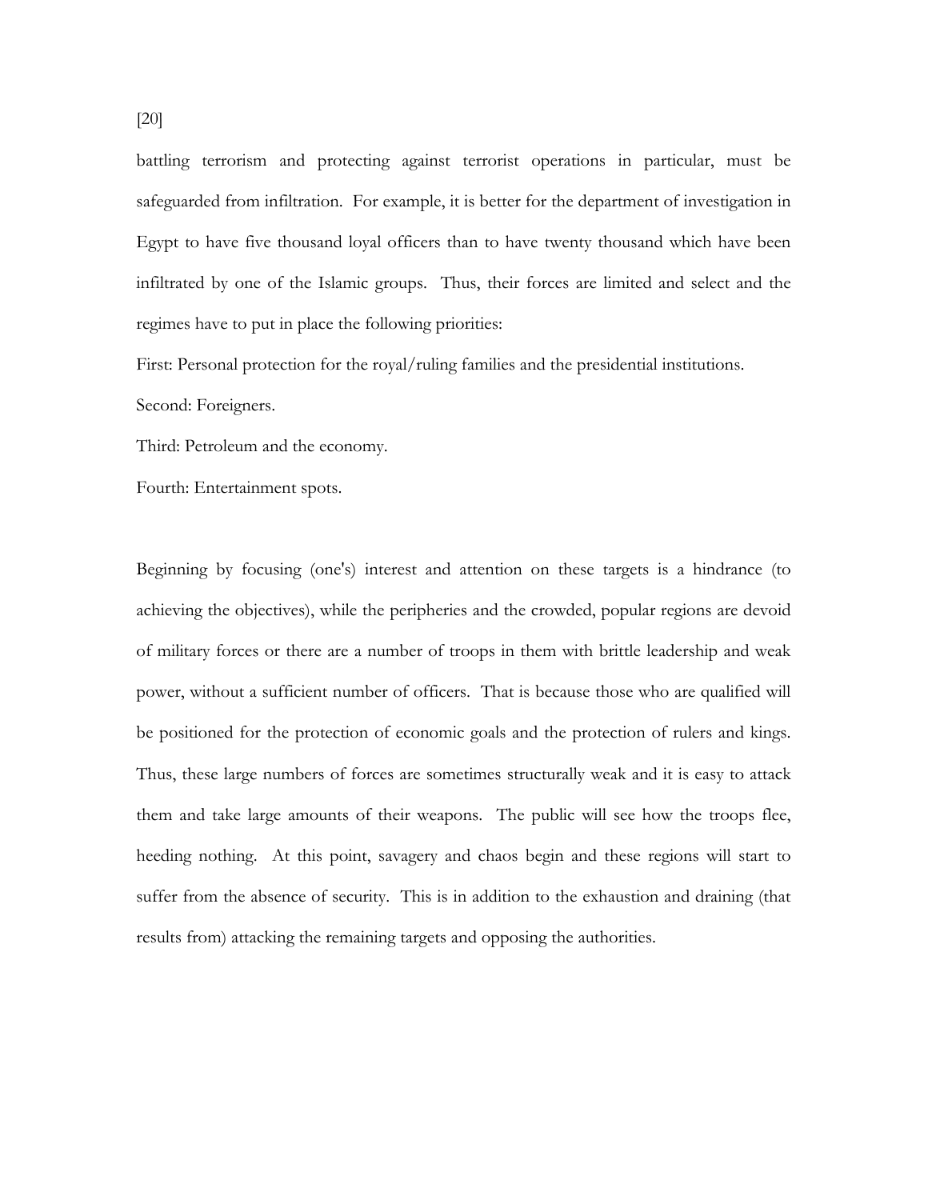battling terrorism and protecting against terrorist operations in particular, must be safeguarded from infiltration. For example, it is better for the department of investigation in Egypt to have five thousand loyal officers than to have twenty thousand which have been infiltrated by one of the Islamic groups. Thus, their forces are limited and select and the regimes have to put in place the following priorities:

First: Personal protection for the royal/ruling families and the presidential institutions.

Second: Foreigners.

Third: Petroleum and the economy.

Fourth: Entertainment spots.

Beginning by focusing (one's) interest and attention on these targets is a hindrance (to achieving the objectives), while the peripheries and the crowded, popular regions are devoid of military forces or there are a number of troops in them with brittle leadership and weak power, without a sufficient number of officers. That is because those who are qualified will be positioned for the protection of economic goals and the protection of rulers and kings. Thus, these large numbers of forces are sometimes structurally weak and it is easy to attack them and take large amounts of their weapons. The public will see how the troops flee, heeding nothing. At this point, savagery and chaos begin and these regions will start to suffer from the absence of security. This is in addition to the exhaustion and draining (that results from) attacking the remaining targets and opposing the authorities.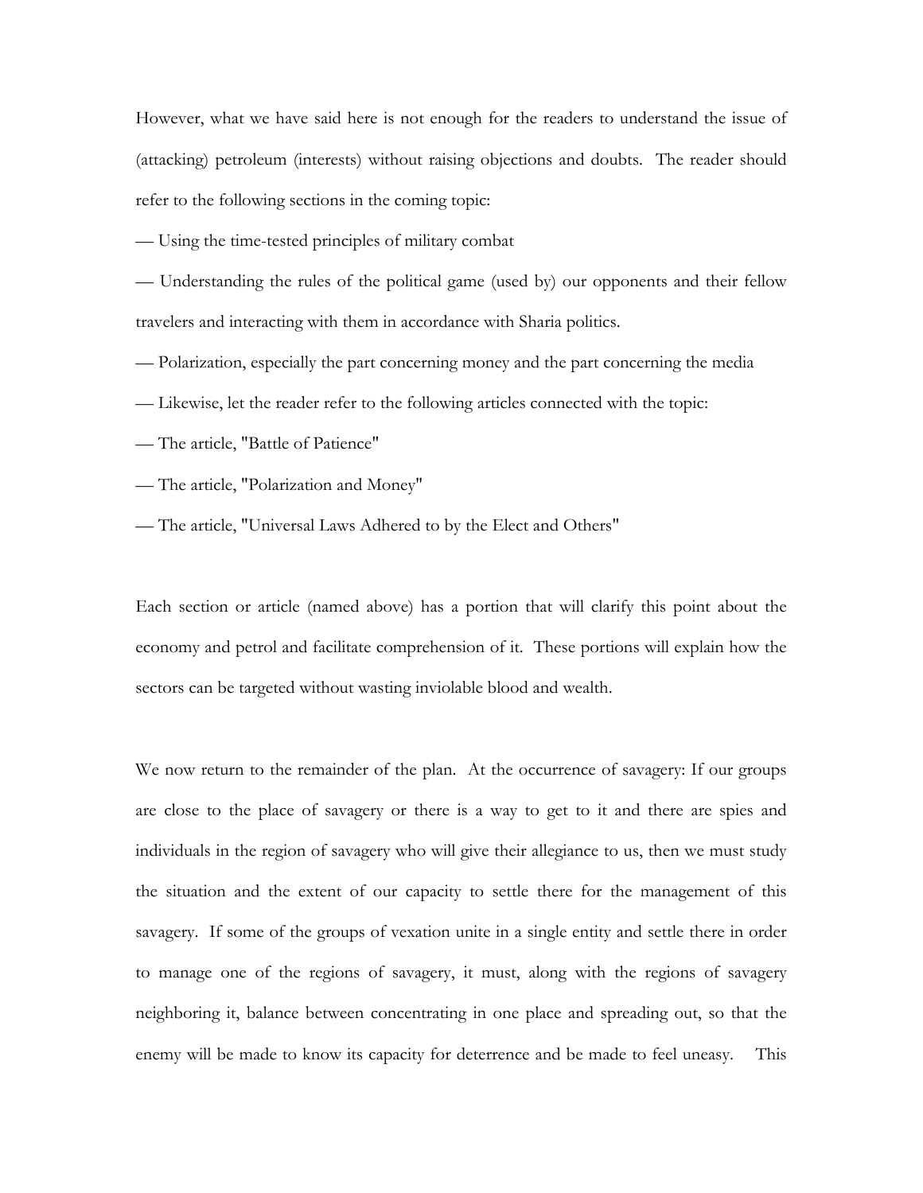However, what we have said here is not enough for the readers to understand the issue of (attacking) petroleum (interests) without raising objections and doubts. The reader should refer to the following sections in the coming topic:

— Using the time-tested principles of military combat

— Understanding the rules of the political game (used by) our opponents and their fellow travelers and interacting with them in accordance with Sharia politics.

— Polarization, especially the part concerning money and the part concerning the media

— Likewise, let the reader refer to the following articles connected with the topic:

— The article, "Battle of Patience"

— The article, "Polarization and Money"

— The article, "Universal Laws Adhered to by the Elect and Others"

Each section or article (named above) has a portion that will clarify this point about the economy and petrol and facilitate comprehension of it. These portions will explain how the sectors can be targeted without wasting inviolable blood and wealth.

We now return to the remainder of the plan. At the occurrence of savagery: If our groups are close to the place of savagery or there is a way to get to it and there are spies and individuals in the region of savagery who will give their allegiance to us, then we must study the situation and the extent of our capacity to settle there for the management of this savagery. If some of the groups of vexation unite in a single entity and settle there in order to manage one of the regions of savagery, it must, along with the regions of savagery neighboring it, balance between concentrating in one place and spreading out, so that the enemy will be made to know its capacity for deterrence and be made to feel uneasy. This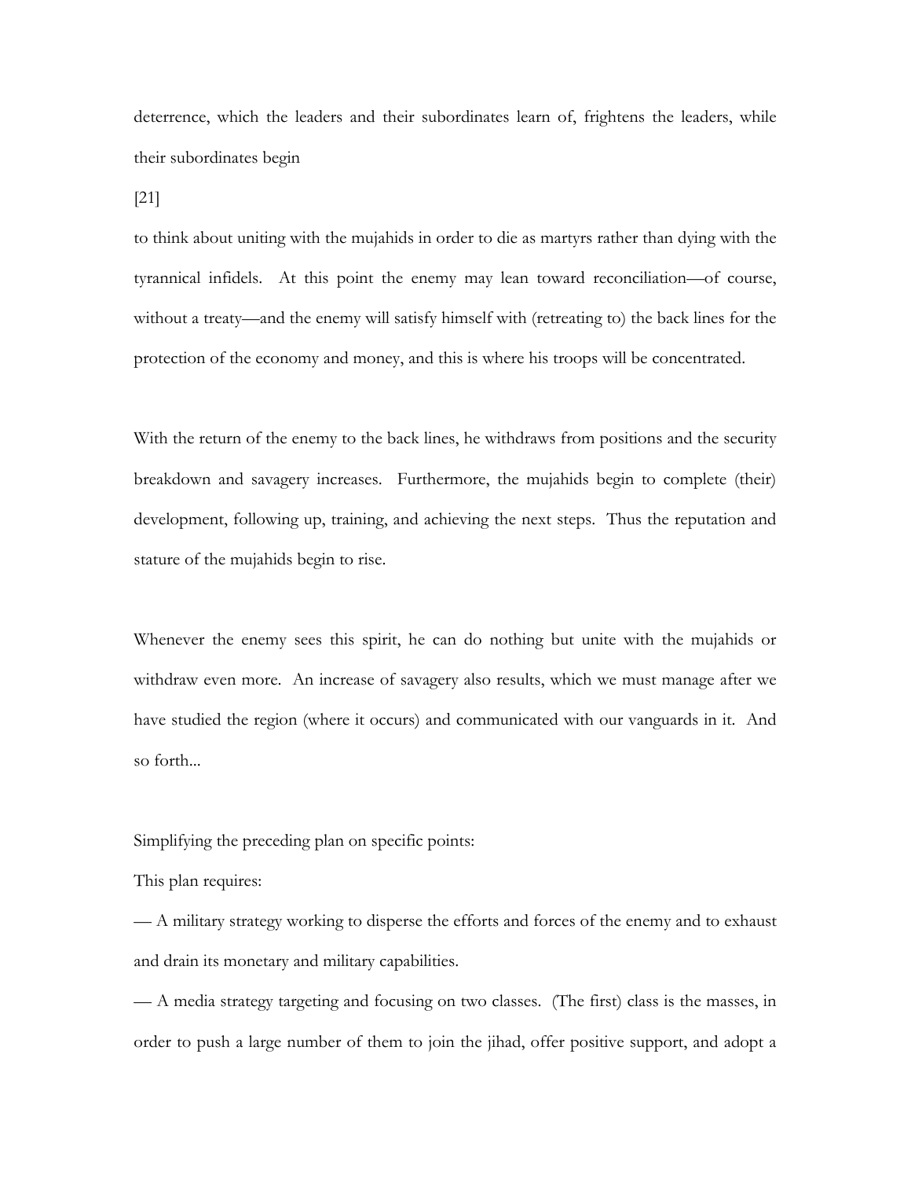deterrence, which the leaders and their subordinates learn of, frightens the leaders, while their subordinates begin

[21]

to think about uniting with the mujahids in order to die as martyrs rather than dying with the tyrannical infidels. At this point the enemy may lean toward reconciliation—of course, without a treaty—and the enemy will satisfy himself with (retreating to) the back lines for the protection of the economy and money, and this is where his troops will be concentrated.

With the return of the enemy to the back lines, he withdraws from positions and the security breakdown and savagery increases. Furthermore, the mujahids begin to complete (their) development, following up, training, and achieving the next steps. Thus the reputation and stature of the mujahids begin to rise.

Whenever the enemy sees this spirit, he can do nothing but unite with the mujahids or withdraw even more. An increase of savagery also results, which we must manage after we have studied the region (where it occurs) and communicated with our vanguards in it. And so forth...

Simplifying the preceding plan on specific points:

This plan requires:

— A military strategy working to disperse the efforts and forces of the enemy and to exhaust and drain its monetary and military capabilities.

— A media strategy targeting and focusing on two classes. (The first) class is the masses, in order to push a large number of them to join the jihad, offer positive support, and adopt a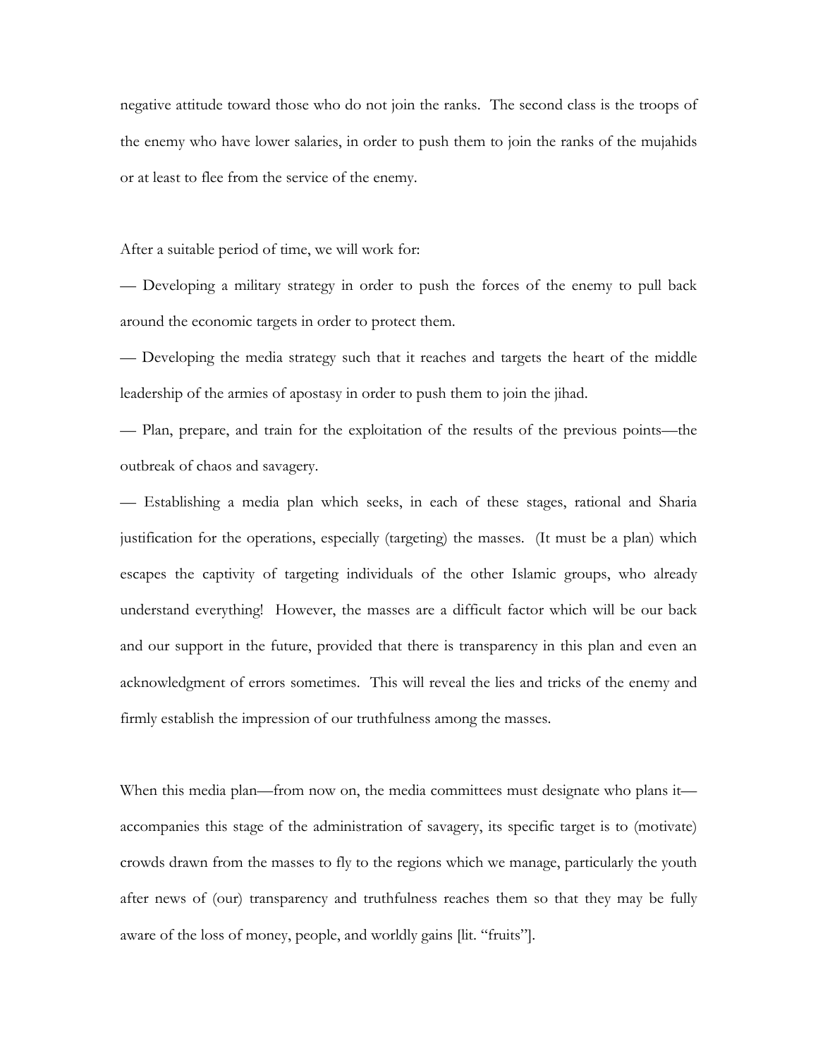negative attitude toward those who do not join the ranks. The second class is the troops of the enemy who have lower salaries, in order to push them to join the ranks of the mujahids or at least to flee from the service of the enemy.

After a suitable period of time, we will work for:

— Developing a military strategy in order to push the forces of the enemy to pull back around the economic targets in order to protect them.

— Developing the media strategy such that it reaches and targets the heart of the middle leadership of the armies of apostasy in order to push them to join the jihad.

— Plan, prepare, and train for the exploitation of the results of the previous points—the outbreak of chaos and savagery.

— Establishing a media plan which seeks, in each of these stages, rational and Sharia justification for the operations, especially (targeting) the masses. (It must be a plan) which escapes the captivity of targeting individuals of the other Islamic groups, who already understand everything! However, the masses are a difficult factor which will be our back and our support in the future, provided that there is transparency in this plan and even an acknowledgment of errors sometimes. This will reveal the lies and tricks of the enemy and firmly establish the impression of our truthfulness among the masses.

When this media plan—from now on, the media committees must designate who plans it—accompanies this stage of the administration of savagery, its specific target is to (motivate) crowds drawn from the masses to fly to the regions which we manage, particularly the youth after news of (our) transparency and truthfulness reaches them so that they may be fully aware of the loss of money, people, and worldly gains [lit. "fruits"].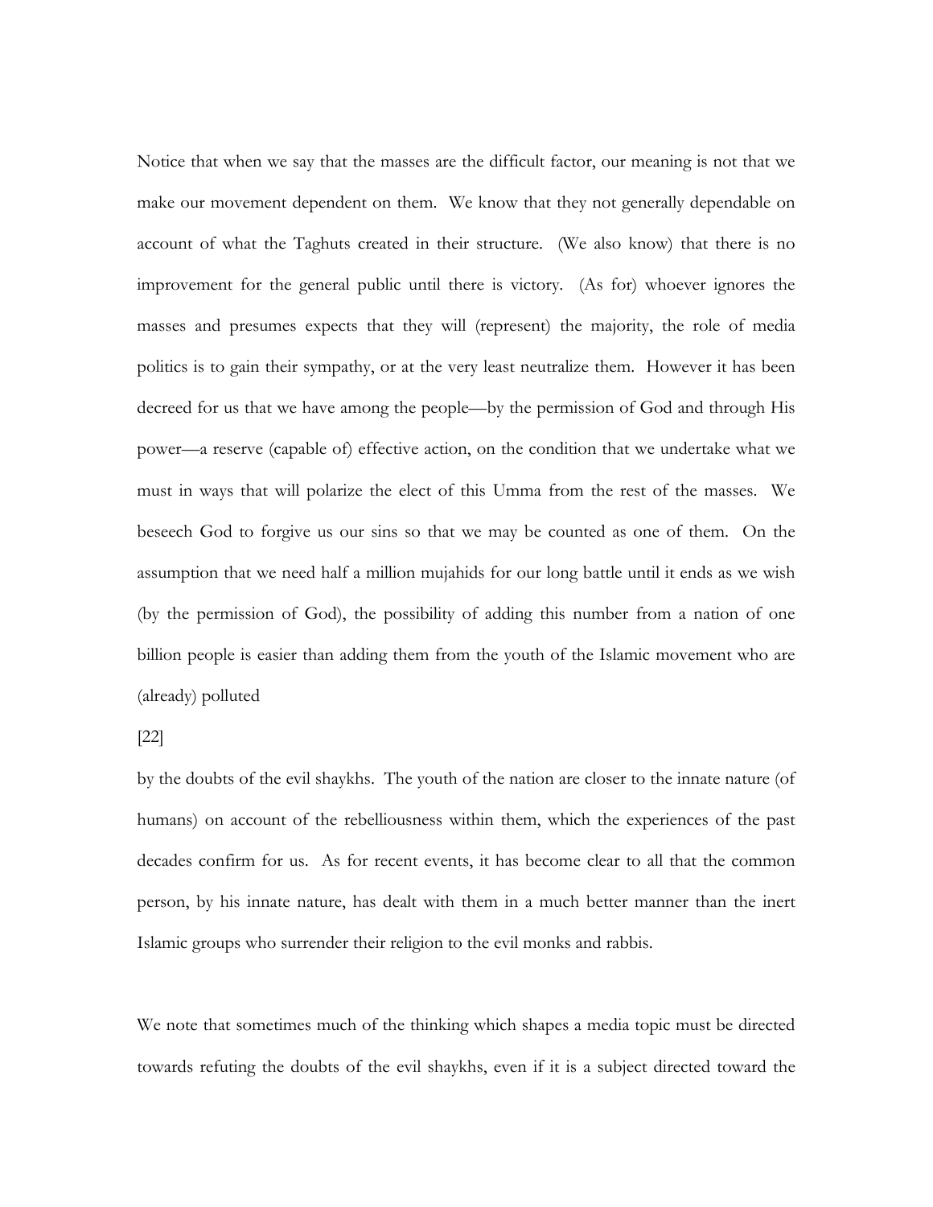Notice that when we say that the masses are the difficult factor, our meaning is not that we make our movement dependent on them. We know that they not generally dependable on account of what the Taghuts created in their structure. (We also know) that there is no improvement for the general public until there is victory. (As for) whoever ignores the masses and presumes expects that they will (represent) the majority, the role of media politics is to gain their sympathy, or at the very least neutralize them. However it has been decreed for us that we have among the people—by the permission of God and through His power—a reserve (capable of) effective action, on the condition that we undertake what we must in ways that will polarize the elect of this Umma from the rest of the masses. We beseech God to forgive us our sins so that we may be counted as one of them. On the assumption that we need half a million mujahids for our long battle until it ends as we wish (by the permission of God), the possibility of adding this number from a nation of one billion people is easier than adding them from the youth of the Islamic movement who are (already) polluted

[22]

by the doubts of the evil shaykhs. The youth of the nation are closer to the innate nature (of humans) on account of the rebelliousness within them, which the experiences of the past decades confirm for us. As for recent events, it has become clear to all that the common person, by his innate nature, has dealt with them in a much better manner than the inert Islamic groups who surrender their religion to the evil monks and rabbis.

We note that sometimes much of the thinking which shapes a media topic must be directed towards refuting the doubts of the evil shaykhs, even if it is a subject directed toward the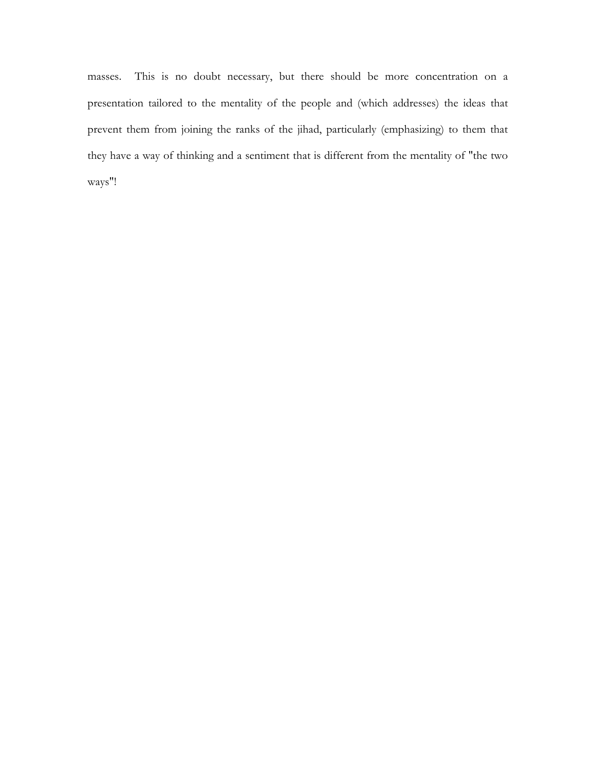masses. This is no doubt necessary, but there should be more concentration on a presentation tailored to the mentality of the people and (which addresses) the ideas that prevent them from joining the ranks of the jihad, particularly (emphasizing) to them that they have a way of thinking and a sentiment that is different from the mentality of "the two ways"!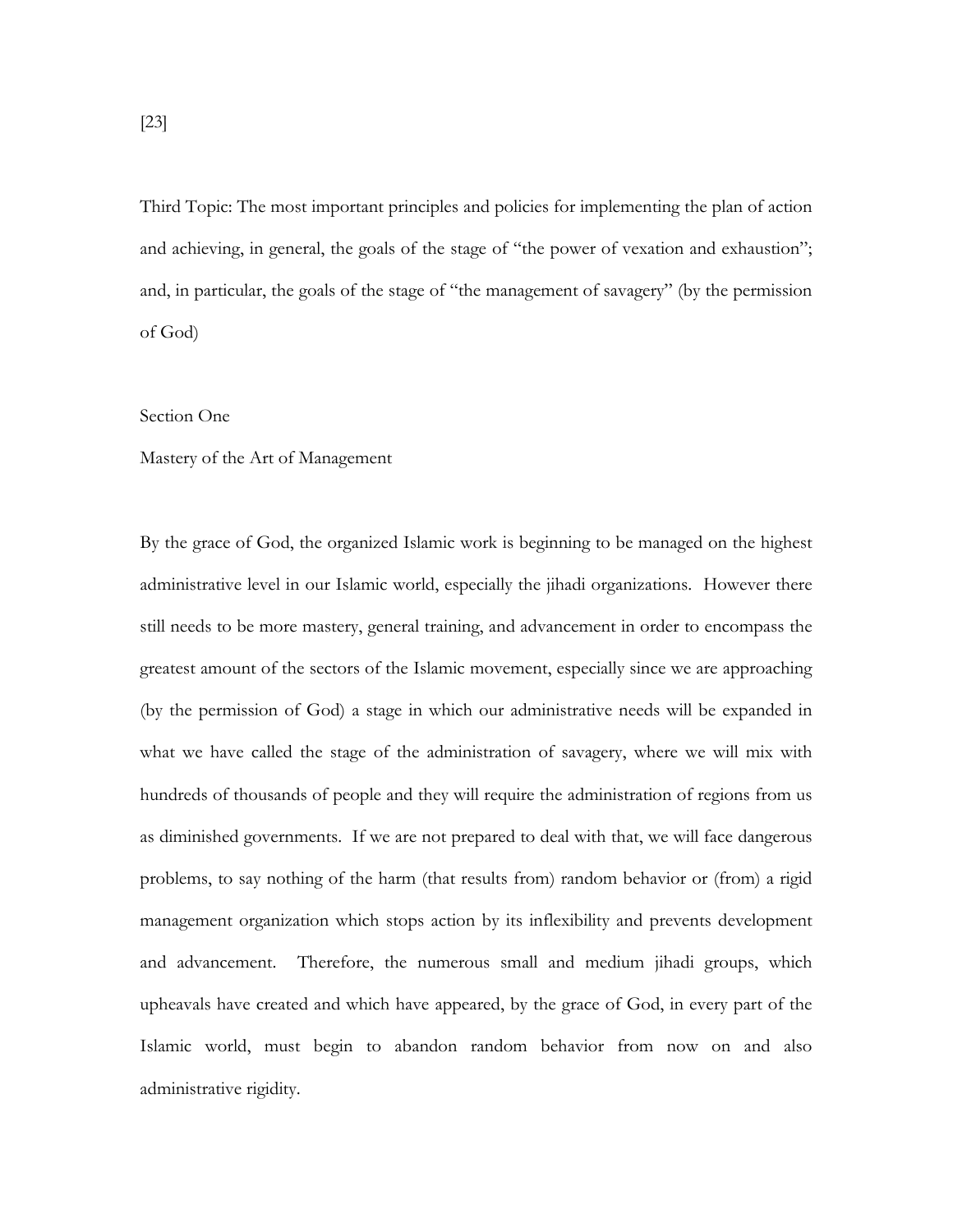[23]

Third Topic: The most important principles and policies for implementing the plan of action and achieving, in general, the goals of the stage of "the power of vexation and exhaustion"; and, in particular, the goals of the stage of "the management of savagery" (by the permission of God)

## Section One

### Mastery of the Art of Management

By the grace of God, the organized Islamic work is beginning to be managed on the highest administrative level in our Islamic world, especially the jihadi organizations. However there still needs to be more mastery, general training, and advancement in order to encompass the greatest amount of the sectors of the Islamic movement, especially since we are approaching (by the permission of God) a stage in which our administrative needs will be expanded in what we have called the stage of the administration of savagery, where we will mix with hundreds of thousands of people and they will require the administration of regions from us as diminished governments. If we are not prepared to deal with that, we will face dangerous problems, to say nothing of the harm (that results from) random behavior or (from) a rigid management organization which stops action by its inflexibility and prevents development and advancement. Therefore, the numerous small and medium jihadi groups, which upheavals have created and which have appeared, by the grace of God, in every part of the Islamic world, must begin to abandon random behavior from now on and also administrative rigidity.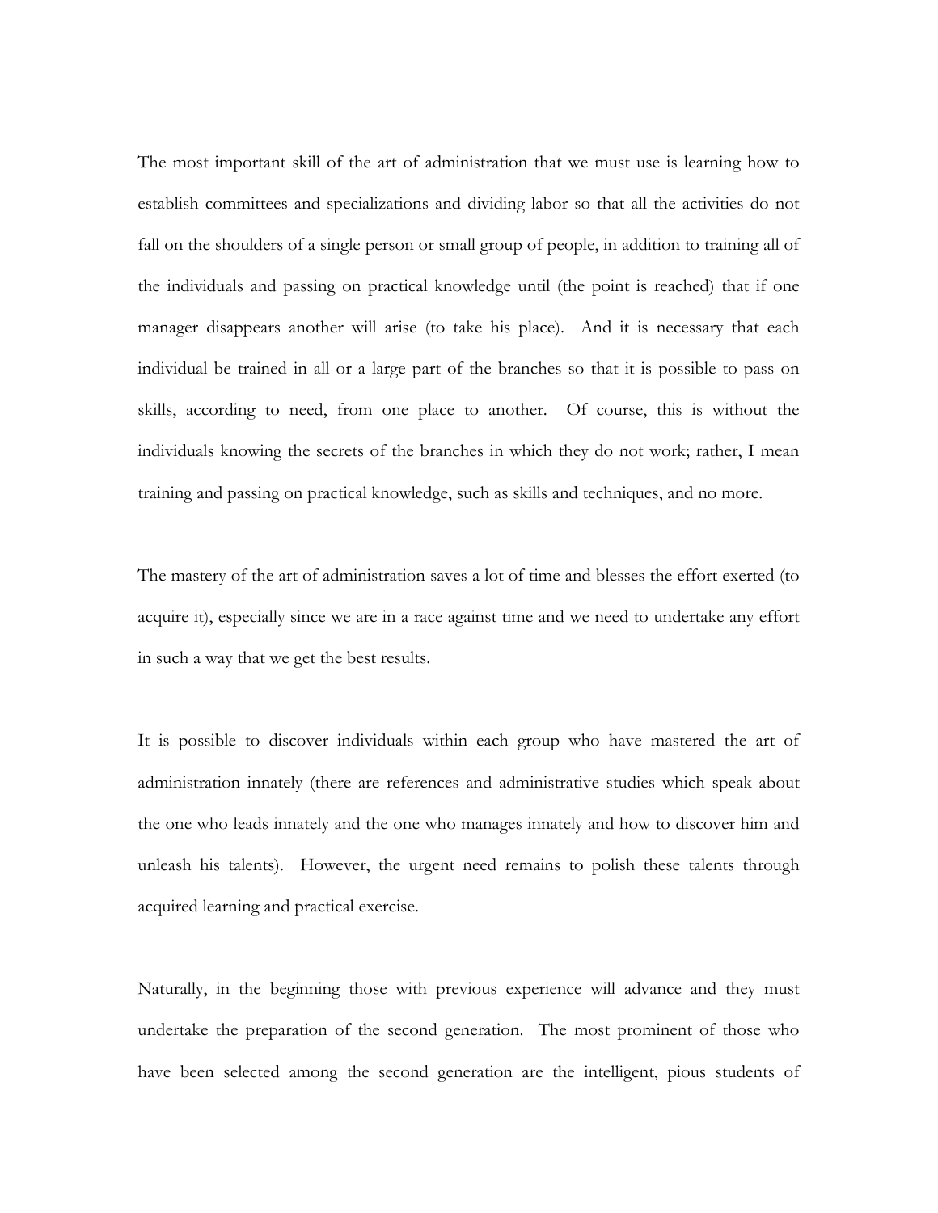The most important skill of the art of administration that we must use is learning how to establish committees and specializations and dividing labor so that all the activities do not fall on the shoulders of a single person or small group of people, in addition to training all of the individuals and passing on practical knowledge until (the point is reached) that if one manager disappears another will arise (to take his place). And it is necessary that each individual be trained in all or a large part of the branches so that it is possible to pass on skills, according to need, from one place to another. Of course, this is without the individuals knowing the secrets of the branches in which they do not work; rather, I mean training and passing on practical knowledge, such as skills and techniques, and no more.

The mastery of the art of administration saves a lot of time and blesses the effort exerted (to acquire it), especially since we are in a race against time and we need to undertake any effort in such a way that we get the best results.

It is possible to discover individuals within each group who have mastered the art of administration innately (there are references and administrative studies which speak about the one who leads innately and the one who manages innately and how to discover him and unleash his talents). However, the urgent need remains to polish these talents through acquired learning and practical exercise.

Naturally, in the beginning those with previous experience will advance and they must undertake the preparation of the second generation. The most prominent of those who have been selected among the second generation are the intelligent, pious students of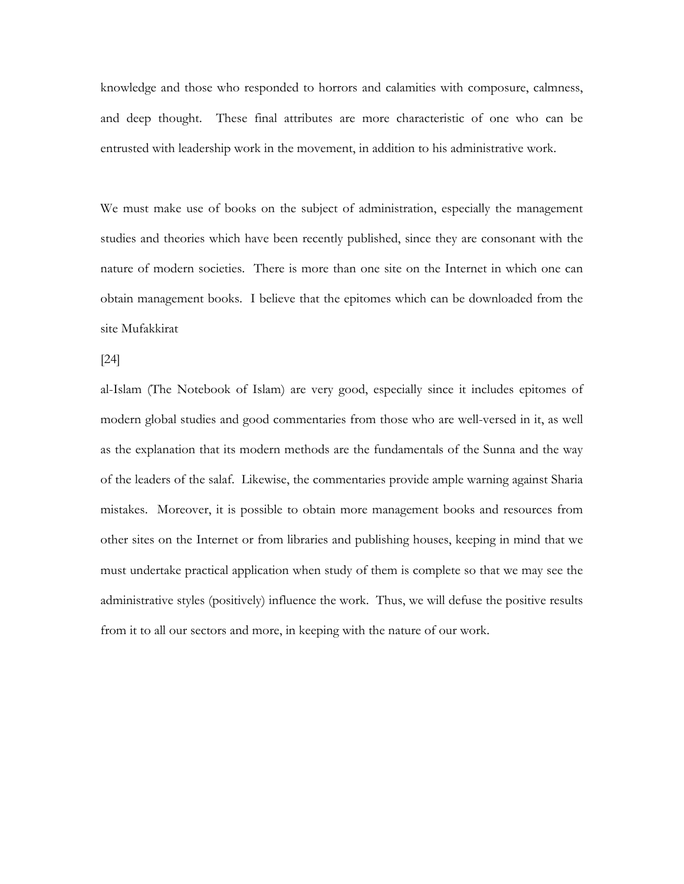knowledge and those who responded to horrors and calamities with composure, calmness, and deep thought. These final attributes are more characteristic of one who can be entrusted with leadership work in the movement, in addition to his administrative work.

We must make use of books on the subject of administration, especially the management studies and theories which have been recently published, since they are consonant with the nature of modern societies. There is more than one site on the Internet in which one can obtain management books. I believe that the epitomes which can be downloaded from the site Mufakkirat

[24]

al-Islam (The Notebook of Islam) are very good, especially since it includes epitomes of modern global studies and good commentaries from those who are well-versed in it, as well as the explanation that its modern methods are the fundamentals of the Sunna and the way of the leaders of the salaf. Likewise, the commentaries provide ample warning against Sharia mistakes. Moreover, it is possible to obtain more management books and resources from other sites on the Internet or from libraries and publishing houses, keeping in mind that we must undertake practical application when study of them is complete so that we may see the administrative styles (positively) influence the work. Thus, we will defuse the positive results from it to all our sectors and more, in keeping with the nature of our work.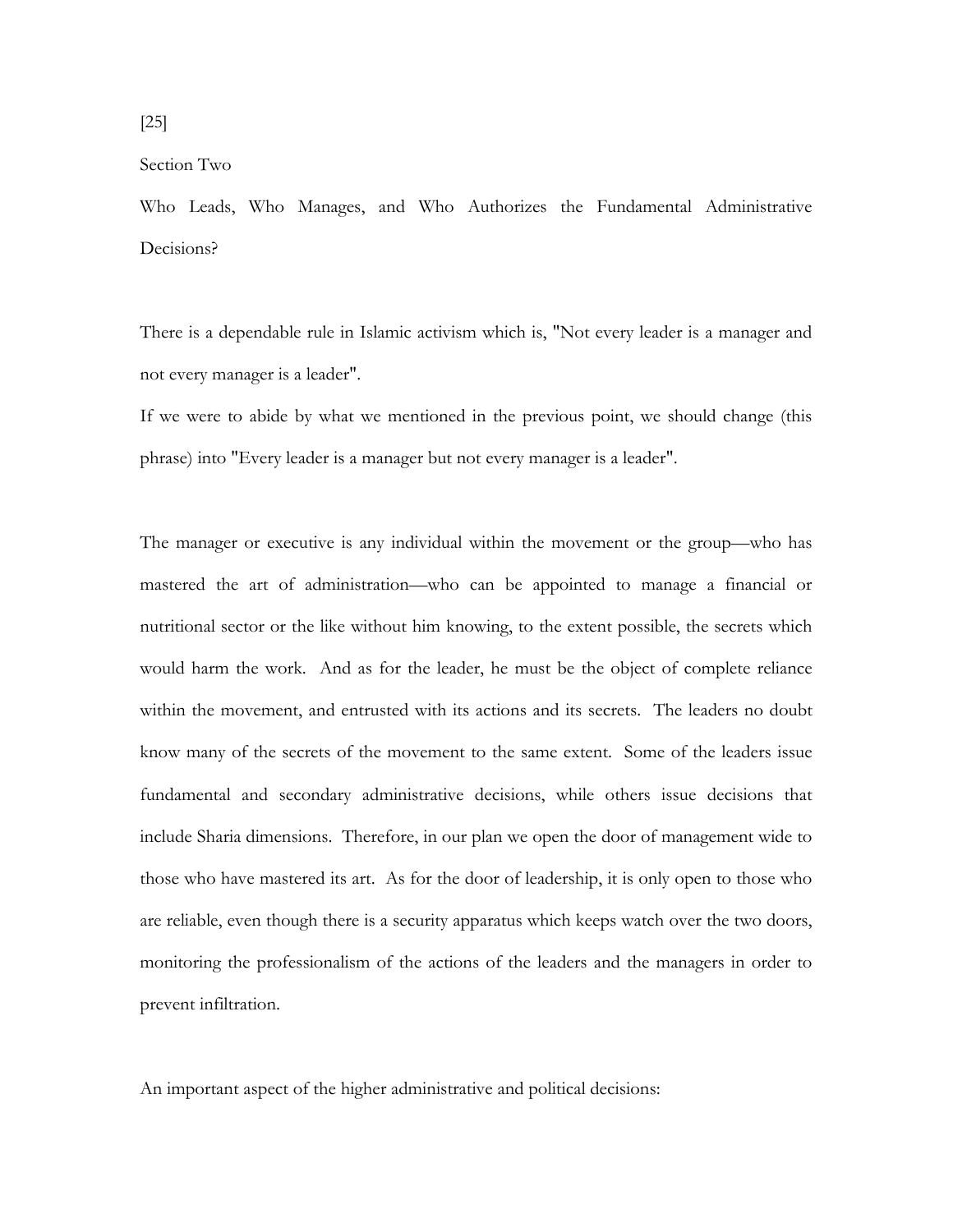[25]

Section Two

## Who Leads, Who Manages, and Who Authorizes the Fundamental Administrative Decisions?

There is a dependable rule in Islamic activism which is, "Not every leader is a manager and not every manager is a leader".

If we were to abide by what we mentioned in the previous point, we should change (this phrase) into "Every leader is a manager but not every manager is a leader".

The manager or executive is any individual within the movement or the group—who has mastered the art of administration—who can be appointed to manage a financial or nutritional sector or the like without him knowing, to the extent possible, the secrets which would harm the work. And as for the leader, he must be the object of complete reliance within the movement, and entrusted with its actions and its secrets. The leaders no doubt know many of the secrets of the movement to the same extent. Some of the leaders issue fundamental and secondary administrative decisions, while others issue decisions that include Sharia dimensions. Therefore, in our plan we open the door of management wide to those who have mastered its art. As for the door of leadership, it is only open to those who are reliable, even though there is a security apparatus which keeps watch over the two doors, monitoring the professionalism of the actions of the leaders and the managers in order to prevent infiltration.

An important aspect of the higher administrative and political decisions: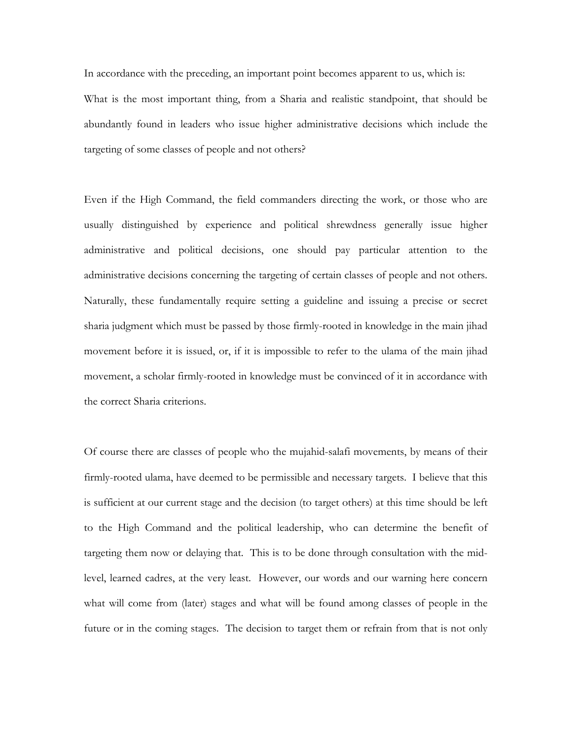In accordance with the preceding, an important point becomes apparent to us, which is:
What is the most important thing, from a Sharia and realistic standpoint, that should be abundantly found in leaders who issue higher administrative decisions which include the targeting of some classes of people and not others?

Even if the High Command, the field commanders directing the work, or those who are usually distinguished by experience and political shrewdness generally issue higher administrative and political decisions, one should pay particular attention to the administrative decisions concerning the targeting of certain classes of people and not others. Naturally, these fundamentally require setting a guideline and issuing a precise or secret sharia judgment which must be passed by those firmly-rooted in knowledge in the main jihad movement before it is issued, or, if it is impossible to refer to the ulama of the main jihad movement, a scholar firmly-rooted in knowledge must be convinced of it in accordance with the correct Sharia criterions.

Of course there are classes of people who the mujahid-salafi movements, by means of their firmly-rooted ulama, have deemed to be permissible and necessary targets. I believe that this is sufficient at our current stage and the decision (to target others) at this time should be left to the High Command and the political leadership, who can determine the benefit of targeting them now or delaying that. This is to be done through consultation with the mid-level, learned cadres, at the very least. However, our words and our warning here concern what will come from (later) stages and what will be found among classes of people in the future or in the coming stages. The decision to target them or refrain from that is not only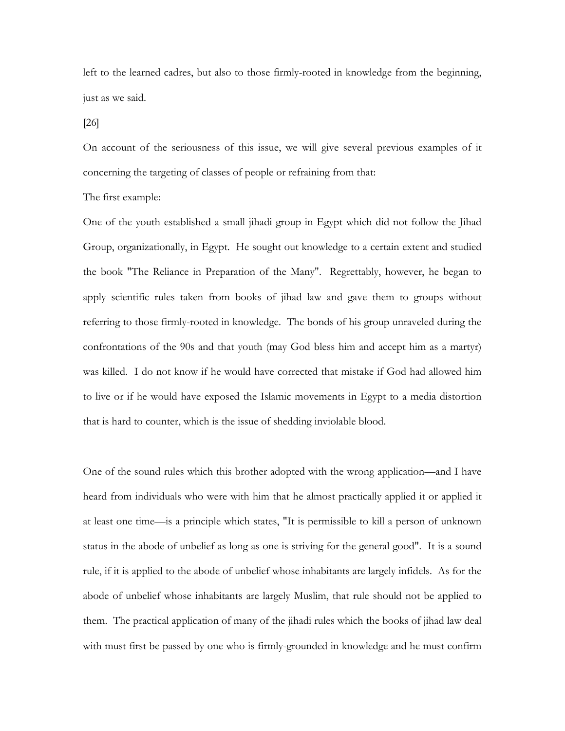left to the learned cadres, but also to those firmly-rooted in knowledge from the beginning, just as we said.

[26]

On account of the seriousness of this issue, we will give several previous examples of it concerning the targeting of classes of people or refraining from that:

The first example:

One of the youth established a small jihadi group in Egypt which did not follow the Jihad Group, organizationally, in Egypt. He sought out knowledge to a certain extent and studied the book "The Reliance in Preparation of the Many". Regrettably, however, he began to apply scientific rules taken from books of jihad law and gave them to groups without referring to those firmly-rooted in knowledge. The bonds of his group unraveled during the confrontations of the 90s and that youth (may God bless him and accept him as a martyr) was killed. I do not know if he would have corrected that mistake if God had allowed him to live or if he would have exposed the Islamic movements in Egypt to a media distortion that is hard to counter, which is the issue of shedding inviolable blood.

One of the sound rules which this brother adopted with the wrong application—and I have heard from individuals who were with him that he almost practically applied it or applied it at least one time—is a principle which states, "It is permissible to kill a person of unknown status in the abode of unbelief as long as one is striving for the general good". It is a sound rule, if it is applied to the abode of unbelief whose inhabitants are largely infidels. As for the abode of unbelief whose inhabitants are largely Muslim, that rule should not be applied to them. The practical application of many of the jihadi rules which the books of jihad law deal with must first be passed by one who is firmly-grounded in knowledge and he must confirm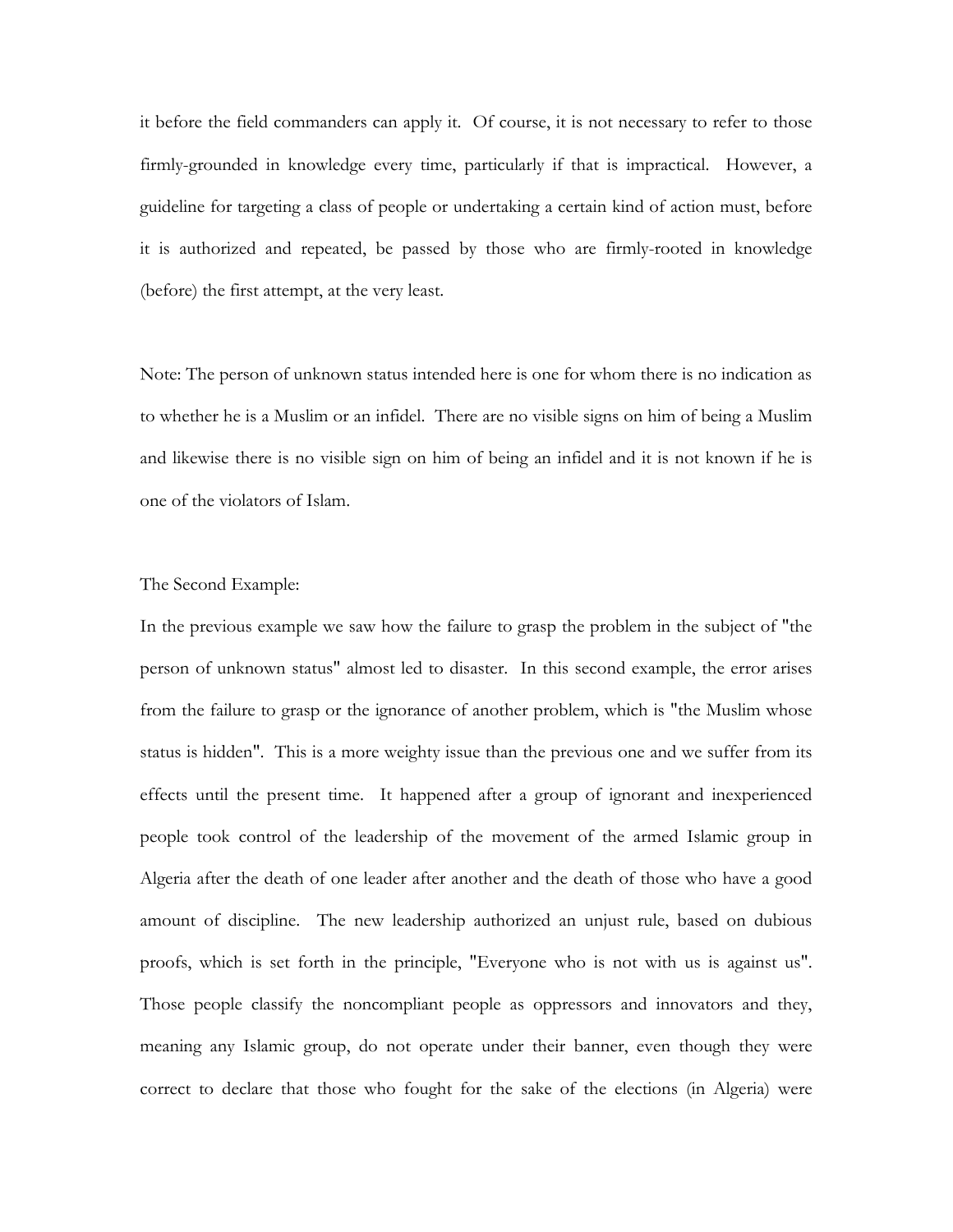it before the field commanders can apply it. Of course, it is not necessary to refer to those firmly-grounded in knowledge every time, particularly if that is impractical. However, a guideline for targeting a class of people or undertaking a certain kind of action must, before it is authorized and repeated, be passed by those who are firmly-rooted in knowledge (before) the first attempt, at the very least.

Note: The person of unknown status intended here is one for whom there is no indication as to whether he is a Muslim or an infidel. There are no visible signs on him of being a Muslim and likewise there is no visible sign on him of being an infidel and it is not known if he is one of the violators of Islam.

The Second Example:

In the previous example we saw how the failure to grasp the problem in the subject of "the person of unknown status" almost led to disaster. In this second example, the error arises from the failure to grasp or the ignorance of another problem, which is "the Muslim whose status is hidden". This is a more weighty issue than the previous one and we suffer from its effects until the present time. It happened after a group of ignorant and inexperienced people took control of the leadership of the movement of the armed Islamic group in Algeria after the death of one leader after another and the death of those who have a good amount of discipline. The new leadership authorized an unjust rule, based on dubious proofs, which is set forth in the principle, "Everyone who is not with us is against us". Those people classify the noncompliant people as oppressors and innovators and they, meaning any Islamic group, do not operate under their banner, even though they were correct to declare that those who fought for the sake of the elections (in Algeria) were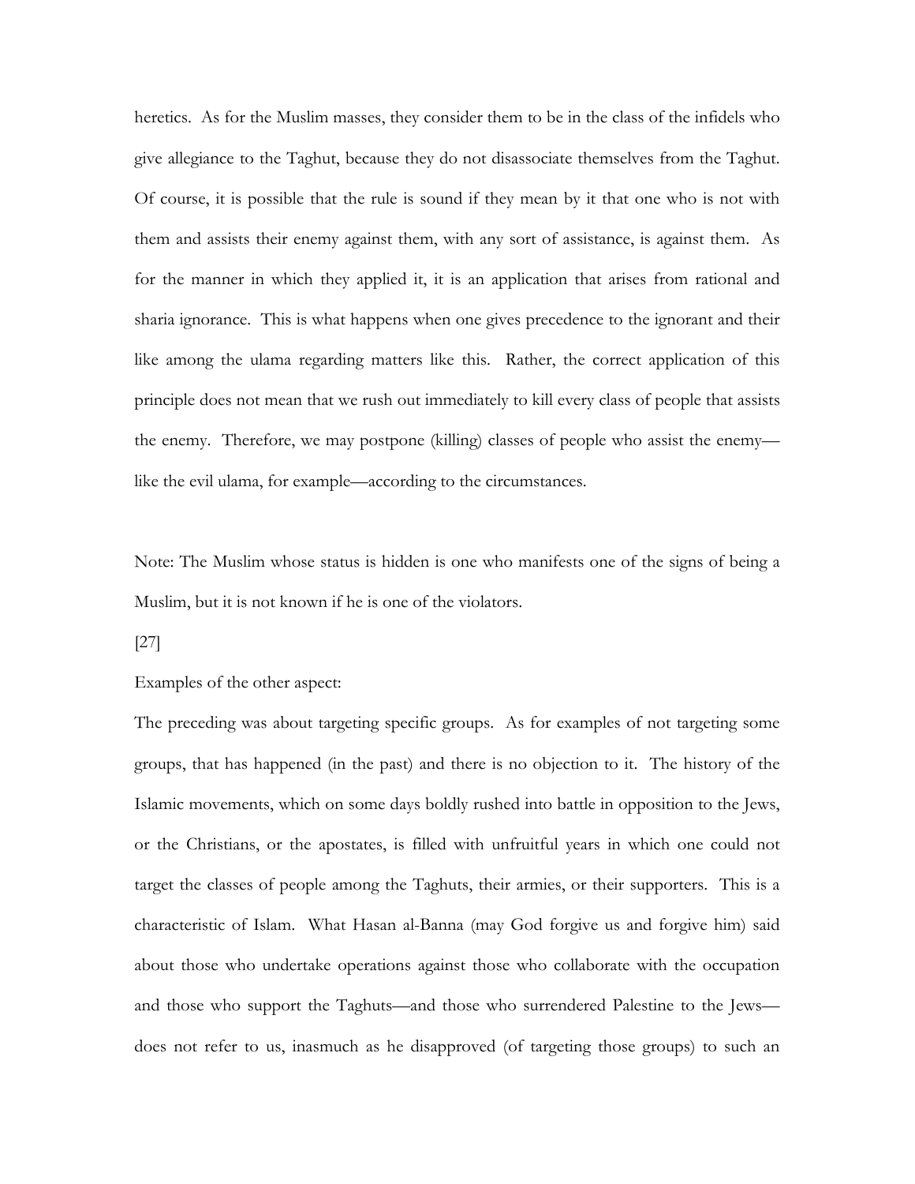heretics. As for the Muslim masses, they consider them to be in the class of the infidels who give allegiance to the Taghut, because they do not disassociate themselves from the Taghut. Of course, it is possible that the rule is sound if they mean by it that one who is not with them and assists their enemy against them, with any sort of assistance, is against them. As for the manner in which they applied it, it is an application that arises from rational and sharia ignorance. This is what happens when one gives precedence to the ignorant and their like among the ulama regarding matters like this. Rather, the correct application of this principle does not mean that we rush out immediately to kill every class of people that assists the enemy. Therefore, we may postpone (killing) classes of people who assist the enemy—like the evil ulama, for example—according to the circumstances.

Note: The Muslim whose status is hidden is one who manifests one of the signs of being a Muslim, but it is not known if he is one of the violators.

[27]

Examples of the other aspect:

The preceding was about targeting specific groups. As for examples of not targeting some groups, that has happened (in the past) and there is no objection to it. The history of the Islamic movements, which on some days boldly rushed into battle in opposition to the Jews, or the Christians, or the apostates, is filled with unfruitful years in which one could not target the classes of people among the Taghuts, their armies, or their supporters. This is a characteristic of Islam. What Hasan al-Banna (may God forgive us and forgive him) said about those who undertake operations against those who collaborate with the occupation and those who support the Taghuts—and those who surrendered Palestine to the Jews—does not refer to us, inasmuch as he disapproved (of targeting those groups) to such an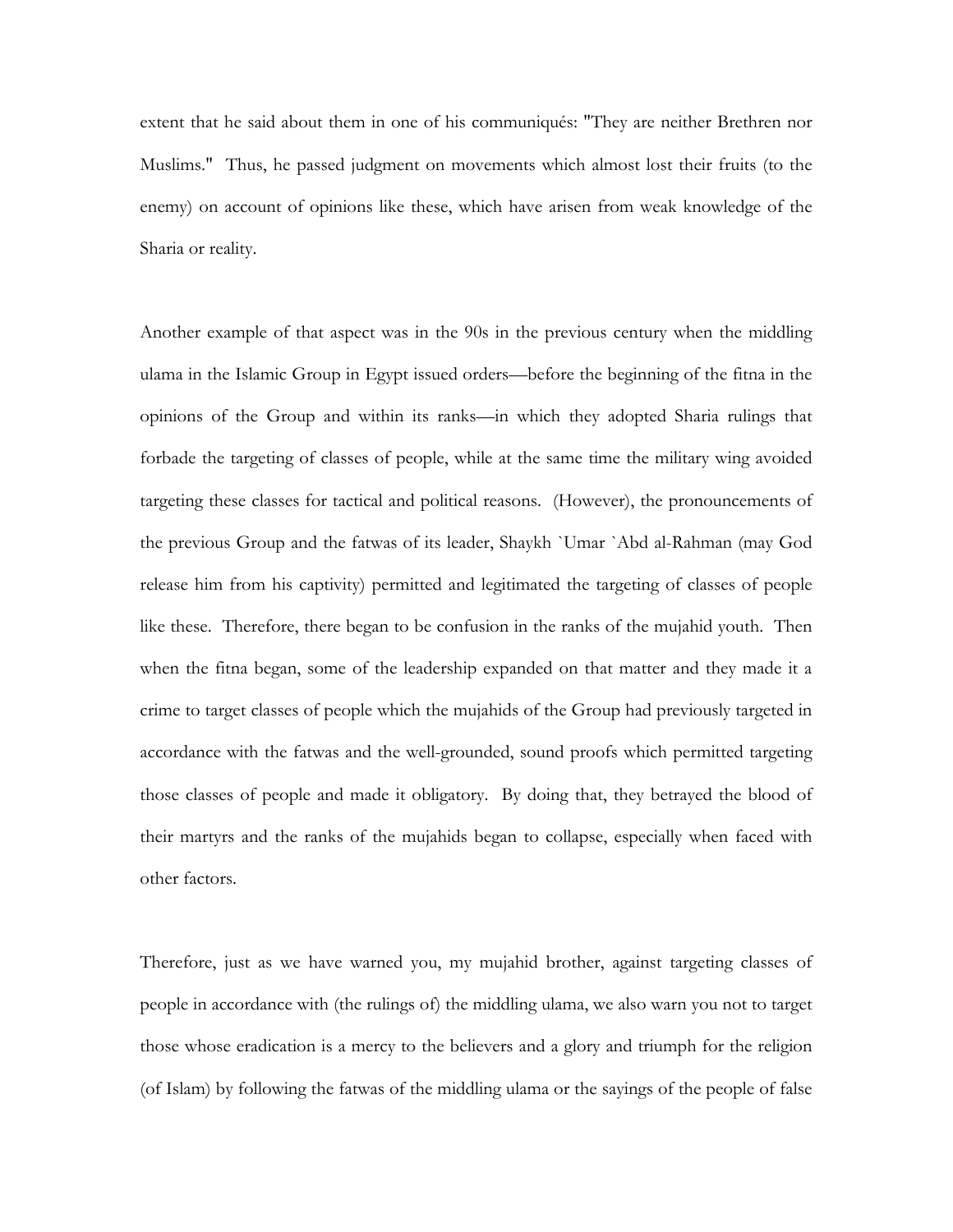extent that he said about them in one of his communiqués: "They are neither Brethren nor Muslims." Thus, he passed judgment on movements which almost lost their fruits (to the enemy) on account of opinions like these, which have arisen from weak knowledge of the Sharia or reality.

Another example of that aspect was in the 90s in the previous century when the middling ulama in the Islamic Group in Egypt issued orders—before the beginning of the fitna in the opinions of the Group and within its ranks—in which they adopted Sharia rulings that forbade the targeting of classes of people, while at the same time the military wing avoided targeting these classes for tactical and political reasons. (However), the pronouncements of the previous Group and the fatwas of its leader, Shaykh `Umar `Abd al-Rahman (may God release him from his captivity) permitted and legitimated the targeting of classes of people like these. Therefore, there began to be confusion in the ranks of the mujahid youth. Then when the fitna began, some of the leadership expanded on that matter and they made it a crime to target classes of people which the mujahids of the Group had previously targeted in accordance with the fatwas and the well-grounded, sound proofs which permitted targeting those classes of people and made it obligatory. By doing that, they betrayed the blood of their martyrs and the ranks of the mujahids began to collapse, especially when faced with other factors.

Therefore, just as we have warned you, my mujahid brother, against targeting classes of people in accordance with (the rulings of) the middling ulama, we also warn you not to target those whose eradication is a mercy to the believers and a glory and triumph for the religion (of Islam) by following the fatwas of the middling ulama or the sayings of the people of false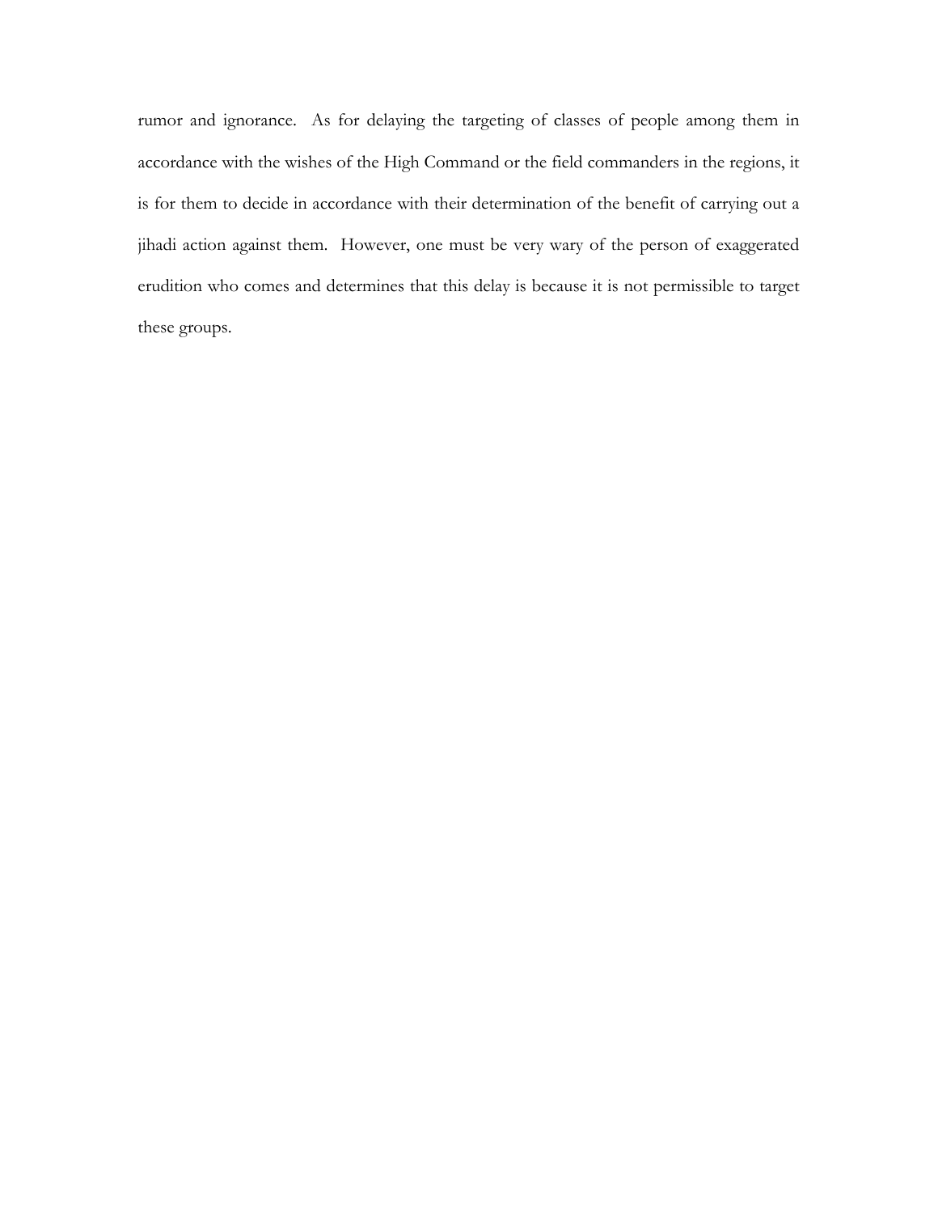rumor and ignorance. As for delaying the targeting of classes of people among them in accordance with the wishes of the High Command or the field commanders in the regions, it is for them to decide in accordance with their determination of the benefit of carrying out a jihadi action against them. However, one must be very wary of the person of exaggerated erudition who comes and determines that this delay is because it is not permissible to target these groups.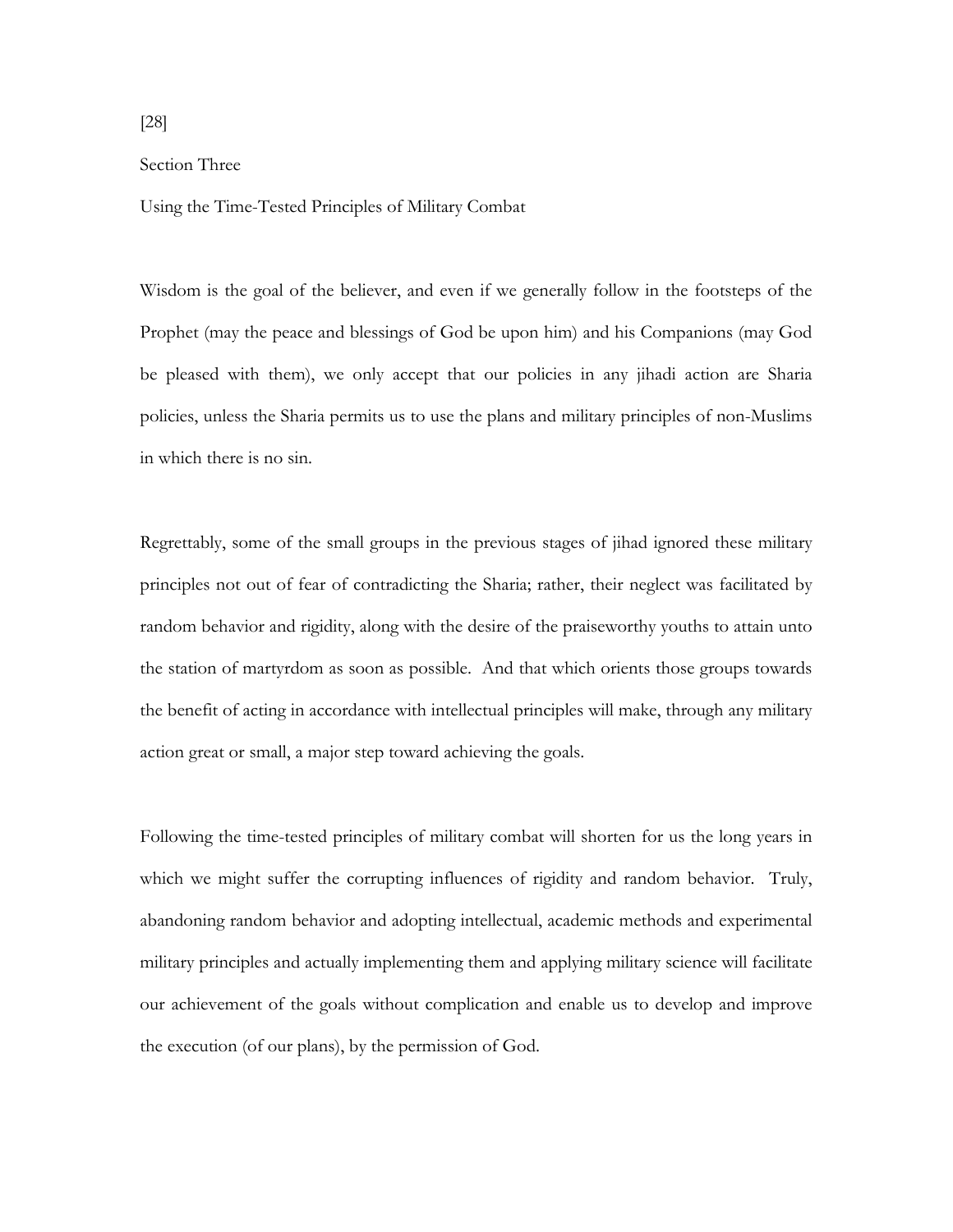[28]

## Section Three

### Using the Time-Tested Principles of Military Combat

Wisdom is the goal of the believer, and even if we generally follow in the footsteps of the Prophet (may the peace and blessings of God be upon him) and his Companions (may God be pleased with them), we only accept that our policies in any jihadi action are Sharia policies, unless the Sharia permits us to use the plans and military principles of non-Muslims in which there is no sin.

Regrettably, some of the small groups in the previous stages of jihad ignored these military principles not out of fear of contradicting the Sharia; rather, their neglect was facilitated by random behavior and rigidity, along with the desire of the praiseworthy youths to attain unto the station of martyrdom as soon as possible. And that which orients those groups towards the benefit of acting in accordance with intellectual principles will make, through any military action great or small, a major step toward achieving the goals.

Following the time-tested principles of military combat will shorten for us the long years in which we might suffer the corrupting influences of rigidity and random behavior. Truly, abandoning random behavior and adopting intellectual, academic methods and experimental military principles and actually implementing them and applying military science will facilitate our achievement of the goals without complication and enable us to develop and improve the execution (of our plans), by the permission of God.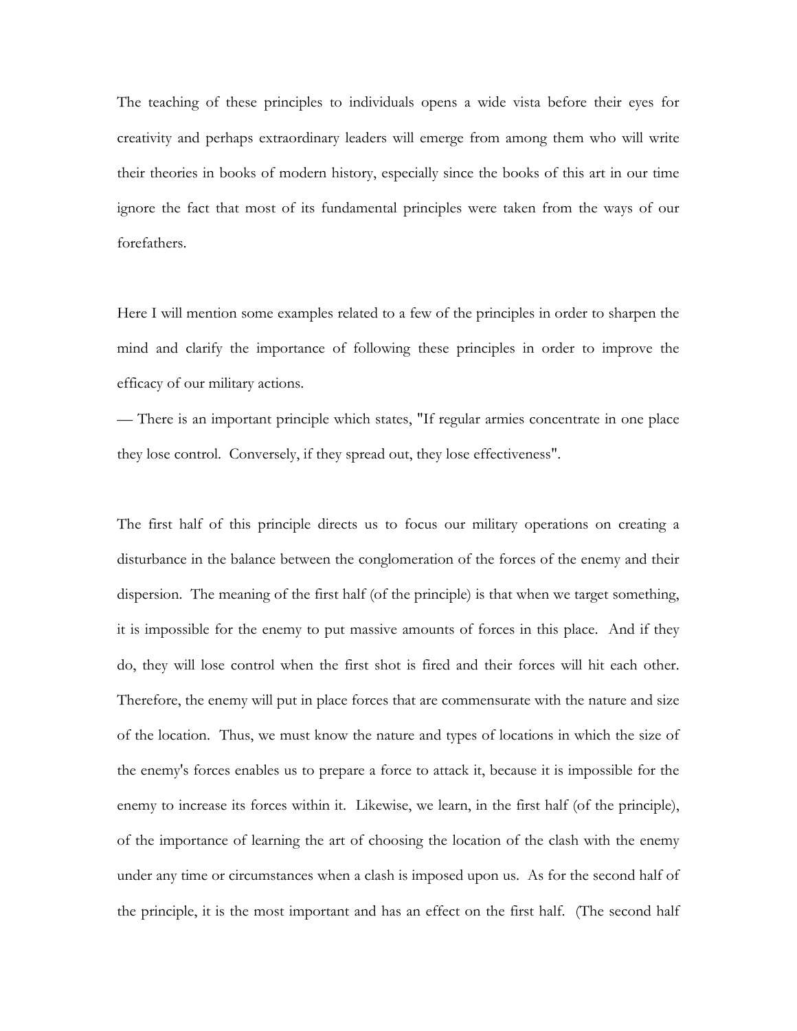The teaching of these principles to individuals opens a wide vista before their eyes for creativity and perhaps extraordinary leaders will emerge from among them who will write their theories in books of modern history, especially since the books of this art in our time ignore the fact that most of its fundamental principles were taken from the ways of our forefathers.

Here I will mention some examples related to a few of the principles in order to sharpen the mind and clarify the importance of following these principles in order to improve the efficacy of our military actions.

— There is an important principle which states, "If regular armies concentrate in one place they lose control. Conversely, if they spread out, they lose effectiveness".

The first half of this principle directs us to focus our military operations on creating a disturbance in the balance between the conglomeration of the forces of the enemy and their dispersion. The meaning of the first half (of the principle) is that when we target something, it is impossible for the enemy to put massive amounts of forces in this place. And if they do, they will lose control when the first shot is fired and their forces will hit each other. Therefore, the enemy will put in place forces that are commensurate with the nature and size of the location. Thus, we must know the nature and types of locations in which the size of the enemy's forces enables us to prepare a force to attack it, because it is impossible for the enemy to increase its forces within it. Likewise, we learn, in the first half (of the principle), of the importance of learning the art of choosing the location of the clash with the enemy under any time or circumstances when a clash is imposed upon us. As for the second half of the principle, it is the most important and has an effect on the first half. (The second half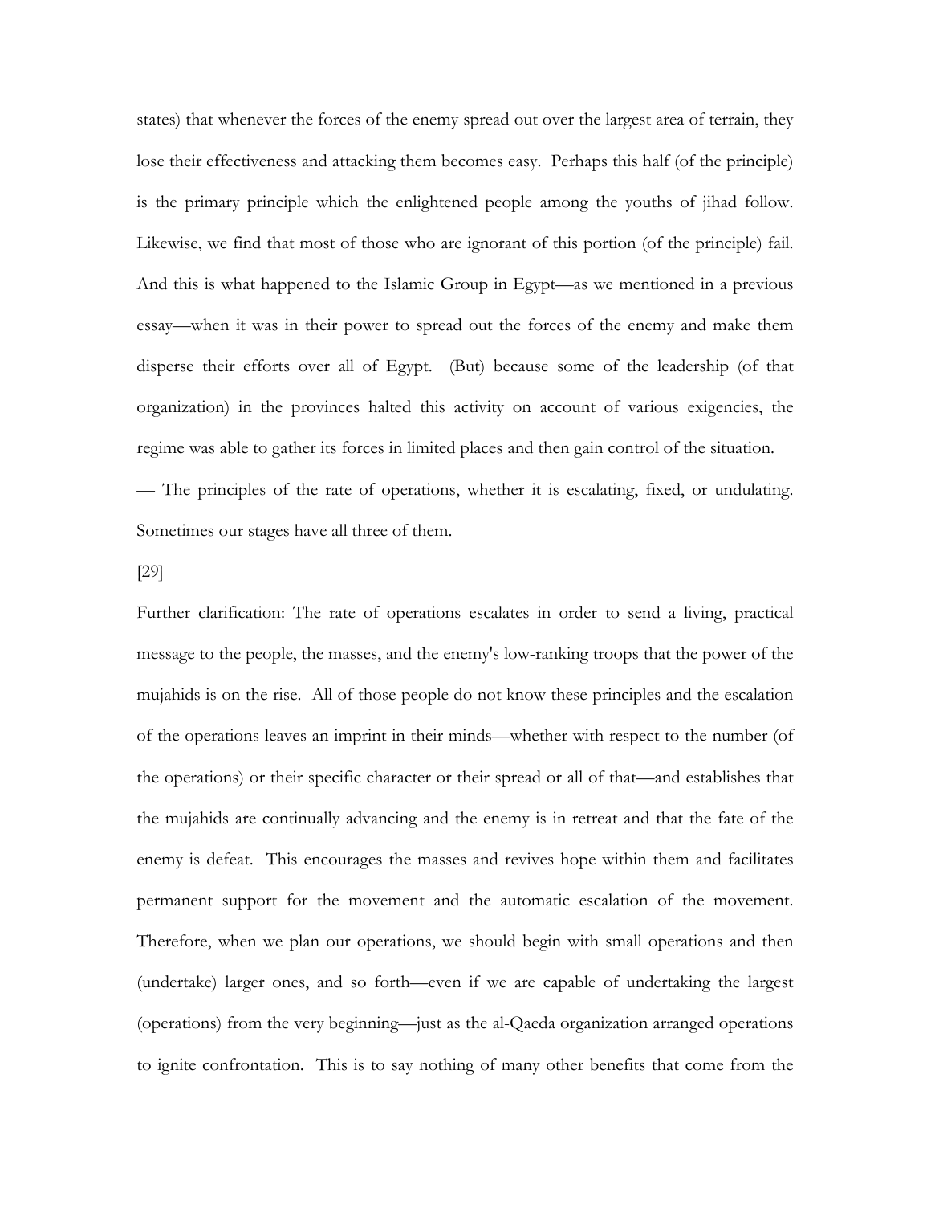states) that whenever the forces of the enemy spread out over the largest area of terrain, they lose their effectiveness and attacking them becomes easy. Perhaps this half (of the principle) is the primary principle which the enlightened people among the youths of jihad follow. Likewise, we find that most of those who are ignorant of this portion (of the principle) fail. And this is what happened to the Islamic Group in Egypt—as we mentioned in a previous essay—when it was in their power to spread out the forces of the enemy and make them disperse their efforts over all of Egypt. (But) because some of the leadership (of that organization) in the provinces halted this activity on account of various exigencies, the regime was able to gather its forces in limited places and then gain control of the situation.

— The principles of the rate of operations, whether it is escalating, fixed, or undulating. Sometimes our stages have all three of them.

[29]

Further clarification: The rate of operations escalates in order to send a living, practical message to the people, the masses, and the enemy's low-ranking troops that the power of the mujahids is on the rise. All of those people do not know these principles and the escalation of the operations leaves an imprint in their minds—whether with respect to the number (of the operations) or their specific character or their spread or all of that—and establishes that the mujahids are continually advancing and the enemy is in retreat and that the fate of the enemy is defeat. This encourages the masses and revives hope within them and facilitates permanent support for the movement and the automatic escalation of the movement. Therefore, when we plan our operations, we should begin with small operations and then (undertake) larger ones, and so forth—even if we are capable of undertaking the largest (operations) from the very beginning—just as the al-Qaeda organization arranged operations to ignite confrontation. This is to say nothing of many other benefits that come from the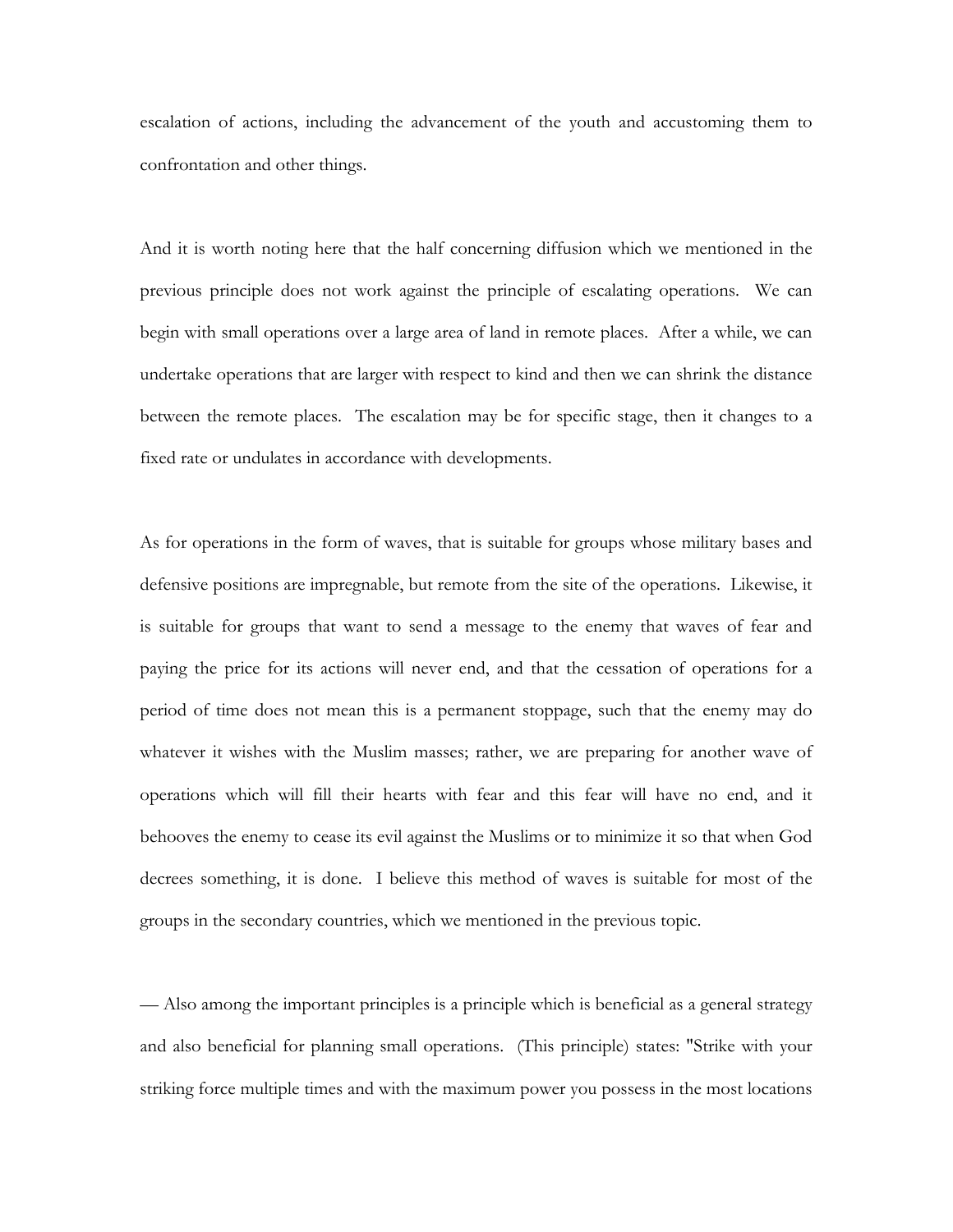escalation of actions, including the advancement of the youth and accustoming them to confrontation and other things.

And it is worth noting here that the half concerning diffusion which we mentioned in the previous principle does not work against the principle of escalating operations. We can begin with small operations over a large area of land in remote places. After a while, we can undertake operations that are larger with respect to kind and then we can shrink the distance between the remote places. The escalation may be for specific stage, then it changes to a fixed rate or undulates in accordance with developments.

As for operations in the form of waves, that is suitable for groups whose military bases and defensive positions are impregnable, but remote from the site of the operations. Likewise, it is suitable for groups that want to send a message to the enemy that waves of fear and paying the price for its actions will never end, and that the cessation of operations for a period of time does not mean this is a permanent stoppage, such that the enemy may do whatever it wishes with the Muslim masses; rather, we are preparing for another wave of operations which will fill their hearts with fear and this fear will have no end, and it behooves the enemy to cease its evil against the Muslims or to minimize it so that when God decrees something, it is done. I believe this method of waves is suitable for most of the groups in the secondary countries, which we mentioned in the previous topic.

— Also among the important principles is a principle which is beneficial as a general strategy and also beneficial for planning small operations. (This principle) states: "Strike with your striking force multiple times and with the maximum power you possess in the most locations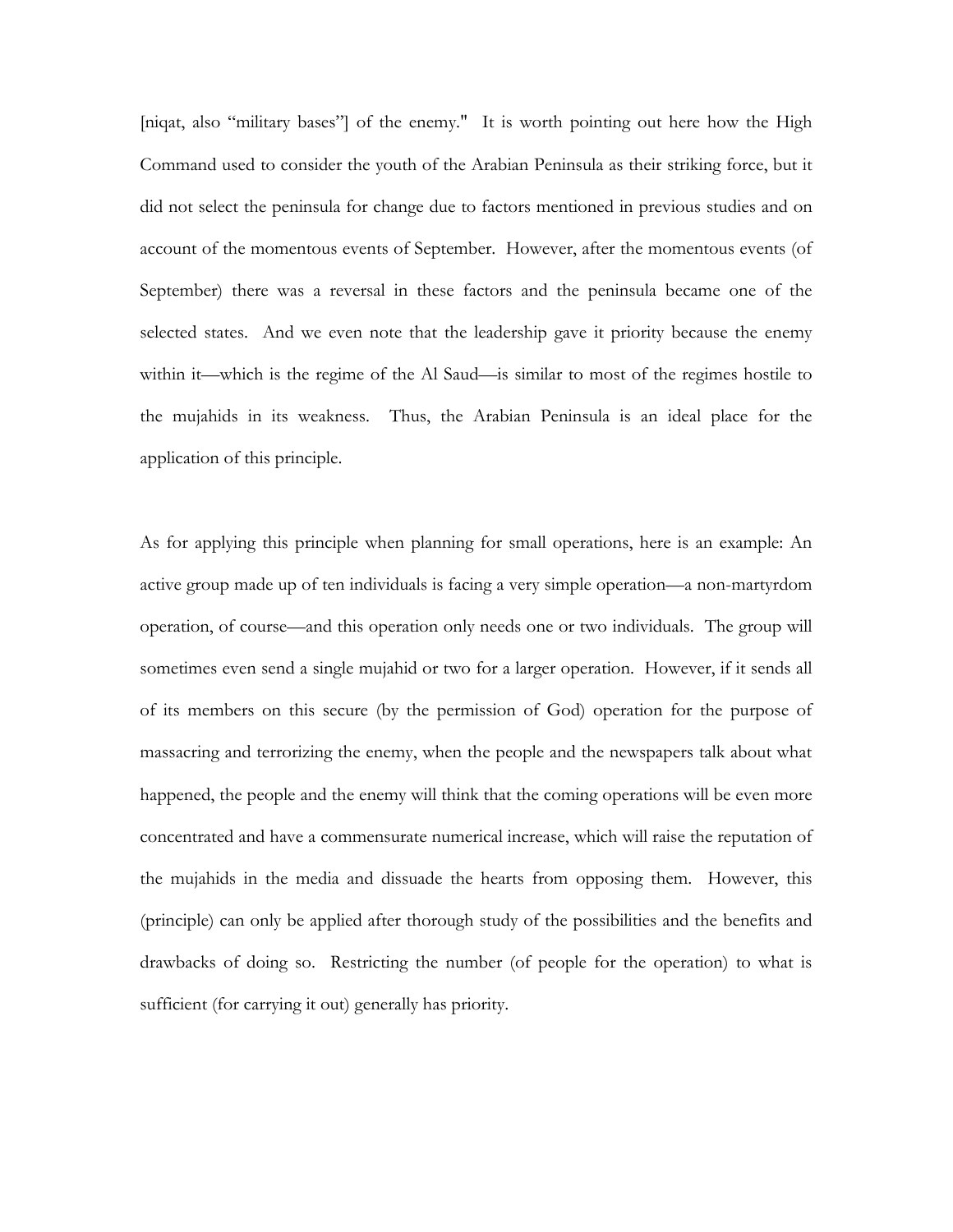[niqat, also "military bases"] of the enemy." It is worth pointing out here how the High Command used to consider the youth of the Arabian Peninsula as their striking force, but it did not select the peninsula for change due to factors mentioned in previous studies and on account of the momentous events of September. However, after the momentous events (of September) there was a reversal in these factors and the peninsula became one of the selected states. And we even note that the leadership gave it priority because the enemy within it—which is the regime of the Al Saud—is similar to most of the regimes hostile to the mujahids in its weakness. Thus, the Arabian Peninsula is an ideal place for the application of this principle.

As for applying this principle when planning for small operations, here is an example: An active group made up of ten individuals is facing a very simple operation—a non-martyrdom operation, of course—and this operation only needs one or two individuals. The group will sometimes even send a single mujahid or two for a larger operation. However, if it sends all of its members on this secure (by the permission of God) operation for the purpose of massacring and terrorizing the enemy, when the people and the newspapers talk about what happened, the people and the enemy will think that the coming operations will be even more concentrated and have a commensurate numerical increase, which will raise the reputation of the mujahids in the media and dissuade the hearts from opposing them. However, this (principle) can only be applied after thorough study of the possibilities and the benefits and drawbacks of doing so. Restricting the number (of people for the operation) to what is sufficient (for carrying it out) generally has priority.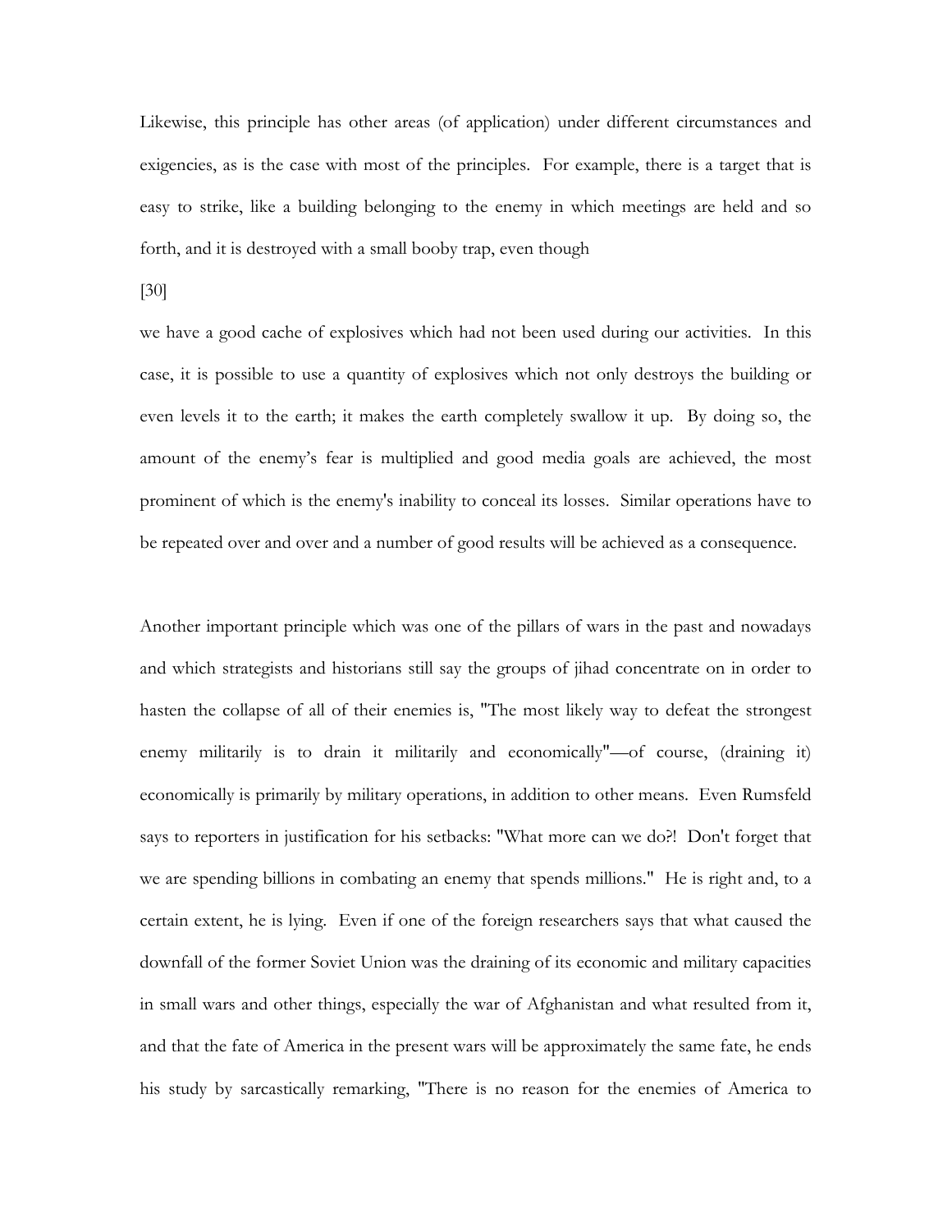Likewise, this principle has other areas (of application) under different circumstances and exigencies, as is the case with most of the principles. For example, there is a target that is easy to strike, like a building belonging to the enemy in which meetings are held and so forth, and it is destroyed with a small booby trap, even though

[30]

we have a good cache of explosives which had not been used during our activities. In this case, it is possible to use a quantity of explosives which not only destroys the building or even levels it to the earth; it makes the earth completely swallow it up. By doing so, the amount of the enemy's fear is multiplied and good media goals are achieved, the most prominent of which is the enemy's inability to conceal its losses. Similar operations have to be repeated over and over and a number of good results will be achieved as a consequence.

Another important principle which was one of the pillars of wars in the past and nowadays and which strategists and historians still say the groups of jihad concentrate on in order to hasten the collapse of all of their enemies is, "The most likely way to defeat the strongest enemy militarily is to drain it militarily and economically"—of course, (draining it) economically is primarily by military operations, in addition to other means. Even Rumsfeld says to reporters in justification for his setbacks: "What more can we do?! Don't forget that we are spending billions in combating an enemy that spends millions." He is right and, to a certain extent, he is lying. Even if one of the foreign researchers says that what caused the downfall of the former Soviet Union was the draining of its economic and military capacities in small wars and other things, especially the war of Afghanistan and what resulted from it, and that the fate of America in the present wars will be approximately the same fate, he ends his study by sarcastically remarking, "There is no reason for the enemies of America to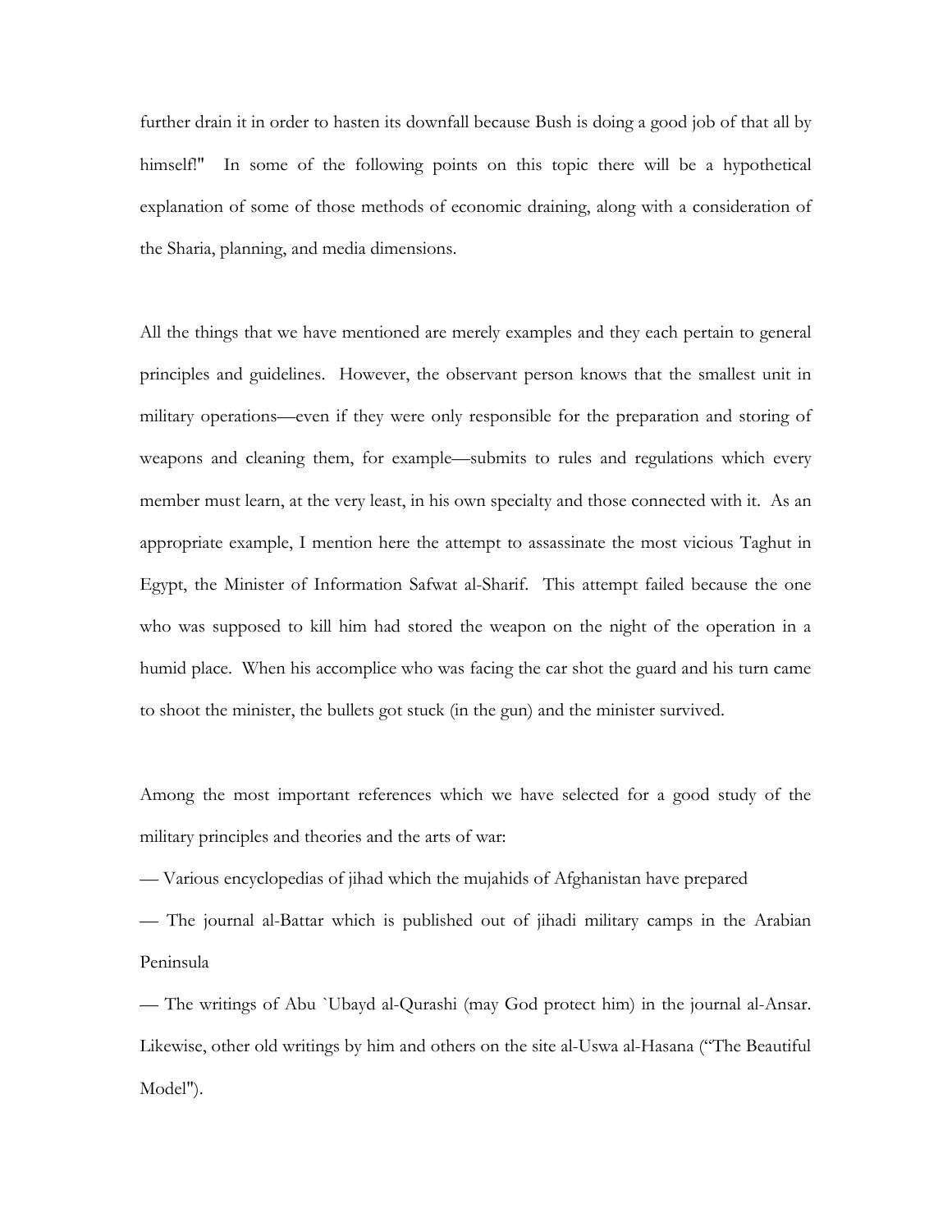further drain it in order to hasten its downfall because Bush is doing a good job of that all by himself!" In some of the following points on this topic there will be a hypothetical explanation of some of those methods of economic draining, along with a consideration of the Sharia, planning, and media dimensions.

All the things that we have mentioned are merely examples and they each pertain to general principles and guidelines. However, the observant person knows that the smallest unit in military operations—even if they were only responsible for the preparation and storing of weapons and cleaning them, for example—submits to rules and regulations which every member must learn, at the very least, in his own specialty and those connected with it. As an appropriate example, I mention here the attempt to assassinate the most vicious Taghut in Egypt, the Minister of Information Safwat al-Sharif. This attempt failed because the one who was supposed to kill him had stored the weapon on the night of the operation in a humid place. When his accomplice who was facing the car shot the guard and his turn came to shoot the minister, the bullets got stuck (in the gun) and the minister survived.

Among the most important references which we have selected for a good study of the military principles and theories and the arts of war:

— Various encyclopedias of jihad which the mujahids of Afghanistan have prepared

— The journal al-Battar which is published out of jihadi military camps in the Arabian Peninsula

— The writings of Abu `Ubayd al-Qurashi (may God protect him) in the journal al-Ansar. Likewise, other old writings by him and others on the site al-Uswa al-Hasana ("The Beautiful Model").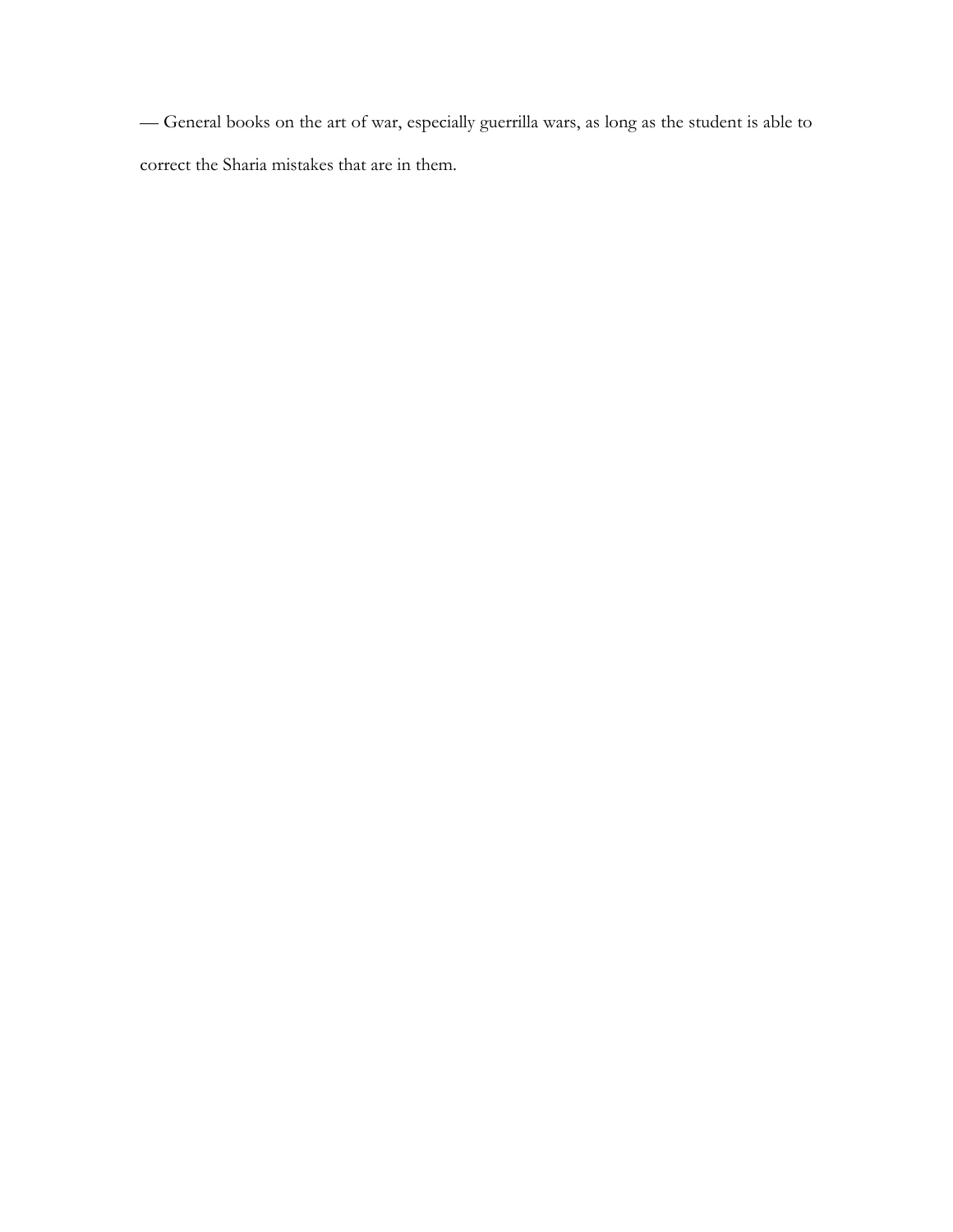— General books on the art of war, especially guerrilla wars, as long as the student is able to correct the Sharia mistakes that are in them.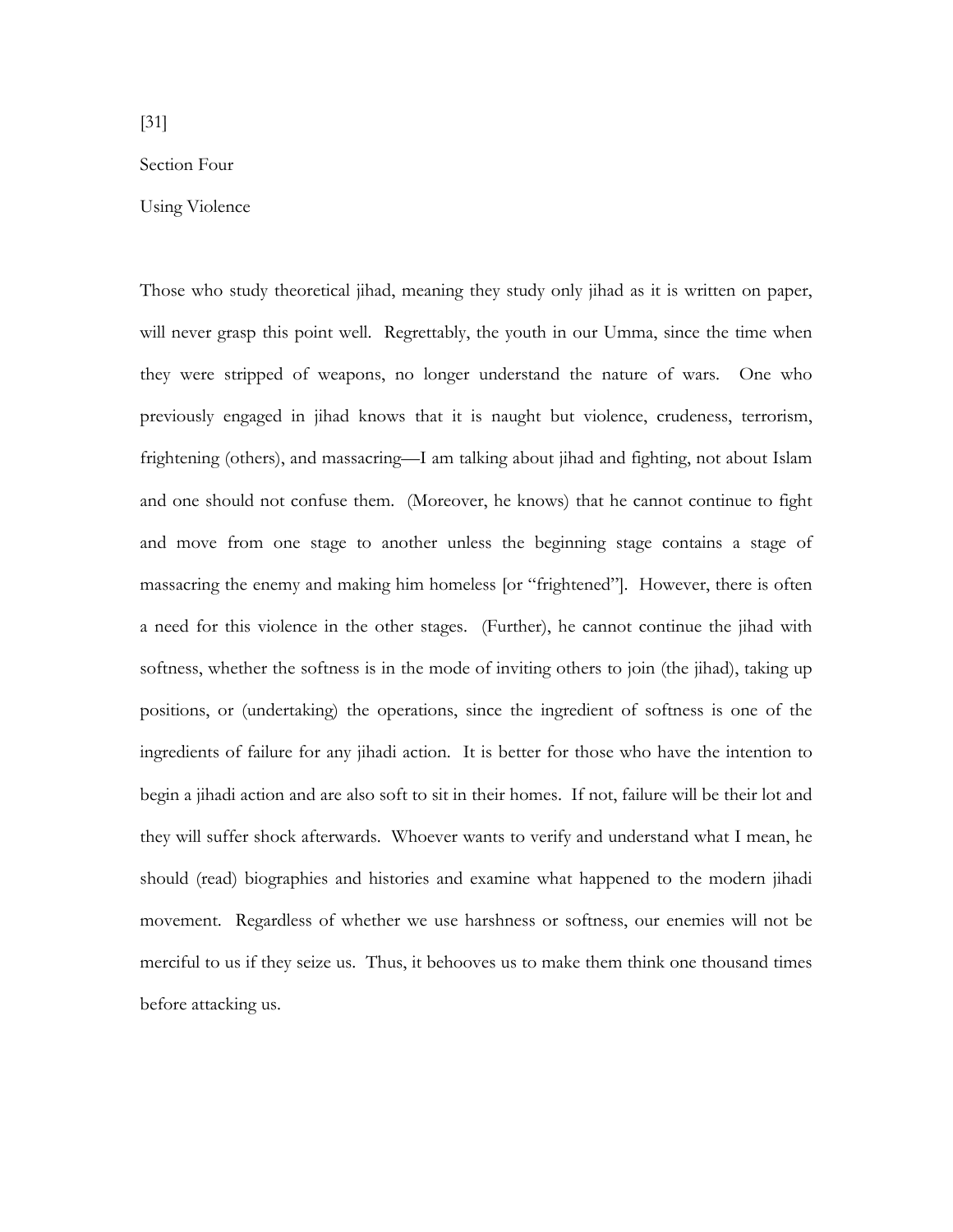[31]

## Section Four

### Using Violence

Those who study theoretical jihad, meaning they study only jihad as it is written on paper, will never grasp this point well. Regrettably, the youth in our Umma, since the time when they were stripped of weapons, no longer understand the nature of wars. One who previously engaged in jihad knows that it is naught but violence, crudeness, terrorism, frightening (others), and massacring—I am talking about jihad and fighting, not about Islam and one should not confuse them. (Moreover, he knows) that he cannot continue to fight and move from one stage to another unless the beginning stage contains a stage of massacring the enemy and making him homeless [or "frightened"]. However, there is often a need for this violence in the other stages. (Further), he cannot continue the jihad with softness, whether the softness is in the mode of inviting others to join (the jihad), taking up positions, or (undertaking) the operations, since the ingredient of softness is one of the ingredients of failure for any jihadi action. It is better for those who have the intention to begin a jihadi action and are also soft to sit in their homes. If not, failure will be their lot and they will suffer shock afterwards. Whoever wants to verify and understand what I mean, he should (read) biographies and histories and examine what happened to the modern jihadi movement. Regardless of whether we use harshness or softness, our enemies will not be merciful to us if they seize us. Thus, it behooves us to make them think one thousand times before attacking us.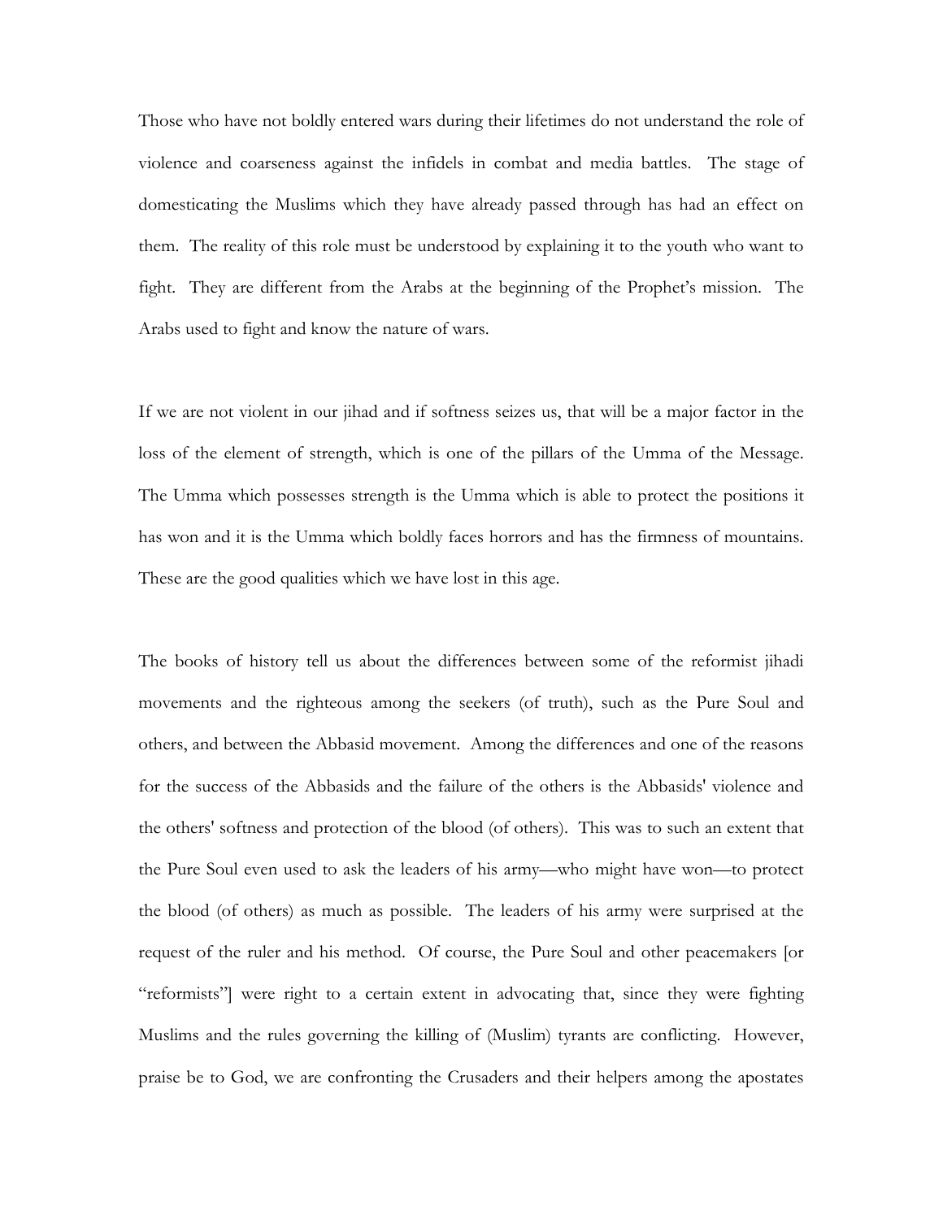Those who have not boldly entered wars during their lifetimes do not understand the role of violence and coarseness against the infidels in combat and media battles. The stage of domesticating the Muslims which they have already passed through has had an effect on them. The reality of this role must be understood by explaining it to the youth who want to fight. They are different from the Arabs at the beginning of the Prophet's mission. The Arabs used to fight and know the nature of wars.

If we are not violent in our jihad and if softness seizes us, that will be a major factor in the loss of the element of strength, which is one of the pillars of the Umma of the Message. The Umma which possesses strength is the Umma which is able to protect the positions it has won and it is the Umma which boldly faces horrors and has the firmness of mountains. These are the good qualities which we have lost in this age.

The books of history tell us about the differences between some of the reformist jihadi movements and the righteous among the seekers (of truth), such as the Pure Soul and others, and between the Abbasid movement. Among the differences and one of the reasons for the success of the Abbasids and the failure of the others is the Abbasids' violence and the others' softness and protection of the blood (of others). This was to such an extent that the Pure Soul even used to ask the leaders of his army—who might have won—to protect the blood (of others) as much as possible. The leaders of his army were surprised at the request of the ruler and his method. Of course, the Pure Soul and other peacemakers [or "reformists"] were right to a certain extent in advocating that, since they were fighting Muslims and the rules governing the killing of (Muslim) tyrants are conflicting. However, praise be to God, we are confronting the Crusaders and their helpers among the apostates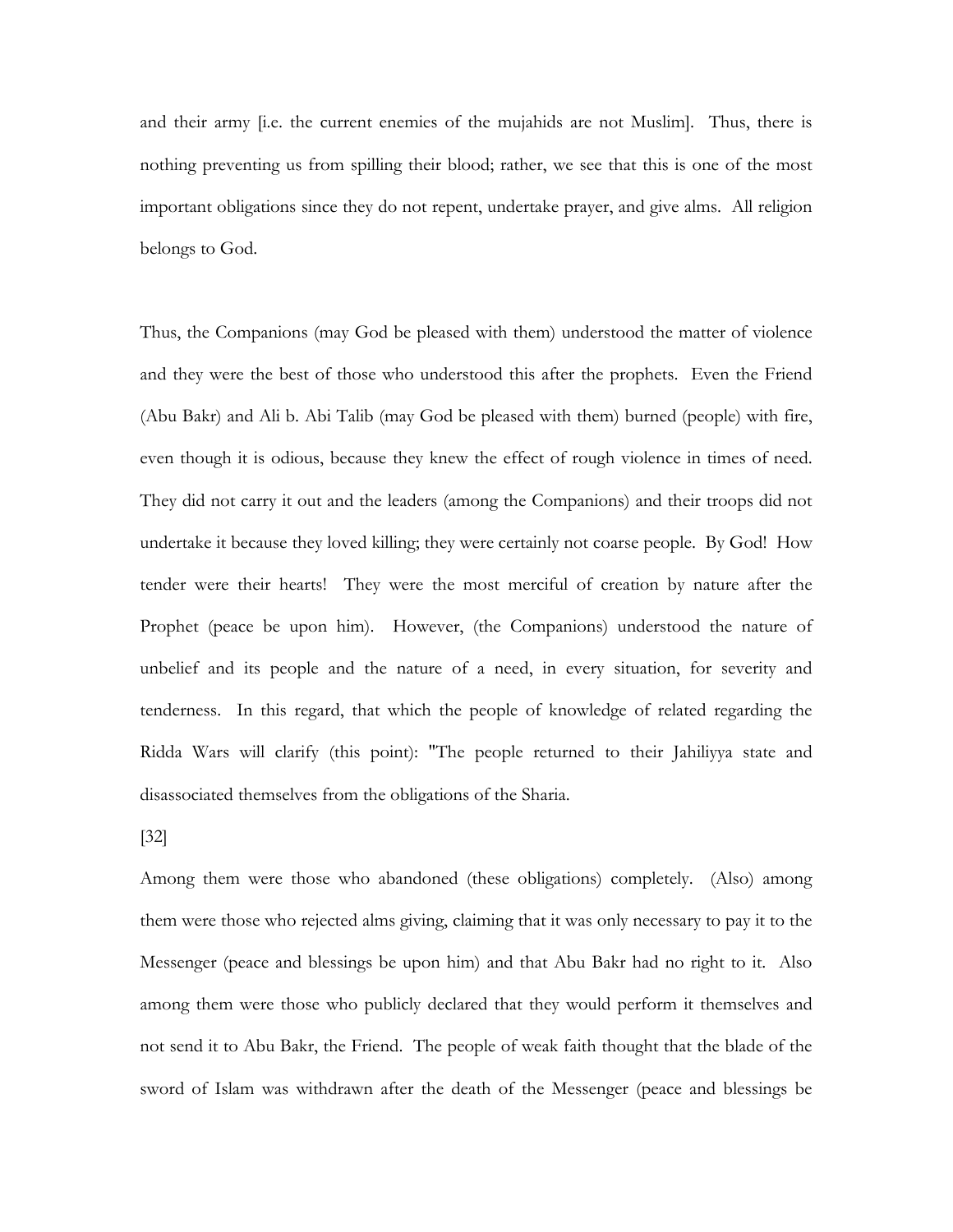and their army [i.e. the current enemies of the mujahids are not Muslim]. Thus, there is nothing preventing us from spilling their blood; rather, we see that this is one of the most important obligations since they do not repent, undertake prayer, and give alms. All religion belongs to God.

Thus, the Companions (may God be pleased with them) understood the matter of violence and they were the best of those who understood this after the prophets. Even the Friend (Abu Bakr) and Ali b. Abi Talib (may God be pleased with them) burned (people) with fire, even though it is odious, because they knew the effect of rough violence in times of need. They did not carry it out and the leaders (among the Companions) and their troops did not undertake it because they loved killing; they were certainly not coarse people. By God! How tender were their hearts! They were the most merciful of creation by nature after the Prophet (peace be upon him). However, (the Companions) understood the nature of unbelief and its people and the nature of a need, in every situation, for severity and tenderness. In this regard, that which the people of knowledge of related regarding the Ridda Wars will clarify (this point): "The people returned to their Jahiliyya state and disassociated themselves from the obligations of the Sharia.

[32]

Among them were those who abandoned (these obligations) completely. (Also) among them were those who rejected alms giving, claiming that it was only necessary to pay it to the Messenger (peace and blessings be upon him) and that Abu Bakr had no right to it. Also among them were those who publicly declared that they would perform it themselves and not send it to Abu Bakr, the Friend. The people of weak faith thought that the blade of the sword of Islam was withdrawn after the death of the Messenger (peace and blessings be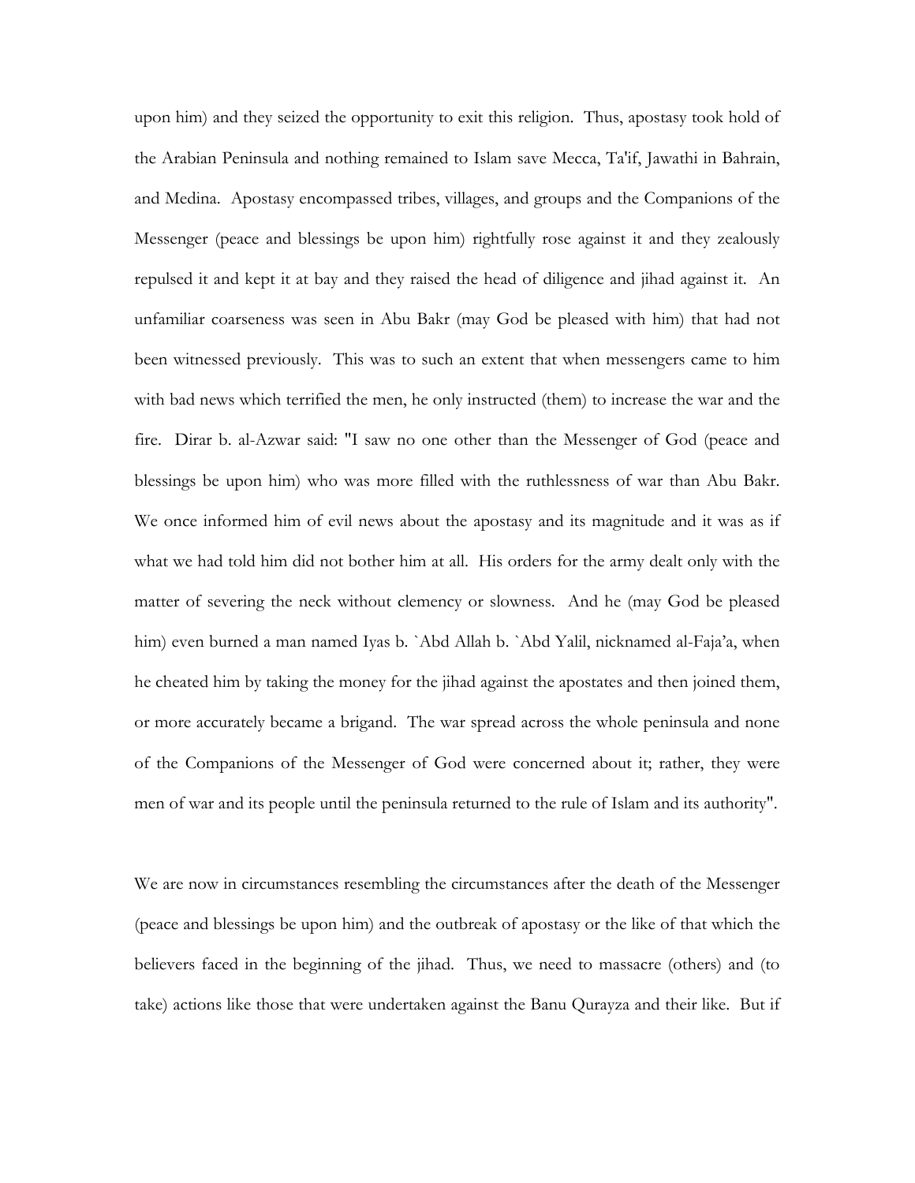upon him) and they seized the opportunity to exit this religion. Thus, apostasy took hold of the Arabian Peninsula and nothing remained to Islam save Mecca, Ta'if, Jawathi in Bahrain, and Medina. Apostasy encompassed tribes, villages, and groups and the Companions of the Messenger (peace and blessings be upon him) rightfully rose against it and they zealously repulsed it and kept it at bay and they raised the head of diligence and jihad against it. An unfamiliar coarseness was seen in Abu Bakr (may God be pleased with him) that had not been witnessed previously. This was to such an extent that when messengers came to him with bad news which terrified the men, he only instructed (them) to increase the war and the fire. Dirar b. al-Azwar said: "I saw no one other than the Messenger of God (peace and blessings be upon him) who was more filled with the ruthlessness of war than Abu Bakr. We once informed him of evil news about the apostasy and its magnitude and it was as if what we had told him did not bother him at all. His orders for the army dealt only with the matter of severing the neck without clemency or slowness. And he (may God be pleased him) even burned a man named Iyas b. `Abd Allah b. `Abd Yalil, nicknamed al-Faja'a, when he cheated him by taking the money for the jihad against the apostates and then joined them, or more accurately became a brigand. The war spread across the whole peninsula and none of the Companions of the Messenger of God were concerned about it; rather, they were men of war and its people until the peninsula returned to the rule of Islam and its authority".

We are now in circumstances resembling the circumstances after the death of the Messenger (peace and blessings be upon him) and the outbreak of apostasy or the like of that which the believers faced in the beginning of the jihad. Thus, we need to massacre (others) and (to take) actions like those that were undertaken against the Banu Qurayza and their like. But if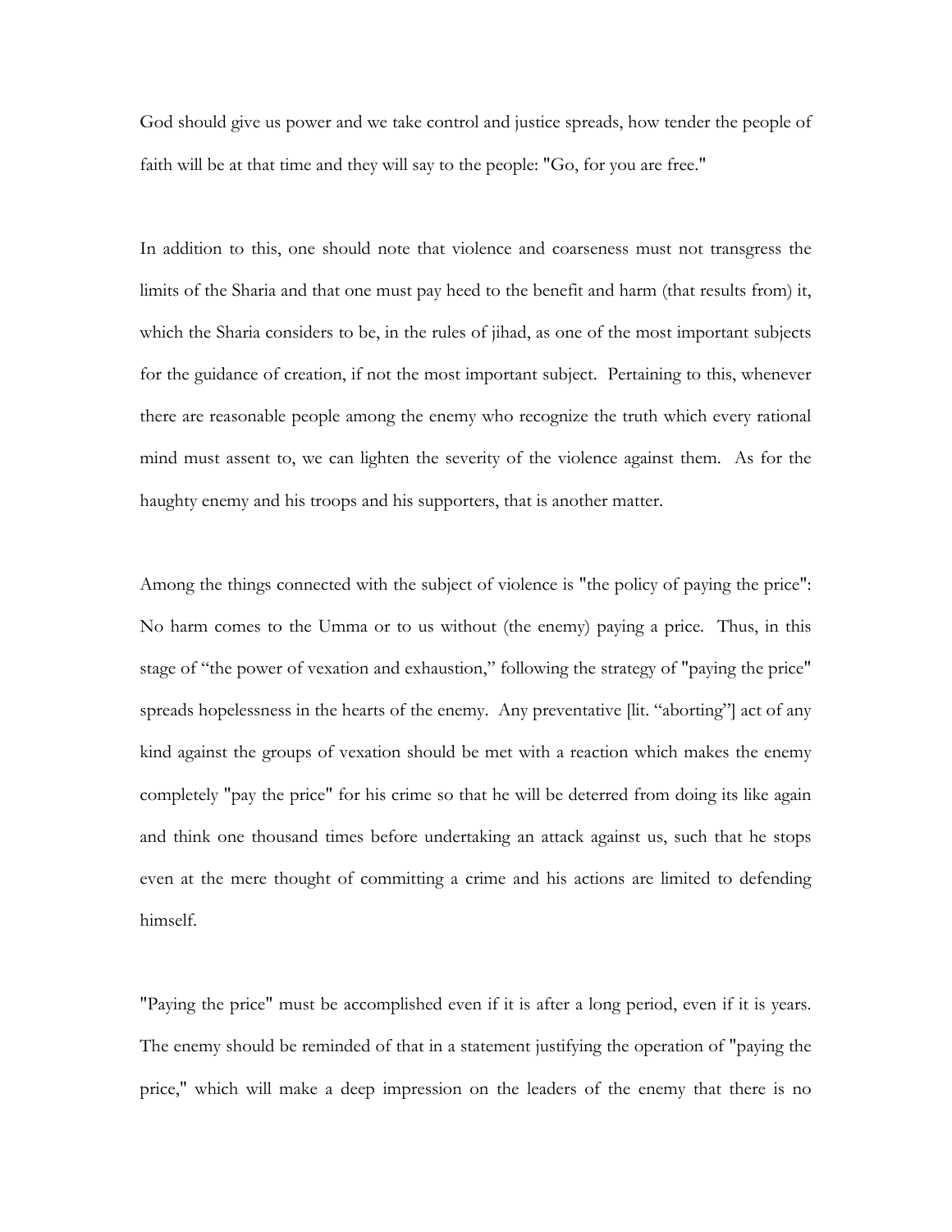God should give us power and we take control and justice spreads, how tender the people of faith will be at that time and they will say to the people: "Go, for you are free."

In addition to this, one should note that violence and coarseness must not transgress the limits of the Sharia and that one must pay heed to the benefit and harm (that results from) it, which the Sharia considers to be, in the rules of jihad, as one of the most important subjects for the guidance of creation, if not the most important subject. Pertaining to this, whenever there are reasonable people among the enemy who recognize the truth which every rational mind must assent to, we can lighten the severity of the violence against them. As for the haughty enemy and his troops and his supporters, that is another matter.

Among the things connected with the subject of violence is "the policy of paying the price": No harm comes to the Umma or to us without (the enemy) paying a price. Thus, in this stage of "the power of vexation and exhaustion," following the strategy of "paying the price" spreads hopelessness in the hearts of the enemy. Any preventative [lit. "aborting"] act of any kind against the groups of vexation should be met with a reaction which makes the enemy completely "pay the price" for his crime so that he will be deterred from doing its like again and think one thousand times before undertaking an attack against us, such that he stops even at the mere thought of committing a crime and his actions are limited to defending himself.

"Paying the price" must be accomplished even if it is after a long period, even if it is years. The enemy should be reminded of that in a statement justifying the operation of "paying the price," which will make a deep impression on the leaders of the enemy that there is no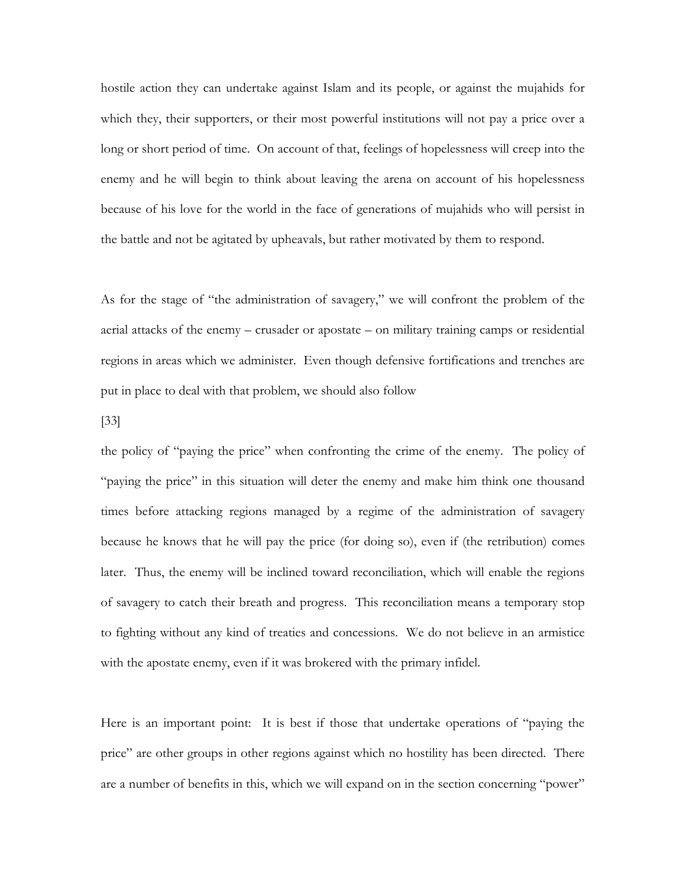hostile action they can undertake against Islam and its people, or against the mujahids for which they, their supporters, or their most powerful institutions will not pay a price over a long or short period of time. On account of that, feelings of hopelessness will creep into the enemy and he will begin to think about leaving the arena on account of his hopelessness because of his love for the world in the face of generations of mujahids who will persist in the battle and not be agitated by upheavals, but rather motivated by them to respond.

As for the stage of "the administration of savagery," we will confront the problem of the aerial attacks of the enemy – crusader or apostate – on military training camps or residential regions in areas which we administer. Even though defensive fortifications and trenches are put in place to deal with that problem, we should also follow

[33]

the policy of "paying the price" when confronting the crime of the enemy. The policy of "paying the price" in this situation will deter the enemy and make him think one thousand times before attacking regions managed by a regime of the administration of savagery because he knows that he will pay the price (for doing so), even if (the retribution) comes later. Thus, the enemy will be inclined toward reconciliation, which will enable the regions of savagery to catch their breath and progress. This reconciliation means a temporary stop to fighting without any kind of treaties and concessions. We do not believe in an armistice with the apostate enemy, even if it was brokered with the primary infidel.

Here is an important point: It is best if those that undertake operations of "paying the price" are other groups in other regions against which no hostility has been directed. There are a number of benefits in this, which we will expand on in the section concerning "power"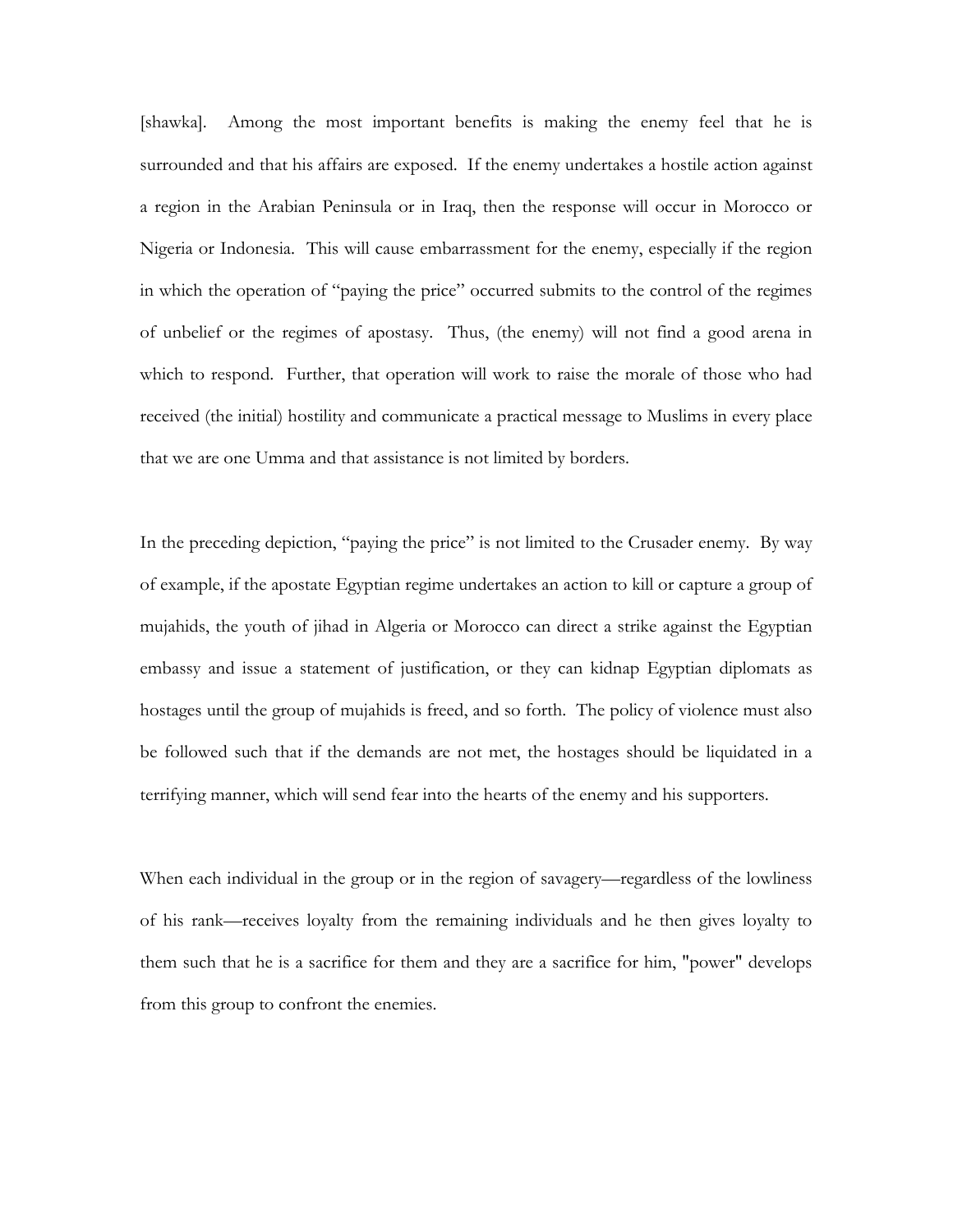[shawka]. Among the most important benefits is making the enemy feel that he is surrounded and that his affairs are exposed. If the enemy undertakes a hostile action against a region in the Arabian Peninsula or in Iraq, then the response will occur in Morocco or Nigeria or Indonesia. This will cause embarrassment for the enemy, especially if the region in which the operation of "paying the price" occurred submits to the control of the regimes of unbelief or the regimes of apostasy. Thus, (the enemy) will not find a good arena in which to respond. Further, that operation will work to raise the morale of those who had received (the initial) hostility and communicate a practical message to Muslims in every place that we are one Umma and that assistance is not limited by borders.

In the preceding depiction, "paying the price" is not limited to the Crusader enemy. By way of example, if the apostate Egyptian regime undertakes an action to kill or capture a group of mujahids, the youth of jihad in Algeria or Morocco can direct a strike against the Egyptian embassy and issue a statement of justification, or they can kidnap Egyptian diplomats as hostages until the group of mujahids is freed, and so forth. The policy of violence must also be followed such that if the demands are not met, the hostages should be liquidated in a terrifying manner, which will send fear into the hearts of the enemy and his supporters.

When each individual in the group or in the region of savagery—regardless of the lowliness of his rank—receives loyalty from the remaining individuals and he then gives loyalty to them such that he is a sacrifice for them and they are a sacrifice for him, "power" develops from this group to confront the enemies.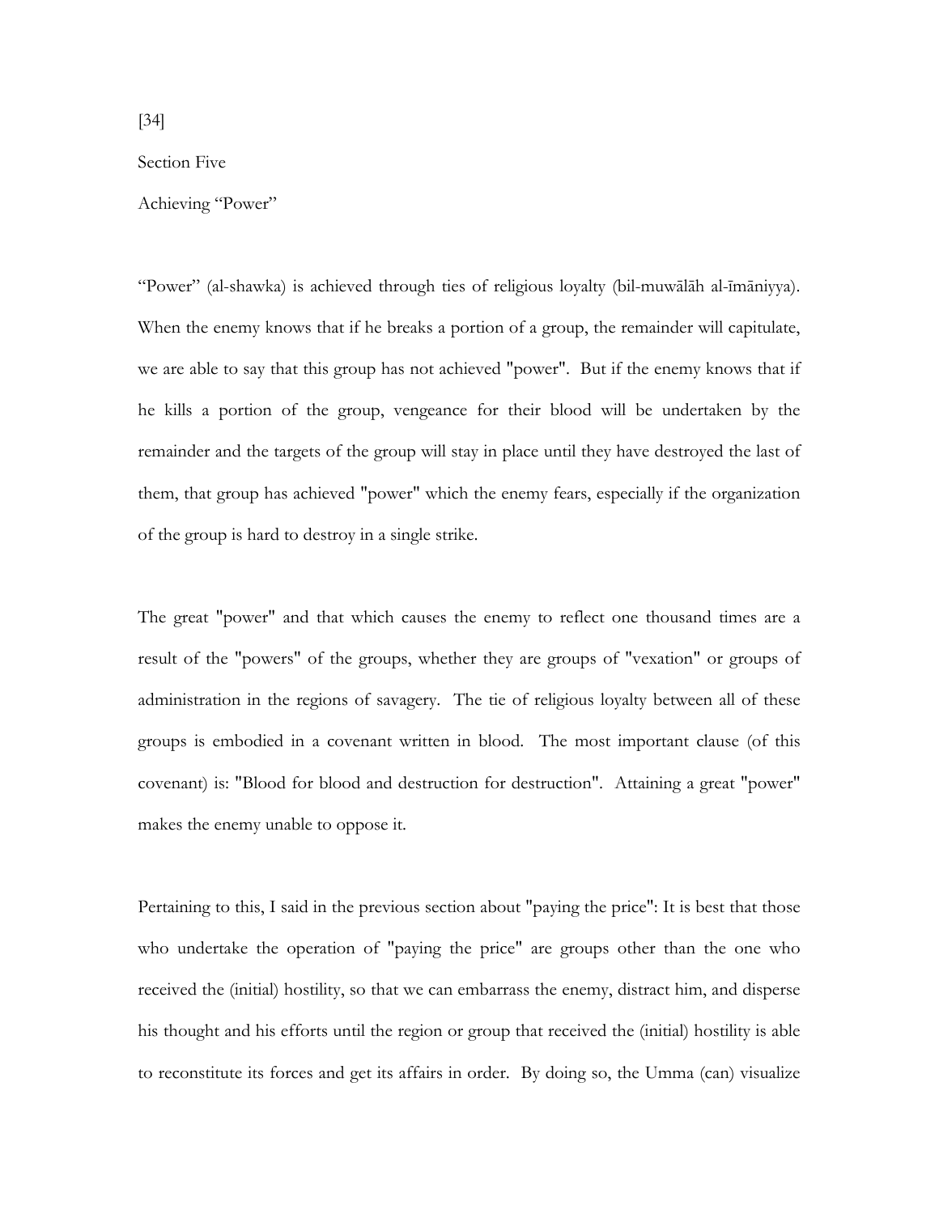[34]

Section Five

Achieving "Power"

"Power" (al-shawka) is achieved through ties of religious loyalty (bil-muwālāh al-īmāniyya). When the enemy knows that if he breaks a portion of a group, the remainder will capitulate, we are able to say that this group has not achieved "power". But if the enemy knows that if he kills a portion of the group, vengeance for their blood will be undertaken by the remainder and the targets of the group will stay in place until they have destroyed the last of them, that group has achieved "power" which the enemy fears, especially if the organization of the group is hard to destroy in a single strike.

The great "power" and that which causes the enemy to reflect one thousand times are a result of the "powers" of the groups, whether they are groups of "vexation" or groups of administration in the regions of savagery. The tie of religious loyalty between all of these groups is embodied in a covenant written in blood. The most important clause (of this covenant) is: "Blood for blood and destruction for destruction". Attaining a great "power" makes the enemy unable to oppose it.

Pertaining to this, I said in the previous section about "paying the price": It is best that those who undertake the operation of "paying the price" are groups other than the one who received the (initial) hostility, so that we can embarrass the enemy, distract him, and disperse his thought and his efforts until the region or group that received the (initial) hostility is able to reconstitute its forces and get its affairs in order. By doing so, the Umma (can) visualize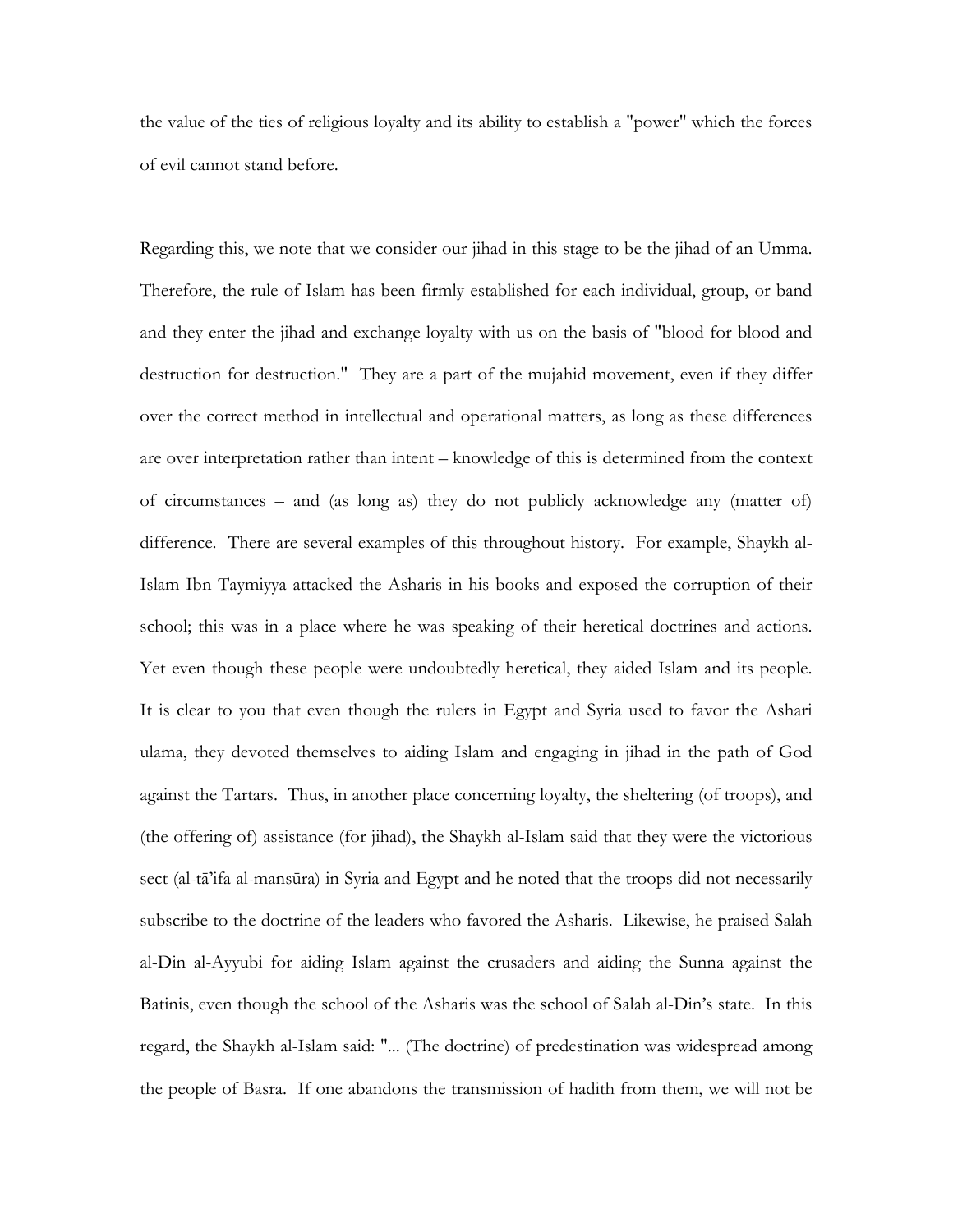the value of the ties of religious loyalty and its ability to establish a "power" which the forces of evil cannot stand before.

Regarding this, we note that we consider our jihad in this stage to be the jihad of an Umma. Therefore, the rule of Islam has been firmly established for each individual, group, or band and they enter the jihad and exchange loyalty with us on the basis of "blood for blood and destruction for destruction." They are a part of the mujahid movement, even if they differ over the correct method in intellectual and operational matters, as long as these differences are over interpretation rather than intent – knowledge of this is determined from the context of circumstances – and (as long as) they do not publicly acknowledge any (matter of) difference. There are several examples of this throughout history. For example, Shaykh al-Islam Ibn Taymiyya attacked the Asharis in his books and exposed the corruption of their school; this was in a place where he was speaking of their heretical doctrines and actions. Yet even though these people were undoubtedly heretical, they aided Islam and its people. It is clear to you that even though the rulers in Egypt and Syria used to favor the Ashari ulama, they devoted themselves to aiding Islam and engaging in jihad in the path of God against the Tartars. Thus, in another place concerning loyalty, the sheltering (of troops), and (the offering of) assistance (for jihad), the Shaykh al-Islam said that they were the victorious sect (al-tā'ifa al-mansūra) in Syria and Egypt and he noted that the troops did not necessarily subscribe to the doctrine of the leaders who favored the Asharis. Likewise, he praised Salah al-Din al-Ayyubi for aiding Islam against the crusaders and aiding the Sunna against the Batinis, even though the school of the Asharis was the school of Salah al-Din's state. In this regard, the Shaykh al-Islam said: "... (The doctrine) of predestination was widespread among the people of Basra. If one abandons the transmission of hadith from them, we will not be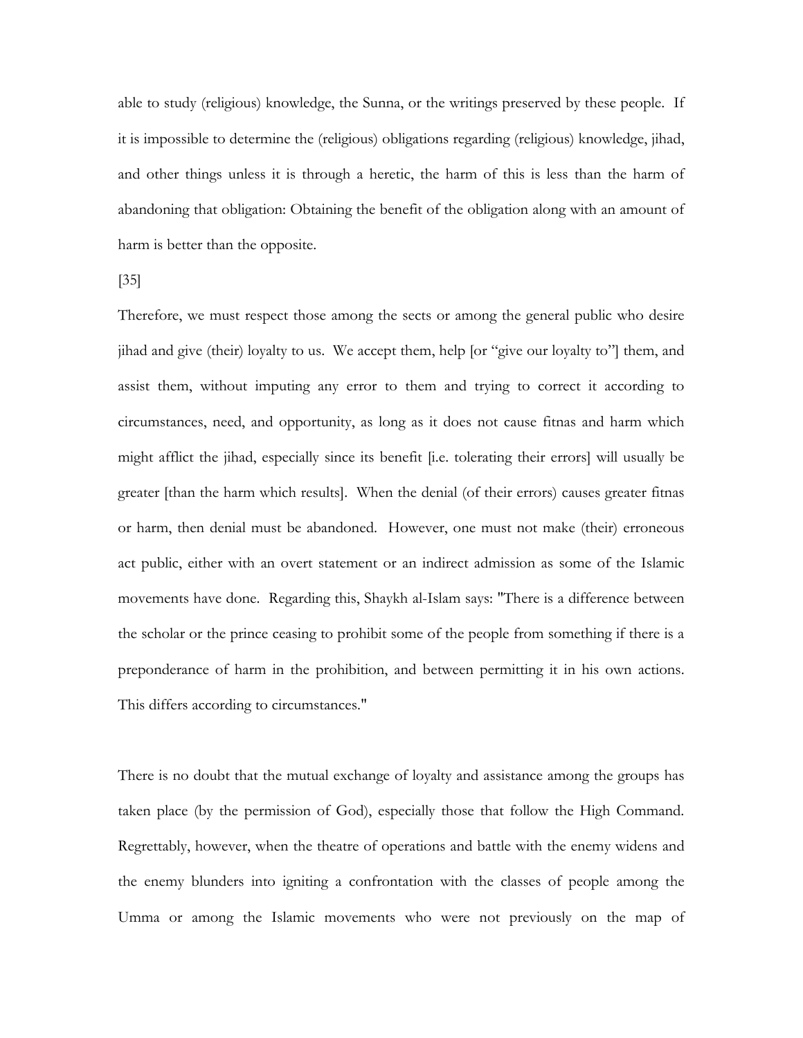able to study (religious) knowledge, the Sunna, or the writings preserved by these people. If it is impossible to determine the (religious) obligations regarding (religious) knowledge, jihad, and other things unless it is through a heretic, the harm of this is less than the harm of abandoning that obligation: Obtaining the benefit of the obligation along with an amount of harm is better than the opposite.

[35]

Therefore, we must respect those among the sects or among the general public who desire jihad and give (their) loyalty to us. We accept them, help [or "give our loyalty to"] them, and assist them, without imputing any error to them and trying to correct it according to circumstances, need, and opportunity, as long as it does not cause fitnas and harm which might afflict the jihad, especially since its benefit [i.e. tolerating their errors] will usually be greater [than the harm which results]. When the denial (of their errors) causes greater fitnas or harm, then denial must be abandoned. However, one must not make (their) erroneous act public, either with an overt statement or an indirect admission as some of the Islamic movements have done. Regarding this, Shaykh al-Islam says: "There is a difference between the scholar or the prince ceasing to prohibit some of the people from something if there is a preponderance of harm in the prohibition, and between permitting it in his own actions. This differs according to circumstances."

There is no doubt that the mutual exchange of loyalty and assistance among the groups has taken place (by the permission of God), especially those that follow the High Command. Regrettably, however, when the theatre of operations and battle with the enemy widens and the enemy blunders into igniting a confrontation with the classes of people among the Umma or among the Islamic movements who were not previously on the map of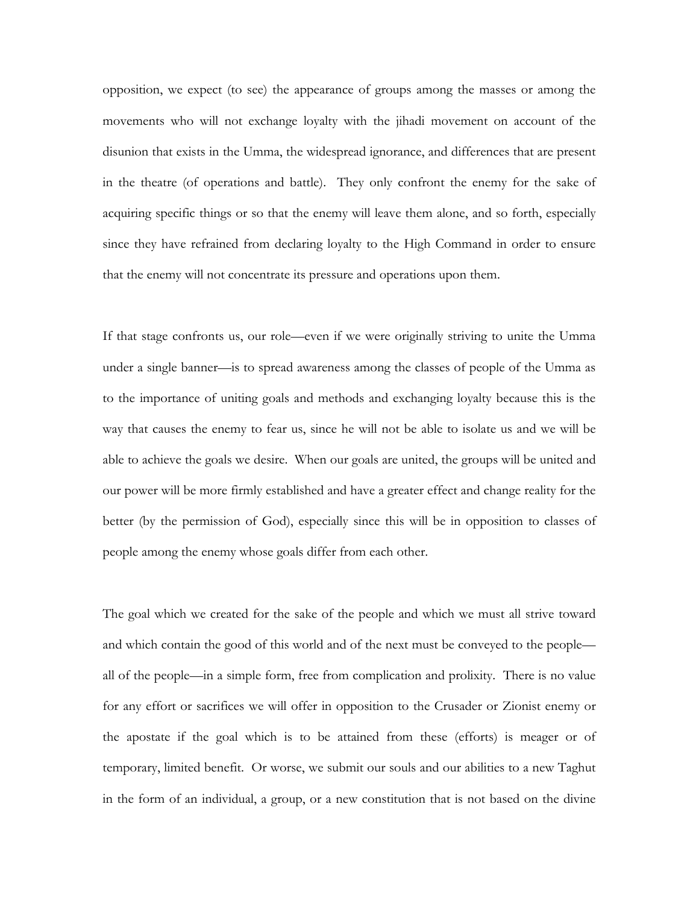opposition, we expect (to see) the appearance of groups among the masses or among the movements who will not exchange loyalty with the jihadi movement on account of the disunion that exists in the Umma, the widespread ignorance, and differences that are present in the theatre (of operations and battle). They only confront the enemy for the sake of acquiring specific things or so that the enemy will leave them alone, and so forth, especially since they have refrained from declaring loyalty to the High Command in order to ensure that the enemy will not concentrate its pressure and operations upon them.

If that stage confronts us, our role—even if we were originally striving to unite the Umma under a single banner—is to spread awareness among the classes of people of the Umma as to the importance of uniting goals and methods and exchanging loyalty because this is the way that causes the enemy to fear us, since he will not be able to isolate us and we will be able to achieve the goals we desire. When our goals are united, the groups will be united and our power will be more firmly established and have a greater effect and change reality for the better (by the permission of God), especially since this will be in opposition to classes of people among the enemy whose goals differ from each other.

The goal which we created for the sake of the people and which we must all strive toward and which contain the good of this world and of the next must be conveyed to the people—all of the people—in a simple form, free from complication and prolixity. There is no value for any effort or sacrifices we will offer in opposition to the Crusader or Zionist enemy or the apostate if the goal which is to be attained from these (efforts) is meager or of temporary, limited benefit. Or worse, we submit our souls and our abilities to a new Taghut in the form of an individual, a group, or a new constitution that is not based on the divine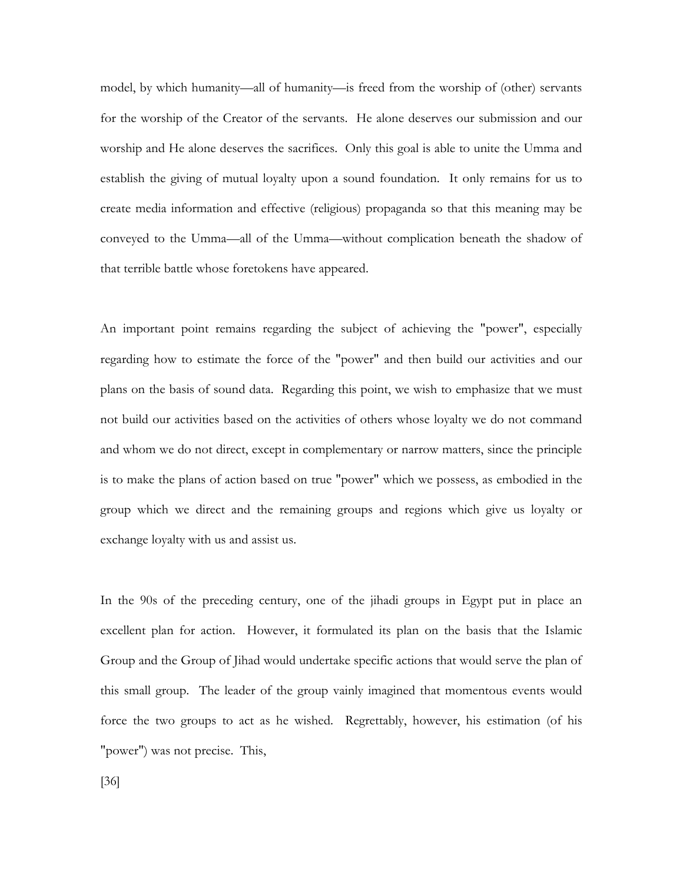model, by which humanity—all of humanity—is freed from the worship of (other) servants for the worship of the Creator of the servants. He alone deserves our submission and our worship and He alone deserves the sacrifices. Only this goal is able to unite the Umma and establish the giving of mutual loyalty upon a sound foundation. It only remains for us to create media information and effective (religious) propaganda so that this meaning may be conveyed to the Umma—all of the Umma—without complication beneath the shadow of that terrible battle whose foretokens have appeared.

An important point remains regarding the subject of achieving the "power", especially regarding how to estimate the force of the "power" and then build our activities and our plans on the basis of sound data. Regarding this point, we wish to emphasize that we must not build our activities based on the activities of others whose loyalty we do not command and whom we do not direct, except in complementary or narrow matters, since the principle is to make the plans of action based on true "power" which we possess, as embodied in the group which we direct and the remaining groups and regions which give us loyalty or exchange loyalty with us and assist us.

In the 90s of the preceding century, one of the jihadi groups in Egypt put in place an excellent plan for action. However, it formulated its plan on the basis that the Islamic Group and the Group of Jihad would undertake specific actions that would serve the plan of this small group. The leader of the group vainly imagined that momentous events would force the two groups to act as he wished. Regrettably, however, his estimation (of his "power") was not precise. This,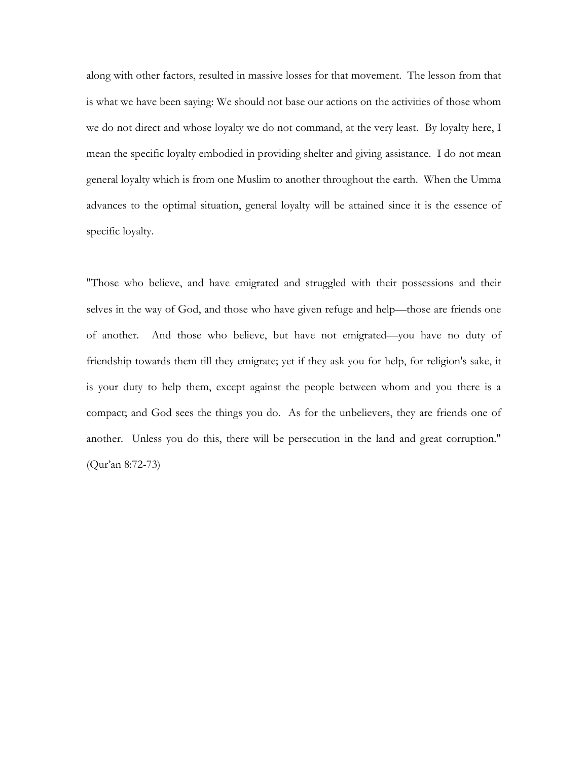along with other factors, resulted in massive losses for that movement. The lesson from that is what we have been saying: We should not base our actions on the activities of those whom we do not direct and whose loyalty we do not command, at the very least. By loyalty here, I mean the specific loyalty embodied in providing shelter and giving assistance. I do not mean general loyalty which is from one Muslim to another throughout the earth. When the Umma advances to the optimal situation, general loyalty will be attained since it is the essence of specific loyalty.

"Those who believe, and have emigrated and struggled with their possessions and their selves in the way of God, and those who have given refuge and help—those are friends one of another. And those who believe, but have not emigrated—you have no duty of friendship towards them till they emigrate; yet if they ask you for help, for religion's sake, it is your duty to help them, except against the people between whom and you there is a compact; and God sees the things you do. As for the unbelievers, they are friends one of another. Unless you do this, there will be persecution in the land and great corruption." (Qur'an 8:72-73)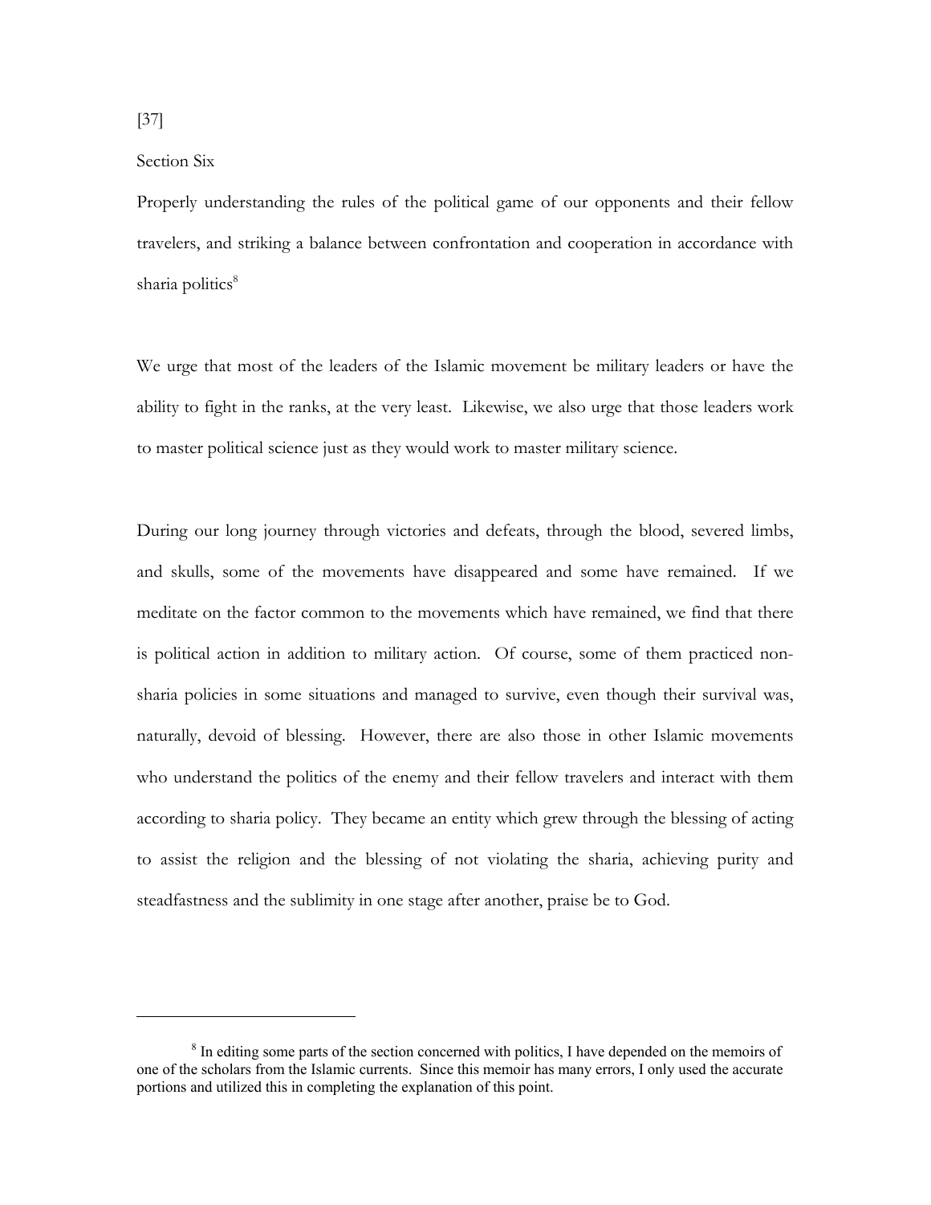[37]

## Section Six

Properly understanding the rules of the political game of our opponents and their fellow travelers, and striking a balance between confrontation and cooperation in accordance with sharia politics[8]

We urge that most of the leaders of the Islamic movement be military leaders or have the ability to fight in the ranks, at the very least. Likewise, we also urge that those leaders work to master political science just as they would work to master military science.

During our long journey through victories and defeats, through the blood, severed limbs, and skulls, some of the movements have disappeared and some have remained. If we meditate on the factor common to the movements which have remained, we find that there is political action in addition to military action. Of course, some of them practiced non-sharia policies in some situations and managed to survive, even though their survival was, naturally, devoid of blessing. However, there are also those in other Islamic movements who understand the politics of the enemy and their fellow travelers and interact with them according to sharia policy. They became an entity which grew through the blessing of acting to assist the religion and the blessing of not violating the sharia, achieving purity and steadfastness and the sublimity in one stage after another, praise be to God.

[8] In editing some parts of the section concerned with politics, I have depended on the memoirs of one of the scholars from the Islamic currents. Since this memoir has many errors, I only used the accurate portions and utilized this in completing the explanation of this point.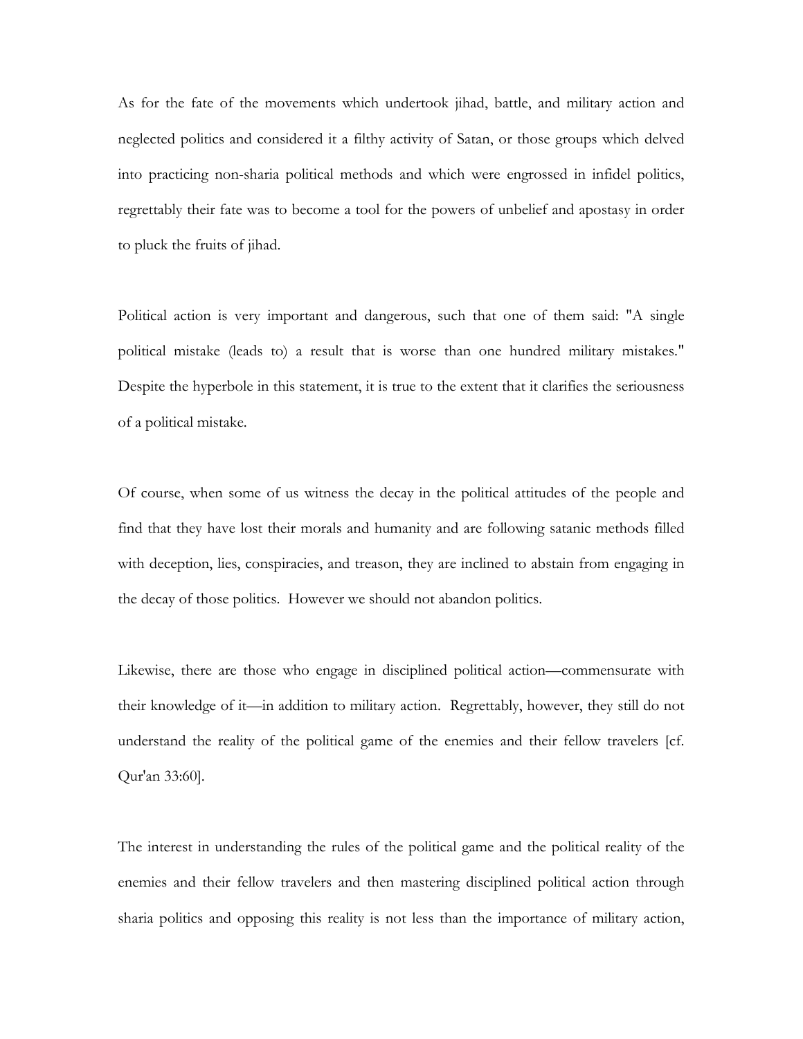As for the fate of the movements which undertook jihad, battle, and military action and neglected politics and considered it a filthy activity of Satan, or those groups which delved into practicing non-sharia political methods and which were engrossed in infidel politics, regrettably their fate was to become a tool for the powers of unbelief and apostasy in order to pluck the fruits of jihad.

Political action is very important and dangerous, such that one of them said: "A single political mistake (leads to) a result that is worse than one hundred military mistakes." Despite the hyperbole in this statement, it is true to the extent that it clarifies the seriousness of a political mistake.

Of course, when some of us witness the decay in the political attitudes of the people and find that they have lost their morals and humanity and are following satanic methods filled with deception, lies, conspiracies, and treason, they are inclined to abstain from engaging in the decay of those politics. However we should not abandon politics.

Likewise, there are those who engage in disciplined political action—commensurate with their knowledge of it—in addition to military action. Regrettably, however, they still do not understand the reality of the political game of the enemies and their fellow travelers [cf. Qur'an 33:60].

The interest in understanding the rules of the political game and the political reality of the enemies and their fellow travelers and then mastering disciplined political action through sharia politics and opposing this reality is not less than the importance of military action,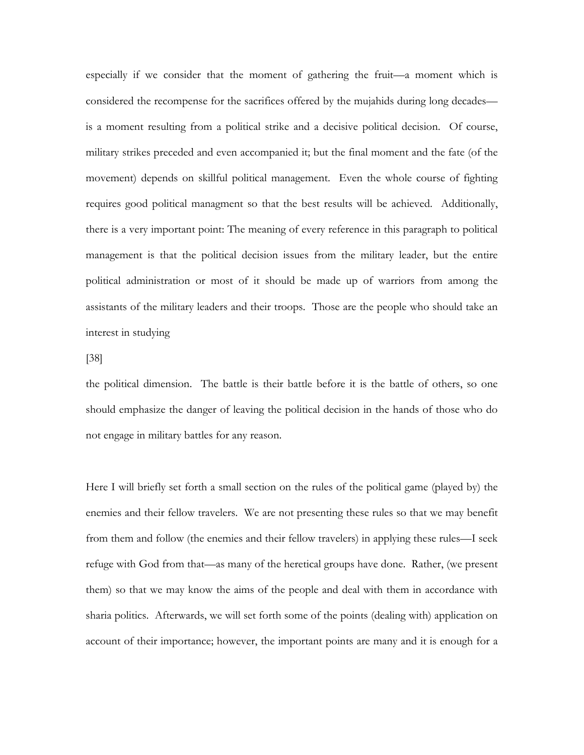especially if we consider that the moment of gathering the fruit—a moment which is considered the recompense for the sacrifices offered by the mujahids during long decades—is a moment resulting from a political strike and a decisive political decision. Of course, military strikes preceded and even accompanied it; but the final moment and the fate (of the movement) depends on skillful political management. Even the whole course of fighting requires good political managment so that the best results will be achieved. Additionally, there is a very important point: The meaning of every reference in this paragraph to political management is that the political decision issues from the military leader, but the entire political administration or most of it should be made up of warriors from among the assistants of the military leaders and their troops. Those are the people who should take an interest in studying

[38]

the political dimension. The battle is their battle before it is the battle of others, so one should emphasize the danger of leaving the political decision in the hands of those who do not engage in military battles for any reason.

Here I will briefly set forth a small section on the rules of the political game (played by) the enemies and their fellow travelers. We are not presenting these rules so that we may benefit from them and follow (the enemies and their fellow travelers) in applying these rules—I seek refuge with God from that—as many of the heretical groups have done. Rather, (we present them) so that we may know the aims of the people and deal with them in accordance with sharia politics. Afterwards, we will set forth some of the points (dealing with) application on account of their importance; however, the important points are many and it is enough for a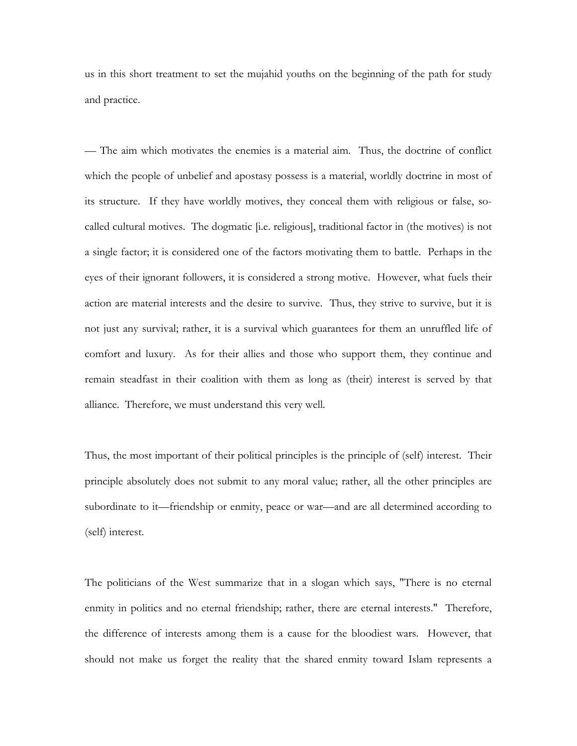us in this short treatment to set the mujahid youths on the beginning of the path for study and practice.

— The aim which motivates the enemies is a material aim. Thus, the doctrine of conflict which the people of unbelief and apostasy possess is a material, worldly doctrine in most of its structure. If they have worldly motives, they conceal them with religious or false, so-called cultural motives. The dogmatic [i.e. religious], traditional factor in (the motives) is not a single factor; it is considered one of the factors motivating them to battle. Perhaps in the eyes of their ignorant followers, it is considered a strong motive. However, what fuels their action are material interests and the desire to survive. Thus, they strive to survive, but it is not just any survival; rather, it is a survival which guarantees for them an unruffled life of comfort and luxury. As for their allies and those who support them, they continue and remain steadfast in their coalition with them as long as (their) interest is served by that alliance. Therefore, we must understand this very well.

Thus, the most important of their political principles is the principle of (self) interest. Their principle absolutely does not submit to any moral value; rather, all the other principles are subordinate to it—friendship or enmity, peace or war—and are all determined according to (self) interest.

The politicians of the West summarize that in a slogan which says, "There is no eternal enmity in politics and no eternal friendship; rather, there are eternal interests." Therefore, the difference of interests among them is a cause for the bloodiest wars. However, that should not make us forget the reality that the shared enmity toward Islam represents a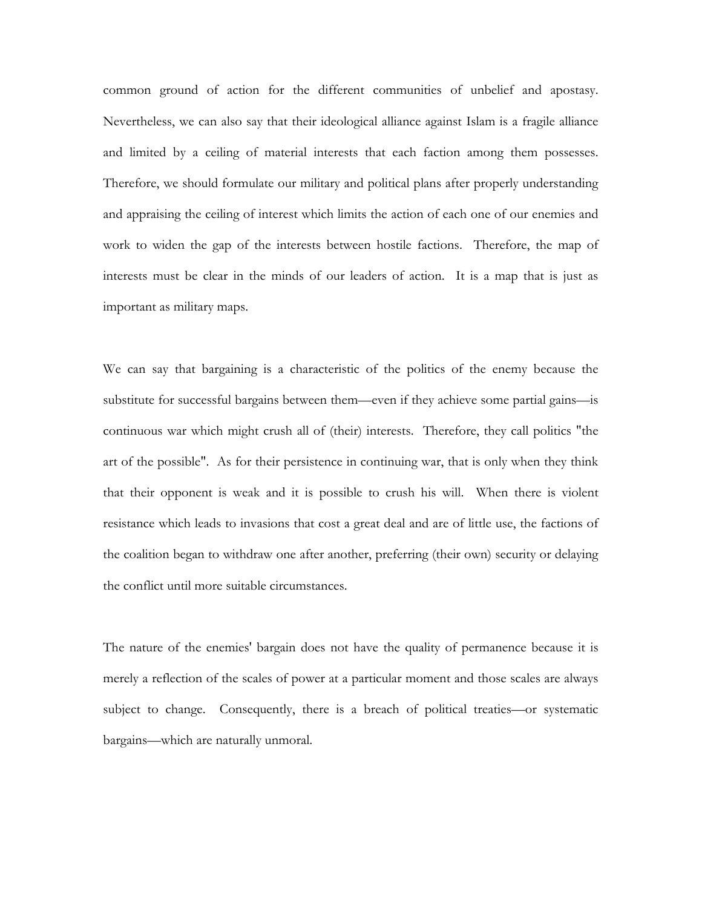common ground of action for the different communities of unbelief and apostasy. Nevertheless, we can also say that their ideological alliance against Islam is a fragile alliance and limited by a ceiling of material interests that each faction among them possesses. Therefore, we should formulate our military and political plans after properly understanding and appraising the ceiling of interest which limits the action of each one of our enemies and work to widen the gap of the interests between hostile factions. Therefore, the map of interests must be clear in the minds of our leaders of action. It is a map that is just as important as military maps.

We can say that bargaining is a characteristic of the politics of the enemy because the substitute for successful bargains between them—even if they achieve some partial gains—is continuous war which might crush all of (their) interests. Therefore, they call politics "the art of the possible". As for their persistence in continuing war, that is only when they think that their opponent is weak and it is possible to crush his will. When there is violent resistance which leads to invasions that cost a great deal and are of little use, the factions of the coalition began to withdraw one after another, preferring (their own) security or delaying the conflict until more suitable circumstances.

The nature of the enemies' bargain does not have the quality of permanence because it is merely a reflection of the scales of power at a particular moment and those scales are always subject to change. Consequently, there is a breach of political treaties—or systematic bargains—which are naturally unmoral.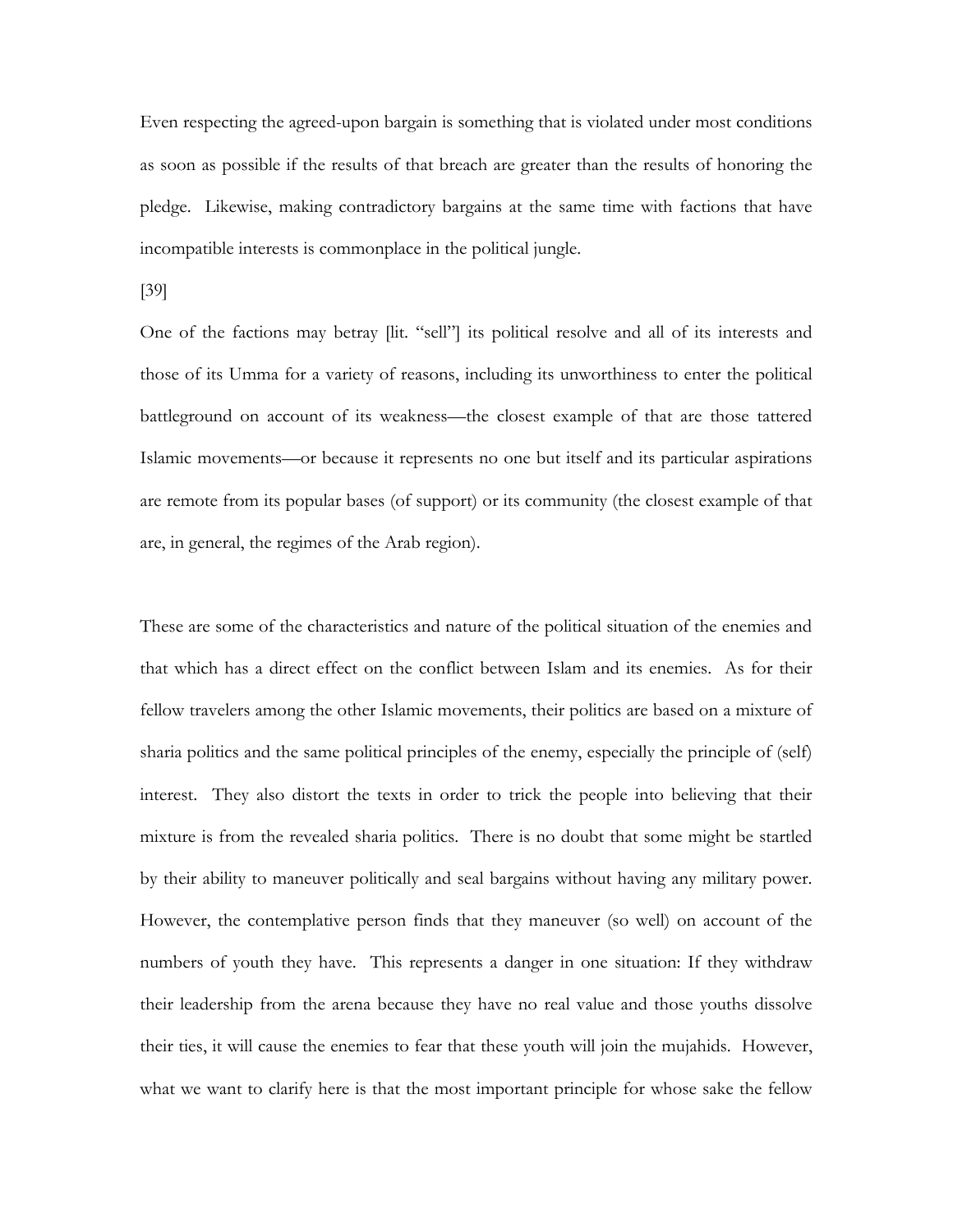Even respecting the agreed-upon bargain is something that is violated under most conditions as soon as possible if the results of that breach are greater than the results of honoring the pledge. Likewise, making contradictory bargains at the same time with factions that have incompatible interests is commonplace in the political jungle.

[39]

One of the factions may betray [lit. "sell"] its political resolve and all of its interests and those of its Umma for a variety of reasons, including its unworthiness to enter the political battleground on account of its weakness—the closest example of that are those tattered Islamic movements—or because it represents no one but itself and its particular aspirations are remote from its popular bases (of support) or its community (the closest example of that are, in general, the regimes of the Arab region).

These are some of the characteristics and nature of the political situation of the enemies and that which has a direct effect on the conflict between Islam and its enemies. As for their fellow travelers among the other Islamic movements, their politics are based on a mixture of sharia politics and the same political principles of the enemy, especially the principle of (self) interest. They also distort the texts in order to trick the people into believing that their mixture is from the revealed sharia politics. There is no doubt that some might be startled by their ability to maneuver politically and seal bargains without having any military power. However, the contemplative person finds that they maneuver (so well) on account of the numbers of youth they have. This represents a danger in one situation: If they withdraw their leadership from the arena because they have no real value and those youths dissolve their ties, it will cause the enemies to fear that these youth will join the mujahids. However, what we want to clarify here is that the most important principle for whose sake the fellow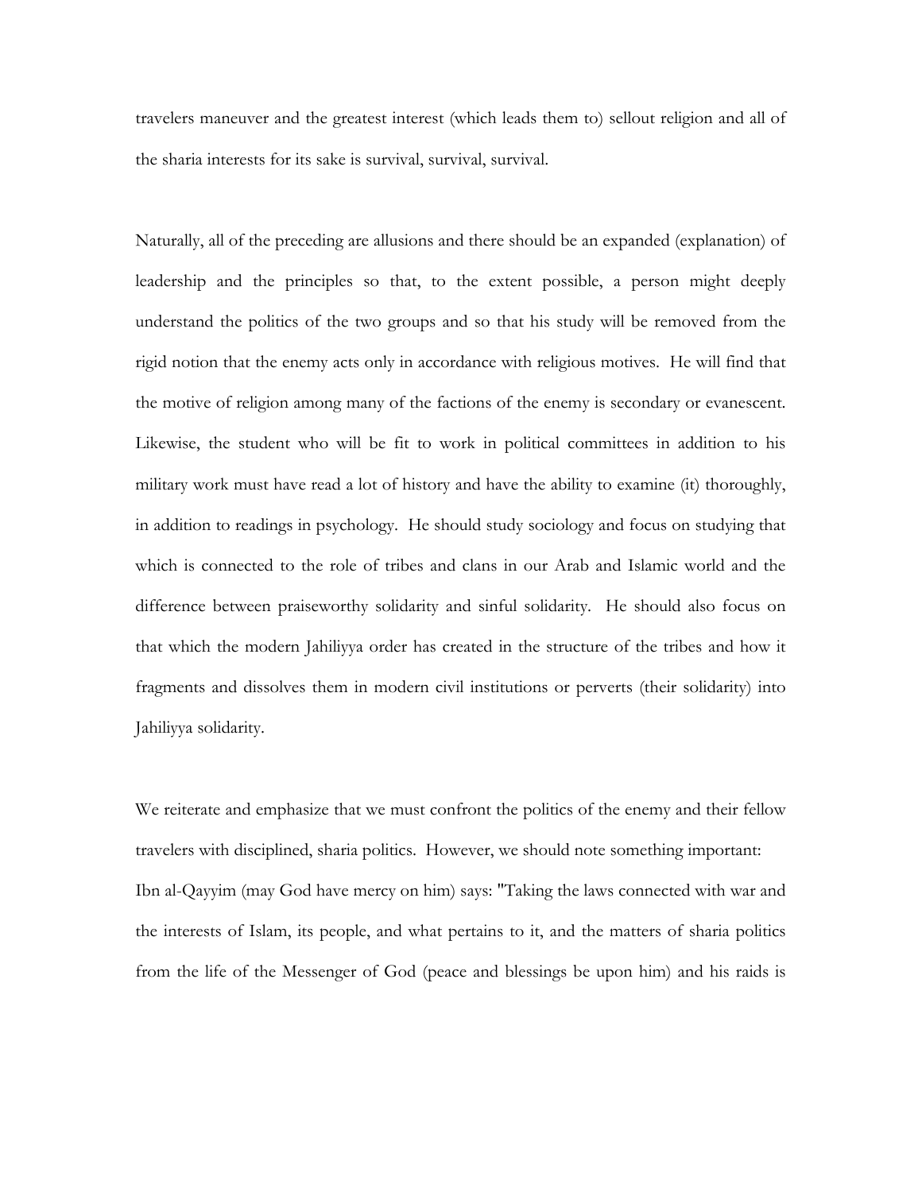travelers maneuver and the greatest interest (which leads them to) sellout religion and all of the sharia interests for its sake is survival, survival, survival.

Naturally, all of the preceding are allusions and there should be an expanded (explanation) of leadership and the principles so that, to the extent possible, a person might deeply understand the politics of the two groups and so that his study will be removed from the rigid notion that the enemy acts only in accordance with religious motives. He will find that the motive of religion among many of the factions of the enemy is secondary or evanescent. Likewise, the student who will be fit to work in political committees in addition to his military work must have read a lot of history and have the ability to examine (it) thoroughly, in addition to readings in psychology. He should study sociology and focus on studying that which is connected to the role of tribes and clans in our Arab and Islamic world and the difference between praiseworthy solidarity and sinful solidarity. He should also focus on that which the modern Jahiliyya order has created in the structure of the tribes and how it fragments and dissolves them in modern civil institutions or perverts (their solidarity) into Jahiliyya solidarity.

We reiterate and emphasize that we must confront the politics of the enemy and their fellow travelers with disciplined, sharia politics. However, we should note something important: Ibn al-Qayyim (may God have mercy on him) says: "Taking the laws connected with war and the interests of Islam, its people, and what pertains to it, and the matters of sharia politics from the life of the Messenger of God (peace and blessings be upon him) and his raids is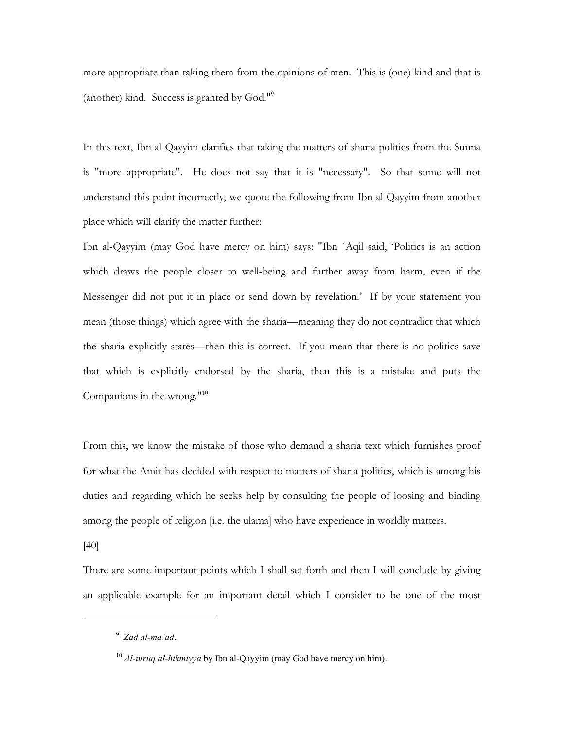more appropriate than taking them from the opinions of men. This is (one) kind and that is (another) kind. Success is granted by God."[9]

In this text, Ibn al-Qayyim clarifies that taking the matters of sharia politics from the Sunna is "more appropriate". He does not say that it is "necessary". So that some will not understand this point incorrectly, we quote the following from Ibn al-Qayyim from another place which will clarify the matter further:

Ibn al-Qayyim (may God have mercy on him) says: "Ibn `Aqil said, 'Politics is an action which draws the people closer to well-being and further away from harm, even if the Messenger did not put it in place or send down by revelation.' If by your statement you mean (those things) which agree with the sharia—meaning they do not contradict that which the sharia explicitly states—then this is correct. If you mean that there is no politics save that which is explicitly endorsed by the sharia, then this is a mistake and puts the Companions in the wrong."[10]

From this, we know the mistake of those who demand a sharia text which furnishes proof for what the Amir has decided with respect to matters of sharia politics, which is among his duties and regarding which he seeks help by consulting the people of loosing and binding among the people of religion [i.e. the ulama] who have experience in worldly matters.

[40]

There are some important points which I shall set forth and then I will conclude by giving an applicable example for an important detail which I consider to be one of the most

---

[9] *Zad al-ma`ad*.

[10] *Al-turuq al-hikmiyya* by Ibn al-Qayyim (may God have mercy on him).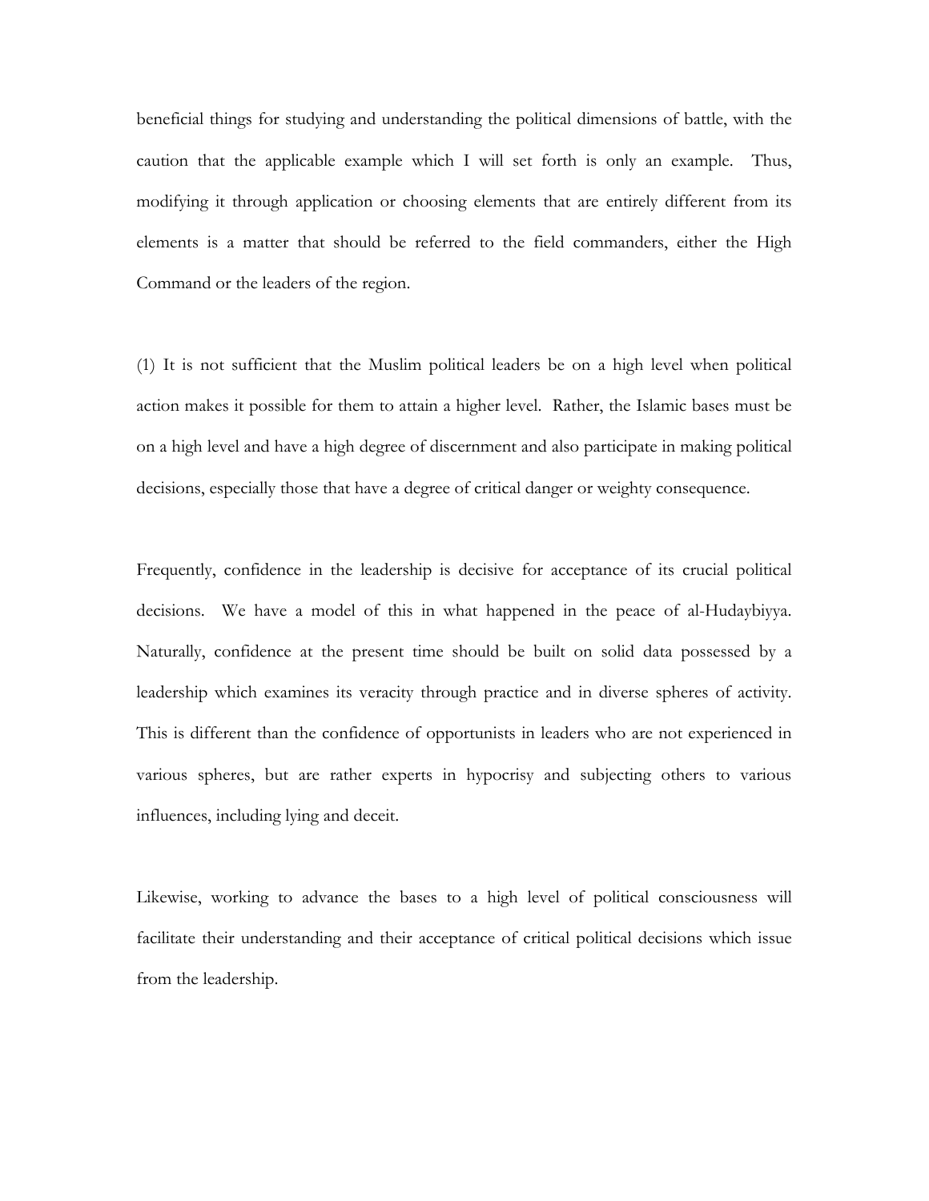beneficial things for studying and understanding the political dimensions of battle, with the caution that the applicable example which I will set forth is only an example. Thus, modifying it through application or choosing elements that are entirely different from its elements is a matter that should be referred to the field commanders, either the High Command or the leaders of the region.

(1) It is not sufficient that the Muslim political leaders be on a high level when political action makes it possible for them to attain a higher level. Rather, the Islamic bases must be on a high level and have a high degree of discernment and also participate in making political decisions, especially those that have a degree of critical danger or weighty consequence.

Frequently, confidence in the leadership is decisive for acceptance of its crucial political decisions. We have a model of this in what happened in the peace of al-Hudaybiyya. Naturally, confidence at the present time should be built on solid data possessed by a leadership which examines its veracity through practice and in diverse spheres of activity. This is different than the confidence of opportunists in leaders who are not experienced in various spheres, but are rather experts in hypocrisy and subjecting others to various influences, including lying and deceit.

Likewise, working to advance the bases to a high level of political consciousness will facilitate their understanding and their acceptance of critical political decisions which issue from the leadership.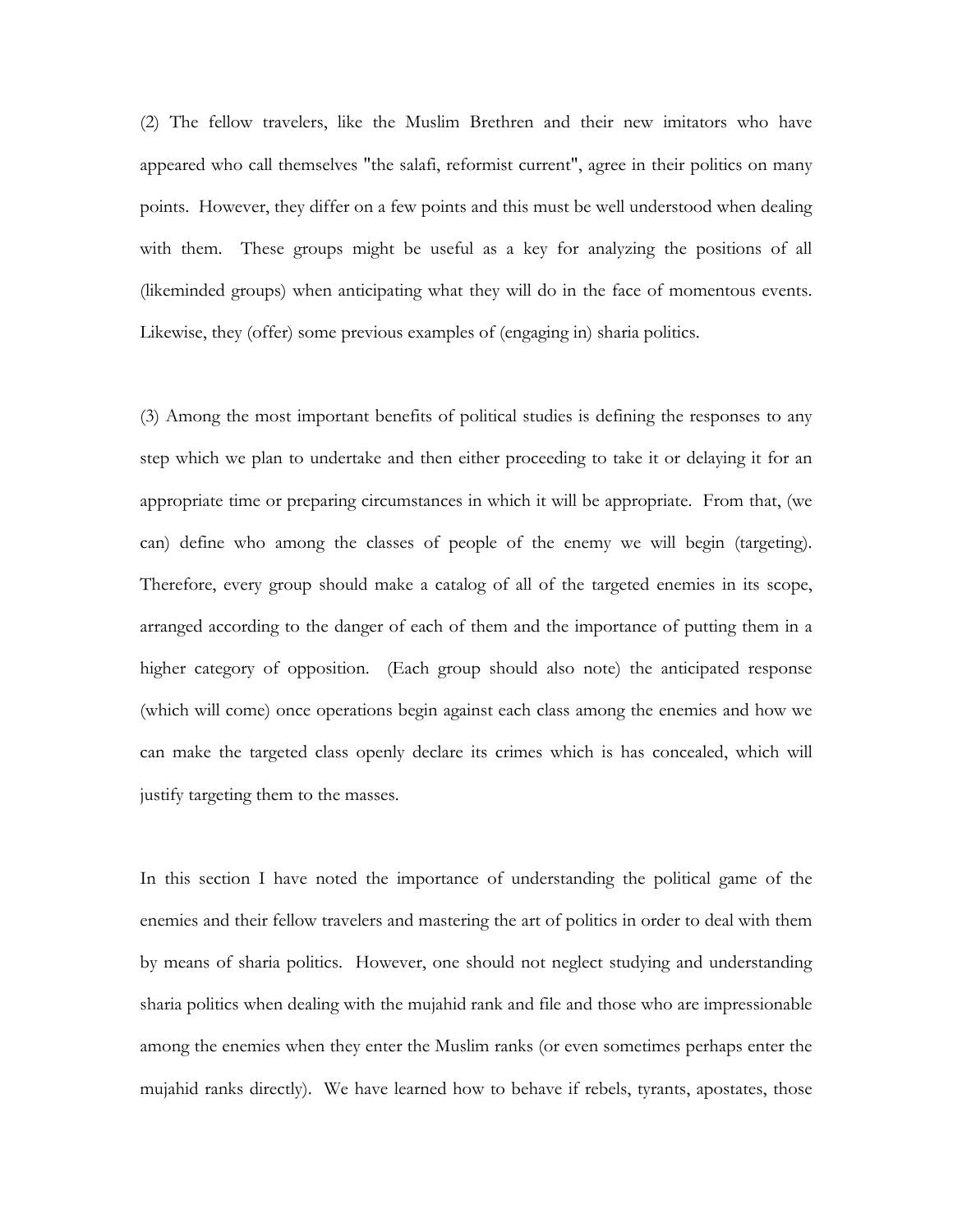(2) The fellow travelers, like the Muslim Brethren and their new imitators who have appeared who call themselves "the salafi, reformist current", agree in their politics on many points. However, they differ on a few points and this must be well understood when dealing with them. These groups might be useful as a key for analyzing the positions of all (likeminded groups) when anticipating what they will do in the face of momentous events. Likewise, they (offer) some previous examples of (engaging in) sharia politics.

(3) Among the most important benefits of political studies is defining the responses to any step which we plan to undertake and then either proceeding to take it or delaying it for an appropriate time or preparing circumstances in which it will be appropriate. From that, (we can) define who among the classes of people of the enemy we will begin (targeting). Therefore, every group should make a catalog of all of the targeted enemies in its scope, arranged according to the danger of each of them and the importance of putting them in a higher category of opposition. (Each group should also note) the anticipated response (which will come) once operations begin against each class among the enemies and how we can make the targeted class openly declare its crimes which is has concealed, which will justify targeting them to the masses.

In this section I have noted the importance of understanding the political game of the enemies and their fellow travelers and mastering the art of politics in order to deal with them by means of sharia politics. However, one should not neglect studying and understanding sharia politics when dealing with the mujahid rank and file and those who are impressionable among the enemies when they enter the Muslim ranks (or even sometimes perhaps enter the mujahid ranks directly). We have learned how to behave if rebels, tyrants, apostates, those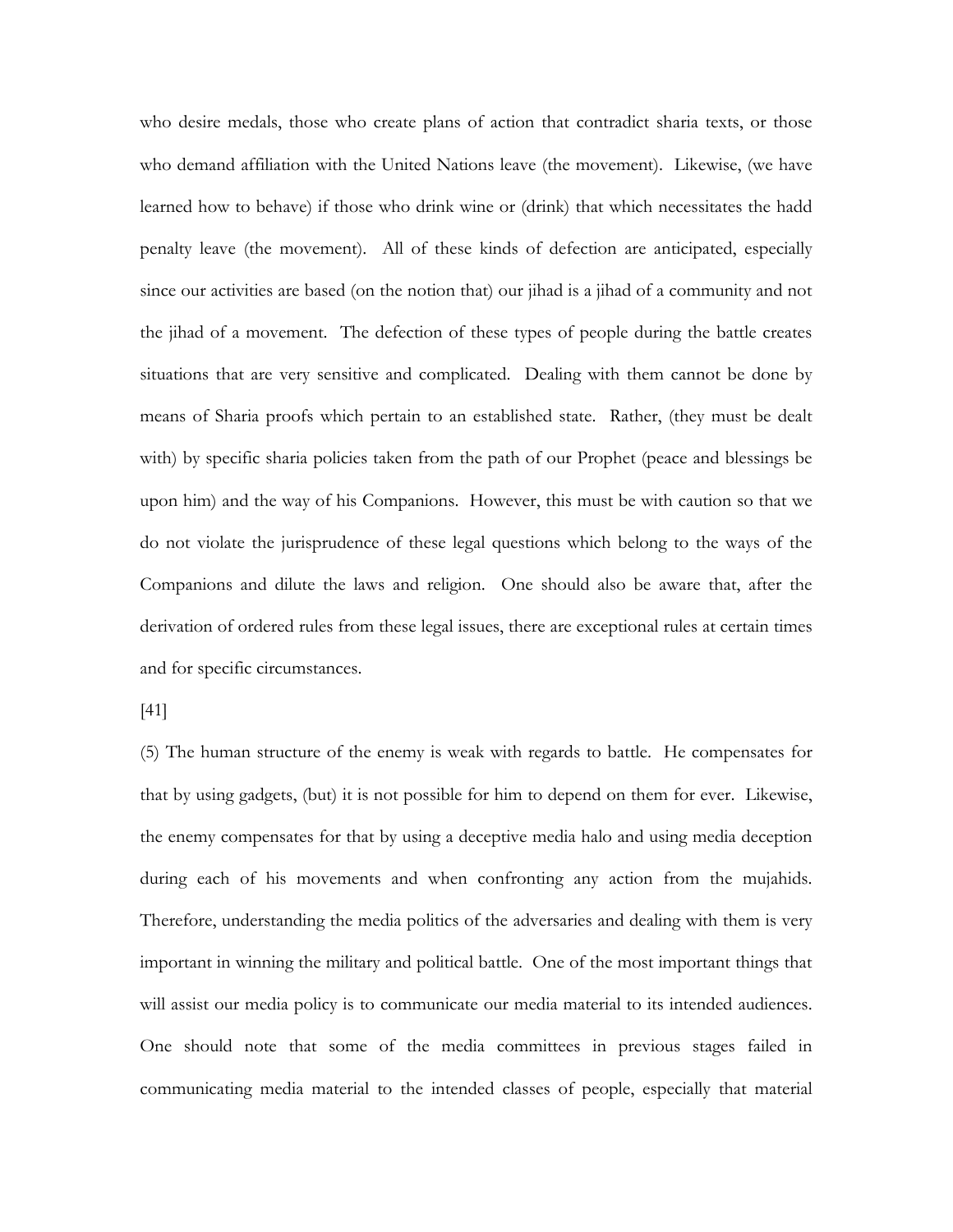who desire medals, those who create plans of action that contradict sharia texts, or those who demand affiliation with the United Nations leave (the movement). Likewise, (we have learned how to behave) if those who drink wine or (drink) that which necessitates the hadd penalty leave (the movement). All of these kinds of defection are anticipated, especially since our activities are based (on the notion that) our jihad is a jihad of a community and not the jihad of a movement. The defection of these types of people during the battle creates situations that are very sensitive and complicated. Dealing with them cannot be done by means of Sharia proofs which pertain to an established state. Rather, (they must be dealt with) by specific sharia policies taken from the path of our Prophet (peace and blessings be upon him) and the way of his Companions. However, this must be with caution so that we do not violate the jurisprudence of these legal questions which belong to the ways of the Companions and dilute the laws and religion. One should also be aware that, after the derivation of ordered rules from these legal issues, there are exceptional rules at certain times and for specific circumstances.

[41]

(5) The human structure of the enemy is weak with regards to battle. He compensates for that by using gadgets, (but) it is not possible for him to depend on them for ever. Likewise, the enemy compensates for that by using a deceptive media halo and using media deception during each of his movements and when confronting any action from the mujahids. Therefore, understanding the media politics of the adversaries and dealing with them is very important in winning the military and political battle. One of the most important things that will assist our media policy is to communicate our media material to its intended audiences. One should note that some of the media committees in previous stages failed in communicating media material to the intended classes of people, especially that material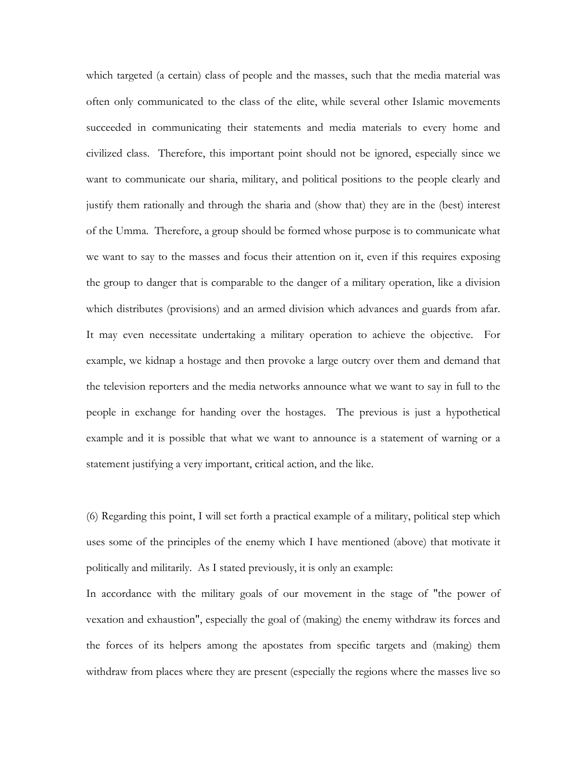which targeted (a certain) class of people and the masses, such that the media material was often only communicated to the class of the elite, while several other Islamic movements succeeded in communicating their statements and media materials to every home and civilized class. Therefore, this important point should not be ignored, especially since we want to communicate our sharia, military, and political positions to the people clearly and justify them rationally and through the sharia and (show that) they are in the (best) interest of the Umma. Therefore, a group should be formed whose purpose is to communicate what we want to say to the masses and focus their attention on it, even if this requires exposing the group to danger that is comparable to the danger of a military operation, like a division which distributes (provisions) and an armed division which advances and guards from afar. It may even necessitate undertaking a military operation to achieve the objective. For example, we kidnap a hostage and then provoke a large outcry over them and demand that the television reporters and the media networks announce what we want to say in full to the people in exchange for handing over the hostages. The previous is just a hypothetical example and it is possible that what we want to announce is a statement of warning or a statement justifying a very important, critical action, and the like.

(6) Regarding this point, I will set forth a practical example of a military, political step which uses some of the principles of the enemy which I have mentioned (above) that motivate it politically and militarily. As I stated previously, it is only an example:

In accordance with the military goals of our movement in the stage of "the power of vexation and exhaustion", especially the goal of (making) the enemy withdraw its forces and the forces of its helpers among the apostates from specific targets and (making) them withdraw from places where they are present (especially the regions where the masses live so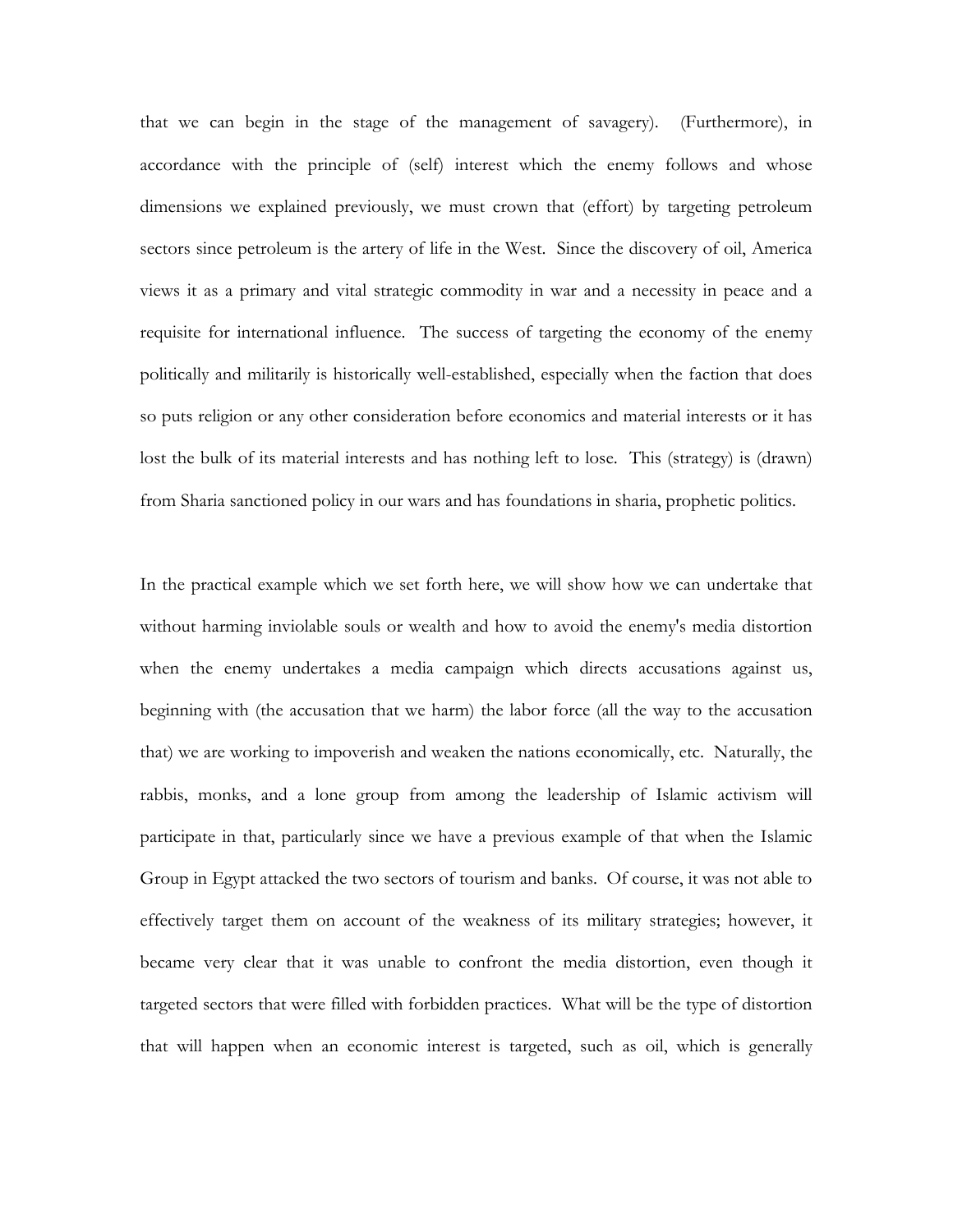that we can begin in the stage of the management of savagery). (Furthermore), in accordance with the principle of (self) interest which the enemy follows and whose dimensions we explained previously, we must crown that (effort) by targeting petroleum sectors since petroleum is the artery of life in the West. Since the discovery of oil, America views it as a primary and vital strategic commodity in war and a necessity in peace and a requisite for international influence. The success of targeting the economy of the enemy politically and militarily is historically well-established, especially when the faction that does so puts religion or any other consideration before economics and material interests or it has lost the bulk of its material interests and has nothing left to lose. This (strategy) is (drawn) from Sharia sanctioned policy in our wars and has foundations in sharia, prophetic politics.

In the practical example which we set forth here, we will show how we can undertake that without harming inviolable souls or wealth and how to avoid the enemy's media distortion when the enemy undertakes a media campaign which directs accusations against us, beginning with (the accusation that we harm) the labor force (all the way to the accusation that) we are working to impoverish and weaken the nations economically, etc. Naturally, the rabbis, monks, and a lone group from among the leadership of Islamic activism will participate in that, particularly since we have a previous example of that when the Islamic Group in Egypt attacked the two sectors of tourism and banks. Of course, it was not able to effectively target them on account of the weakness of its military strategies; however, it became very clear that it was unable to confront the media distortion, even though it targeted sectors that were filled with forbidden practices. What will be the type of distortion that will happen when an economic interest is targeted, such as oil, which is generally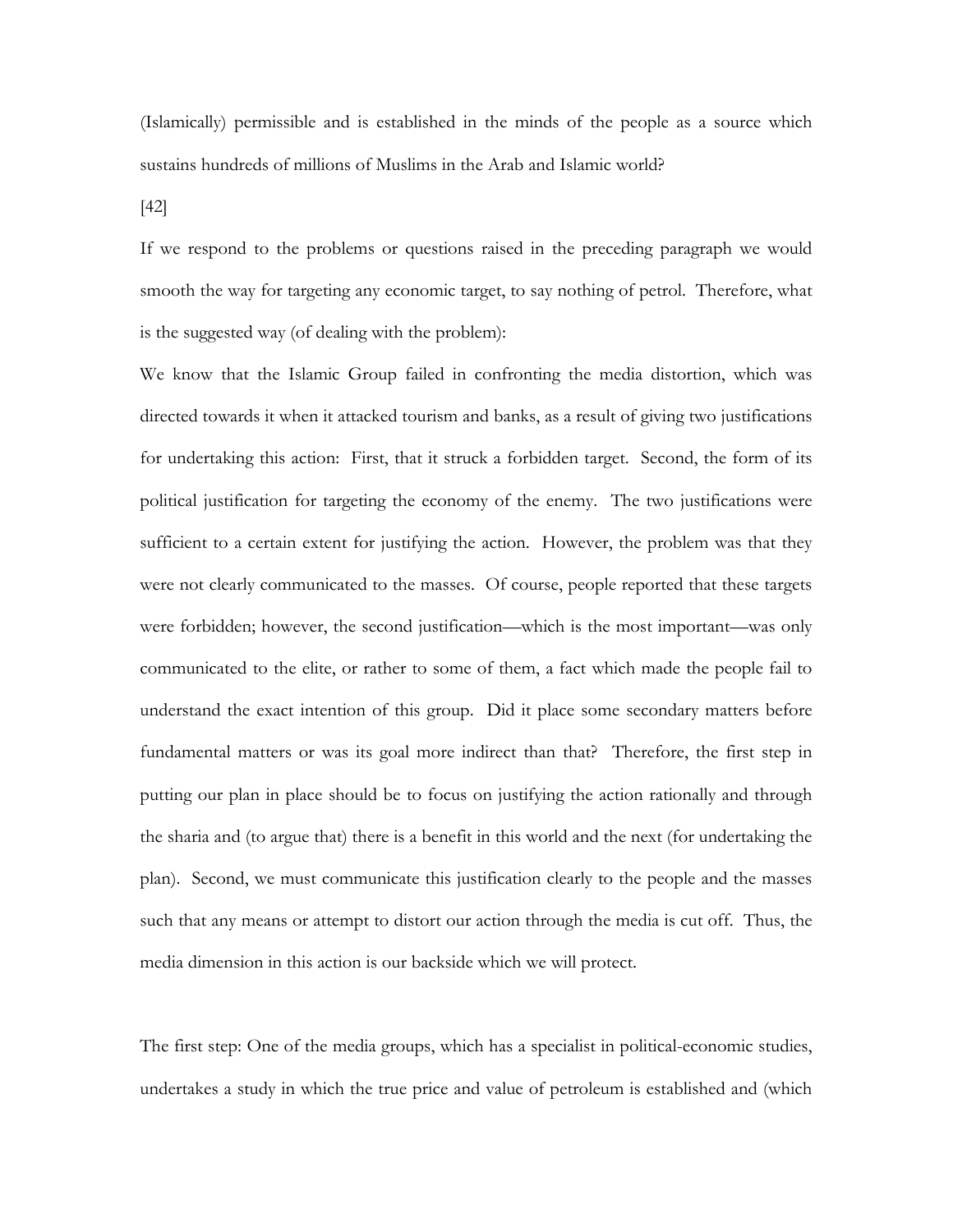(Islamically) permissible and is established in the minds of the people as a source which sustains hundreds of millions of Muslims in the Arab and Islamic world?

[42]

If we respond to the problems or questions raised in the preceding paragraph we would smooth the way for targeting any economic target, to say nothing of petrol. Therefore, what is the suggested way (of dealing with the problem):

We know that the Islamic Group failed in confronting the media distortion, which was directed towards it when it attacked tourism and banks, as a result of giving two justifications for undertaking this action: First, that it struck a forbidden target. Second, the form of its political justification for targeting the economy of the enemy. The two justifications were sufficient to a certain extent for justifying the action. However, the problem was that they were not clearly communicated to the masses. Of course, people reported that these targets were forbidden; however, the second justification—which is the most important—was only communicated to the elite, or rather to some of them, a fact which made the people fail to understand the exact intention of this group. Did it place some secondary matters before fundamental matters or was its goal more indirect than that? Therefore, the first step in putting our plan in place should be to focus on justifying the action rationally and through the sharia and (to argue that) there is a benefit in this world and the next (for undertaking the plan). Second, we must communicate this justification clearly to the people and the masses such that any means or attempt to distort our action through the media is cut off. Thus, the media dimension in this action is our backside which we will protect.

The first step: One of the media groups, which has a specialist in political-economic studies, undertakes a study in which the true price and value of petroleum is established and (which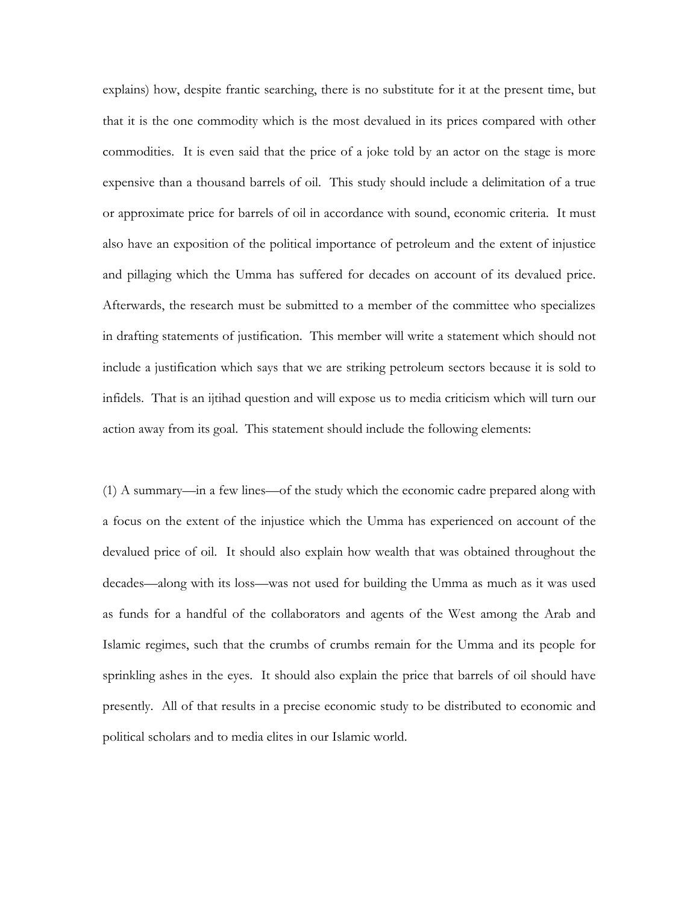explains) how, despite frantic searching, there is no substitute for it at the present time, but that it is the one commodity which is the most devalued in its prices compared with other commodities. It is even said that the price of a joke told by an actor on the stage is more expensive than a thousand barrels of oil. This study should include a delimitation of a true or approximate price for barrels of oil in accordance with sound, economic criteria. It must also have an exposition of the political importance of petroleum and the extent of injustice and pillaging which the Umma has suffered for decades on account of its devalued price. Afterwards, the research must be submitted to a member of the committee who specializes in drafting statements of justification. This member will write a statement which should not include a justification which says that we are striking petroleum sectors because it is sold to infidels. That is an ijtihad question and will expose us to media criticism which will turn our action away from its goal. This statement should include the following elements:

(1) A summary—in a few lines—of the study which the economic cadre prepared along with a focus on the extent of the injustice which the Umma has experienced on account of the devalued price of oil. It should also explain how wealth that was obtained throughout the decades—along with its loss—was not used for building the Umma as much as it was used as funds for a handful of the collaborators and agents of the West among the Arab and Islamic regimes, such that the crumbs of crumbs remain for the Umma and its people for sprinkling ashes in the eyes. It should also explain the price that barrels of oil should have presently. All of that results in a precise economic study to be distributed to economic and political scholars and to media elites in our Islamic world.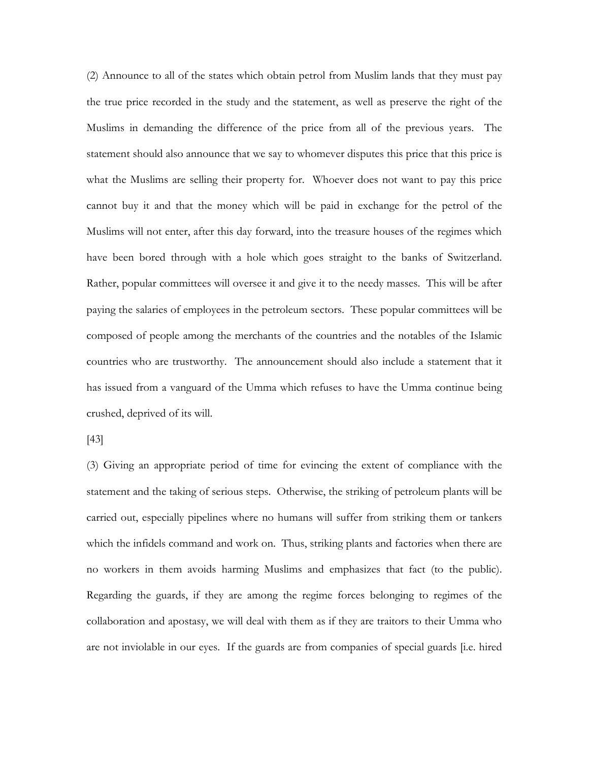(2) Announce to all of the states which obtain petrol from Muslim lands that they must pay the true price recorded in the study and the statement, as well as preserve the right of the Muslims in demanding the difference of the price from all of the previous years. The statement should also announce that we say to whomever disputes this price that this price is what the Muslims are selling their property for. Whoever does not want to pay this price cannot buy it and that the money which will be paid in exchange for the petrol of the Muslims will not enter, after this day forward, into the treasure houses of the regimes which have been bored through with a hole which goes straight to the banks of Switzerland. Rather, popular committees will oversee it and give it to the needy masses. This will be after paying the salaries of employees in the petroleum sectors. These popular committees will be composed of people among the merchants of the countries and the notables of the Islamic countries who are trustworthy. The announcement should also include a statement that it has issued from a vanguard of the Umma which refuses to have the Umma continue being crushed, deprived of its will.

[43]

(3) Giving an appropriate period of time for evincing the extent of compliance with the statement and the taking of serious steps. Otherwise, the striking of petroleum plants will be carried out, especially pipelines where no humans will suffer from striking them or tankers which the infidels command and work on. Thus, striking plants and factories when there are no workers in them avoids harming Muslims and emphasizes that fact (to the public). Regarding the guards, if they are among the regime forces belonging to regimes of the collaboration and apostasy, we will deal with them as if they are traitors to their Umma who are not inviolable in our eyes. If the guards are from companies of special guards [i.e. hired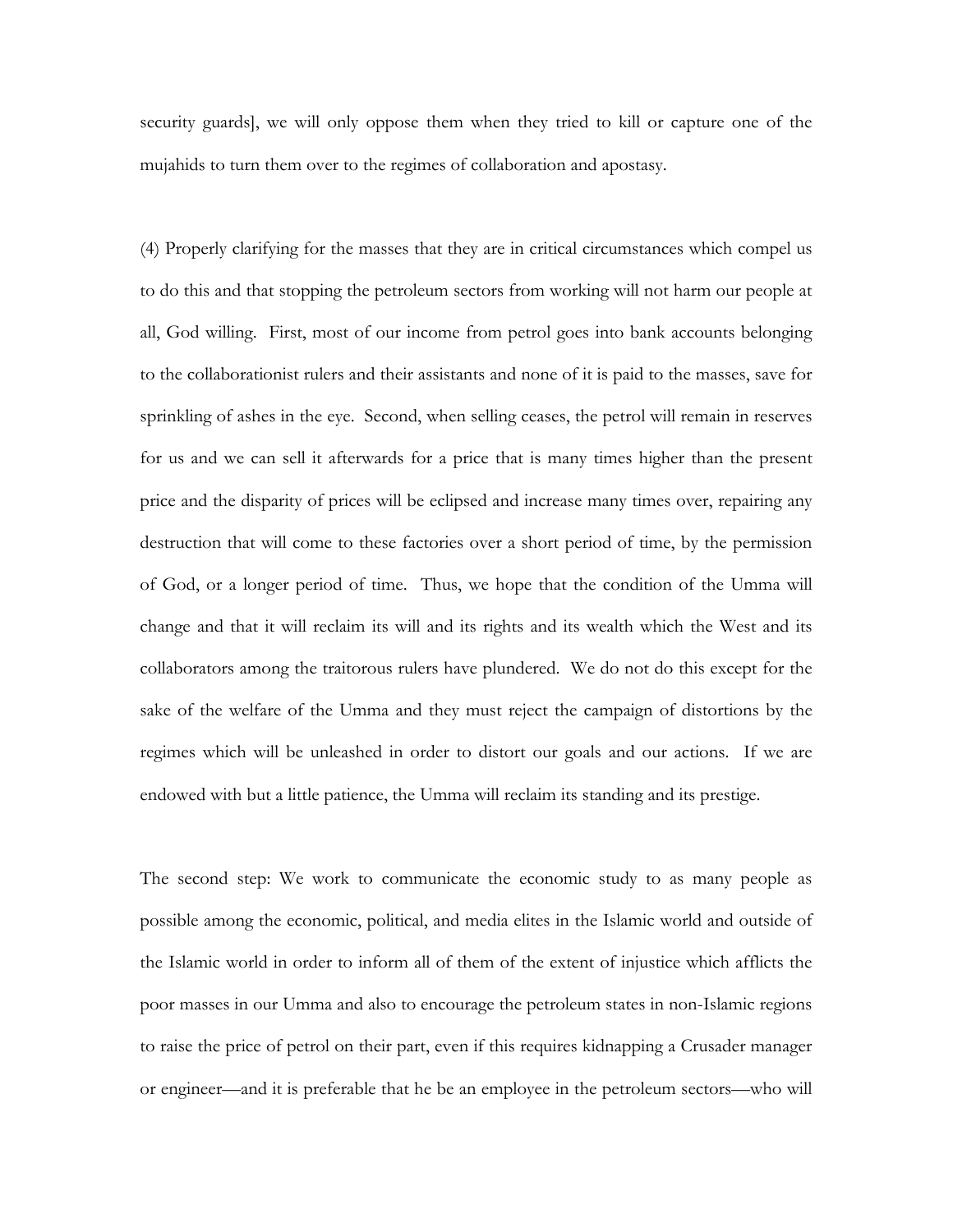security guards], we will only oppose them when they tried to kill or capture one of the mujahids to turn them over to the regimes of collaboration and apostasy.

(4) Properly clarifying for the masses that they are in critical circumstances which compel us to do this and that stopping the petroleum sectors from working will not harm our people at all, God willing. First, most of our income from petrol goes into bank accounts belonging to the collaborationist rulers and their assistants and none of it is paid to the masses, save for sprinkling of ashes in the eye. Second, when selling ceases, the petrol will remain in reserves for us and we can sell it afterwards for a price that is many times higher than the present price and the disparity of prices will be eclipsed and increase many times over, repairing any destruction that will come to these factories over a short period of time, by the permission of God, or a longer period of time. Thus, we hope that the condition of the Umma will change and that it will reclaim its will and its rights and its wealth which the West and its collaborators among the traitorous rulers have plundered. We do not do this except for the sake of the welfare of the Umma and they must reject the campaign of distortions by the regimes which will be unleashed in order to distort our goals and our actions. If we are endowed with but a little patience, the Umma will reclaim its standing and its prestige.

The second step: We work to communicate the economic study to as many people as possible among the economic, political, and media elites in the Islamic world and outside of the Islamic world in order to inform all of them of the extent of injustice which afflicts the poor masses in our Umma and also to encourage the petroleum states in non-Islamic regions to raise the price of petrol on their part, even if this requires kidnapping a Crusader manager or engineer—and it is preferable that he be an employee in the petroleum sectors—who will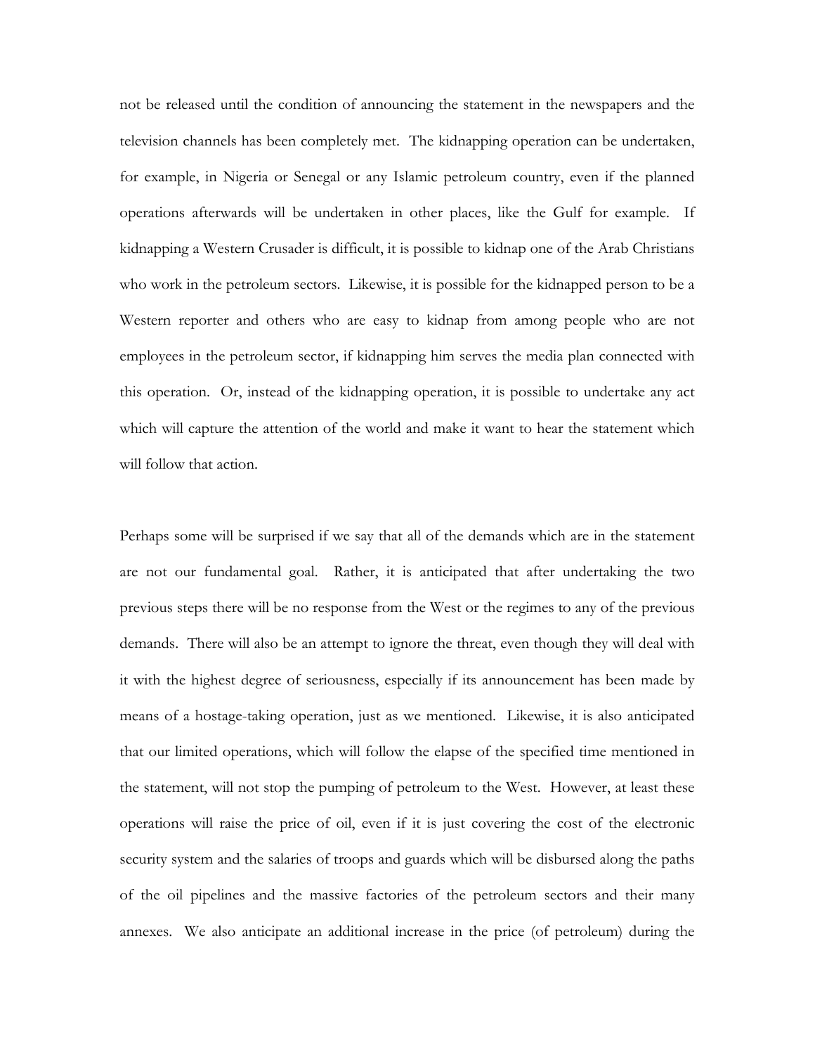not be released until the condition of announcing the statement in the newspapers and the television channels has been completely met. The kidnapping operation can be undertaken, for example, in Nigeria or Senegal or any Islamic petroleum country, even if the planned operations afterwards will be undertaken in other places, like the Gulf for example. If kidnapping a Western Crusader is difficult, it is possible to kidnap one of the Arab Christians who work in the petroleum sectors. Likewise, it is possible for the kidnapped person to be a Western reporter and others who are easy to kidnap from among people who are not employees in the petroleum sector, if kidnapping him serves the media plan connected with this operation. Or, instead of the kidnapping operation, it is possible to undertake any act which will capture the attention of the world and make it want to hear the statement which will follow that action.

Perhaps some will be surprised if we say that all of the demands which are in the statement are not our fundamental goal. Rather, it is anticipated that after undertaking the two previous steps there will be no response from the West or the regimes to any of the previous demands. There will also be an attempt to ignore the threat, even though they will deal with it with the highest degree of seriousness, especially if its announcement has been made by means of a hostage-taking operation, just as we mentioned. Likewise, it is also anticipated that our limited operations, which will follow the elapse of the specified time mentioned in the statement, will not stop the pumping of petroleum to the West. However, at least these operations will raise the price of oil, even if it is just covering the cost of the electronic security system and the salaries of troops and guards which will be disbursed along the paths of the oil pipelines and the massive factories of the petroleum sectors and their many annexes. We also anticipate an additional increase in the price (of petroleum) during the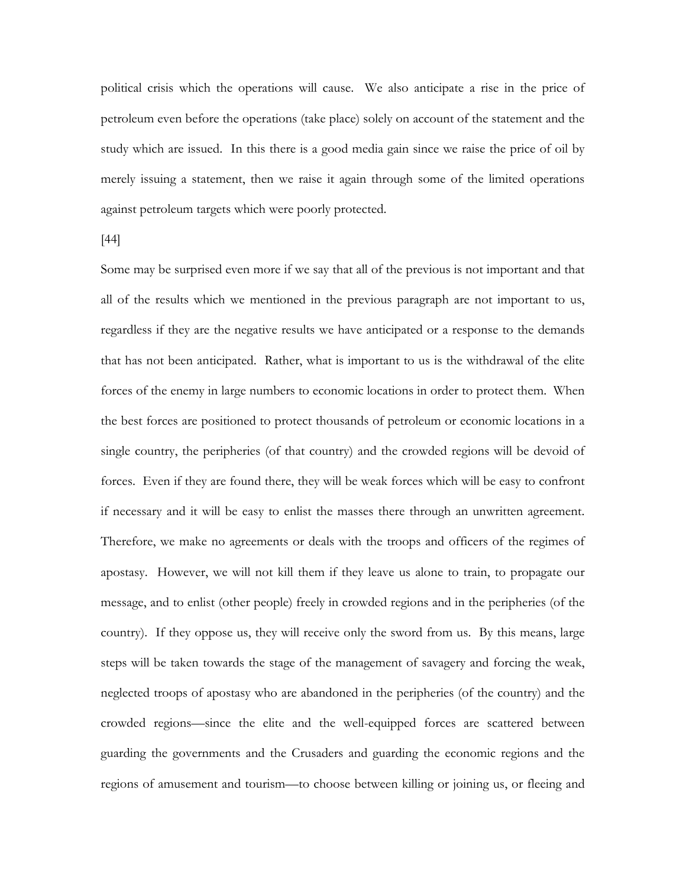political crisis which the operations will cause. We also anticipate a rise in the price of petroleum even before the operations (take place) solely on account of the statement and the study which are issued. In this there is a good media gain since we raise the price of oil by merely issuing a statement, then we raise it again through some of the limited operations against petroleum targets which were poorly protected.

[44]

Some may be surprised even more if we say that all of the previous is not important and that all of the results which we mentioned in the previous paragraph are not important to us, regardless if they are the negative results we have anticipated or a response to the demands that has not been anticipated. Rather, what is important to us is the withdrawal of the elite forces of the enemy in large numbers to economic locations in order to protect them. When the best forces are positioned to protect thousands of petroleum or economic locations in a single country, the peripheries (of that country) and the crowded regions will be devoid of forces. Even if they are found there, they will be weak forces which will be easy to confront if necessary and it will be easy to enlist the masses there through an unwritten agreement. Therefore, we make no agreements or deals with the troops and officers of the regimes of apostasy. However, we will not kill them if they leave us alone to train, to propagate our message, and to enlist (other people) freely in crowded regions and in the peripheries (of the country). If they oppose us, they will receive only the sword from us. By this means, large steps will be taken towards the stage of the management of savagery and forcing the weak, neglected troops of apostasy who are abandoned in the peripheries (of the country) and the crowded regions—since the elite and the well-equipped forces are scattered between guarding the governments and the Crusaders and guarding the economic regions and the regions of amusement and tourism—to choose between killing or joining us, or fleeing and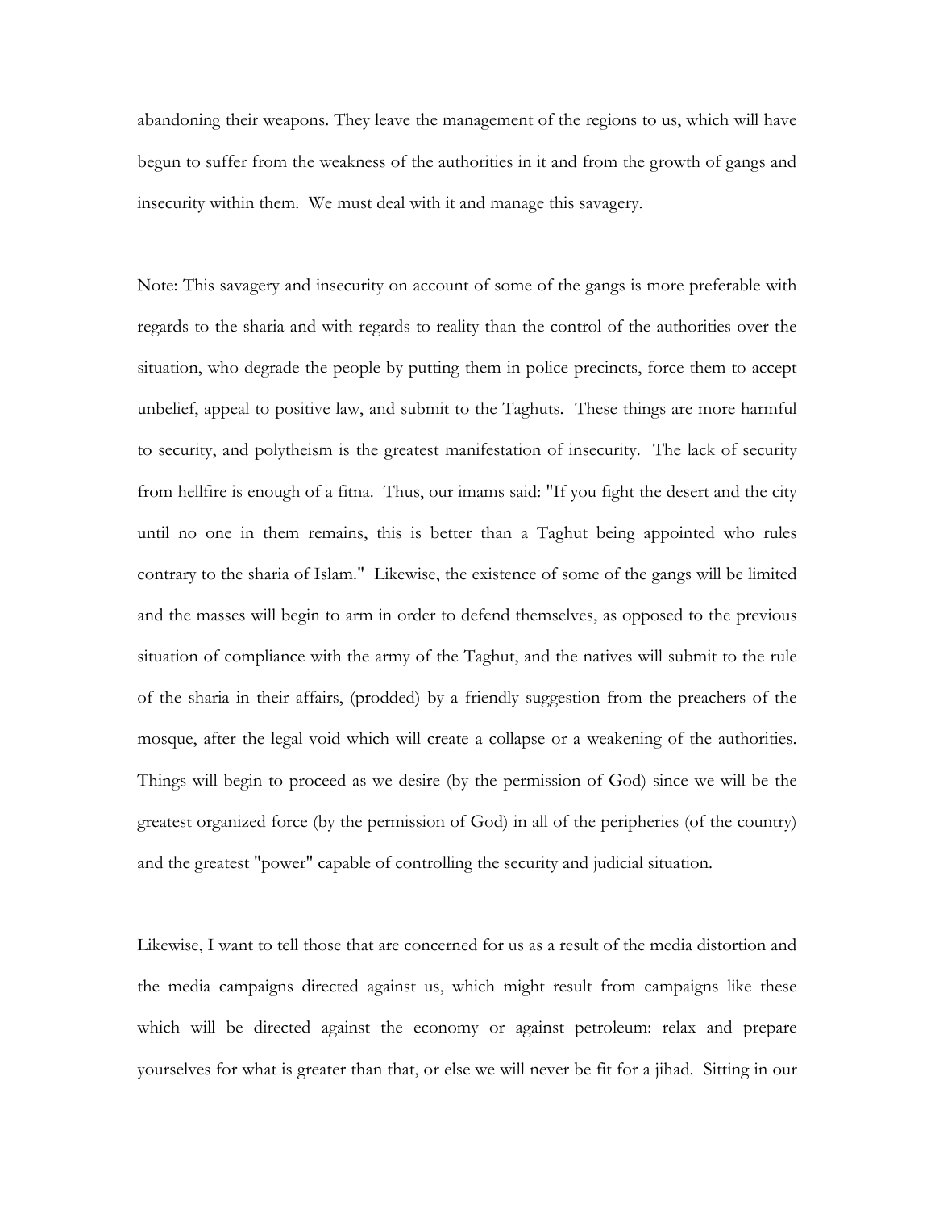abandoning their weapons. They leave the management of the regions to us, which will have begun to suffer from the weakness of the authorities in it and from the growth of gangs and insecurity within them. We must deal with it and manage this savagery.

Note: This savagery and insecurity on account of some of the gangs is more preferable with regards to the sharia and with regards to reality than the control of the authorities over the situation, who degrade the people by putting them in police precincts, force them to accept unbelief, appeal to positive law, and submit to the Taghuts. These things are more harmful to security, and polytheism is the greatest manifestation of insecurity. The lack of security from hellfire is enough of a fitna. Thus, our imams said: "If you fight the desert and the city until no one in them remains, this is better than a Taghut being appointed who rules contrary to the sharia of Islam." Likewise, the existence of some of the gangs will be limited and the masses will begin to arm in order to defend themselves, as opposed to the previous situation of compliance with the army of the Taghut, and the natives will submit to the rule of the sharia in their affairs, (prodded) by a friendly suggestion from the preachers of the mosque, after the legal void which will create a collapse or a weakening of the authorities. Things will begin to proceed as we desire (by the permission of God) since we will be the greatest organized force (by the permission of God) in all of the peripheries (of the country) and the greatest "power" capable of controlling the security and judicial situation.

Likewise, I want to tell those that are concerned for us as a result of the media distortion and the media campaigns directed against us, which might result from campaigns like these which will be directed against the economy or against petroleum: relax and prepare yourselves for what is greater than that, or else we will never be fit for a jihad. Sitting in our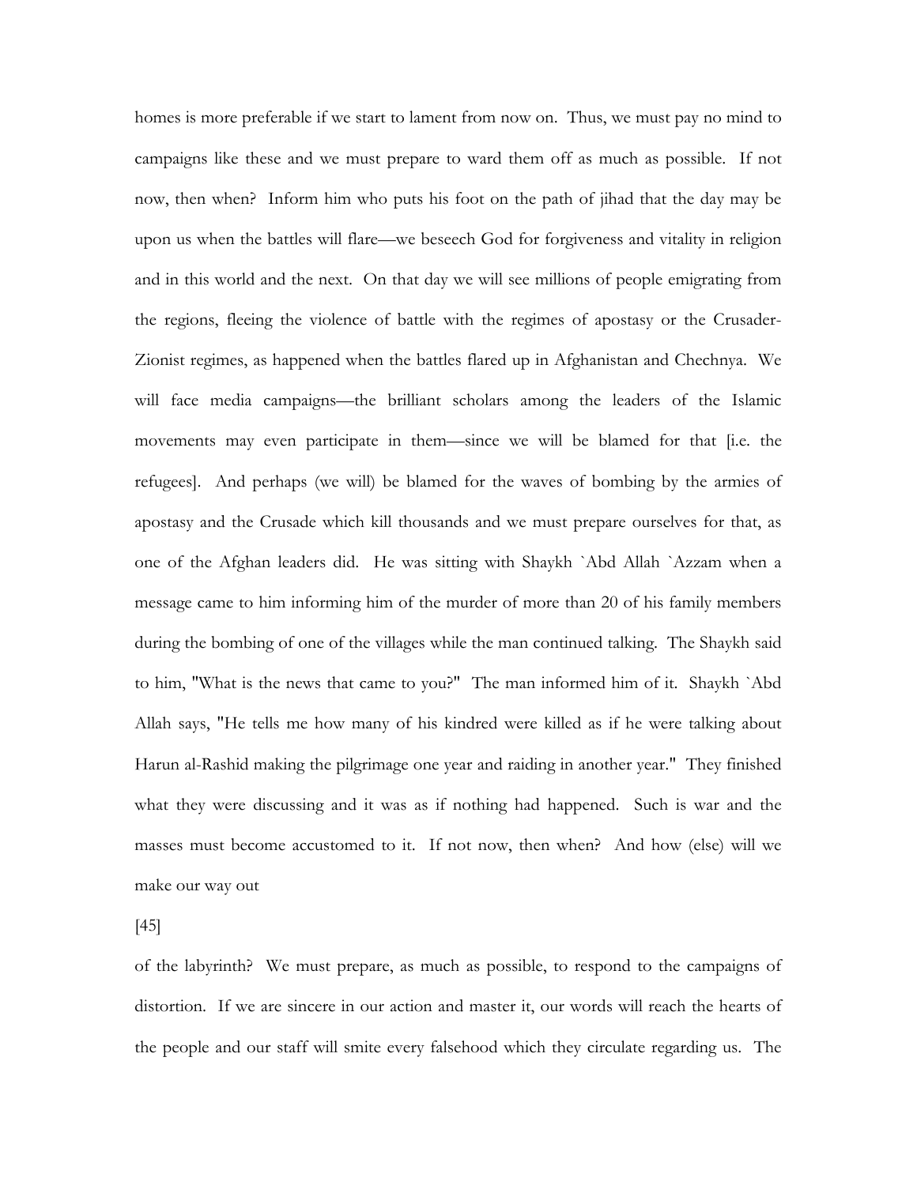homes is more preferable if we start to lament from now on. Thus, we must pay no mind to campaigns like these and we must prepare to ward them off as much as possible. If not now, then when? Inform him who puts his foot on the path of jihad that the day may be upon us when the battles will flare—we beseech God for forgiveness and vitality in religion and in this world and the next. On that day we will see millions of people emigrating from the regions, fleeing the violence of battle with the regimes of apostasy or the Crusader-Zionist regimes, as happened when the battles flared up in Afghanistan and Chechnya. We will face media campaigns—the brilliant scholars among the leaders of the Islamic movements may even participate in them—since we will be blamed for that [i.e. the refugees]. And perhaps (we will) be blamed for the waves of bombing by the armies of apostasy and the Crusade which kill thousands and we must prepare ourselves for that, as one of the Afghan leaders did. He was sitting with Shaykh `Abd Allah `Azzam when a message came to him informing him of the murder of more than 20 of his family members during the bombing of one of the villages while the man continued talking. The Shaykh said to him, "What is the news that came to you?" The man informed him of it. Shaykh `Abd Allah says, "He tells me how many of his kindred were killed as if he were talking about Harun al-Rashid making the pilgrimage one year and raiding in another year." They finished what they were discussing and it was as if nothing had happened. Such is war and the masses must become accustomed to it. If not now, then when? And how (else) will we make our way out

[45]

of the labyrinth? We must prepare, as much as possible, to respond to the campaigns of distortion. If we are sincere in our action and master it, our words will reach the hearts of the people and our staff will smite every falsehood which they circulate regarding us. The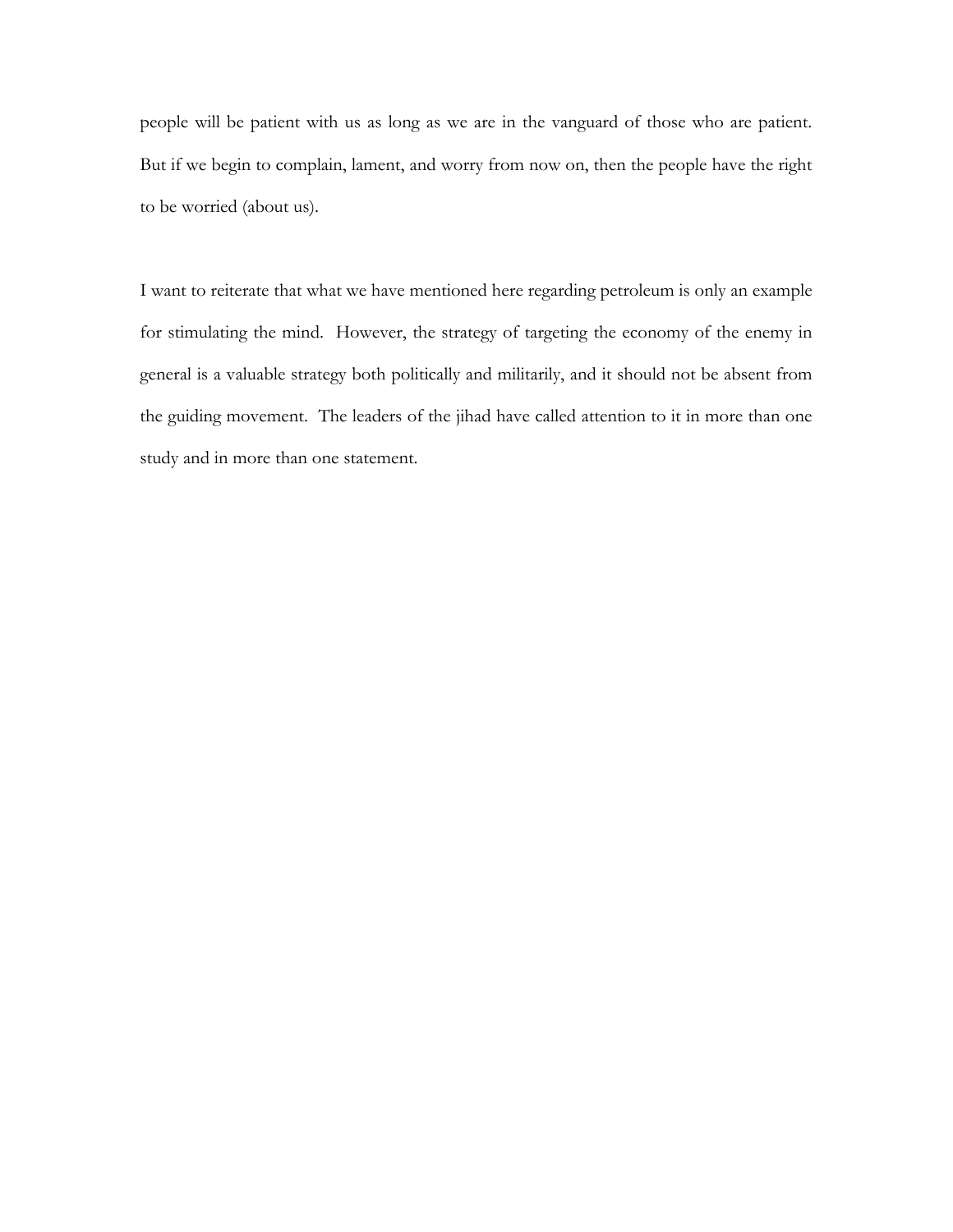people will be patient with us as long as we are in the vanguard of those who are patient. But if we begin to complain, lament, and worry from now on, then the people have the right to be worried (about us).

I want to reiterate that what we have mentioned here regarding petroleum is only an example for stimulating the mind. However, the strategy of targeting the economy of the enemy in general is a valuable strategy both politically and militarily, and it should not be absent from the guiding movement. The leaders of the jihad have called attention to it in more than one study and in more than one statement.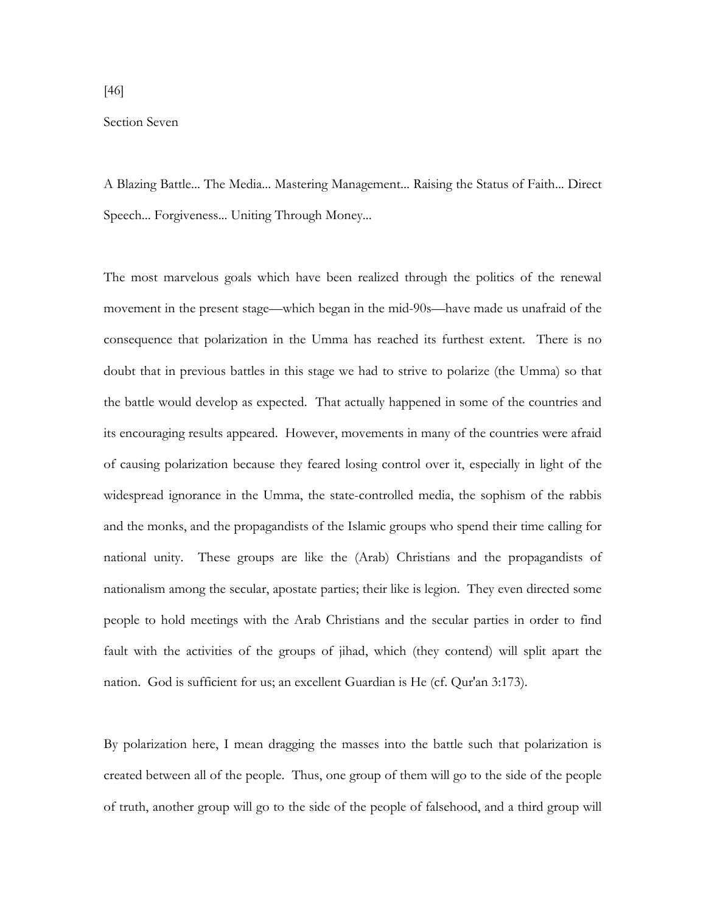[46]

Section Seven

A Blazing Battle... The Media... Mastering Management... Raising the Status of Faith... Direct Speech... Forgiveness... Uniting Through Money...

The most marvelous goals which have been realized through the politics of the renewal movement in the present stage—which began in the mid-90s—have made us unafraid of the consequence that polarization in the Umma has reached its furthest extent. There is no doubt that in previous battles in this stage we had to strive to polarize (the Umma) so that the battle would develop as expected. That actually happened in some of the countries and its encouraging results appeared. However, movements in many of the countries were afraid of causing polarization because they feared losing control over it, especially in light of the widespread ignorance in the Umma, the state-controlled media, the sophism of the rabbis and the monks, and the propagandists of the Islamic groups who spend their time calling for national unity. These groups are like the (Arab) Christians and the propagandists of nationalism among the secular, apostate parties; their like is legion. They even directed some people to hold meetings with the Arab Christians and the secular parties in order to find fault with the activities of the groups of jihad, which (they contend) will split apart the nation. God is sufficient for us; an excellent Guardian is He (cf. Qur'an 3:173).

By polarization here, I mean dragging the masses into the battle such that polarization is created between all of the people. Thus, one group of them will go to the side of the people of truth, another group will go to the side of the people of falsehood, and a third group will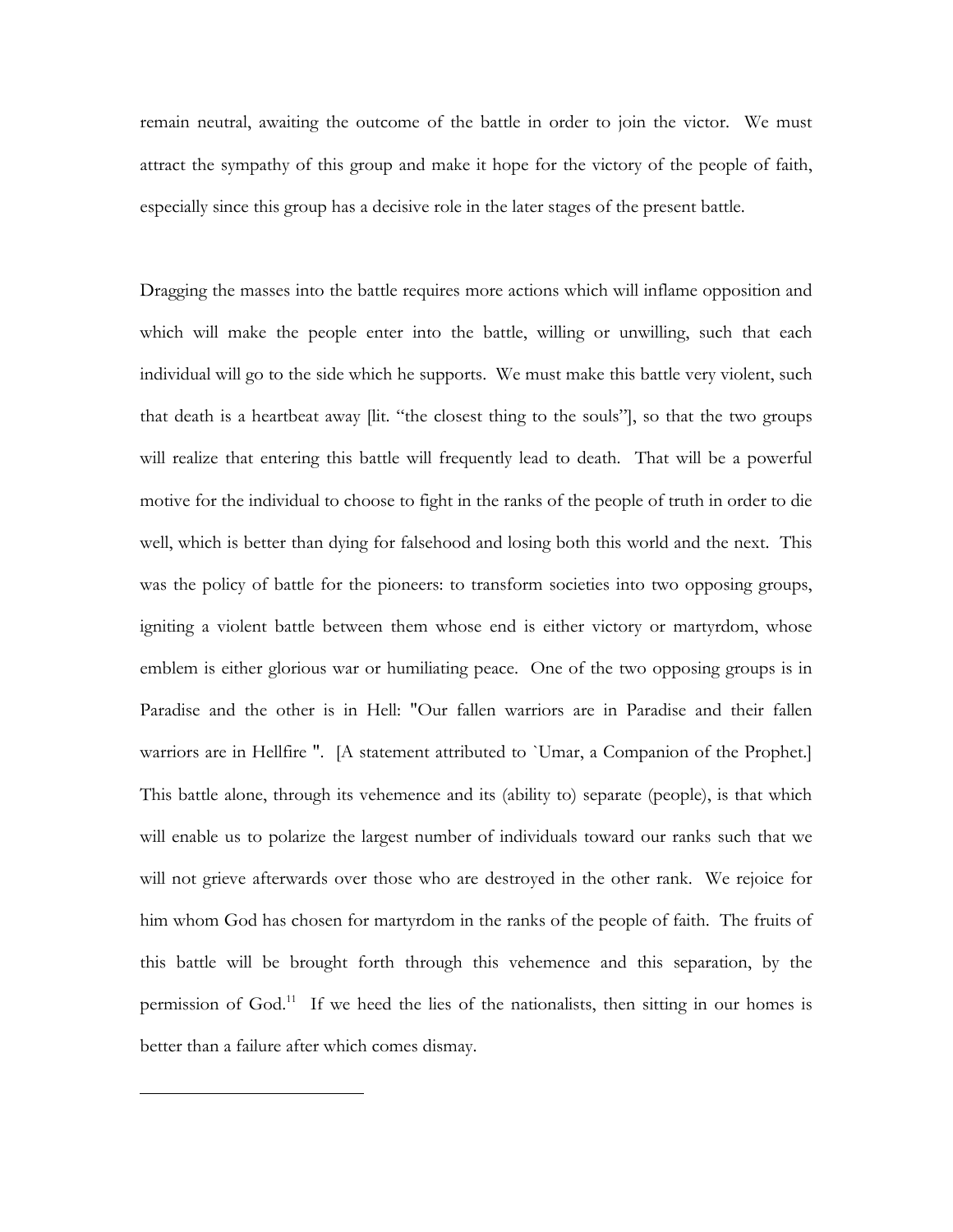remain neutral, awaiting the outcome of the battle in order to join the victor. We must attract the sympathy of this group and make it hope for the victory of the people of faith, especially since this group has a decisive role in the later stages of the present battle.

Dragging the masses into the battle requires more actions which will inflame opposition and which will make the people enter into the battle, willing or unwilling, such that each individual will go to the side which he supports. We must make this battle very violent, such that death is a heartbeat away [lit. "the closest thing to the souls"], so that the two groups will realize that entering this battle will frequently lead to death. That will be a powerful motive for the individual to choose to fight in the ranks of the people of truth in order to die well, which is better than dying for falsehood and losing both this world and the next. This was the policy of battle for the pioneers: to transform societies into two opposing groups, igniting a violent battle between them whose end is either victory or martyrdom, whose emblem is either glorious war or humiliating peace. One of the two opposing groups is in Paradise and the other is in Hell: "Our fallen warriors are in Paradise and their fallen warriors are in Hellfire ". [A statement attributed to `Umar, a Companion of the Prophet.] This battle alone, through its vehemence and its (ability to) separate (people), is that which will enable us to polarize the largest number of individuals toward our ranks such that we will not grieve afterwards over those who are destroyed in the other rank. We rejoice for him whom God has chosen for martyrdom in the ranks of the people of faith. The fruits of this battle will be brought forth through this vehemence and this separation, by the permission of God.[11] If we heed the lies of the nationalists, then sitting in our homes is better than a failure after which comes dismay.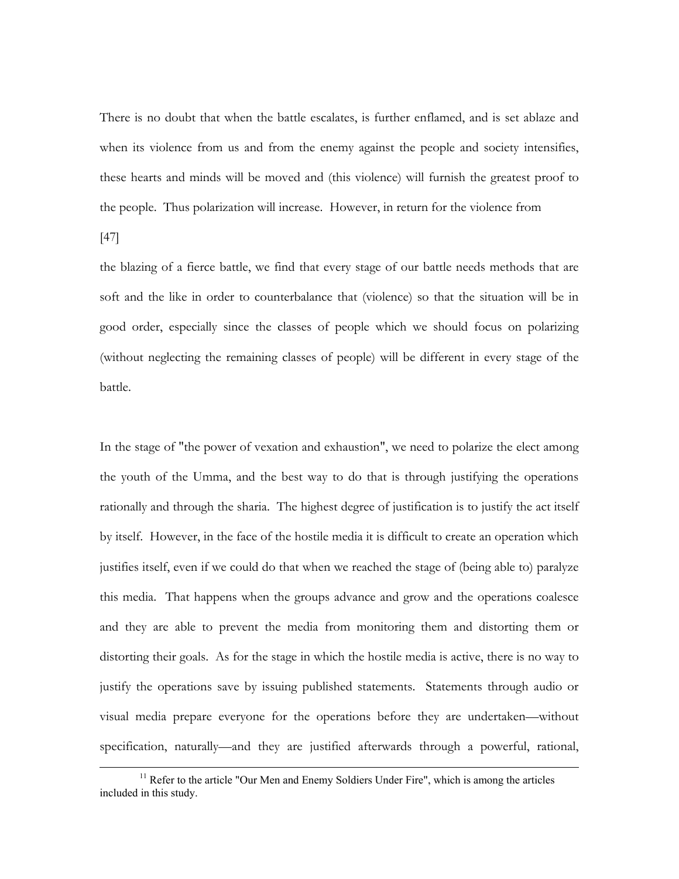There is no doubt that when the battle escalates, is further enflamed, and is set ablaze and when its violence from us and from the enemy against the people and society intensifies, these hearts and minds will be moved and (this violence) will furnish the greatest proof to the people. Thus polarization will increase. However, in return for the violence from

[47]

the blazing of a fierce battle, we find that every stage of our battle needs methods that are soft and the like in order to counterbalance that (violence) so that the situation will be in good order, especially since the classes of people which we should focus on polarizing (without neglecting the remaining classes of people) will be different in every stage of the battle.

In the stage of "the power of vexation and exhaustion", we need to polarize the elect among the youth of the Umma, and the best way to do that is through justifying the operations rationally and through the sharia. The highest degree of justification is to justify the act itself by itself. However, in the face of the hostile media it is difficult to create an operation which justifies itself, even if we could do that when we reached the stage of (being able to) paralyze this media. That happens when the groups advance and grow and the operations coalesce and they are able to prevent the media from monitoring them and distorting them or distorting their goals. As for the stage in which the hostile media is active, there is no way to justify the operations save by issuing published statements. Statements through audio or visual media prepare everyone for the operations before they are undertaken—without specification, naturally—and they are justified afterwards through a powerful, rational,

---

[11] Refer to the article "Our Men and Enemy Soldiers Under Fire", which is among the articles included in this study.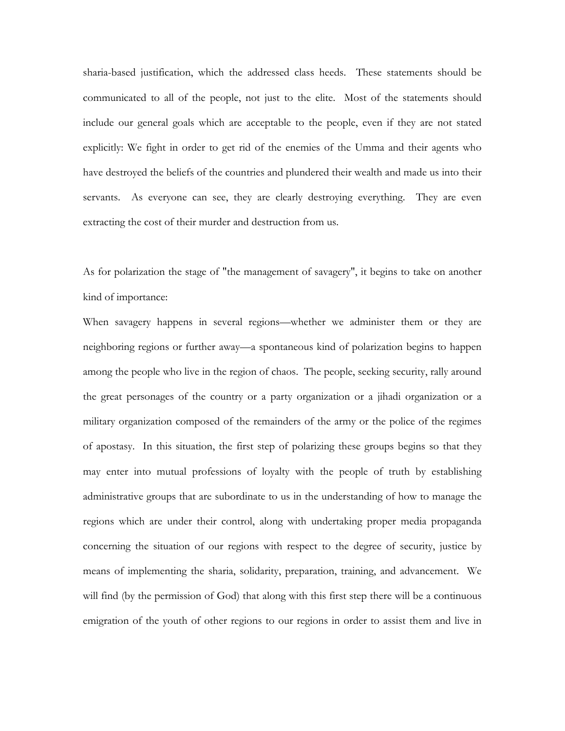sharia-based justification, which the addressed class heeds. These statements should be communicated to all of the people, not just to the elite. Most of the statements should include our general goals which are acceptable to the people, even if they are not stated explicitly: We fight in order to get rid of the enemies of the Umma and their agents who have destroyed the beliefs of the countries and plundered their wealth and made us into their servants. As everyone can see, they are clearly destroying everything. They are even extracting the cost of their murder and destruction from us.

As for polarization the stage of "the management of savagery", it begins to take on another kind of importance:

When savagery happens in several regions—whether we administer them or they are neighboring regions or further away—a spontaneous kind of polarization begins to happen among the people who live in the region of chaos. The people, seeking security, rally around the great personages of the country or a party organization or a jihadi organization or a military organization composed of the remainders of the army or the police of the regimes of apostasy. In this situation, the first step of polarizing these groups begins so that they may enter into mutual professions of loyalty with the people of truth by establishing administrative groups that are subordinate to us in the understanding of how to manage the regions which are under their control, along with undertaking proper media propaganda concerning the situation of our regions with respect to the degree of security, justice by means of implementing the sharia, solidarity, preparation, training, and advancement. We will find (by the permission of God) that along with this first step there will be a continuous emigration of the youth of other regions to our regions in order to assist them and live in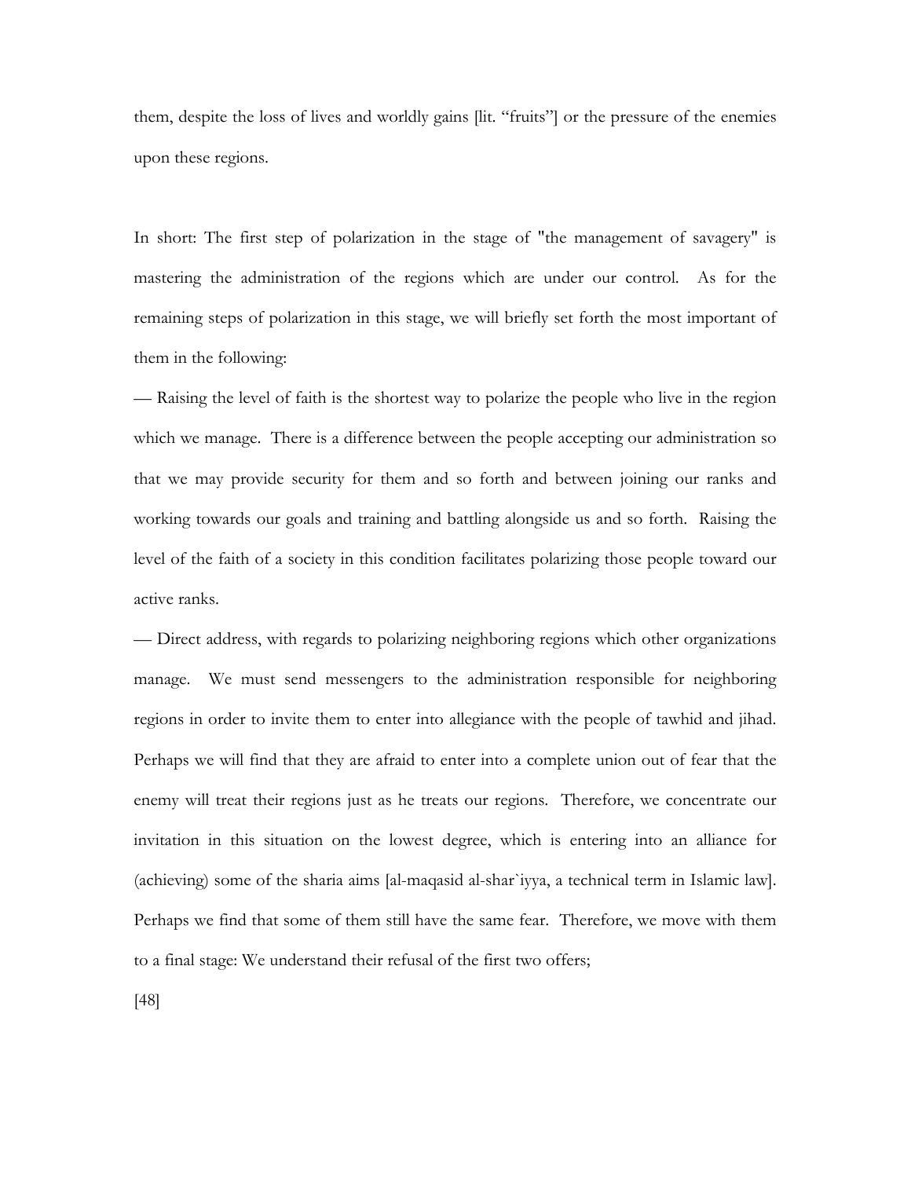them, despite the loss of lives and worldly gains [lit. "fruits"] or the pressure of the enemies upon these regions.

In short: The first step of polarization in the stage of "the management of savagery" is mastering the administration of the regions which are under our control. As for the remaining steps of polarization in this stage, we will briefly set forth the most important of them in the following:

— Raising the level of faith is the shortest way to polarize the people who live in the region which we manage. There is a difference between the people accepting our administration so that we may provide security for them and so forth and between joining our ranks and working towards our goals and training and battling alongside us and so forth. Raising the level of the faith of a society in this condition facilitates polarizing those people toward our active ranks.

— Direct address, with regards to polarizing neighboring regions which other organizations manage. We must send messengers to the administration responsible for neighboring regions in order to invite them to enter into allegiance with the people of tawhid and jihad. Perhaps we will find that they are afraid to enter into a complete union out of fear that the enemy will treat their regions just as he treats our regions. Therefore, we concentrate our invitation in this situation on the lowest degree, which is entering into an alliance for (achieving) some of the sharia aims [al-maqasid al-shar`iyya, a technical term in Islamic law]. Perhaps we find that some of them still have the same fear. Therefore, we move with them to a final stage: We understand their refusal of the first two offers;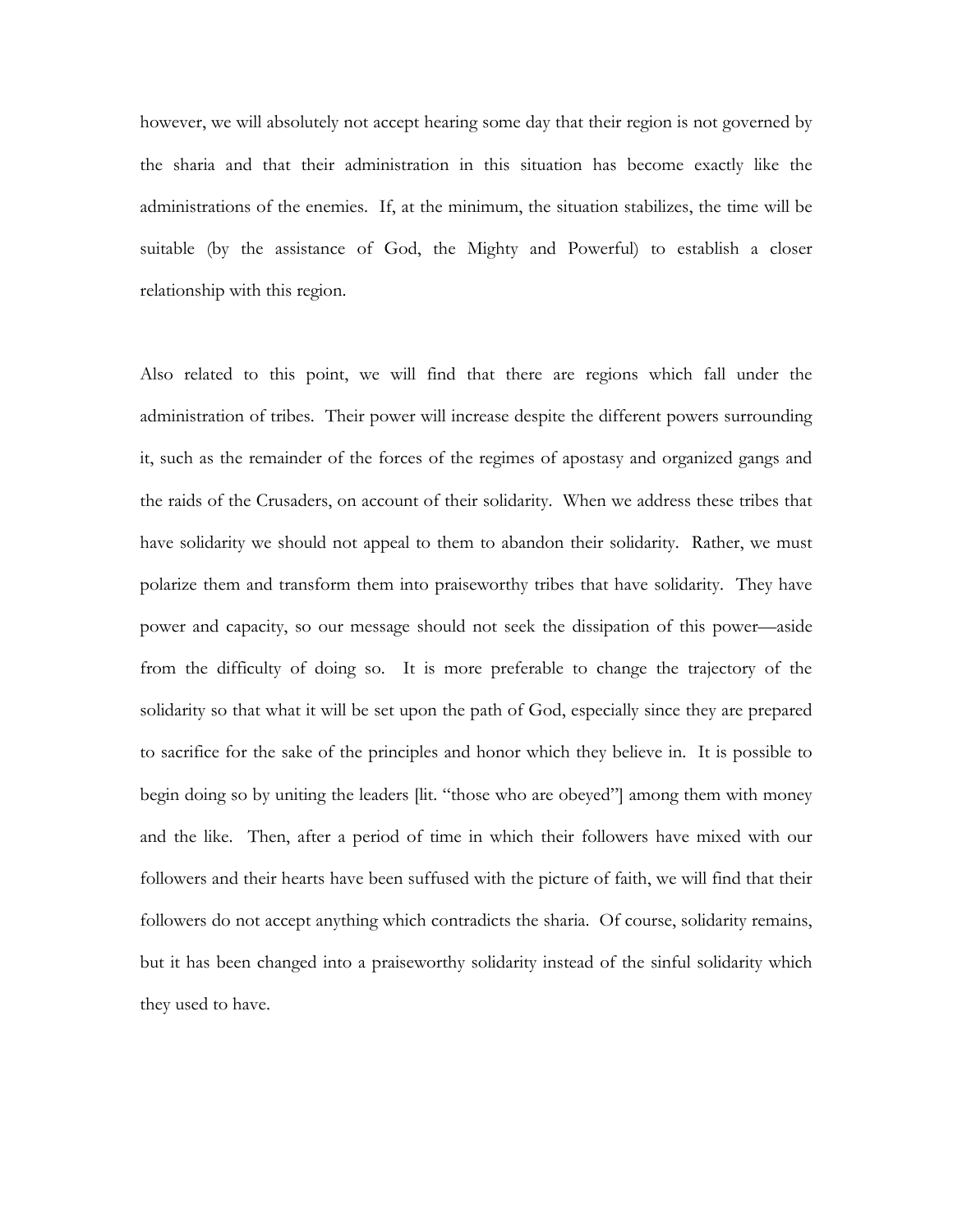however, we will absolutely not accept hearing some day that their region is not governed by the sharia and that their administration in this situation has become exactly like the administrations of the enemies. If, at the minimum, the situation stabilizes, the time will be suitable (by the assistance of God, the Mighty and Powerful) to establish a closer relationship with this region.

Also related to this point, we will find that there are regions which fall under the administration of tribes. Their power will increase despite the different powers surrounding it, such as the remainder of the forces of the regimes of apostasy and organized gangs and the raids of the Crusaders, on account of their solidarity. When we address these tribes that have solidarity we should not appeal to them to abandon their solidarity. Rather, we must polarize them and transform them into praiseworthy tribes that have solidarity. They have power and capacity, so our message should not seek the dissipation of this power—aside from the difficulty of doing so. It is more preferable to change the trajectory of the solidarity so that what it will be set upon the path of God, especially since they are prepared to sacrifice for the sake of the principles and honor which they believe in. It is possible to begin doing so by uniting the leaders [lit. "those who are obeyed"] among them with money and the like. Then, after a period of time in which their followers have mixed with our followers and their hearts have been suffused with the picture of faith, we will find that their followers do not accept anything which contradicts the sharia. Of course, solidarity remains, but it has been changed into a praiseworthy solidarity instead of the sinful solidarity which they used to have.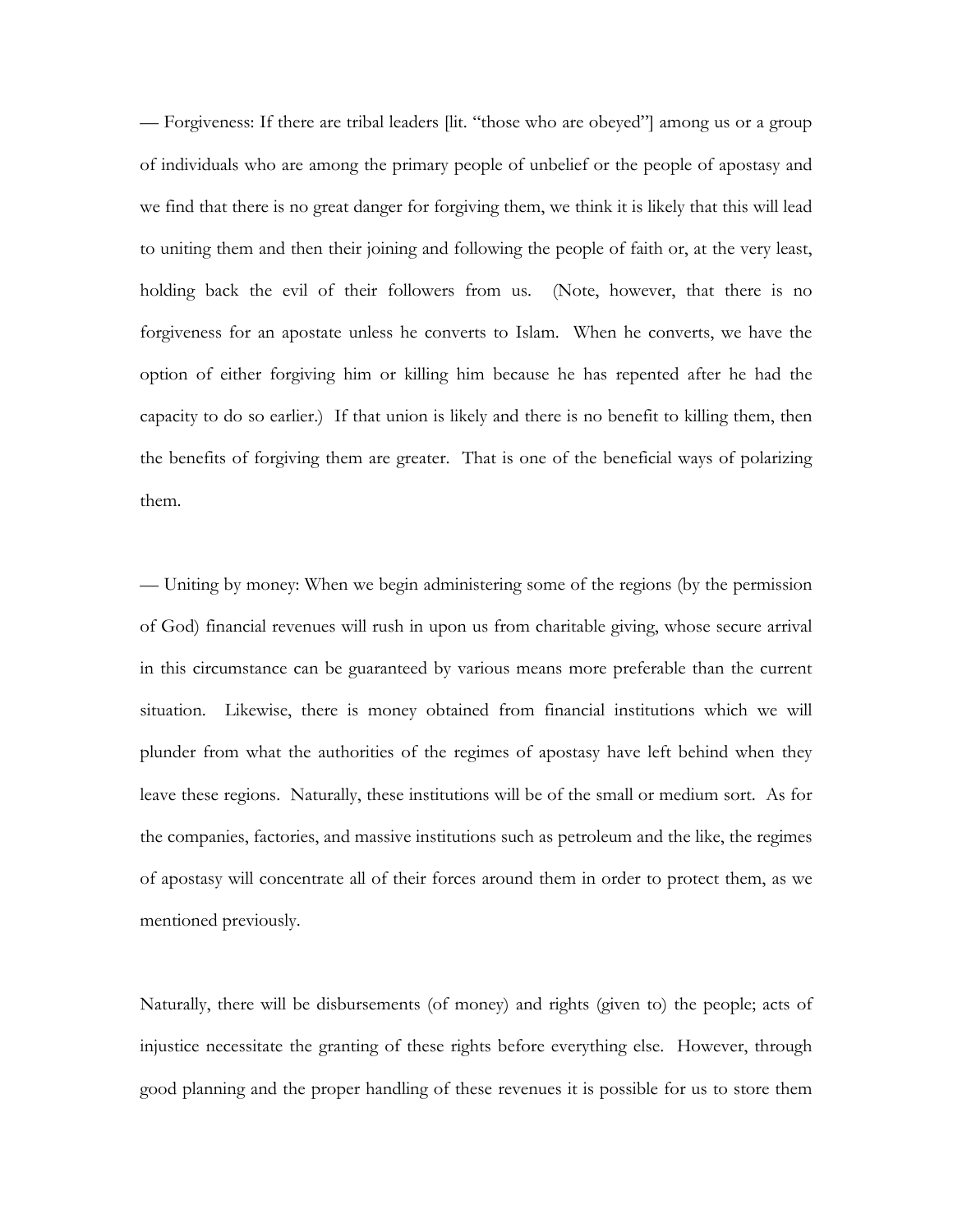— Forgiveness: If there are tribal leaders [lit. "those who are obeyed"] among us or a group of individuals who are among the primary people of unbelief or the people of apostasy and we find that there is no great danger for forgiving them, we think it is likely that this will lead to uniting them and then their joining and following the people of faith or, at the very least, holding back the evil of their followers from us. (Note, however, that there is no forgiveness for an apostate unless he converts to Islam. When he converts, we have the option of either forgiving him or killing him because he has repented after he had the capacity to do so earlier.) If that union is likely and there is no benefit to killing them, then the benefits of forgiving them are greater. That is one of the beneficial ways of polarizing them.

— Uniting by money: When we begin administering some of the regions (by the permission of God) financial revenues will rush in upon us from charitable giving, whose secure arrival in this circumstance can be guaranteed by various means more preferable than the current situation. Likewise, there is money obtained from financial institutions which we will plunder from what the authorities of the regimes of apostasy have left behind when they leave these regions. Naturally, these institutions will be of the small or medium sort. As for the companies, factories, and massive institutions such as petroleum and the like, the regimes of apostasy will concentrate all of their forces around them in order to protect them, as we mentioned previously.

Naturally, there will be disbursements (of money) and rights (given to) the people; acts of injustice necessitate the granting of these rights before everything else. However, through good planning and the proper handling of these revenues it is possible for us to store them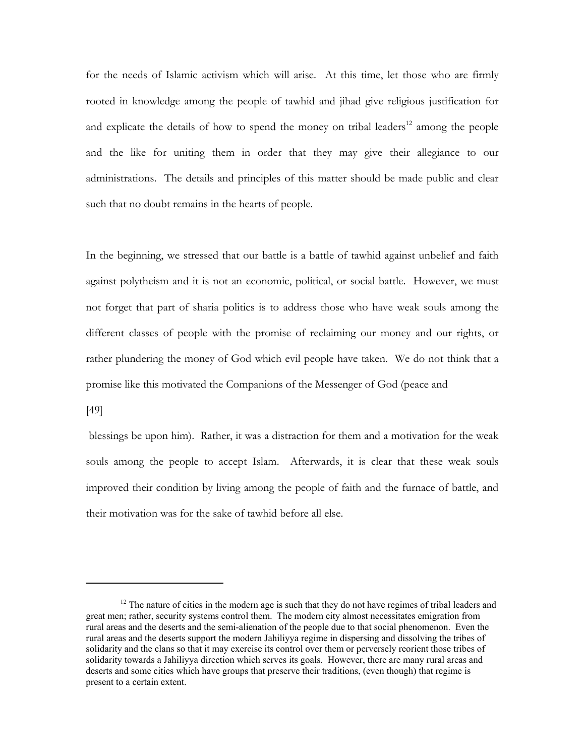for the needs of Islamic activism which will arise. At this time, let those who are firmly rooted in knowledge among the people of tawhid and jihad give religious justification for and explicate the details of how to spend the money on tribal leaders[12] among the people and the like for uniting them in order that they may give their allegiance to our administrations. The details and principles of this matter should be made public and clear such that no doubt remains in the hearts of people.

In the beginning, we stressed that our battle is a battle of tawhid against unbelief and faith against polytheism and it is not an economic, political, or social battle. However, we must not forget that part of sharia politics is to address those who have weak souls among the different classes of people with the promise of reclaiming our money and our rights, or rather plundering the money of God which evil people have taken. We do not think that a promise like this motivated the Companions of the Messenger of God (peace and

[49]

blessings be upon him). Rather, it was a distraction for them and a motivation for the weak souls among the people to accept Islam. Afterwards, it is clear that these weak souls improved their condition by living among the people of faith and the furnace of battle, and their motivation was for the sake of tawhid before all else.

---

[12] The nature of cities in the modern age is such that they do not have regimes of tribal leaders and great men; rather, security systems control them. The modern city almost necessitates emigration from rural areas and the deserts and the semi-alienation of the people due to that social phenomenon. Even the rural areas and the deserts support the modern Jahiliyya regime in dispersing and dissolving the tribes of solidarity and the clans so that it may exercise its control over them or perversely reorient those tribes of solidarity towards a Jahiliyya direction which serves its goals. However, there are many rural areas and deserts and some cities which have groups that preserve their traditions, (even though) that regime is present to a certain extent.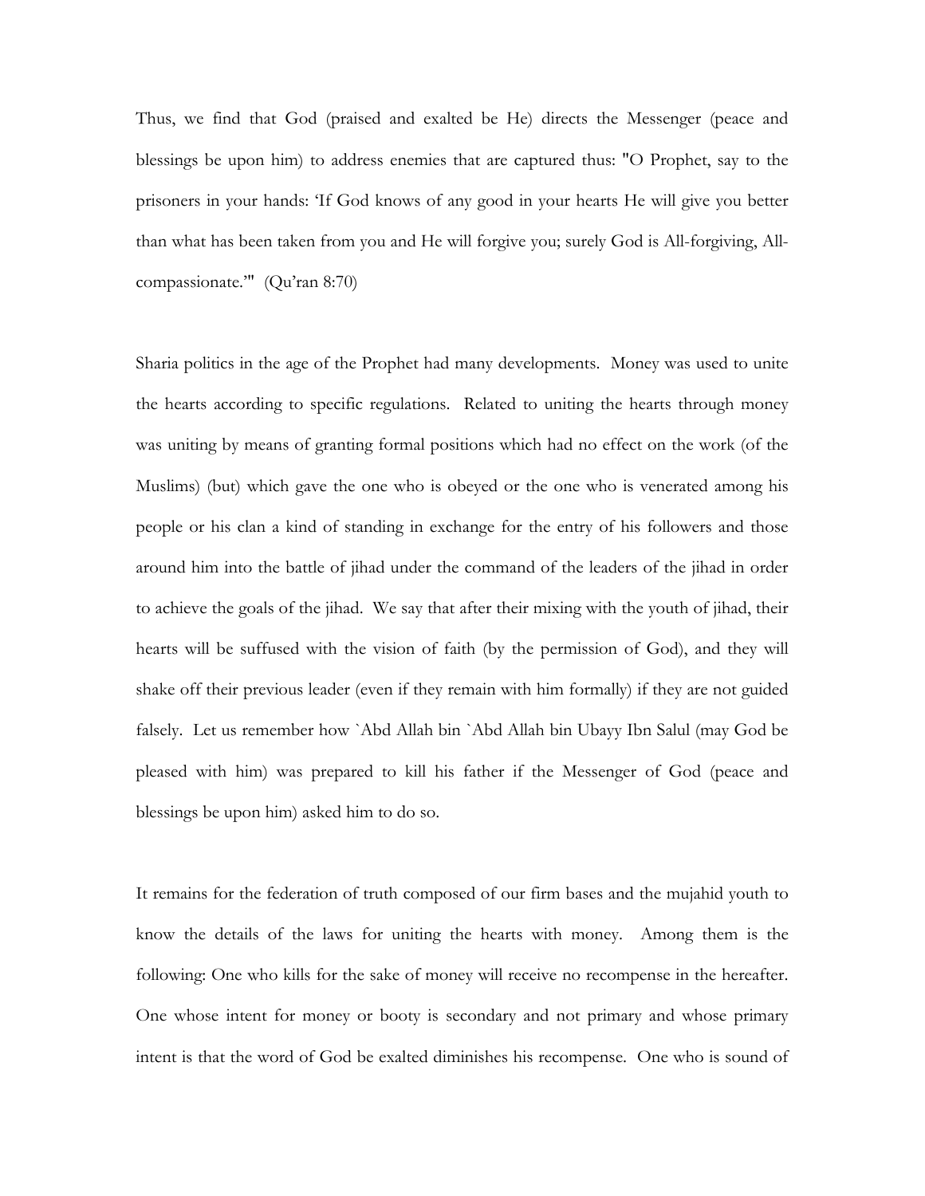Thus, we find that God (praised and exalted be He) directs the Messenger (peace and blessings be upon him) to address enemies that are captured thus: "O Prophet, say to the prisoners in your hands: 'If God knows of any good in your hearts He will give you better than what has been taken from you and He will forgive you; surely God is All-forgiving, All-compassionate.'" (Qu'ran 8:70)

Sharia politics in the age of the Prophet had many developments. Money was used to unite the hearts according to specific regulations. Related to uniting the hearts through money was uniting by means of granting formal positions which had no effect on the work (of the Muslims) (but) which gave the one who is obeyed or the one who is venerated among his people or his clan a kind of standing in exchange for the entry of his followers and those around him into the battle of jihad under the command of the leaders of the jihad in order to achieve the goals of the jihad. We say that after their mixing with the youth of jihad, their hearts will be suffused with the vision of faith (by the permission of God), and they will shake off their previous leader (even if they remain with him formally) if they are not guided falsely. Let us remember how `Abd Allah bin `Abd Allah bin Ubayy Ibn Salul (may God be pleased with him) was prepared to kill his father if the Messenger of God (peace and blessings be upon him) asked him to do so.

It remains for the federation of truth composed of our firm bases and the mujahid youth to know the details of the laws for uniting the hearts with money. Among them is the following: One who kills for the sake of money will receive no recompense in the hereafter. One whose intent for money or booty is secondary and not primary and whose primary intent is that the word of God be exalted diminishes his recompense. One who is sound of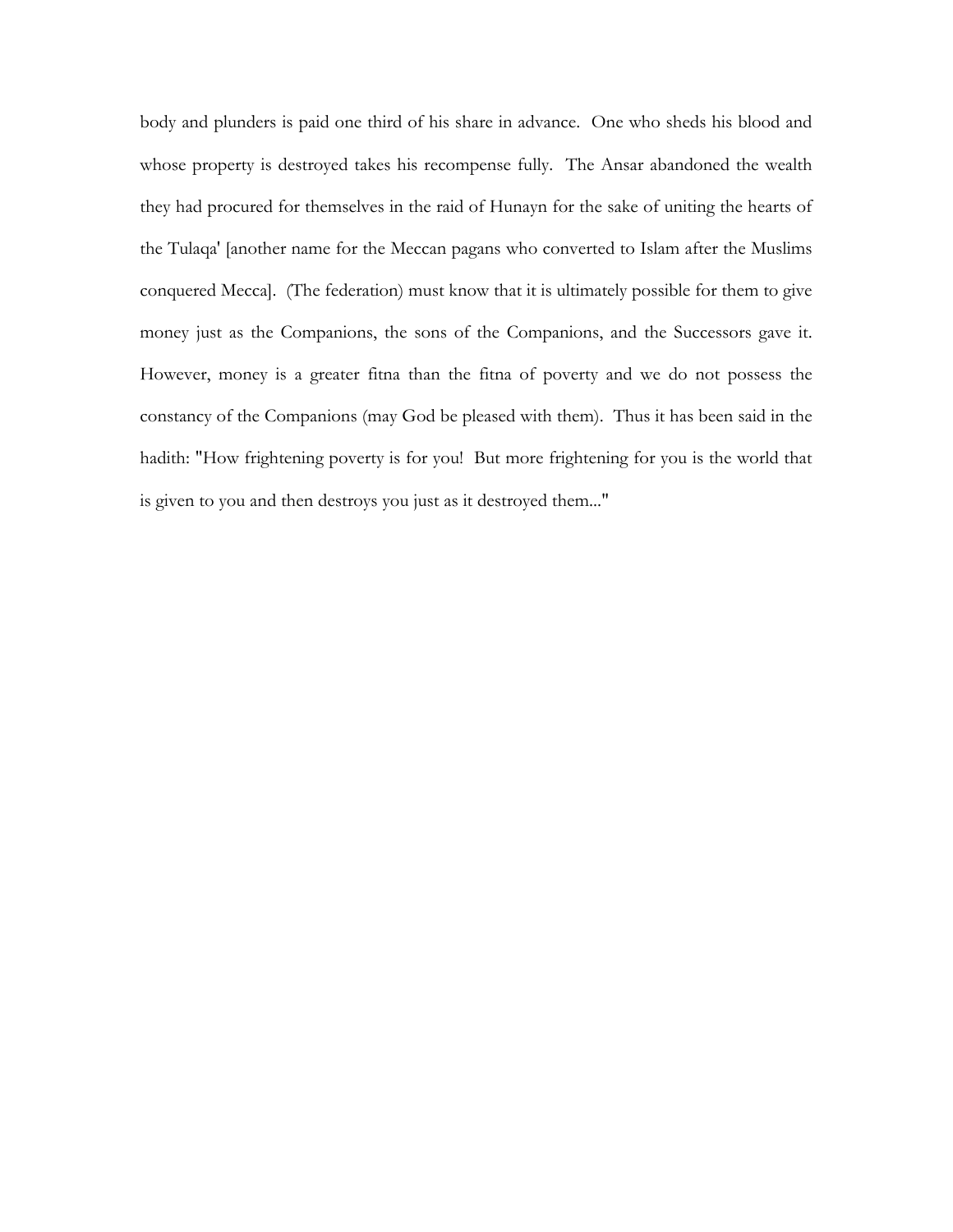body and plunders is paid one third of his share in advance. One who sheds his blood and whose property is destroyed takes his recompense fully. The Ansar abandoned the wealth they had procured for themselves in the raid of Hunayn for the sake of uniting the hearts of the Tulaqa' [another name for the Meccan pagans who converted to Islam after the Muslims conquered Mecca]. (The federation) must know that it is ultimately possible for them to give money just as the Companions, the sons of the Companions, and the Successors gave it. However, money is a greater fitna than the fitna of poverty and we do not possess the constancy of the Companions (may God be pleased with them). Thus it has been said in the hadith: "How frightening poverty is for you! But more frightening for you is the world that is given to you and then destroys you just as it destroyed them..."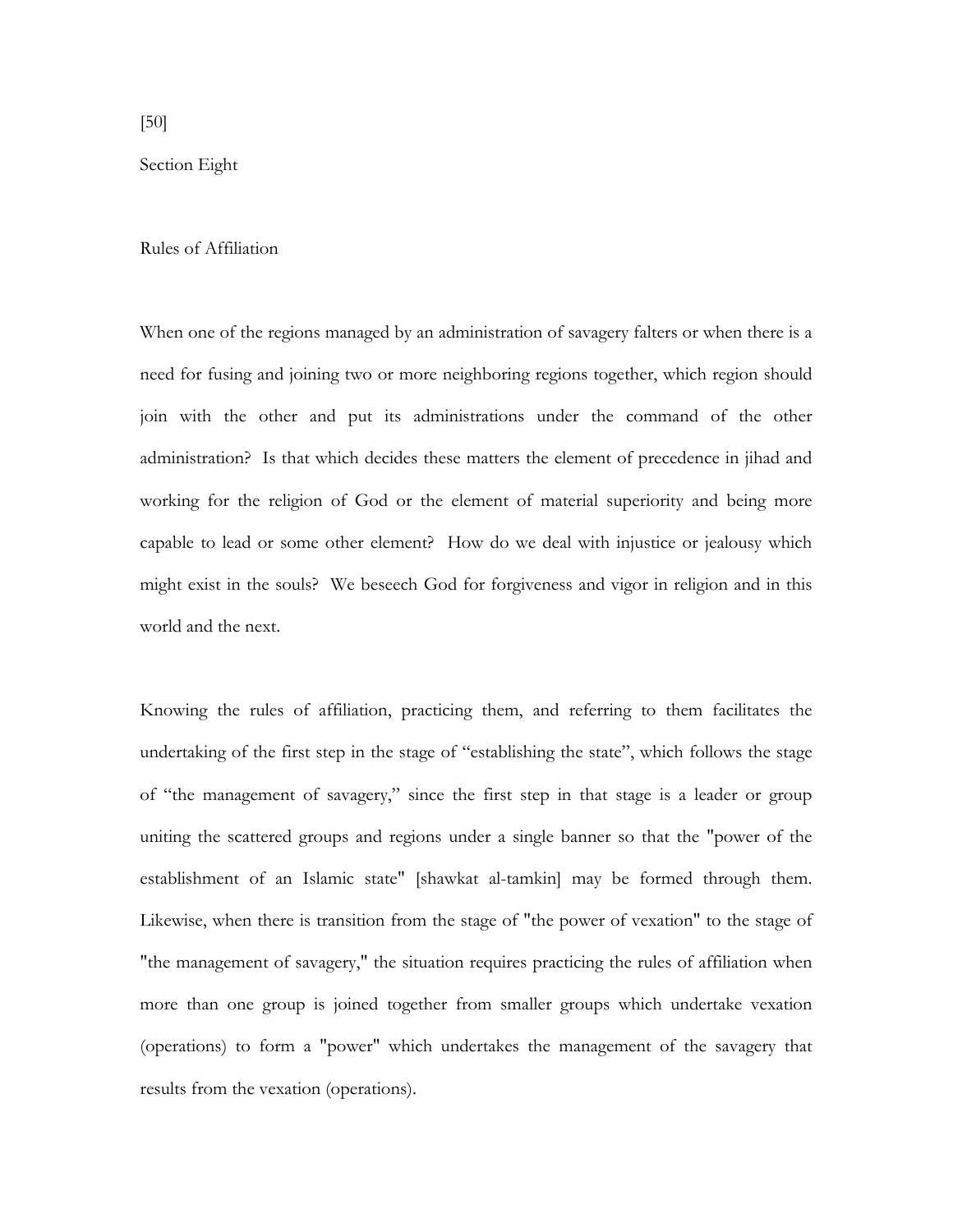[50]

## Section Eight

### Rules of Affiliation

When one of the regions managed by an administration of savagery falters or when there is a need for fusing and joining two or more neighboring regions together, which region should join with the other and put its administrations under the command of the other administration? Is that which decides these matters the element of precedence in jihad and working for the religion of God or the element of material superiority and being more capable to lead or some other element? How do we deal with injustice or jealousy which might exist in the souls? We beseech God for forgiveness and vigor in religion and in this world and the next.

Knowing the rules of affiliation, practicing them, and referring to them facilitates the undertaking of the first step in the stage of "establishing the state", which follows the stage of "the management of savagery," since the first step in that stage is a leader or group uniting the scattered groups and regions under a single banner so that the "power of the establishment of an Islamic state" [shawkat al-tamkin] may be formed through them. Likewise, when there is transition from the stage of "the power of vexation" to the stage of "the management of savagery," the situation requires practicing the rules of affiliation when more than one group is joined together from smaller groups which undertake vexation (operations) to form a "power" which undertakes the management of the savagery that results from the vexation (operations).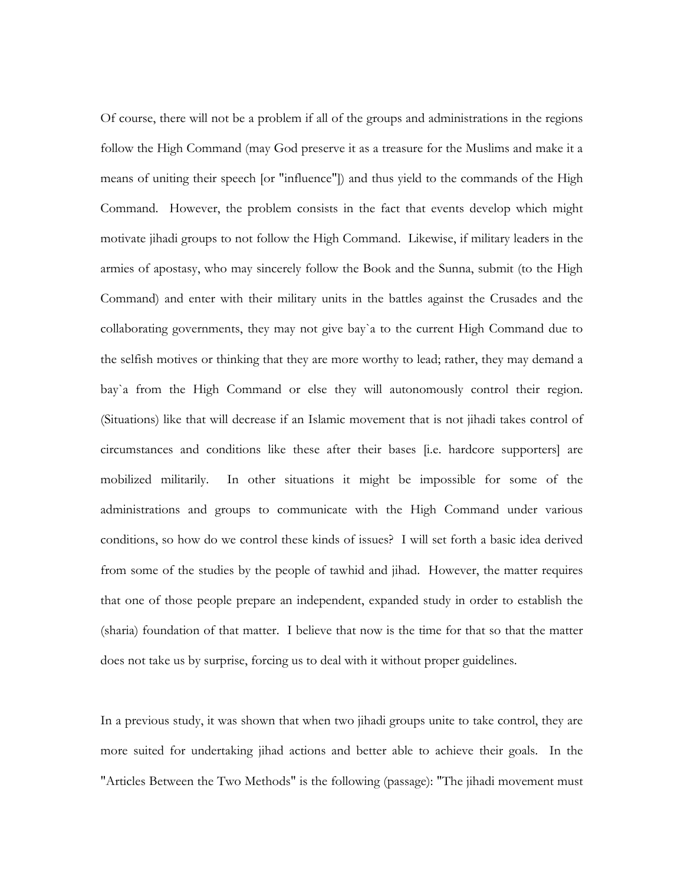Of course, there will not be a problem if all of the groups and administrations in the regions follow the High Command (may God preserve it as a treasure for the Muslims and make it a means of uniting their speech [or "influence"]) and thus yield to the commands of the High Command. However, the problem consists in the fact that events develop which might motivate jihadi groups to not follow the High Command. Likewise, if military leaders in the armies of apostasy, who may sincerely follow the Book and the Sunna, submit (to the High Command) and enter with their military units in the battles against the Crusades and the collaborating governments, they may not give bay`a to the current High Command due to the selfish motives or thinking that they are more worthy to lead; rather, they may demand a bay`a from the High Command or else they will autonomously control their region. (Situations) like that will decrease if an Islamic movement that is not jihadi takes control of circumstances and conditions like these after their bases [i.e. hardcore supporters] are mobilized militarily. In other situations it might be impossible for some of the administrations and groups to communicate with the High Command under various conditions, so how do we control these kinds of issues? I will set forth a basic idea derived from some of the studies by the people of tawhid and jihad. However, the matter requires that one of those people prepare an independent, expanded study in order to establish the (sharia) foundation of that matter. I believe that now is the time for that so that the matter does not take us by surprise, forcing us to deal with it without proper guidelines.

In a previous study, it was shown that when two jihadi groups unite to take control, they are more suited for undertaking jihad actions and better able to achieve their goals. In the "Articles Between the Two Methods" is the following (passage): "The jihadi movement must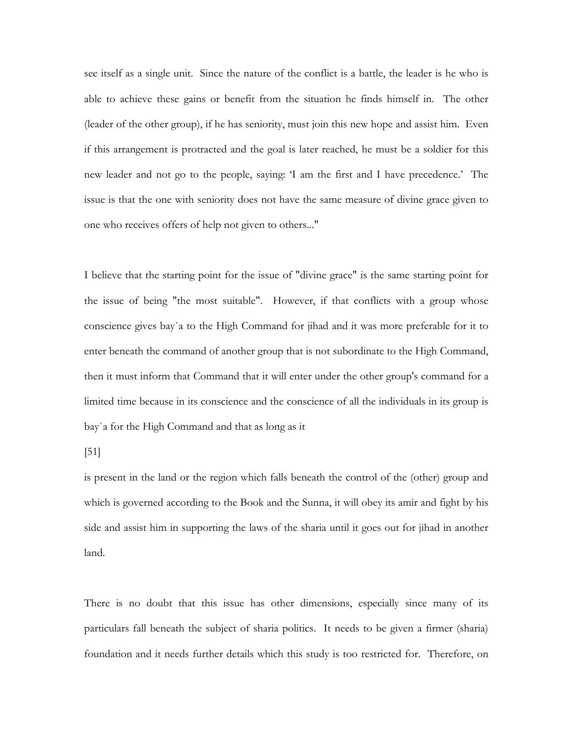see itself as a single unit. Since the nature of the conflict is a battle, the leader is he who is able to achieve these gains or benefit from the situation he finds himself in. The other (leader of the other group), if he has seniority, must join this new hope and assist him. Even if this arrangement is protracted and the goal is later reached, he must be a soldier for this new leader and not go to the people, saying: 'I am the first and I have precedence.' The issue is that the one with seniority does not have the same measure of divine grace given to one who receives offers of help not given to others..."

I believe that the starting point for the issue of "divine grace" is the same starting point for the issue of being "the most suitable". However, if that conflicts with a group whose conscience gives bay`a to the High Command for jihad and it was more preferable for it to enter beneath the command of another group that is not subordinate to the High Command, then it must inform that Command that it will enter under the other group's command for a limited time because in its conscience and the conscience of all the individuals in its group is bay`a for the High Command and that as long as it

[51]

is present in the land or the region which falls beneath the control of the (other) group and which is governed according to the Book and the Sunna, it will obey its amir and fight by his side and assist him in supporting the laws of the sharia until it goes out for jihad in another land.

There is no doubt that this issue has other dimensions, especially since many of its particulars fall beneath the subject of sharia politics. It needs to be given a firmer (sharia) foundation and it needs further details which this study is too restricted for. Therefore, on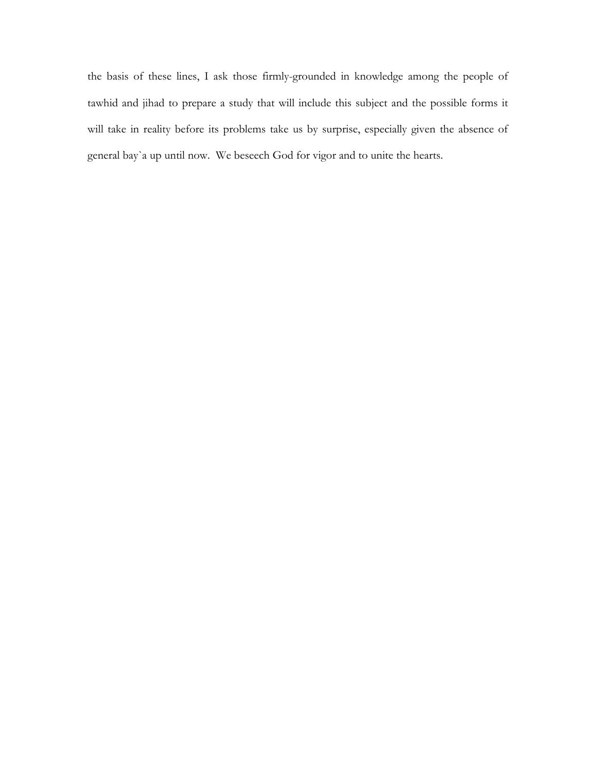the basis of these lines, I ask those firmly-grounded in knowledge among the people of tawhid and jihad to prepare a study that will include this subject and the possible forms it will take in reality before its problems take us by surprise, especially given the absence of general bay`a up until now. We beseech God for vigor and to unite the hearts.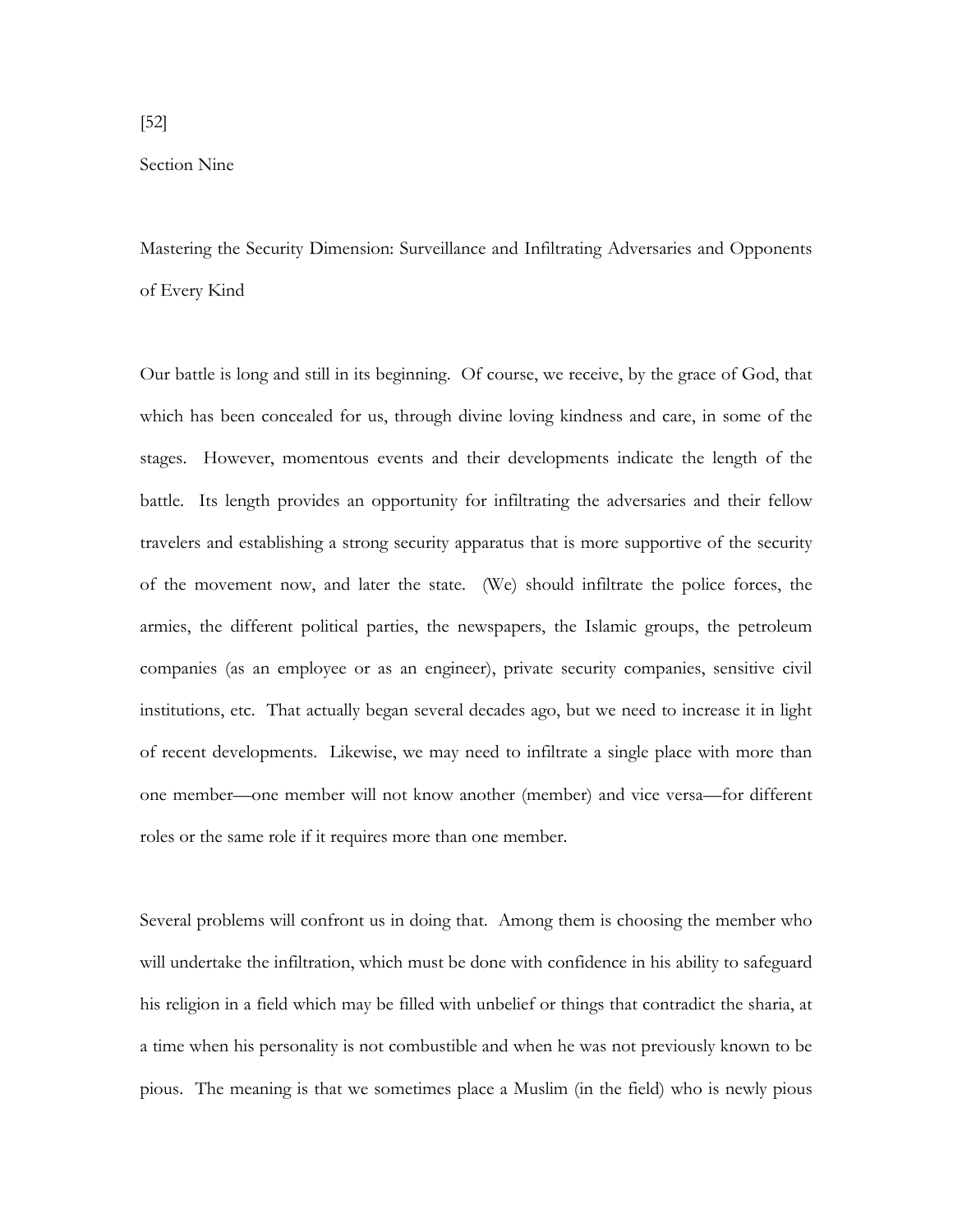[52]

## Section Nine

### Mastering the Security Dimension: Surveillance and Infiltrating Adversaries and Opponents of Every Kind

Our battle is long and still in its beginning. Of course, we receive, by the grace of God, that which has been concealed for us, through divine loving kindness and care, in some of the stages. However, momentous events and their developments indicate the length of the battle. Its length provides an opportunity for infiltrating the adversaries and their fellow travelers and establishing a strong security apparatus that is more supportive of the security of the movement now, and later the state. (We) should infiltrate the police forces, the armies, the different political parties, the newspapers, the Islamic groups, the petroleum companies (as an employee or as an engineer), private security companies, sensitive civil institutions, etc. That actually began several decades ago, but we need to increase it in light of recent developments. Likewise, we may need to infiltrate a single place with more than one member—one member will not know another (member) and vice versa—for different roles or the same role if it requires more than one member.

Several problems will confront us in doing that. Among them is choosing the member who will undertake the infiltration, which must be done with confidence in his ability to safeguard his religion in a field which may be filled with unbelief or things that contradict the sharia, at a time when his personality is not combustible and when he was not previously known to be pious. The meaning is that we sometimes place a Muslim (in the field) who is newly pious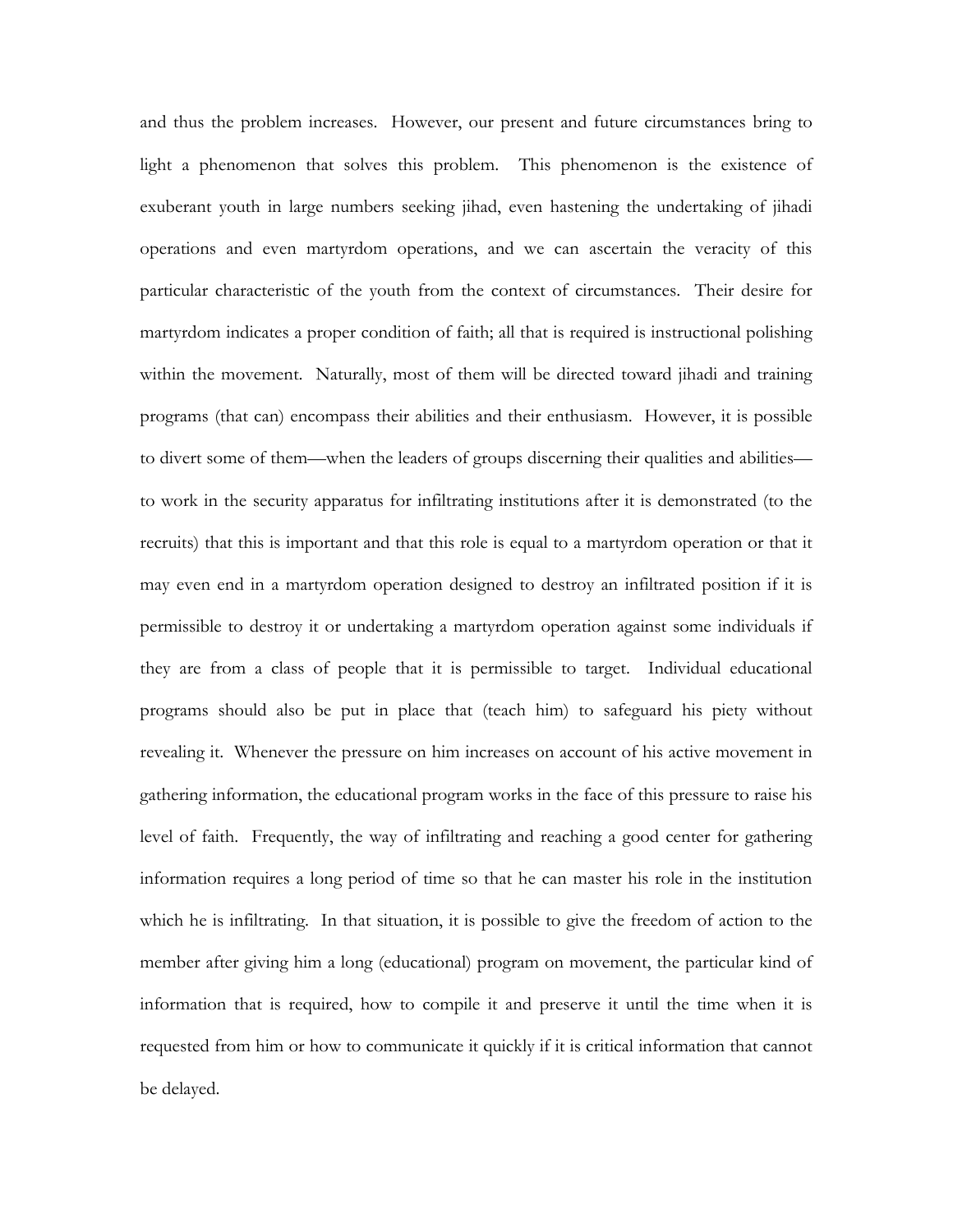and thus the problem increases. However, our present and future circumstances bring to light a phenomenon that solves this problem. This phenomenon is the existence of exuberant youth in large numbers seeking jihad, even hastening the undertaking of jihadi operations and even martyrdom operations, and we can ascertain the veracity of this particular characteristic of the youth from the context of circumstances. Their desire for martyrdom indicates a proper condition of faith; all that is required is instructional polishing within the movement. Naturally, most of them will be directed toward jihadi and training programs (that can) encompass their abilities and their enthusiasm. However, it is possible to divert some of them—when the leaders of groups discerning their qualities and abilities—to work in the security apparatus for infiltrating institutions after it is demonstrated (to the recruits) that this is important and that this role is equal to a martyrdom operation or that it may even end in a martyrdom operation designed to destroy an infiltrated position if it is permissible to destroy it or undertaking a martyrdom operation against some individuals if they are from a class of people that it is permissible to target. Individual educational programs should also be put in place that (teach him) to safeguard his piety without revealing it. Whenever the pressure on him increases on account of his active movement in gathering information, the educational program works in the face of this pressure to raise his level of faith. Frequently, the way of infiltrating and reaching a good center for gathering information requires a long period of time so that he can master his role in the institution which he is infiltrating. In that situation, it is possible to give the freedom of action to the member after giving him a long (educational) program on movement, the particular kind of information that is required, how to compile it and preserve it until the time when it is requested from him or how to communicate it quickly if it is critical information that cannot be delayed.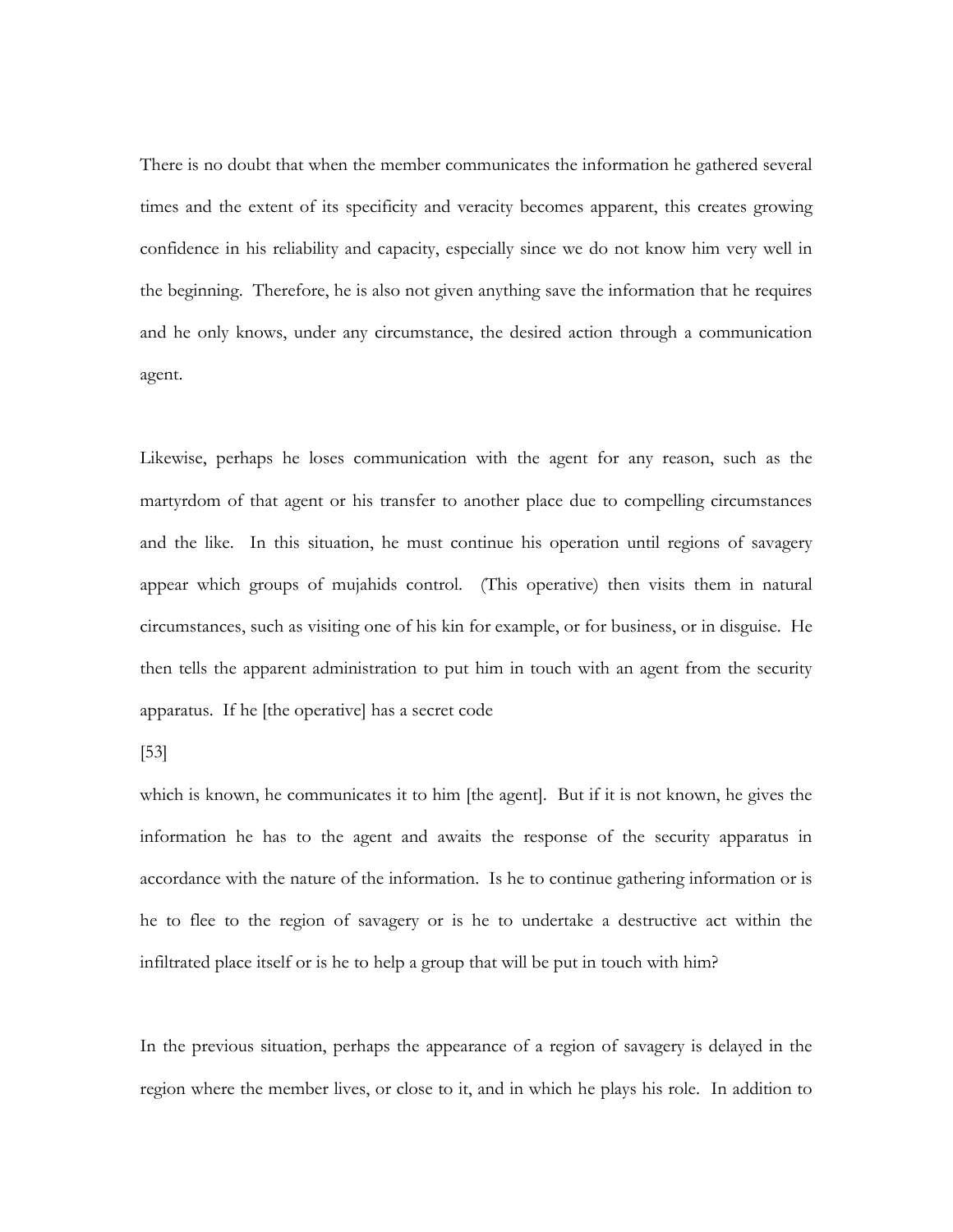There is no doubt that when the member communicates the information he gathered several times and the extent of its specificity and veracity becomes apparent, this creates growing confidence in his reliability and capacity, especially since we do not know him very well in the beginning. Therefore, he is also not given anything save the information that he requires and he only knows, under any circumstance, the desired action through a communication agent.

Likewise, perhaps he loses communication with the agent for any reason, such as the martyrdom of that agent or his transfer to another place due to compelling circumstances and the like. In this situation, he must continue his operation until regions of savagery appear which groups of mujahids control. (This operative) then visits them in natural circumstances, such as visiting one of his kin for example, or for business, or in disguise. He then tells the apparent administration to put him in touch with an agent from the security apparatus. If he [the operative] has a secret code which is known, he communicates it to him [the agent]. But if it is not known, he gives the information he has to the agent and awaits the response of the security apparatus in accordance with the nature of the information. Is he to continue gathering information or is he to flee to the region of savagery or is he to undertake a destructive act within the infiltrated place itself or is he to help a group that will be put in touch with him?

In the previous situation, perhaps the appearance of a region of savagery is delayed in the region where the member lives, or close to it, and in which he plays his role. In addition to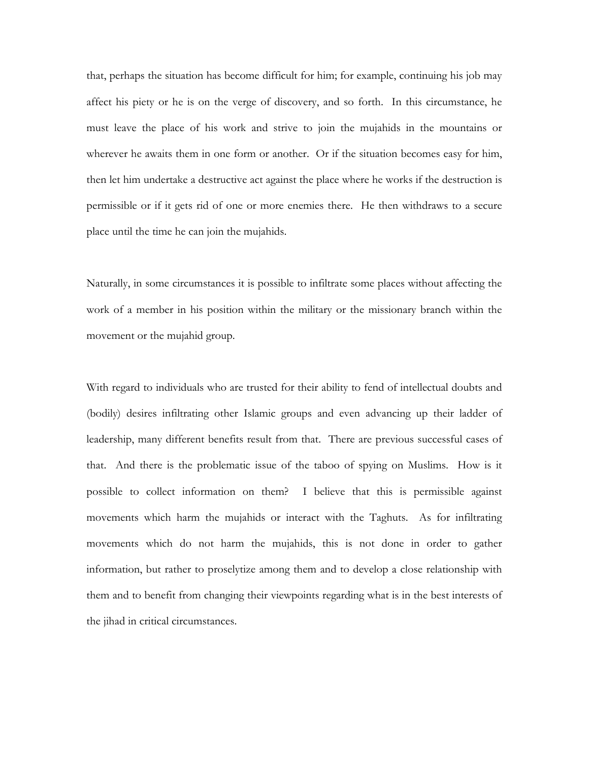that, perhaps the situation has become difficult for him; for example, continuing his job may affect his piety or he is on the verge of discovery, and so forth. In this circumstance, he must leave the place of his work and strive to join the mujahids in the mountains or wherever he awaits them in one form or another. Or if the situation becomes easy for him, then let him undertake a destructive act against the place where he works if the destruction is permissible or if it gets rid of one or more enemies there. He then withdraws to a secure place until the time he can join the mujahids.

Naturally, in some circumstances it is possible to infiltrate some places without affecting the work of a member in his position within the military or the missionary branch within the movement or the mujahid group.

With regard to individuals who are trusted for their ability to fend of intellectual doubts and (bodily) desires infiltrating other Islamic groups and even advancing up their ladder of leadership, many different benefits result from that. There are previous successful cases of that. And there is the problematic issue of the taboo of spying on Muslims. How is it possible to collect information on them? I believe that this is permissible against movements which harm the mujahids or interact with the Taghuts. As for infiltrating movements which do not harm the mujahids, this is not done in order to gather information, but rather to proselytize among them and to develop a close relationship with them and to benefit from changing their viewpoints regarding what is in the best interests of the jihad in critical circumstances.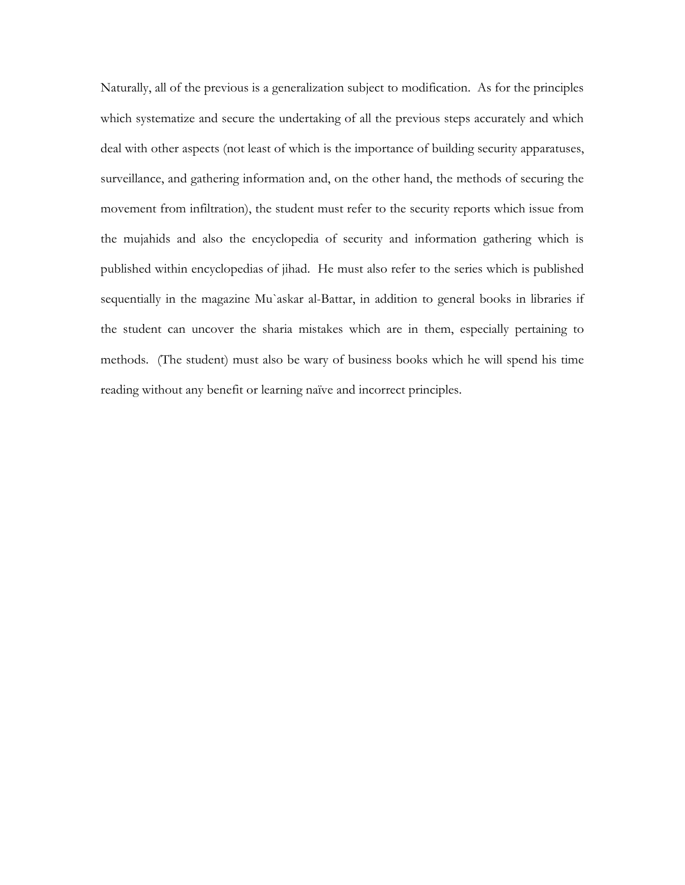Naturally, all of the previous is a generalization subject to modification. As for the principles which systematize and secure the undertaking of all the previous steps accurately and which deal with other aspects (not least of which is the importance of building security apparatuses, surveillance, and gathering information and, on the other hand, the methods of securing the movement from infiltration), the student must refer to the security reports which issue from the mujahids and also the encyclopedia of security and information gathering which is published within encyclopedias of jihad. He must also refer to the series which is published sequentially in the magazine Mu`askar al-Battar, in addition to general books in libraries if the student can uncover the sharia mistakes which are in them, especially pertaining to methods. (The student) must also be wary of business books which he will spend his time reading without any benefit or learning naïve and incorrect principles.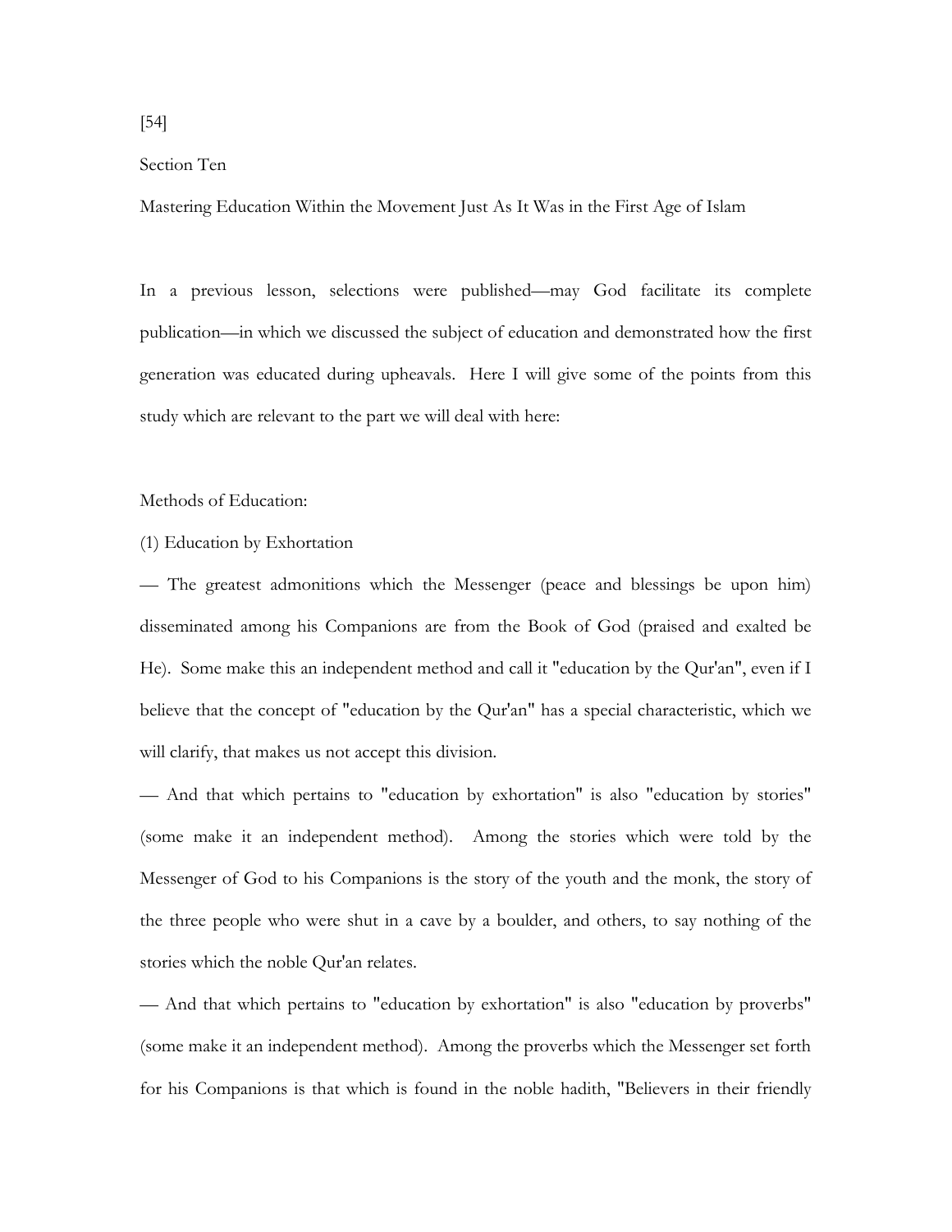[54]

Section Ten

Mastering Education Within the Movement Just As It Was in the First Age of Islam

In a previous lesson, selections were published—may God facilitate its complete publication—in which we discussed the subject of education and demonstrated how the first generation was educated during upheavals. Here I will give some of the points from this study which are relevant to the part we will deal with here:

Methods of Education:

(1) Education by Exhortation

— The greatest admonitions which the Messenger (peace and blessings be upon him) disseminated among his Companions are from the Book of God (praised and exalted be He). Some make this an independent method and call it "education by the Qur'an", even if I believe that the concept of "education by the Qur'an" has a special characteristic, which we will clarify, that makes us not accept this division.

— And that which pertains to "education by exhortation" is also "education by stories" (some make it an independent method). Among the stories which were told by the Messenger of God to his Companions is the story of the youth and the monk, the story of the three people who were shut in a cave by a boulder, and others, to say nothing of the stories which the noble Qur'an relates.

— And that which pertains to "education by exhortation" is also "education by proverbs" (some make it an independent method). Among the proverbs which the Messenger set forth for his Companions is that which is found in the noble hadith, "Believers in their friendly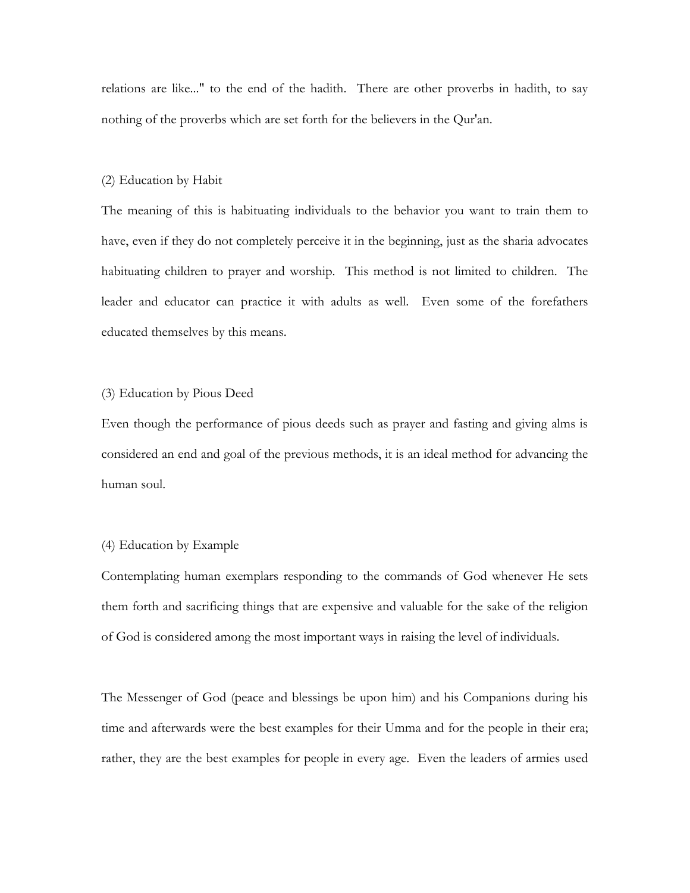relations are like..." to the end of the hadith. There are other proverbs in hadith, to say nothing of the proverbs which are set forth for the believers in the Qur'an.

(2) Education by Habit

The meaning of this is habituating individuals to the behavior you want to train them to have, even if they do not completely perceive it in the beginning, just as the sharia advocates habituating children to prayer and worship. This method is not limited to children. The leader and educator can practice it with adults as well. Even some of the forefathers educated themselves by this means.

(3) Education by Pious Deed

Even though the performance of pious deeds such as prayer and fasting and giving alms is considered an end and goal of the previous methods, it is an ideal method for advancing the human soul.

(4) Education by Example

Contemplating human exemplars responding to the commands of God whenever He sets them forth and sacrificing things that are expensive and valuable for the sake of the religion of God is considered among the most important ways in raising the level of individuals.

The Messenger of God (peace and blessings be upon him) and his Companions during his time and afterwards were the best examples for their Umma and for the people in their era; rather, they are the best examples for people in every age. Even the leaders of armies used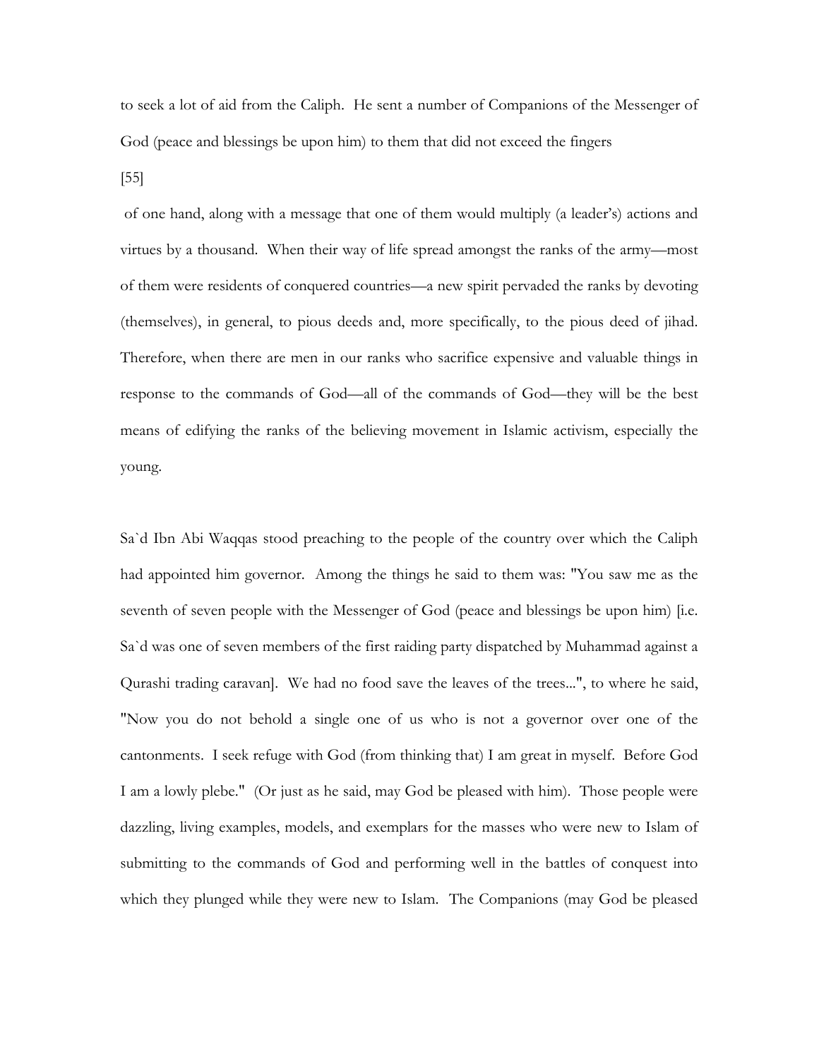to seek a lot of aid from the Caliph. He sent a number of Companions of the Messenger of God (peace and blessings be upon him) to them that did not exceed the fingers

[55]

of one hand, along with a message that one of them would multiply (a leader's) actions and virtues by a thousand. When their way of life spread amongst the ranks of the army—most of them were residents of conquered countries—a new spirit pervaded the ranks by devoting (themselves), in general, to pious deeds and, more specifically, to the pious deed of jihad. Therefore, when there are men in our ranks who sacrifice expensive and valuable things in response to the commands of God—all of the commands of God—they will be the best means of edifying the ranks of the believing movement in Islamic activism, especially the young.

Sa`d Ibn Abi Waqqas stood preaching to the people of the country over which the Caliph had appointed him governor. Among the things he said to them was: "You saw me as the seventh of seven people with the Messenger of God (peace and blessings be upon him) [i.e. Sa`d was one of seven members of the first raiding party dispatched by Muhammad against a Qurashi trading caravan]. We had no food save the leaves of the trees...", to where he said, "Now you do not behold a single one of us who is not a governor over one of the cantonments. I seek refuge with God (from thinking that) I am great in myself. Before God I am a lowly plebe." (Or just as he said, may God be pleased with him). Those people were dazzling, living examples, models, and exemplars for the masses who were new to Islam of submitting to the commands of God and performing well in the battles of conquest into which they plunged while they were new to Islam. The Companions (may God be pleased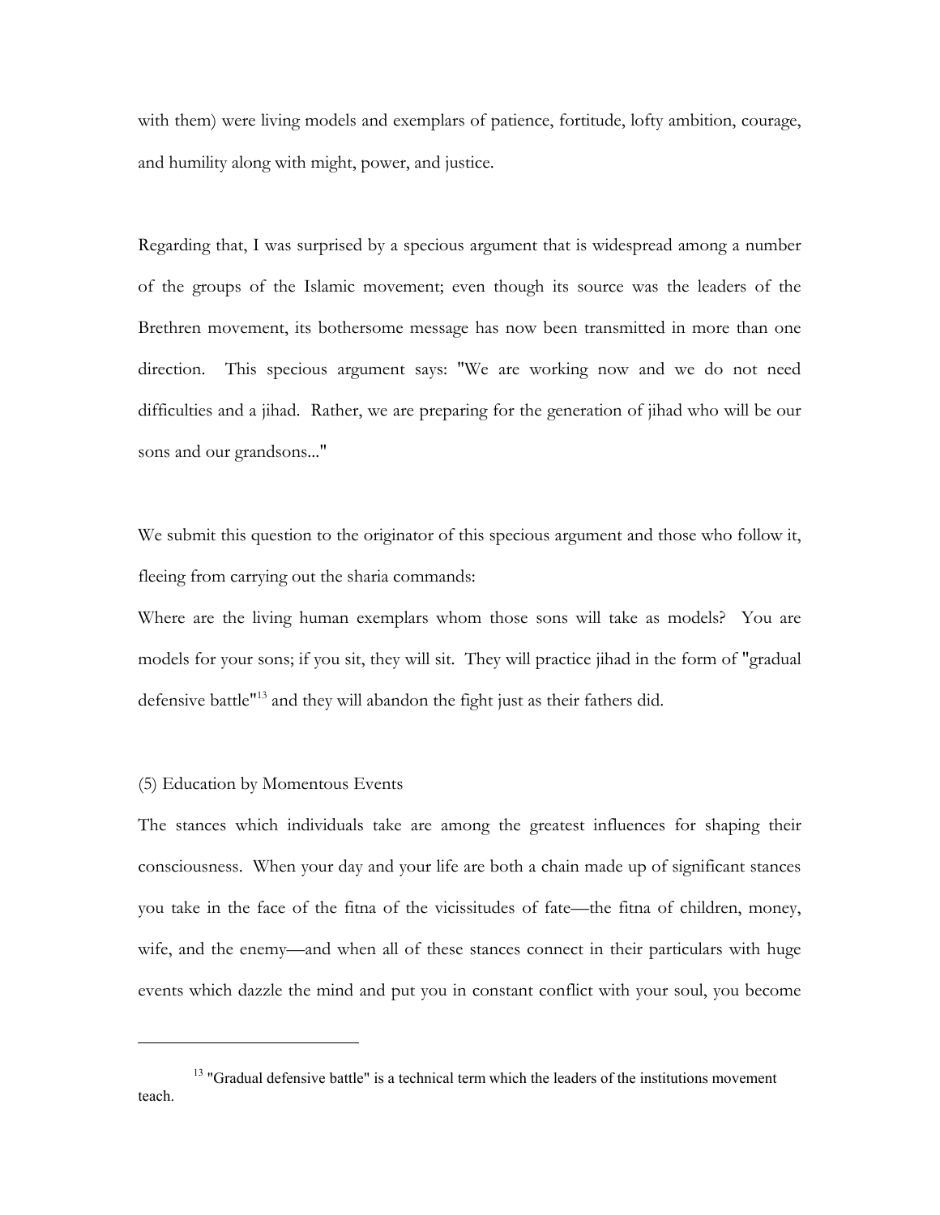with them) were living models and exemplars of patience, fortitude, lofty ambition, courage, and humility along with might, power, and justice.

Regarding that, I was surprised by a specious argument that is widespread among a number of the groups of the Islamic movement; even though its source was the leaders of the Brethren movement, its bothersome message has now been transmitted in more than one direction. This specious argument says: "We are working now and we do not need difficulties and a jihad. Rather, we are preparing for the generation of jihad who will be our sons and our grandsons..."

We submit this question to the originator of this specious argument and those who follow it, fleeing from carrying out the sharia commands:

Where are the living human exemplars whom those sons will take as models? You are models for your sons; if you sit, they will sit. They will practice jihad in the form of "gradual defensive battle"[13] and they will abandon the fight just as their fathers did.

(5) Education by Momentous Events

The stances which individuals take are among the greatest influences for shaping their consciousness. When your day and your life are both a chain made up of significant stances you take in the face of the fitna of the vicissitudes of fate—the fitna of children, money, wife, and the enemy—and when all of these stances connect in their particulars with huge events which dazzle the mind and put you in constant conflict with your soul, you become

[13] "Gradual defensive battle" is a technical term which the leaders of the institutions movement teach.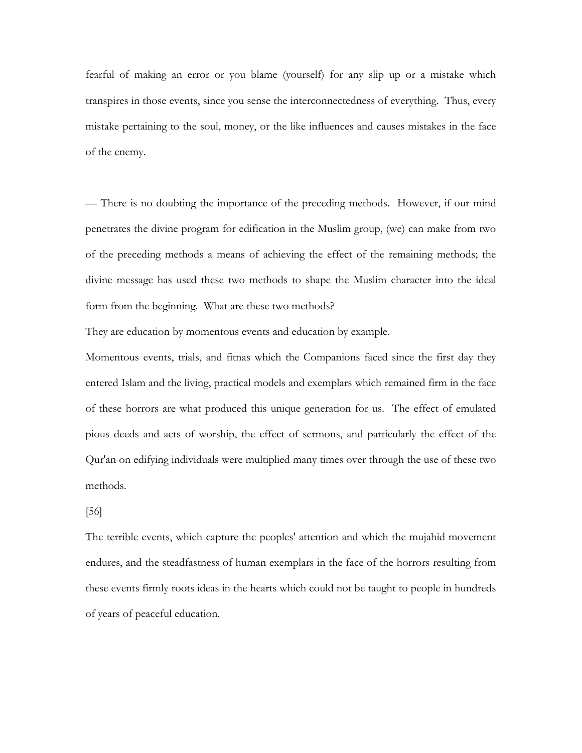fearful of making an error or you blame (yourself) for any slip up or a mistake which transpires in those events, since you sense the interconnectedness of everything. Thus, every mistake pertaining to the soul, money, or the like influences and causes mistakes in the face of the enemy.

— There is no doubting the importance of the preceding methods. However, if our mind penetrates the divine program for edification in the Muslim group, (we) can make from two of the preceding methods a means of achieving the effect of the remaining methods; the divine message has used these two methods to shape the Muslim character into the ideal form from the beginning. What are these two methods?

They are education by momentous events and education by example.

Momentous events, trials, and fitnas which the Companions faced since the first day they entered Islam and the living, practical models and exemplars which remained firm in the face of these horrors are what produced this unique generation for us. The effect of emulated pious deeds and acts of worship, the effect of sermons, and particularly the effect of the Qur'an on edifying individuals were multiplied many times over through the use of these two methods.

[56]

The terrible events, which capture the peoples' attention and which the mujahid movement endures, and the steadfastness of human exemplars in the face of the horrors resulting from these events firmly roots ideas in the hearts which could not be taught to people in hundreds of years of peaceful education.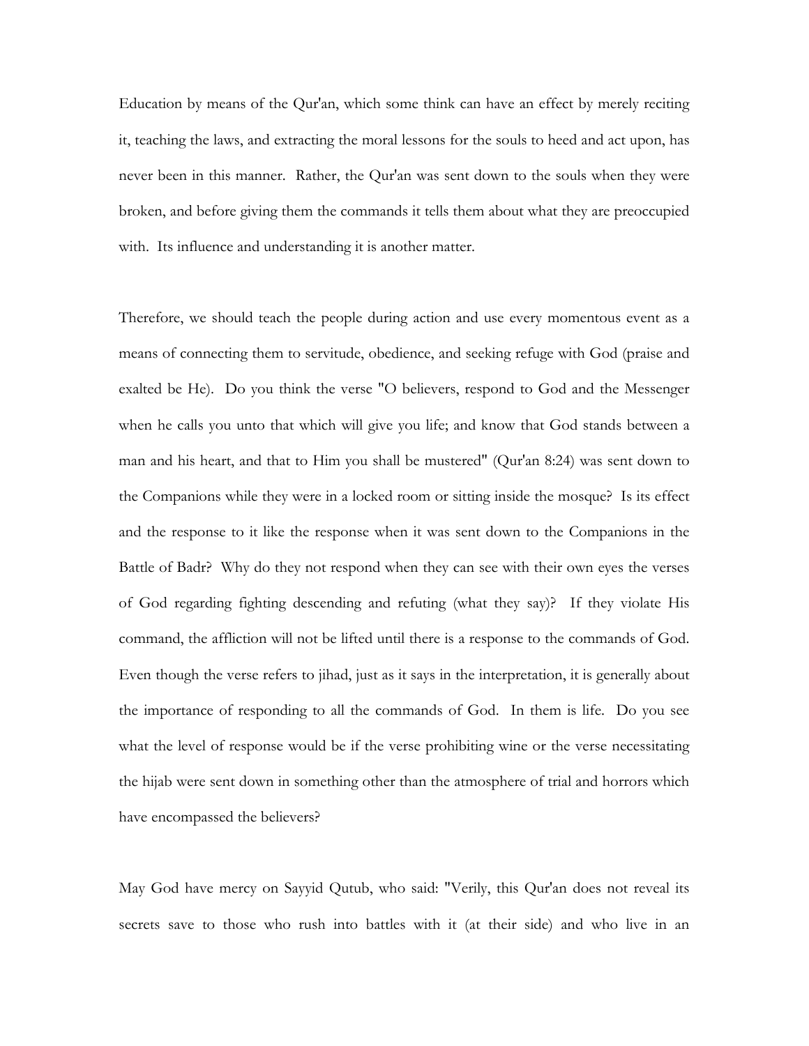Education by means of the Qur'an, which some think can have an effect by merely reciting it, teaching the laws, and extracting the moral lessons for the souls to heed and act upon, has never been in this manner. Rather, the Qur'an was sent down to the souls when they were broken, and before giving them the commands it tells them about what they are preoccupied with. Its influence and understanding it is another matter.

Therefore, we should teach the people during action and use every momentous event as a means of connecting them to servitude, obedience, and seeking refuge with God (praise and exalted be He). Do you think the verse "O believers, respond to God and the Messenger when he calls you unto that which will give you life; and know that God stands between a man and his heart, and that to Him you shall be mustered" (Qur'an 8:24) was sent down to the Companions while they were in a locked room or sitting inside the mosque? Is its effect and the response to it like the response when it was sent down to the Companions in the Battle of Badr? Why do they not respond when they can see with their own eyes the verses of God regarding fighting descending and refuting (what they say)? If they violate His command, the affliction will not be lifted until there is a response to the commands of God. Even though the verse refers to jihad, just as it says in the interpretation, it is generally about the importance of responding to all the commands of God. In them is life. Do you see what the level of response would be if the verse prohibiting wine or the verse necessitating the hijab were sent down in something other than the atmosphere of trial and horrors which have encompassed the believers?

May God have mercy on Sayyid Qutub, who said: "Verily, this Qur'an does not reveal its secrets save to those who rush into battles with it (at their side) and who live in an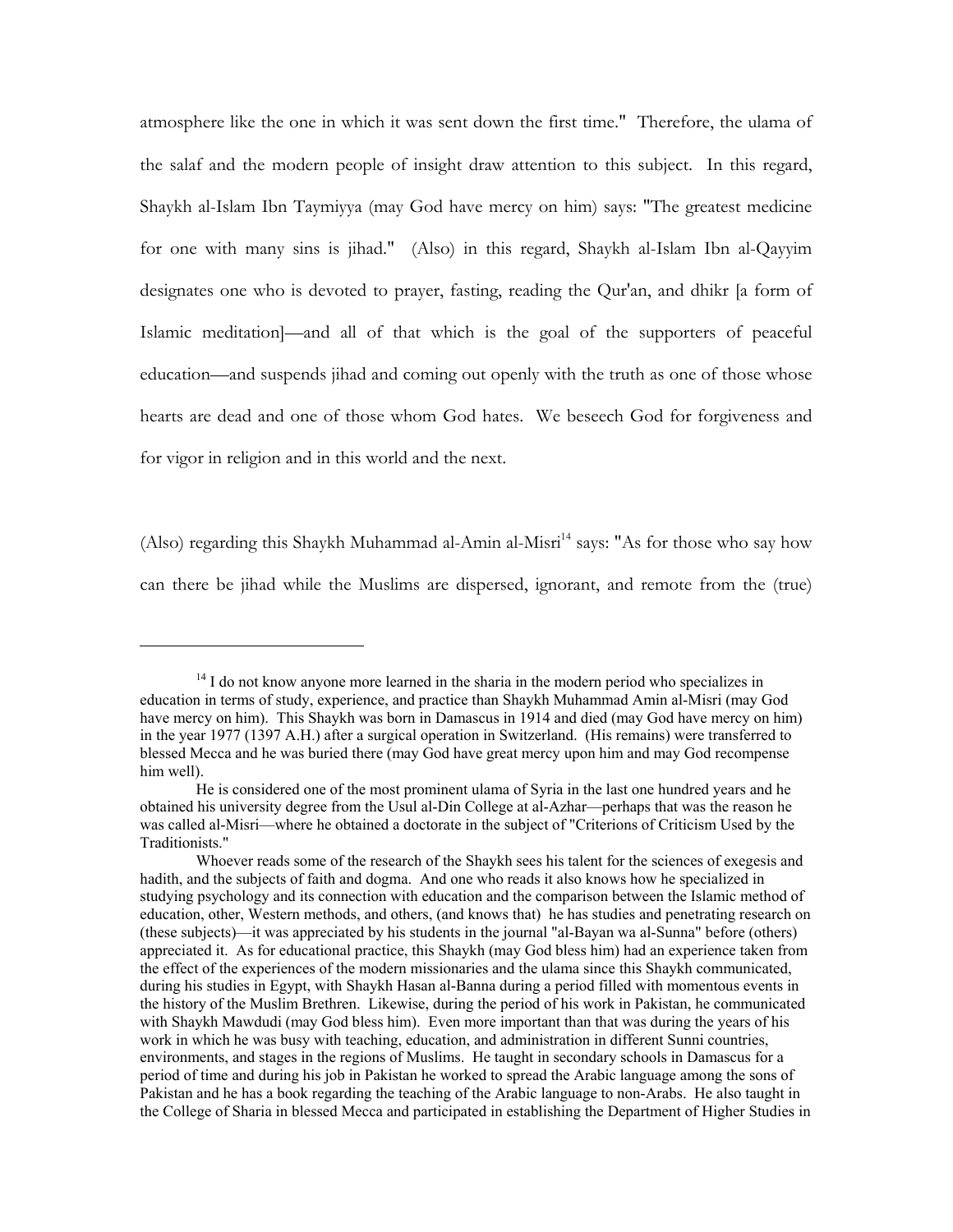atmosphere like the one in which it was sent down the first time." Therefore, the ulama of the salaf and the modern people of insight draw attention to this subject. In this regard, Shaykh al-Islam Ibn Taymiyya (may God have mercy on him) says: "The greatest medicine for one with many sins is jihad." (Also) in this regard, Shaykh al-Islam Ibn al-Qayyim designates one who is devoted to prayer, fasting, reading the Qur'an, and dhikr [a form of Islamic meditation]—and all of that which is the goal of the supporters of peaceful education—and suspends jihad and coming out openly with the truth as one of those whose hearts are dead and one of those whom God hates. We beseech God for forgiveness and for vigor in religion and in this world and the next.

(Also) regarding this Shaykh Muhammad al-Amin al-Misri[14] says: "As for those who say how can there be jihad while the Muslims are dispersed, ignorant, and remote from the (true)

---

[14] I do not know anyone more learned in the sharia in the modern period who specializes in education in terms of study, experience, and practice than Shaykh Muhammad Amin al-Misri (may God have mercy on him). This Shaykh was born in Damascus in 1914 and died (may God have mercy on him) in the year 1977 (1397 A.H.) after a surgical operation in Switzerland. (His remains) were transferred to blessed Mecca and he was buried there (may God have great mercy upon him and may God recompense him well).

He is considered one of the most prominent ulama of Syria in the last one hundred years and he obtained his university degree from the Usul al-Din College at al-Azhar—perhaps that was the reason he was called al-Misri—where he obtained a doctorate in the subject of "Criterions of Criticism Used by the Traditionists."

Whoever reads some of the research of the Shaykh sees his talent for the sciences of exegesis and hadith, and the subjects of faith and dogma. And one who reads it also knows how he specialized in studying psychology and its connection with education and the comparison between the Islamic method of education, other, Western methods, and others, (and knows that) he has studies and penetrating research on (these subjects)—it was appreciated by his students in the journal "al-Bayan wa al-Sunna" before (others) appreciated it. As for educational practice, this Shaykh (may God bless him) had an experience taken from the effect of the experiences of the modern missionaries and the ulama since this Shaykh communicated, during his studies in Egypt, with Shaykh Hasan al-Banna during a period filled with momentous events in the history of the Muslim Brethren. Likewise, during the period of his work in Pakistan, he communicated with Shaykh Mawdudi (may God bless him). Even more important than that was during the years of his work in which he was busy with teaching, education, and administration in different Sunni countries, environments, and stages in the regions of Muslims. He taught in secondary schools in Damascus for a period of time and during his job in Pakistan he worked to spread the Arabic language among the sons of Pakistan and he has a book regarding the teaching of the Arabic language to non-Arabs. He also taught in the College of Sharia in blessed Mecca and participated in establishing the Department of Higher Studies in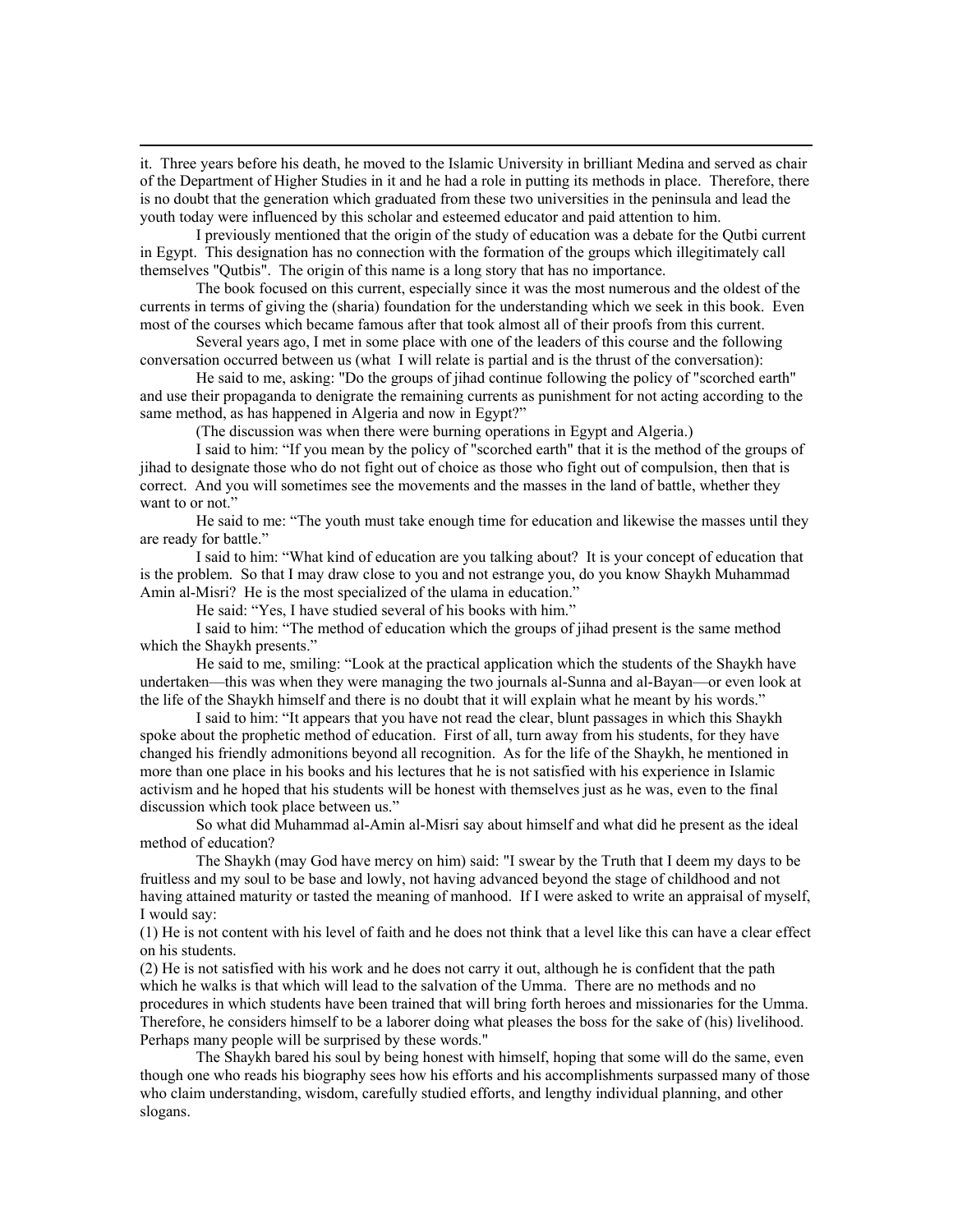it. Three years before his death, he moved to the Islamic University in brilliant Medina and served as chair of the Department of Higher Studies in it and he had a role in putting its methods in place. Therefore, there is no doubt that the generation which graduated from these two universities in the peninsula and lead the youth today were influenced by this scholar and esteemed educator and paid attention to him.

I previously mentioned that the origin of the study of education was a debate for the Qutbi current in Egypt. This designation has no connection with the formation of the groups which illegitimately call themselves "Qutbis". The origin of this name is a long story that has no importance.

The book focused on this current, especially since it was the most numerous and the oldest of the currents in terms of giving the (sharia) foundation for the understanding which we seek in this book. Even most of the courses which became famous after that took almost all of their proofs from this current.

Several years ago, I met in some place with one of the leaders of this course and the following conversation occurred between us (what I will relate is partial and is the thrust of the conversation):

He said to me, asking: "Do the groups of jihad continue following the policy of "scorched earth" and use their propaganda to denigrate the remaining currents as punishment for not acting according to the same method, as has happened in Algeria and now in Egypt?"

(The discussion was when there were burning operations in Egypt and Algeria.)

I said to him: "If you mean by the policy of "scorched earth" that it is the method of the groups of jihad to designate those who do not fight out of choice as those who fight out of compulsion, then that is correct. And you will sometimes see the movements and the masses in the land of battle, whether they want to or not."

He said to me: "The youth must take enough time for education and likewise the masses until they are ready for battle."

I said to him: "What kind of education are you talking about? It is your concept of education that is the problem. So that I may draw close to you and not estrange you, do you know Shaykh Muhammad Amin al-Misri? He is the most specialized of the ulama in education."

He said: "Yes, I have studied several of his books with him."

I said to him: "The method of education which the groups of jihad present is the same method which the Shaykh presents."

He said to me, smiling: "Look at the practical application which the students of the Shaykh have undertaken—this was when they were managing the two journals al-Sunna and al-Bayan—or even look at the life of the Shaykh himself and there is no doubt that it will explain what he meant by his words."

I said to him: "It appears that you have not read the clear, blunt passages in which this Shaykh spoke about the prophetic method of education. First of all, turn away from his students, for they have changed his friendly admonitions beyond all recognition. As for the life of the Shaykh, he mentioned in more than one place in his books and his lectures that he is not satisfied with his experience in Islamic activism and he hoped that his students will be honest with themselves just as he was, even to the final discussion which took place between us."

So what did Muhammad al-Amin al-Misri say about himself and what did he present as the ideal method of education?

The Shaykh (may God have mercy on him) said: "I swear by the Truth that I deem my days to be fruitless and my soul to be base and lowly, not having advanced beyond the stage of childhood and not having attained maturity or tasted the meaning of manhood. If I were asked to write an appraisal of myself, I would say:

(1) He is not content with his level of faith and he does not think that a level like this can have a clear effect on his students.

(2) He is not satisfied with his work and he does not carry it out, although he is confident that the path which he walks is that which will lead to the salvation of the Umma. There are no methods and no procedures in which students have been trained that will bring forth heroes and missionaries for the Umma. Therefore, he considers himself to be a laborer doing what pleases the boss for the sake of (his) livelihood. Perhaps many people will be surprised by these words."

The Shaykh bared his soul by being honest with himself, hoping that some will do the same, even though one who reads his biography sees how his efforts and his accomplishments surpassed many of those who claim understanding, wisdom, carefully studied efforts, and lengthy individual planning, and other slogans.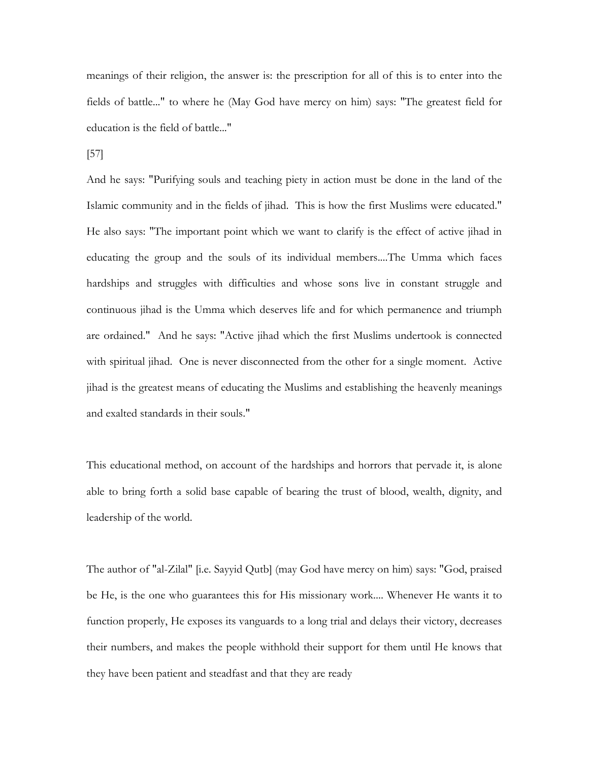meanings of their religion, the answer is: the prescription for all of this is to enter into the fields of battle..." to where he (May God have mercy on him) says: "The greatest field for education is the field of battle..."

[57]

And he says: "Purifying souls and teaching piety in action must be done in the land of the Islamic community and in the fields of jihad. This is how the first Muslims were educated." He also says: "The important point which we want to clarify is the effect of active jihad in educating the group and the souls of its individual members....The Umma which faces hardships and struggles with difficulties and whose sons live in constant struggle and continuous jihad is the Umma which deserves life and for which permanence and triumph are ordained." And he says: "Active jihad which the first Muslims undertook is connected with spiritual jihad. One is never disconnected from the other for a single moment. Active jihad is the greatest means of educating the Muslims and establishing the heavenly meanings and exalted standards in their souls."

This educational method, on account of the hardships and horrors that pervade it, is alone able to bring forth a solid base capable of bearing the trust of blood, wealth, dignity, and leadership of the world.

The author of "al-Zilal" [i.e. Sayyid Qutb] (may God have mercy on him) says: "God, praised be He, is the one who guarantees this for His missionary work.... Whenever He wants it to function properly, He exposes its vanguards to a long trial and delays their victory, decreases their numbers, and makes the people withhold their support for them until He knows that they have been patient and steadfast and that they are ready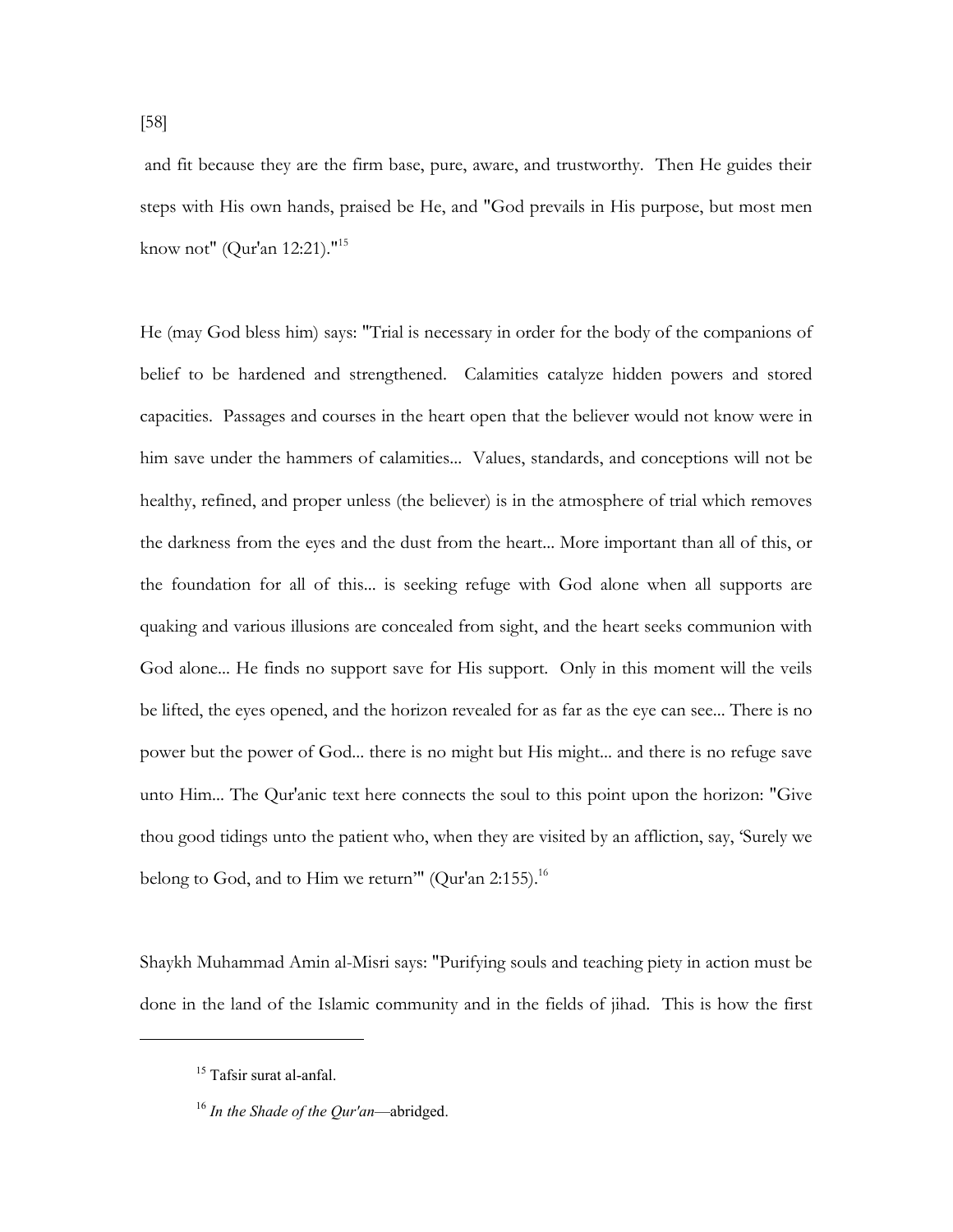and fit because they are the firm base, pure, aware, and trustworthy. Then He guides their steps with His own hands, praised be He, and "God prevails in His purpose, but most men know not" (Qur'an 12:21)."[15]

He (may God bless him) says: "Trial is necessary in order for the body of the companions of belief to be hardened and strengthened. Calamities catalyze hidden powers and stored capacities. Passages and courses in the heart open that the believer would not know were in him save under the hammers of calamities... Values, standards, and conceptions will not be healthy, refined, and proper unless (the believer) is in the atmosphere of trial which removes the darkness from the eyes and the dust from the heart... More important than all of this, or the foundation for all of this... is seeking refuge with God alone when all supports are quaking and various illusions are concealed from sight, and the heart seeks communion with God alone... He finds no support save for His support. Only in this moment will the veils be lifted, the eyes opened, and the horizon revealed for as far as the eye can see... There is no power but the power of God... there is no might but His might... and there is no refuge save unto Him... The Qur'anic text here connects the soul to this point upon the horizon: "Give thou good tidings unto the patient who, when they are visited by an affliction, say, 'Surely we belong to God, and to Him we return'" (Qur'an 2:155).[16]

Shaykh Muhammad Amin al-Misri says: "Purifying souls and teaching piety in action must be done in the land of the Islamic community and in the fields of jihad. This is how the first

---

[15] Tafsir surat al-anfal.

[16] *In the Shade of the Qur'an*—abridged.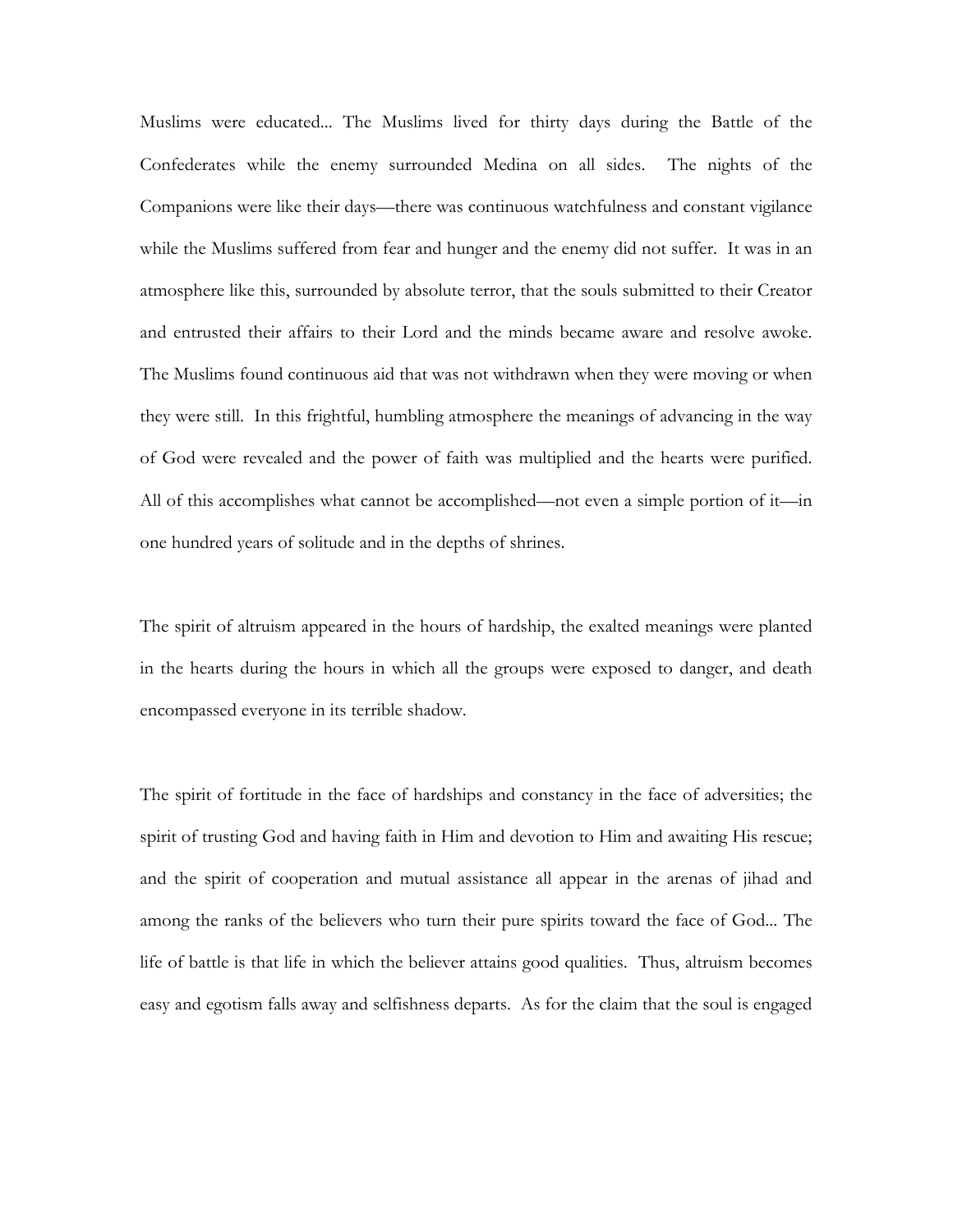Muslims were educated... The Muslims lived for thirty days during the Battle of the Confederates while the enemy surrounded Medina on all sides. The nights of the Companions were like their days—there was continuous watchfulness and constant vigilance while the Muslims suffered from fear and hunger and the enemy did not suffer. It was in an atmosphere like this, surrounded by absolute terror, that the souls submitted to their Creator and entrusted their affairs to their Lord and the minds became aware and resolve awoke. The Muslims found continuous aid that was not withdrawn when they were moving or when they were still. In this frightful, humbling atmosphere the meanings of advancing in the way of God were revealed and the power of faith was multiplied and the hearts were purified. All of this accomplishes what cannot be accomplished—not even a simple portion of it—in one hundred years of solitude and in the depths of shrines.

The spirit of altruism appeared in the hours of hardship, the exalted meanings were planted in the hearts during the hours in which all the groups were exposed to danger, and death encompassed everyone in its terrible shadow.

The spirit of fortitude in the face of hardships and constancy in the face of adversities; the spirit of trusting God and having faith in Him and devotion to Him and awaiting His rescue; and the spirit of cooperation and mutual assistance all appear in the arenas of jihad and among the ranks of the believers who turn their pure spirits toward the face of God... The life of battle is that life in which the believer attains good qualities. Thus, altruism becomes easy and egotism falls away and selfishness departs. As for the claim that the soul is engaged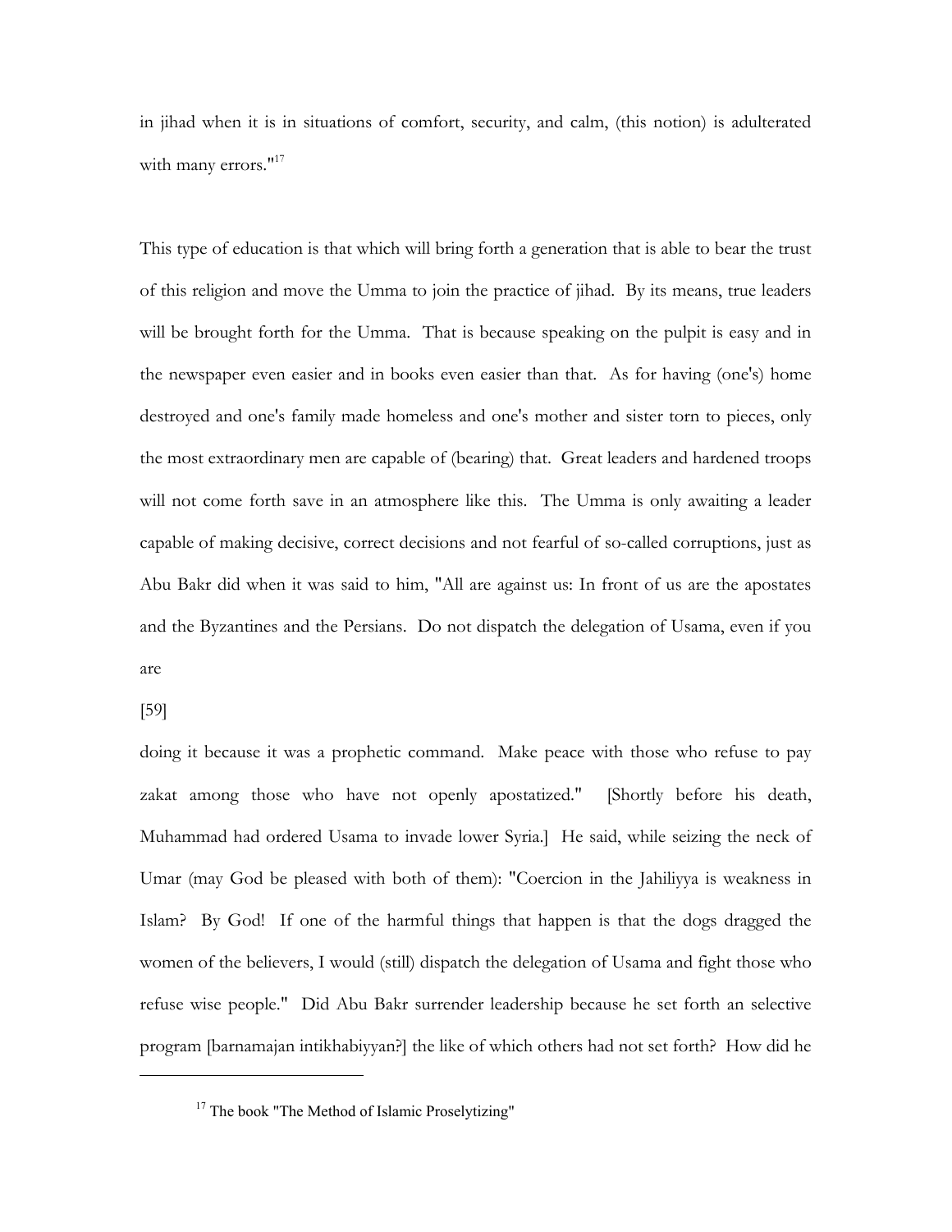in jihad when it is in situations of comfort, security, and calm, (this notion) is adulterated with many errors."[17]

This type of education is that which will bring forth a generation that is able to bear the trust of this religion and move the Umma to join the practice of jihad. By its means, true leaders will be brought forth for the Umma. That is because speaking on the pulpit is easy and in the newspaper even easier and in books even easier than that. As for having (one's) home destroyed and one's family made homeless and one's mother and sister torn to pieces, only the most extraordinary men are capable of (bearing) that. Great leaders and hardened troops will not come forth save in an atmosphere like this. The Umma is only awaiting a leader capable of making decisive, correct decisions and not fearful of so-called corruptions, just as Abu Bakr did when it was said to him, "All are against us: In front of us are the apostates and the Byzantines and the Persians. Do not dispatch the delegation of Usama, even if you are

[59]

doing it because it was a prophetic command. Make peace with those who refuse to pay zakat among those who have not openly apostatized." [Shortly before his death, Muhammad had ordered Usama to invade lower Syria.] He said, while seizing the neck of Umar (may God be pleased with both of them): "Coercion in the Jahiliyya is weakness in Islam? By God! If one of the harmful things that happen is that the dogs dragged the women of the believers, I would (still) dispatch the delegation of Usama and fight those who refuse wise people." Did Abu Bakr surrender leadership because he set forth an selective program [barnamajan intikhabiyyan?] the like of which others had not set forth? How did he

---

[17] The book "The Method of Islamic Proselytizing"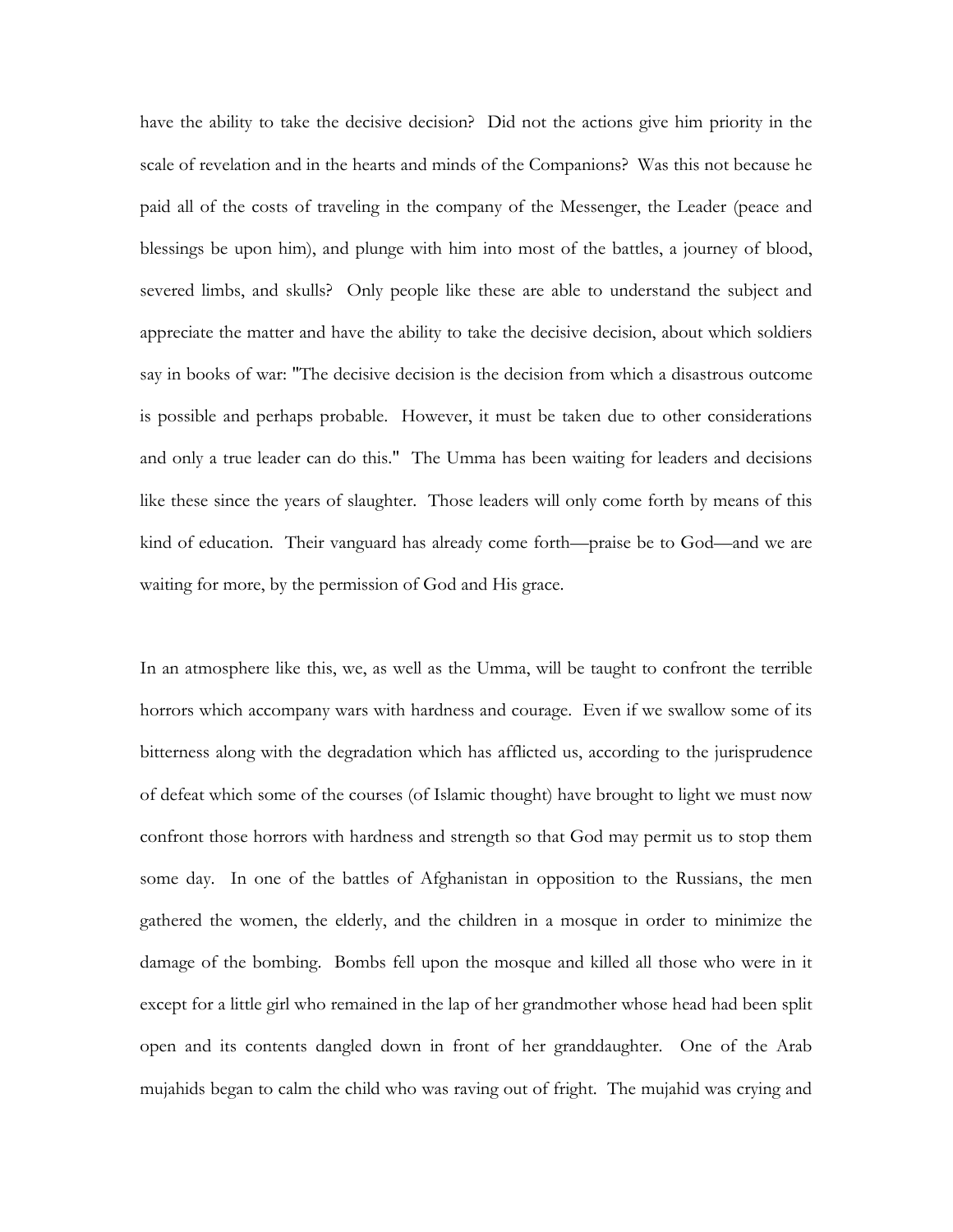have the ability to take the decisive decision? Did not the actions give him priority in the scale of revelation and in the hearts and minds of the Companions? Was this not because he paid all of the costs of traveling in the company of the Messenger, the Leader (peace and blessings be upon him), and plunge with him into most of the battles, a journey of blood, severed limbs, and skulls? Only people like these are able to understand the subject and appreciate the matter and have the ability to take the decisive decision, about which soldiers say in books of war: "The decisive decision is the decision from which a disastrous outcome is possible and perhaps probable. However, it must be taken due to other considerations and only a true leader can do this." The Umma has been waiting for leaders and decisions like these since the years of slaughter. Those leaders will only come forth by means of this kind of education. Their vanguard has already come forth—praise be to God—and we are waiting for more, by the permission of God and His grace.

In an atmosphere like this, we, as well as the Umma, will be taught to confront the terrible horrors which accompany wars with hardness and courage. Even if we swallow some of its bitterness along with the degradation which has afflicted us, according to the jurisprudence of defeat which some of the courses (of Islamic thought) have brought to light we must now confront those horrors with hardness and strength so that God may permit us to stop them some day. In one of the battles of Afghanistan in opposition to the Russians, the men gathered the women, the elderly, and the children in a mosque in order to minimize the damage of the bombing. Bombs fell upon the mosque and killed all those who were in it except for a little girl who remained in the lap of her grandmother whose head had been split open and its contents dangled down in front of her granddaughter. One of the Arab mujahids began to calm the child who was raving out of fright. The mujahid was crying and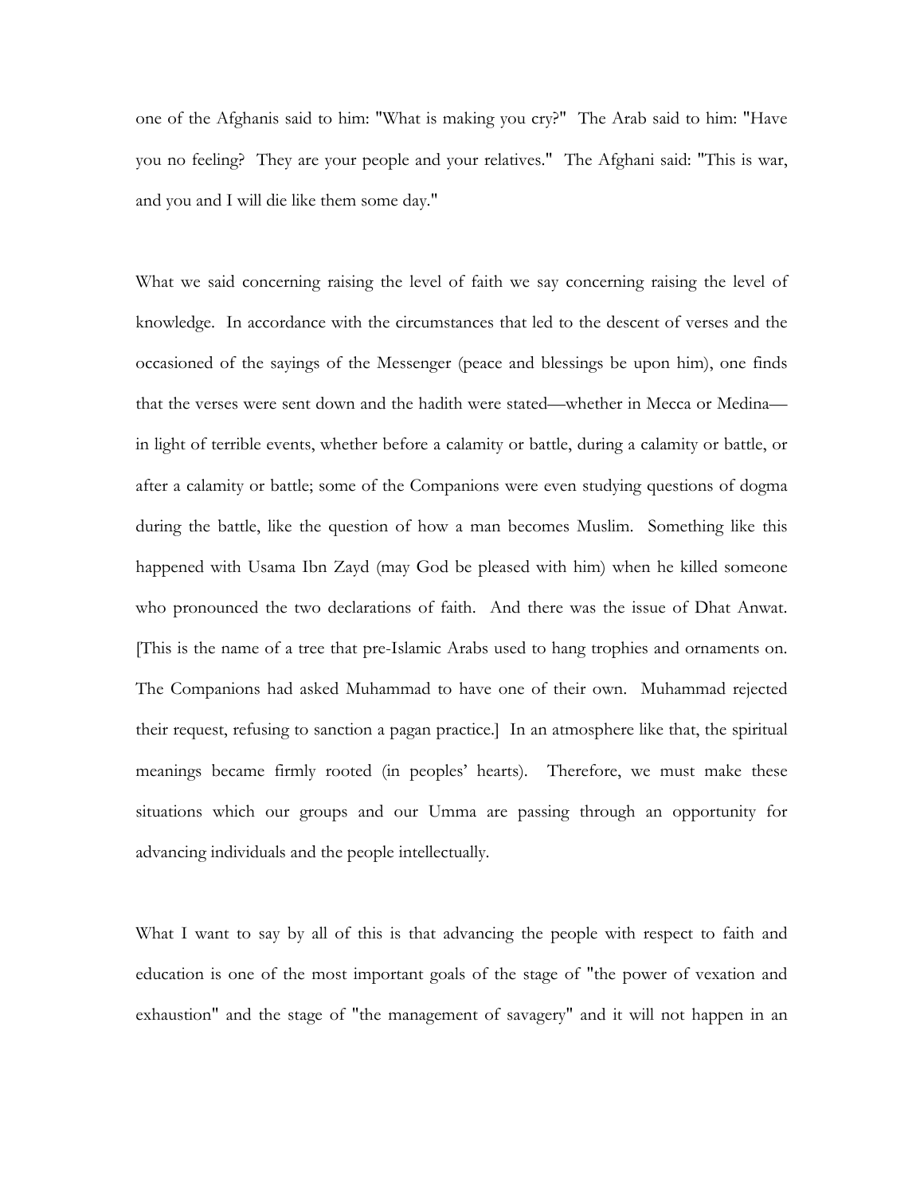one of the Afghanis said to him: "What is making you cry?" The Arab said to him: "Have you no feeling? They are your people and your relatives." The Afghani said: "This is war, and you and I will die like them some day."

What we said concerning raising the level of faith we say concerning raising the level of knowledge. In accordance with the circumstances that led to the descent of verses and the occasioned of the sayings of the Messenger (peace and blessings be upon him), one finds that the verses were sent down and the hadith were stated—whether in Mecca or Medina—in light of terrible events, whether before a calamity or battle, during a calamity or battle, or after a calamity or battle; some of the Companions were even studying questions of dogma during the battle, like the question of how a man becomes Muslim. Something like this happened with Usama Ibn Zayd (may God be pleased with him) when he killed someone who pronounced the two declarations of faith. And there was the issue of Dhat Anwat. [This is the name of a tree that pre-Islamic Arabs used to hang trophies and ornaments on. The Companions had asked Muhammad to have one of their own. Muhammad rejected their request, refusing to sanction a pagan practice.] In an atmosphere like that, the spiritual meanings became firmly rooted (in peoples' hearts). Therefore, we must make these situations which our groups and our Umma are passing through an opportunity for advancing individuals and the people intellectually.

What I want to say by all of this is that advancing the people with respect to faith and education is one of the most important goals of the stage of "the power of vexation and exhaustion" and the stage of "the management of savagery" and it will not happen in an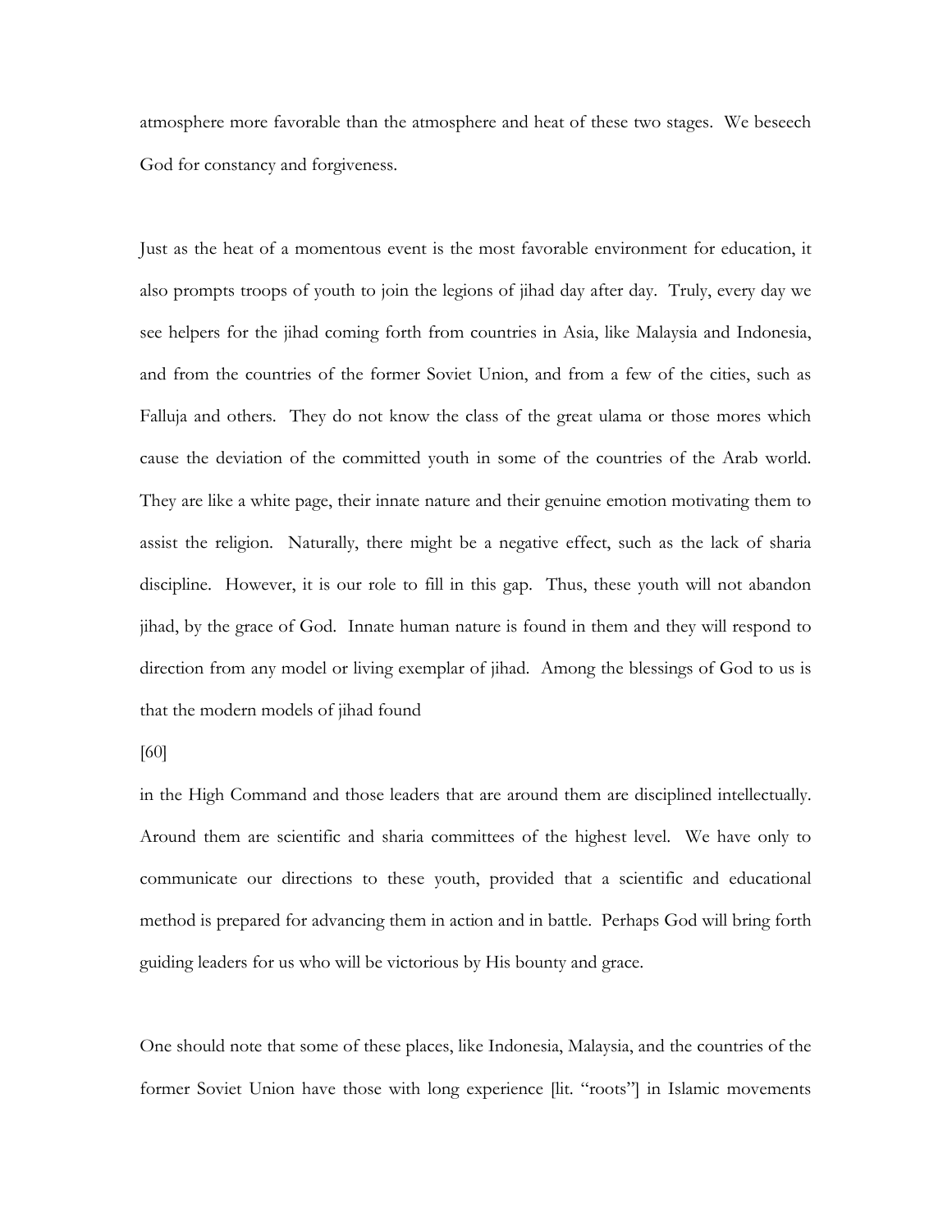atmosphere more favorable than the atmosphere and heat of these two stages. We beseech God for constancy and forgiveness.

Just as the heat of a momentous event is the most favorable environment for education, it also prompts troops of youth to join the legions of jihad day after day. Truly, every day we see helpers for the jihad coming forth from countries in Asia, like Malaysia and Indonesia, and from the countries of the former Soviet Union, and from a few of the cities, such as Falluja and others. They do not know the class of the great ulama or those mores which cause the deviation of the committed youth in some of the countries of the Arab world. They are like a white page, their innate nature and their genuine emotion motivating them to assist the religion. Naturally, there might be a negative effect, such as the lack of sharia discipline. However, it is our role to fill in this gap. Thus, these youth will not abandon jihad, by the grace of God. Innate human nature is found in them and they will respond to direction from any model or living exemplar of jihad. Among the blessings of God to us is that the modern models of jihad found

[60]

in the High Command and those leaders that are around them are disciplined intellectually. Around them are scientific and sharia committees of the highest level. We have only to communicate our directions to these youth, provided that a scientific and educational method is prepared for advancing them in action and in battle. Perhaps God will bring forth guiding leaders for us who will be victorious by His bounty and grace.

One should note that some of these places, like Indonesia, Malaysia, and the countries of the former Soviet Union have those with long experience [lit. "roots"] in Islamic movements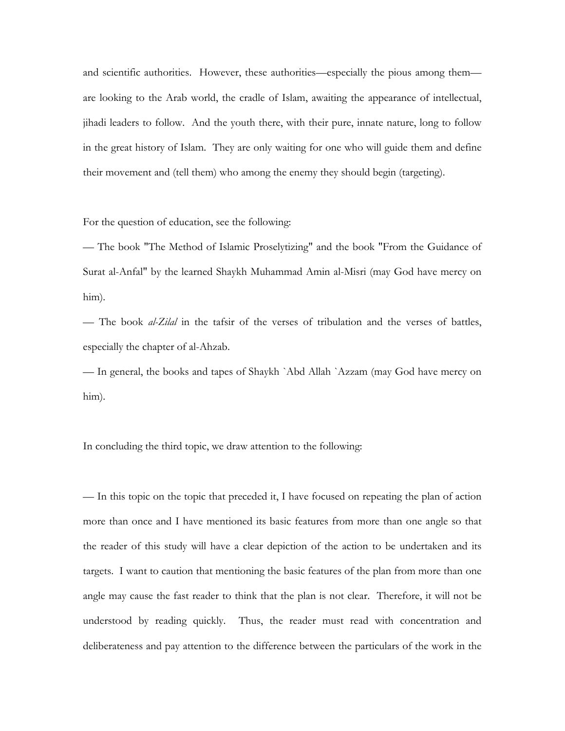and scientific authorities. However, these authorities—especially the pious among them—are looking to the Arab world, the cradle of Islam, awaiting the appearance of intellectual, jihadi leaders to follow. And the youth there, with their pure, innate nature, long to follow in the great history of Islam. They are only waiting for one who will guide them and define their movement and (tell them) who among the enemy they should begin (targeting).

For the question of education, see the following:

— The book "The Method of Islamic Proselytizing" and the book "From the Guidance of Surat al-Anfal" by the learned Shaykh Muhammad Amin al-Misri (may God have mercy on him).

— The book *al-Zilal* in the tafsir of the verses of tribulation and the verses of battles, especially the chapter of al-Ahzab.

— In general, the books and tapes of Shaykh `Abd Allah `Azzam (may God have mercy on him).

In concluding the third topic, we draw attention to the following:

— In this topic on the topic that preceded it, I have focused on repeating the plan of action more than once and I have mentioned its basic features from more than one angle so that the reader of this study will have a clear depiction of the action to be undertaken and its targets. I want to caution that mentioning the basic features of the plan from more than one angle may cause the fast reader to think that the plan is not clear. Therefore, it will not be understood by reading quickly. Thus, the reader must read with concentration and deliberateness and pay attention to the difference between the particulars of the work in the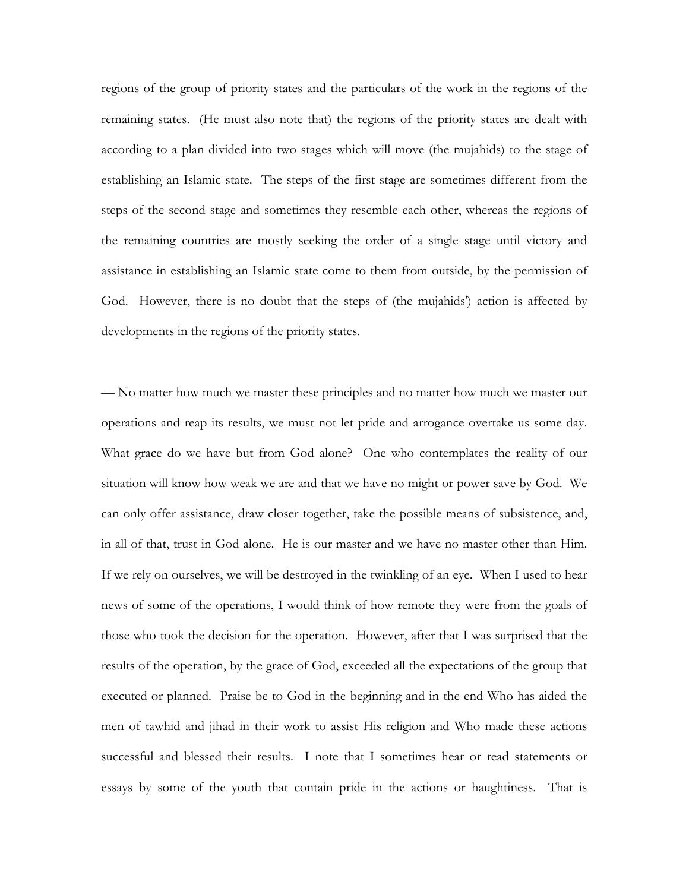regions of the group of priority states and the particulars of the work in the regions of the remaining states. (He must also note that) the regions of the priority states are dealt with according to a plan divided into two stages which will move (the mujahids) to the stage of establishing an Islamic state. The steps of the first stage are sometimes different from the steps of the second stage and sometimes they resemble each other, whereas the regions of the remaining countries are mostly seeking the order of a single stage until victory and assistance in establishing an Islamic state come to them from outside, by the permission of God. However, there is no doubt that the steps of (the mujahids') action is affected by developments in the regions of the priority states.

— No matter how much we master these principles and no matter how much we master our operations and reap its results, we must not let pride and arrogance overtake us some day. What grace do we have but from God alone? One who contemplates the reality of our situation will know how weak we are and that we have no might or power save by God. We can only offer assistance, draw closer together, take the possible means of subsistence, and, in all of that, trust in God alone. He is our master and we have no master other than Him. If we rely on ourselves, we will be destroyed in the twinkling of an eye. When I used to hear news of some of the operations, I would think of how remote they were from the goals of those who took the decision for the operation. However, after that I was surprised that the results of the operation, by the grace of God, exceeded all the expectations of the group that executed or planned. Praise be to God in the beginning and in the end Who has aided the men of tawhid and jihad in their work to assist His religion and Who made these actions successful and blessed their results. I note that I sometimes hear or read statements or essays by some of the youth that contain pride in the actions or haughtiness. That is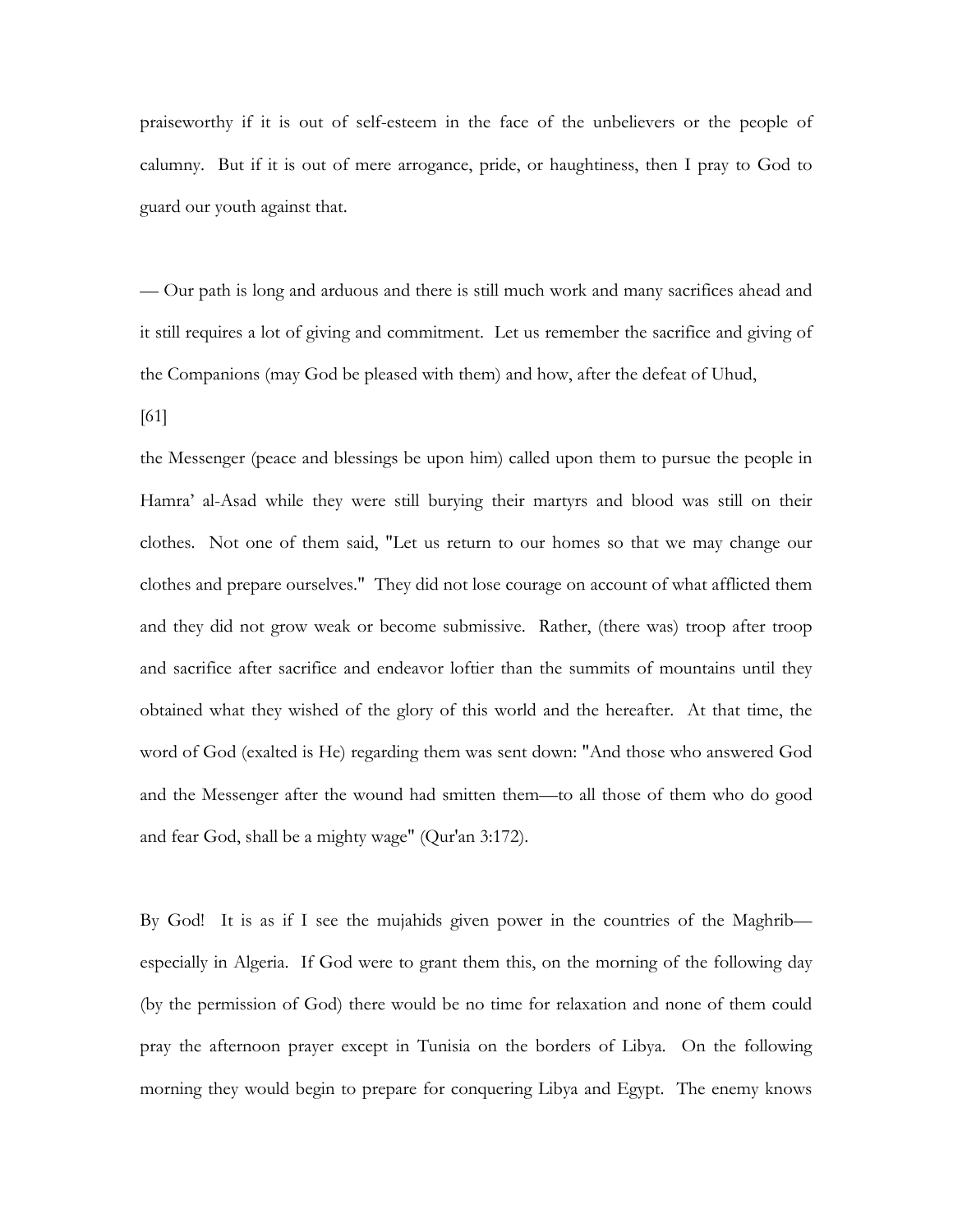praiseworthy if it is out of self-esteem in the face of the unbelievers or the people of calumny. But if it is out of mere arrogance, pride, or haughtiness, then I pray to God to guard our youth against that.

— Our path is long and arduous and there is still much work and many sacrifices ahead and it still requires a lot of giving and commitment. Let us remember the sacrifice and giving of the Companions (may God be pleased with them) and how, after the defeat of Uhud,

[61]

the Messenger (peace and blessings be upon him) called upon them to pursue the people in Hamra' al-Asad while they were still burying their martyrs and blood was still on their clothes. Not one of them said, "Let us return to our homes so that we may change our clothes and prepare ourselves." They did not lose courage on account of what afflicted them and they did not grow weak or become submissive. Rather, (there was) troop after troop and sacrifice after sacrifice and endeavor loftier than the summits of mountains until they obtained what they wished of the glory of this world and the hereafter. At that time, the word of God (exalted is He) regarding them was sent down: "And those who answered God and the Messenger after the wound had smitten them—to all those of them who do good and fear God, shall be a mighty wage" (Qur'an 3:172).

By God! It is as if I see the mujahids given power in the countries of the Maghrib—especially in Algeria. If God were to grant them this, on the morning of the following day (by the permission of God) there would be no time for relaxation and none of them could pray the afternoon prayer except in Tunisia on the borders of Libya. On the following morning they would begin to prepare for conquering Libya and Egypt. The enemy knows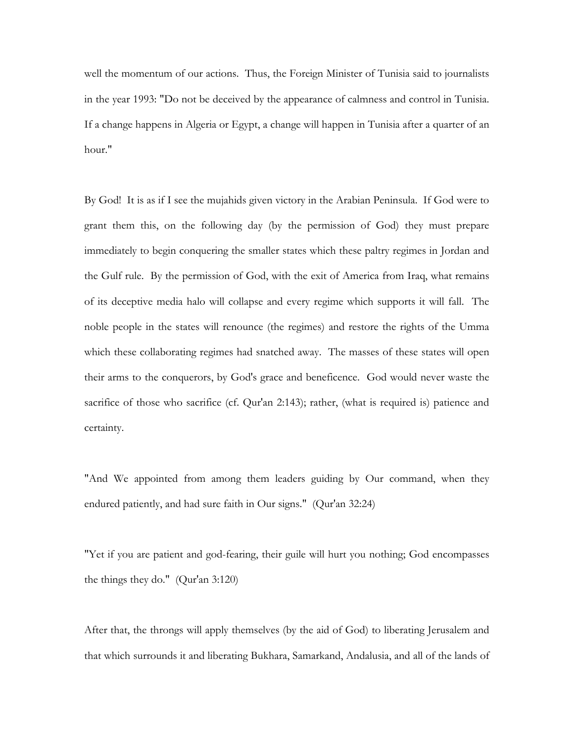well the momentum of our actions. Thus, the Foreign Minister of Tunisia said to journalists in the year 1993: "Do not be deceived by the appearance of calmness and control in Tunisia. If a change happens in Algeria or Egypt, a change will happen in Tunisia after a quarter of an hour."

By God! It is as if I see the mujahids given victory in the Arabian Peninsula. If God were to grant them this, on the following day (by the permission of God) they must prepare immediately to begin conquering the smaller states which these paltry regimes in Jordan and the Gulf rule. By the permission of God, with the exit of America from Iraq, what remains of its deceptive media halo will collapse and every regime which supports it will fall. The noble people in the states will renounce (the regimes) and restore the rights of the Umma which these collaborating regimes had snatched away. The masses of these states will open their arms to the conquerors, by God's grace and beneficence. God would never waste the sacrifice of those who sacrifice (cf. Qur'an 2:143); rather, (what is required is) patience and certainty.

"And We appointed from among them leaders guiding by Our command, when they endured patiently, and had sure faith in Our signs." (Qur'an 32:24)

"Yet if you are patient and god-fearing, their guile will hurt you nothing; God encompasses the things they do." (Qur'an 3:120)

After that, the throngs will apply themselves (by the aid of God) to liberating Jerusalem and that which surrounds it and liberating Bukhara, Samarkand, Andalusia, and all of the lands of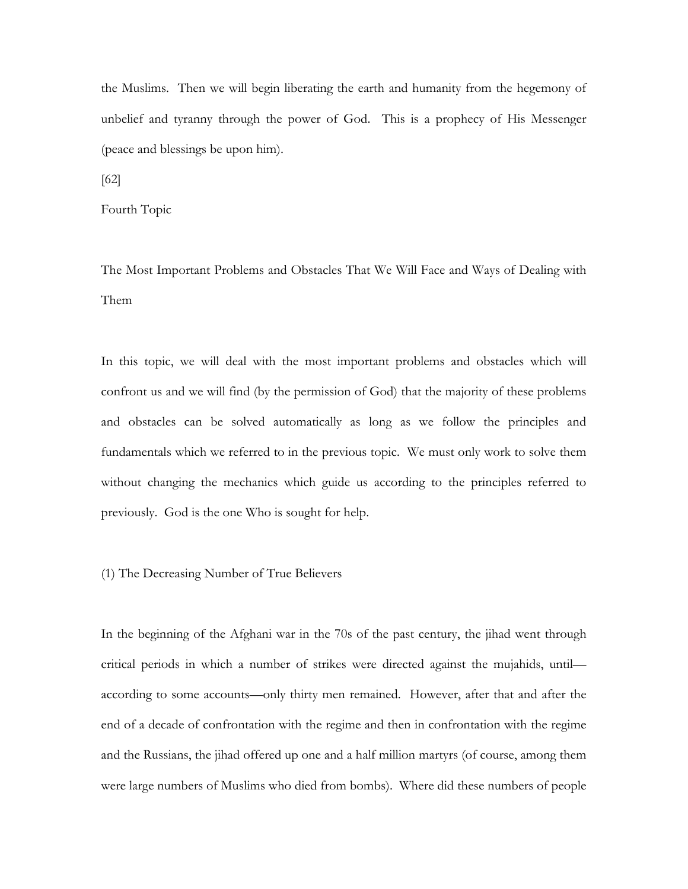the Muslims. Then we will begin liberating the earth and humanity from the hegemony of unbelief and tyranny through the power of God. This is a prophecy of His Messenger (peace and blessings be upon him).

[62]

## Fourth Topic

## The Most Important Problems and Obstacles That We Will Face and Ways of Dealing with Them

In this topic, we will deal with the most important problems and obstacles which will confront us and we will find (by the permission of God) that the majority of these problems and obstacles can be solved automatically as long as we follow the principles and fundamentals which we referred to in the previous topic. We must only work to solve them without changing the mechanics which guide us according to the principles referred to previously. God is the one Who is sought for help.

### (1) The Decreasing Number of True Believers

In the beginning of the Afghani war in the 70s of the past century, the jihad went through critical periods in which a number of strikes were directed against the mujahids, until—according to some accounts—only thirty men remained. However, after that and after the end of a decade of confrontation with the regime and then in confrontation with the regime and the Russians, the jihad offered up one and a half million martyrs (of course, among them were large numbers of Muslims who died from bombs). Where did these numbers of people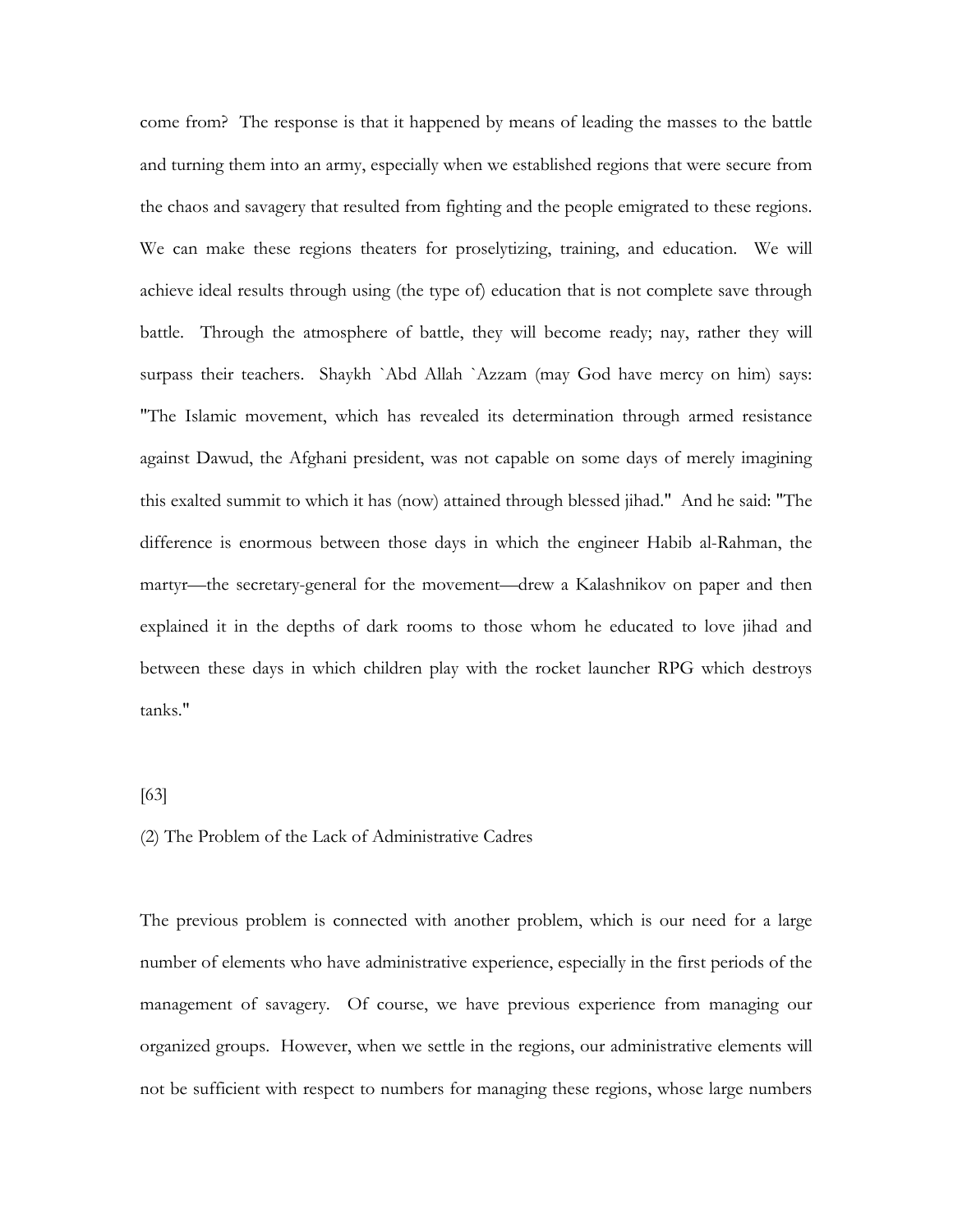come from? The response is that it happened by means of leading the masses to the battle and turning them into an army, especially when we established regions that were secure from the chaos and savagery that resulted from fighting and the people emigrated to these regions. We can make these regions theaters for proselytizing, training, and education. We will achieve ideal results through using (the type of) education that is not complete save through battle. Through the atmosphere of battle, they will become ready; nay, rather they will surpass their teachers. Shaykh `Abd Allah `Azzam (may God have mercy on him) says: "The Islamic movement, which has revealed its determination through armed resistance against Dawud, the Afghani president, was not capable on some days of merely imagining this exalted summit to which it has (now) attained through blessed jihad." And he said: "The difference is enormous between those days in which the engineer Habib al-Rahman, the martyr—the secretary-general for the movement—drew a Kalashnikov on paper and then explained it in the depths of dark rooms to those whom he educated to love jihad and between these days in which children play with the rocket launcher RPG which destroys tanks."

[63]

(2) The Problem of the Lack of Administrative Cadres

The previous problem is connected with another problem, which is our need for a large number of elements who have administrative experience, especially in the first periods of the management of savagery. Of course, we have previous experience from managing our organized groups. However, when we settle in the regions, our administrative elements will not be sufficient with respect to numbers for managing these regions, whose large numbers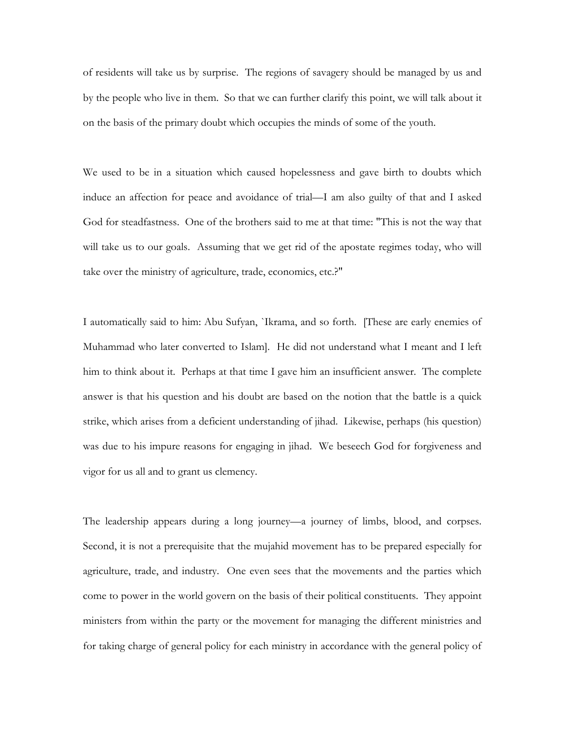of residents will take us by surprise. The regions of savagery should be managed by us and by the people who live in them. So that we can further clarify this point, we will talk about it on the basis of the primary doubt which occupies the minds of some of the youth.

We used to be in a situation which caused hopelessness and gave birth to doubts which induce an affection for peace and avoidance of trial—I am also guilty of that and I asked God for steadfastness. One of the brothers said to me at that time: "This is not the way that will take us to our goals. Assuming that we get rid of the apostate regimes today, who will take over the ministry of agriculture, trade, economics, etc.?"

I automatically said to him: Abu Sufyan, `Ikrama, and so forth. [These are early enemies of Muhammad who later converted to Islam]. He did not understand what I meant and I left him to think about it. Perhaps at that time I gave him an insufficient answer. The complete answer is that his question and his doubt are based on the notion that the battle is a quick strike, which arises from a deficient understanding of jihad. Likewise, perhaps (his question) was due to his impure reasons for engaging in jihad. We beseech God for forgiveness and vigor for us all and to grant us clemency.

The leadership appears during a long journey—a journey of limbs, blood, and corpses. Second, it is not a prerequisite that the mujahid movement has to be prepared especially for agriculture, trade, and industry. One even sees that the movements and the parties which come to power in the world govern on the basis of their political constituents. They appoint ministers from within the party or the movement for managing the different ministries and for taking charge of general policy for each ministry in accordance with the general policy of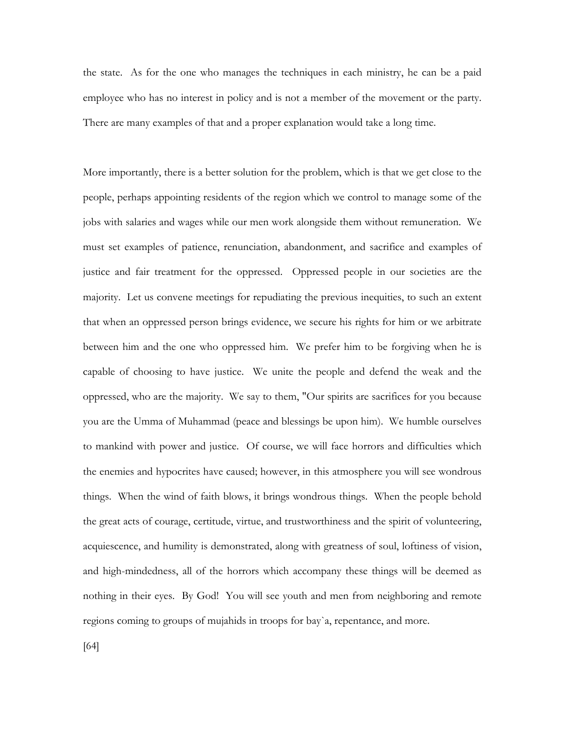the state. As for the one who manages the techniques in each ministry, he can be a paid employee who has no interest in policy and is not a member of the movement or the party. There are many examples of that and a proper explanation would take a long time.

More importantly, there is a better solution for the problem, which is that we get close to the people, perhaps appointing residents of the region which we control to manage some of the jobs with salaries and wages while our men work alongside them without remuneration. We must set examples of patience, renunciation, abandonment, and sacrifice and examples of justice and fair treatment for the oppressed. Oppressed people in our societies are the majority. Let us convene meetings for repudiating the previous inequities, to such an extent that when an oppressed person brings evidence, we secure his rights for him or we arbitrate between him and the one who oppressed him. We prefer him to be forgiving when he is capable of choosing to have justice. We unite the people and defend the weak and the oppressed, who are the majority. We say to them, "Our spirits are sacrifices for you because you are the Umma of Muhammad (peace and blessings be upon him). We humble ourselves to mankind with power and justice. Of course, we will face horrors and difficulties which the enemies and hypocrites have caused; however, in this atmosphere you will see wondrous things. When the wind of faith blows, it brings wondrous things. When the people behold the great acts of courage, certitude, virtue, and trustworthiness and the spirit of volunteering, acquiescence, and humility is demonstrated, along with greatness of soul, loftiness of vision, and high-mindedness, all of the horrors which accompany these things will be deemed as nothing in their eyes. By God! You will see youth and men from neighboring and remote regions coming to groups of mujahids in troops for bay`a, repentance, and more.

[64]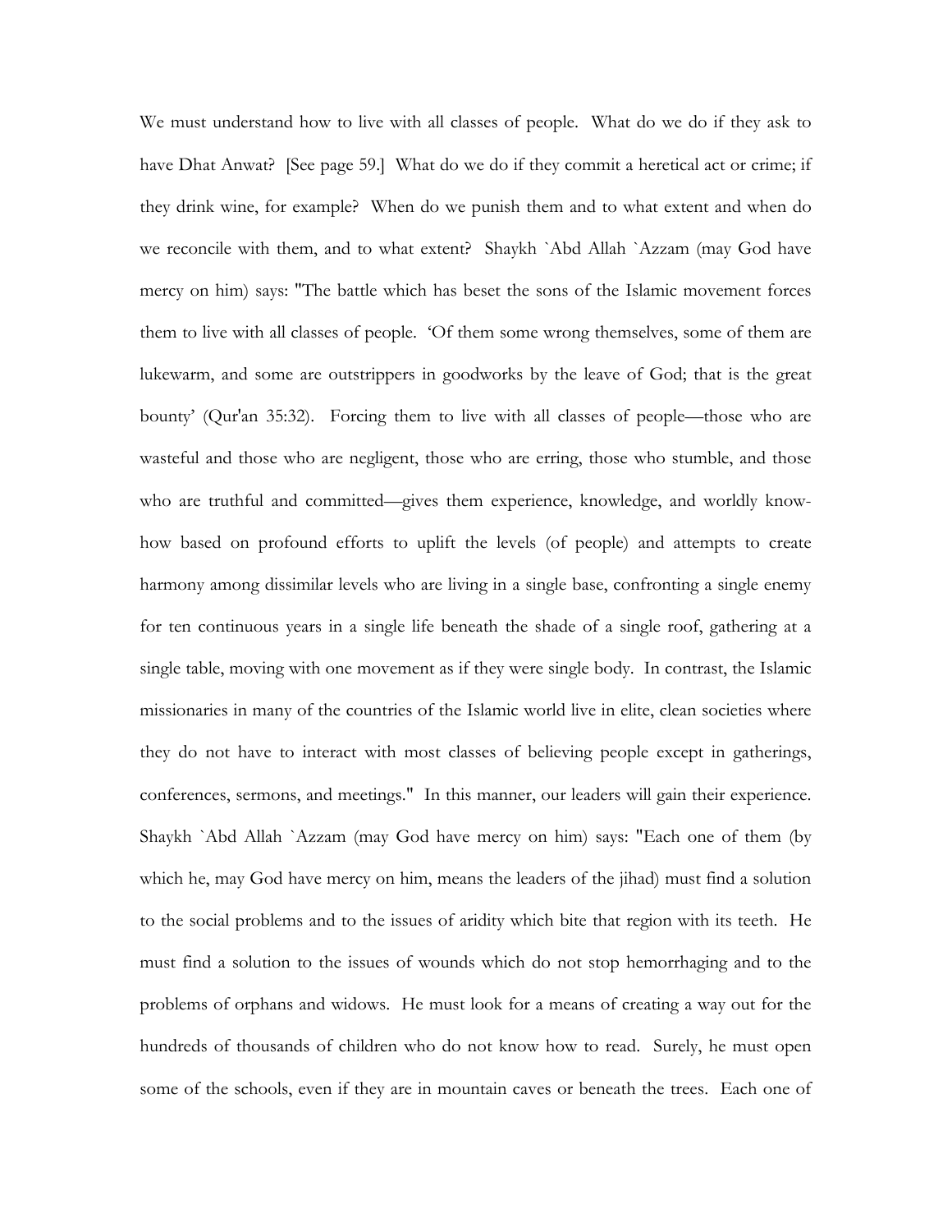We must understand how to live with all classes of people. What do we do if they ask to have Dhat Anwat? [See page 59.] What do we do if they commit a heretical act or crime; if they drink wine, for example? When do we punish them and to what extent and when do we reconcile with them, and to what extent? Shaykh `Abd Allah `Azzam (may God have mercy on him) says: "The battle which has beset the sons of the Islamic movement forces them to live with all classes of people. 'Of them some wrong themselves, some of them are lukewarm, and some are outstrippers in goodworks by the leave of God; that is the great bounty' (Qur'an 35:32). Forcing them to live with all classes of people—those who are wasteful and those who are negligent, those who are erring, those who stumble, and those who are truthful and committed—gives them experience, knowledge, and worldly know-how based on profound efforts to uplift the levels (of people) and attempts to create harmony among dissimilar levels who are living in a single base, confronting a single enemy for ten continuous years in a single life beneath the shade of a single roof, gathering at a single table, moving with one movement as if they were single body. In contrast, the Islamic missionaries in many of the countries of the Islamic world live in elite, clean societies where they do not have to interact with most classes of believing people except in gatherings, conferences, sermons, and meetings." In this manner, our leaders will gain their experience. Shaykh `Abd Allah `Azzam (may God have mercy on him) says: "Each one of them (by which he, may God have mercy on him, means the leaders of the jihad) must find a solution to the social problems and to the issues of aridity which bite that region with its teeth. He must find a solution to the issues of wounds which do not stop hemorrhaging and to the problems of orphans and widows. He must look for a means of creating a way out for the hundreds of thousands of children who do not know how to read. Surely, he must open some of the schools, even if they are in mountain caves or beneath the trees. Each one of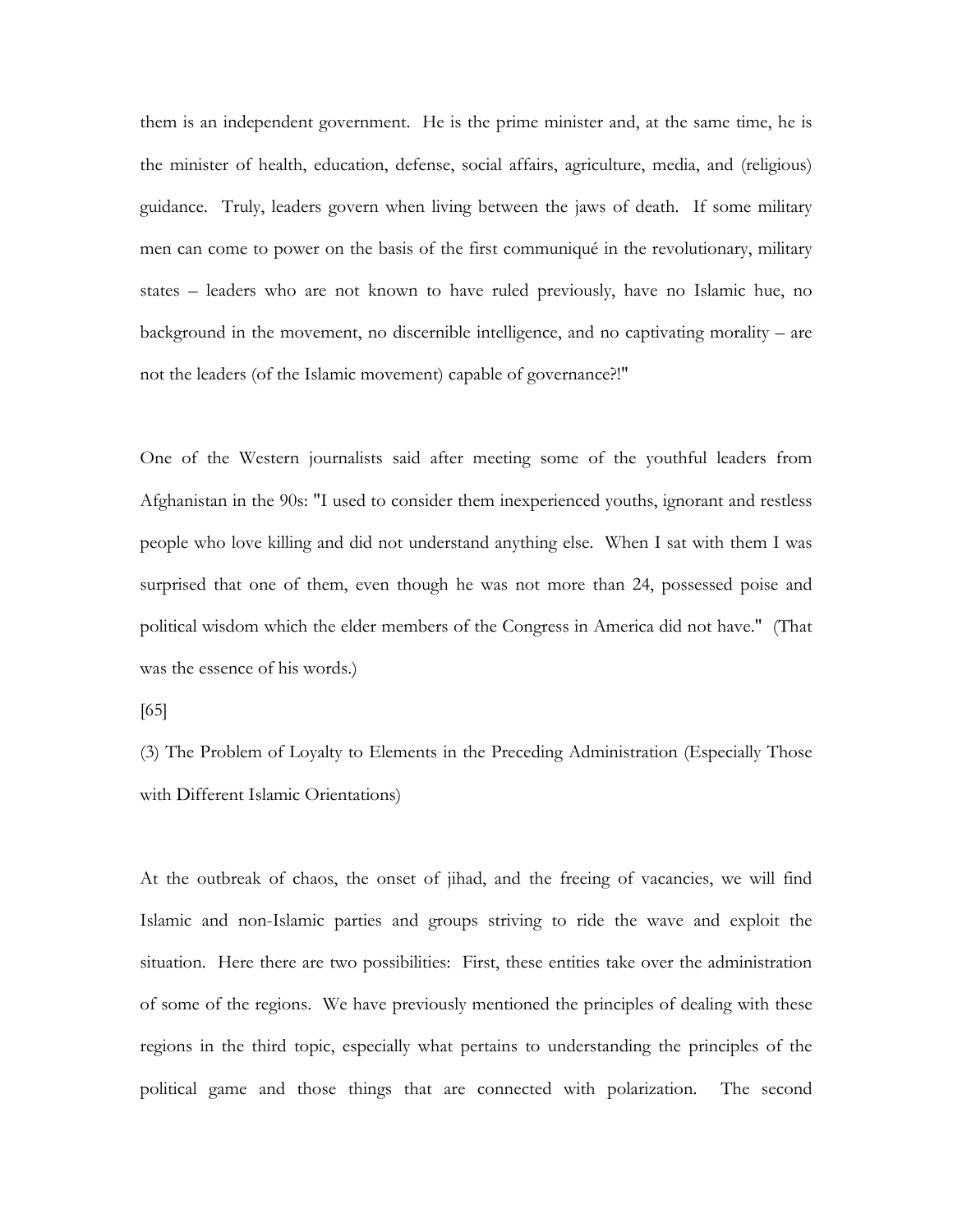them is an independent government. He is the prime minister and, at the same time, he is the minister of health, education, defense, social affairs, agriculture, media, and (religious) guidance. Truly, leaders govern when living between the jaws of death. If some military men can come to power on the basis of the first communiqué in the revolutionary, military states – leaders who are not known to have ruled previously, have no Islamic hue, no background in the movement, no discernible intelligence, and no captivating morality – are not the leaders (of the Islamic movement) capable of governance?!"

One of the Western journalists said after meeting some of the youthful leaders from Afghanistan in the 90s: "I used to consider them inexperienced youths, ignorant and restless people who love killing and did not understand anything else. When I sat with them I was surprised that one of them, even though he was not more than 24, possessed poise and political wisdom which the elder members of the Congress in America did not have." (That was the essence of his words.)

[65]

(3) The Problem of Loyalty to Elements in the Preceding Administration (Especially Those with Different Islamic Orientations)

At the outbreak of chaos, the onset of jihad, and the freeing of vacancies, we will find Islamic and non-Islamic parties and groups striving to ride the wave and exploit the situation. Here there are two possibilities: First, these entities take over the administration of some of the regions. We have previously mentioned the principles of dealing with these regions in the third topic, especially what pertains to understanding the principles of the political game and those things that are connected with polarization. The second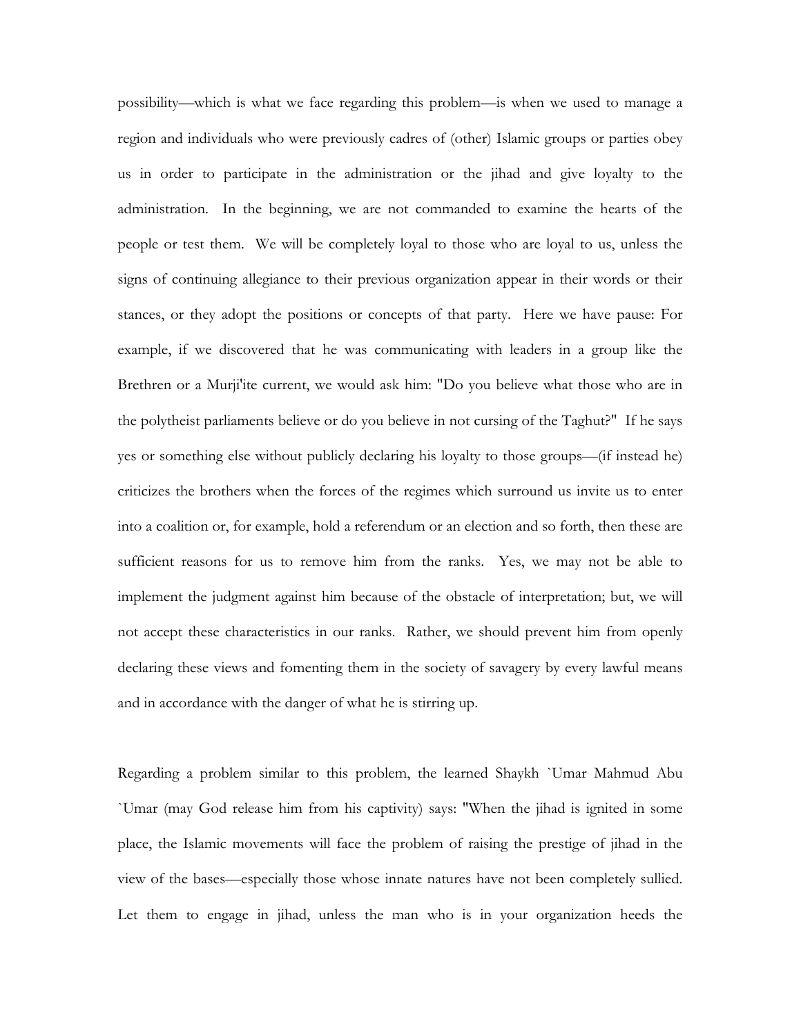possibility—which is what we face regarding this problem—is when we used to manage a region and individuals who were previously cadres of (other) Islamic groups or parties obey us in order to participate in the administration or the jihad and give loyalty to the administration. In the beginning, we are not commanded to examine the hearts of the people or test them. We will be completely loyal to those who are loyal to us, unless the signs of continuing allegiance to their previous organization appear in their words or their stances, or they adopt the positions or concepts of that party. Here we have pause: For example, if we discovered that he was communicating with leaders in a group like the Brethren or a Murji'ite current, we would ask him: "Do you believe what those who are in the polytheist parliaments believe or do you believe in not cursing of the Taghut?" If he says yes or something else without publicly declaring his loyalty to those groups—(if instead he) criticizes the brothers when the forces of the regimes which surround us invite us to enter into a coalition or, for example, hold a referendum or an election and so forth, then these are sufficient reasons for us to remove him from the ranks. Yes, we may not be able to implement the judgment against him because of the obstacle of interpretation; but, we will not accept these characteristics in our ranks. Rather, we should prevent him from openly declaring these views and fomenting them in the society of savagery by every lawful means and in accordance with the danger of what he is stirring up.

Regarding a problem similar to this problem, the learned Shaykh `Umar Mahmud Abu `Umar (may God release him from his captivity) says: "When the jihad is ignited in some place, the Islamic movements will face the problem of raising the prestige of jihad in the view of the bases—especially those whose innate natures have not been completely sullied. Let them to engage in jihad, unless the man who is in your organization heeds the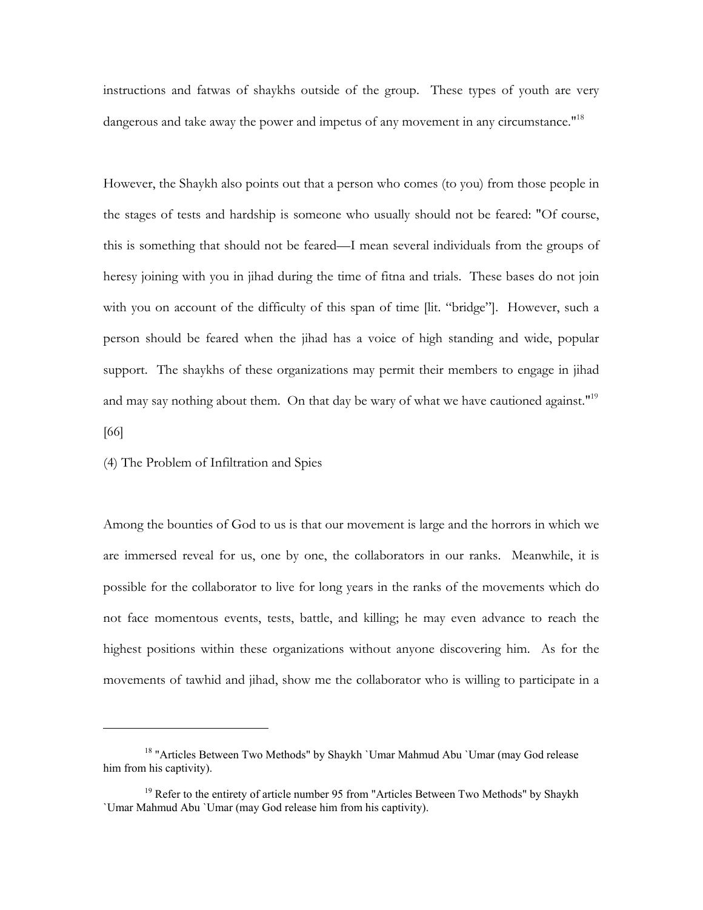instructions and fatwas of shaykhs outside of the group. These types of youth are very dangerous and take away the power and impetus of any movement in any circumstance."[18]

However, the Shaykh also points out that a person who comes (to you) from those people in the stages of tests and hardship is someone who usually should not be feared: "Of course, this is something that should not be feared—I mean several individuals from the groups of heresy joining with you in jihad during the time of fitna and trials. These bases do not join with you on account of the difficulty of this span of time [lit. "bridge"]. However, such a person should be feared when the jihad has a voice of high standing and wide, popular support. The shaykhs of these organizations may permit their members to engage in jihad and may say nothing about them. On that day be wary of what we have cautioned against."[19]

[66]

(4) The Problem of Infiltration and Spies

Among the bounties of God to us is that our movement is large and the horrors in which we are immersed reveal for us, one by one, the collaborators in our ranks. Meanwhile, it is possible for the collaborator to live for long years in the ranks of the movements which do not face momentous events, tests, battle, and killing; he may even advance to reach the highest positions within these organizations without anyone discovering him. As for the movements of tawhid and jihad, show me the collaborator who is willing to participate in a

---

[18] "Articles Between Two Methods" by Shaykh `Umar Mahmud Abu `Umar (may God release him from his captivity).

[19] Refer to the entirety of article number 95 from "Articles Between Two Methods" by Shaykh `Umar Mahmud Abu `Umar (may God release him from his captivity).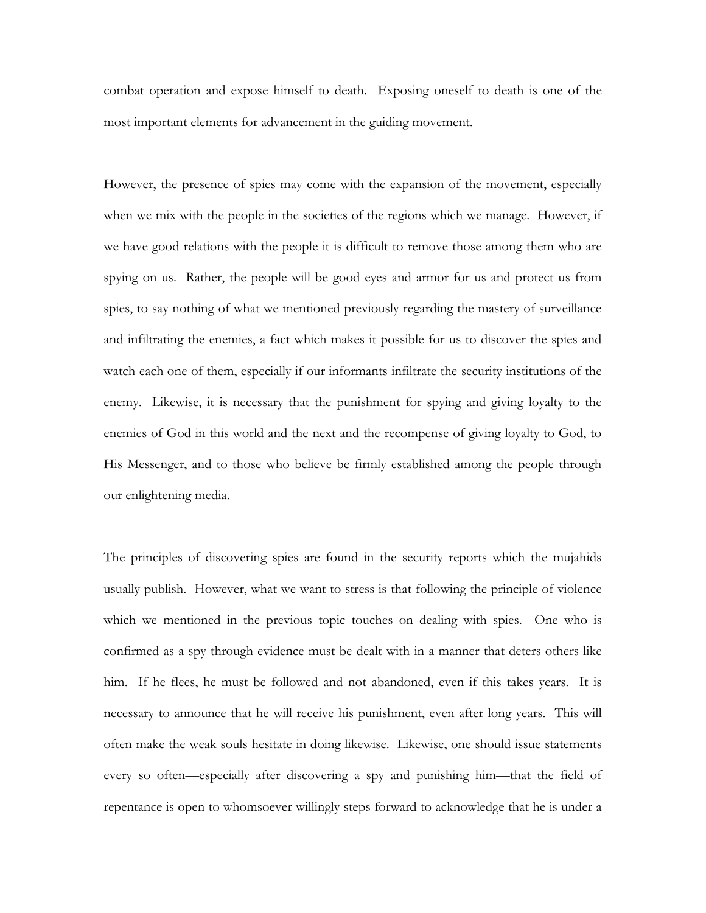combat operation and expose himself to death. Exposing oneself to death is one of the most important elements for advancement in the guiding movement.

However, the presence of spies may come with the expansion of the movement, especially when we mix with the people in the societies of the regions which we manage. However, if we have good relations with the people it is difficult to remove those among them who are spying on us. Rather, the people will be good eyes and armor for us and protect us from spies, to say nothing of what we mentioned previously regarding the mastery of surveillance and infiltrating the enemies, a fact which makes it possible for us to discover the spies and watch each one of them, especially if our informants infiltrate the security institutions of the enemy. Likewise, it is necessary that the punishment for spying and giving loyalty to the enemies of God in this world and the next and the recompense of giving loyalty to God, to His Messenger, and to those who believe be firmly established among the people through our enlightening media.

The principles of discovering spies are found in the security reports which the mujahids usually publish. However, what we want to stress is that following the principle of violence which we mentioned in the previous topic touches on dealing with spies. One who is confirmed as a spy through evidence must be dealt with in a manner that deters others like him. If he flees, he must be followed and not abandoned, even if this takes years. It is necessary to announce that he will receive his punishment, even after long years. This will often make the weak souls hesitate in doing likewise. Likewise, one should issue statements every so often—especially after discovering a spy and punishing him—that the field of repentance is open to whomsoever willingly steps forward to acknowledge that he is under a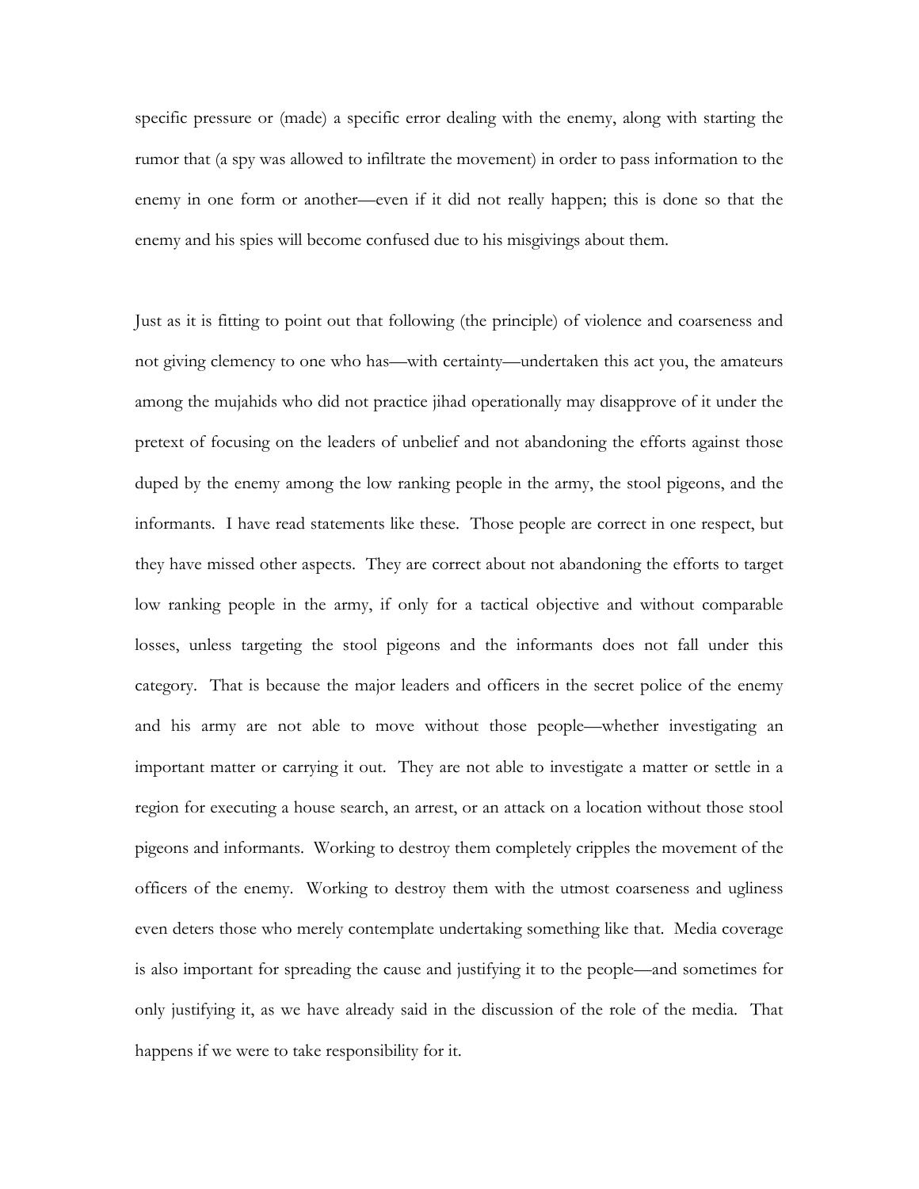specific pressure or (made) a specific error dealing with the enemy, along with starting the rumor that (a spy was allowed to infiltrate the movement) in order to pass information to the enemy in one form or another—even if it did not really happen; this is done so that the enemy and his spies will become confused due to his misgivings about them.

Just as it is fitting to point out that following (the principle) of violence and coarseness and not giving clemency to one who has—with certainty—undertaken this act you, the amateurs among the mujahids who did not practice jihad operationally may disapprove of it under the pretext of focusing on the leaders of unbelief and not abandoning the efforts against those duped by the enemy among the low ranking people in the army, the stool pigeons, and the informants. I have read statements like these. Those people are correct in one respect, but they have missed other aspects. They are correct about not abandoning the efforts to target low ranking people in the army, if only for a tactical objective and without comparable losses, unless targeting the stool pigeons and the informants does not fall under this category. That is because the major leaders and officers in the secret police of the enemy and his army are not able to move without those people—whether investigating an important matter or carrying it out. They are not able to investigate a matter or settle in a region for executing a house search, an arrest, or an attack on a location without those stool pigeons and informants. Working to destroy them completely cripples the movement of the officers of the enemy. Working to destroy them with the utmost coarseness and ugliness even deters those who merely contemplate undertaking something like that. Media coverage is also important for spreading the cause and justifying it to the people—and sometimes for only justifying it, as we have already said in the discussion of the role of the media. That happens if we were to take responsibility for it.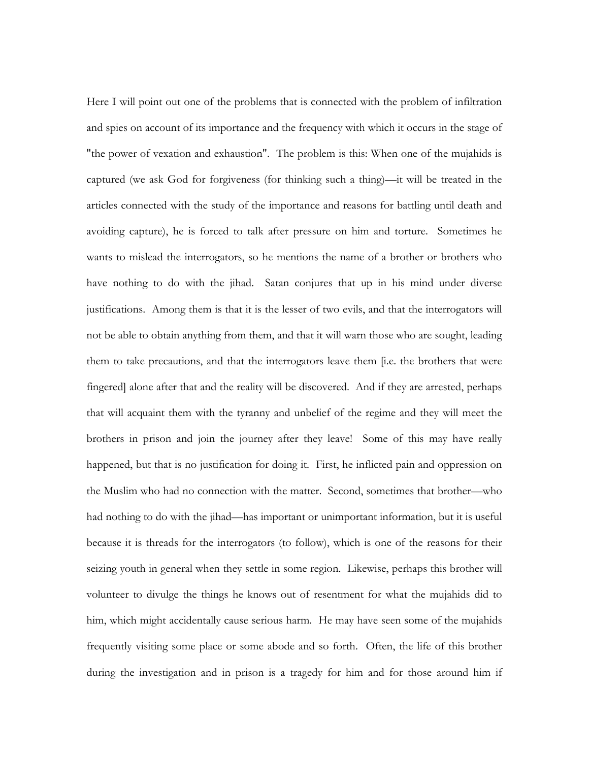Here I will point out one of the problems that is connected with the problem of infiltration and spies on account of its importance and the frequency with which it occurs in the stage of "the power of vexation and exhaustion". The problem is this: When one of the mujahids is captured (we ask God for forgiveness (for thinking such a thing)—it will be treated in the articles connected with the study of the importance and reasons for battling until death and avoiding capture), he is forced to talk after pressure on him and torture. Sometimes he wants to mislead the interrogators, so he mentions the name of a brother or brothers who have nothing to do with the jihad. Satan conjures that up in his mind under diverse justifications. Among them is that it is the lesser of two evils, and that the interrogators will not be able to obtain anything from them, and that it will warn those who are sought, leading them to take precautions, and that the interrogators leave them [i.e. the brothers that were fingered] alone after that and the reality will be discovered. And if they are arrested, perhaps that will acquaint them with the tyranny and unbelief of the regime and they will meet the brothers in prison and join the journey after they leave! Some of this may have really happened, but that is no justification for doing it. First, he inflicted pain and oppression on the Muslim who had no connection with the matter. Second, sometimes that brother—who had nothing to do with the jihad—has important or unimportant information, but it is useful because it is threads for the interrogators (to follow), which is one of the reasons for their seizing youth in general when they settle in some region. Likewise, perhaps this brother will volunteer to divulge the things he knows out of resentment for what the mujahids did to him, which might accidentally cause serious harm. He may have seen some of the mujahids frequently visiting some place or some abode and so forth. Often, the life of this brother during the investigation and in prison is a tragedy for him and for those around him if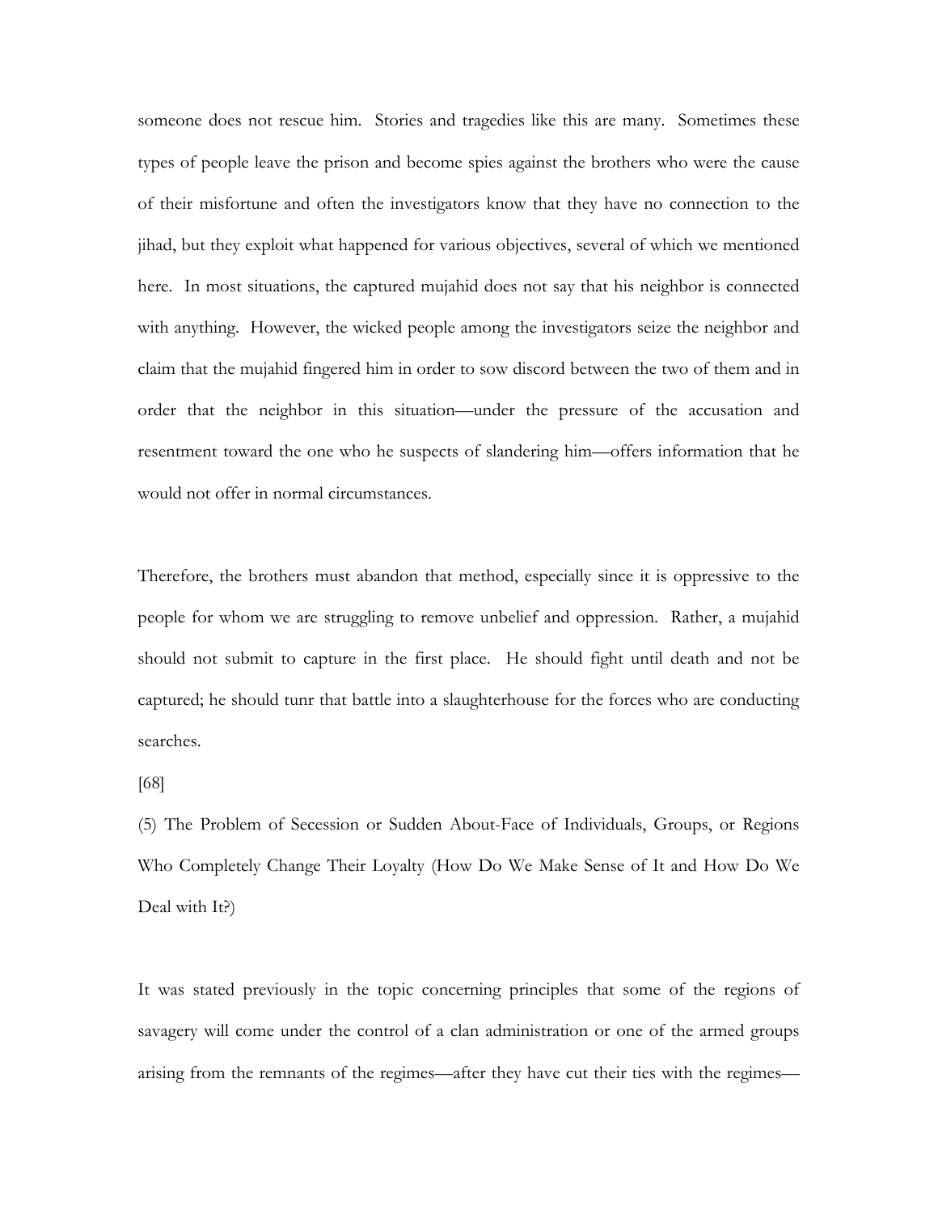someone does not rescue him. Stories and tragedies like this are many. Sometimes these types of people leave the prison and become spies against the brothers who were the cause of their misfortune and often the investigators know that they have no connection to the jihad, but they exploit what happened for various objectives, several of which we mentioned here. In most situations, the captured mujahid does not say that his neighbor is connected with anything. However, the wicked people among the investigators seize the neighbor and claim that the mujahid fingered him in order to sow discord between the two of them and in order that the neighbor in this situation—under the pressure of the accusation and resentment toward the one who he suspects of slandering him—offers information that he would not offer in normal circumstances.

Therefore, the brothers must abandon that method, especially since it is oppressive to the people for whom we are struggling to remove unbelief and oppression. Rather, a mujahid should not submit to capture in the first place. He should fight until death and not be captured; he should tunr that battle into a slaughterhouse for the forces who are conducting searches.

[68]

(5) The Problem of Secession or Sudden About-Face of Individuals, Groups, or Regions Who Completely Change Their Loyalty (How Do We Make Sense of It and How Do We Deal with It?)

It was stated previously in the topic concerning principles that some of the regions of savagery will come under the control of a clan administration or one of the armed groups arising from the remnants of the regimes—after they have cut their ties with the regimes—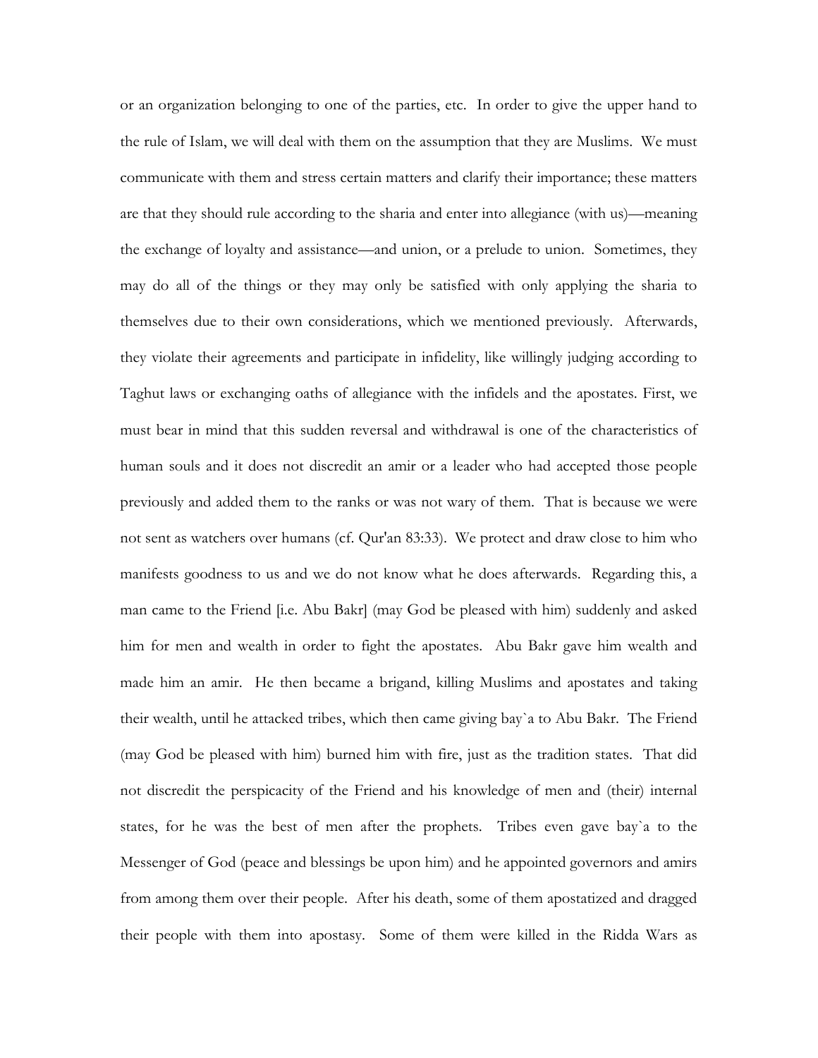or an organization belonging to one of the parties, etc. In order to give the upper hand to the rule of Islam, we will deal with them on the assumption that they are Muslims. We must communicate with them and stress certain matters and clarify their importance; these matters are that they should rule according to the sharia and enter into allegiance (with us)—meaning the exchange of loyalty and assistance—and union, or a prelude to union. Sometimes, they may do all of the things or they may only be satisfied with only applying the sharia to themselves due to their own considerations, which we mentioned previously. Afterwards, they violate their agreements and participate in infidelity, like willingly judging according to Taghut laws or exchanging oaths of allegiance with the infidels and the apostates. First, we must bear in mind that this sudden reversal and withdrawal is one of the characteristics of human souls and it does not discredit an amir or a leader who had accepted those people previously and added them to the ranks or was not wary of them. That is because we were not sent as watchers over humans (cf. Qur'an 83:33). We protect and draw close to him who manifests goodness to us and we do not know what he does afterwards. Regarding this, a man came to the Friend [i.e. Abu Bakr] (may God be pleased with him) suddenly and asked him for men and wealth in order to fight the apostates. Abu Bakr gave him wealth and made him an amir. He then became a brigand, killing Muslims and apostates and taking their wealth, until he attacked tribes, which then came giving bay`a to Abu Bakr. The Friend (may God be pleased with him) burned him with fire, just as the tradition states. That did not discredit the perspicacity of the Friend and his knowledge of men and (their) internal states, for he was the best of men after the prophets. Tribes even gave bay`a to the Messenger of God (peace and blessings be upon him) and he appointed governors and amirs from among them over their people. After his death, some of them apostatized and dragged their people with them into apostasy. Some of them were killed in the Ridda Wars as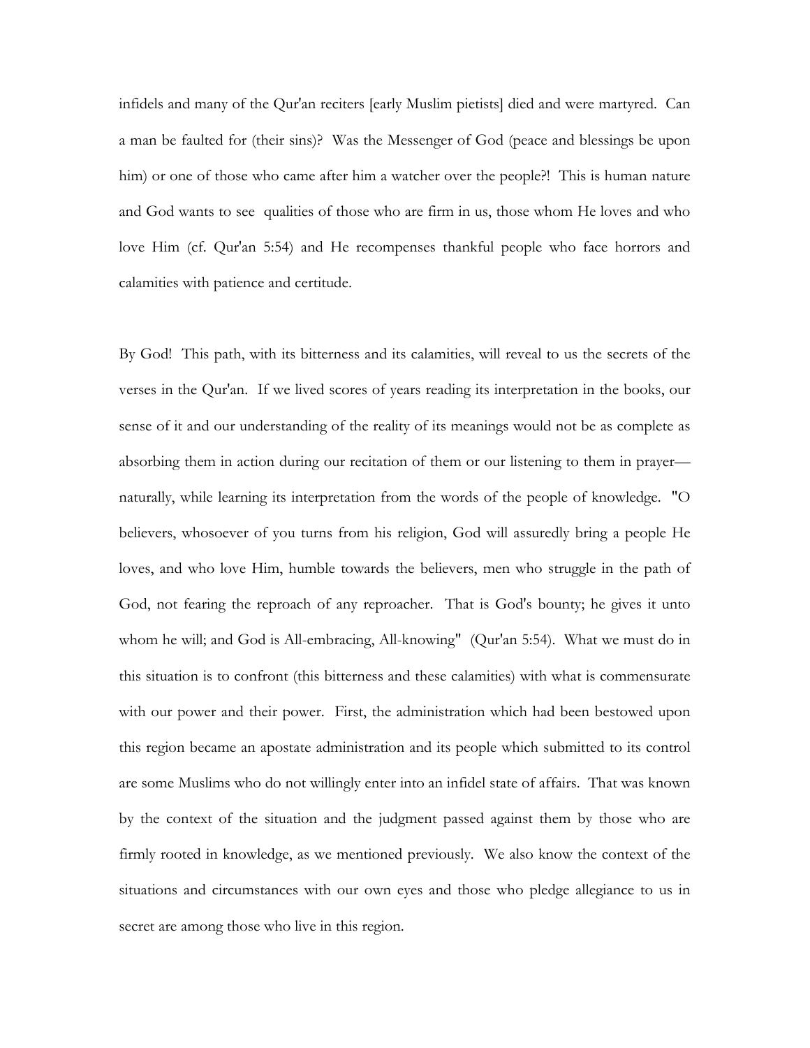infidels and many of the Qur'an reciters [early Muslim pietists] died and were martyred. Can a man be faulted for (their sins)? Was the Messenger of God (peace and blessings be upon him) or one of those who came after him a watcher over the people?! This is human nature and God wants to see qualities of those who are firm in us, those whom He loves and who love Him (cf. Qur'an 5:54) and He recompenses thankful people who face horrors and calamities with patience and certitude.

By God! This path, with its bitterness and its calamities, will reveal to us the secrets of the verses in the Qur'an. If we lived scores of years reading its interpretation in the books, our sense of it and our understanding of the reality of its meanings would not be as complete as absorbing them in action during our recitation of them or our listening to them in prayer—naturally, while learning its interpretation from the words of the people of knowledge. "O believers, whosoever of you turns from his religion, God will assuredly bring a people He loves, and who love Him, humble towards the believers, men who struggle in the path of God, not fearing the reproach of any reproacher. That is God's bounty; he gives it unto whom he will; and God is All-embracing, All-knowing" (Qur'an 5:54). What we must do in this situation is to confront (this bitterness and these calamities) with what is commensurate with our power and their power. First, the administration which had been bestowed upon this region became an apostate administration and its people which submitted to its control are some Muslims who do not willingly enter into an infidel state of affairs. That was known by the context of the situation and the judgment passed against them by those who are firmly rooted in knowledge, as we mentioned previously. We also know the context of the situations and circumstances with our own eyes and those who pledge allegiance to us in secret are among those who live in this region.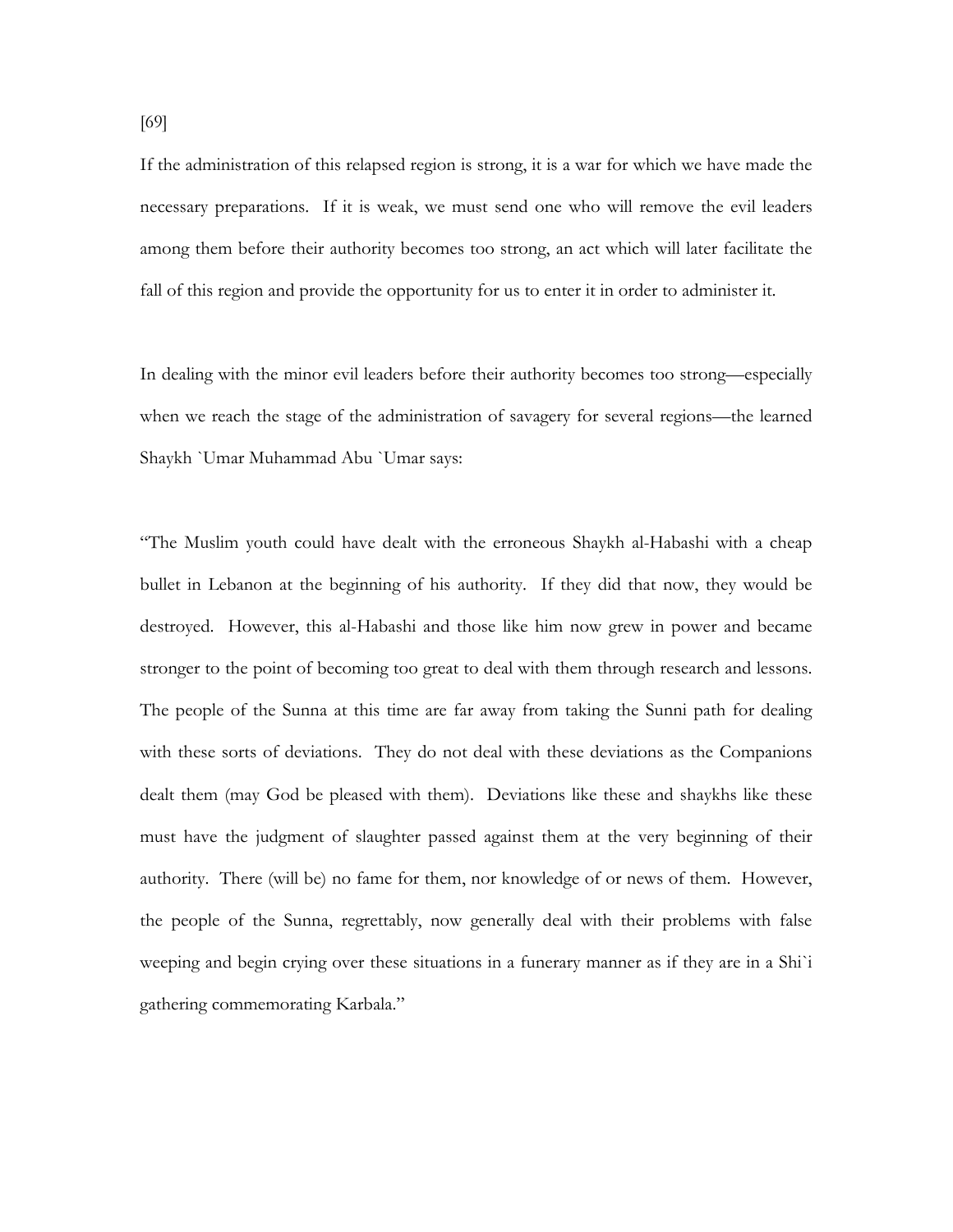[69]

If the administration of this relapsed region is strong, it is a war for which we have made the necessary preparations. If it is weak, we must send one who will remove the evil leaders among them before their authority becomes too strong, an act which will later facilitate the fall of this region and provide the opportunity for us to enter it in order to administer it.

In dealing with the minor evil leaders before their authority becomes too strong—especially when we reach the stage of the administration of savagery for several regions—the learned Shaykh `Umar Muhammad Abu `Umar says:

"The Muslim youth could have dealt with the erroneous Shaykh al-Habashi with a cheap bullet in Lebanon at the beginning of his authority. If they did that now, they would be destroyed. However, this al-Habashi and those like him now grew in power and became stronger to the point of becoming too great to deal with them through research and lessons. The people of the Sunna at this time are far away from taking the Sunni path for dealing with these sorts of deviations. They do not deal with these deviations as the Companions dealt them (may God be pleased with them). Deviations like these and shaykhs like these must have the judgment of slaughter passed against them at the very beginning of their authority. There (will be) no fame for them, nor knowledge of or news of them. However, the people of the Sunna, regrettably, now generally deal with their problems with false weeping and begin crying over these situations in a funerary manner as if they are in a Shi`i gathering commemorating Karbala."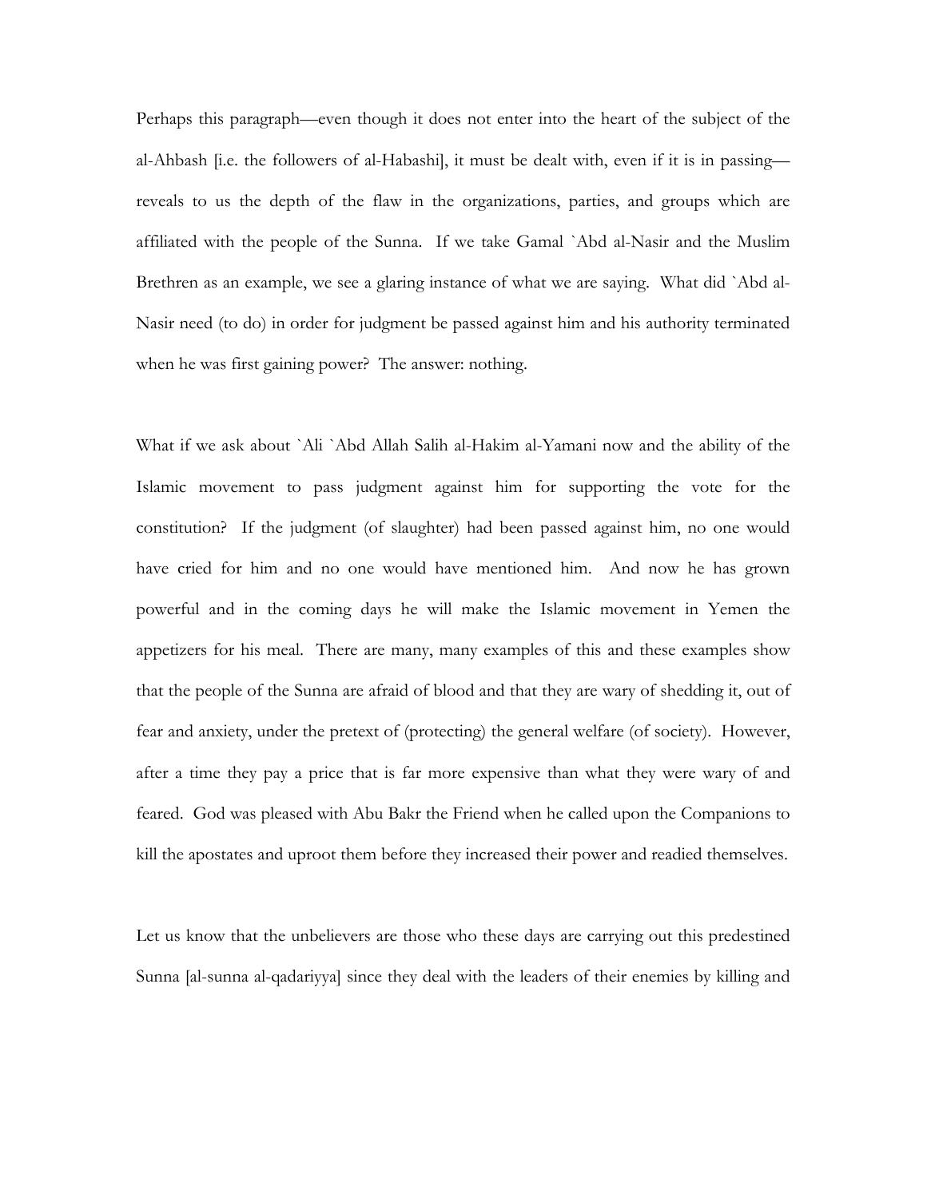Perhaps this paragraph—even though it does not enter into the heart of the subject of the al-Ahbash [i.e. the followers of al-Habashi], it must be dealt with, even if it is in passing—reveals to us the depth of the flaw in the organizations, parties, and groups which are affiliated with the people of the Sunna. If we take Gamal `Abd al-Nasir and the Muslim Brethren as an example, we see a glaring instance of what we are saying. What did `Abd al-Nasir need (to do) in order for judgment be passed against him and his authority terminated when he was first gaining power? The answer: nothing.

What if we ask about `Ali `Abd Allah Salih al-Hakim al-Yamani now and the ability of the Islamic movement to pass judgment against him for supporting the vote for the constitution? If the judgment (of slaughter) had been passed against him, no one would have cried for him and no one would have mentioned him. And now he has grown powerful and in the coming days he will make the Islamic movement in Yemen the appetizers for his meal. There are many, many examples of this and these examples show that the people of the Sunna are afraid of blood and that they are wary of shedding it, out of fear and anxiety, under the pretext of (protecting) the general welfare (of society). However, after a time they pay a price that is far more expensive than what they were wary of and feared. God was pleased with Abu Bakr the Friend when he called upon the Companions to kill the apostates and uproot them before they increased their power and readied themselves.

Let us know that the unbelievers are those who these days are carrying out this predestined Sunna [al-sunna al-qadariyya] since they deal with the leaders of their enemies by killing and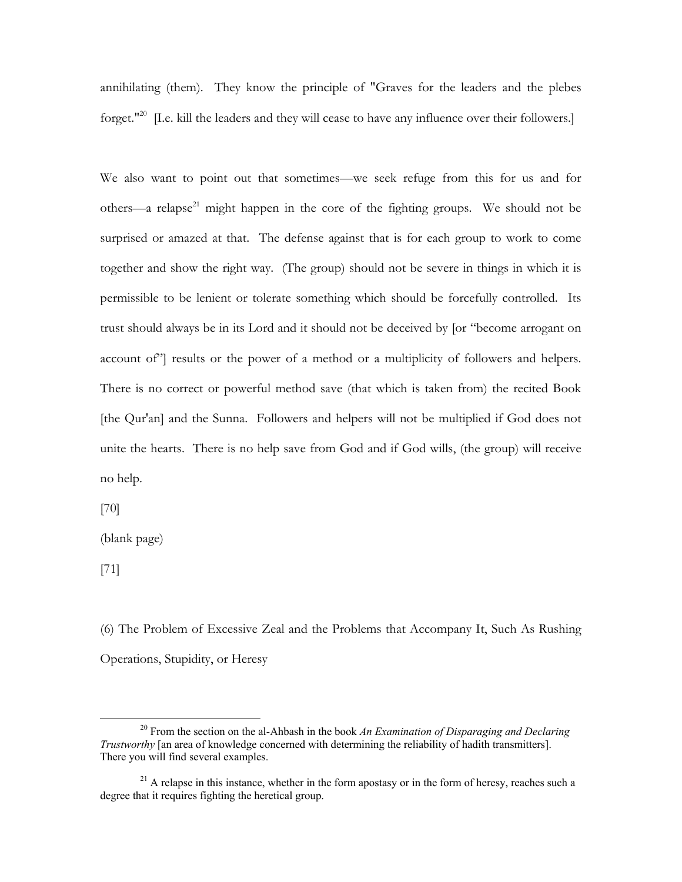annihilating (them). They know the principle of "Graves for the leaders and the plebes forget."[20] [I.e. kill the leaders and they will cease to have any influence over their followers.]

We also want to point out that sometimes—we seek refuge from this for us and for others—a relapse[21] might happen in the core of the fighting groups. We should not be surprised or amazed at that. The defense against that is for each group to work to come together and show the right way. (The group) should not be severe in things in which it is permissible to be lenient or tolerate something which should be forcefully controlled. Its trust should always be in its Lord and it should not be deceived by [or "become arrogant on account of"] results or the power of a method or a multiplicity of followers and helpers. There is no correct or powerful method save (that which is taken from) the recited Book [the Qur'an] and the Sunna. Followers and helpers will not be multiplied if God does not unite the hearts. There is no help save from God and if God wills, (the group) will receive no help.

[70]

(blank page)

[71]

(6) The Problem of Excessive Zeal and the Problems that Accompany It, Such As Rushing Operations, Stupidity, or Heresy

---

[20] From the section on the al-Ahbash in the book *An Examination of Disparaging and Declaring Trustworthy* [an area of knowledge concerned with determining the reliability of hadith transmitters]. There you will find several examples.

[21] A relapse in this instance, whether in the form apostasy or in the form of heresy, reaches such a degree that it requires fighting the heretical group.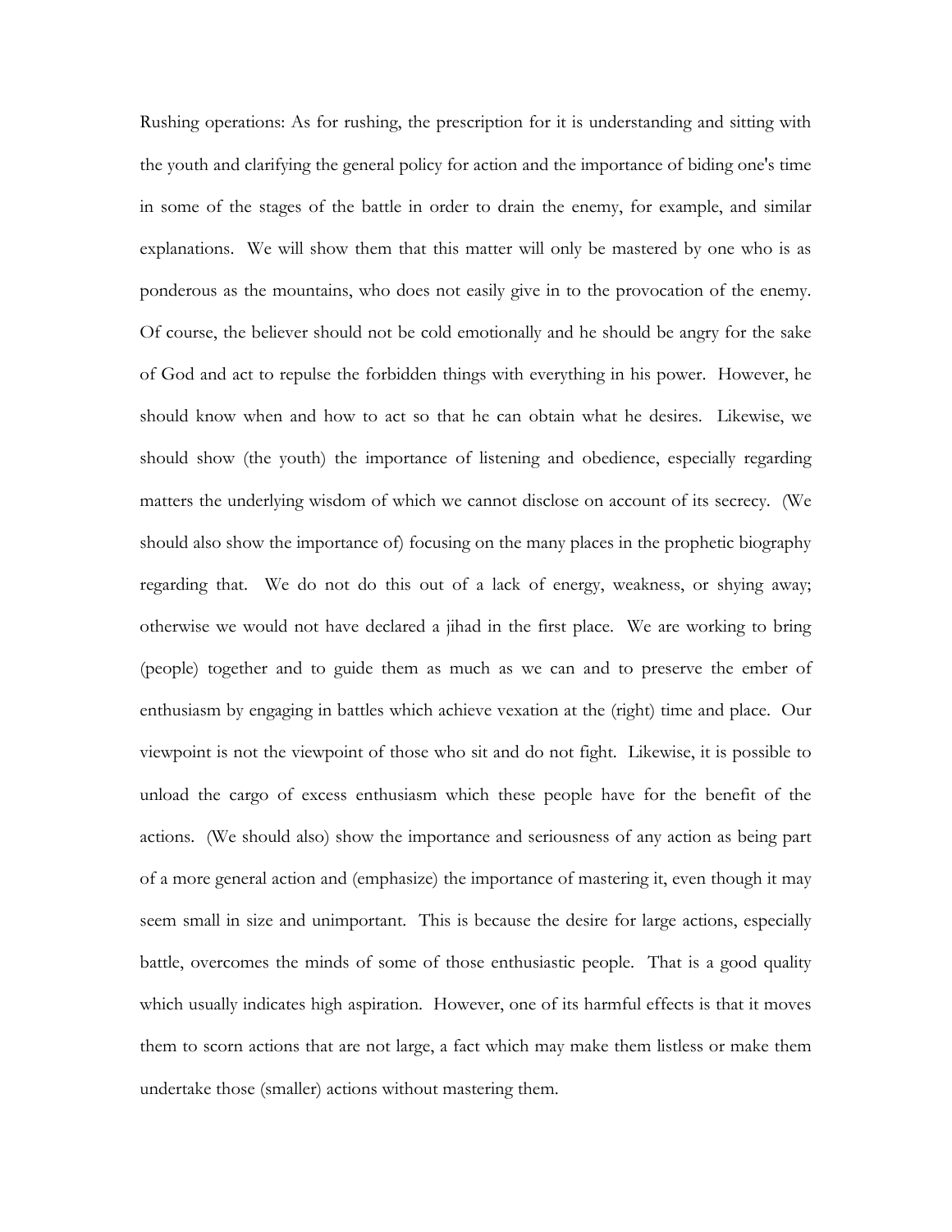Rushing operations: As for rushing, the prescription for it is understanding and sitting with the youth and clarifying the general policy for action and the importance of biding one's time in some of the stages of the battle in order to drain the enemy, for example, and similar explanations. We will show them that this matter will only be mastered by one who is as ponderous as the mountains, who does not easily give in to the provocation of the enemy. Of course, the believer should not be cold emotionally and he should be angry for the sake of God and act to repulse the forbidden things with everything in his power. However, he should know when and how to act so that he can obtain what he desires. Likewise, we should show (the youth) the importance of listening and obedience, especially regarding matters the underlying wisdom of which we cannot disclose on account of its secrecy. (We should also show the importance of) focusing on the many places in the prophetic biography regarding that. We do not do this out of a lack of energy, weakness, or shying away; otherwise we would not have declared a jihad in the first place. We are working to bring (people) together and to guide them as much as we can and to preserve the ember of enthusiasm by engaging in battles which achieve vexation at the (right) time and place. Our viewpoint is not the viewpoint of those who sit and do not fight. Likewise, it is possible to unload the cargo of excess enthusiasm which these people have for the benefit of the actions. (We should also) show the importance and seriousness of any action as being part of a more general action and (emphasize) the importance of mastering it, even though it may seem small in size and unimportant. This is because the desire for large actions, especially battle, overcomes the minds of some of those enthusiastic people. That is a good quality which usually indicates high aspiration. However, one of its harmful effects is that it moves them to scorn actions that are not large, a fact which may make them listless or make them undertake those (smaller) actions without mastering them.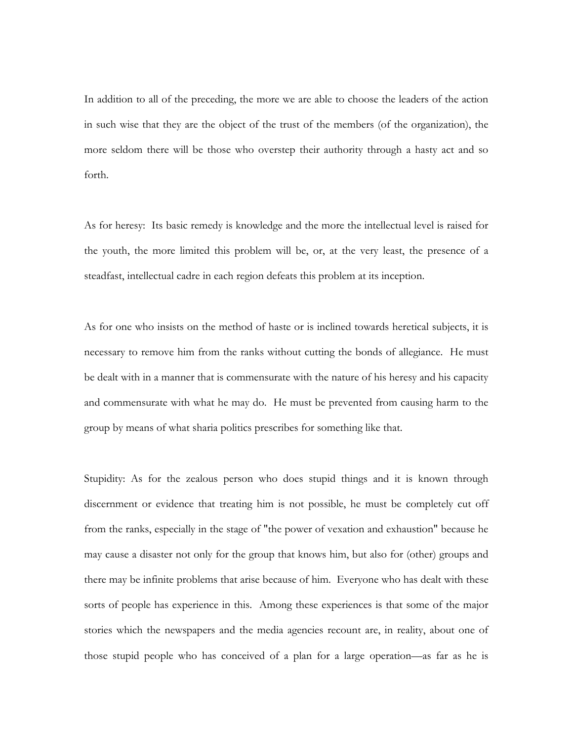In addition to all of the preceding, the more we are able to choose the leaders of the action in such wise that they are the object of the trust of the members (of the organization), the more seldom there will be those who overstep their authority through a hasty act and so forth.

As for heresy: Its basic remedy is knowledge and the more the intellectual level is raised for the youth, the more limited this problem will be, or, at the very least, the presence of a steadfast, intellectual cadre in each region defeats this problem at its inception.

As for one who insists on the method of haste or is inclined towards heretical subjects, it is necessary to remove him from the ranks without cutting the bonds of allegiance. He must be dealt with in a manner that is commensurate with the nature of his heresy and his capacity and commensurate with what he may do. He must be prevented from causing harm to the group by means of what sharia politics prescribes for something like that.

Stupidity: As for the zealous person who does stupid things and it is known through discernment or evidence that treating him is not possible, he must be completely cut off from the ranks, especially in the stage of "the power of vexation and exhaustion" because he may cause a disaster not only for the group that knows him, but also for (other) groups and there may be infinite problems that arise because of him. Everyone who has dealt with these sorts of people has experience in this. Among these experiences is that some of the major stories which the newspapers and the media agencies recount are, in reality, about one of those stupid people who has conceived of a plan for a large operation—as far as he is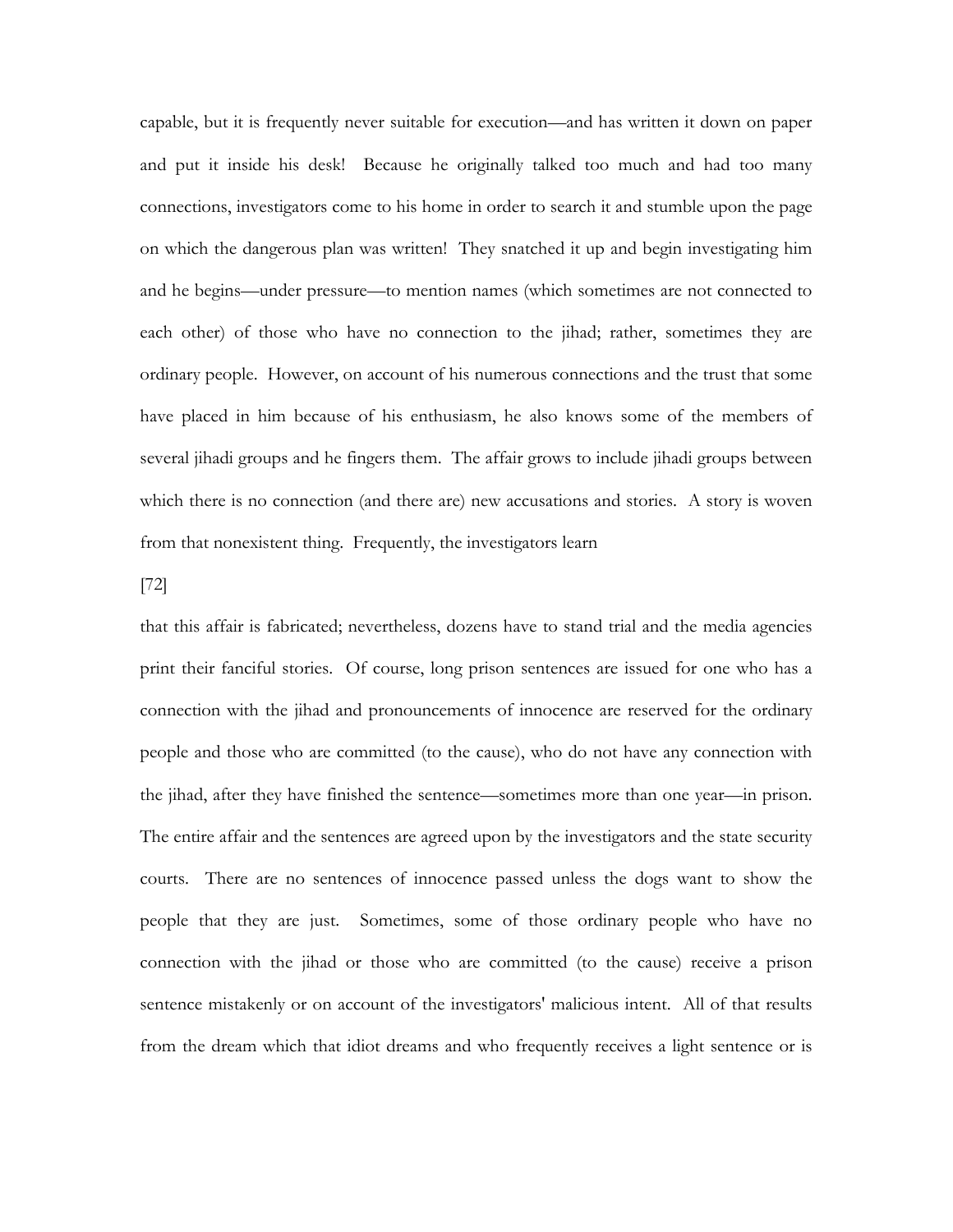capable, but it is frequently never suitable for execution—and has written it down on paper and put it inside his desk! Because he originally talked too much and had too many connections, investigators come to his home in order to search it and stumble upon the page on which the dangerous plan was written! They snatched it up and begin investigating him and he begins—under pressure—to mention names (which sometimes are not connected to each other) of those who have no connection to the jihad; rather, sometimes they are ordinary people. However, on account of his numerous connections and the trust that some have placed in him because of his enthusiasm, he also knows some of the members of several jihadi groups and he fingers them. The affair grows to include jihadi groups between which there is no connection (and there are) new accusations and stories. A story is woven from that nonexistent thing. Frequently, the investigators learn

[72]

that this affair is fabricated; nevertheless, dozens have to stand trial and the media agencies print their fanciful stories. Of course, long prison sentences are issued for one who has a connection with the jihad and pronouncements of innocence are reserved for the ordinary people and those who are committed (to the cause), who do not have any connection with the jihad, after they have finished the sentence—sometimes more than one year—in prison. The entire affair and the sentences are agreed upon by the investigators and the state security courts. There are no sentences of innocence passed unless the dogs want to show the people that they are just. Sometimes, some of those ordinary people who have no connection with the jihad or those who are committed (to the cause) receive a prison sentence mistakenly or on account of the investigators' malicious intent. All of that results from the dream which that idiot dreams and who frequently receives a light sentence or is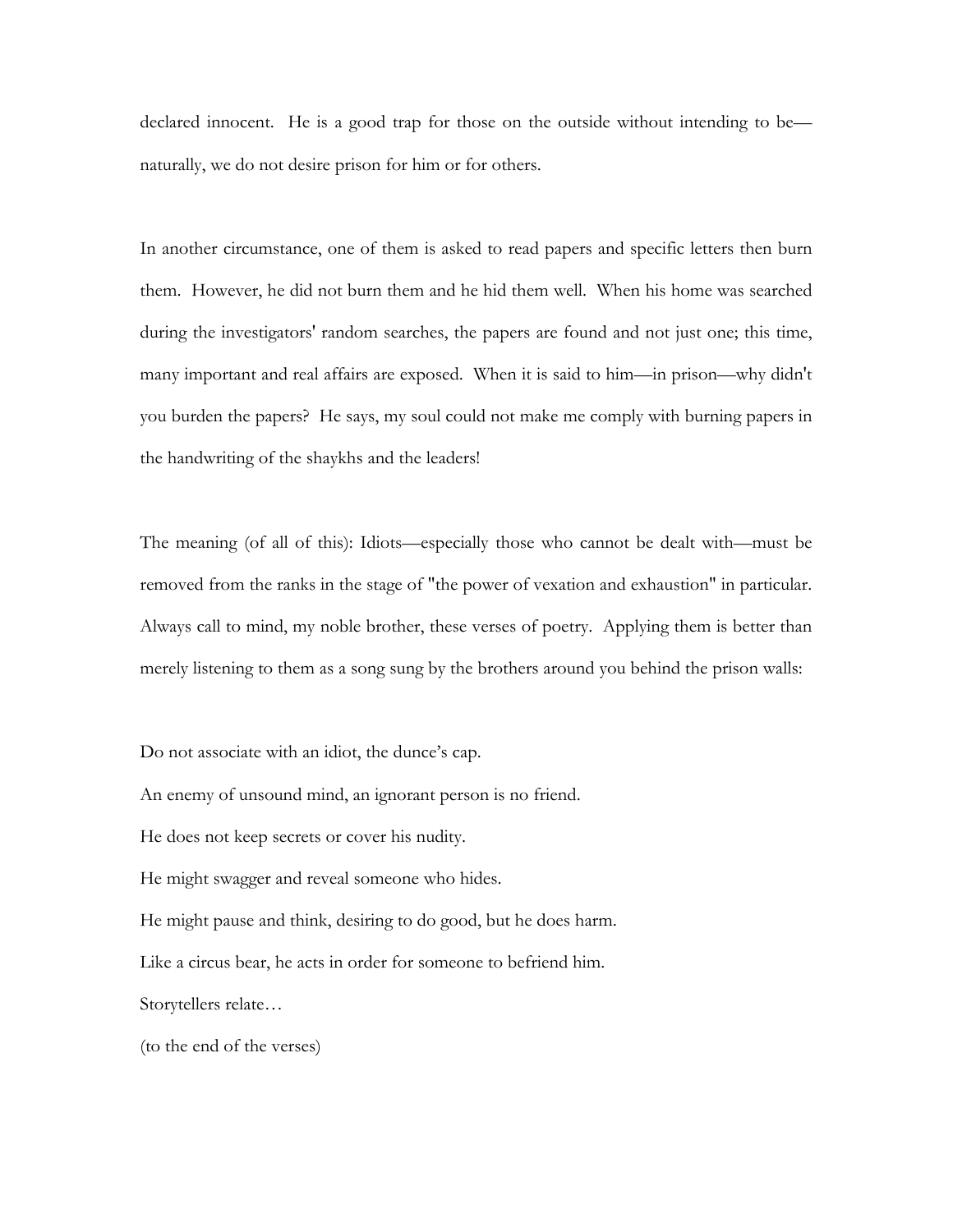declared innocent. He is a good trap for those on the outside without intending to be—naturally, we do not desire prison for him or for others.

In another circumstance, one of them is asked to read papers and specific letters then burn them. However, he did not burn them and he hid them well. When his home was searched during the investigators' random searches, the papers are found and not just one; this time, many important and real affairs are exposed. When it is said to him—in prison—why didn't you burden the papers? He says, my soul could not make me comply with burning papers in the handwriting of the shaykhs and the leaders!

The meaning (of all of this): Idiots—especially those who cannot be dealt with—must be removed from the ranks in the stage of "the power of vexation and exhaustion" in particular. Always call to mind, my noble brother, these verses of poetry. Applying them is better than merely listening to them as a song sung by the brothers around you behind the prison walls:

Do not associate with an idiot, the dunce's cap.
An enemy of unsound mind, an ignorant person is no friend.
He does not keep secrets or cover his nudity.
He might swagger and reveal someone who hides.
He might pause and think, desiring to do good, but he does harm.
Like a circus bear, he acts in order for someone to befriend him.
Storytellers relate…
(to the end of the verses)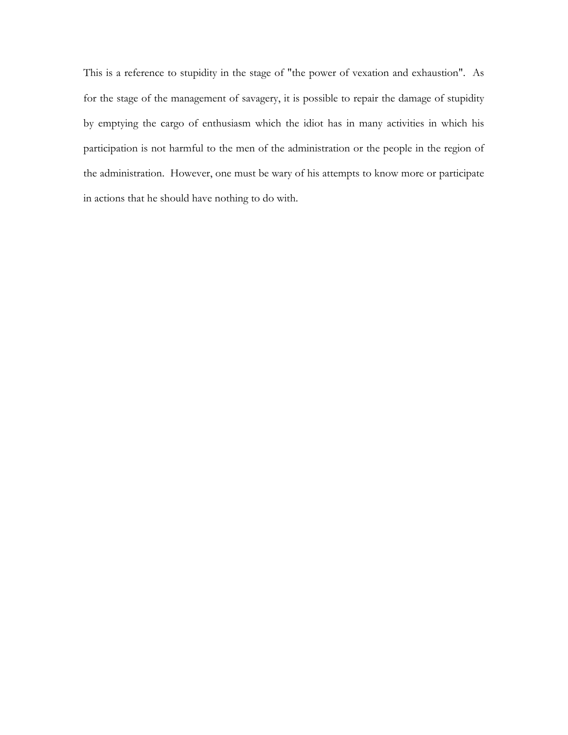This is a reference to stupidity in the stage of "the power of vexation and exhaustion". As for the stage of the management of savagery, it is possible to repair the damage of stupidity by emptying the cargo of enthusiasm which the idiot has in many activities in which his participation is not harmful to the men of the administration or the people in the region of the administration. However, one must be wary of his attempts to know more or participate in actions that he should have nothing to do with.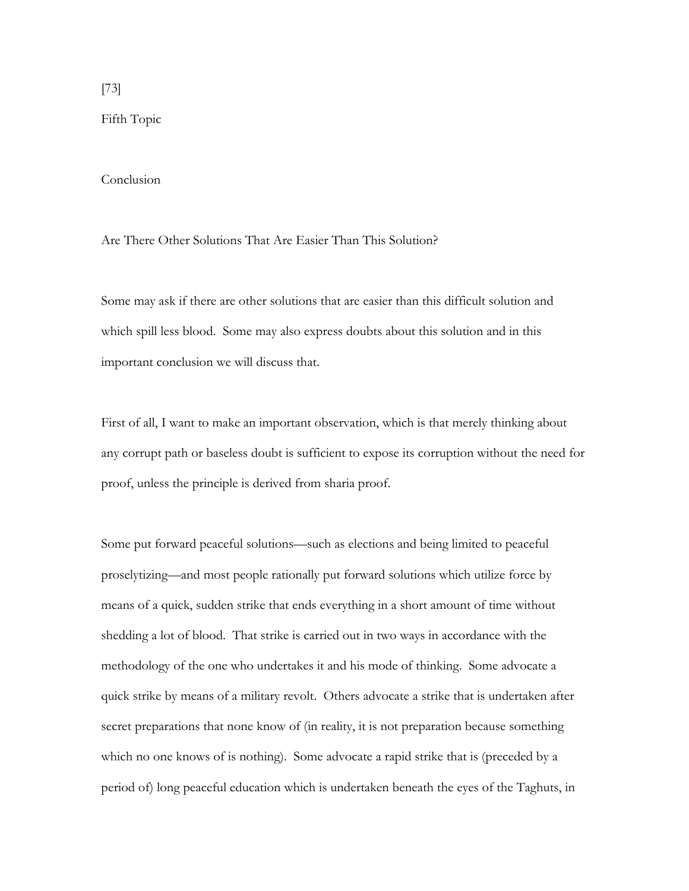[73]

## Fifth Topic

## Conclusion

### Are There Other Solutions That Are Easier Than This Solution?

Some may ask if there are other solutions that are easier than this difficult solution and which spill less blood. Some may also express doubts about this solution and in this important conclusion we will discuss that.

First of all, I want to make an important observation, which is that merely thinking about any corrupt path or baseless doubt is sufficient to expose its corruption without the need for proof, unless the principle is derived from sharia proof.

Some put forward peaceful solutions—such as elections and being limited to peaceful proselytizing—and most people rationally put forward solutions which utilize force by means of a quick, sudden strike that ends everything in a short amount of time without shedding a lot of blood. That strike is carried out in two ways in accordance with the methodology of the one who undertakes it and his mode of thinking. Some advocate a quick strike by means of a military revolt. Others advocate a strike that is undertaken after secret preparations that none know of (in reality, it is not preparation because something which no one knows of is nothing). Some advocate a rapid strike that is (preceded by a period of) long peaceful education which is undertaken beneath the eyes of the Taghuts, in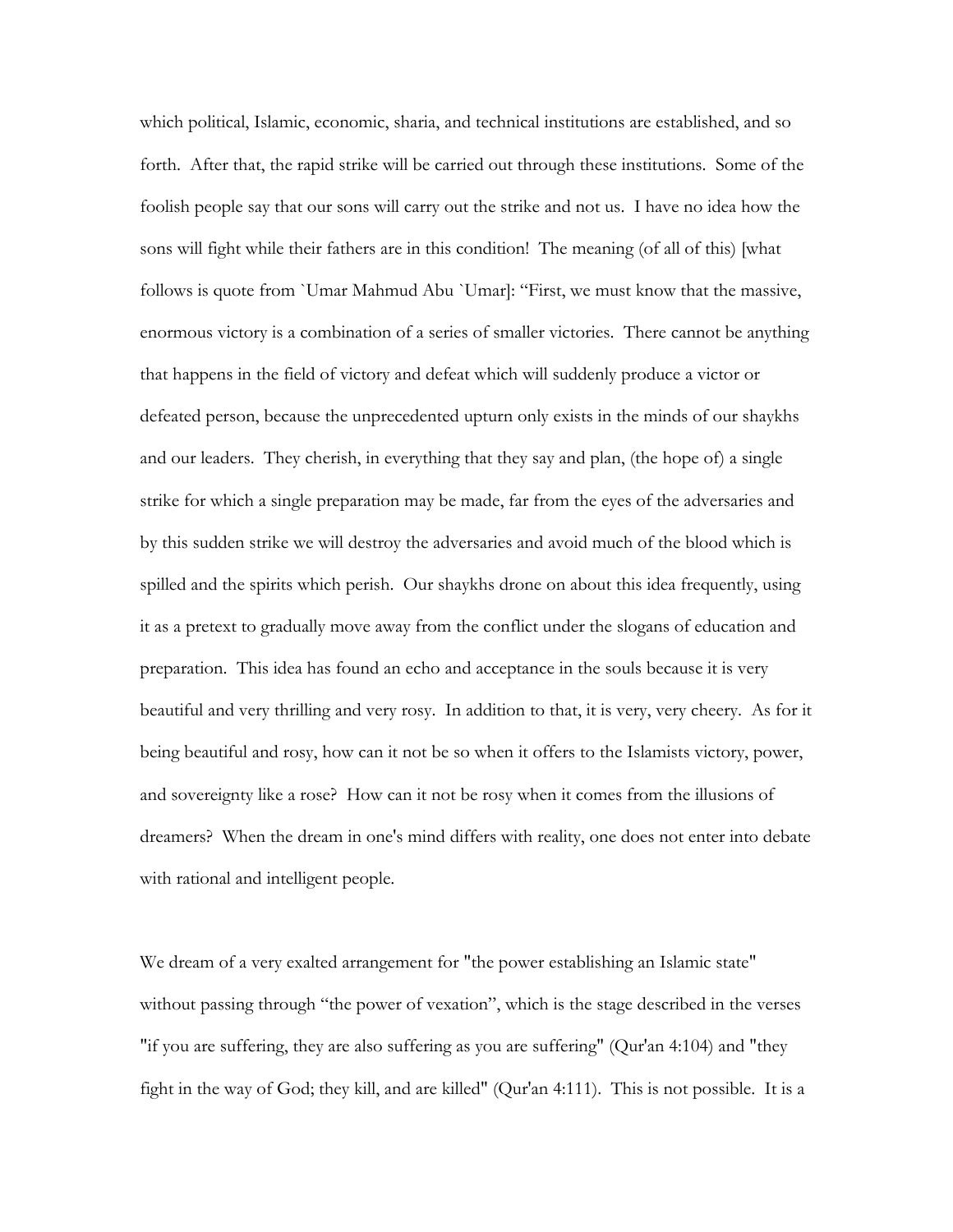which political, Islamic, economic, sharia, and technical institutions are established, and so forth. After that, the rapid strike will be carried out through these institutions. Some of the foolish people say that our sons will carry out the strike and not us. I have no idea how the sons will fight while their fathers are in this condition! The meaning (of all of this) [what follows is quote from `Umar Mahmud Abu `Umar]: "First, we must know that the massive, enormous victory is a combination of a series of smaller victories. There cannot be anything that happens in the field of victory and defeat which will suddenly produce a victor or defeated person, because the unprecedented upturn only exists in the minds of our shaykhs and our leaders. They cherish, in everything that they say and plan, (the hope of) a single strike for which a single preparation may be made, far from the eyes of the adversaries and by this sudden strike we will destroy the adversaries and avoid much of the blood which is spilled and the spirits which perish. Our shaykhs drone on about this idea frequently, using it as a pretext to gradually move away from the conflict under the slogans of education and preparation. This idea has found an echo and acceptance in the souls because it is very beautiful and very thrilling and very rosy. In addition to that, it is very, very cheery. As for it being beautiful and rosy, how can it not be so when it offers to the Islamists victory, power, and sovereignty like a rose? How can it not be rosy when it comes from the illusions of dreamers? When the dream in one's mind differs with reality, one does not enter into debate with rational and intelligent people.

We dream of a very exalted arrangement for "the power establishing an Islamic state" without passing through "the power of vexation", which is the stage described in the verses "if you are suffering, they are also suffering as you are suffering" (Qur'an 4:104) and "they fight in the way of God; they kill, and are killed" (Qur'an 4:111). This is not possible. It is a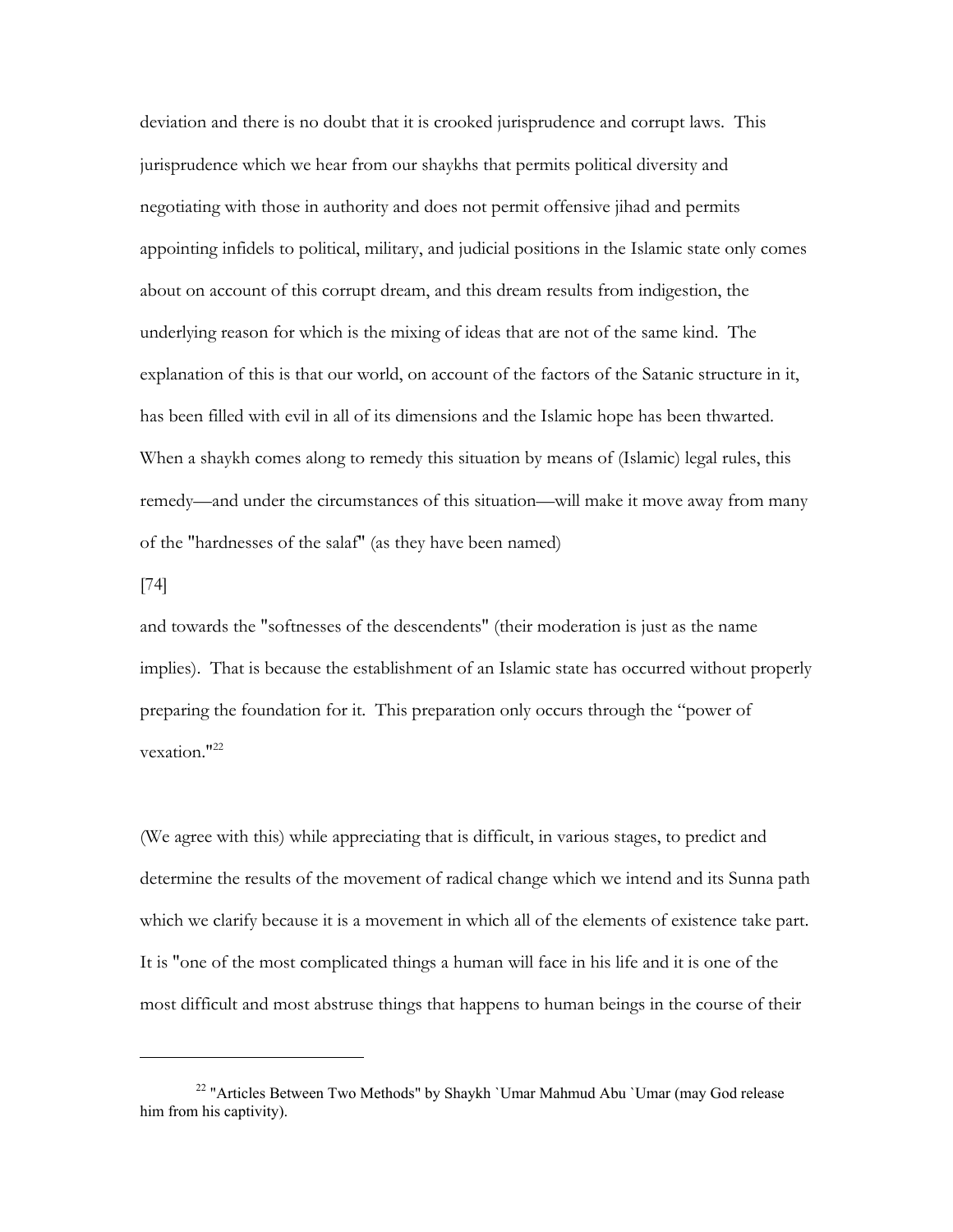deviation and there is no doubt that it is crooked jurisprudence and corrupt laws. This jurisprudence which we hear from our shaykhs that permits political diversity and negotiating with those in authority and does not permit offensive jihad and permits appointing infidels to political, military, and judicial positions in the Islamic state only comes about on account of this corrupt dream, and this dream results from indigestion, the underlying reason for which is the mixing of ideas that are not of the same kind. The explanation of this is that our world, on account of the factors of the Satanic structure in it, has been filled with evil in all of its dimensions and the Islamic hope has been thwarted. When a shaykh comes along to remedy this situation by means of (Islamic) legal rules, this remedy—and under the circumstances of this situation—will make it move away from many of the "hardnesses of the salaf" (as they have been named)

[74]

and towards the "softnesses of the descendents" (their moderation is just as the name implies). That is because the establishment of an Islamic state has occurred without properly preparing the foundation for it. This preparation only occurs through the "power of vexation."[22]

(We agree with this) while appreciating that is difficult, in various stages, to predict and determine the results of the movement of radical change which we intend and its Sunna path which we clarify because it is a movement in which all of the elements of existence take part. It is "one of the most complicated things a human will face in his life and it is one of the most difficult and most abstruse things that happens to human beings in the course of their

---

[22] "Articles Between Two Methods" by Shaykh `Umar Mahmud Abu `Umar (may God release him from his captivity).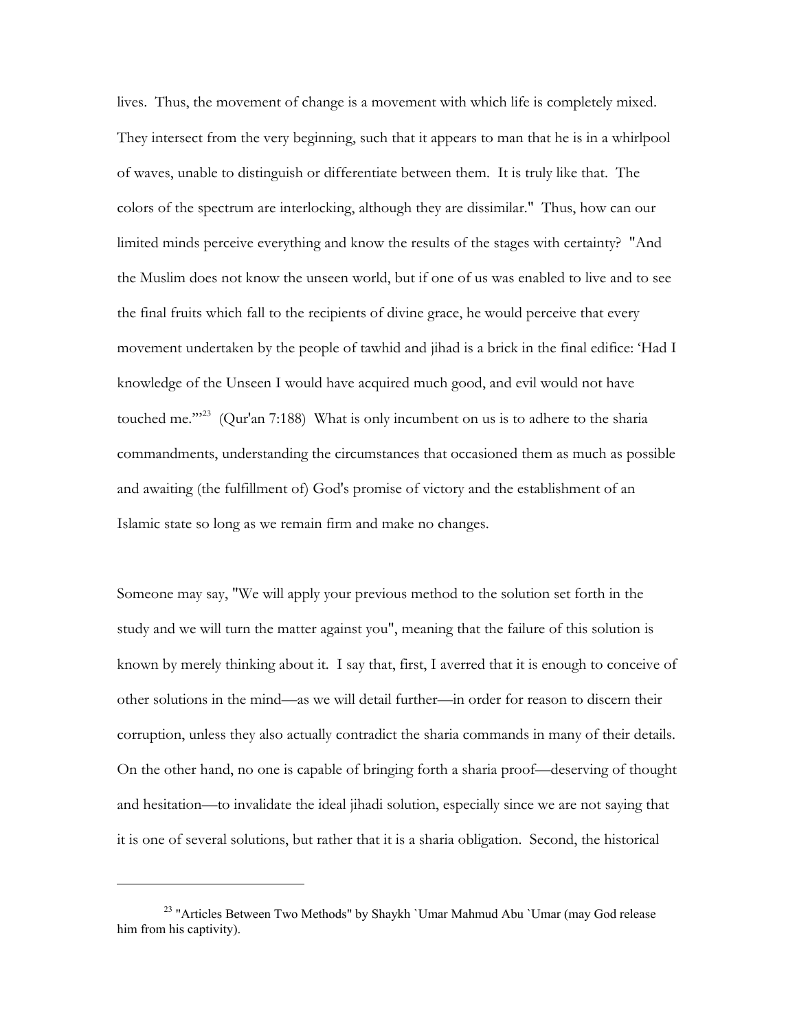lives. Thus, the movement of change is a movement with which life is completely mixed. They intersect from the very beginning, such that it appears to man that he is in a whirlpool of waves, unable to distinguish or differentiate between them. It is truly like that. The colors of the spectrum are interlocking, although they are dissimilar." Thus, how can our limited minds perceive everything and know the results of the stages with certainty? "And the Muslim does not know the unseen world, but if one of us was enabled to live and to see the final fruits which fall to the recipients of divine grace, he would perceive that every movement undertaken by the people of tawhid and jihad is a brick in the final edifice: 'Had I knowledge of the Unseen I would have acquired much good, and evil would not have touched me.'"[23] (Qur'an 7:188) What is only incumbent on us is to adhere to the sharia commandments, understanding the circumstances that occasioned them as much as possible and awaiting (the fulfillment of) God's promise of victory and the establishment of an Islamic state so long as we remain firm and make no changes.

Someone may say, "We will apply your previous method to the solution set forth in the study and we will turn the matter against you", meaning that the failure of this solution is known by merely thinking about it. I say that, first, I averred that it is enough to conceive of other solutions in the mind—as we will detail further—in order for reason to discern their corruption, unless they also actually contradict the sharia commands in many of their details. On the other hand, no one is capable of bringing forth a sharia proof—deserving of thought and hesitation—to invalidate the ideal jihadi solution, especially since we are not saying that it is one of several solutions, but rather that it is a sharia obligation. Second, the historical

---

[23] "Articles Between Two Methods" by Shaykh `Umar Mahmud Abu `Umar (may God release him from his captivity).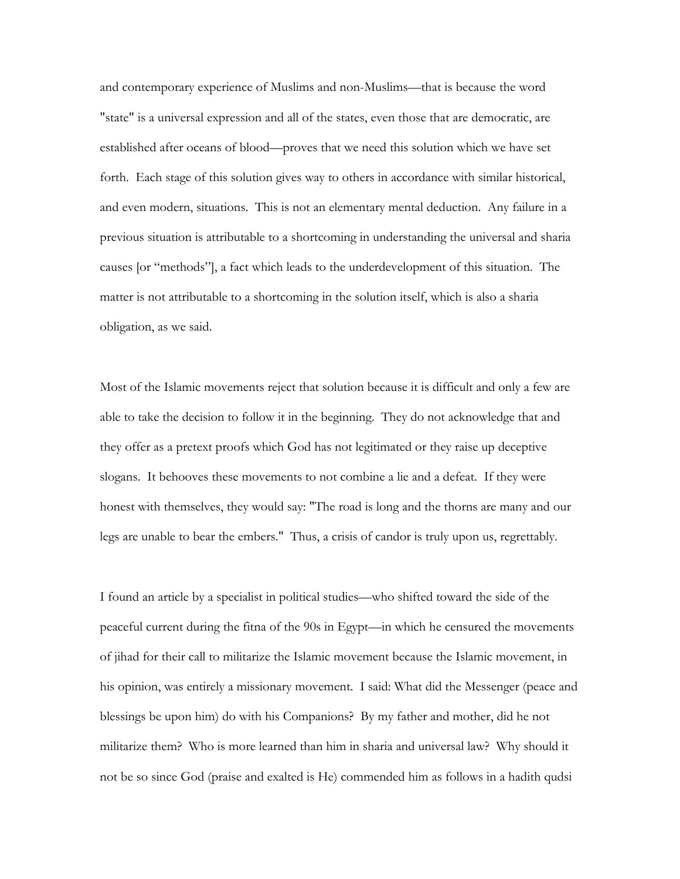and contemporary experience of Muslims and non-Muslims—that is because the word "state" is a universal expression and all of the states, even those that are democratic, are established after oceans of blood—proves that we need this solution which we have set forth. Each stage of this solution gives way to others in accordance with similar historical, and even modern, situations. This is not an elementary mental deduction. Any failure in a previous situation is attributable to a shortcoming in understanding the universal and sharia causes [or "methods"], a fact which leads to the underdevelopment of this situation. The matter is not attributable to a shortcoming in the solution itself, which is also a sharia obligation, as we said.

Most of the Islamic movements reject that solution because it is difficult and only a few are able to take the decision to follow it in the beginning. They do not acknowledge that and they offer as a pretext proofs which God has not legitimated or they raise up deceptive slogans. It behooves these movements to not combine a lie and a defeat. If they were honest with themselves, they would say: "The road is long and the thorns are many and our legs are unable to bear the embers." Thus, a crisis of candor is truly upon us, regrettably.

I found an article by a specialist in political studies—who shifted toward the side of the peaceful current during the fitna of the 90s in Egypt—in which he censured the movements of jihad for their call to militarize the Islamic movement because the Islamic movement, in his opinion, was entirely a missionary movement. I said: What did the Messenger (peace and blessings be upon him) do with his Companions? By my father and mother, did he not militarize them? Who is more learned than him in sharia and universal law? Why should it not be so since God (praise and exalted is He) commended him as follows in a hadith qudsi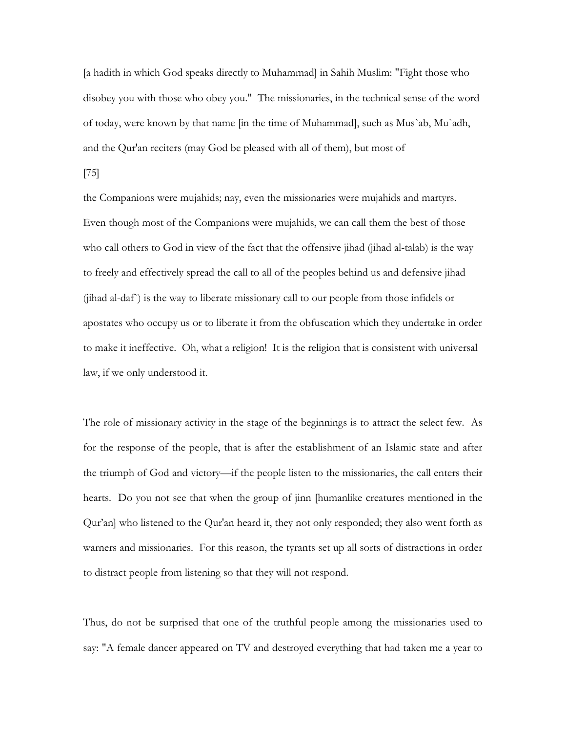[a hadith in which God speaks directly to Muhammad] in Sahih Muslim: "Fight those who disobey you with those who obey you." The missionaries, in the technical sense of the word of today, were known by that name [in the time of Muhammad], such as Mus`ab, Mu`adh, and the Qur'an reciters (may God be pleased with all of them), but most of

[75]

the Companions were mujahids; nay, even the missionaries were mujahids and martyrs. Even though most of the Companions were mujahids, we can call them the best of those who call others to God in view of the fact that the offensive jihad (jihad al-talab) is the way to freely and effectively spread the call to all of the peoples behind us and defensive jihad (jihad al-daf`) is the way to liberate missionary call to our people from those infidels or apostates who occupy us or to liberate it from the obfuscation which they undertake in order to make it ineffective. Oh, what a religion! It is the religion that is consistent with universal law, if we only understood it.

The role of missionary activity in the stage of the beginnings is to attract the select few. As for the response of the people, that is after the establishment of an Islamic state and after the triumph of God and victory—if the people listen to the missionaries, the call enters their hearts. Do you not see that when the group of jinn [humanlike creatures mentioned in the Qur'an] who listened to the Qur'an heard it, they not only responded; they also went forth as warners and missionaries. For this reason, the tyrants set up all sorts of distractions in order to distract people from listening so that they will not respond.

Thus, do not be surprised that one of the truthful people among the missionaries used to say: "A female dancer appeared on TV and destroyed everything that had taken me a year to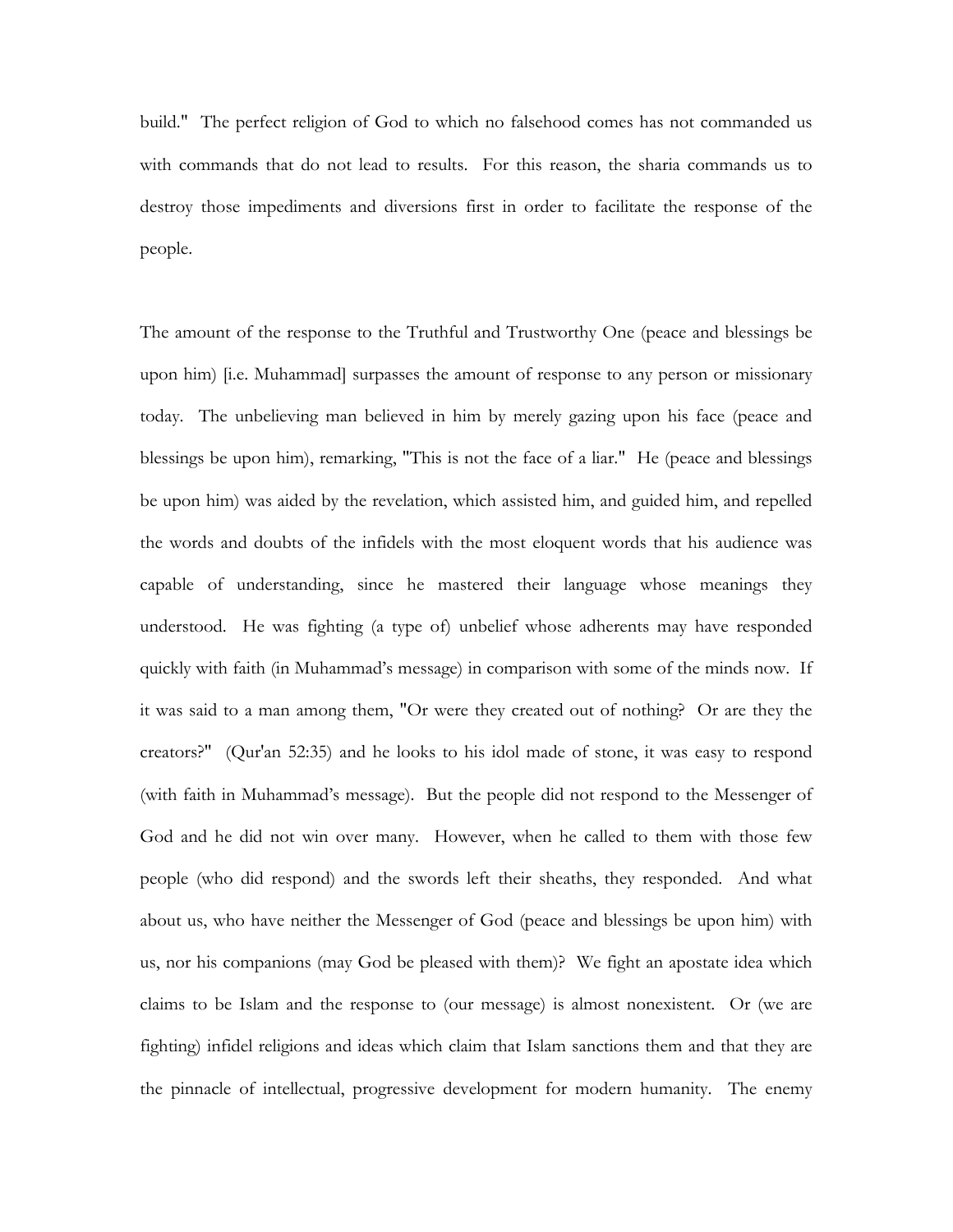build." The perfect religion of God to which no falsehood comes has not commanded us with commands that do not lead to results. For this reason, the sharia commands us to destroy those impediments and diversions first in order to facilitate the response of the people.

The amount of the response to the Truthful and Trustworthy One (peace and blessings be upon him) [i.e. Muhammad] surpasses the amount of response to any person or missionary today. The unbelieving man believed in him by merely gazing upon his face (peace and blessings be upon him), remarking, "This is not the face of a liar." He (peace and blessings be upon him) was aided by the revelation, which assisted him, and guided him, and repelled the words and doubts of the infidels with the most eloquent words that his audience was capable of understanding, since he mastered their language whose meanings they understood. He was fighting (a type of) unbelief whose adherents may have responded quickly with faith (in Muhammad's message) in comparison with some of the minds now. If it was said to a man among them, "Or were they created out of nothing? Or are they the creators?" (Qur'an 52:35) and he looks to his idol made of stone, it was easy to respond (with faith in Muhammad's message). But the people did not respond to the Messenger of God and he did not win over many. However, when he called to them with those few people (who did respond) and the swords left their sheaths, they responded. And what about us, who have neither the Messenger of God (peace and blessings be upon him) with us, nor his companions (may God be pleased with them)? We fight an apostate idea which claims to be Islam and the response to (our message) is almost nonexistent. Or (we are fighting) infidel religions and ideas which claim that Islam sanctions them and that they are the pinnacle of intellectual, progressive development for modern humanity. The enemy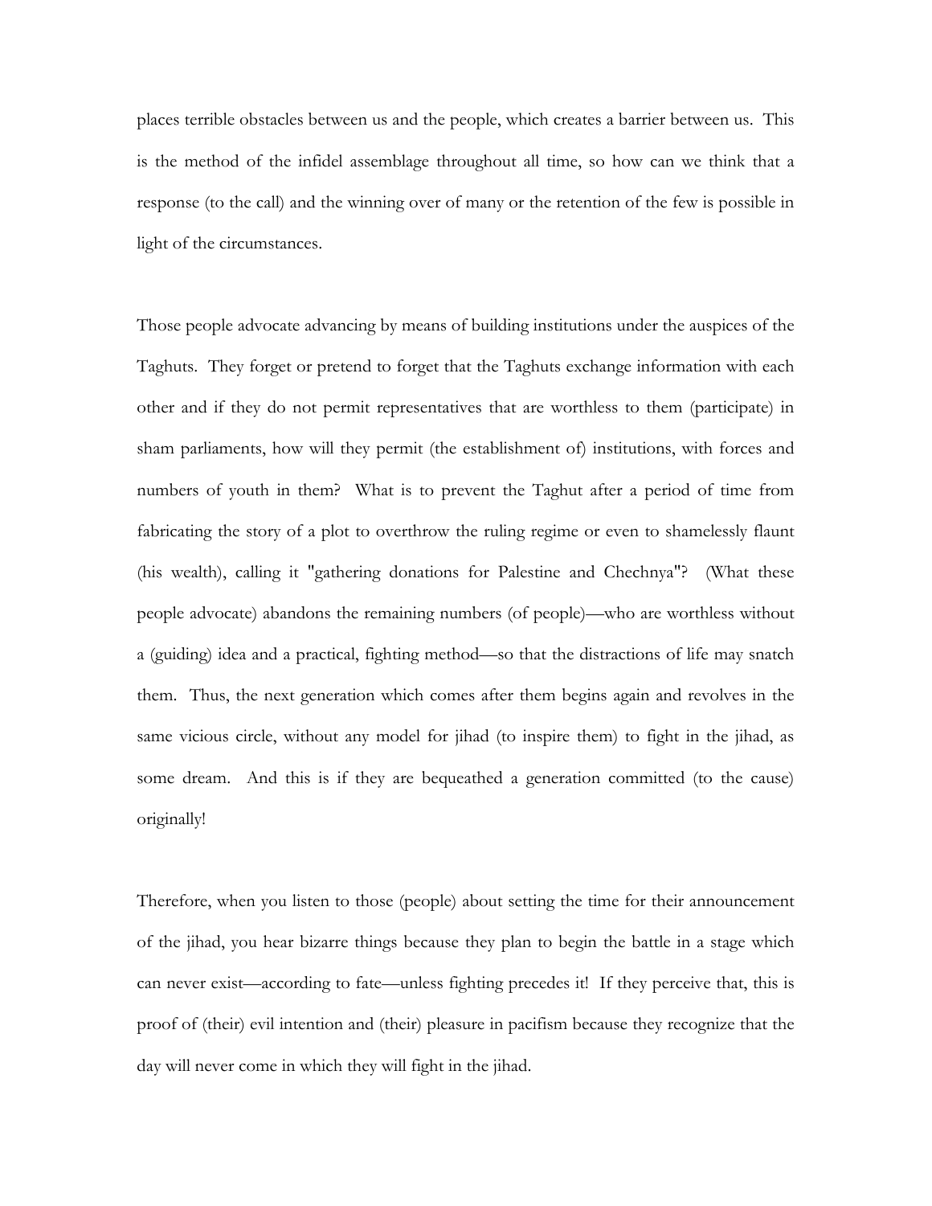places terrible obstacles between us and the people, which creates a barrier between us. This is the method of the infidel assemblage throughout all time, so how can we think that a response (to the call) and the winning over of many or the retention of the few is possible in light of the circumstances.

Those people advocate advancing by means of building institutions under the auspices of the Taghuts. They forget or pretend to forget that the Taghuts exchange information with each other and if they do not permit representatives that are worthless to them (participate) in sham parliaments, how will they permit (the establishment of) institutions, with forces and numbers of youth in them? What is to prevent the Taghut after a period of time from fabricating the story of a plot to overthrow the ruling regime or even to shamelessly flaunt (his wealth), calling it "gathering donations for Palestine and Chechnya"? (What these people advocate) abandons the remaining numbers (of people)—who are worthless without a (guiding) idea and a practical, fighting method—so that the distractions of life may snatch them. Thus, the next generation which comes after them begins again and revolves in the same vicious circle, without any model for jihad (to inspire them) to fight in the jihad, as some dream. And this is if they are bequeathed a generation committed (to the cause) originally!

Therefore, when you listen to those (people) about setting the time for their announcement of the jihad, you hear bizarre things because they plan to begin the battle in a stage which can never exist—according to fate—unless fighting precedes it! If they perceive that, this is proof of (their) evil intention and (their) pleasure in pacifism because they recognize that the day will never come in which they will fight in the jihad.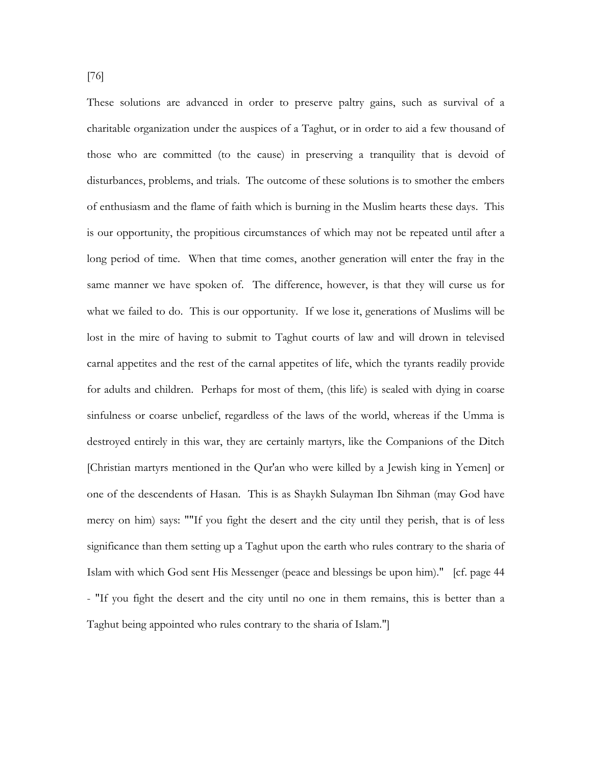[76]

These solutions are advanced in order to preserve paltry gains, such as survival of a charitable organization under the auspices of a Taghut, or in order to aid a few thousand of those who are committed (to the cause) in preserving a tranquility that is devoid of disturbances, problems, and trials. The outcome of these solutions is to smother the embers of enthusiasm and the flame of faith which is burning in the Muslim hearts these days. This is our opportunity, the propitious circumstances of which may not be repeated until after a long period of time. When that time comes, another generation will enter the fray in the same manner we have spoken of. The difference, however, is that they will curse us for what we failed to do. This is our opportunity. If we lose it, generations of Muslims will be lost in the mire of having to submit to Taghut courts of law and will drown in televised carnal appetites and the rest of the carnal appetites of life, which the tyrants readily provide for adults and children. Perhaps for most of them, (this life) is sealed with dying in coarse sinfulness or coarse unbelief, regardless of the laws of the world, whereas if the Umma is destroyed entirely in this war, they are certainly martyrs, like the Companions of the Ditch [Christian martyrs mentioned in the Qur'an who were killed by a Jewish king in Yemen] or one of the descendents of Hasan. This is as Shaykh Sulayman Ibn Sihman (may God have mercy on him) says: ""If you fight the desert and the city until they perish, that is of less significance than them setting up a Taghut upon the earth who rules contrary to the sharia of Islam with which God sent His Messenger (peace and blessings be upon him)." [cf. page 44 - "If you fight the desert and the city until no one in them remains, this is better than a Taghut being appointed who rules contrary to the sharia of Islam."]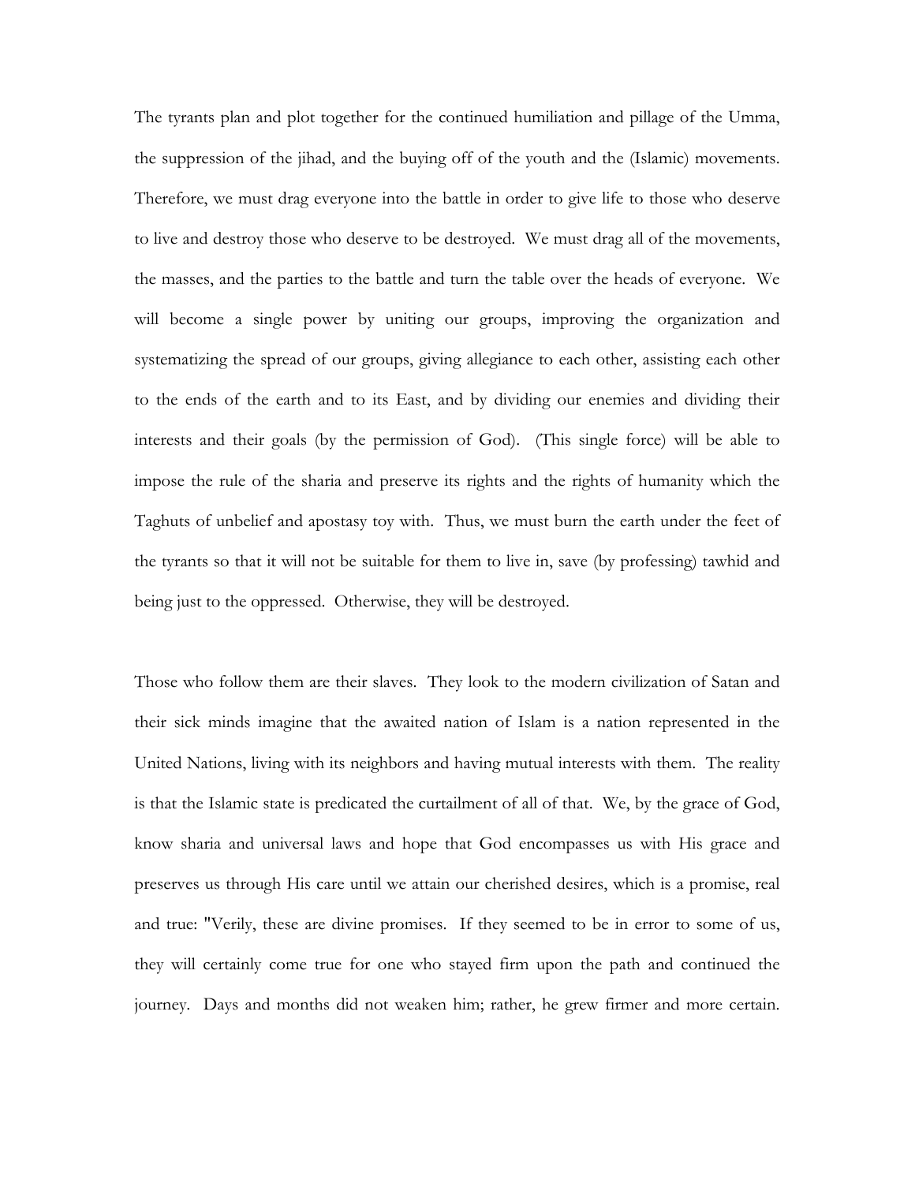The tyrants plan and plot together for the continued humiliation and pillage of the Umma, the suppression of the jihad, and the buying off of the youth and the (Islamic) movements. Therefore, we must drag everyone into the battle in order to give life to those who deserve to live and destroy those who deserve to be destroyed. We must drag all of the movements, the masses, and the parties to the battle and turn the table over the heads of everyone. We will become a single power by uniting our groups, improving the organization and systematizing the spread of our groups, giving allegiance to each other, assisting each other to the ends of the earth and to its East, and by dividing our enemies and dividing their interests and their goals (by the permission of God). (This single force) will be able to impose the rule of the sharia and preserve its rights and the rights of humanity which the Taghuts of unbelief and apostasy toy with. Thus, we must burn the earth under the feet of the tyrants so that it will not be suitable for them to live in, save (by professing) tawhid and being just to the oppressed. Otherwise, they will be destroyed.

Those who follow them are their slaves. They look to the modern civilization of Satan and their sick minds imagine that the awaited nation of Islam is a nation represented in the United Nations, living with its neighbors and having mutual interests with them. The reality is that the Islamic state is predicated the curtailment of all of that. We, by the grace of God, know sharia and universal laws and hope that God encompasses us with His grace and preserves us through His care until we attain our cherished desires, which is a promise, real and true: "Verily, these are divine promises. If they seemed to be in error to some of us, they will certainly come true for one who stayed firm upon the path and continued the journey. Days and months did not weaken him; rather, he grew firmer and more certain.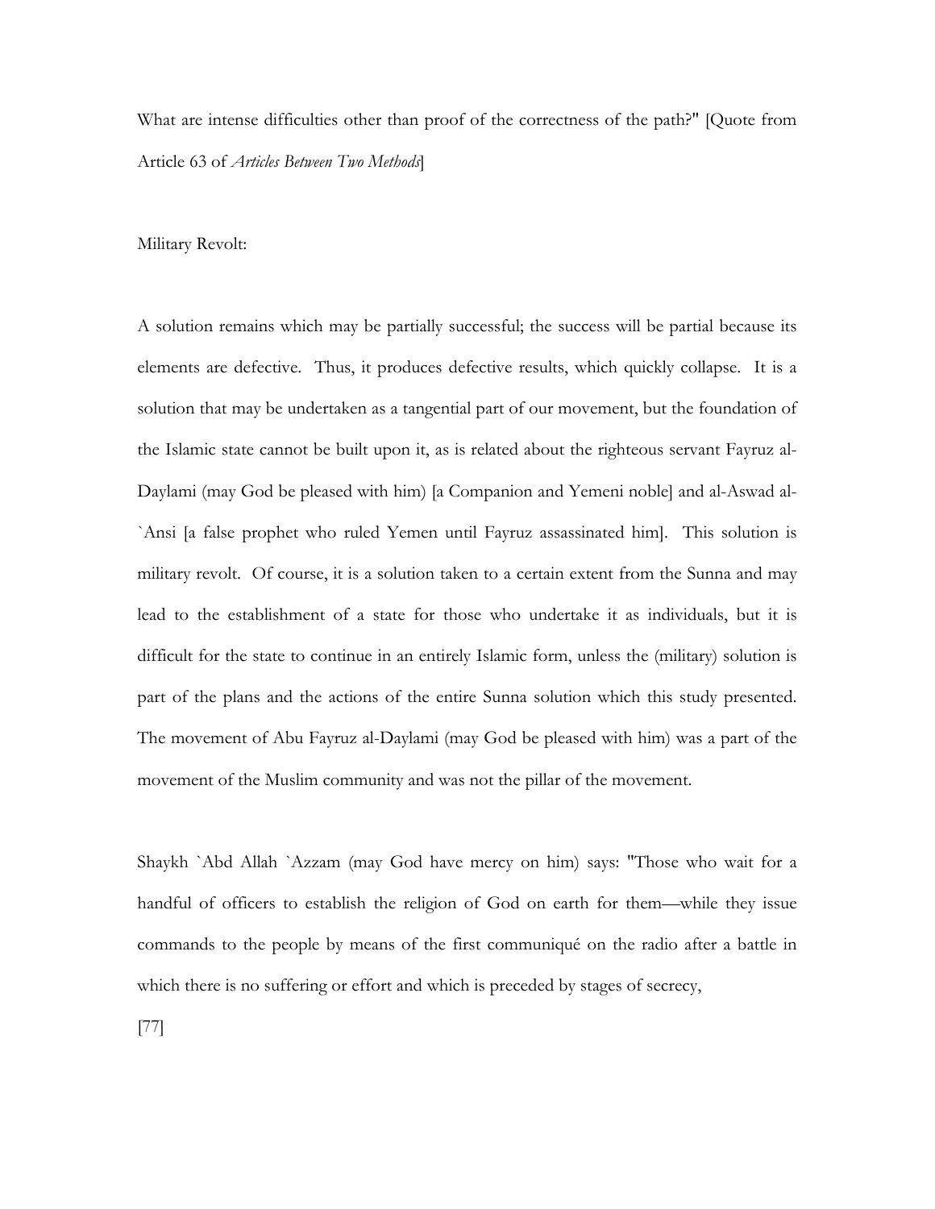What are intense difficulties other than proof of the correctness of the path?" [Quote from Article 63 of *Articles Between Two Methods*]

Military Revolt:

A solution remains which may be partially successful; the success will be partial because its elements are defective. Thus, it produces defective results, which quickly collapse. It is a solution that may be undertaken as a tangential part of our movement, but the foundation of the Islamic state cannot be built upon it, as is related about the righteous servant Fayruz al-Daylami (may God be pleased with him) [a Companion and Yemeni noble] and al-Aswad al-`Ansi [a false prophet who ruled Yemen until Fayruz assassinated him]. This solution is military revolt. Of course, it is a solution taken to a certain extent from the Sunna and may lead to the establishment of a state for those who undertake it as individuals, but it is difficult for the state to continue in an entirely Islamic form, unless the (military) solution is part of the plans and the actions of the entire Sunna solution which this study presented. The movement of Abu Fayruz al-Daylami (may God be pleased with him) was a part of the movement of the Muslim community and was not the pillar of the movement.

Shaykh `Abd Allah `Azzam (may God have mercy on him) says: "Those who wait for a handful of officers to establish the religion of God on earth for them—while they issue commands to the people by means of the first communiqué on the radio after a battle in which there is no suffering or effort and which is preceded by stages of secrecy,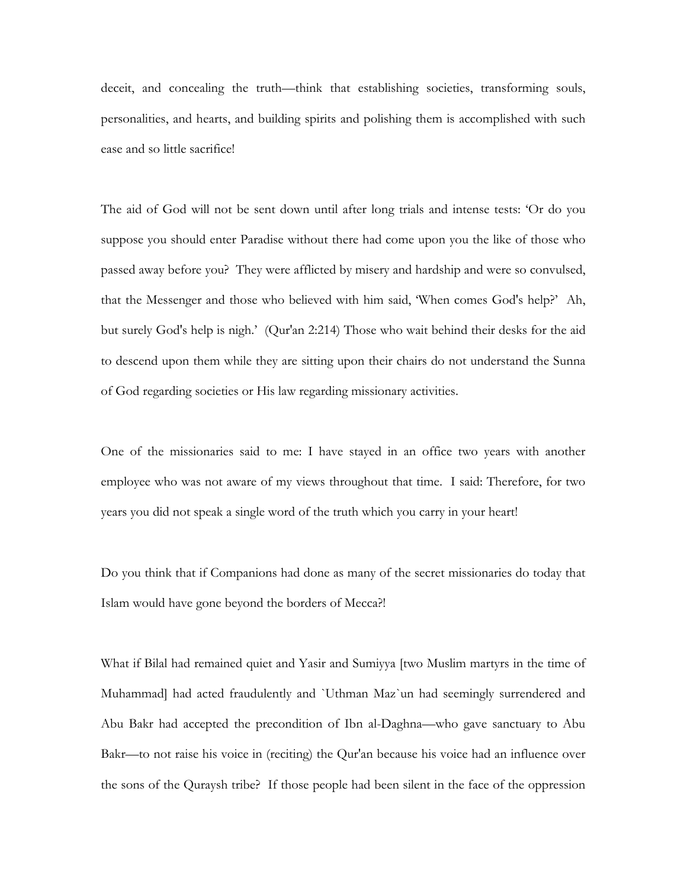deceit, and concealing the truth—think that establishing societies, transforming souls, personalities, and hearts, and building spirits and polishing them is accomplished with such ease and so little sacrifice!

The aid of God will not be sent down until after long trials and intense tests: 'Or do you suppose you should enter Paradise without there had come upon you the like of those who passed away before you? They were afflicted by misery and hardship and were so convulsed, that the Messenger and those who believed with him said, 'When comes God's help?' Ah, but surely God's help is nigh.' (Qur'an 2:214) Those who wait behind their desks for the aid to descend upon them while they are sitting upon their chairs do not understand the Sunna of God regarding societies or His law regarding missionary activities.

One of the missionaries said to me: I have stayed in an office two years with another employee who was not aware of my views throughout that time. I said: Therefore, for two years you did not speak a single word of the truth which you carry in your heart!

Do you think that if Companions had done as many of the secret missionaries do today that Islam would have gone beyond the borders of Mecca?!

What if Bilal had remained quiet and Yasir and Sumiyya [two Muslim martyrs in the time of Muhammad] had acted fraudulently and `Uthman Maz`un had seemingly surrendered and Abu Bakr had accepted the precondition of Ibn al-Daghna—who gave sanctuary to Abu Bakr—to not raise his voice in (reciting) the Qur'an because his voice had an influence over the sons of the Quraysh tribe? If those people had been silent in the face of the oppression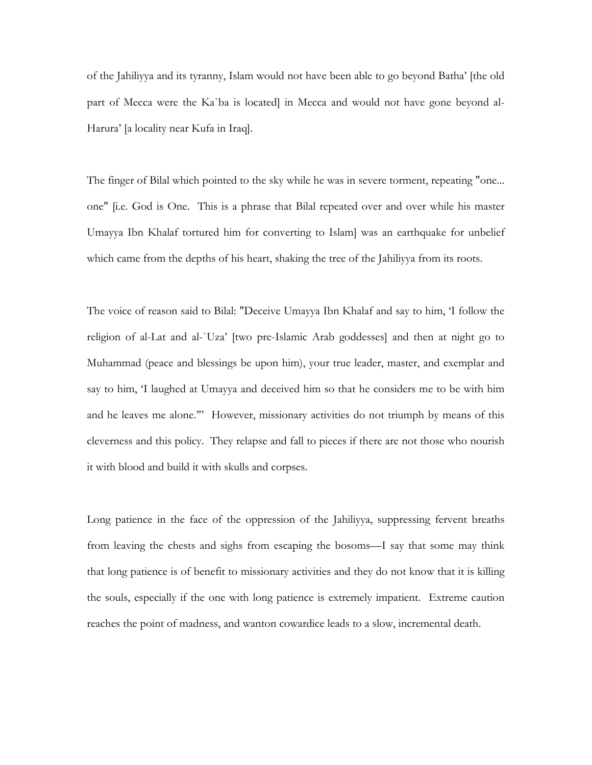of the Jahiliyya and its tyranny, Islam would not have been able to go beyond Batha' [the old part of Mecca were the Ka`ba is located] in Mecca and would not have gone beyond al-Harura' [a locality near Kufa in Iraq].

The finger of Bilal which pointed to the sky while he was in severe torment, repeating "one... one" [i.e. God is One. This is a phrase that Bilal repeated over and over while his master Umayya Ibn Khalaf tortured him for converting to Islam] was an earthquake for unbelief which came from the depths of his heart, shaking the tree of the Jahiliyya from its roots.

The voice of reason said to Bilal: "Deceive Umayya Ibn Khalaf and say to him, 'I follow the religion of al-Lat and al-`Uza' [two pre-Islamic Arab goddesses] and then at night go to Muhammad (peace and blessings be upon him), your true leader, master, and exemplar and say to him, 'I laughed at Umayya and deceived him so that he considers me to be with him and he leaves me alone.'" However, missionary activities do not triumph by means of this cleverness and this policy. They relapse and fall to pieces if there are not those who nourish it with blood and build it with skulls and corpses.

Long patience in the face of the oppression of the Jahiliyya, suppressing fervent breaths from leaving the chests and sighs from escaping the bosoms—I say that some may think that long patience is of benefit to missionary activities and they do not know that it is killing the souls, especially if the one with long patience is extremely impatient. Extreme caution reaches the point of madness, and wanton cowardice leads to a slow, incremental death.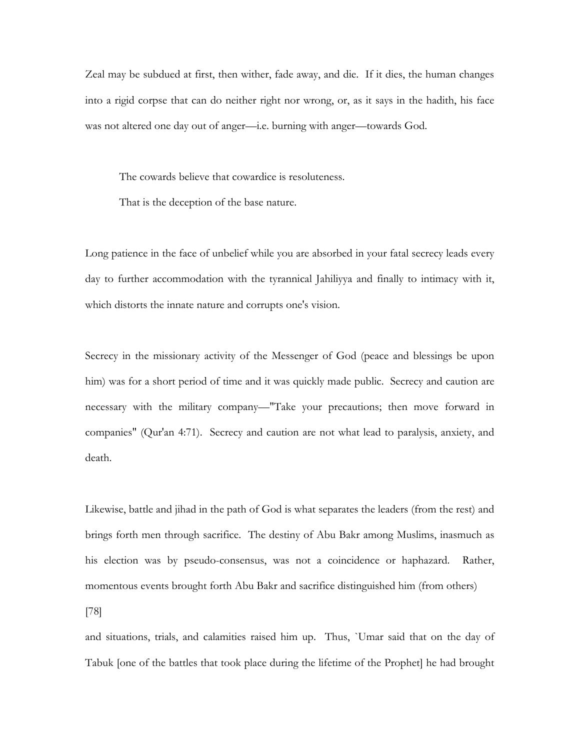Zeal may be subdued at first, then wither, fade away, and die. If it dies, the human changes into a rigid corpse that can do neither right nor wrong, or, as it says in the hadith, his face was not altered one day out of anger—i.e. burning with anger—towards God.

> The cowards believe that cowardice is resoluteness.
>
> That is the deception of the base nature.

Long patience in the face of unbelief while you are absorbed in your fatal secrecy leads every day to further accommodation with the tyrannical Jahiliyya and finally to intimacy with it, which distorts the innate nature and corrupts one's vision.

Secrecy in the missionary activity of the Messenger of God (peace and blessings be upon him) was for a short period of time and it was quickly made public. Secrecy and caution are necessary with the military company—"Take your precautions; then move forward in companies" (Qur'an 4:71). Secrecy and caution are not what lead to paralysis, anxiety, and death.

Likewise, battle and jihad in the path of God is what separates the leaders (from the rest) and brings forth men through sacrifice. The destiny of Abu Bakr among Muslims, inasmuch as his election was by pseudo-consensus, was not a coincidence or haphazard. Rather, momentous events brought forth Abu Bakr and sacrifice distinguished him (from others)

[78]

and situations, trials, and calamities raised him up. Thus, `Umar said that on the day of Tabuk [one of the battles that took place during the lifetime of the Prophet] he had brought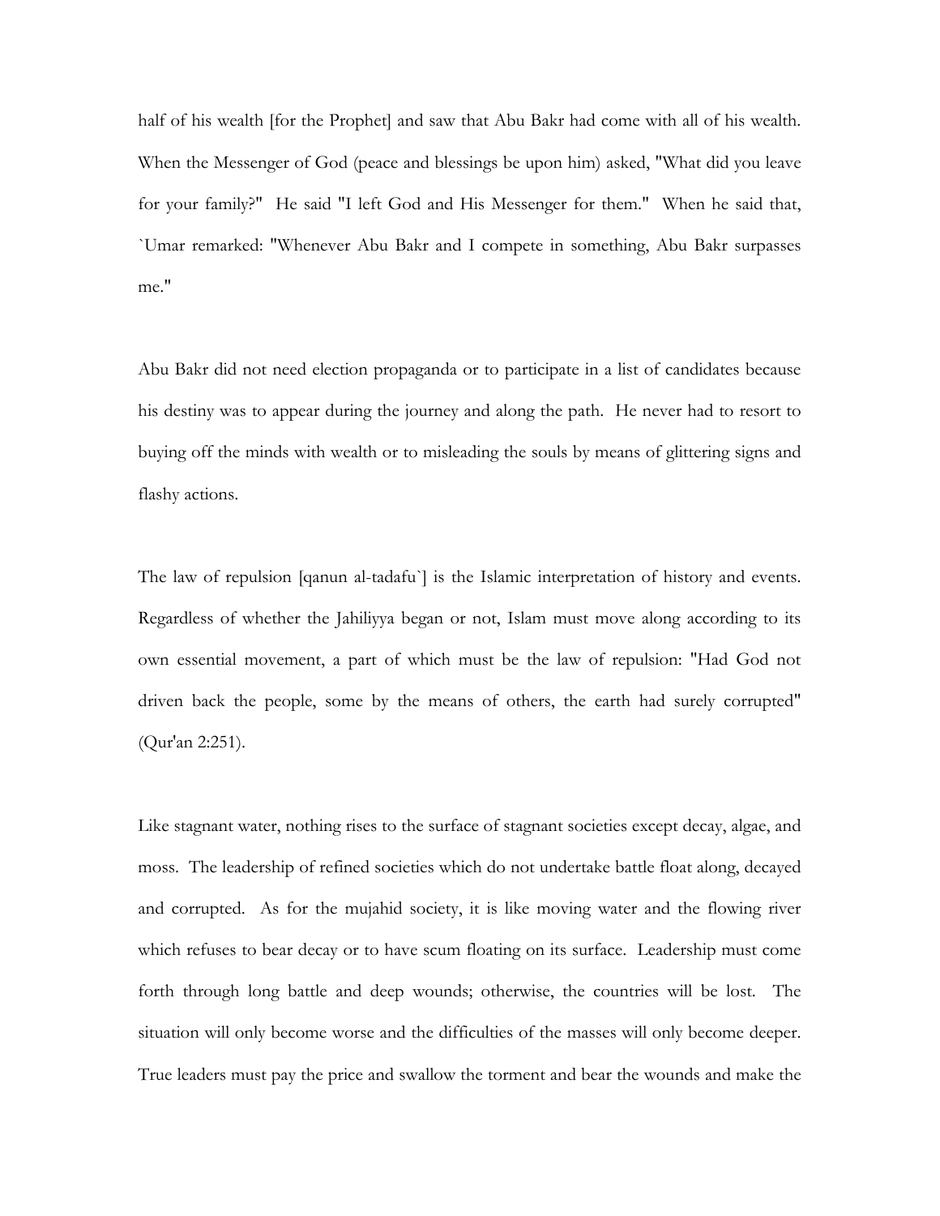half of his wealth [for the Prophet] and saw that Abu Bakr had come with all of his wealth. When the Messenger of God (peace and blessings be upon him) asked, "What did you leave for your family?" He said "I left God and His Messenger for them." When he said that, `Umar remarked: "Whenever Abu Bakr and I compete in something, Abu Bakr surpasses me."

Abu Bakr did not need election propaganda or to participate in a list of candidates because his destiny was to appear during the journey and along the path. He never had to resort to buying off the minds with wealth or to misleading the souls by means of glittering signs and flashy actions.

The law of repulsion [qanun al-tadafu`] is the Islamic interpretation of history and events. Regardless of whether the Jahiliyya began or not, Islam must move along according to its own essential movement, a part of which must be the law of repulsion: "Had God not driven back the people, some by the means of others, the earth had surely corrupted" (Qur'an 2:251).

Like stagnant water, nothing rises to the surface of stagnant societies except decay, algae, and moss. The leadership of refined societies which do not undertake battle float along, decayed and corrupted. As for the mujahid society, it is like moving water and the flowing river which refuses to bear decay or to have scum floating on its surface. Leadership must come forth through long battle and deep wounds; otherwise, the countries will be lost. The situation will only become worse and the difficulties of the masses will only become deeper. True leaders must pay the price and swallow the torment and bear the wounds and make the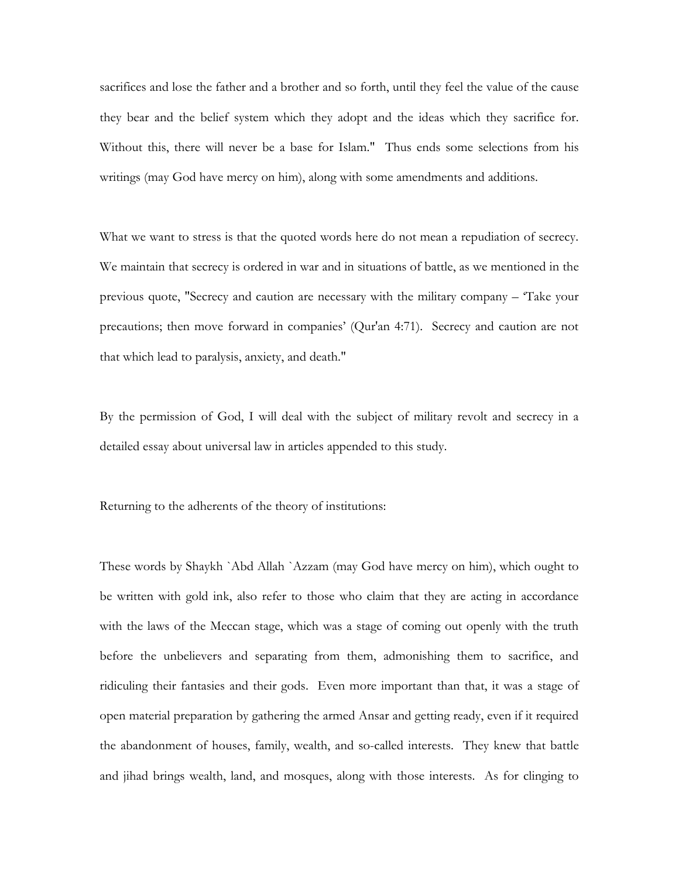sacrifices and lose the father and a brother and so forth, until they feel the value of the cause they bear and the belief system which they adopt and the ideas which they sacrifice for. Without this, there will never be a base for Islam." Thus ends some selections from his writings (may God have mercy on him), along with some amendments and additions.

What we want to stress is that the quoted words here do not mean a repudiation of secrecy. We maintain that secrecy is ordered in war and in situations of battle, as we mentioned in the previous quote, "Secrecy and caution are necessary with the military company – 'Take your precautions; then move forward in companies' (Qur'an 4:71). Secrecy and caution are not that which lead to paralysis, anxiety, and death."

By the permission of God, I will deal with the subject of military revolt and secrecy in a detailed essay about universal law in articles appended to this study.

Returning to the adherents of the theory of institutions:

These words by Shaykh `Abd Allah `Azzam (may God have mercy on him), which ought to be written with gold ink, also refer to those who claim that they are acting in accordance with the laws of the Meccan stage, which was a stage of coming out openly with the truth before the unbelievers and separating from them, admonishing them to sacrifice, and ridiculing their fantasies and their gods. Even more important than that, it was a stage of open material preparation by gathering the armed Ansar and getting ready, even if it required the abandonment of houses, family, wealth, and so-called interests. They knew that battle and jihad brings wealth, land, and mosques, along with those interests. As for clinging to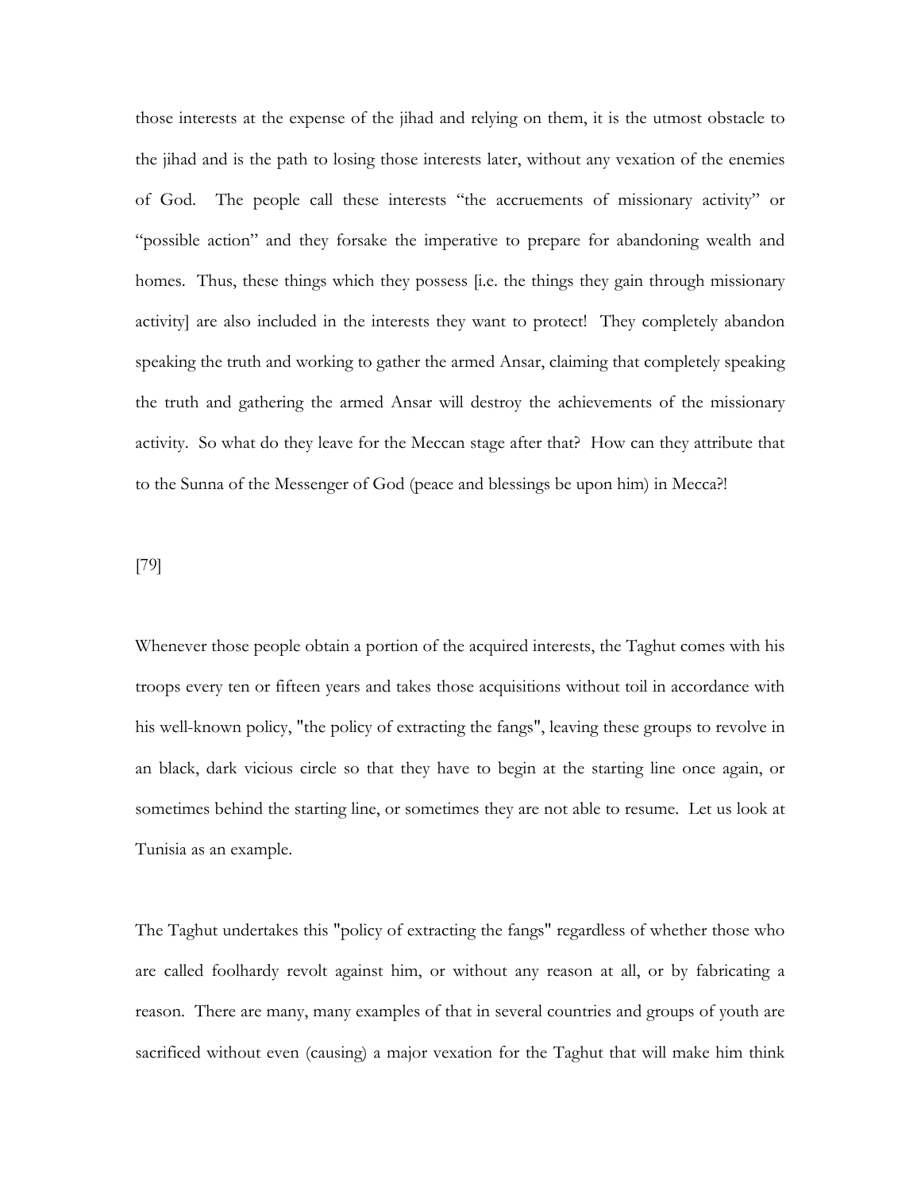those interests at the expense of the jihad and relying on them, it is the utmost obstacle to the jihad and is the path to losing those interests later, without any vexation of the enemies of God. The people call these interests "the accruements of missionary activity" or "possible action" and they forsake the imperative to prepare for abandoning wealth and homes. Thus, these things which they possess [i.e. the things they gain through missionary activity] are also included in the interests they want to protect! They completely abandon speaking the truth and working to gather the armed Ansar, claiming that completely speaking the truth and gathering the armed Ansar will destroy the achievements of the missionary activity. So what do they leave for the Meccan stage after that? How can they attribute that to the Sunna of the Messenger of God (peace and blessings be upon him) in Mecca?!

[79]

Whenever those people obtain a portion of the acquired interests, the Taghut comes with his troops every ten or fifteen years and takes those acquisitions without toil in accordance with his well-known policy, "the policy of extracting the fangs", leaving these groups to revolve in an black, dark vicious circle so that they have to begin at the starting line once again, or sometimes behind the starting line, or sometimes they are not able to resume. Let us look at Tunisia as an example.

The Taghut undertakes this "policy of extracting the fangs" regardless of whether those who are called foolhardy revolt against him, or without any reason at all, or by fabricating a reason. There are many, many examples of that in several countries and groups of youth are sacrificed without even (causing) a major vexation for the Taghut that will make him think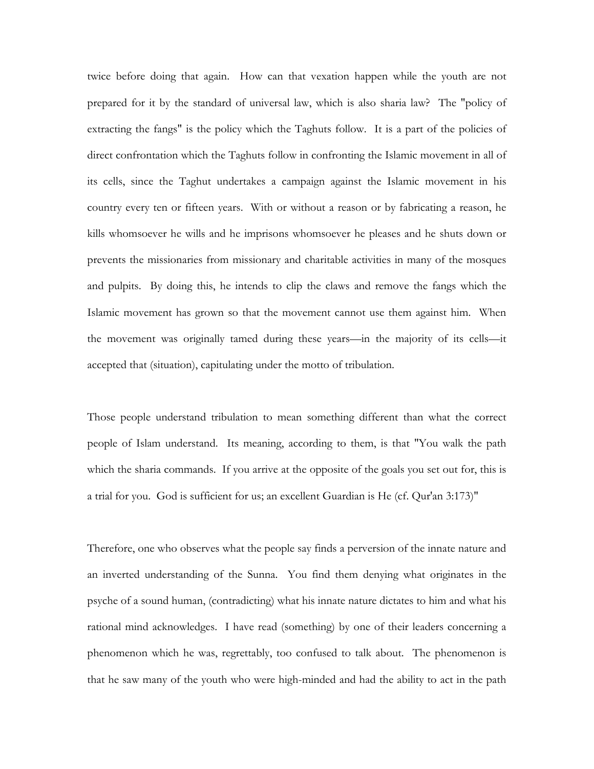twice before doing that again. How can that vexation happen while the youth are not prepared for it by the standard of universal law, which is also sharia law? The "policy of extracting the fangs" is the policy which the Taghuts follow. It is a part of the policies of direct confrontation which the Taghuts follow in confronting the Islamic movement in all of its cells, since the Taghut undertakes a campaign against the Islamic movement in his country every ten or fifteen years. With or without a reason or by fabricating a reason, he kills whomsoever he wills and he imprisons whomsoever he pleases and he shuts down or prevents the missionaries from missionary and charitable activities in many of the mosques and pulpits. By doing this, he intends to clip the claws and remove the fangs which the Islamic movement has grown so that the movement cannot use them against him. When the movement was originally tamed during these years—in the majority of its cells—it accepted that (situation), capitulating under the motto of tribulation.

Those people understand tribulation to mean something different than what the correct people of Islam understand. Its meaning, according to them, is that "You walk the path which the sharia commands. If you arrive at the opposite of the goals you set out for, this is a trial for you. God is sufficient for us; an excellent Guardian is He (cf. Qur'an 3:173)"

Therefore, one who observes what the people say finds a perversion of the innate nature and an inverted understanding of the Sunna. You find them denying what originates in the psyche of a sound human, (contradicting) what his innate nature dictates to him and what his rational mind acknowledges. I have read (something) by one of their leaders concerning a phenomenon which he was, regrettably, too confused to talk about. The phenomenon is that he saw many of the youth who were high-minded and had the ability to act in the path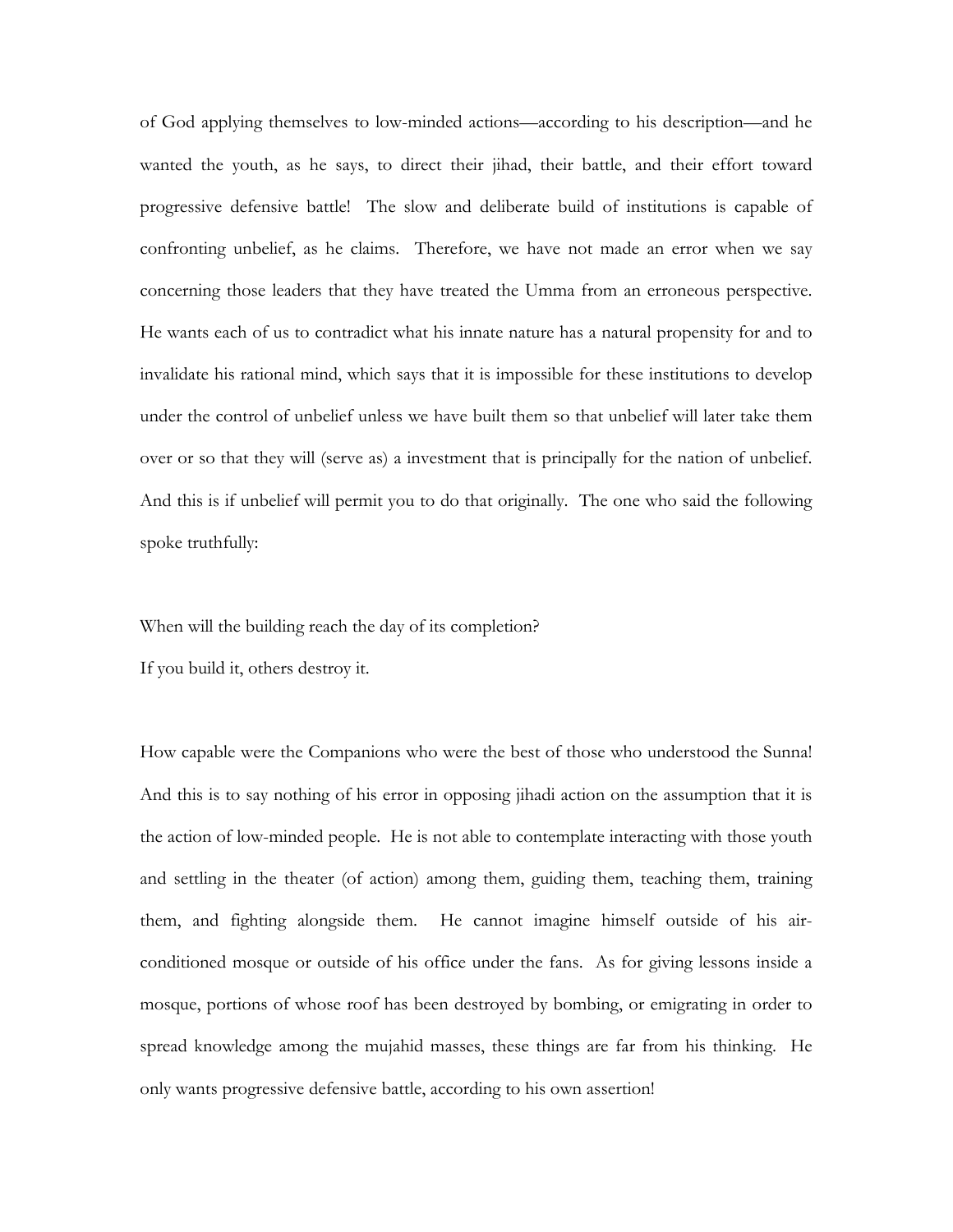of God applying themselves to low-minded actions—according to his description—and he wanted the youth, as he says, to direct their jihad, their battle, and their effort toward progressive defensive battle! The slow and deliberate build of institutions is capable of confronting unbelief, as he claims. Therefore, we have not made an error when we say concerning those leaders that they have treated the Umma from an erroneous perspective. He wants each of us to contradict what his innate nature has a natural propensity for and to invalidate his rational mind, which says that it is impossible for these institutions to develop under the control of unbelief unless we have built them so that unbelief will later take them over or so that they will (serve as) a investment that is principally for the nation of unbelief. And this is if unbelief will permit you to do that originally. The one who said the following spoke truthfully:

When will the building reach the day of its completion?
If you build it, others destroy it.

How capable were the Companions who were the best of those who understood the Sunna! And this is to say nothing of his error in opposing jihadi action on the assumption that it is the action of low-minded people. He is not able to contemplate interacting with those youth and settling in the theater (of action) among them, guiding them, teaching them, training them, and fighting alongside them. He cannot imagine himself outside of his air-conditioned mosque or outside of his office under the fans. As for giving lessons inside a mosque, portions of whose roof has been destroyed by bombing, or emigrating in order to spread knowledge among the mujahid masses, these things are far from his thinking. He only wants progressive defensive battle, according to his own assertion!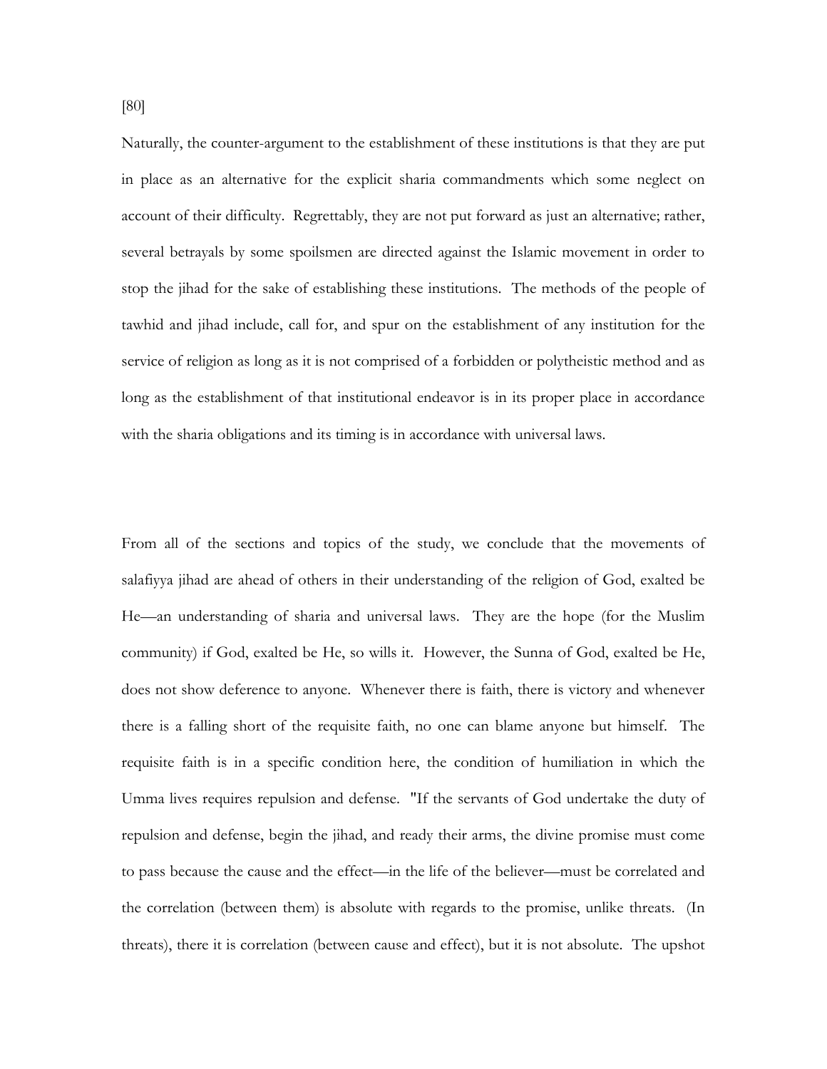[80]

Naturally, the counter-argument to the establishment of these institutions is that they are put in place as an alternative for the explicit sharia commandments which some neglect on account of their difficulty. Regrettably, they are not put forward as just an alternative; rather, several betrayals by some spoilsmen are directed against the Islamic movement in order to stop the jihad for the sake of establishing these institutions. The methods of the people of tawhid and jihad include, call for, and spur on the establishment of any institution for the service of religion as long as it is not comprised of a forbidden or polytheistic method and as long as the establishment of that institutional endeavor is in its proper place in accordance with the sharia obligations and its timing is in accordance with universal laws.

From all of the sections and topics of the study, we conclude that the movements of salafiyya jihad are ahead of others in their understanding of the religion of God, exalted be He—an understanding of sharia and universal laws. They are the hope (for the Muslim community) if God, exalted be He, so wills it. However, the Sunna of God, exalted be He, does not show deference to anyone. Whenever there is faith, there is victory and whenever there is a falling short of the requisite faith, no one can blame anyone but himself. The requisite faith is in a specific condition here, the condition of humiliation in which the Umma lives requires repulsion and defense. "If the servants of God undertake the duty of repulsion and defense, begin the jihad, and ready their arms, the divine promise must come to pass because the cause and the effect—in the life of the believer—must be correlated and the correlation (between them) is absolute with regards to the promise, unlike threats. (In threats), there it is correlation (between cause and effect), but it is not absolute. The upshot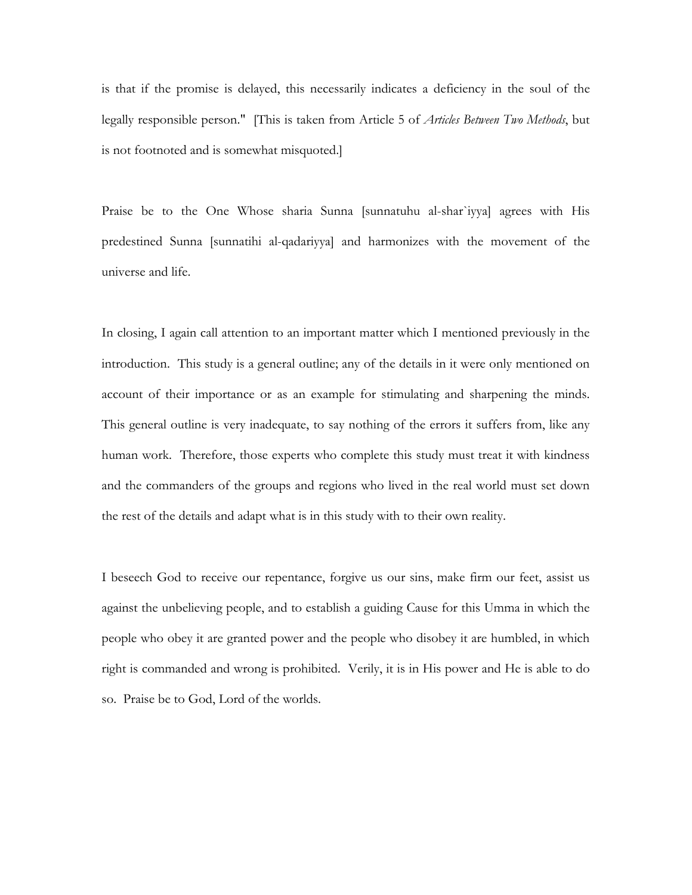is that if the promise is delayed, this necessarily indicates a deficiency in the soul of the legally responsible person." [This is taken from Article 5 of *Articles Between Two Methods*, but is not footnoted and is somewhat misquoted.]

Praise be to the One Whose sharia Sunna [sunnatuhu al-shar`iyya] agrees with His predestined Sunna [sunnatihi al-qadariyya] and harmonizes with the movement of the universe and life.

In closing, I again call attention to an important matter which I mentioned previously in the introduction. This study is a general outline; any of the details in it were only mentioned on account of their importance or as an example for stimulating and sharpening the minds. This general outline is very inadequate, to say nothing of the errors it suffers from, like any human work. Therefore, those experts who complete this study must treat it with kindness and the commanders of the groups and regions who lived in the real world must set down the rest of the details and adapt what is in this study with to their own reality.

I beseech God to receive our repentance, forgive us our sins, make firm our feet, assist us against the unbelieving people, and to establish a guiding Cause for this Umma in which the people who obey it are granted power and the people who disobey it are humbled, in which right is commanded and wrong is prohibited. Verily, it is in His power and He is able to do so. Praise be to God, Lord of the worlds.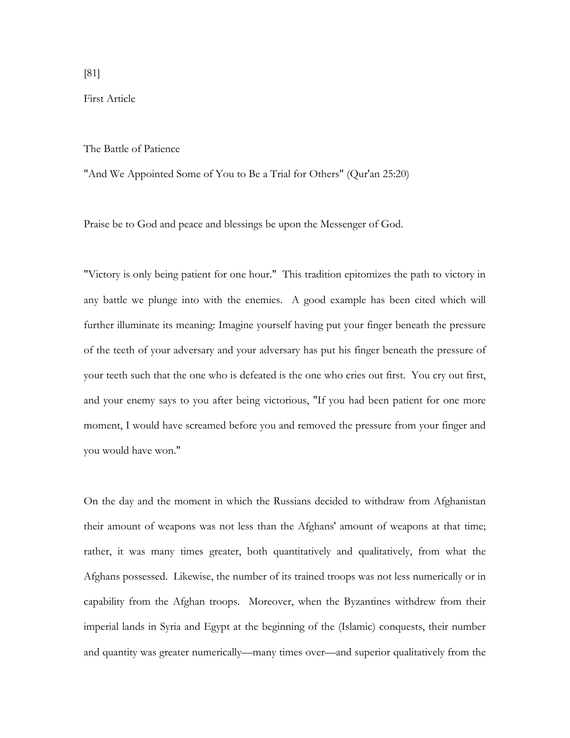[81]

First Article

The Battle of Patience

"And We Appointed Some of You to Be a Trial for Others" (Qur'an 25:20)

Praise be to God and peace and blessings be upon the Messenger of God.

"Victory is only being patient for one hour." This tradition epitomizes the path to victory in any battle we plunge into with the enemies. A good example has been cited which will further illuminate its meaning: Imagine yourself having put your finger beneath the pressure of the teeth of your adversary and your adversary has put his finger beneath the pressure of your teeth such that the one who is defeated is the one who cries out first. You cry out first, and your enemy says to you after being victorious, "If you had been patient for one more moment, I would have screamed before you and removed the pressure from your finger and you would have won."

On the day and the moment in which the Russians decided to withdraw from Afghanistan their amount of weapons was not less than the Afghans' amount of weapons at that time; rather, it was many times greater, both quantitatively and qualitatively, from what the Afghans possessed. Likewise, the number of its trained troops was not less numerically or in capability from the Afghan troops. Moreover, when the Byzantines withdrew from their imperial lands in Syria and Egypt at the beginning of the (Islamic) conquests, their number and quantity was greater numerically—many times over—and superior qualitatively from the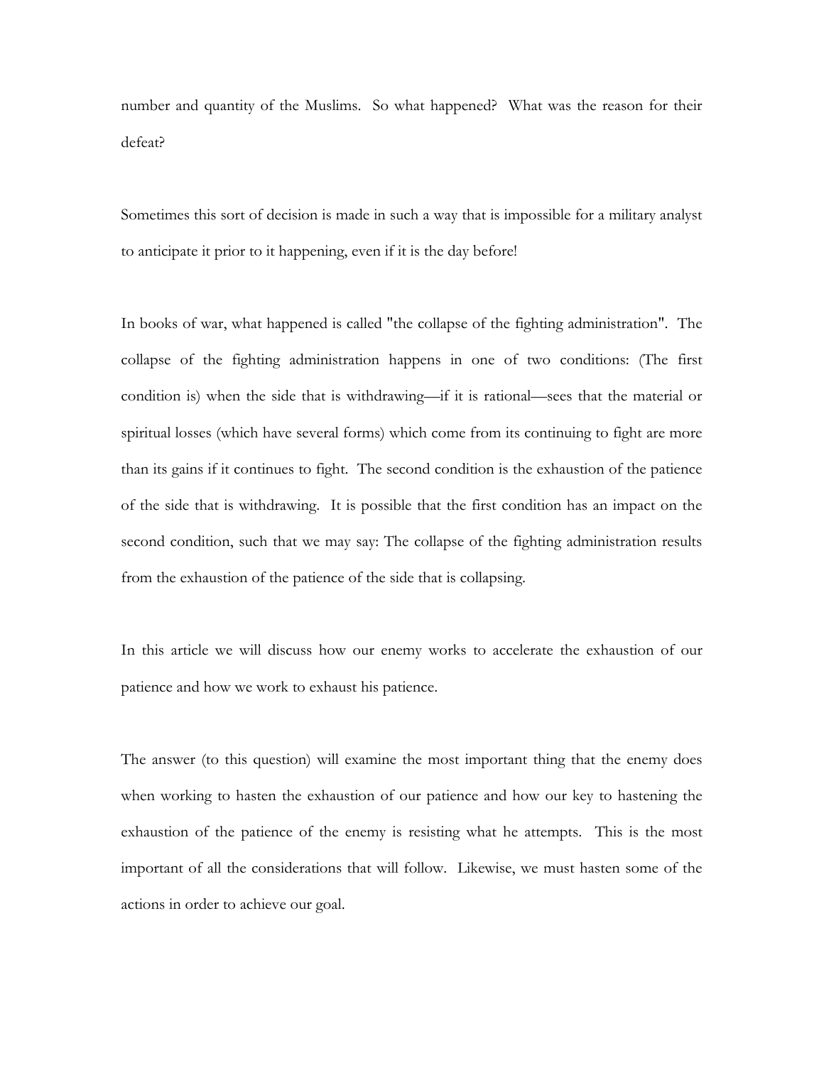number and quantity of the Muslims. So what happened? What was the reason for their defeat?

Sometimes this sort of decision is made in such a way that is impossible for a military analyst to anticipate it prior to it happening, even if it is the day before!

In books of war, what happened is called "the collapse of the fighting administration". The collapse of the fighting administration happens in one of two conditions: (The first condition is) when the side that is withdrawing—if it is rational—sees that the material or spiritual losses (which have several forms) which come from its continuing to fight are more than its gains if it continues to fight. The second condition is the exhaustion of the patience of the side that is withdrawing. It is possible that the first condition has an impact on the second condition, such that we may say: The collapse of the fighting administration results from the exhaustion of the patience of the side that is collapsing.

In this article we will discuss how our enemy works to accelerate the exhaustion of our patience and how we work to exhaust his patience.

The answer (to this question) will examine the most important thing that the enemy does when working to hasten the exhaustion of our patience and how our key to hastening the exhaustion of the patience of the enemy is resisting what he attempts. This is the most important of all the considerations that will follow. Likewise, we must hasten some of the actions in order to achieve our goal.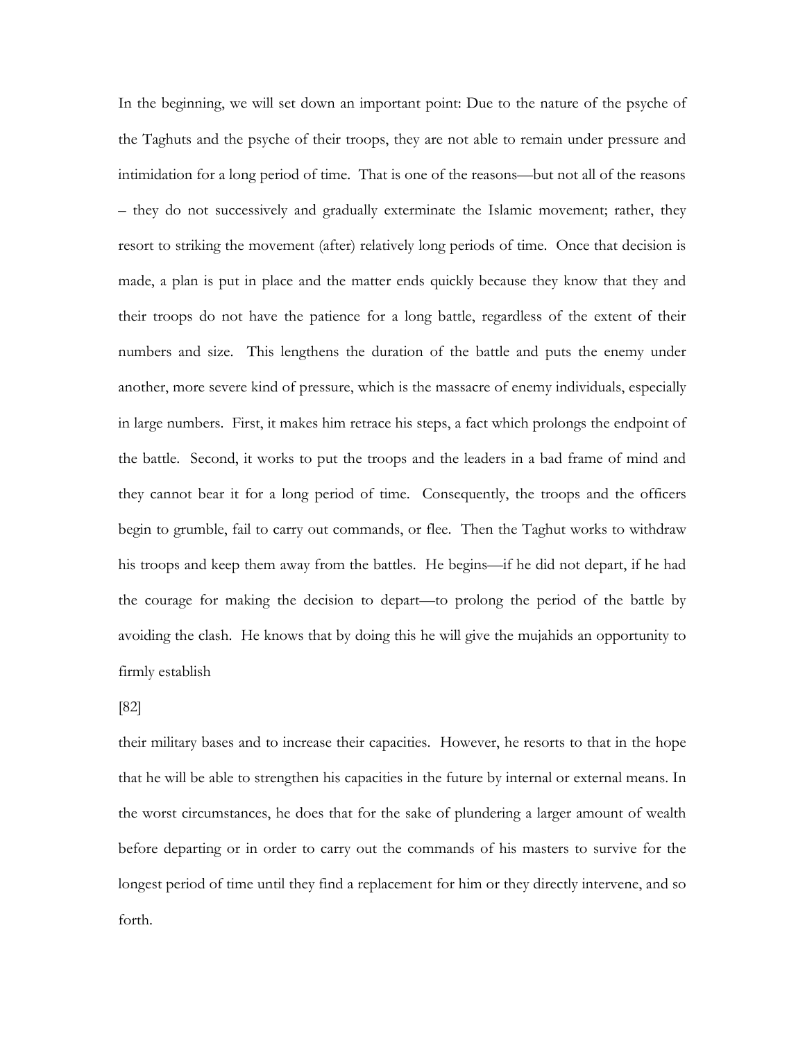In the beginning, we will set down an important point: Due to the nature of the psyche of the Taghuts and the psyche of their troops, they are not able to remain under pressure and intimidation for a long period of time. That is one of the reasons—but not all of the reasons – they do not successively and gradually exterminate the Islamic movement; rather, they resort to striking the movement (after) relatively long periods of time. Once that decision is made, a plan is put in place and the matter ends quickly because they know that they and their troops do not have the patience for a long battle, regardless of the extent of their numbers and size. This lengthens the duration of the battle and puts the enemy under another, more severe kind of pressure, which is the massacre of enemy individuals, especially in large numbers. First, it makes him retrace his steps, a fact which prolongs the endpoint of the battle. Second, it works to put the troops and the leaders in a bad frame of mind and they cannot bear it for a long period of time. Consequently, the troops and the officers begin to grumble, fail to carry out commands, or flee. Then the Taghut works to withdraw his troops and keep them away from the battles. He begins—if he did not depart, if he had the courage for making the decision to depart—to prolong the period of the battle by avoiding the clash. He knows that by doing this he will give the mujahids an opportunity to firmly establish

[82]

their military bases and to increase their capacities. However, he resorts to that in the hope that he will be able to strengthen his capacities in the future by internal or external means. In the worst circumstances, he does that for the sake of plundering a larger amount of wealth before departing or in order to carry out the commands of his masters to survive for the longest period of time until they find a replacement for him or they directly intervene, and so forth.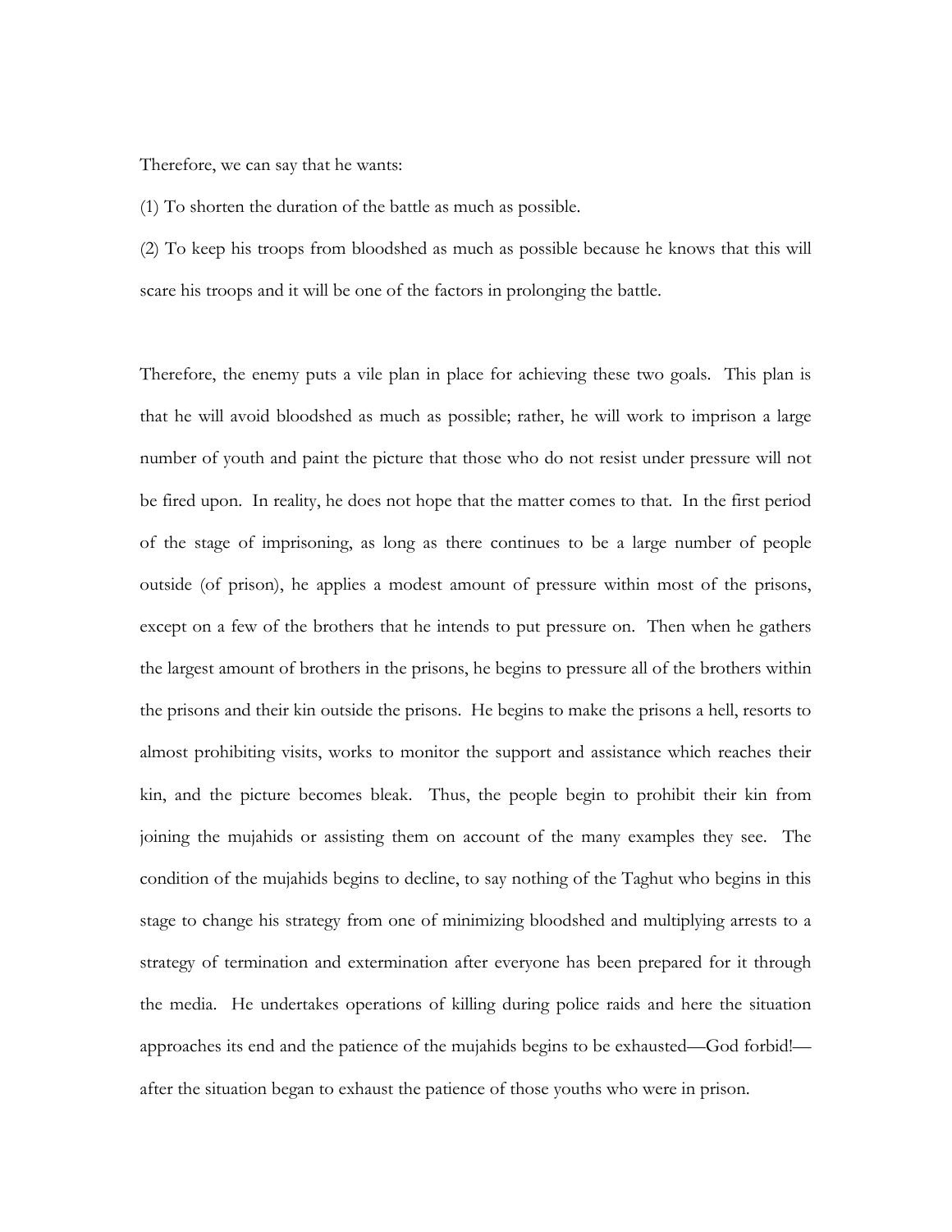Therefore, we can say that he wants:

(1) To shorten the duration of the battle as much as possible.

(2) To keep his troops from bloodshed as much as possible because he knows that this will scare his troops and it will be one of the factors in prolonging the battle.

Therefore, the enemy puts a vile plan in place for achieving these two goals. This plan is that he will avoid bloodshed as much as possible; rather, he will work to imprison a large number of youth and paint the picture that those who do not resist under pressure will not be fired upon. In reality, he does not hope that the matter comes to that. In the first period of the stage of imprisoning, as long as there continues to be a large number of people outside (of prison), he applies a modest amount of pressure within most of the prisons, except on a few of the brothers that he intends to put pressure on. Then when he gathers the largest amount of brothers in the prisons, he begins to pressure all of the brothers within the prisons and their kin outside the prisons. He begins to make the prisons a hell, resorts to almost prohibiting visits, works to monitor the support and assistance which reaches their kin, and the picture becomes bleak. Thus, the people begin to prohibit their kin from joining the mujahids or assisting them on account of the many examples they see. The condition of the mujahids begins to decline, to say nothing of the Taghut who begins in this stage to change his strategy from one of minimizing bloodshed and multiplying arrests to a strategy of termination and extermination after everyone has been prepared for it through the media. He undertakes operations of killing during police raids and here the situation approaches its end and the patience of the mujahids begins to be exhausted—God forbid!—after the situation began to exhaust the patience of those youths who were in prison.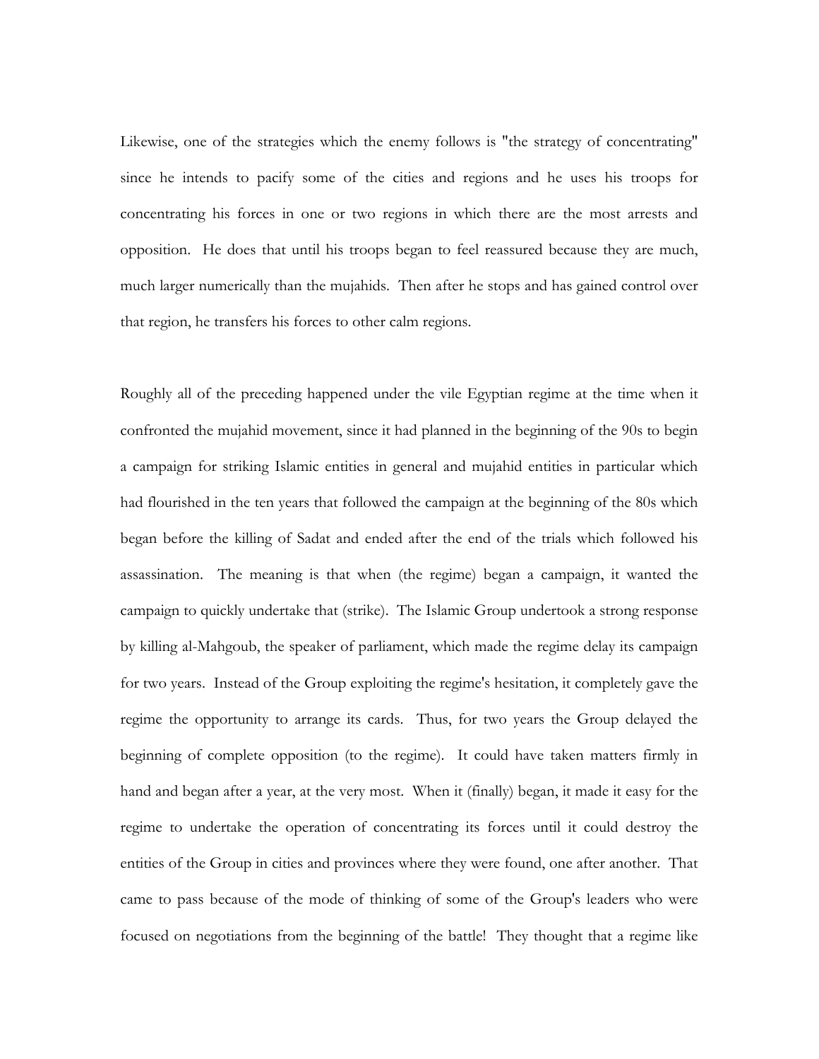Likewise, one of the strategies which the enemy follows is "the strategy of concentrating" since he intends to pacify some of the cities and regions and he uses his troops for concentrating his forces in one or two regions in which there are the most arrests and opposition. He does that until his troops began to feel reassured because they are much, much larger numerically than the mujahids. Then after he stops and has gained control over that region, he transfers his forces to other calm regions.

Roughly all of the preceding happened under the vile Egyptian regime at the time when it confronted the mujahid movement, since it had planned in the beginning of the 90s to begin a campaign for striking Islamic entities in general and mujahid entities in particular which had flourished in the ten years that followed the campaign at the beginning of the 80s which began before the killing of Sadat and ended after the end of the trials which followed his assassination. The meaning is that when (the regime) began a campaign, it wanted the campaign to quickly undertake that (strike). The Islamic Group undertook a strong response by killing al-Mahgoub, the speaker of parliament, which made the regime delay its campaign for two years. Instead of the Group exploiting the regime's hesitation, it completely gave the regime the opportunity to arrange its cards. Thus, for two years the Group delayed the beginning of complete opposition (to the regime). It could have taken matters firmly in hand and began after a year, at the very most. When it (finally) began, it made it easy for the regime to undertake the operation of concentrating its forces until it could destroy the entities of the Group in cities and provinces where they were found, one after another. That came to pass because of the mode of thinking of some of the Group's leaders who were focused on negotiations from the beginning of the battle! They thought that a regime like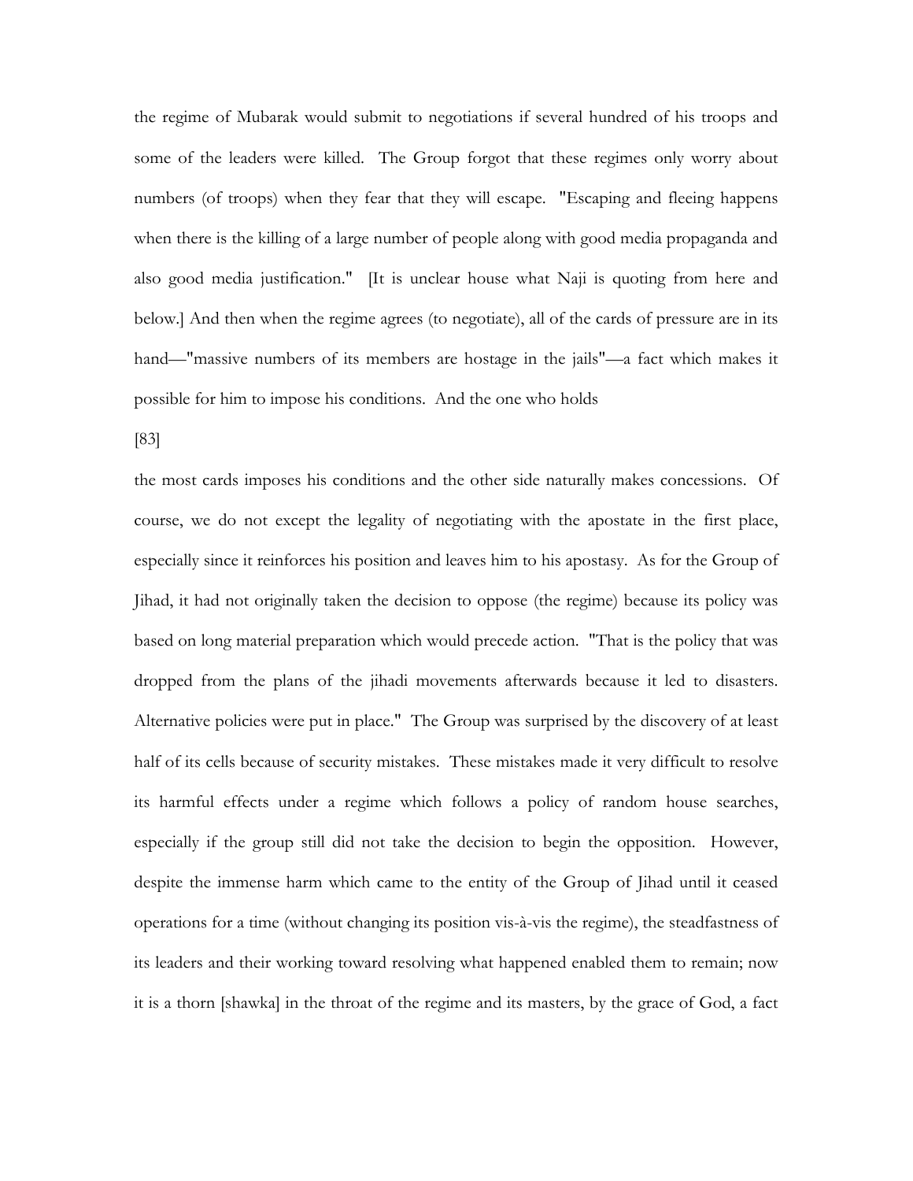the regime of Mubarak would submit to negotiations if several hundred of his troops and some of the leaders were killed. The Group forgot that these regimes only worry about numbers (of troops) when they fear that they will escape. "Escaping and fleeing happens when there is the killing of a large number of people along with good media propaganda and also good media justification." [It is unclear house what Naji is quoting from here and below.] And then when the regime agrees (to negotiate), all of the cards of pressure are in its hand—"massive numbers of its members are hostage in the jails"—a fact which makes it possible for him to impose his conditions. And the one who holds

[83]

the most cards imposes his conditions and the other side naturally makes concessions. Of course, we do not except the legality of negotiating with the apostate in the first place, especially since it reinforces his position and leaves him to his apostasy. As for the Group of Jihad, it had not originally taken the decision to oppose (the regime) because its policy was based on long material preparation which would precede action. "That is the policy that was dropped from the plans of the jihadi movements afterwards because it led to disasters. Alternative policies were put in place." The Group was surprised by the discovery of at least half of its cells because of security mistakes. These mistakes made it very difficult to resolve its harmful effects under a regime which follows a policy of random house searches, especially if the group still did not take the decision to begin the opposition. However, despite the immense harm which came to the entity of the Group of Jihad until it ceased operations for a time (without changing its position vis-à-vis the regime), the steadfastness of its leaders and their working toward resolving what happened enabled them to remain; now it is a thorn [shawka] in the throat of the regime and its masters, by the grace of God, a fact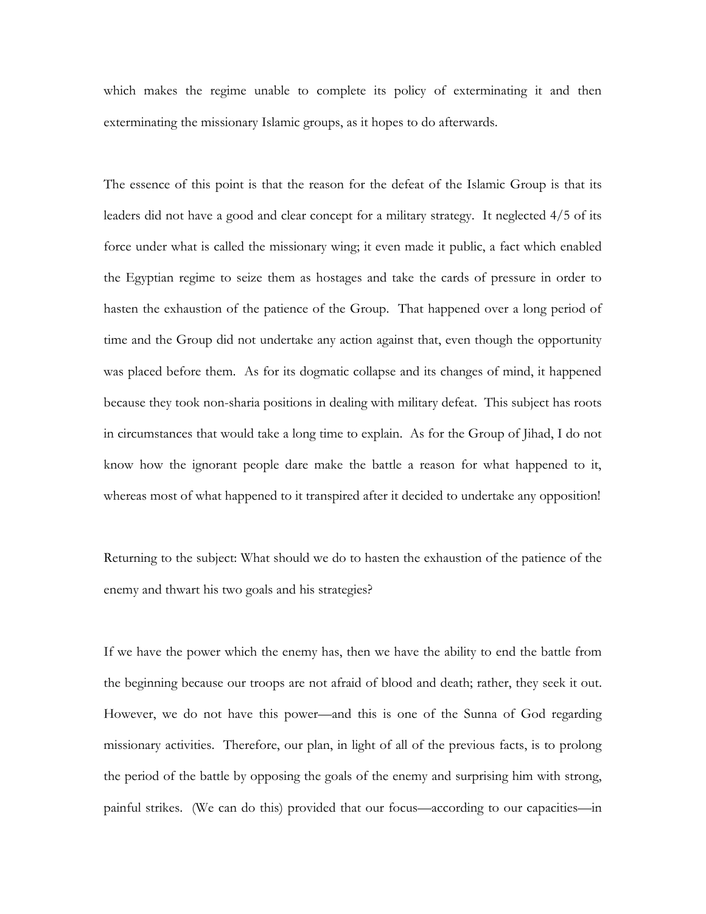which makes the regime unable to complete its policy of exterminating it and then exterminating the missionary Islamic groups, as it hopes to do afterwards.

The essence of this point is that the reason for the defeat of the Islamic Group is that its leaders did not have a good and clear concept for a military strategy. It neglected 4/5 of its force under what is called the missionary wing; it even made it public, a fact which enabled the Egyptian regime to seize them as hostages and take the cards of pressure in order to hasten the exhaustion of the patience of the Group. That happened over a long period of time and the Group did not undertake any action against that, even though the opportunity was placed before them. As for its dogmatic collapse and its changes of mind, it happened because they took non-sharia positions in dealing with military defeat. This subject has roots in circumstances that would take a long time to explain. As for the Group of Jihad, I do not know how the ignorant people dare make the battle a reason for what happened to it, whereas most of what happened to it transpired after it decided to undertake any opposition!

Returning to the subject: What should we do to hasten the exhaustion of the patience of the enemy and thwart his two goals and his strategies?

If we have the power which the enemy has, then we have the ability to end the battle from the beginning because our troops are not afraid of blood and death; rather, they seek it out. However, we do not have this power—and this is one of the Sunna of God regarding missionary activities. Therefore, our plan, in light of all of the previous facts, is to prolong the period of the battle by opposing the goals of the enemy and surprising him with strong, painful strikes. (We can do this) provided that our focus—according to our capacities—in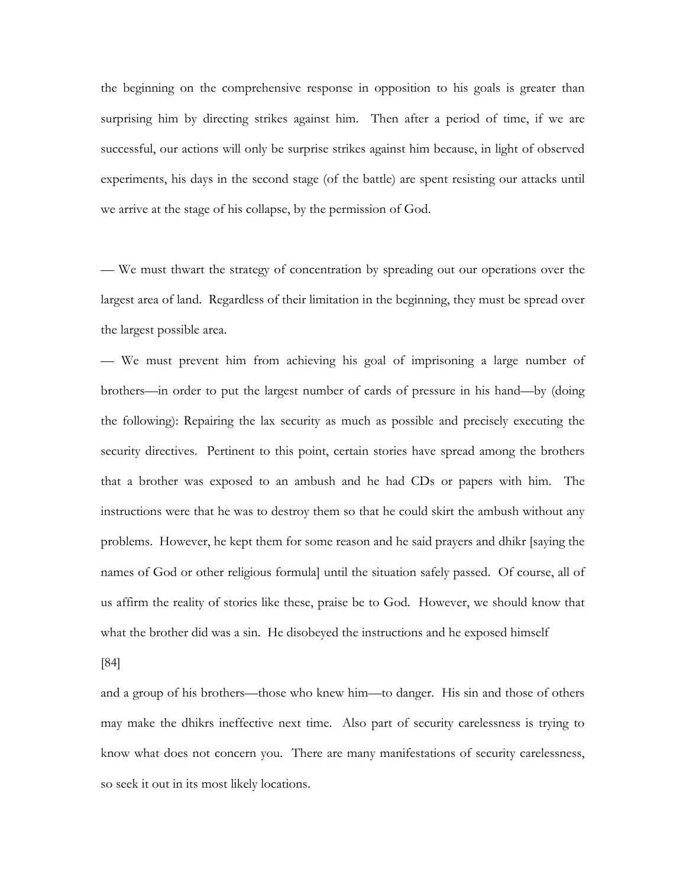the beginning on the comprehensive response in opposition to his goals is greater than surprising him by directing strikes against him. Then after a period of time, if we are successful, our actions will only be surprise strikes against him because, in light of observed experiments, his days in the second stage (of the battle) are spent resisting our attacks until we arrive at the stage of his collapse, by the permission of God.

— We must thwart the strategy of concentration by spreading out our operations over the largest area of land. Regardless of their limitation in the beginning, they must be spread over the largest possible area.

— We must prevent him from achieving his goal of imprisoning a large number of brothers—in order to put the largest number of cards of pressure in his hand—by (doing the following): Repairing the lax security as much as possible and precisely executing the security directives. Pertinent to this point, certain stories have spread among the brothers that a brother was exposed to an ambush and he had CDs or papers with him. The instructions were that he was to destroy them so that he could skirt the ambush without any problems. However, he kept them for some reason and he said prayers and dhikr [saying the names of God or other religious formula] until the situation safely passed. Of course, all of us affirm the reality of stories like these, praise be to God. However, we should know that what the brother did was a sin. He disobeyed the instructions and he exposed himself

[84]

and a group of his brothers—those who knew him—to danger. His sin and those of others may make the dhikrs ineffective next time. Also part of security carelessness is trying to know what does not concern you. There are many manifestations of security carelessness, so seek it out in its most likely locations.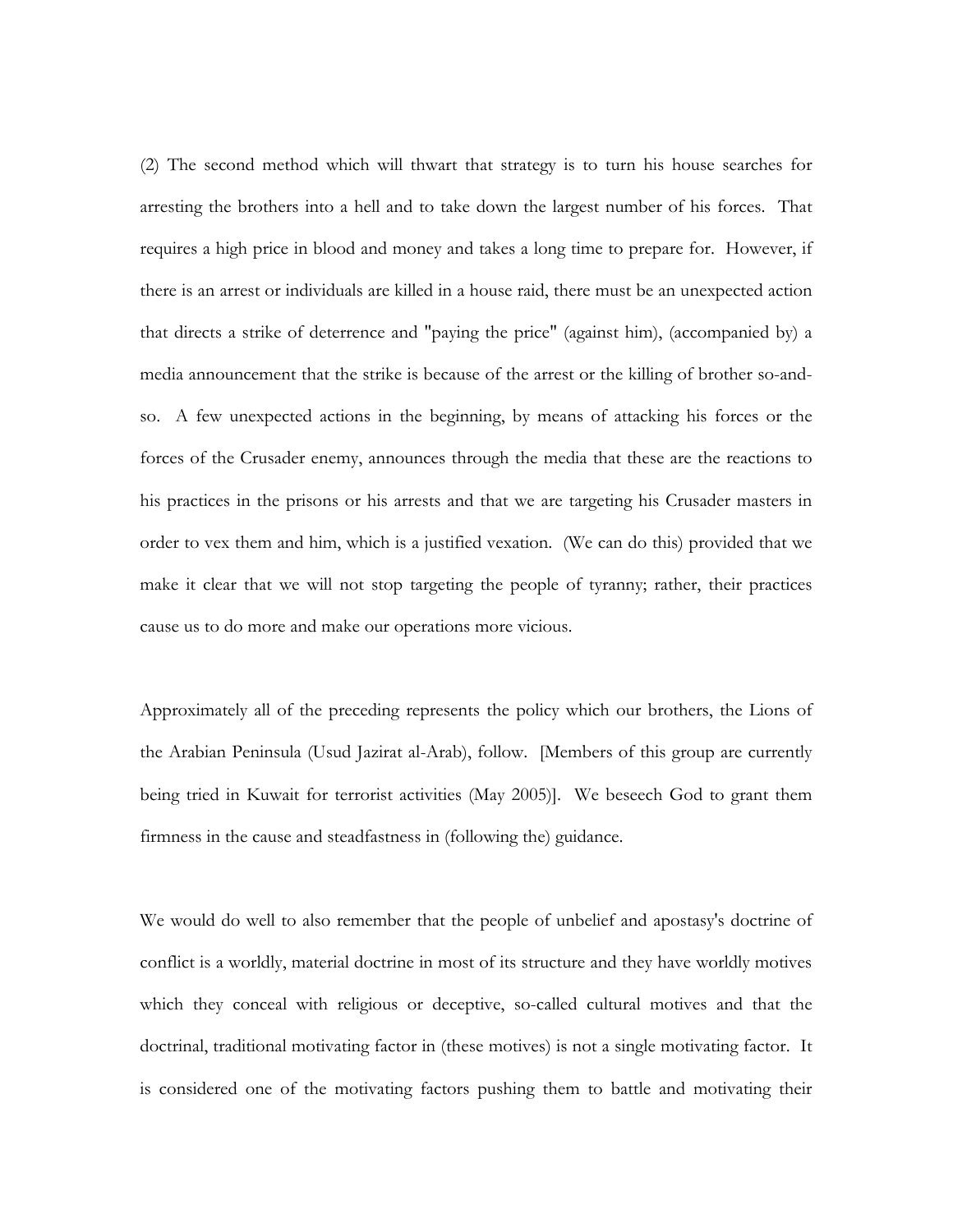(2) The second method which will thwart that strategy is to turn his house searches for arresting the brothers into a hell and to take down the largest number of his forces. That requires a high price in blood and money and takes a long time to prepare for. However, if there is an arrest or individuals are killed in a house raid, there must be an unexpected action that directs a strike of deterrence and "paying the price" (against him), (accompanied by) a media announcement that the strike is because of the arrest or the killing of brother so-and-so. A few unexpected actions in the beginning, by means of attacking his forces or the forces of the Crusader enemy, announces through the media that these are the reactions to his practices in the prisons or his arrests and that we are targeting his Crusader masters in order to vex them and him, which is a justified vexation. (We can do this) provided that we make it clear that we will not stop targeting the people of tyranny; rather, their practices cause us to do more and make our operations more vicious.

Approximately all of the preceding represents the policy which our brothers, the Lions of the Arabian Peninsula (Usud Jazirat al-Arab), follow. [Members of this group are currently being tried in Kuwait for terrorist activities (May 2005)]. We beseech God to grant them firmness in the cause and steadfastness in (following the) guidance.

We would do well to also remember that the people of unbelief and apostasy's doctrine of conflict is a worldly, material doctrine in most of its structure and they have worldly motives which they conceal with religious or deceptive, so-called cultural motives and that the doctrinal, traditional motivating factor in (these motives) is not a single motivating factor. It is considered one of the motivating factors pushing them to battle and motivating their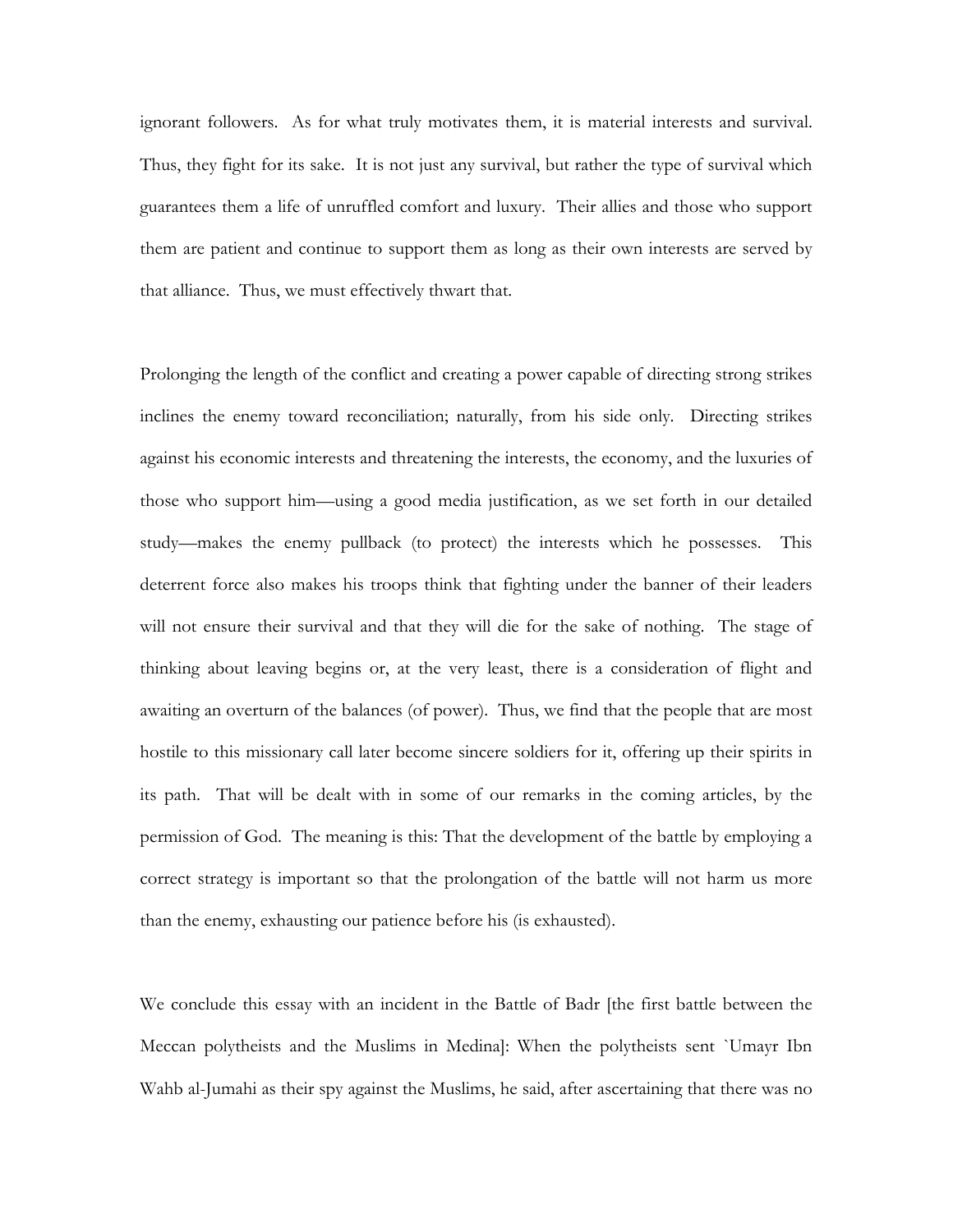ignorant followers. As for what truly motivates them, it is material interests and survival. Thus, they fight for its sake. It is not just any survival, but rather the type of survival which guarantees them a life of unruffled comfort and luxury. Their allies and those who support them are patient and continue to support them as long as their own interests are served by that alliance. Thus, we must effectively thwart that.

Prolonging the length of the conflict and creating a power capable of directing strong strikes inclines the enemy toward reconciliation; naturally, from his side only. Directing strikes against his economic interests and threatening the interests, the economy, and the luxuries of those who support him—using a good media justification, as we set forth in our detailed study—makes the enemy pullback (to protect) the interests which he possesses. This deterrent force also makes his troops think that fighting under the banner of their leaders will not ensure their survival and that they will die for the sake of nothing. The stage of thinking about leaving begins or, at the very least, there is a consideration of flight and awaiting an overturn of the balances (of power). Thus, we find that the people that are most hostile to this missionary call later become sincere soldiers for it, offering up their spirits in its path. That will be dealt with in some of our remarks in the coming articles, by the permission of God. The meaning is this: That the development of the battle by employing a correct strategy is important so that the prolongation of the battle will not harm us more than the enemy, exhausting our patience before his (is exhausted).

We conclude this essay with an incident in the Battle of Badr [the first battle between the Meccan polytheists and the Muslims in Medina]: When the polytheists sent `Umayr Ibn Wahb al-Jumahi as their spy against the Muslims, he said, after ascertaining that there was no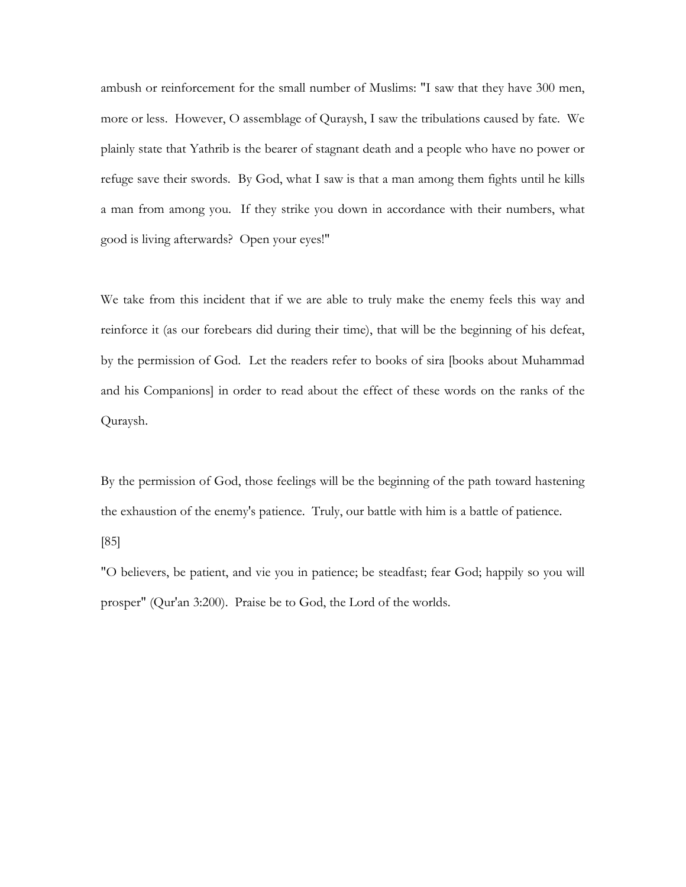ambush or reinforcement for the small number of Muslims: "I saw that they have 300 men, more or less. However, O assemblage of Quraysh, I saw the tribulations caused by fate. We plainly state that Yathrib is the bearer of stagnant death and a people who have no power or refuge save their swords. By God, what I saw is that a man among them fights until he kills a man from among you. If they strike you down in accordance with their numbers, what good is living afterwards? Open your eyes!"

We take from this incident that if we are able to truly make the enemy feels this way and reinforce it (as our forebears did during their time), that will be the beginning of his defeat, by the permission of God. Let the readers refer to books of sira [books about Muhammad and his Companions] in order to read about the effect of these words on the ranks of the Quraysh.

By the permission of God, those feelings will be the beginning of the path toward hastening the exhaustion of the enemy's patience. Truly, our battle with him is a battle of patience.

[85]

"O believers, be patient, and vie you in patience; be steadfast; fear God; happily so you will prosper" (Qur'an 3:200). Praise be to God, the Lord of the worlds.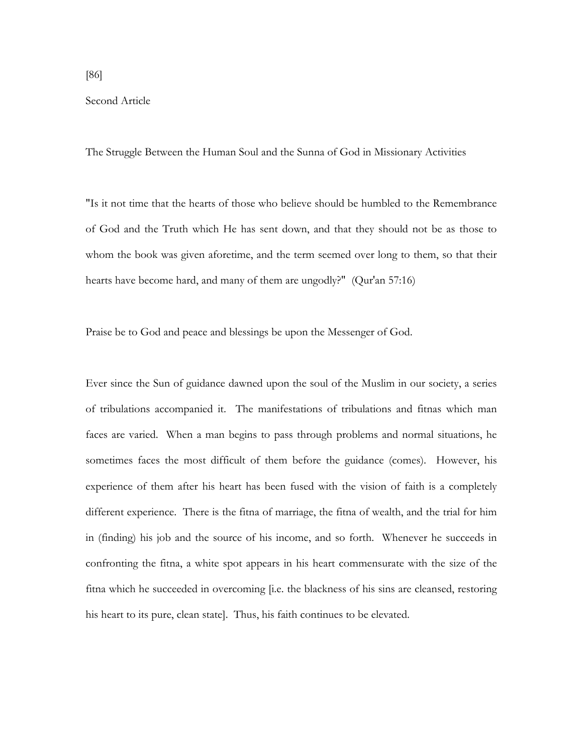[86]

Second Article

## The Struggle Between the Human Soul and the Sunna of God in Missionary Activities

"Is it not time that the hearts of those who believe should be humbled to the Remembrance of God and the Truth which He has sent down, and that they should not be as those to whom the book was given aforetime, and the term seemed over long to them, so that their hearts have become hard, and many of them are ungodly?" (Qur'an 57:16)

Praise be to God and peace and blessings be upon the Messenger of God.

Ever since the Sun of guidance dawned upon the soul of the Muslim in our society, a series of tribulations accompanied it. The manifestations of tribulations and fitnas which man faces are varied. When a man begins to pass through problems and normal situations, he sometimes faces the most difficult of them before the guidance (comes). However, his experience of them after his heart has been fused with the vision of faith is a completely different experience. There is the fitna of marriage, the fitna of wealth, and the trial for him in (finding) his job and the source of his income, and so forth. Whenever he succeeds in confronting the fitna, a white spot appears in his heart commensurate with the size of the fitna which he succeeded in overcoming [i.e. the blackness of his sins are cleansed, restoring his heart to its pure, clean state]. Thus, his faith continues to be elevated.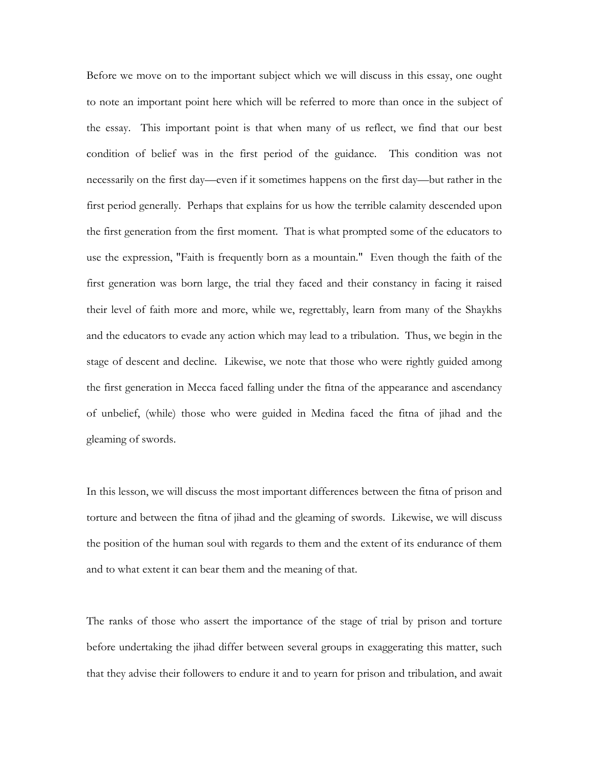Before we move on to the important subject which we will discuss in this essay, one ought to note an important point here which will be referred to more than once in the subject of the essay. This important point is that when many of us reflect, we find that our best condition of belief was in the first period of the guidance. This condition was not necessarily on the first day—even if it sometimes happens on the first day—but rather in the first period generally. Perhaps that explains for us how the terrible calamity descended upon the first generation from the first moment. That is what prompted some of the educators to use the expression, "Faith is frequently born as a mountain." Even though the faith of the first generation was born large, the trial they faced and their constancy in facing it raised their level of faith more and more, while we, regrettably, learn from many of the Shaykhs and the educators to evade any action which may lead to a tribulation. Thus, we begin in the stage of descent and decline. Likewise, we note that those who were rightly guided among the first generation in Mecca faced falling under the fitna of the appearance and ascendancy of unbelief, (while) those who were guided in Medina faced the fitna of jihad and the gleaming of swords.

In this lesson, we will discuss the most important differences between the fitna of prison and torture and between the fitna of jihad and the gleaming of swords. Likewise, we will discuss the position of the human soul with regards to them and the extent of its endurance of them and to what extent it can bear them and the meaning of that.

The ranks of those who assert the importance of the stage of trial by prison and torture before undertaking the jihad differ between several groups in exaggerating this matter, such that they advise their followers to endure it and to yearn for prison and tribulation, and await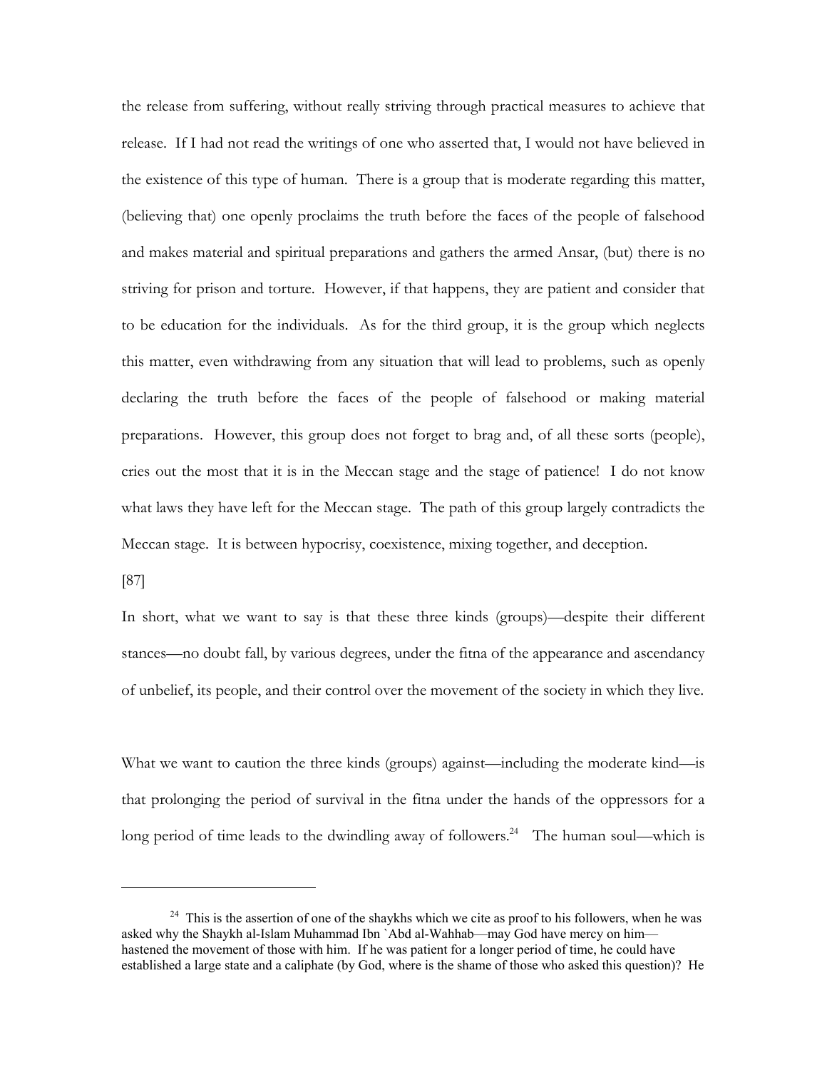the release from suffering, without really striving through practical measures to achieve that release. If I had not read the writings of one who asserted that, I would not have believed in the existence of this type of human. There is a group that is moderate regarding this matter, (believing that) one openly proclaims the truth before the faces of the people of falsehood and makes material and spiritual preparations and gathers the armed Ansar, (but) there is no striving for prison and torture. However, if that happens, they are patient and consider that to be education for the individuals. As for the third group, it is the group which neglects this matter, even withdrawing from any situation that will lead to problems, such as openly declaring the truth before the faces of the people of falsehood or making material preparations. However, this group does not forget to brag and, of all these sorts (people), cries out the most that it is in the Meccan stage and the stage of patience! I do not know what laws they have left for the Meccan stage. The path of this group largely contradicts the Meccan stage. It is between hypocrisy, coexistence, mixing together, and deception.

[87]

In short, what we want to say is that these three kinds (groups)—despite their different stances—no doubt fall, by various degrees, under the fitna of the appearance and ascendancy of unbelief, its people, and their control over the movement of the society in which they live.

What we want to caution the three kinds (groups) against—including the moderate kind—is that prolonging the period of survival in the fitna under the hands of the oppressors for a long period of time leads to the dwindling away of followers.[24] The human soul—which is

---

[24] This is the assertion of one of the shaykhs which we cite as proof to his followers, when he was asked why the Shaykh al-Islam Muhammad Ibn `Abd al-Wahhab—may God have mercy on him—hastened the movement of those with him. If he was patient for a longer period of time, he could have established a large state and a caliphate (by God, where is the shame of those who asked this question)? He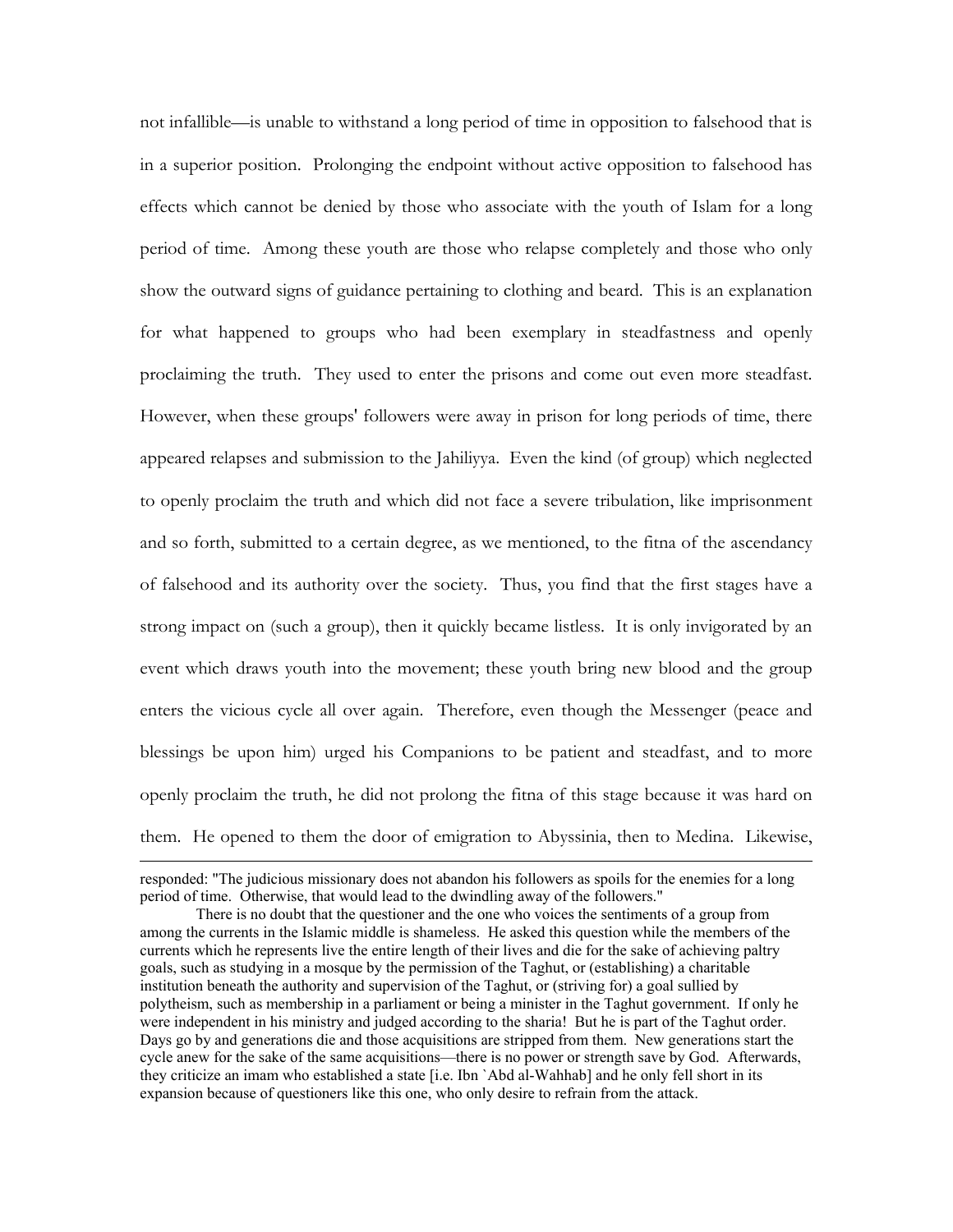not infallible—is unable to withstand a long period of time in opposition to falsehood that is in a superior position. Prolonging the endpoint without active opposition to falsehood has effects which cannot be denied by those who associate with the youth of Islam for a long period of time. Among these youth are those who relapse completely and those who only show the outward signs of guidance pertaining to clothing and beard. This is an explanation for what happened to groups who had been exemplary in steadfastness and openly proclaiming the truth. They used to enter the prisons and come out even more steadfast. However, when these groups' followers were away in prison for long periods of time, there appeared relapses and submission to the Jahiliyya. Even the kind (of group) which neglected to openly proclaim the truth and which did not face a severe tribulation, like imprisonment and so forth, submitted to a certain degree, as we mentioned, to the fitna of the ascendancy of falsehood and its authority over the society. Thus, you find that the first stages have a strong impact on (such a group), then it quickly became listless. It is only invigorated by an event which draws youth into the movement; these youth bring new blood and the group enters the vicious cycle all over again. Therefore, even though the Messenger (peace and blessings be upon him) urged his Companions to be patient and steadfast, and to more openly proclaim the truth, he did not prolong the fitna of this stage because it was hard on them. He opened to them the door of emigration to Abyssinia, then to Medina. Likewise,

---

responded: "The judicious missionary does not abandon his followers as spoils for the enemies for a long period of time. Otherwise, that would lead to the dwindling away of the followers."

There is no doubt that the questioner and the one who voices the sentiments of a group from among the currents in the Islamic middle is shameless. He asked this question while the members of the currents which he represents live the entire length of their lives and die for the sake of achieving paltry goals, such as studying in a mosque by the permission of the Taghut, or (establishing) a charitable institution beneath the authority and supervision of the Taghut, or (striving for) a goal sullied by polytheism, such as membership in a parliament or being a minister in the Taghut government. If only he were independent in his ministry and judged according to the sharia! But he is part of the Taghut order. Days go by and generations die and those acquisitions are stripped from them. New generations start the cycle anew for the sake of the same acquisitions—there is no power or strength save by God. Afterwards, they criticize an imam who established a state [i.e. Ibn `Abd al-Wahhab] and he only fell short in its expansion because of questioners like this one, who only desire to refrain from the attack.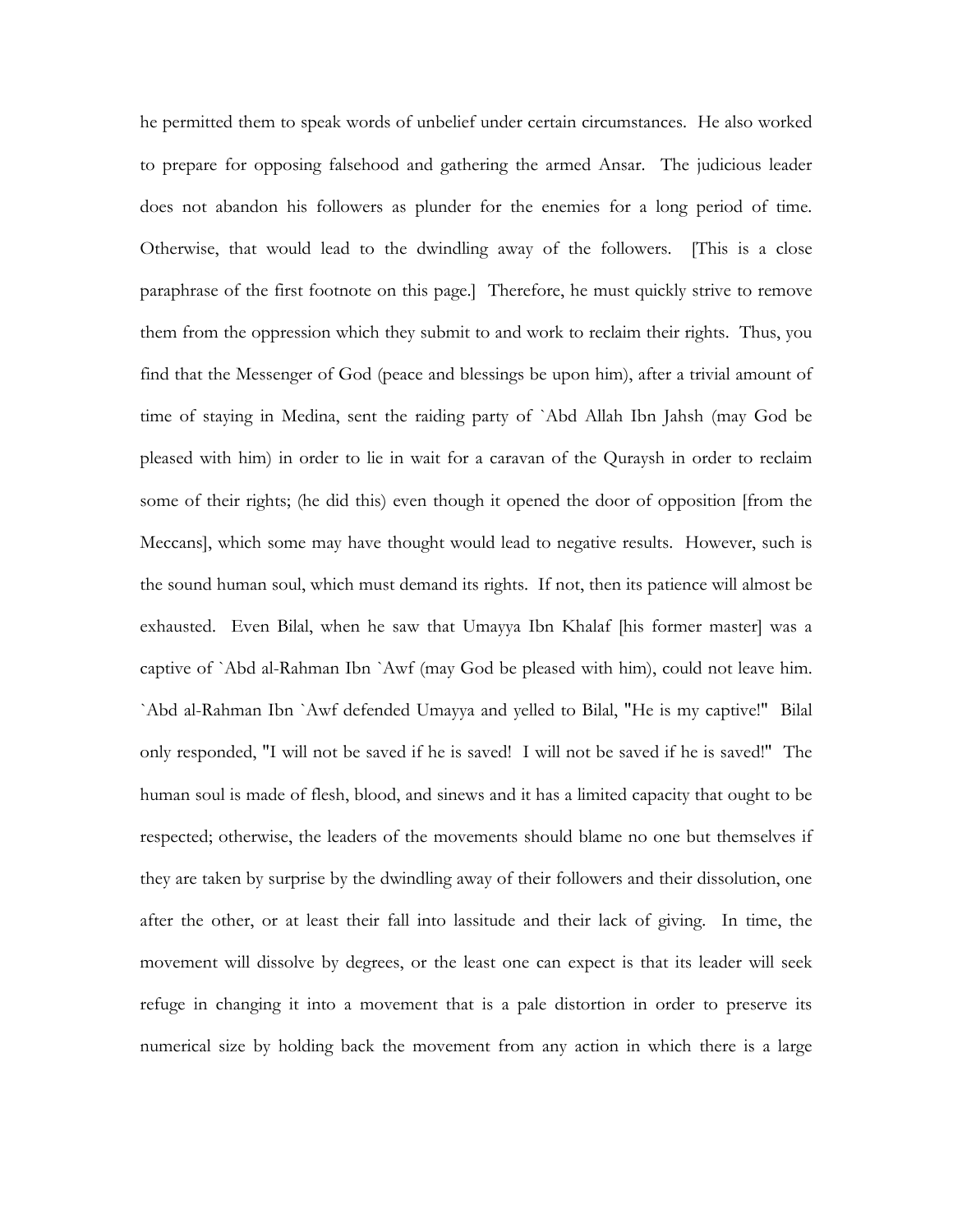he permitted them to speak words of unbelief under certain circumstances. He also worked to prepare for opposing falsehood and gathering the armed Ansar. The judicious leader does not abandon his followers as plunder for the enemies for a long period of time. Otherwise, that would lead to the dwindling away of the followers. [This is a close paraphrase of the first footnote on this page.] Therefore, he must quickly strive to remove them from the oppression which they submit to and work to reclaim their rights. Thus, you find that the Messenger of God (peace and blessings be upon him), after a trivial amount of time of staying in Medina, sent the raiding party of `Abd Allah Ibn Jahsh (may God be pleased with him) in order to lie in wait for a caravan of the Quraysh in order to reclaim some of their rights; (he did this) even though it opened the door of opposition [from the Meccans], which some may have thought would lead to negative results. However, such is the sound human soul, which must demand its rights. If not, then its patience will almost be exhausted. Even Bilal, when he saw that Umayya Ibn Khalaf [his former master] was a captive of `Abd al-Rahman Ibn `Awf (may God be pleased with him), could not leave him. `Abd al-Rahman Ibn `Awf defended Umayya and yelled to Bilal, "He is my captive!" Bilal only responded, "I will not be saved if he is saved! I will not be saved if he is saved!" The human soul is made of flesh, blood, and sinews and it has a limited capacity that ought to be respected; otherwise, the leaders of the movements should blame no one but themselves if they are taken by surprise by the dwindling away of their followers and their dissolution, one after the other, or at least their fall into lassitude and their lack of giving. In time, the movement will dissolve by degrees, or the least one can expect is that its leader will seek refuge in changing it into a movement that is a pale distortion in order to preserve its numerical size by holding back the movement from any action in which there is a large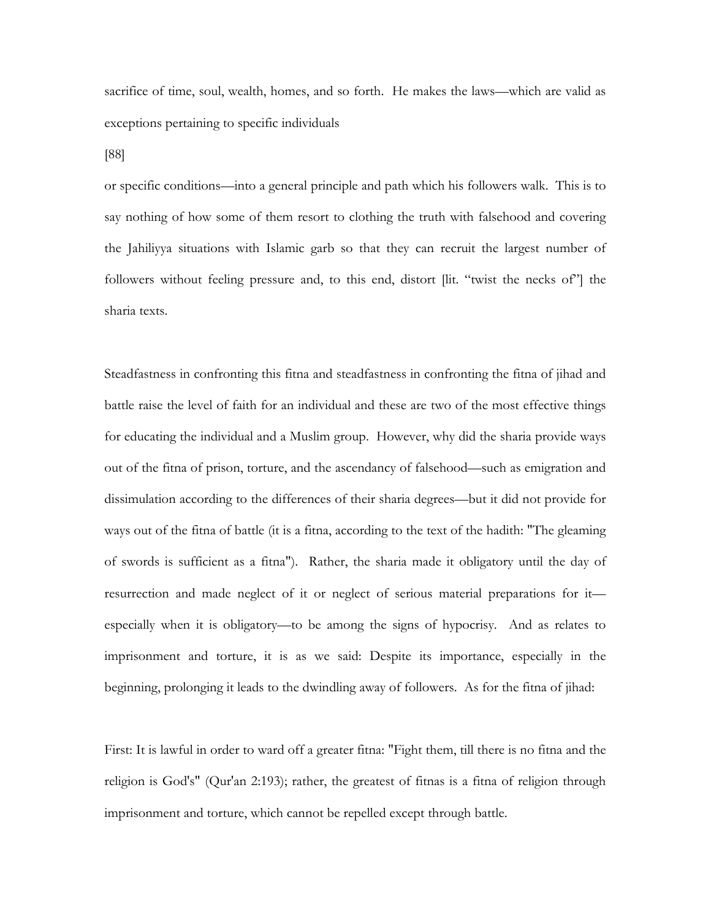sacrifice of time, soul, wealth, homes, and so forth. He makes the laws—which are valid as exceptions pertaining to specific individuals

[88]

or specific conditions—into a general principle and path which his followers walk. This is to say nothing of how some of them resort to clothing the truth with falsehood and covering the Jahiliyya situations with Islamic garb so that they can recruit the largest number of followers without feeling pressure and, to this end, distort [lit. "twist the necks of"] the sharia texts.

Steadfastness in confronting this fitna and steadfastness in confronting the fitna of jihad and battle raise the level of faith for an individual and these are two of the most effective things for educating the individual and a Muslim group. However, why did the sharia provide ways out of the fitna of prison, torture, and the ascendancy of falsehood—such as emigration and dissimulation according to the differences of their sharia degrees—but it did not provide for ways out of the fitna of battle (it is a fitna, according to the text of the hadith: "The gleaming of swords is sufficient as a fitna"). Rather, the sharia made it obligatory until the day of resurrection and made neglect of it or neglect of serious material preparations for it—especially when it is obligatory—to be among the signs of hypocrisy. And as relates to imprisonment and torture, it is as we said: Despite its importance, especially in the beginning, prolonging it leads to the dwindling away of followers. As for the fitna of jihad:

First: It is lawful in order to ward off a greater fitna: "Fight them, till there is no fitna and the religion is God's" (Qur'an 2:193); rather, the greatest of fitnas is a fitna of religion through imprisonment and torture, which cannot be repelled except through battle.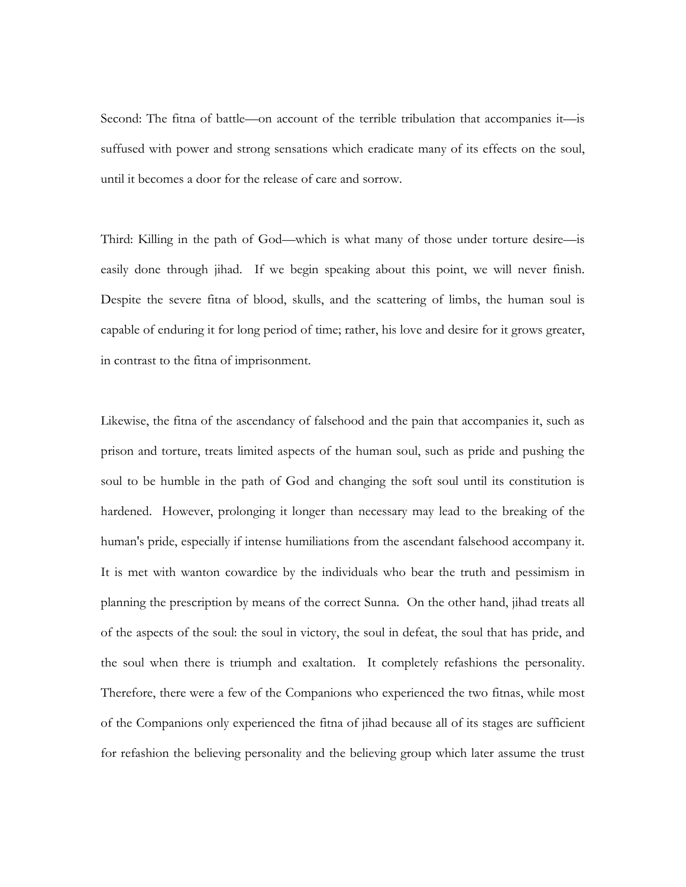Second: The fitna of battle—on account of the terrible tribulation that accompanies it—is suffused with power and strong sensations which eradicate many of its effects on the soul, until it becomes a door for the release of care and sorrow.

Third: Killing in the path of God—which is what many of those under torture desire—is easily done through jihad. If we begin speaking about this point, we will never finish. Despite the severe fitna of blood, skulls, and the scattering of limbs, the human soul is capable of enduring it for long period of time; rather, his love and desire for it grows greater, in contrast to the fitna of imprisonment.

Likewise, the fitna of the ascendancy of falsehood and the pain that accompanies it, such as prison and torture, treats limited aspects of the human soul, such as pride and pushing the soul to be humble in the path of God and changing the soft soul until its constitution is hardened. However, prolonging it longer than necessary may lead to the breaking of the human's pride, especially if intense humiliations from the ascendant falsehood accompany it. It is met with wanton cowardice by the individuals who bear the truth and pessimism in planning the prescription by means of the correct Sunna. On the other hand, jihad treats all of the aspects of the soul: the soul in victory, the soul in defeat, the soul that has pride, and the soul when there is triumph and exaltation. It completely refashions the personality. Therefore, there were a few of the Companions who experienced the two fitnas, while most of the Companions only experienced the fitna of jihad because all of its stages are sufficient for refashion the believing personality and the believing group which later assume the trust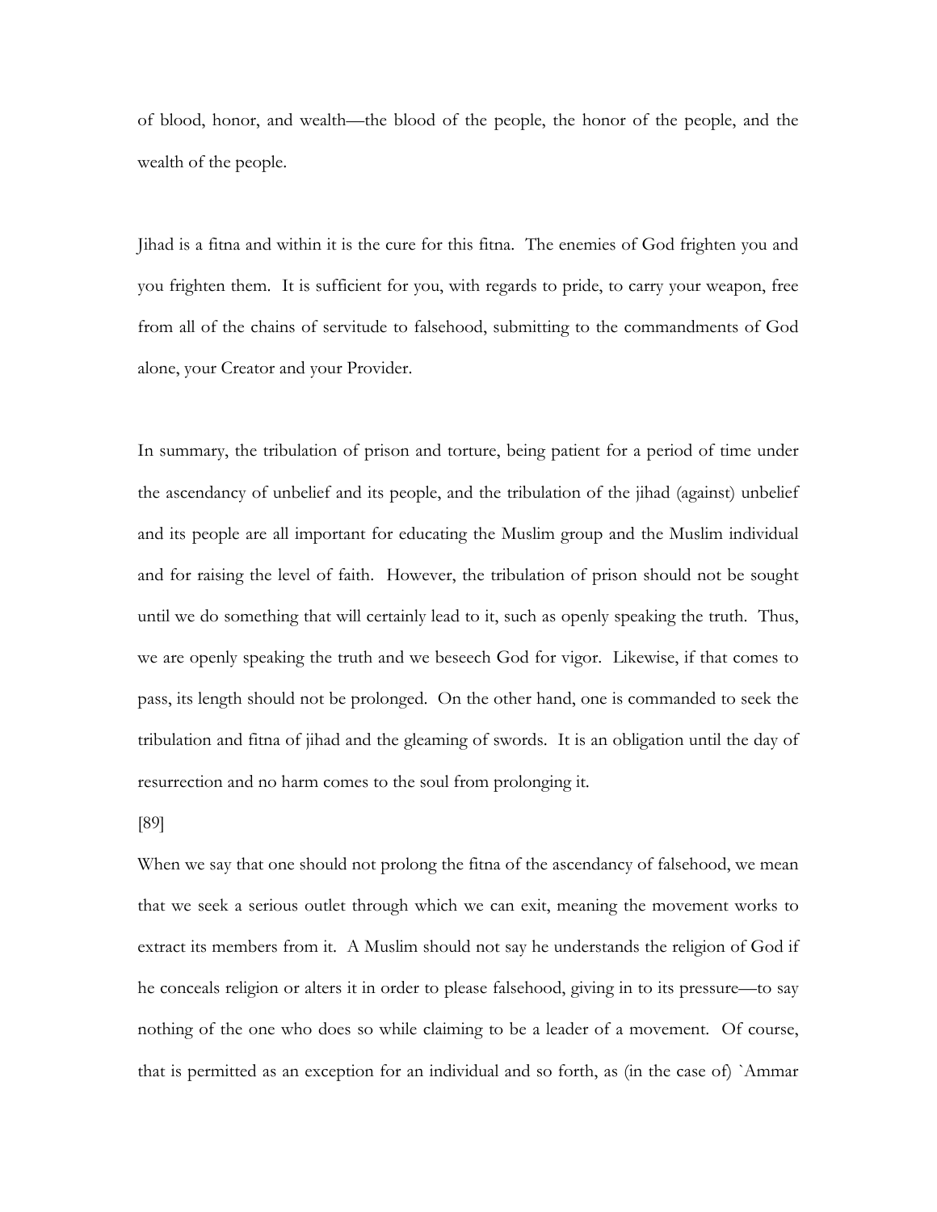of blood, honor, and wealth—the blood of the people, the honor of the people, and the wealth of the people.

Jihad is a fitna and within it is the cure for this fitna. The enemies of God frighten you and you frighten them. It is sufficient for you, with regards to pride, to carry your weapon, free from all of the chains of servitude to falsehood, submitting to the commandments of God alone, your Creator and your Provider.

In summary, the tribulation of prison and torture, being patient for a period of time under the ascendancy of unbelief and its people, and the tribulation of the jihad (against) unbelief and its people are all important for educating the Muslim group and the Muslim individual and for raising the level of faith. However, the tribulation of prison should not be sought until we do something that will certainly lead to it, such as openly speaking the truth. Thus, we are openly speaking the truth and we beseech God for vigor. Likewise, if that comes to pass, its length should not be prolonged. On the other hand, one is commanded to seek the tribulation and fitna of jihad and the gleaming of swords. It is an obligation until the day of resurrection and no harm comes to the soul from prolonging it.

[89]

When we say that one should not prolong the fitna of the ascendancy of falsehood, we mean that we seek a serious outlet through which we can exit, meaning the movement works to extract its members from it. A Muslim should not say he understands the religion of God if he conceals religion or alters it in order to please falsehood, giving in to its pressure—to say nothing of the one who does so while claiming to be a leader of a movement. Of course, that is permitted as an exception for an individual and so forth, as (in the case of) `Ammar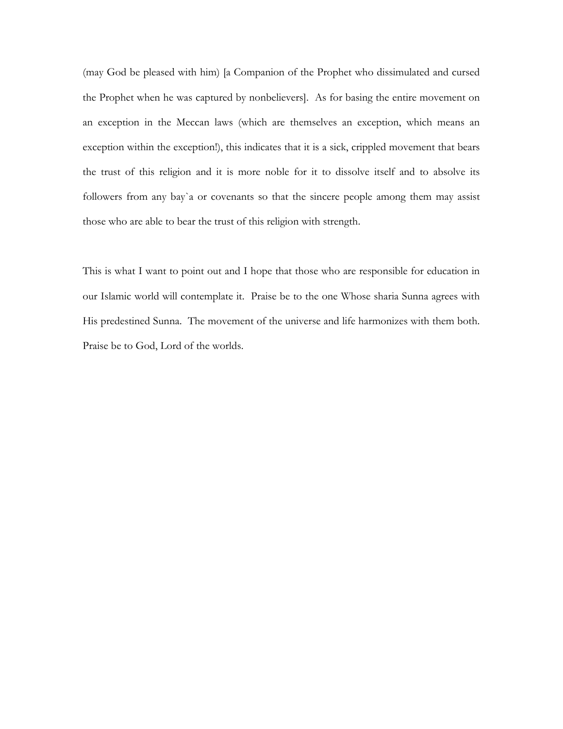(may God be pleased with him) [a Companion of the Prophet who dissimulated and cursed the Prophet when he was captured by nonbelievers]. As for basing the entire movement on an exception in the Meccan laws (which are themselves an exception, which means an exception within the exception!), this indicates that it is a sick, crippled movement that bears the trust of this religion and it is more noble for it to dissolve itself and to absolve its followers from any bay`a or covenants so that the sincere people among them may assist those who are able to bear the trust of this religion with strength.

This is what I want to point out and I hope that those who are responsible for education in our Islamic world will contemplate it. Praise be to the one Whose sharia Sunna agrees with His predestined Sunna. The movement of the universe and life harmonizes with them both. Praise be to God, Lord of the worlds.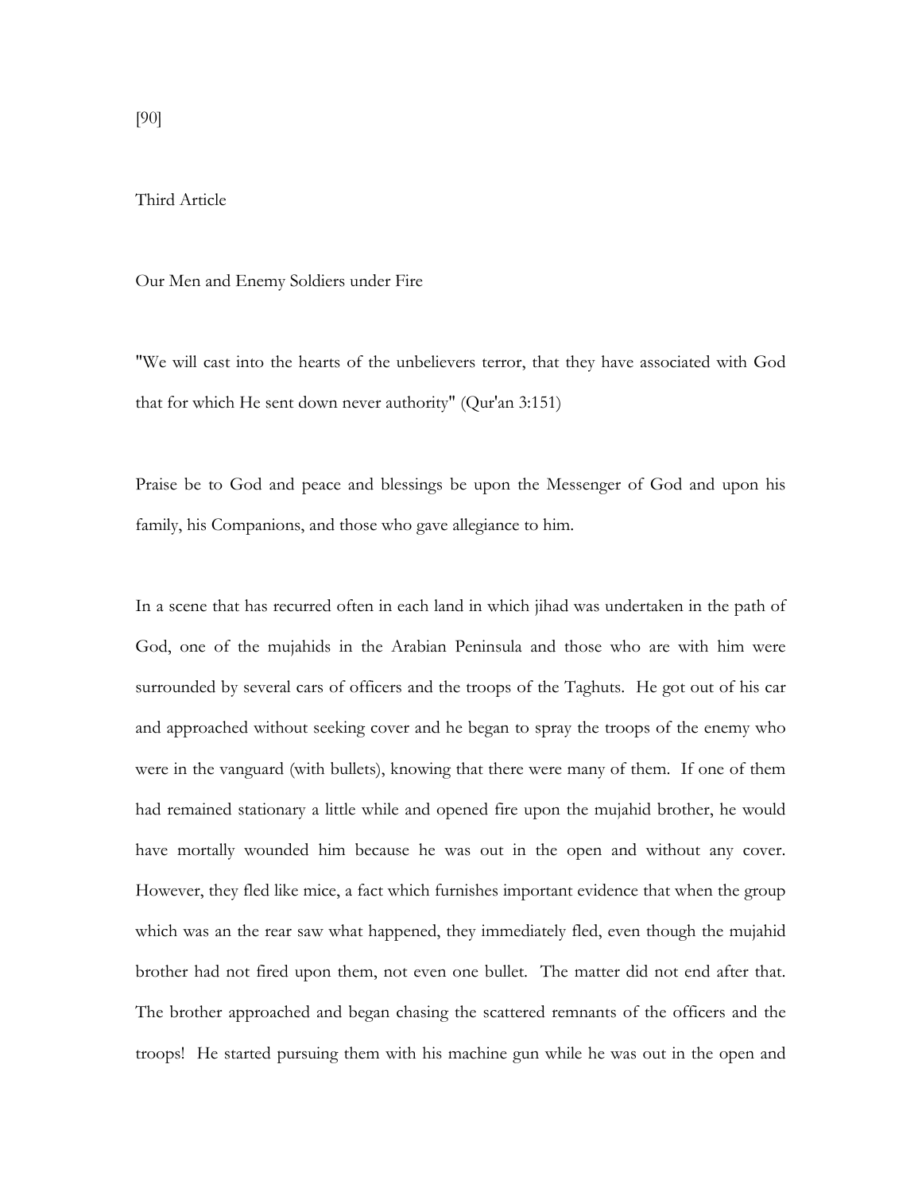[90]

Third Article

Our Men and Enemy Soldiers under Fire

"We will cast into the hearts of the unbelievers terror, that they have associated with God that for which He sent down never authority" (Qur'an 3:151)

Praise be to God and peace and blessings be upon the Messenger of God and upon his family, his Companions, and those who gave allegiance to him.

In a scene that has recurred often in each land in which jihad was undertaken in the path of God, one of the mujahids in the Arabian Peninsula and those who are with him were surrounded by several cars of officers and the troops of the Taghuts. He got out of his car and approached without seeking cover and he began to spray the troops of the enemy who were in the vanguard (with bullets), knowing that there were many of them. If one of them had remained stationary a little while and opened fire upon the mujahid brother, he would have mortally wounded him because he was out in the open and without any cover. However, they fled like mice, a fact which furnishes important evidence that when the group which was an the rear saw what happened, they immediately fled, even though the mujahid brother had not fired upon them, not even one bullet. The matter did not end after that. The brother approached and began chasing the scattered remnants of the officers and the troops! He started pursuing them with his machine gun while he was out in the open and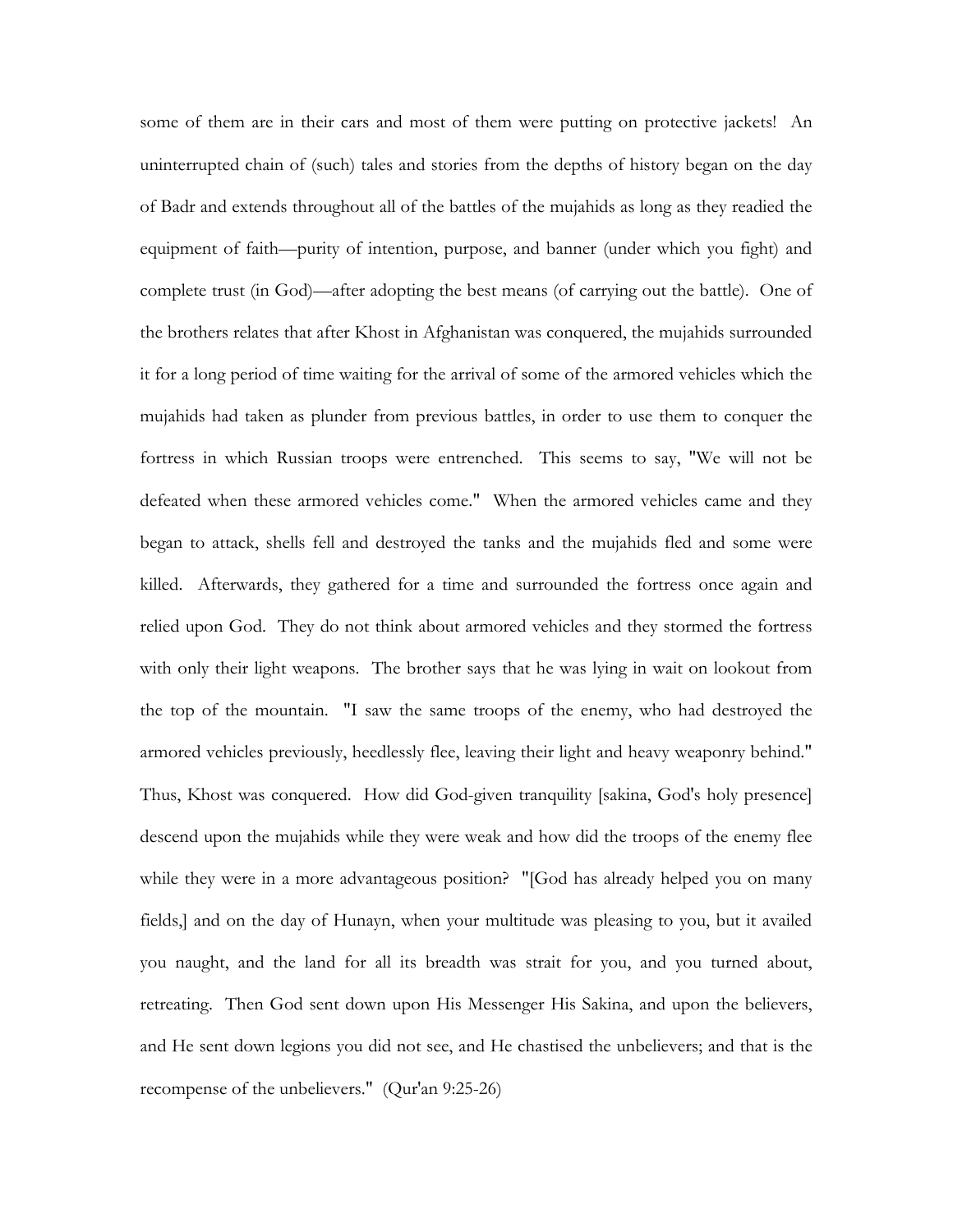some of them are in their cars and most of them were putting on protective jackets! An uninterrupted chain of (such) tales and stories from the depths of history began on the day of Badr and extends throughout all of the battles of the mujahids as long as they readied the equipment of faith—purity of intention, purpose, and banner (under which you fight) and complete trust (in God)—after adopting the best means (of carrying out the battle). One of the brothers relates that after Khost in Afghanistan was conquered, the mujahids surrounded it for a long period of time waiting for the arrival of some of the armored vehicles which the mujahids had taken as plunder from previous battles, in order to use them to conquer the fortress in which Russian troops were entrenched. This seems to say, "We will not be defeated when these armored vehicles come." When the armored vehicles came and they began to attack, shells fell and destroyed the tanks and the mujahids fled and some were killed. Afterwards, they gathered for a time and surrounded the fortress once again and relied upon God. They do not think about armored vehicles and they stormed the fortress with only their light weapons. The brother says that he was lying in wait on lookout from the top of the mountain. "I saw the same troops of the enemy, who had destroyed the armored vehicles previously, heedlessly flee, leaving their light and heavy weaponry behind." Thus, Khost was conquered. How did God-given tranquility [sakina, God's holy presence] descend upon the mujahids while they were weak and how did the troops of the enemy flee while they were in a more advantageous position? "[God has already helped you on many fields,] and on the day of Hunayn, when your multitude was pleasing to you, but it availed you naught, and the land for all its breadth was strait for you, and you turned about, retreating. Then God sent down upon His Messenger His Sakina, and upon the believers, and He sent down legions you did not see, and He chastised the unbelievers; and that is the recompense of the unbelievers." (Qur'an 9:25-26)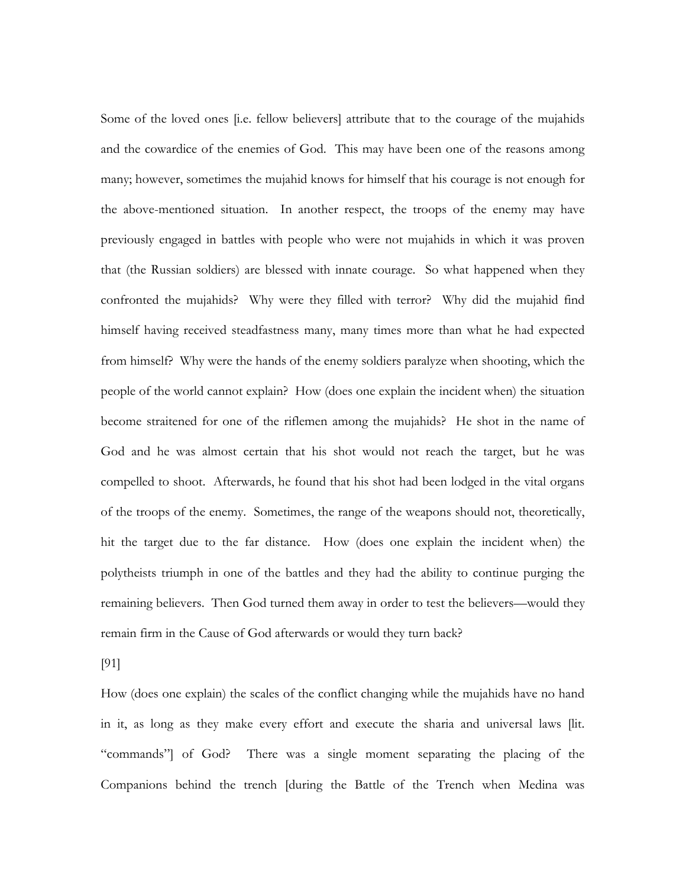Some of the loved ones [i.e. fellow believers] attribute that to the courage of the mujahids and the cowardice of the enemies of God. This may have been one of the reasons among many; however, sometimes the mujahid knows for himself that his courage is not enough for the above-mentioned situation. In another respect, the troops of the enemy may have previously engaged in battles with people who were not mujahids in which it was proven that (the Russian soldiers) are blessed with innate courage. So what happened when they confronted the mujahids? Why were they filled with terror? Why did the mujahid find himself having received steadfastness many, many times more than what he had expected from himself? Why were the hands of the enemy soldiers paralyze when shooting, which the people of the world cannot explain? How (does one explain the incident when) the situation become straitened for one of the riflemen among the mujahids? He shot in the name of God and he was almost certain that his shot would not reach the target, but he was compelled to shoot. Afterwards, he found that his shot had been lodged in the vital organs of the troops of the enemy. Sometimes, the range of the weapons should not, theoretically, hit the target due to the far distance. How (does one explain the incident when) the polytheists triumph in one of the battles and they had the ability to continue purging the remaining believers. Then God turned them away in order to test the believers—would they remain firm in the Cause of God afterwards or would they turn back?

[91]

How (does one explain) the scales of the conflict changing while the mujahids have no hand in it, as long as they make every effort and execute the sharia and universal laws [lit. "commands"] of God? There was a single moment separating the placing of the Companions behind the trench [during the Battle of the Trench when Medina was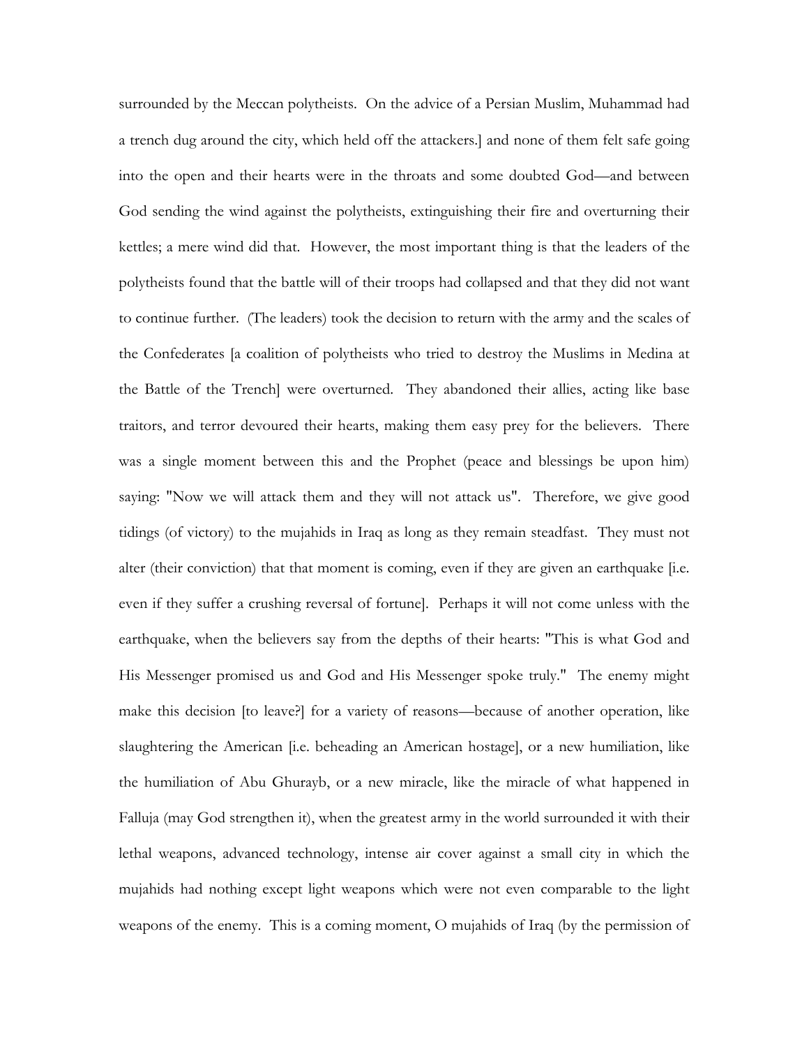surrounded by the Meccan polytheists. On the advice of a Persian Muslim, Muhammad had a trench dug around the city, which held off the attackers.] and none of them felt safe going into the open and their hearts were in the throats and some doubted God—and between God sending the wind against the polytheists, extinguishing their fire and overturning their kettles; a mere wind did that. However, the most important thing is that the leaders of the polytheists found that the battle will of their troops had collapsed and that they did not want to continue further. (The leaders) took the decision to return with the army and the scales of the Confederates [a coalition of polytheists who tried to destroy the Muslims in Medina at the Battle of the Trench] were overturned. They abandoned their allies, acting like base traitors, and terror devoured their hearts, making them easy prey for the believers. There was a single moment between this and the Prophet (peace and blessings be upon him) saying: "Now we will attack them and they will not attack us". Therefore, we give good tidings (of victory) to the mujahids in Iraq as long as they remain steadfast. They must not alter (their conviction) that that moment is coming, even if they are given an earthquake [i.e. even if they suffer a crushing reversal of fortune]. Perhaps it will not come unless with the earthquake, when the believers say from the depths of their hearts: "This is what God and His Messenger promised us and God and His Messenger spoke truly." The enemy might make this decision [to leave?] for a variety of reasons—because of another operation, like slaughtering the American [i.e. beheading an American hostage], or a new humiliation, like the humiliation of Abu Ghurayb, or a new miracle, like the miracle of what happened in Falluja (may God strengthen it), when the greatest army in the world surrounded it with their lethal weapons, advanced technology, intense air cover against a small city in which the mujahids had nothing except light weapons which were not even comparable to the light weapons of the enemy. This is a coming moment, O mujahids of Iraq (by the permission of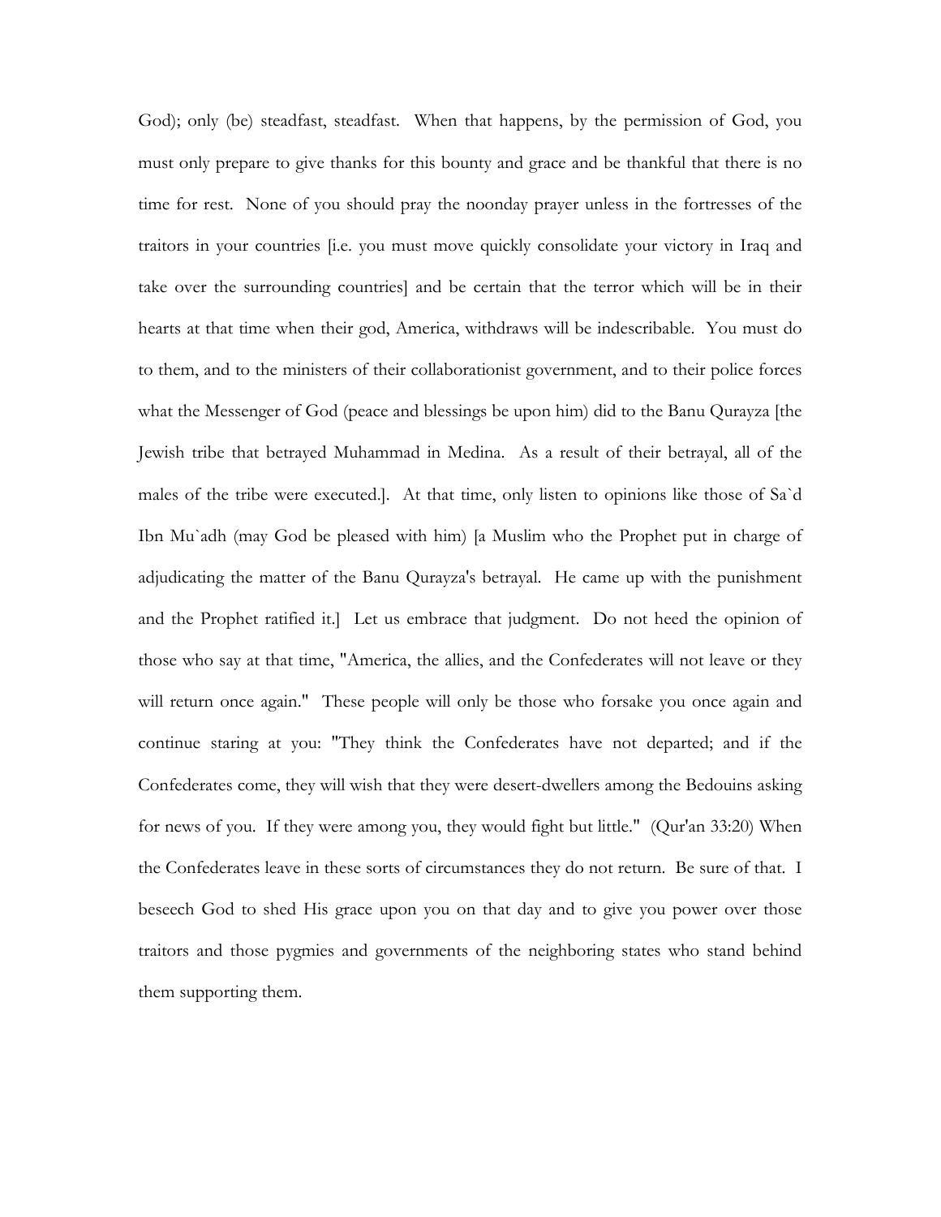God); only (be) steadfast, steadfast. When that happens, by the permission of God, you must only prepare to give thanks for this bounty and grace and be thankful that there is no time for rest. None of you should pray the noonday prayer unless in the fortresses of the traitors in your countries [i.e. you must move quickly consolidate your victory in Iraq and take over the surrounding countries] and be certain that the terror which will be in their hearts at that time when their god, America, withdraws will be indescribable. You must do to them, and to the ministers of their collaborationist government, and to their police forces what the Messenger of God (peace and blessings be upon him) did to the Banu Qurayza [the Jewish tribe that betrayed Muhammad in Medina. As a result of their betrayal, all of the males of the tribe were executed.]. At that time, only listen to opinions like those of Sa`d Ibn Mu`adh (may God be pleased with him) [a Muslim who the Prophet put in charge of adjudicating the matter of the Banu Qurayza's betrayal. He came up with the punishment and the Prophet ratified it.] Let us embrace that judgment. Do not heed the opinion of those who say at that time, "America, the allies, and the Confederates will not leave or they will return once again." These people will only be those who forsake you once again and continue staring at you: "They think the Confederates have not departed; and if the Confederates come, they will wish that they were desert-dwellers among the Bedouins asking for news of you. If they were among you, they would fight but little." (Qur'an 33:20) When the Confederates leave in these sorts of circumstances they do not return. Be sure of that. I beseech God to shed His grace upon you on that day and to give you power over those traitors and those pygmies and governments of the neighboring states who stand behind them supporting them.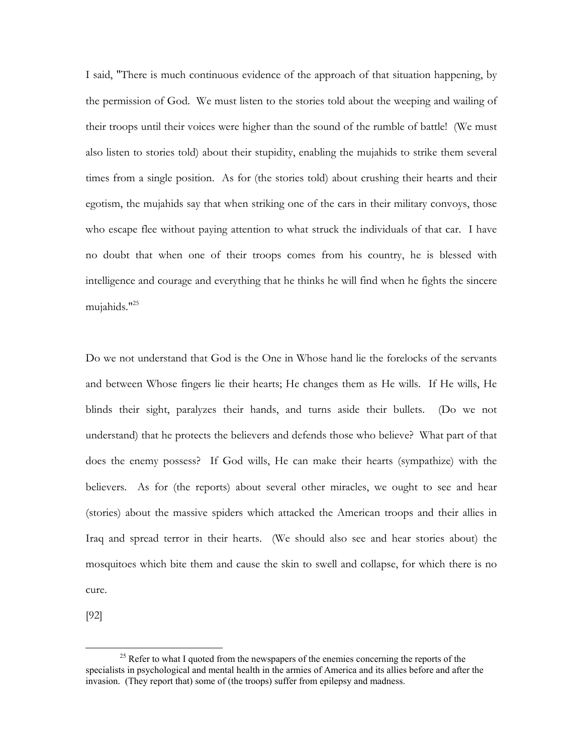I said, "There is much continuous evidence of the approach of that situation happening, by the permission of God. We must listen to the stories told about the weeping and wailing of their troops until their voices were higher than the sound of the rumble of battle! (We must also listen to stories told) about their stupidity, enabling the mujahids to strike them several times from a single position. As for (the stories told) about crushing their hearts and their egotism, the mujahids say that when striking one of the cars in their military convoys, those who escape flee without paying attention to what struck the individuals of that car. I have no doubt that when one of their troops comes from his country, he is blessed with intelligence and courage and everything that he thinks he will find when he fights the sincere mujahids."[25]

Do we not understand that God is the One in Whose hand lie the forelocks of the servants and between Whose fingers lie their hearts; He changes them as He wills. If He wills, He blinds their sight, paralyzes their hands, and turns aside their bullets. (Do we not understand) that he protects the believers and defends those who believe? What part of that does the enemy possess? If God wills, He can make their hearts (sympathize) with the believers. As for (the reports) about several other miracles, we ought to see and hear (stories) about the massive spiders which attacked the American troops and their allies in Iraq and spread terror in their hearts. (We should also see and hear stories about) the mosquitoes which bite them and cause the skin to swell and collapse, for which there is no cure.

[92]

---

[25] Refer to what I quoted from the newspapers of the enemies concerning the reports of the specialists in psychological and mental health in the armies of America and its allies before and after the invasion. (They report that) some of (the troops) suffer from epilepsy and madness.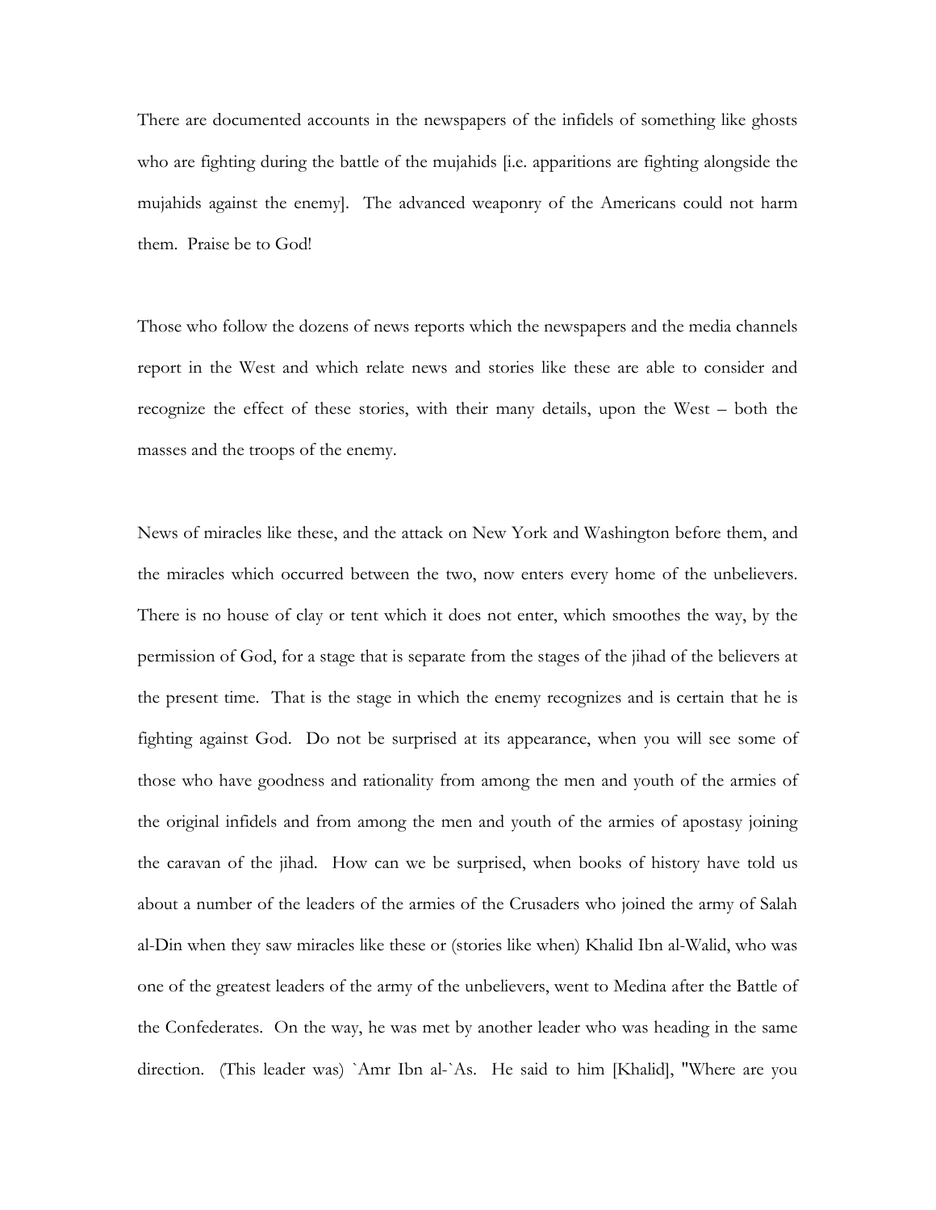There are documented accounts in the newspapers of the infidels of something like ghosts who are fighting during the battle of the mujahids [i.e. apparitions are fighting alongside the mujahids against the enemy]. The advanced weaponry of the Americans could not harm them. Praise be to God!

Those who follow the dozens of news reports which the newspapers and the media channels report in the West and which relate news and stories like these are able to consider and recognize the effect of these stories, with their many details, upon the West – both the masses and the troops of the enemy.

News of miracles like these, and the attack on New York and Washington before them, and the miracles which occurred between the two, now enters every home of the unbelievers. There is no house of clay or tent which it does not enter, which smoothes the way, by the permission of God, for a stage that is separate from the stages of the jihad of the believers at the present time. That is the stage in which the enemy recognizes and is certain that he is fighting against God. Do not be surprised at its appearance, when you will see some of those who have goodness and rationality from among the men and youth of the armies of the original infidels and from among the men and youth of the armies of apostasy joining the caravan of the jihad. How can we be surprised, when books of history have told us about a number of the leaders of the armies of the Crusaders who joined the army of Salah al-Din when they saw miracles like these or (stories like when) Khalid Ibn al-Walid, who was one of the greatest leaders of the army of the unbelievers, went to Medina after the Battle of the Confederates. On the way, he was met by another leader who was heading in the same direction. (This leader was) `Amr Ibn al-`As. He said to him [Khalid], "Where are you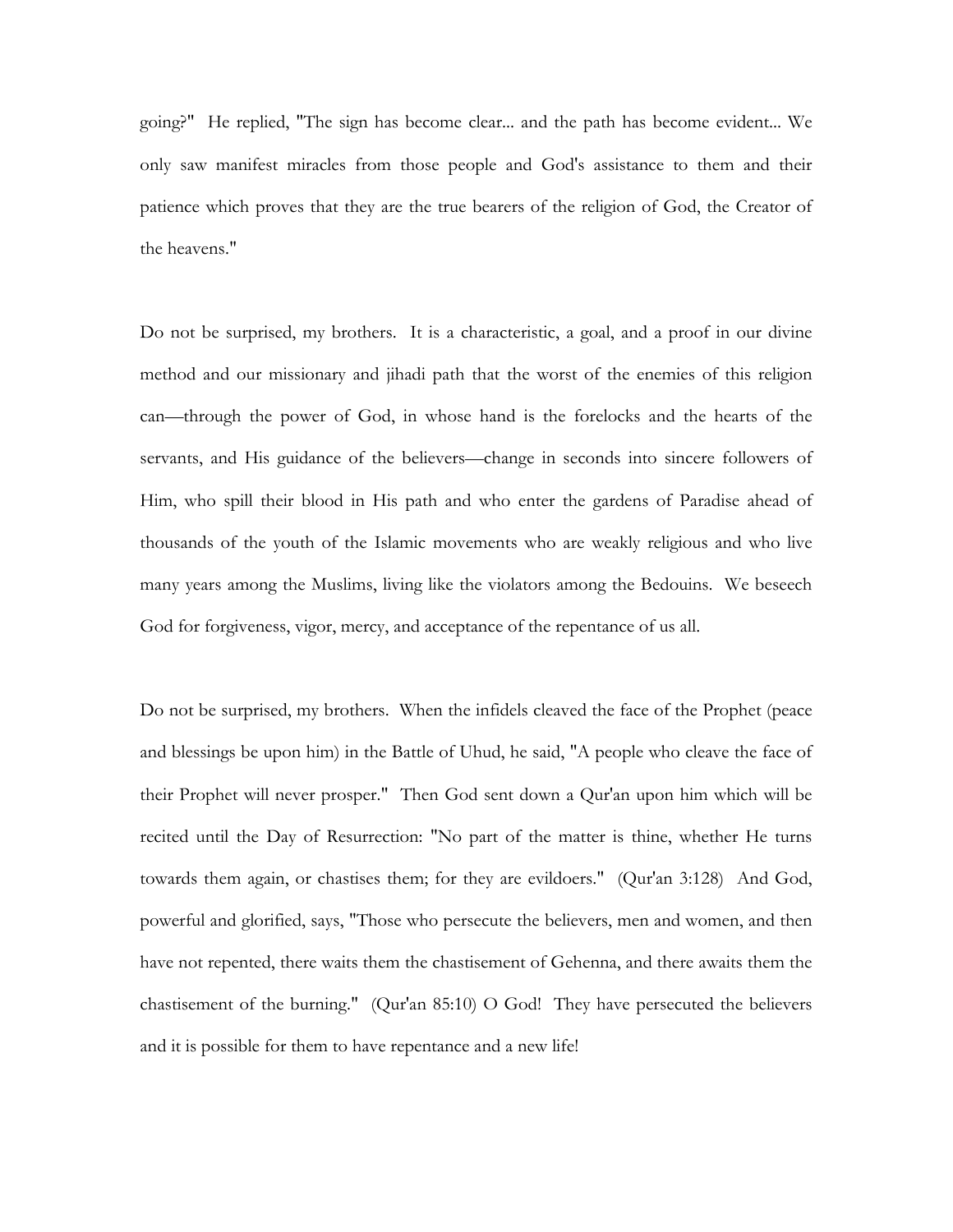going?" He replied, "The sign has become clear... and the path has become evident... We only saw manifest miracles from those people and God's assistance to them and their patience which proves that they are the true bearers of the religion of God, the Creator of the heavens."

Do not be surprised, my brothers. It is a characteristic, a goal, and a proof in our divine method and our missionary and jihadi path that the worst of the enemies of this religion can—through the power of God, in whose hand is the forelocks and the hearts of the servants, and His guidance of the believers—change in seconds into sincere followers of Him, who spill their blood in His path and who enter the gardens of Paradise ahead of thousands of the youth of the Islamic movements who are weakly religious and who live many years among the Muslims, living like the violators among the Bedouins. We beseech God for forgiveness, vigor, mercy, and acceptance of the repentance of us all.

Do not be surprised, my brothers. When the infidels cleaved the face of the Prophet (peace and blessings be upon him) in the Battle of Uhud, he said, "A people who cleave the face of their Prophet will never prosper." Then God sent down a Qur'an upon him which will be recited until the Day of Resurrection: "No part of the matter is thine, whether He turns towards them again, or chastises them; for they are evildoers." (Qur'an 3:128) And God, powerful and glorified, says, "Those who persecute the believers, men and women, and then have not repented, there waits them the chastisement of Gehenna, and there awaits them the chastisement of the burning." (Qur'an 85:10) O God! They have persecuted the believers and it is possible for them to have repentance and a new life!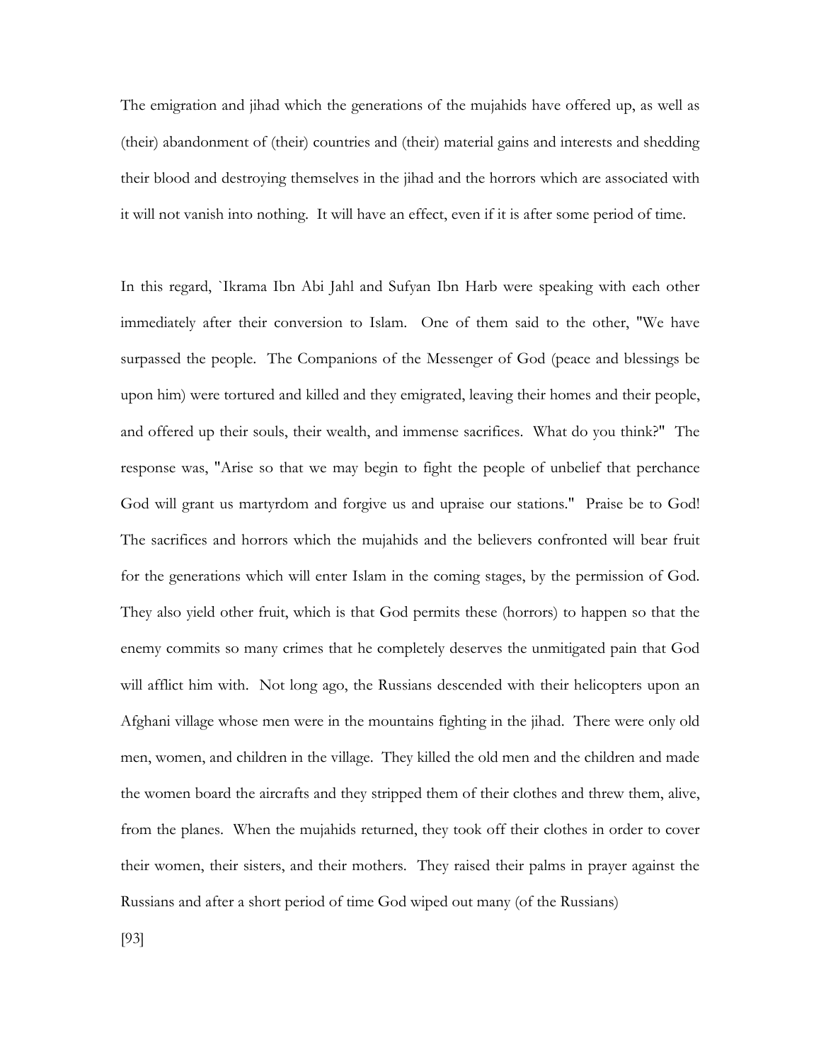The emigration and jihad which the generations of the mujahids have offered up, as well as (their) abandonment of (their) countries and (their) material gains and interests and shedding their blood and destroying themselves in the jihad and the horrors which are associated with it will not vanish into nothing. It will have an effect, even if it is after some period of time.

In this regard, `Ikrama Ibn Abi Jahl and Sufyan Ibn Harb were speaking with each other immediately after their conversion to Islam. One of them said to the other, "We have surpassed the people. The Companions of the Messenger of God (peace and blessings be upon him) were tortured and killed and they emigrated, leaving their homes and their people, and offered up their souls, their wealth, and immense sacrifices. What do you think?" The response was, "Arise so that we may begin to fight the people of unbelief that perchance God will grant us martyrdom and forgive us and upraise our stations." Praise be to God! The sacrifices and horrors which the mujahids and the believers confronted will bear fruit for the generations which will enter Islam in the coming stages, by the permission of God. They also yield other fruit, which is that God permits these (horrors) to happen so that the enemy commits so many crimes that he completely deserves the unmitigated pain that God will afflict him with. Not long ago, the Russians descended with their helicopters upon an Afghani village whose men were in the mountains fighting in the jihad. There were only old men, women, and children in the village. They killed the old men and the children and made the women board the aircrafts and they stripped them of their clothes and threw them, alive, from the planes. When the mujahids returned, they took off their clothes in order to cover their women, their sisters, and their mothers. They raised their palms in prayer against the Russians and after a short period of time God wiped out many (of the Russians)

[93]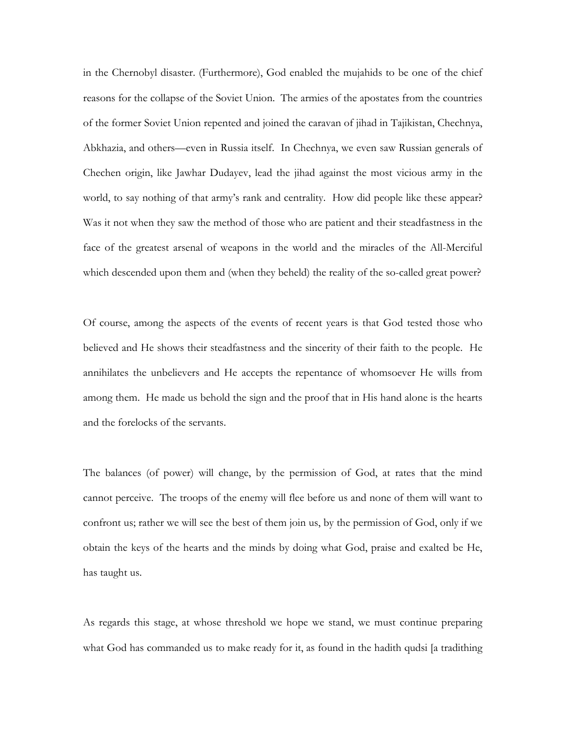in the Chernobyl disaster. (Furthermore), God enabled the mujahids to be one of the chief reasons for the collapse of the Soviet Union. The armies of the apostates from the countries of the former Soviet Union repented and joined the caravan of jihad in Tajikistan, Chechnya, Abkhazia, and others—even in Russia itself. In Chechnya, we even saw Russian generals of Chechen origin, like Jawhar Dudayev, lead the jihad against the most vicious army in the world, to say nothing of that army's rank and centrality. How did people like these appear? Was it not when they saw the method of those who are patient and their steadfastness in the face of the greatest arsenal of weapons in the world and the miracles of the All-Merciful which descended upon them and (when they beheld) the reality of the so-called great power?

Of course, among the aspects of the events of recent years is that God tested those who believed and He shows their steadfastness and the sincerity of their faith to the people. He annihilates the unbelievers and He accepts the repentance of whomsoever He wills from among them. He made us behold the sign and the proof that in His hand alone is the hearts and the forelocks of the servants.

The balances (of power) will change, by the permission of God, at rates that the mind cannot perceive. The troops of the enemy will flee before us and none of them will want to confront us; rather we will see the best of them join us, by the permission of God, only if we obtain the keys of the hearts and the minds by doing what God, praise and exalted be He, has taught us.

As regards this stage, at whose threshold we hope we stand, we must continue preparing what God has commanded us to make ready for it, as found in the hadith qudsi [a tradithing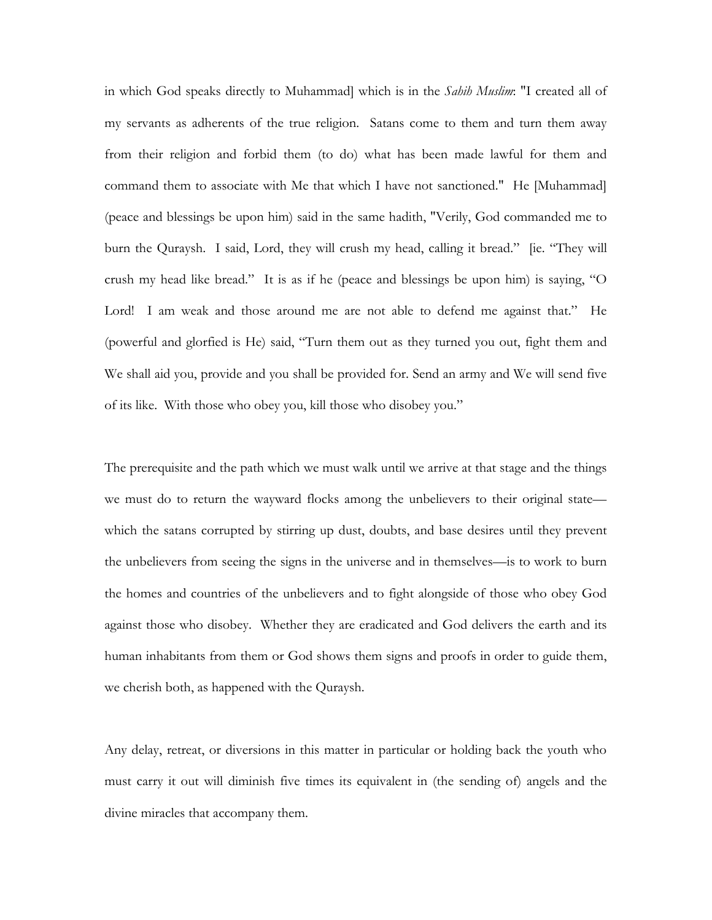in which God speaks directly to Muhammad] which is in the *Sahih Muslim*: "I created all of my servants as adherents of the true religion. Satans come to them and turn them away from their religion and forbid them (to do) what has been made lawful for them and command them to associate with Me that which I have not sanctioned." He [Muhammad] (peace and blessings be upon him) said in the same hadith, "Verily, God commanded me to burn the Quraysh. I said, Lord, they will crush my head, calling it bread." [ie. "They will crush my head like bread." It is as if he (peace and blessings be upon him) is saying, "O Lord! I am weak and those around me are not able to defend me against that." He (powerful and glorfied is He) said, "Turn them out as they turned you out, fight them and We shall aid you, provide and you shall be provided for. Send an army and We will send five of its like. With those who obey you, kill those who disobey you."

The prerequisite and the path which we must walk until we arrive at that stage and the things we must do to return the wayward flocks among the unbelievers to their original state—which the satans corrupted by stirring up dust, doubts, and base desires until they prevent the unbelievers from seeing the signs in the universe and in themselves—is to work to burn the homes and countries of the unbelievers and to fight alongside of those who obey God against those who disobey. Whether they are eradicated and God delivers the earth and its human inhabitants from them or God shows them signs and proofs in order to guide them, we cherish both, as happened with the Quraysh.

Any delay, retreat, or diversions in this matter in particular or holding back the youth who must carry it out will diminish five times its equivalent in (the sending of) angels and the divine miracles that accompany them.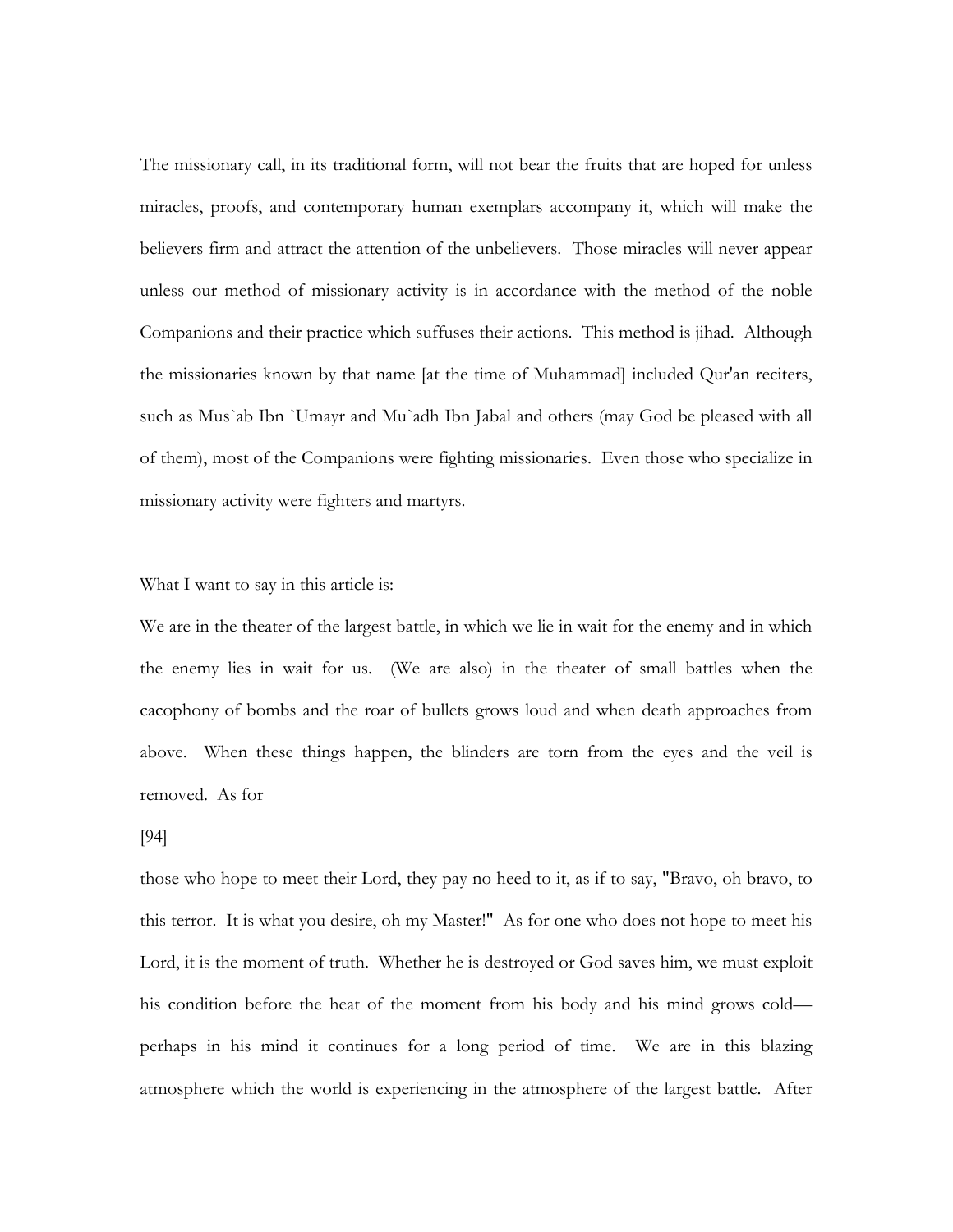The missionary call, in its traditional form, will not bear the fruits that are hoped for unless miracles, proofs, and contemporary human exemplars accompany it, which will make the believers firm and attract the attention of the unbelievers. Those miracles will never appear unless our method of missionary activity is in accordance with the method of the noble Companions and their practice which suffuses their actions. This method is jihad. Although the missionaries known by that name [at the time of Muhammad] included Qur'an reciters, such as Mus`ab Ibn `Umayr and Mu`adh Ibn Jabal and others (may God be pleased with all of them), most of the Companions were fighting missionaries. Even those who specialize in missionary activity were fighters and martyrs.

What I want to say in this article is:

We are in the theater of the largest battle, in which we lie in wait for the enemy and in which the enemy lies in wait for us. (We are also) in the theater of small battles when the cacophony of bombs and the roar of bullets grows loud and when death approaches from above. When these things happen, the blinders are torn from the eyes and the veil is removed. As for

[94]

those who hope to meet their Lord, they pay no heed to it, as if to say, "Bravo, oh bravo, to this terror. It is what you desire, oh my Master!" As for one who does not hope to meet his Lord, it is the moment of truth. Whether he is destroyed or God saves him, we must exploit his condition before the heat of the moment from his body and his mind grows cold—perhaps in his mind it continues for a long period of time. We are in this blazing atmosphere which the world is experiencing in the atmosphere of the largest battle. After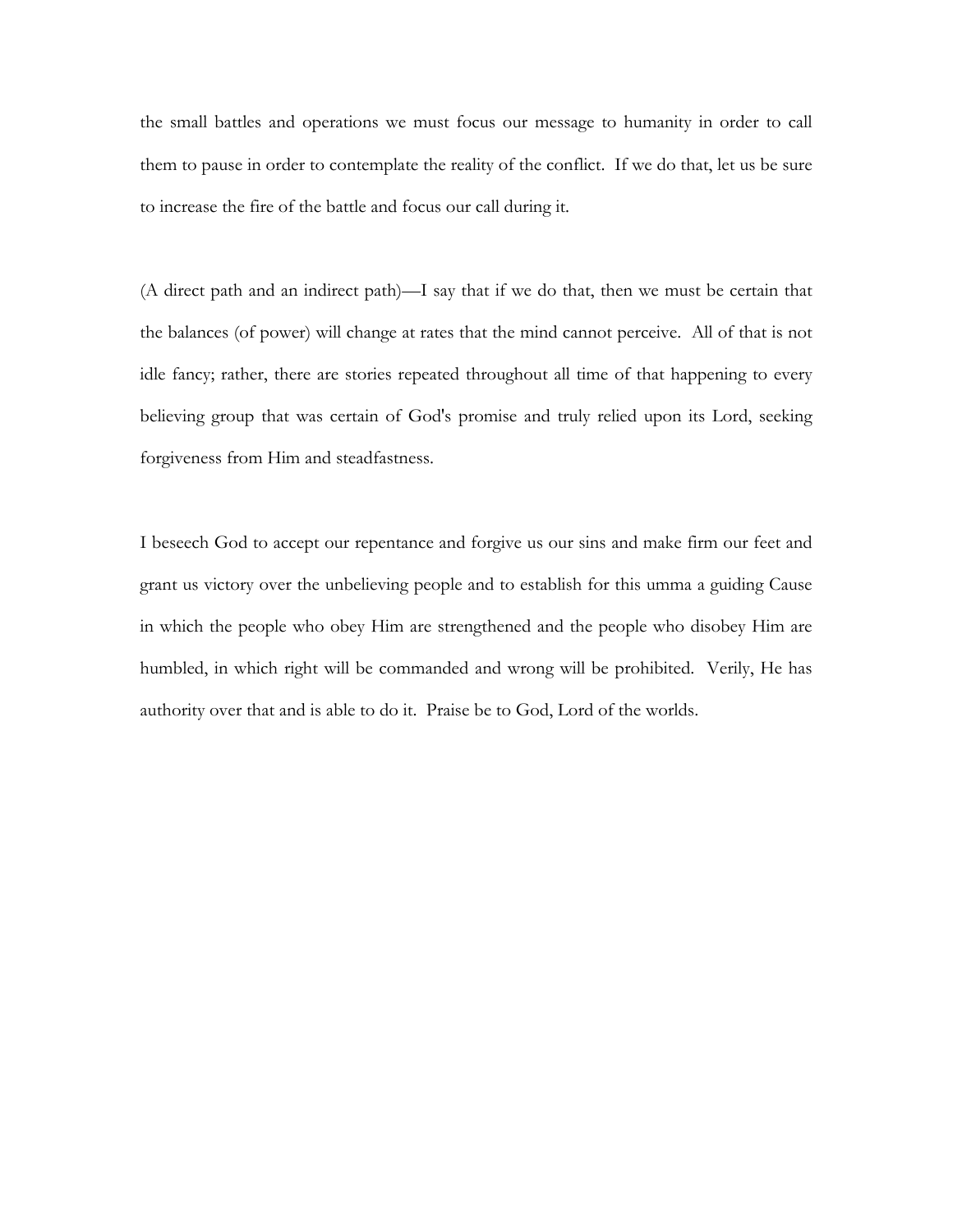the small battles and operations we must focus our message to humanity in order to call them to pause in order to contemplate the reality of the conflict. If we do that, let us be sure to increase the fire of the battle and focus our call during it.

(A direct path and an indirect path)—I say that if we do that, then we must be certain that the balances (of power) will change at rates that the mind cannot perceive. All of that is not idle fancy; rather, there are stories repeated throughout all time of that happening to every believing group that was certain of God's promise and truly relied upon its Lord, seeking forgiveness from Him and steadfastness.

I beseech God to accept our repentance and forgive us our sins and make firm our feet and grant us victory over the unbelieving people and to establish for this umma a guiding Cause in which the people who obey Him are strengthened and the people who disobey Him are humbled, in which right will be commanded and wrong will be prohibited. Verily, He has authority over that and is able to do it. Praise be to God, Lord of the worlds.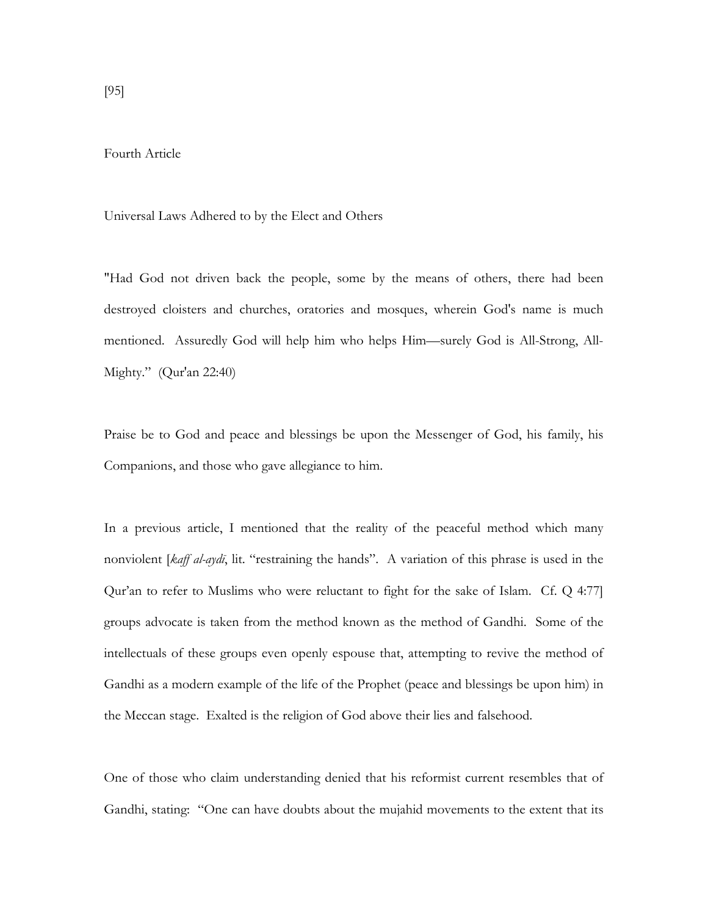[95]

Fourth Article

Universal Laws Adhered to by the Elect and Others

"Had God not driven back the people, some by the means of others, there had been destroyed cloisters and churches, oratories and mosques, wherein God's name is much mentioned. Assuredly God will help him who helps Him—surely God is All-Strong, All-Mighty." (Qur'an 22:40)

Praise be to God and peace and blessings be upon the Messenger of God, his family, his Companions, and those who gave allegiance to him.

In a previous article, I mentioned that the reality of the peaceful method which many nonviolent [*kaff al-aydī*, lit. "restraining the hands". A variation of this phrase is used in the Qur'an to refer to Muslims who were reluctant to fight for the sake of Islam. Cf. Q 4:77] groups advocate is taken from the method known as the method of Gandhi. Some of the intellectuals of these groups even openly espouse that, attempting to revive the method of Gandhi as a modern example of the life of the Prophet (peace and blessings be upon him) in the Meccan stage. Exalted is the religion of God above their lies and falsehood.

One of those who claim understanding denied that his reformist current resembles that of Gandhi, stating: "One can have doubts about the mujahid movements to the extent that its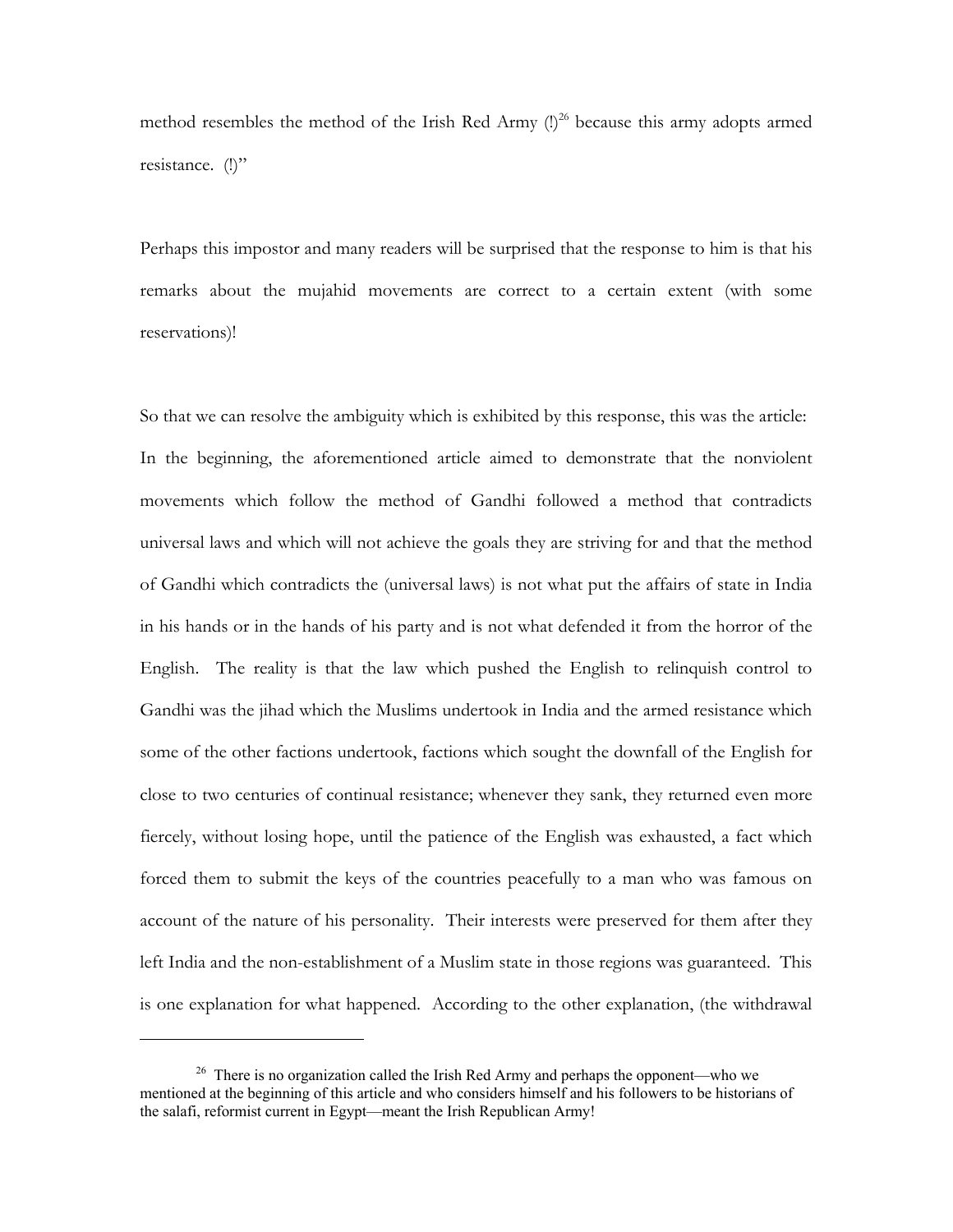method resembles the method of the Irish Red Army (!)[26] because this army adopts armed resistance. (!)"

Perhaps this impostor and many readers will be surprised that the response to him is that his remarks about the mujahid movements are correct to a certain extent (with some reservations)!

So that we can resolve the ambiguity which is exhibited by this response, this was the article: In the beginning, the aforementioned article aimed to demonstrate that the nonviolent movements which follow the method of Gandhi followed a method that contradicts universal laws and which will not achieve the goals they are striving for and that the method of Gandhi which contradicts the (universal laws) is not what put the affairs of state in India in his hands or in the hands of his party and is not what defended it from the horror of the English. The reality is that the law which pushed the English to relinquish control to Gandhi was the jihad which the Muslims undertook in India and the armed resistance which some of the other factions undertook, factions which sought the downfall of the English for close to two centuries of continual resistance; whenever they sank, they returned even more fiercely, without losing hope, until the patience of the English was exhausted, a fact which forced them to submit the keys of the countries peacefully to a man who was famous on account of the nature of his personality. Their interests were preserved for them after they left India and the non-establishment of a Muslim state in those regions was guaranteed. This is one explanation for what happened. According to the other explanation, (the withdrawal

[26] There is no organization called the Irish Red Army and perhaps the opponent—who we mentioned at the beginning of this article and who considers himself and his followers to be historians of the salafi, reformist current in Egypt—meant the Irish Republican Army!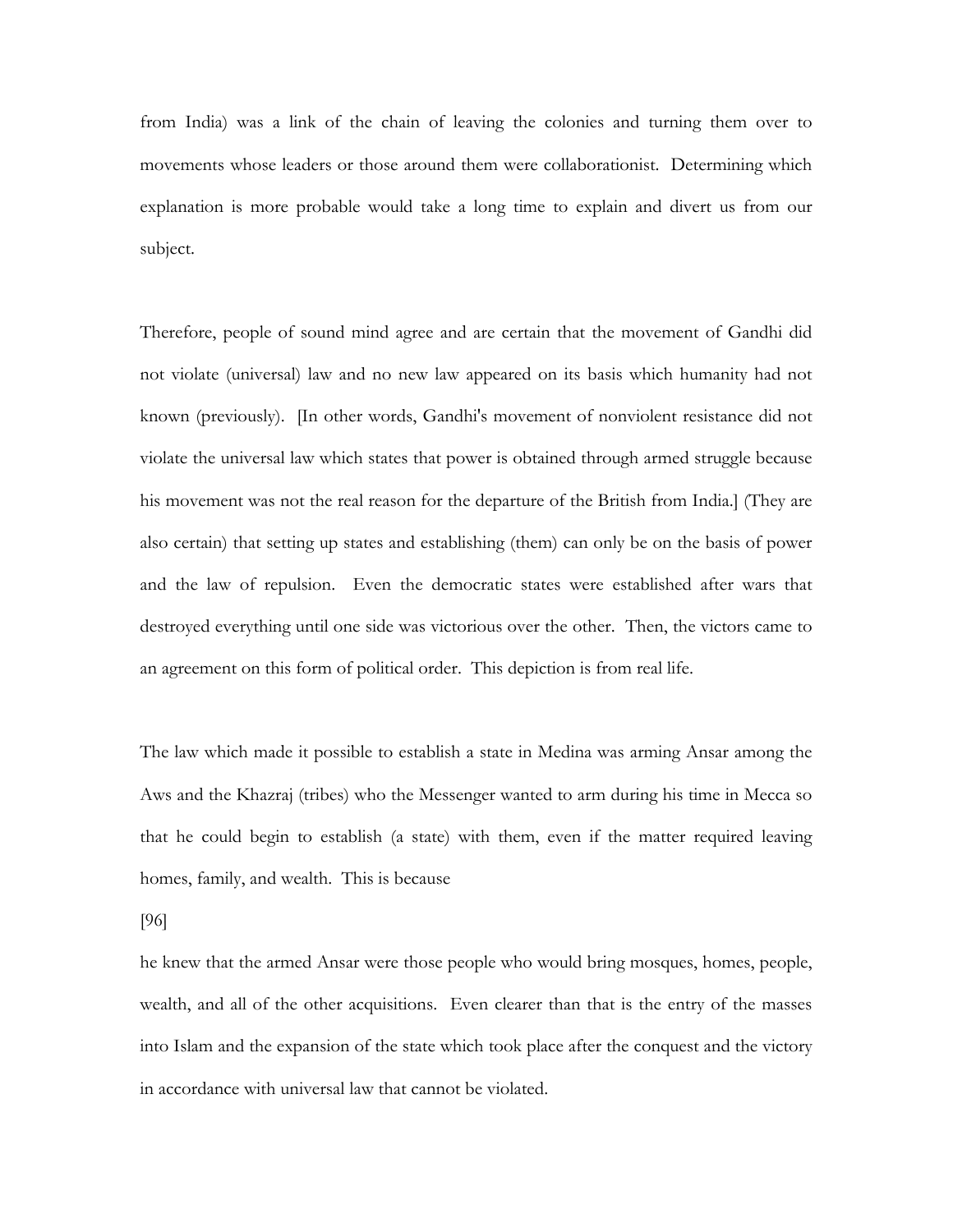from India) was a link of the chain of leaving the colonies and turning them over to movements whose leaders or those around them were collaborationist. Determining which explanation is more probable would take a long time to explain and divert us from our subject.

Therefore, people of sound mind agree and are certain that the movement of Gandhi did not violate (universal) law and no new law appeared on its basis which humanity had not known (previously). [In other words, Gandhi's movement of nonviolent resistance did not violate the universal law which states that power is obtained through armed struggle because his movement was not the real reason for the departure of the British from India.] (They are also certain) that setting up states and establishing (them) can only be on the basis of power and the law of repulsion. Even the democratic states were established after wars that destroyed everything until one side was victorious over the other. Then, the victors came to an agreement on this form of political order. This depiction is from real life.

The law which made it possible to establish a state in Medina was arming Ansar among the Aws and the Khazraj (tribes) who the Messenger wanted to arm during his time in Mecca so that he could begin to establish (a state) with them, even if the matter required leaving homes, family, and wealth. This is because

[96]

he knew that the armed Ansar were those people who would bring mosques, homes, people, wealth, and all of the other acquisitions. Even clearer than that is the entry of the masses into Islam and the expansion of the state which took place after the conquest and the victory in accordance with universal law that cannot be violated.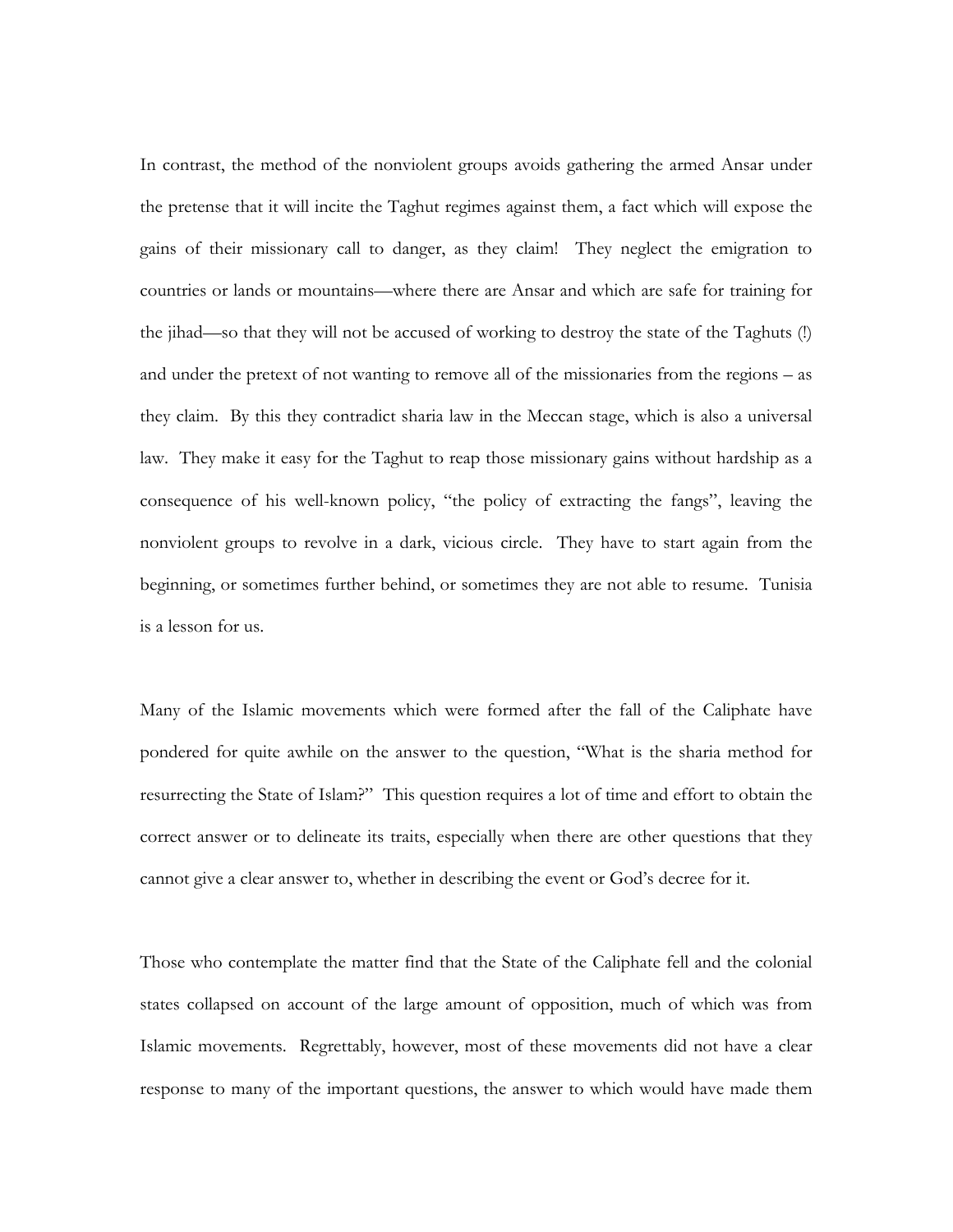In contrast, the method of the nonviolent groups avoids gathering the armed Ansar under the pretense that it will incite the Taghut regimes against them, a fact which will expose the gains of their missionary call to danger, as they claim! They neglect the emigration to countries or lands or mountains—where there are Ansar and which are safe for training for the jihad—so that they will not be accused of working to destroy the state of the Taghuts (!) and under the pretext of not wanting to remove all of the missionaries from the regions – as they claim. By this they contradict sharia law in the Meccan stage, which is also a universal law. They make it easy for the Taghut to reap those missionary gains without hardship as a consequence of his well-known policy, "the policy of extracting the fangs", leaving the nonviolent groups to revolve in a dark, vicious circle. They have to start again from the beginning, or sometimes further behind, or sometimes they are not able to resume. Tunisia is a lesson for us.

Many of the Islamic movements which were formed after the fall of the Caliphate have pondered for quite awhile on the answer to the question, "What is the sharia method for resurrecting the State of Islam?" This question requires a lot of time and effort to obtain the correct answer or to delineate its traits, especially when there are other questions that they cannot give a clear answer to, whether in describing the event or God's decree for it.

Those who contemplate the matter find that the State of the Caliphate fell and the colonial states collapsed on account of the large amount of opposition, much of which was from Islamic movements. Regrettably, however, most of these movements did not have a clear response to many of the important questions, the answer to which would have made them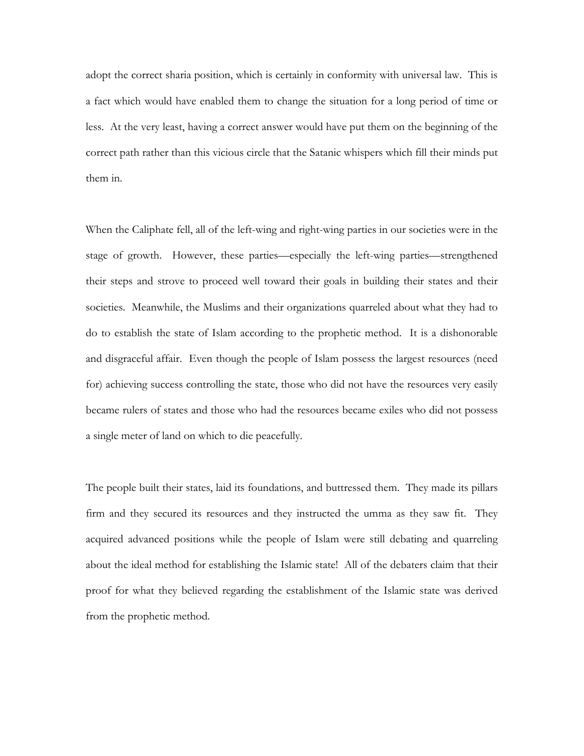adopt the correct sharia position, which is certainly in conformity with universal law. This is a fact which would have enabled them to change the situation for a long period of time or less. At the very least, having a correct answer would have put them on the beginning of the correct path rather than this vicious circle that the Satanic whispers which fill their minds put them in.

When the Caliphate fell, all of the left-wing and right-wing parties in our societies were in the stage of growth. However, these parties—especially the left-wing parties—strengthened their steps and strove to proceed well toward their goals in building their states and their societies. Meanwhile, the Muslims and their organizations quarreled about what they had to do to establish the state of Islam according to the prophetic method. It is a dishonorable and disgraceful affair. Even though the people of Islam possess the largest resources (need for) achieving success controlling the state, those who did not have the resources very easily became rulers of states and those who had the resources became exiles who did not possess a single meter of land on which to die peacefully.

The people built their states, laid its foundations, and buttressed them. They made its pillars firm and they secured its resources and they instructed the umma as they saw fit. They acquired advanced positions while the people of Islam were still debating and quarreling about the ideal method for establishing the Islamic state! All of the debaters claim that their proof for what they believed regarding the establishment of the Islamic state was derived from the prophetic method.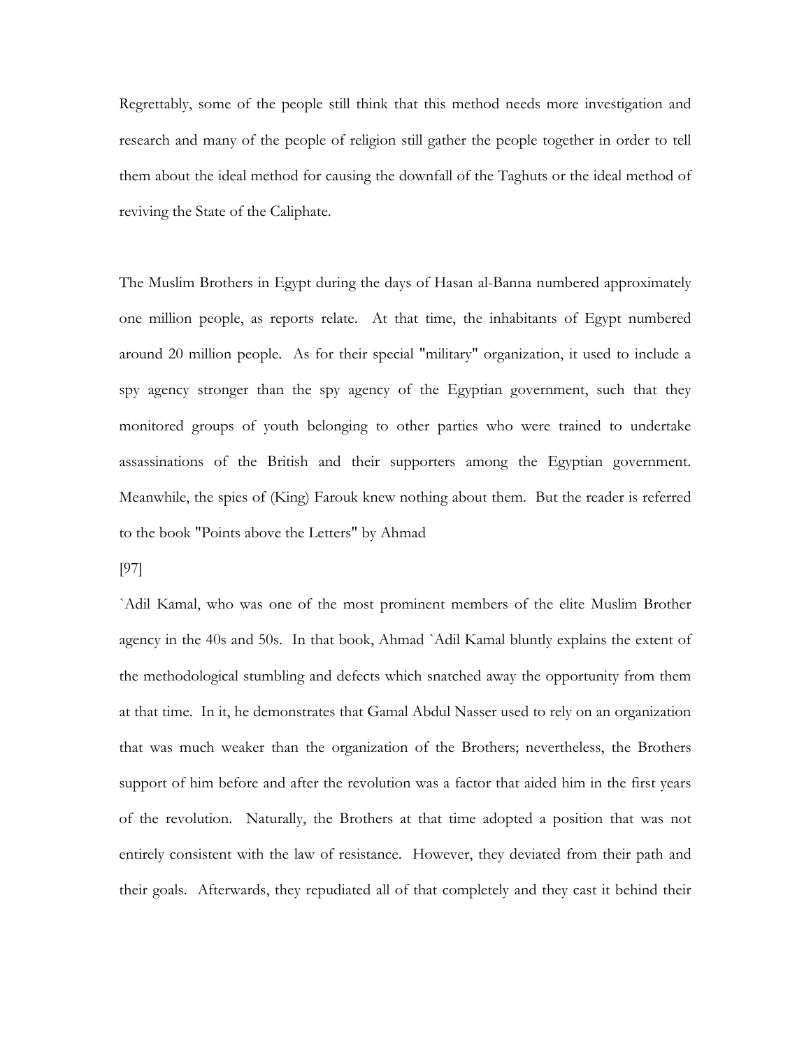Regrettably, some of the people still think that this method needs more investigation and research and many of the people of religion still gather the people together in order to tell them about the ideal method for causing the downfall of the Taghuts or the ideal method of reviving the State of the Caliphate.

The Muslim Brothers in Egypt during the days of Hasan al-Banna numbered approximately one million people, as reports relate. At that time, the inhabitants of Egypt numbered around 20 million people. As for their special "military" organization, it used to include a spy agency stronger than the spy agency of the Egyptian government, such that they monitored groups of youth belonging to other parties who were trained to undertake assassinations of the British and their supporters among the Egyptian government. Meanwhile, the spies of (King) Farouk knew nothing about them. But the reader is referred to the book "Points above the Letters" by Ahmad

[97]

`Adil Kamal, who was one of the most prominent members of the elite Muslim Brother agency in the 40s and 50s. In that book, Ahmad `Adil Kamal bluntly explains the extent of the methodological stumbling and defects which snatched away the opportunity from them at that time. In it, he demonstrates that Gamal Abdul Nasser used to rely on an organization that was much weaker than the organization of the Brothers; nevertheless, the Brothers support of him before and after the revolution was a factor that aided him in the first years of the revolution. Naturally, the Brothers at that time adopted a position that was not entirely consistent with the law of resistance. However, they deviated from their path and their goals. Afterwards, they repudiated all of that completely and they cast it behind their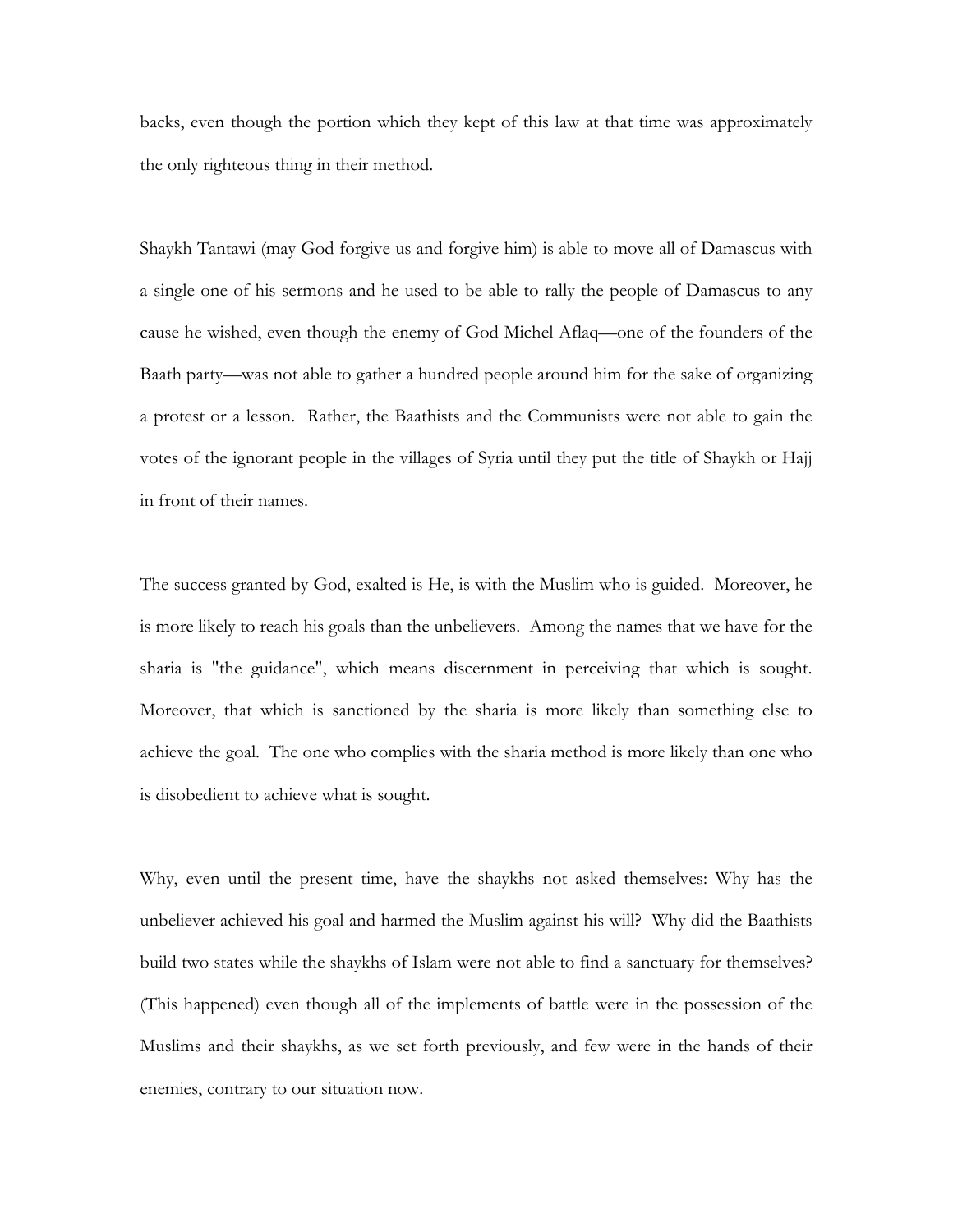backs, even though the portion which they kept of this law at that time was approximately the only righteous thing in their method.

Shaykh Tantawi (may God forgive us and forgive him) is able to move all of Damascus with a single one of his sermons and he used to be able to rally the people of Damascus to any cause he wished, even though the enemy of God Michel Aflaq—one of the founders of the Baath party—was not able to gather a hundred people around him for the sake of organizing a protest or a lesson. Rather, the Baathists and the Communists were not able to gain the votes of the ignorant people in the villages of Syria until they put the title of Shaykh or Hajj in front of their names.

The success granted by God, exalted is He, is with the Muslim who is guided. Moreover, he is more likely to reach his goals than the unbelievers. Among the names that we have for the sharia is "the guidance", which means discernment in perceiving that which is sought. Moreover, that which is sanctioned by the sharia is more likely than something else to achieve the goal. The one who complies with the sharia method is more likely than one who is disobedient to achieve what is sought.

Why, even until the present time, have the shaykhs not asked themselves: Why has the unbeliever achieved his goal and harmed the Muslim against his will? Why did the Baathists build two states while the shaykhs of Islam were not able to find a sanctuary for themselves? (This happened) even though all of the implements of battle were in the possession of the Muslims and their shaykhs, as we set forth previously, and few were in the hands of their enemies, contrary to our situation now.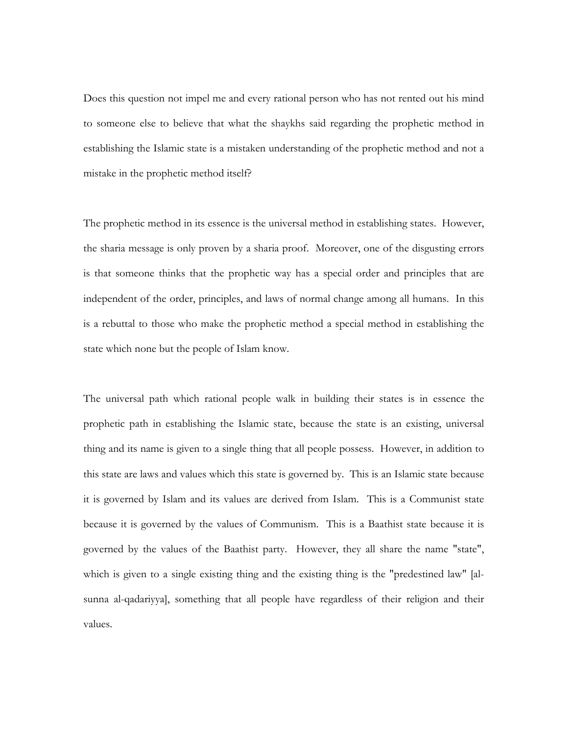Does this question not impel me and every rational person who has not rented out his mind to someone else to believe that what the shaykhs said regarding the prophetic method in establishing the Islamic state is a mistaken understanding of the prophetic method and not a mistake in the prophetic method itself?

The prophetic method in its essence is the universal method in establishing states. However, the sharia message is only proven by a sharia proof. Moreover, one of the disgusting errors is that someone thinks that the prophetic way has a special order and principles that are independent of the order, principles, and laws of normal change among all humans. In this is a rebuttal to those who make the prophetic method a special method in establishing the state which none but the people of Islam know.

The universal path which rational people walk in building their states is in essence the prophetic path in establishing the Islamic state, because the state is an existing, universal thing and its name is given to a single thing that all people possess. However, in addition to this state are laws and values which this state is governed by. This is an Islamic state because it is governed by Islam and its values are derived from Islam. This is a Communist state because it is governed by the values of Communism. This is a Baathist state because it is governed by the values of the Baathist party. However, they all share the name "state", which is given to a single existing thing and the existing thing is the "predestined law" [al-sunna al-qadariyya], something that all people have regardless of their religion and their values.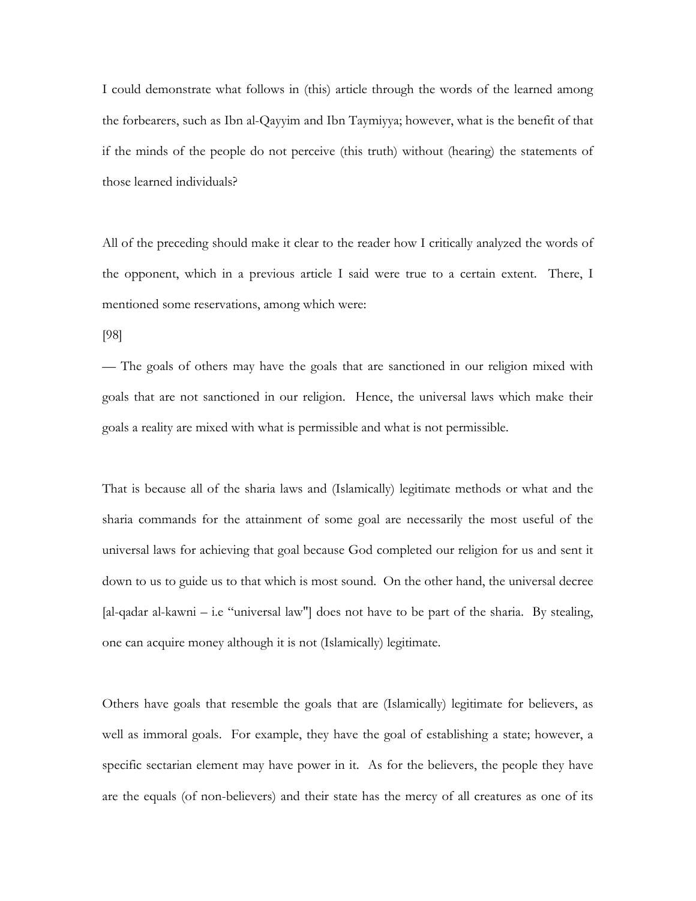I could demonstrate what follows in (this) article through the words of the learned among the forbearers, such as Ibn al-Qayyim and Ibn Taymiyya; however, what is the benefit of that if the minds of the people do not perceive (this truth) without (hearing) the statements of those learned individuals?

All of the preceding should make it clear to the reader how I critically analyzed the words of the opponent, which in a previous article I said were true to a certain extent. There, I mentioned some reservations, among which were:

[98]

— The goals of others may have the goals that are sanctioned in our religion mixed with goals that are not sanctioned in our religion. Hence, the universal laws which make their goals a reality are mixed with what is permissible and what is not permissible.

That is because all of the sharia laws and (Islamically) legitimate methods or what and the sharia commands for the attainment of some goal are necessarily the most useful of the universal laws for achieving that goal because God completed our religion for us and sent it down to us to guide us to that which is most sound. On the other hand, the universal decree [al-qadar al-kawni – i.e "universal law"] does not have to be part of the sharia. By stealing, one can acquire money although it is not (Islamically) legitimate.

Others have goals that resemble the goals that are (Islamically) legitimate for believers, as well as immoral goals. For example, they have the goal of establishing a state; however, a specific sectarian element may have power in it. As for the believers, the people they have are the equals (of non-believers) and their state has the mercy of all creatures as one of its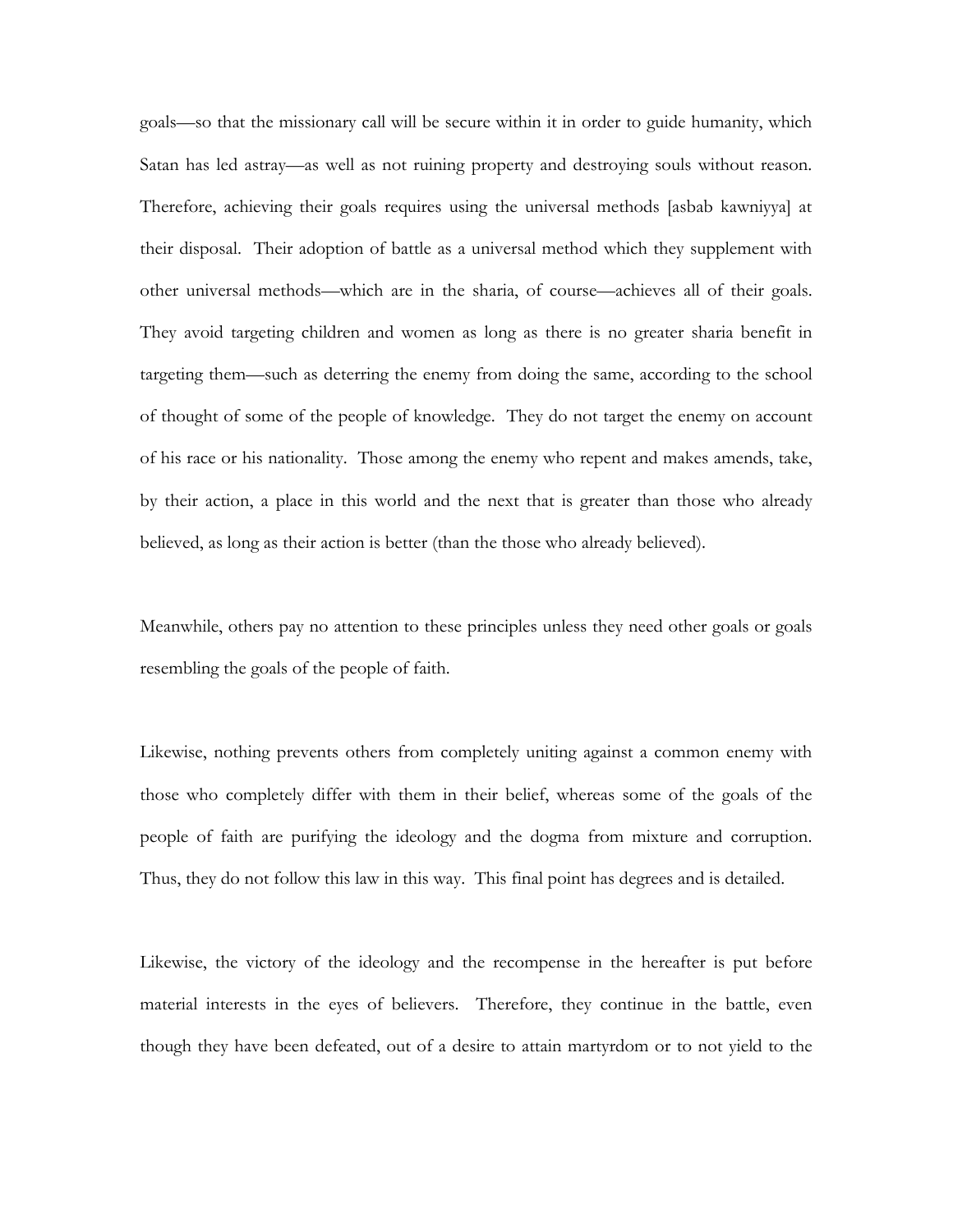goals—so that the missionary call will be secure within it in order to guide humanity, which Satan has led astray—as well as not ruining property and destroying souls without reason. Therefore, achieving their goals requires using the universal methods [asbab kawniyya] at their disposal. Their adoption of battle as a universal method which they supplement with other universal methods—which are in the sharia, of course—achieves all of their goals. They avoid targeting children and women as long as there is no greater sharia benefit in targeting them—such as deterring the enemy from doing the same, according to the school of thought of some of the people of knowledge. They do not target the enemy on account of his race or his nationality. Those among the enemy who repent and makes amends, take, by their action, a place in this world and the next that is greater than those who already believed, as long as their action is better (than the those who already believed).

Meanwhile, others pay no attention to these principles unless they need other goals or goals resembling the goals of the people of faith.

Likewise, nothing prevents others from completely uniting against a common enemy with those who completely differ with them in their belief, whereas some of the goals of the people of faith are purifying the ideology and the dogma from mixture and corruption. Thus, they do not follow this law in this way. This final point has degrees and is detailed.

Likewise, the victory of the ideology and the recompense in the hereafter is put before material interests in the eyes of believers. Therefore, they continue in the battle, even though they have been defeated, out of a desire to attain martyrdom or to not yield to the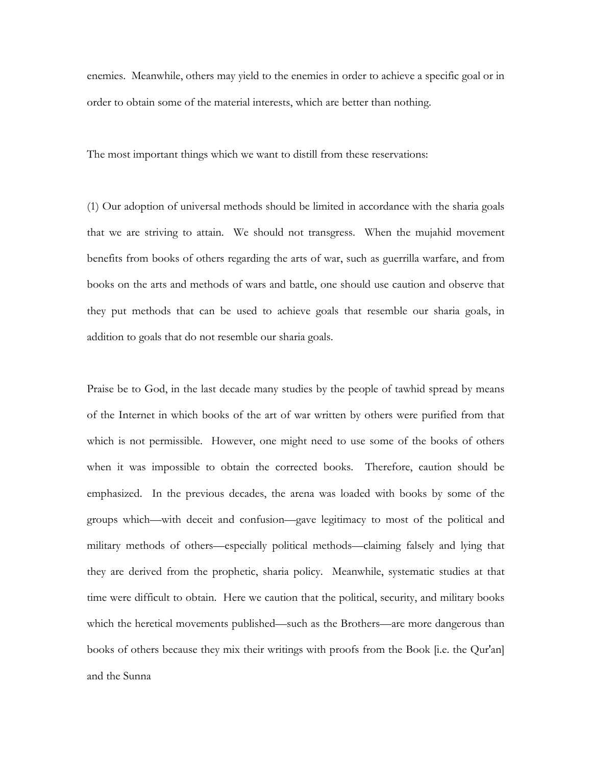enemies. Meanwhile, others may yield to the enemies in order to achieve a specific goal or in order to obtain some of the material interests, which are better than nothing.

The most important things which we want to distill from these reservations:

(1) Our adoption of universal methods should be limited in accordance with the sharia goals that we are striving to attain. We should not transgress. When the mujahid movement benefits from books of others regarding the arts of war, such as guerrilla warfare, and from books on the arts and methods of wars and battle, one should use caution and observe that they put methods that can be used to achieve goals that resemble our sharia goals, in addition to goals that do not resemble our sharia goals.

Praise be to God, in the last decade many studies by the people of tawhid spread by means of the Internet in which books of the art of war written by others were purified from that which is not permissible. However, one might need to use some of the books of others when it was impossible to obtain the corrected books. Therefore, caution should be emphasized. In the previous decades, the arena was loaded with books by some of the groups which—with deceit and confusion—gave legitimacy to most of the political and military methods of others—especially political methods—claiming falsely and lying that they are derived from the prophetic, sharia policy. Meanwhile, systematic studies at that time were difficult to obtain. Here we caution that the political, security, and military books which the heretical movements published—such as the Brothers—are more dangerous than books of others because they mix their writings with proofs from the Book [i.e. the Qur'an] and the Sunna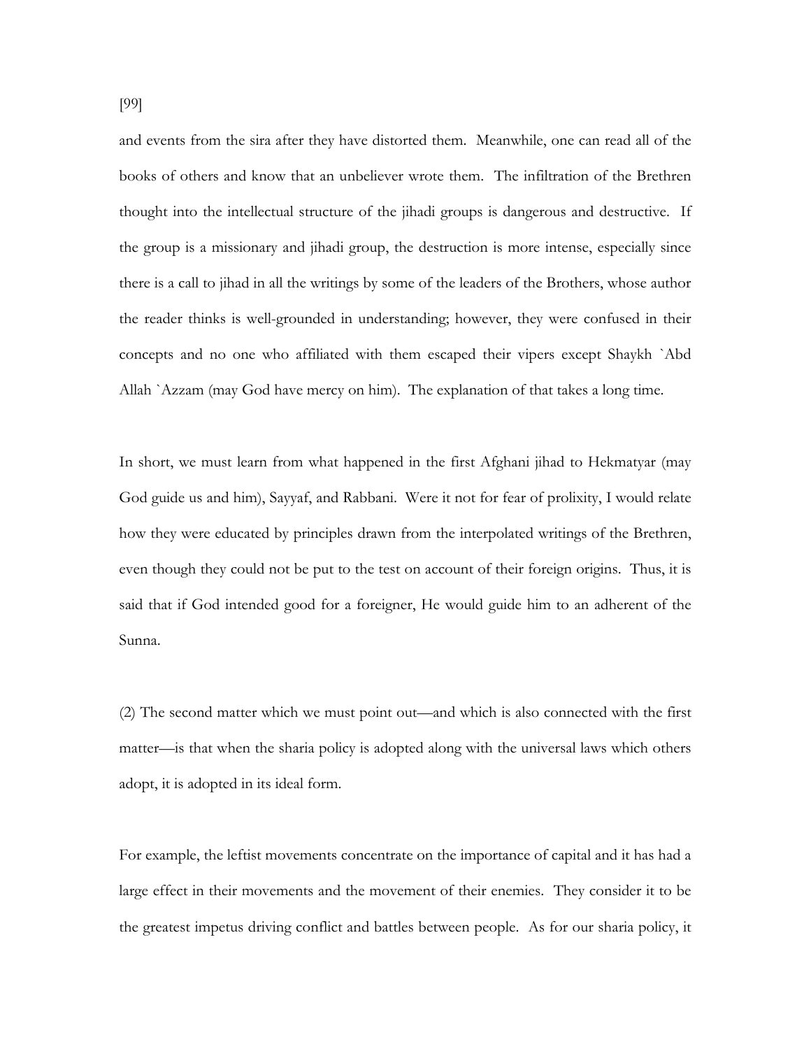and events from the sira after they have distorted them. Meanwhile, one can read all of the books of others and know that an unbeliever wrote them. The infiltration of the Brethren thought into the intellectual structure of the jihadi groups is dangerous and destructive. If the group is a missionary and jihadi group, the destruction is more intense, especially since there is a call to jihad in all the writings by some of the leaders of the Brothers, whose author the reader thinks is well-grounded in understanding; however, they were confused in their concepts and no one who affiliated with them escaped their vipers except Shaykh `Abd Allah `Azzam (may God have mercy on him). The explanation of that takes a long time.

In short, we must learn from what happened in the first Afghani jihad to Hekmatyar (may God guide us and him), Sayyaf, and Rabbani. Were it not for fear of prolixity, I would relate how they were educated by principles drawn from the interpolated writings of the Brethren, even though they could not be put to the test on account of their foreign origins. Thus, it is said that if God intended good for a foreigner, He would guide him to an adherent of the Sunna.

(2) The second matter which we must point out—and which is also connected with the first matter—is that when the sharia policy is adopted along with the universal laws which others adopt, it is adopted in its ideal form.

For example, the leftist movements concentrate on the importance of capital and it has had a large effect in their movements and the movement of their enemies. They consider it to be the greatest impetus driving conflict and battles between people. As for our sharia policy, it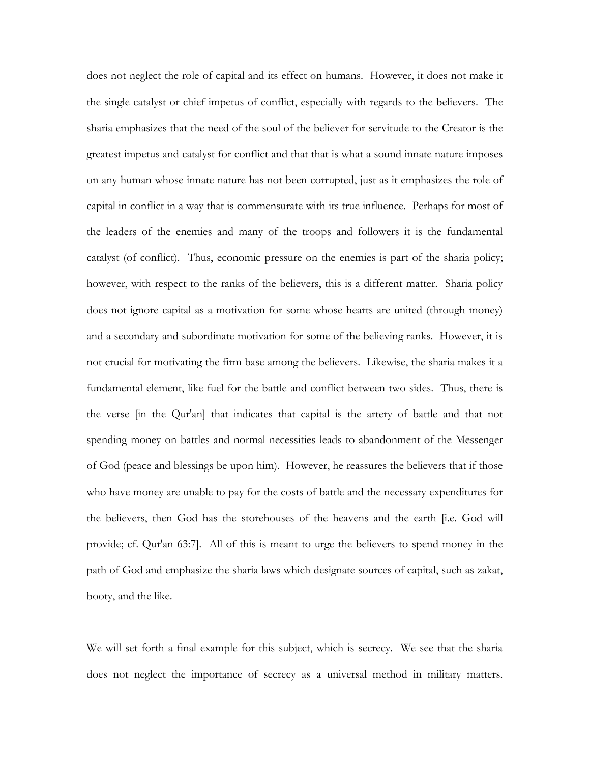does not neglect the role of capital and its effect on humans. However, it does not make it the single catalyst or chief impetus of conflict, especially with regards to the believers. The sharia emphasizes that the need of the soul of the believer for servitude to the Creator is the greatest impetus and catalyst for conflict and that that is what a sound innate nature imposes on any human whose innate nature has not been corrupted, just as it emphasizes the role of capital in conflict in a way that is commensurate with its true influence. Perhaps for most of the leaders of the enemies and many of the troops and followers it is the fundamental catalyst (of conflict). Thus, economic pressure on the enemies is part of the sharia policy; however, with respect to the ranks of the believers, this is a different matter. Sharia policy does not ignore capital as a motivation for some whose hearts are united (through money) and a secondary and subordinate motivation for some of the believing ranks. However, it is not crucial for motivating the firm base among the believers. Likewise, the sharia makes it a fundamental element, like fuel for the battle and conflict between two sides. Thus, there is the verse [in the Qur'an] that indicates that capital is the artery of battle and that not spending money on battles and normal necessities leads to abandonment of the Messenger of God (peace and blessings be upon him). However, he reassures the believers that if those who have money are unable to pay for the costs of battle and the necessary expenditures for the believers, then God has the storehouses of the heavens and the earth [i.e. God will provide; cf. Qur'an 63:7]. All of this is meant to urge the believers to spend money in the path of God and emphasize the sharia laws which designate sources of capital, such as zakat, booty, and the like.

We will set forth a final example for this subject, which is secrecy. We see that the sharia does not neglect the importance of secrecy as a universal method in military matters.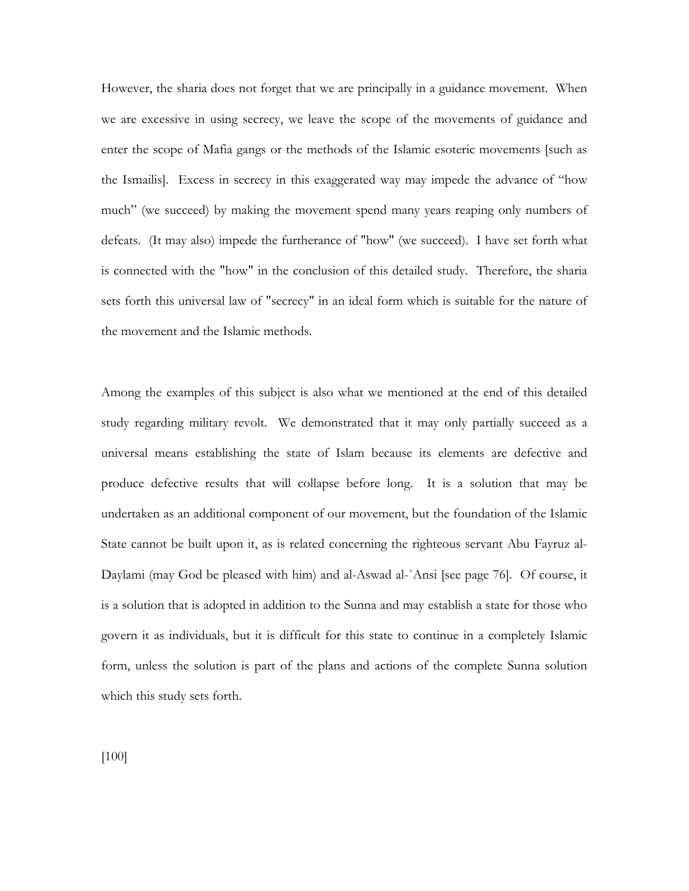However, the sharia does not forget that we are principally in a guidance movement. When we are excessive in using secrecy, we leave the scope of the movements of guidance and enter the scope of Mafia gangs or the methods of the Islamic esoteric movements [such as the Ismailis]. Excess in secrecy in this exaggerated way may impede the advance of "how much" (we succeed) by making the movement spend many years reaping only numbers of defeats. (It may also) impede the furtherance of "how" (we succeed). I have set forth what is connected with the "how" in the conclusion of this detailed study. Therefore, the sharia sets forth this universal law of "secrecy" in an ideal form which is suitable for the nature of the movement and the Islamic methods.

Among the examples of this subject is also what we mentioned at the end of this detailed study regarding military revolt. We demonstrated that it may only partially succeed as a universal means establishing the state of Islam because its elements are defective and produce defective results that will collapse before long. It is a solution that may be undertaken as an additional component of our movement, but the foundation of the Islamic State cannot be built upon it, as is related concerning the righteous servant Abu Fayruz al-Daylami (may God be pleased with him) and al-Aswad al-`Ansi [see page 76]. Of course, it is a solution that is adopted in addition to the Sunna and may establish a state for those who govern it as individuals, but it is difficult for this state to continue in a completely Islamic form, unless the solution is part of the plans and actions of the complete Sunna solution which this study sets forth.

[100]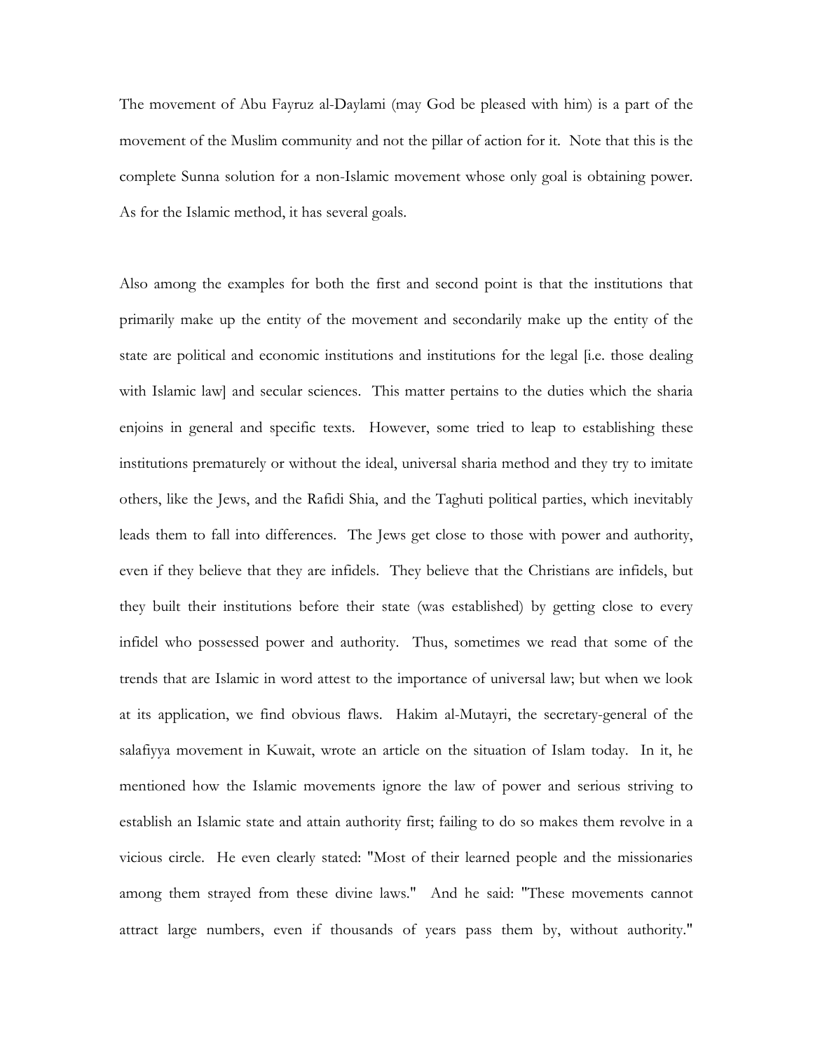The movement of Abu Fayruz al-Daylami (may God be pleased with him) is a part of the movement of the Muslim community and not the pillar of action for it. Note that this is the complete Sunna solution for a non-Islamic movement whose only goal is obtaining power. As for the Islamic method, it has several goals.

Also among the examples for both the first and second point is that the institutions that primarily make up the entity of the movement and secondarily make up the entity of the state are political and economic institutions and institutions for the legal [i.e. those dealing with Islamic law] and secular sciences. This matter pertains to the duties which the sharia enjoins in general and specific texts. However, some tried to leap to establishing these institutions prematurely or without the ideal, universal sharia method and they try to imitate others, like the Jews, and the Rafidi Shia, and the Taghuti political parties, which inevitably leads them to fall into differences. The Jews get close to those with power and authority, even if they believe that they are infidels. They believe that the Christians are infidels, but they built their institutions before their state (was established) by getting close to every infidel who possessed power and authority. Thus, sometimes we read that some of the trends that are Islamic in word attest to the importance of universal law; but when we look at its application, we find obvious flaws. Hakim al-Mutayri, the secretary-general of the salafiyya movement in Kuwait, wrote an article on the situation of Islam today. In it, he mentioned how the Islamic movements ignore the law of power and serious striving to establish an Islamic state and attain authority first; failing to do so makes them revolve in a vicious circle. He even clearly stated: "Most of their learned people and the missionaries among them strayed from these divine laws." And he said: "These movements cannot attract large numbers, even if thousands of years pass them by, without authority."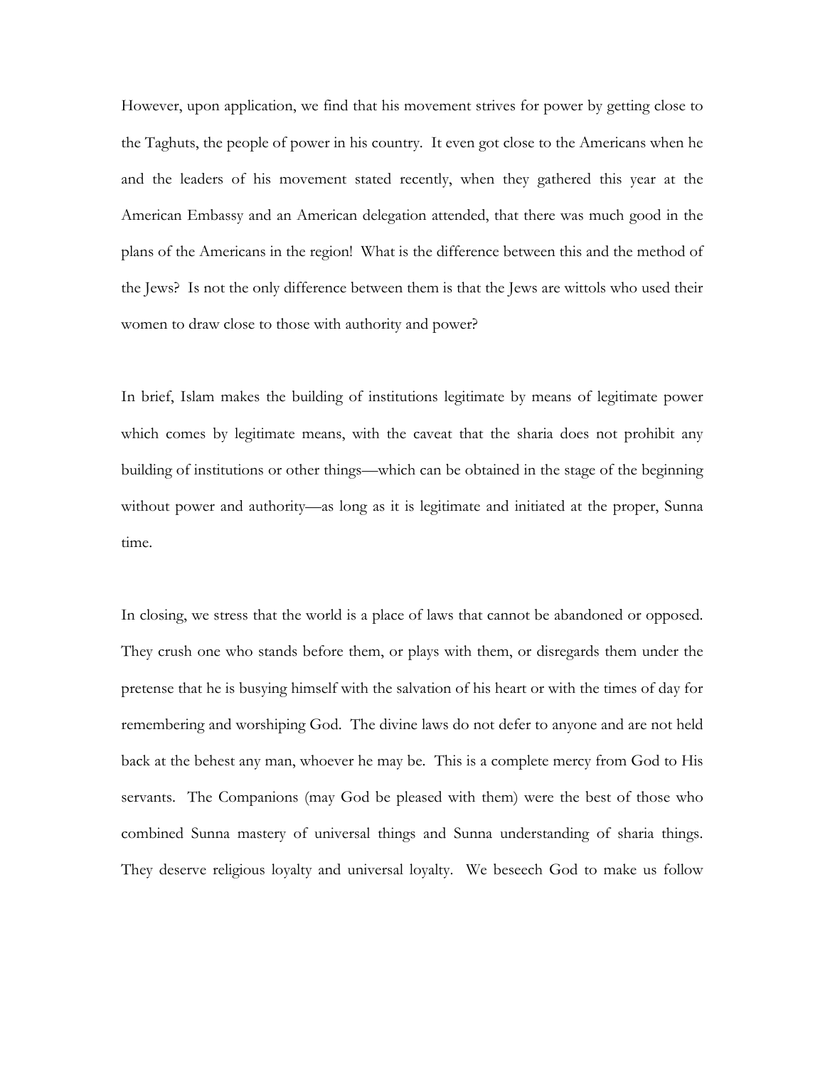However, upon application, we find that his movement strives for power by getting close to the Taghuts, the people of power in his country. It even got close to the Americans when he and the leaders of his movement stated recently, when they gathered this year at the American Embassy and an American delegation attended, that there was much good in the plans of the Americans in the region! What is the difference between this and the method of the Jews? Is not the only difference between them is that the Jews are wittols who used their women to draw close to those with authority and power?

In brief, Islam makes the building of institutions legitimate by means of legitimate power which comes by legitimate means, with the caveat that the sharia does not prohibit any building of institutions or other things—which can be obtained in the stage of the beginning without power and authority—as long as it is legitimate and initiated at the proper, Sunna time.

In closing, we stress that the world is a place of laws that cannot be abandoned or opposed. They crush one who stands before them, or plays with them, or disregards them under the pretense that he is busying himself with the salvation of his heart or with the times of day for remembering and worshiping God. The divine laws do not defer to anyone and are not held back at the behest any man, whoever he may be. This is a complete mercy from God to His servants. The Companions (may God be pleased with them) were the best of those who combined Sunna mastery of universal things and Sunna understanding of sharia things. They deserve religious loyalty and universal loyalty. We beseech God to make us follow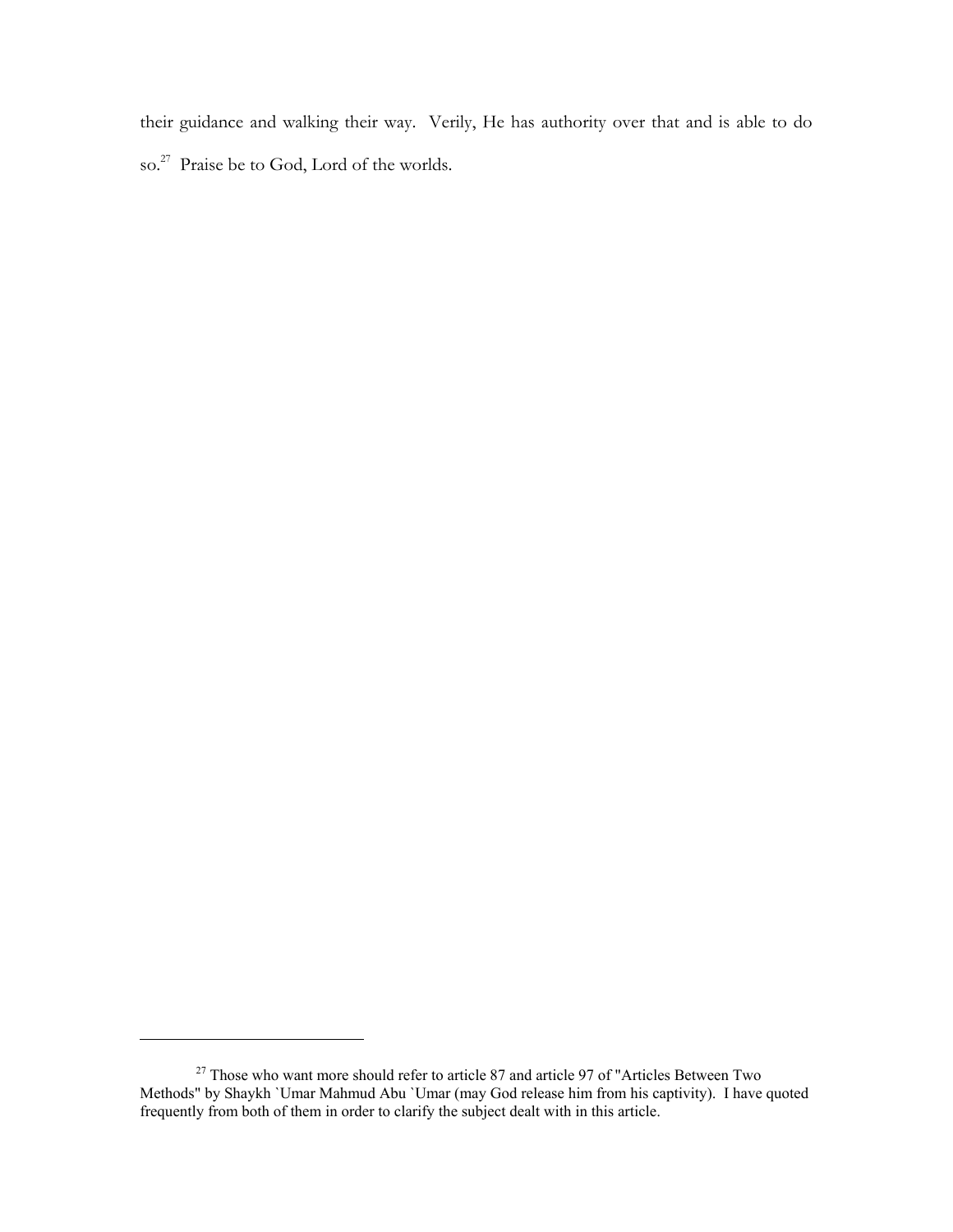their guidance and walking their way. Verily, He has authority over that and is able to do so.[27] Praise be to God, Lord of the worlds.

---

[27] Those who want more should refer to article 87 and article 97 of "Articles Between Two Methods" by Shaykh `Umar Mahmud Abu `Umar (may God release him from his captivity). I have quoted frequently from both of them in order to clarify the subject dealt with in this article.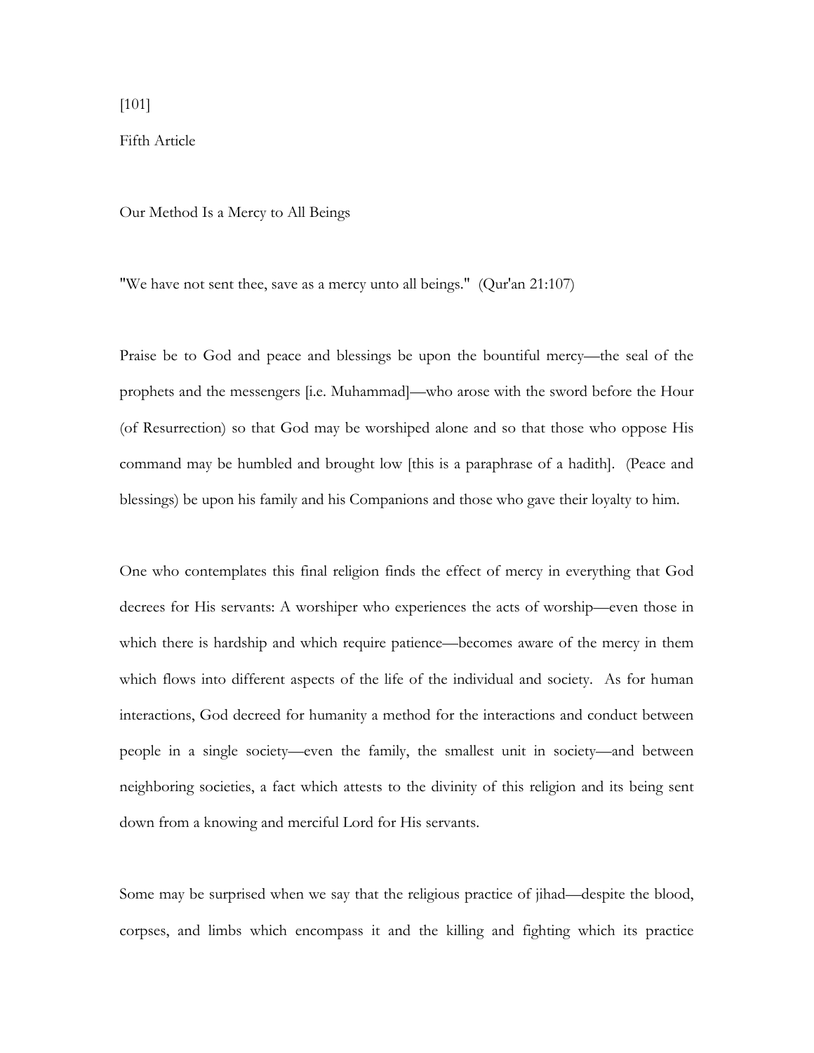[101]

Fifth Article

# Our Method Is a Mercy to All Beings

"We have not sent thee, save as a mercy unto all beings." (Qur'an 21:107)

Praise be to God and peace and blessings be upon the bountiful mercy—the seal of the prophets and the messengers [i.e. Muhammad]—who arose with the sword before the Hour (of Resurrection) so that God may be worshiped alone and so that those who oppose His command may be humbled and brought low [this is a paraphrase of a hadith]. (Peace and blessings) be upon his family and his Companions and those who gave their loyalty to him.

One who contemplates this final religion finds the effect of mercy in everything that God decrees for His servants: A worshiper who experiences the acts of worship—even those in which there is hardship and which require patience—becomes aware of the mercy in them which flows into different aspects of the life of the individual and society. As for human interactions, God decreed for humanity a method for the interactions and conduct between people in a single society—even the family, the smallest unit in society—and between neighboring societies, a fact which attests to the divinity of this religion and its being sent down from a knowing and merciful Lord for His servants.

Some may be surprised when we say that the religious practice of jihad—despite the blood, corpses, and limbs which encompass it and the killing and fighting which its practice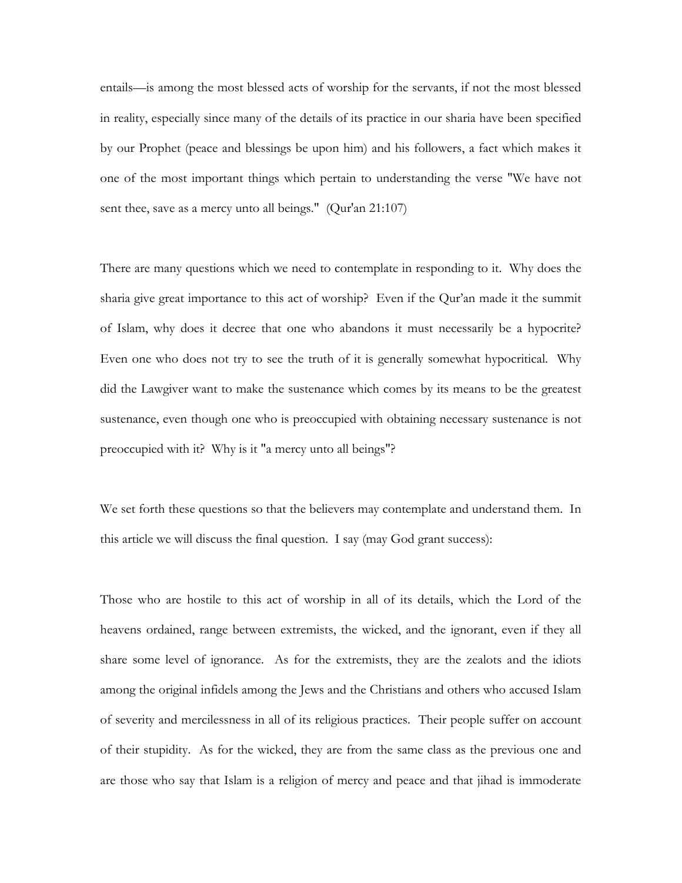entails—is among the most blessed acts of worship for the servants, if not the most blessed in reality, especially since many of the details of its practice in our sharia have been specified by our Prophet (peace and blessings be upon him) and his followers, a fact which makes it one of the most important things which pertain to understanding the verse "We have not sent thee, save as a mercy unto all beings." (Qur'an 21:107)

There are many questions which we need to contemplate in responding to it. Why does the sharia give great importance to this act of worship? Even if the Qur'an made it the summit of Islam, why does it decree that one who abandons it must necessarily be a hypocrite? Even one who does not try to see the truth of it is generally somewhat hypocritical. Why did the Lawgiver want to make the sustenance which comes by its means to be the greatest sustenance, even though one who is preoccupied with obtaining necessary sustenance is not preoccupied with it? Why is it "a mercy unto all beings"?

We set forth these questions so that the believers may contemplate and understand them. In this article we will discuss the final question. I say (may God grant success):

Those who are hostile to this act of worship in all of its details, which the Lord of the heavens ordained, range between extremists, the wicked, and the ignorant, even if they all share some level of ignorance. As for the extremists, they are the zealots and the idiots among the original infidels among the Jews and the Christians and others who accused Islam of severity and mercilessness in all of its religious practices. Their people suffer on account of their stupidity. As for the wicked, they are from the same class as the previous one and are those who say that Islam is a religion of mercy and peace and that jihad is immoderate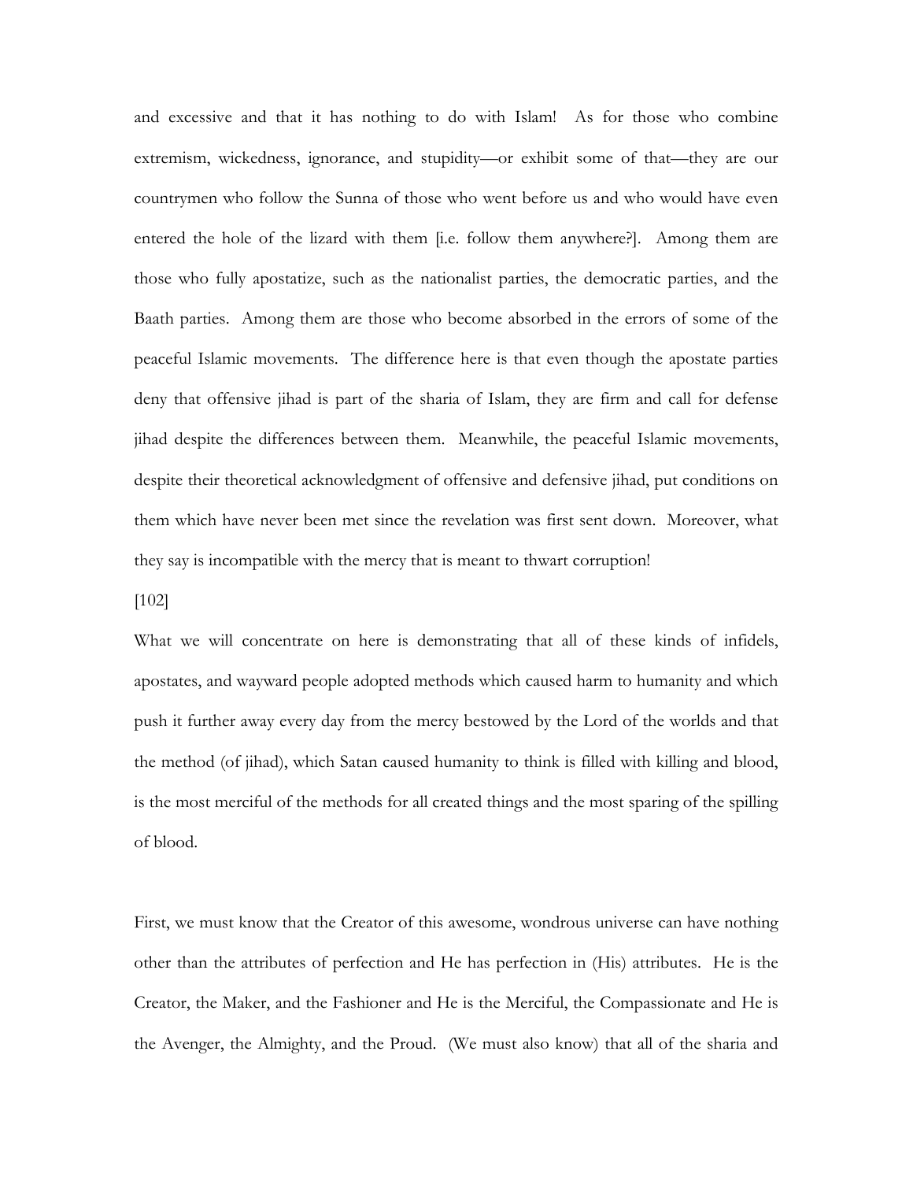and excessive and that it has nothing to do with Islam! As for those who combine extremism, wickedness, ignorance, and stupidity—or exhibit some of that—they are our countrymen who follow the Sunna of those who went before us and who would have even entered the hole of the lizard with them [i.e. follow them anywhere?]. Among them are those who fully apostatize, such as the nationalist parties, the democratic parties, and the Baath parties. Among them are those who become absorbed in the errors of some of the peaceful Islamic movements. The difference here is that even though the apostate parties deny that offensive jihad is part of the sharia of Islam, they are firm and call for defense jihad despite the differences between them. Meanwhile, the peaceful Islamic movements, despite their theoretical acknowledgment of offensive and defensive jihad, put conditions on them which have never been met since the revelation was first sent down. Moreover, what they say is incompatible with the mercy that is meant to thwart corruption!

[102]

What we will concentrate on here is demonstrating that all of these kinds of infidels, apostates, and wayward people adopted methods which caused harm to humanity and which push it further away every day from the mercy bestowed by the Lord of the worlds and that the method (of jihad), which Satan caused humanity to think is filled with killing and blood, is the most merciful of the methods for all created things and the most sparing of the spilling of blood.

First, we must know that the Creator of this awesome, wondrous universe can have nothing other than the attributes of perfection and He has perfection in (His) attributes. He is the Creator, the Maker, and the Fashioner and He is the Merciful, the Compassionate and He is the Avenger, the Almighty, and the Proud. (We must also know) that all of the sharia and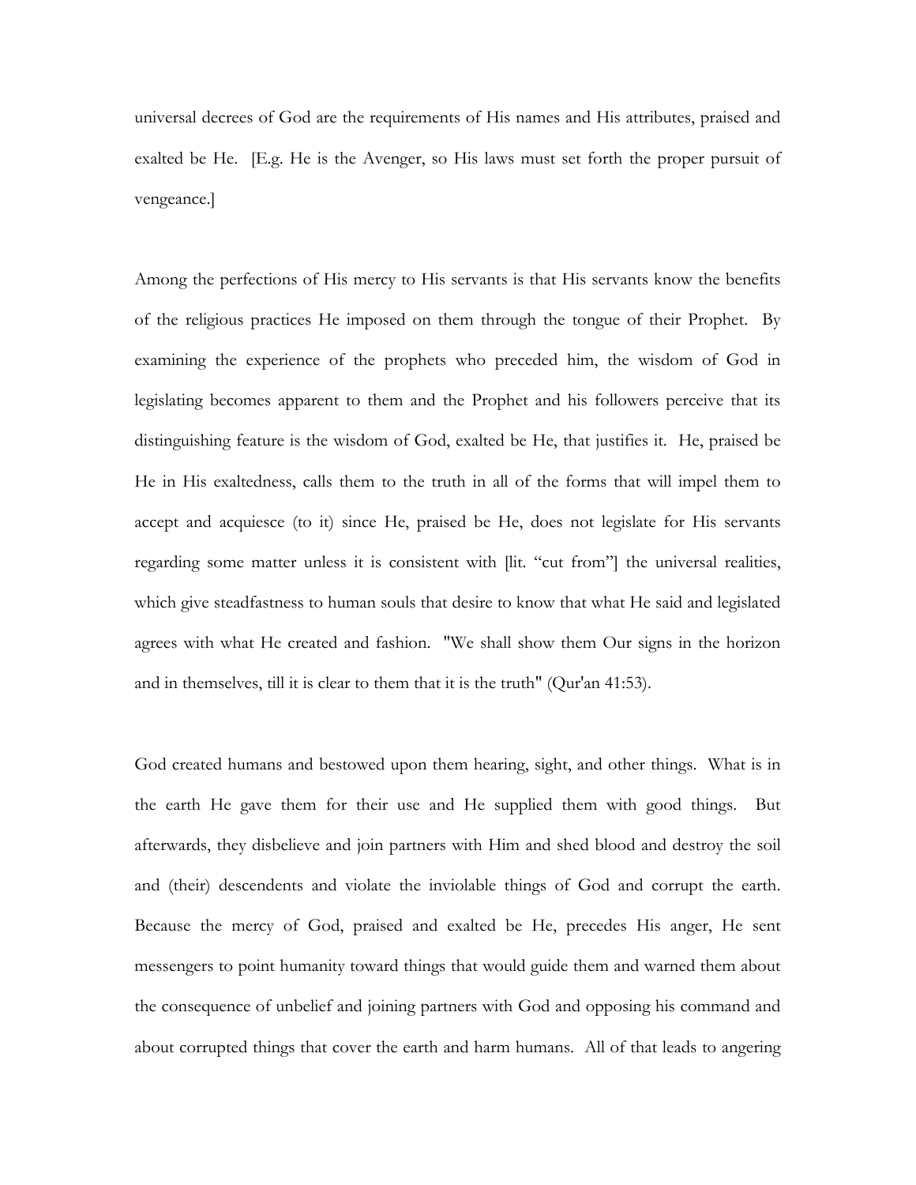universal decrees of God are the requirements of His names and His attributes, praised and exalted be He. [E.g. He is the Avenger, so His laws must set forth the proper pursuit of vengeance.]

Among the perfections of His mercy to His servants is that His servants know the benefits of the religious practices He imposed on them through the tongue of their Prophet. By examining the experience of the prophets who preceded him, the wisdom of God in legislating becomes apparent to them and the Prophet and his followers perceive that its distinguishing feature is the wisdom of God, exalted be He, that justifies it. He, praised be He in His exaltedness, calls them to the truth in all of the forms that will impel them to accept and acquiesce (to it) since He, praised be He, does not legislate for His servants regarding some matter unless it is consistent with [lit. "cut from"] the universal realities, which give steadfastness to human souls that desire to know that what He said and legislated agrees with what He created and fashion. "We shall show them Our signs in the horizon and in themselves, till it is clear to them that it is the truth" (Qur'an 41:53).

God created humans and bestowed upon them hearing, sight, and other things. What is in the earth He gave them for their use and He supplied them with good things. But afterwards, they disbelieve and join partners with Him and shed blood and destroy the soil and (their) descendents and violate the inviolable things of God and corrupt the earth. Because the mercy of God, praised and exalted be He, precedes His anger, He sent messengers to point humanity toward things that would guide them and warned them about the consequence of unbelief and joining partners with God and opposing his command and about corrupted things that cover the earth and harm humans. All of that leads to angering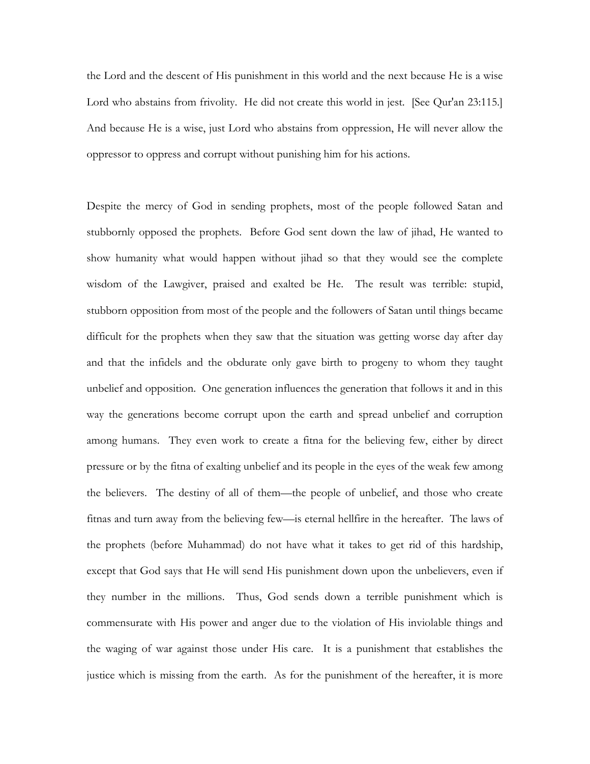the Lord and the descent of His punishment in this world and the next because He is a wise Lord who abstains from frivolity. He did not create this world in jest. [See Qur'an 23:115.] And because He is a wise, just Lord who abstains from oppression, He will never allow the oppressor to oppress and corrupt without punishing him for his actions.

Despite the mercy of God in sending prophets, most of the people followed Satan and stubbornly opposed the prophets. Before God sent down the law of jihad, He wanted to show humanity what would happen without jihad so that they would see the complete wisdom of the Lawgiver, praised and exalted be He. The result was terrible: stupid, stubborn opposition from most of the people and the followers of Satan until things became difficult for the prophets when they saw that the situation was getting worse day after day and that the infidels and the obdurate only gave birth to progeny to whom they taught unbelief and opposition. One generation influences the generation that follows it and in this way the generations become corrupt upon the earth and spread unbelief and corruption among humans. They even work to create a fitna for the believing few, either by direct pressure or by the fitna of exalting unbelief and its people in the eyes of the weak few among the believers. The destiny of all of them—the people of unbelief, and those who create fitnas and turn away from the believing few—is eternal hellfire in the hereafter. The laws of the prophets (before Muhammad) do not have what it takes to get rid of this hardship, except that God says that He will send His punishment down upon the unbelievers, even if they number in the millions. Thus, God sends down a terrible punishment which is commensurate with His power and anger due to the violation of His inviolable things and the waging of war against those under His care. It is a punishment that establishes the justice which is missing from the earth. As for the punishment of the hereafter, it is more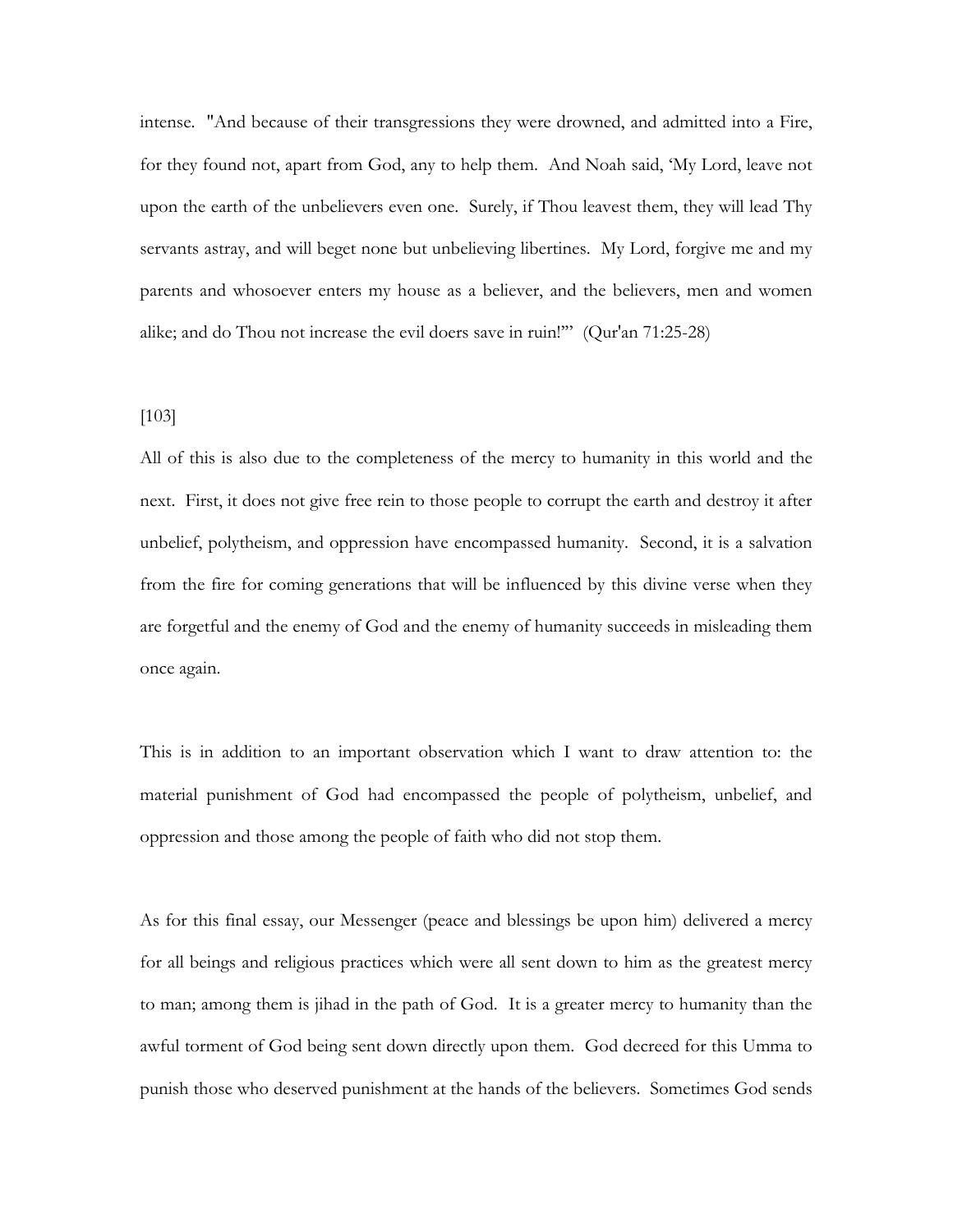intense. "And because of their transgressions they were drowned, and admitted into a Fire, for they found not, apart from God, any to help them. And Noah said, 'My Lord, leave not upon the earth of the unbelievers even one. Surely, if Thou leavest them, they will lead Thy servants astray, and will beget none but unbelieving libertines. My Lord, forgive me and my parents and whosoever enters my house as a believer, and the believers, men and women alike; and do Thou not increase the evil doers save in ruin!'" (Qur'an 71:25-28)

[103]

All of this is also due to the completeness of the mercy to humanity in this world and the next. First, it does not give free rein to those people to corrupt the earth and destroy it after unbelief, polytheism, and oppression have encompassed humanity. Second, it is a salvation from the fire for coming generations that will be influenced by this divine verse when they are forgetful and the enemy of God and the enemy of humanity succeeds in misleading them once again.

This is in addition to an important observation which I want to draw attention to: the material punishment of God had encompassed the people of polytheism, unbelief, and oppression and those among the people of faith who did not stop them.

As for this final essay, our Messenger (peace and blessings be upon him) delivered a mercy for all beings and religious practices which were all sent down to him as the greatest mercy to man; among them is jihad in the path of God. It is a greater mercy to humanity than the awful torment of God being sent down directly upon them. God decreed for this Umma to punish those who deserved punishment at the hands of the believers. Sometimes God sends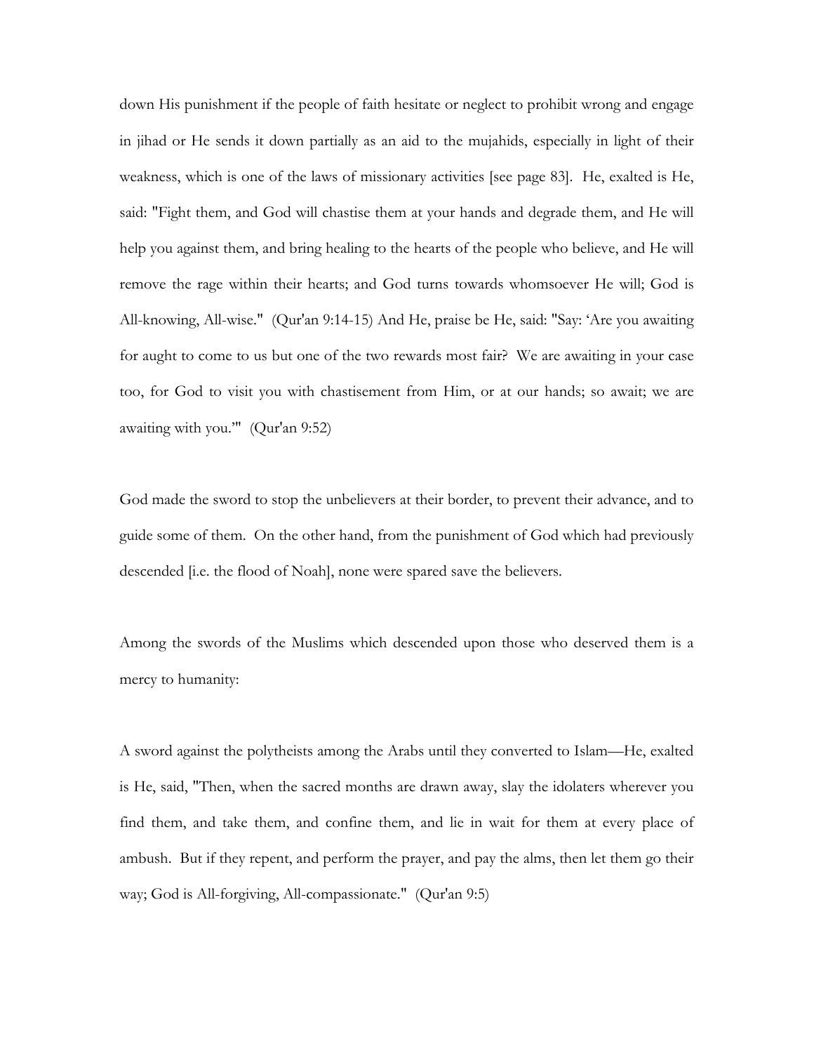down His punishment if the people of faith hesitate or neglect to prohibit wrong and engage in jihad or He sends it down partially as an aid to the mujahids, especially in light of their weakness, which is one of the laws of missionary activities [see page 83]. He, exalted is He, said: "Fight them, and God will chastise them at your hands and degrade them, and He will help you against them, and bring healing to the hearts of the people who believe, and He will remove the rage within their hearts; and God turns towards whomsoever He will; God is All-knowing, All-wise." (Qur'an 9:14-15) And He, praise be He, said: "Say: 'Are you awaiting for aught to come to us but one of the two rewards most fair? We are awaiting in your case too, for God to visit you with chastisement from Him, or at our hands; so await; we are awaiting with you.'" (Qur'an 9:52)

God made the sword to stop the unbelievers at their border, to prevent their advance, and to guide some of them. On the other hand, from the punishment of God which had previously descended [i.e. the flood of Noah], none were spared save the believers.

Among the swords of the Muslims which descended upon those who deserved them is a mercy to humanity:

A sword against the polytheists among the Arabs until they converted to Islam—He, exalted is He, said, "Then, when the sacred months are drawn away, slay the idolaters wherever you find them, and take them, and confine them, and lie in wait for them at every place of ambush. But if they repent, and perform the prayer, and pay the alms, then let them go their way; God is All-forgiving, All-compassionate." (Qur'an 9:5)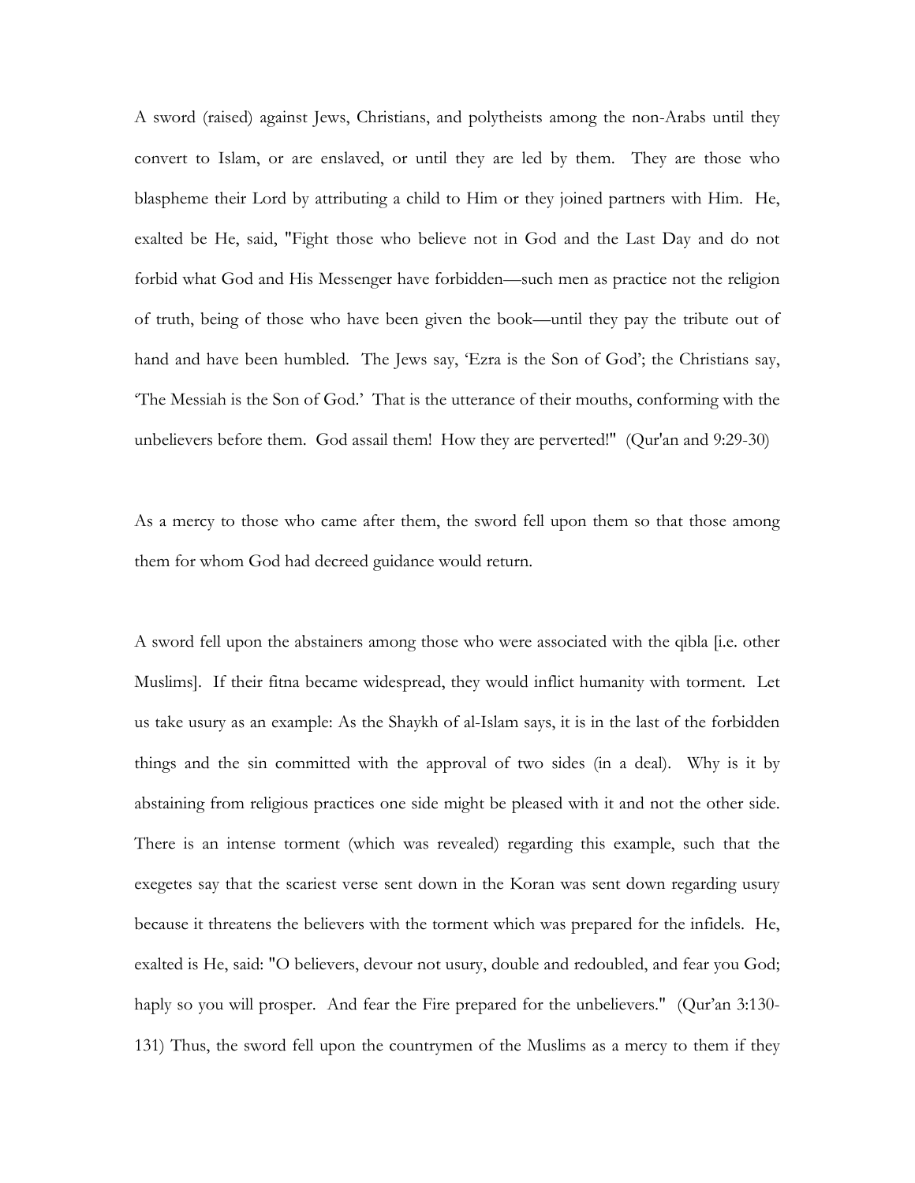A sword (raised) against Jews, Christians, and polytheists among the non-Arabs until they convert to Islam, or are enslaved, or until they are led by them. They are those who blaspheme their Lord by attributing a child to Him or they joined partners with Him. He, exalted be He, said, "Fight those who believe not in God and the Last Day and do not forbid what God and His Messenger have forbidden—such men as practice not the religion of truth, being of those who have been given the book—until they pay the tribute out of hand and have been humbled. The Jews say, 'Ezra is the Son of God'; the Christians say, 'The Messiah is the Son of God.' That is the utterance of their mouths, conforming with the unbelievers before them. God assail them! How they are perverted!" (Qur'an and 9:29-30)

As a mercy to those who came after them, the sword fell upon them so that those among them for whom God had decreed guidance would return.

A sword fell upon the abstainers among those who were associated with the qibla [i.e. other Muslims]. If their fitna became widespread, they would inflict humanity with torment. Let us take usury as an example: As the Shaykh of al-Islam says, it is in the last of the forbidden things and the sin committed with the approval of two sides (in a deal). Why is it by abstaining from religious practices one side might be pleased with it and not the other side. There is an intense torment (which was revealed) regarding this example, such that the exegetes say that the scariest verse sent down in the Koran was sent down regarding usury because it threatens the believers with the torment which was prepared for the infidels. He, exalted is He, said: "O believers, devour not usury, double and redoubled, and fear you God; haply so you will prosper. And fear the Fire prepared for the unbelievers." (Qur'an 3:130-131) Thus, the sword fell upon the countrymen of the Muslims as a mercy to them if they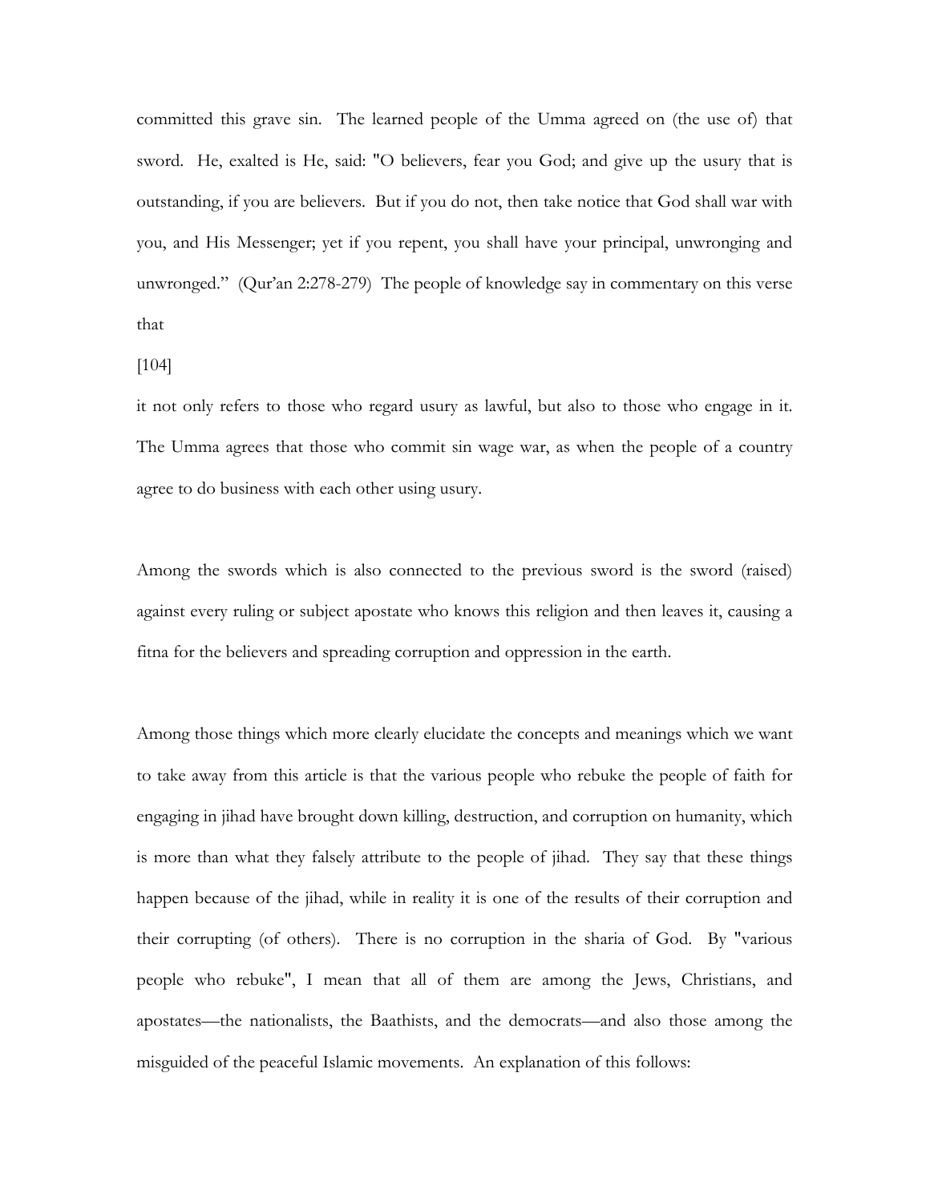committed this grave sin. The learned people of the Umma agreed on (the use of) that sword. He, exalted is He, said: "O believers, fear you God; and give up the usury that is outstanding, if you are believers. But if you do not, then take notice that God shall war with you, and His Messenger; yet if you repent, you shall have your principal, unwronging and unwronged." (Qur'an 2:278-279) The people of knowledge say in commentary on this verse that

[104]

it not only refers to those who regard usury as lawful, but also to those who engage in it. The Umma agrees that those who commit sin wage war, as when the people of a country agree to do business with each other using usury.

Among the swords which is also connected to the previous sword is the sword (raised) against every ruling or subject apostate who knows this religion and then leaves it, causing a fitna for the believers and spreading corruption and oppression in the earth.

Among those things which more clearly elucidate the concepts and meanings which we want to take away from this article is that the various people who rebuke the people of faith for engaging in jihad have brought down killing, destruction, and corruption on humanity, which is more than what they falsely attribute to the people of jihad. They say that these things happen because of the jihad, while in reality it is one of the results of their corruption and their corrupting (of others). There is no corruption in the sharia of God. By "various people who rebuke", I mean that all of them are among the Jews, Christians, and apostates—the nationalists, the Baathists, and the democrats—and also those among the misguided of the peaceful Islamic movements. An explanation of this follows: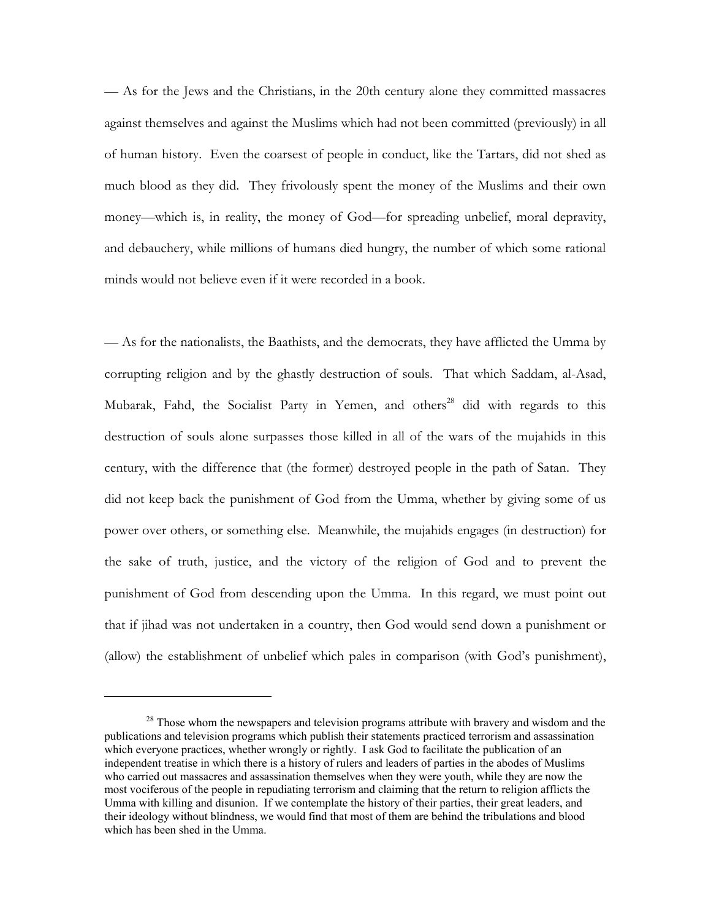— As for the Jews and the Christians, in the 20th century alone they committed massacres against themselves and against the Muslims which had not been committed (previously) in all of human history. Even the coarsest of people in conduct, like the Tartars, did not shed as much blood as they did. They frivolously spent the money of the Muslims and their own money—which is, in reality, the money of God—for spreading unbelief, moral depravity, and debauchery, while millions of humans died hungry, the number of which some rational minds would not believe even if it were recorded in a book.

— As for the nationalists, the Baathists, and the democrats, they have afflicted the Umma by corrupting religion and by the ghastly destruction of souls. That which Saddam, al-Asad, Mubarak, Fahd, the Socialist Party in Yemen, and others[28] did with regards to this destruction of souls alone surpasses those killed in all of the wars of the mujahids in this century, with the difference that (the former) destroyed people in the path of Satan. They did not keep back the punishment of God from the Umma, whether by giving some of us power over others, or something else. Meanwhile, the mujahids engages (in destruction) for the sake of truth, justice, and the victory of the religion of God and to prevent the punishment of God from descending upon the Umma. In this regard, we must point out that if jihad was not undertaken in a country, then God would send down a punishment or (allow) the establishment of unbelief which pales in comparison (with God's punishment),

---

[28] Those whom the newspapers and television programs attribute with bravery and wisdom and the publications and television programs which publish their statements practiced terrorism and assassination which everyone practices, whether wrongly or rightly. I ask God to facilitate the publication of an independent treatise in which there is a history of rulers and leaders of parties in the abodes of Muslims who carried out massacres and assassination themselves when they were youth, while they are now the most vociferous of the people in repudiating terrorism and claiming that the return to religion afflicts the Umma with killing and disunion. If we contemplate the history of their parties, their great leaders, and their ideology without blindness, we would find that most of them are behind the tribulations and blood which has been shed in the Umma.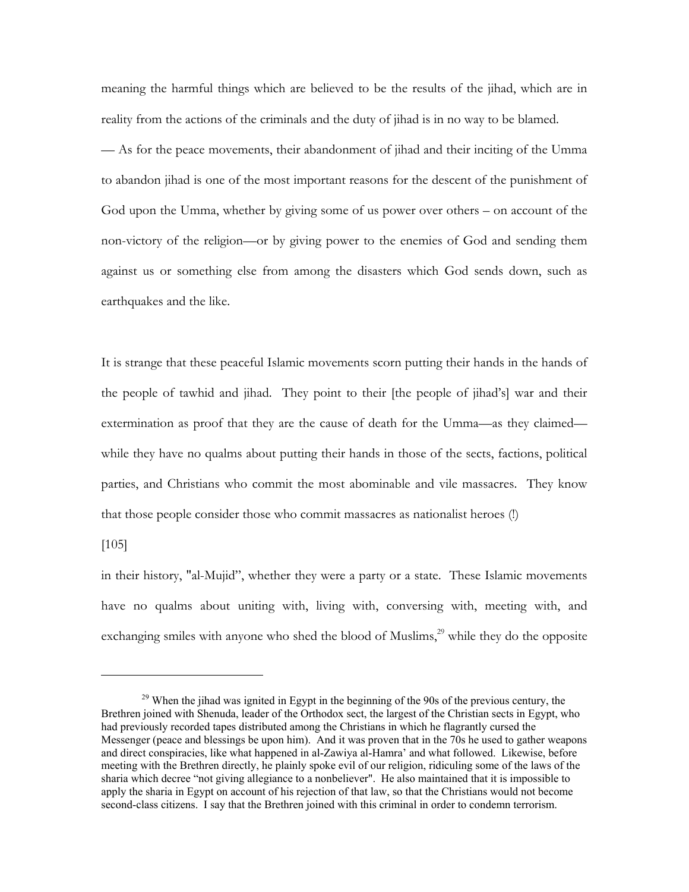meaning the harmful things which are believed to be the results of the jihad, which are in reality from the actions of the criminals and the duty of jihad is in no way to be blamed.

— As for the peace movements, their abandonment of jihad and their inciting of the Umma to abandon jihad is one of the most important reasons for the descent of the punishment of God upon the Umma, whether by giving some of us power over others – on account of the non-victory of the religion—or by giving power to the enemies of God and sending them against us or something else from among the disasters which God sends down, such as earthquakes and the like.

It is strange that these peaceful Islamic movements scorn putting their hands in the hands of the people of tawhid and jihad. They point to their [the people of jihad's] war and their extermination as proof that they are the cause of death for the Umma—as they claimed—while they have no qualms about putting their hands in those of the sects, factions, political parties, and Christians who commit the most abominable and vile massacres. They know that those people consider those who commit massacres as nationalist heroes (!)

[105]

in their history, "al-Mujid", whether they were a party or a state. These Islamic movements have no qualms about uniting with, living with, conversing with, meeting with, and exchanging smiles with anyone who shed the blood of Muslims,[29] while they do the opposite

---

[29] When the jihad was ignited in Egypt in the beginning of the 90s of the previous century, the Brethren joined with Shenuda, leader of the Orthodox sect, the largest of the Christian sects in Egypt, who had previously recorded tapes distributed among the Christians in which he flagrantly cursed the Messenger (peace and blessings be upon him). And it was proven that in the 70s he used to gather weapons and direct conspiracies, like what happened in al-Zawiya al-Hamra' and what followed. Likewise, before meeting with the Brethren directly, he plainly spoke evil of our religion, ridiculing some of the laws of the sharia which decree "not giving allegiance to a nonbeliever". He also maintained that it is impossible to apply the sharia in Egypt on account of his rejection of that law, so that the Christians would not become second-class citizens. I say that the Brethren joined with this criminal in order to condemn terrorism.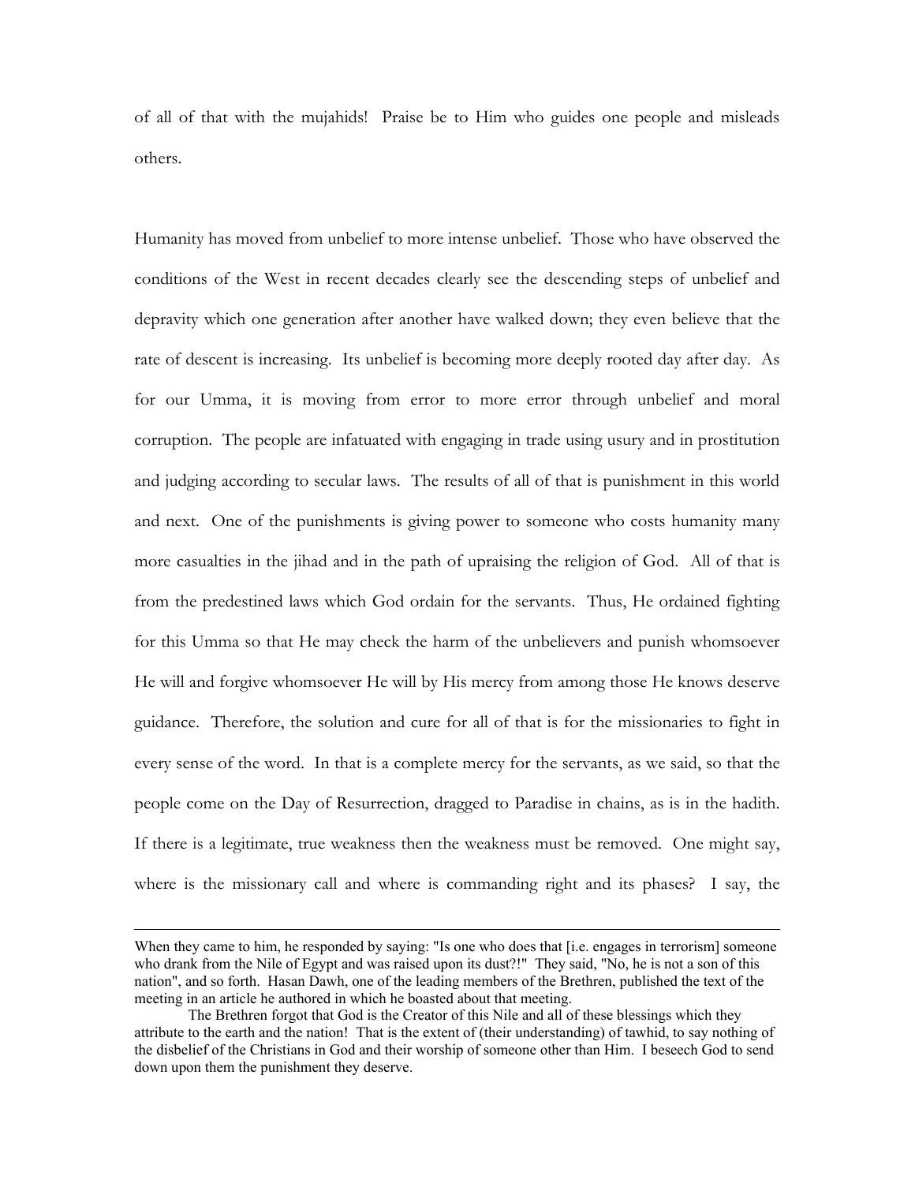of all of that with the mujahids! Praise be to Him who guides one people and misleads others.

Humanity has moved from unbelief to more intense unbelief. Those who have observed the conditions of the West in recent decades clearly see the descending steps of unbelief and depravity which one generation after another have walked down; they even believe that the rate of descent is increasing. Its unbelief is becoming more deeply rooted day after day. As for our Umma, it is moving from error to more error through unbelief and moral corruption. The people are infatuated with engaging in trade using usury and in prostitution and judging according to secular laws. The results of all of that is punishment in this world and next. One of the punishments is giving power to someone who costs humanity many more casualties in the jihad and in the path of upraising the religion of God. All of that is from the predestined laws which God ordain for the servants. Thus, He ordained fighting for this Umma so that He may check the harm of the unbelievers and punish whomsoever He will and forgive whomsoever He will by His mercy from among those He knows deserve guidance. Therefore, the solution and cure for all of that is for the missionaries to fight in every sense of the word. In that is a complete mercy for the servants, as we said, so that the people come on the Day of Resurrection, dragged to Paradise in chains, as is in the hadith. If there is a legitimate, true weakness then the weakness must be removed. One might say, where is the missionary call and where is commanding right and its phases? I say, the

---

When they came to him, he responded by saying: "Is one who does that [i.e. engages in terrorism] someone who drank from the Nile of Egypt and was raised upon its dust?!" They said, "No, he is not a son of this nation", and so forth. Hasan Dawh, one of the leading members of the Brethren, published the text of the meeting in an article he authored in which he boasted about that meeting.

The Brethren forgot that God is the Creator of this Nile and all of these blessings which they attribute to the earth and the nation! That is the extent of (their understanding) of tawhid, to say nothing of the disbelief of the Christians in God and their worship of someone other than Him. I beseech God to send down upon them the punishment they deserve.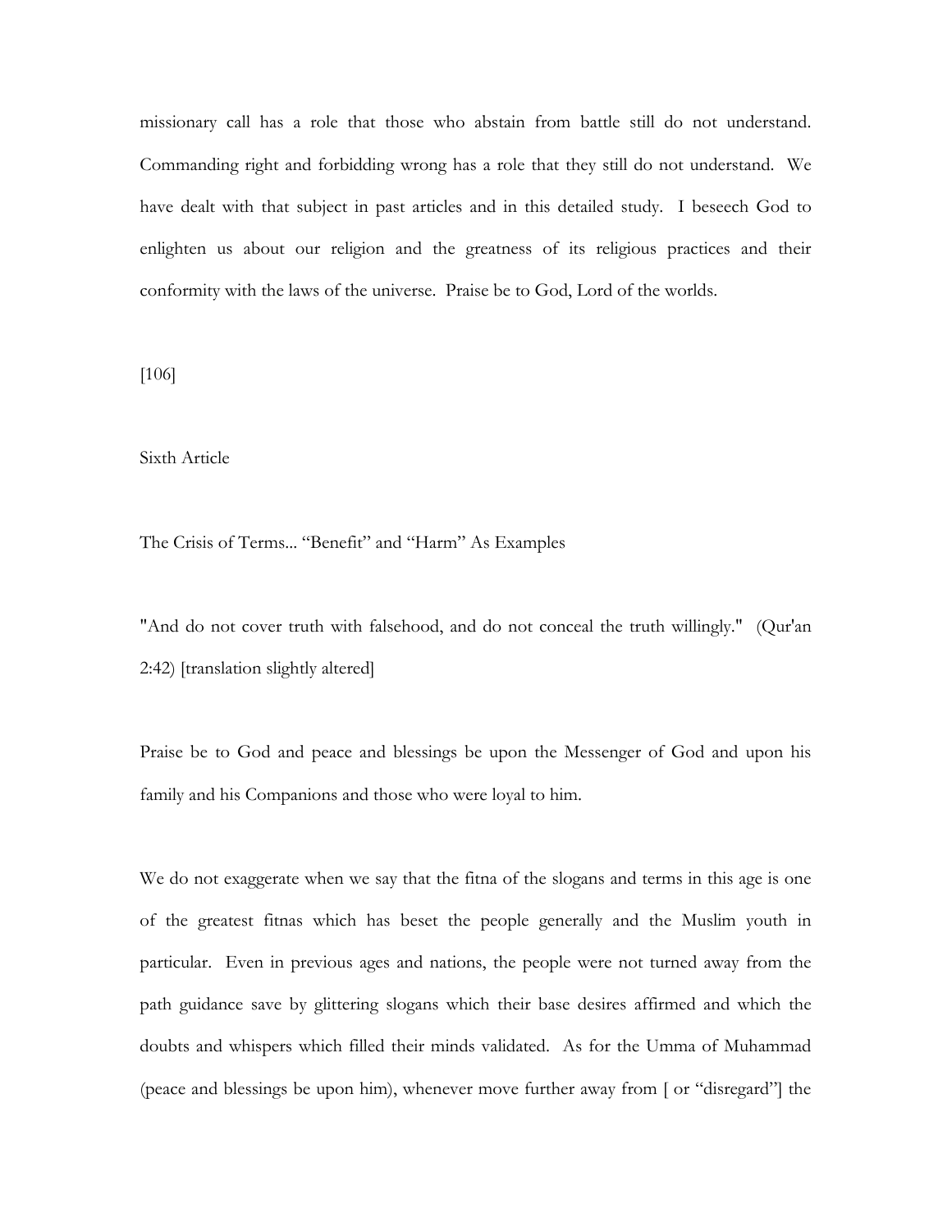missionary call has a role that those who abstain from battle still do not understand. Commanding right and forbidding wrong has a role that they still do not understand. We have dealt with that subject in past articles and in this detailed study. I beseech God to enlighten us about our religion and the greatness of its religious practices and their conformity with the laws of the universe. Praise be to God, Lord of the worlds.

[106]

## Sixth Article

### The Crisis of Terms... "Benefit" and "Harm" As Examples

"And do not cover truth with falsehood, and do not conceal the truth willingly." (Qur'an 2:42) [translation slightly altered]

Praise be to God and peace and blessings be upon the Messenger of God and upon his family and his Companions and those who were loyal to him.

We do not exaggerate when we say that the fitna of the slogans and terms in this age is one of the greatest fitnas which has beset the people generally and the Muslim youth in particular. Even in previous ages and nations, the people were not turned away from the path guidance save by glittering slogans which their base desires affirmed and which the doubts and whispers which filled their minds validated. As for the Umma of Muhammad (peace and blessings be upon him), whenever move further away from [ or "disregard"] the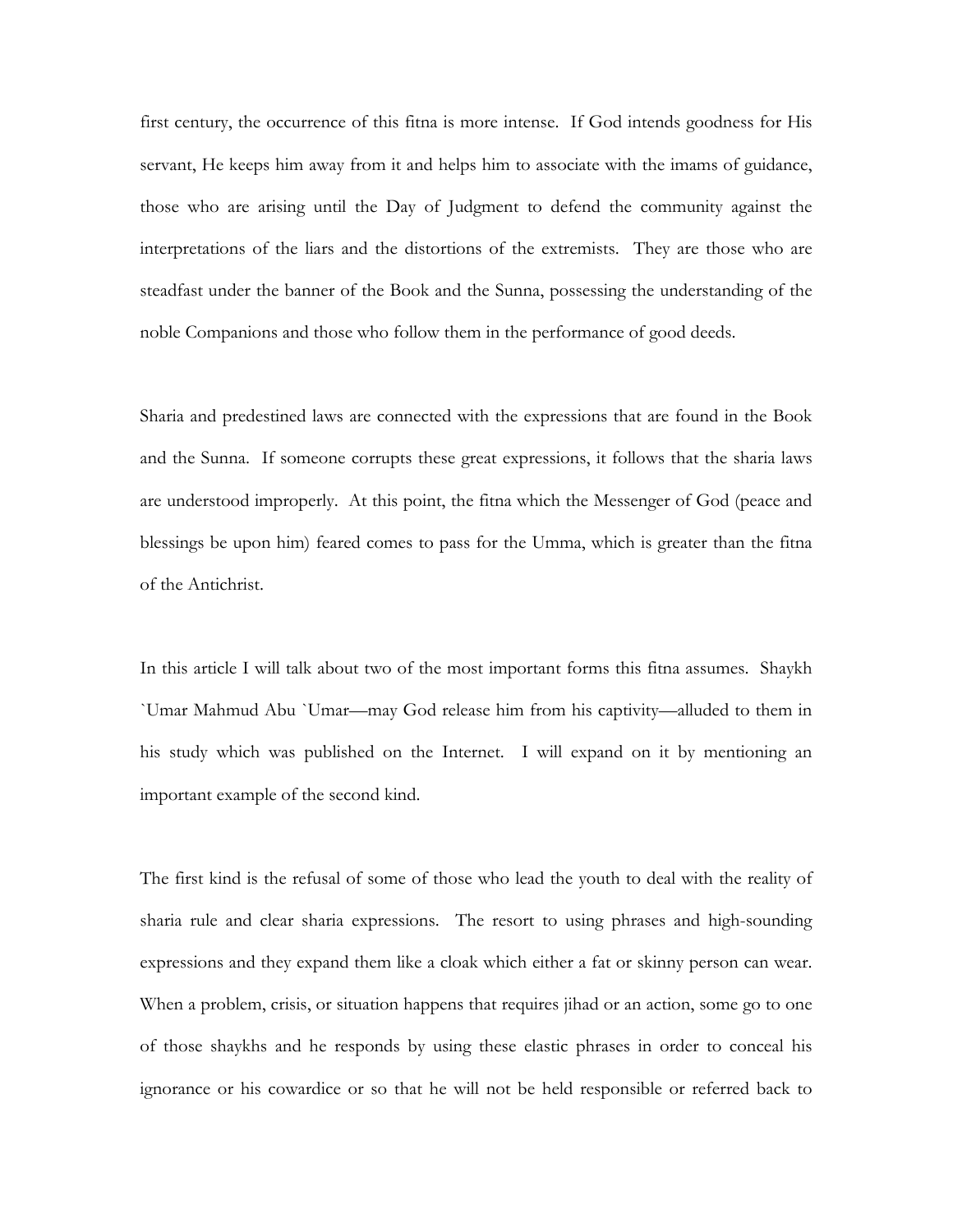first century, the occurrence of this fitna is more intense. If God intends goodness for His servant, He keeps him away from it and helps him to associate with the imams of guidance, those who are arising until the Day of Judgment to defend the community against the interpretations of the liars and the distortions of the extremists. They are those who are steadfast under the banner of the Book and the Sunna, possessing the understanding of the noble Companions and those who follow them in the performance of good deeds.

Sharia and predestined laws are connected with the expressions that are found in the Book and the Sunna. If someone corrupts these great expressions, it follows that the sharia laws are understood improperly. At this point, the fitna which the Messenger of God (peace and blessings be upon him) feared comes to pass for the Umma, which is greater than the fitna of the Antichrist.

In this article I will talk about two of the most important forms this fitna assumes. Shaykh `Umar Mahmud Abu `Umar—may God release him from his captivity—alluded to them in his study which was published on the Internet. I will expand on it by mentioning an important example of the second kind.

The first kind is the refusal of some of those who lead the youth to deal with the reality of sharia rule and clear sharia expressions. The resort to using phrases and high-sounding expressions and they expand them like a cloak which either a fat or skinny person can wear. When a problem, crisis, or situation happens that requires jihad or an action, some go to one of those shaykhs and he responds by using these elastic phrases in order to conceal his ignorance or his cowardice or so that he will not be held responsible or referred back to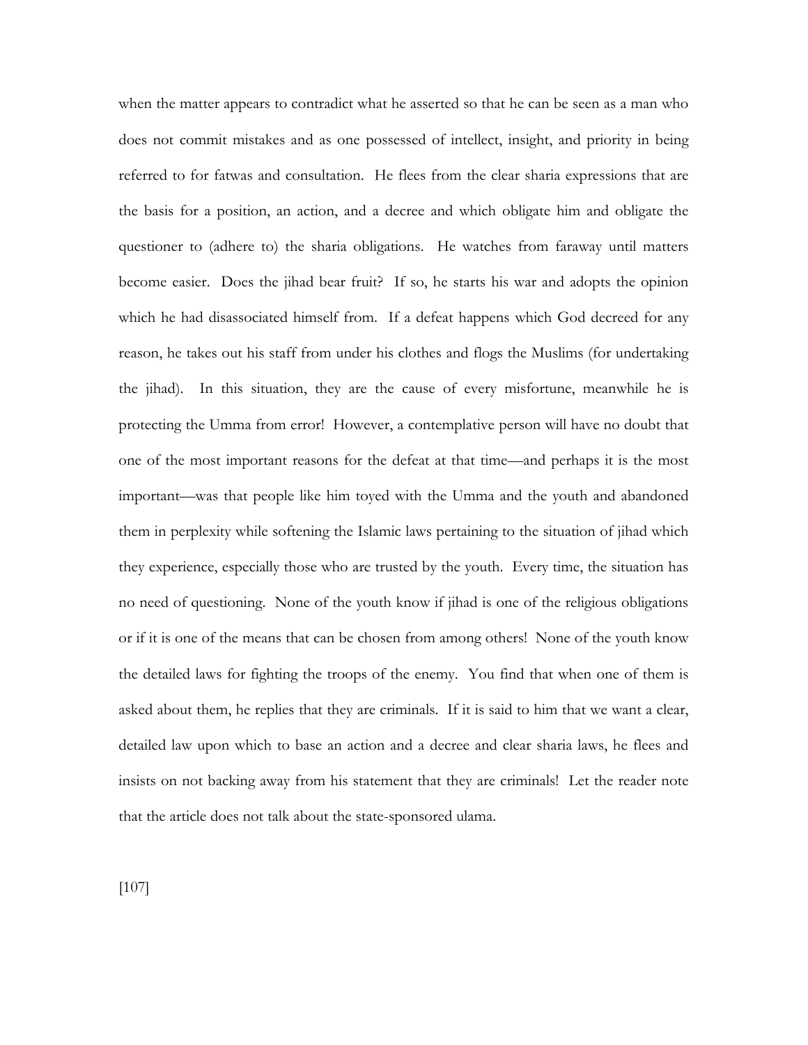when the matter appears to contradict what he asserted so that he can be seen as a man who does not commit mistakes and as one possessed of intellect, insight, and priority in being referred to for fatwas and consultation. He flees from the clear sharia expressions that are the basis for a position, an action, and a decree and which obligate him and obligate the questioner to (adhere to) the sharia obligations. He watches from faraway until matters become easier. Does the jihad bear fruit? If so, he starts his war and adopts the opinion which he had disassociated himself from. If a defeat happens which God decreed for any reason, he takes out his staff from under his clothes and flogs the Muslims (for undertaking the jihad). In this situation, they are the cause of every misfortune, meanwhile he is protecting the Umma from error! However, a contemplative person will have no doubt that one of the most important reasons for the defeat at that time—and perhaps it is the most important—was that people like him toyed with the Umma and the youth and abandoned them in perplexity while softening the Islamic laws pertaining to the situation of jihad which they experience, especially those who are trusted by the youth. Every time, the situation has no need of questioning. None of the youth know if jihad is one of the religious obligations or if it is one of the means that can be chosen from among others! None of the youth know the detailed laws for fighting the troops of the enemy. You find that when one of them is asked about them, he replies that they are criminals. If it is said to him that we want a clear, detailed law upon which to base an action and a decree and clear sharia laws, he flees and insists on not backing away from his statement that they are criminals! Let the reader note that the article does not talk about the state-sponsored ulama.

[107]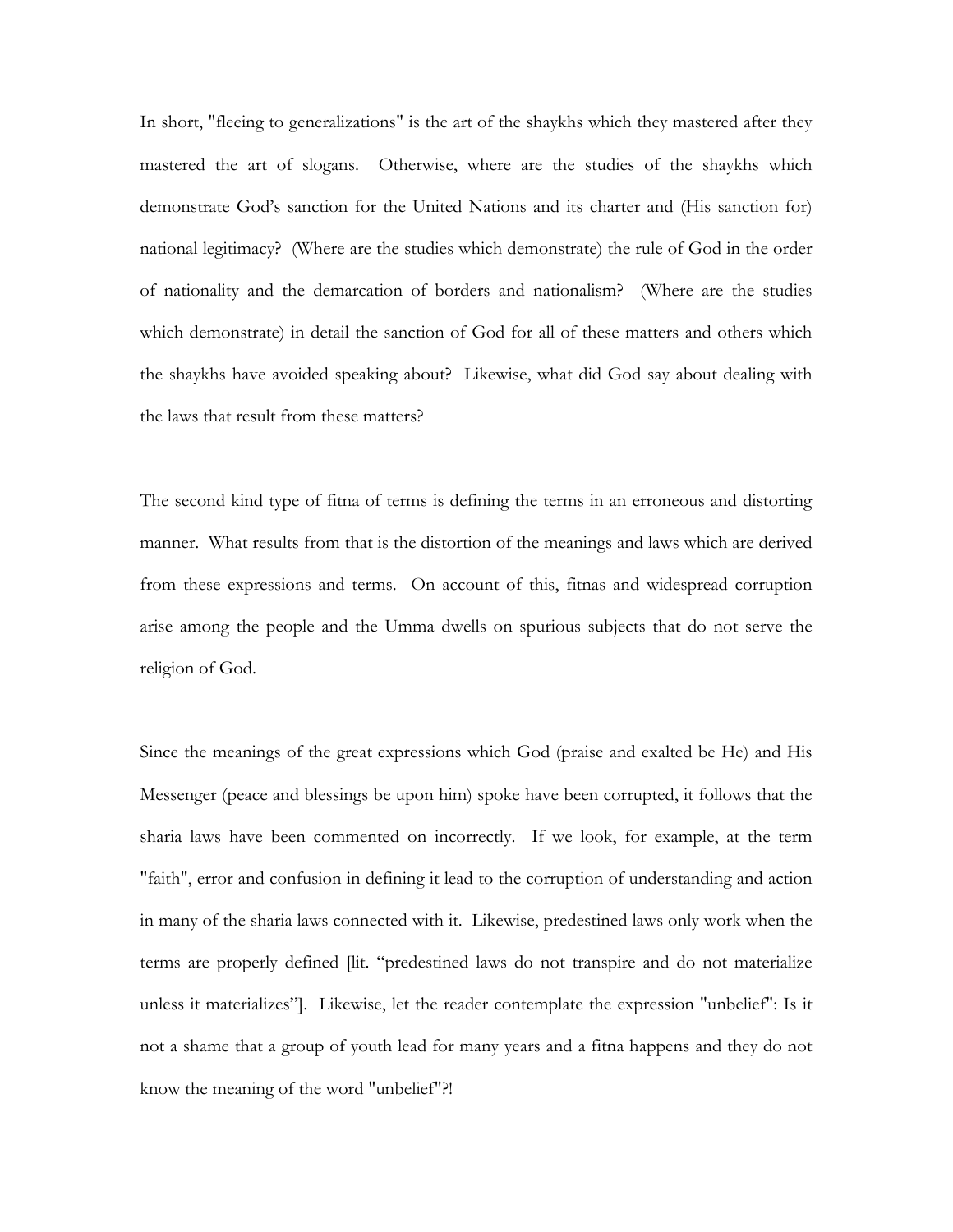In short, "fleeing to generalizations" is the art of the shaykhs which they mastered after they mastered the art of slogans. Otherwise, where are the studies of the shaykhs which demonstrate God's sanction for the United Nations and its charter and (His sanction for) national legitimacy? (Where are the studies which demonstrate) the rule of God in the order of nationality and the demarcation of borders and nationalism? (Where are the studies which demonstrate) in detail the sanction of God for all of these matters and others which the shaykhs have avoided speaking about? Likewise, what did God say about dealing with the laws that result from these matters?

The second kind type of fitna of terms is defining the terms in an erroneous and distorting manner. What results from that is the distortion of the meanings and laws which are derived from these expressions and terms. On account of this, fitnas and widespread corruption arise among the people and the Umma dwells on spurious subjects that do not serve the religion of God.

Since the meanings of the great expressions which God (praise and exalted be He) and His Messenger (peace and blessings be upon him) spoke have been corrupted, it follows that the sharia laws have been commented on incorrectly. If we look, for example, at the term "faith", error and confusion in defining it lead to the corruption of understanding and action in many of the sharia laws connected with it. Likewise, predestined laws only work when the terms are properly defined [lit. "predestined laws do not transpire and do not materialize unless it materializes"]. Likewise, let the reader contemplate the expression "unbelief": Is it not a shame that a group of youth lead for many years and a fitna happens and they do not know the meaning of the word "unbelief"?!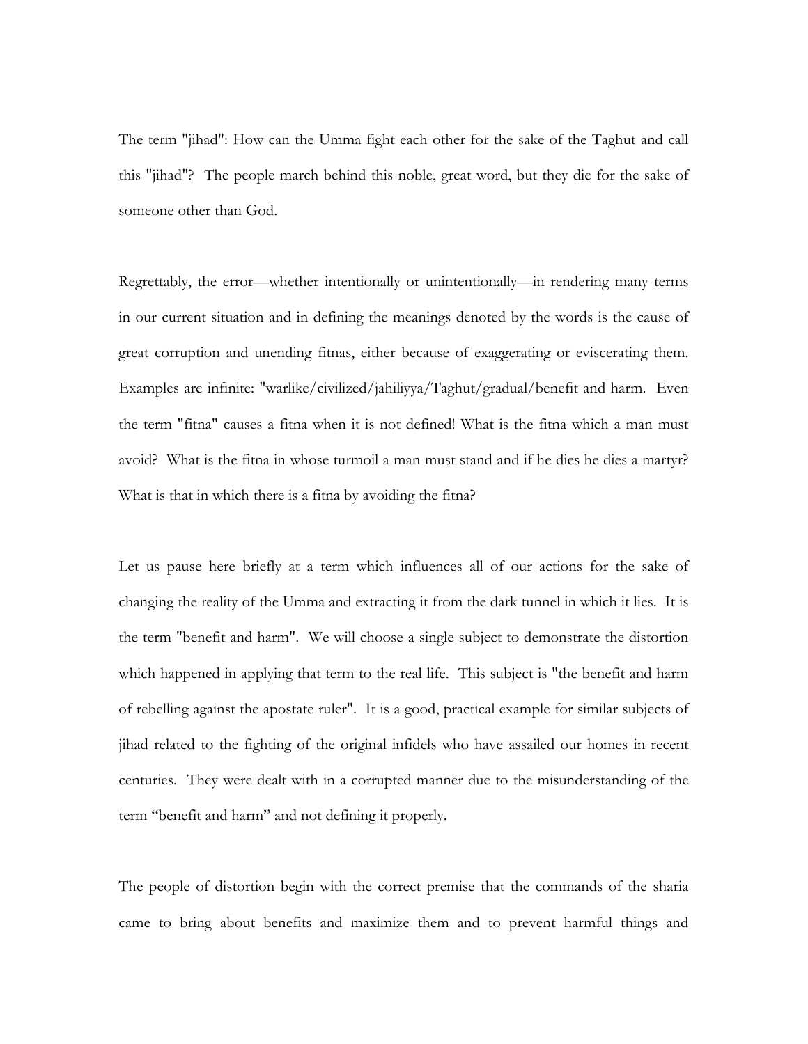The term "jihad": How can the Umma fight each other for the sake of the Taghut and call this "jihad"? The people march behind this noble, great word, but they die for the sake of someone other than God.

Regrettably, the error—whether intentionally or unintentionally—in rendering many terms in our current situation and in defining the meanings denoted by the words is the cause of great corruption and unending fitnas, either because of exaggerating or eviscerating them. Examples are infinite: "warlike/civilized/jahiliyya/Taghut/gradual/benefit and harm. Even the term "fitna" causes a fitna when it is not defined! What is the fitna which a man must avoid? What is the fitna in whose turmoil a man must stand and if he dies he dies a martyr? What is that in which there is a fitna by avoiding the fitna?

Let us pause here briefly at a term which influences all of our actions for the sake of changing the reality of the Umma and extracting it from the dark tunnel in which it lies. It is the term "benefit and harm". We will choose a single subject to demonstrate the distortion which happened in applying that term to the real life. This subject is "the benefit and harm of rebelling against the apostate ruler". It is a good, practical example for similar subjects of jihad related to the fighting of the original infidels who have assailed our homes in recent centuries. They were dealt with in a corrupted manner due to the misunderstanding of the term "benefit and harm" and not defining it properly.

The people of distortion begin with the correct premise that the commands of the sharia came to bring about benefits and maximize them and to prevent harmful things and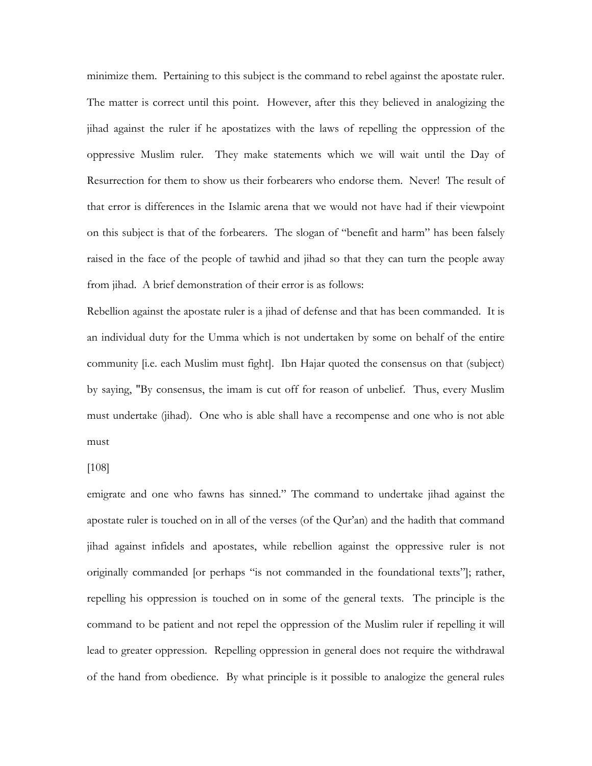minimize them. Pertaining to this subject is the command to rebel against the apostate ruler. The matter is correct until this point. However, after this they believed in analogizing the jihad against the ruler if he apostatizes with the laws of repelling the oppression of the oppressive Muslim ruler. They make statements which we will wait until the Day of Resurrection for them to show us their forbearers who endorse them. Never! The result of that error is differences in the Islamic arena that we would not have had if their viewpoint on this subject is that of the forbearers. The slogan of "benefit and harm" has been falsely raised in the face of the people of tawhid and jihad so that they can turn the people away from jihad. A brief demonstration of their error is as follows:

Rebellion against the apostate ruler is a jihad of defense and that has been commanded. It is an individual duty for the Umma which is not undertaken by some on behalf of the entire community [i.e. each Muslim must fight]. Ibn Hajar quoted the consensus on that (subject) by saying, "By consensus, the imam is cut off for reason of unbelief. Thus, every Muslim must undertake (jihad). One who is able shall have a recompense and one who is not able must

[108]

emigrate and one who fawns has sinned." The command to undertake jihad against the apostate ruler is touched on in all of the verses (of the Qur'an) and the hadith that command jihad against infidels and apostates, while rebellion against the oppressive ruler is not originally commanded [or perhaps "is not commanded in the foundational texts"]; rather, repelling his oppression is touched on in some of the general texts. The principle is the command to be patient and not repel the oppression of the Muslim ruler if repelling it will lead to greater oppression. Repelling oppression in general does not require the withdrawal of the hand from obedience. By what principle is it possible to analogize the general rules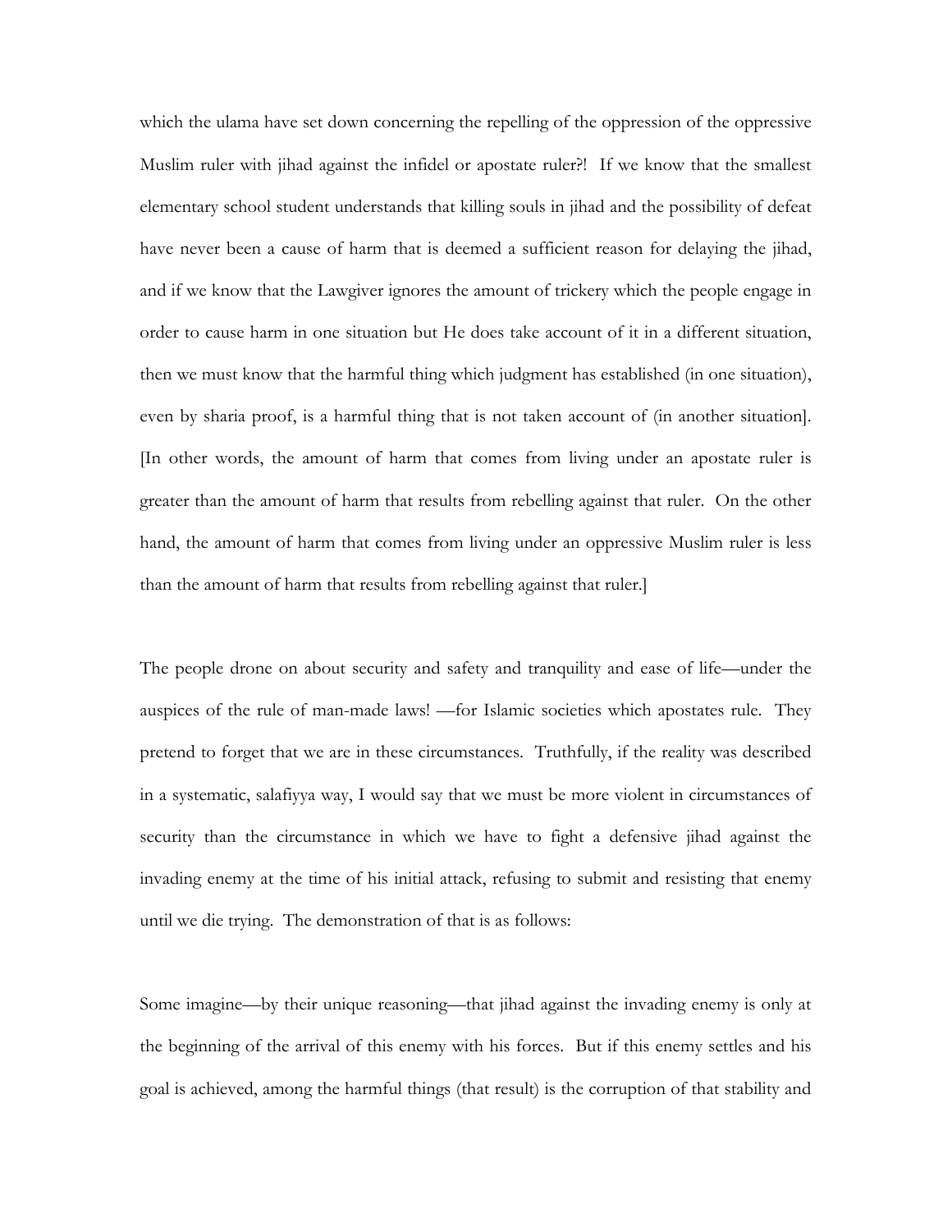which the ulama have set down concerning the repelling of the oppression of the oppressive Muslim ruler with jihad against the infidel or apostate ruler?! If we know that the smallest elementary school student understands that killing souls in jihad and the possibility of defeat have never been a cause of harm that is deemed a sufficient reason for delaying the jihad, and if we know that the Lawgiver ignores the amount of trickery which the people engage in order to cause harm in one situation but He does take account of it in a different situation, then we must know that the harmful thing which judgment has established (in one situation), even by sharia proof, is a harmful thing that is not taken account of (in another situation]. [In other words, the amount of harm that comes from living under an apostate ruler is greater than the amount of harm that results from rebelling against that ruler. On the other hand, the amount of harm that comes from living under an oppressive Muslim ruler is less than the amount of harm that results from rebelling against that ruler.]

The people drone on about security and safety and tranquility and ease of life—under the auspices of the rule of man-made laws! —for Islamic societies which apostates rule. They pretend to forget that we are in these circumstances. Truthfully, if the reality was described in a systematic, salafiyya way, I would say that we must be more violent in circumstances of security than the circumstance in which we have to fight a defensive jihad against the invading enemy at the time of his initial attack, refusing to submit and resisting that enemy until we die trying. The demonstration of that is as follows:

Some imagine—by their unique reasoning—that jihad against the invading enemy is only at the beginning of the arrival of this enemy with his forces. But if this enemy settles and his goal is achieved, among the harmful things (that result) is the corruption of that stability and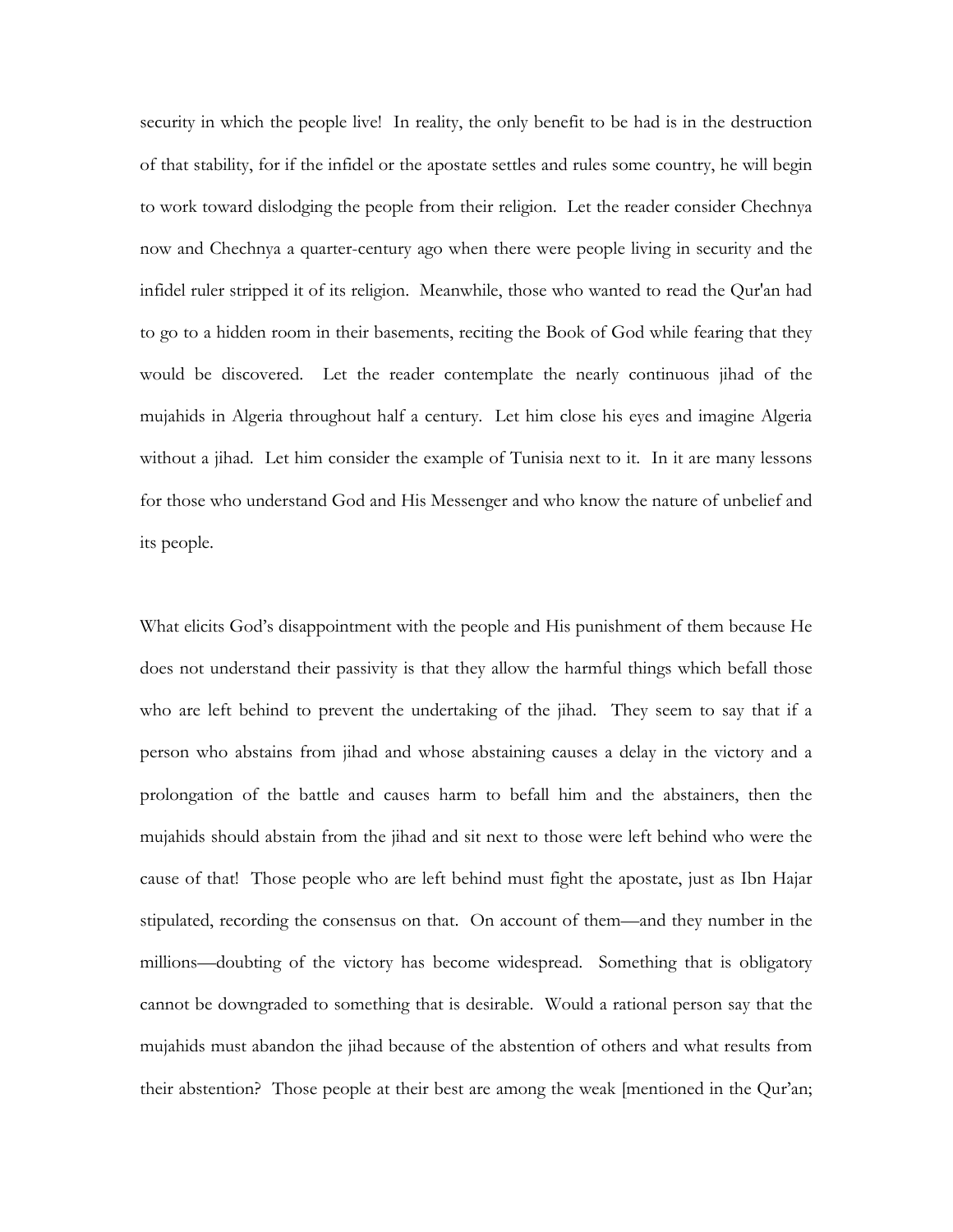security in which the people live! In reality, the only benefit to be had is in the destruction of that stability, for if the infidel or the apostate settles and rules some country, he will begin to work toward dislodging the people from their religion. Let the reader consider Chechnya now and Chechnya a quarter-century ago when there were people living in security and the infidel ruler stripped it of its religion. Meanwhile, those who wanted to read the Qur'an had to go to a hidden room in their basements, reciting the Book of God while fearing that they would be discovered. Let the reader contemplate the nearly continuous jihad of the mujahids in Algeria throughout half a century. Let him close his eyes and imagine Algeria without a jihad. Let him consider the example of Tunisia next to it. In it are many lessons for those who understand God and His Messenger and who know the nature of unbelief and its people.

What elicits God's disappointment with the people and His punishment of them because He does not understand their passivity is that they allow the harmful things which befall those who are left behind to prevent the undertaking of the jihad. They seem to say that if a person who abstains from jihad and whose abstaining causes a delay in the victory and a prolongation of the battle and causes harm to befall him and the abstainers, then the mujahids should abstain from the jihad and sit next to those were left behind who were the cause of that! Those people who are left behind must fight the apostate, just as Ibn Hajar stipulated, recording the consensus on that. On account of them—and they number in the millions—doubting of the victory has become widespread. Something that is obligatory cannot be downgraded to something that is desirable. Would a rational person say that the mujahids must abandon the jihad because of the abstention of others and what results from their abstention? Those people at their best are among the weak [mentioned in the Qur'an;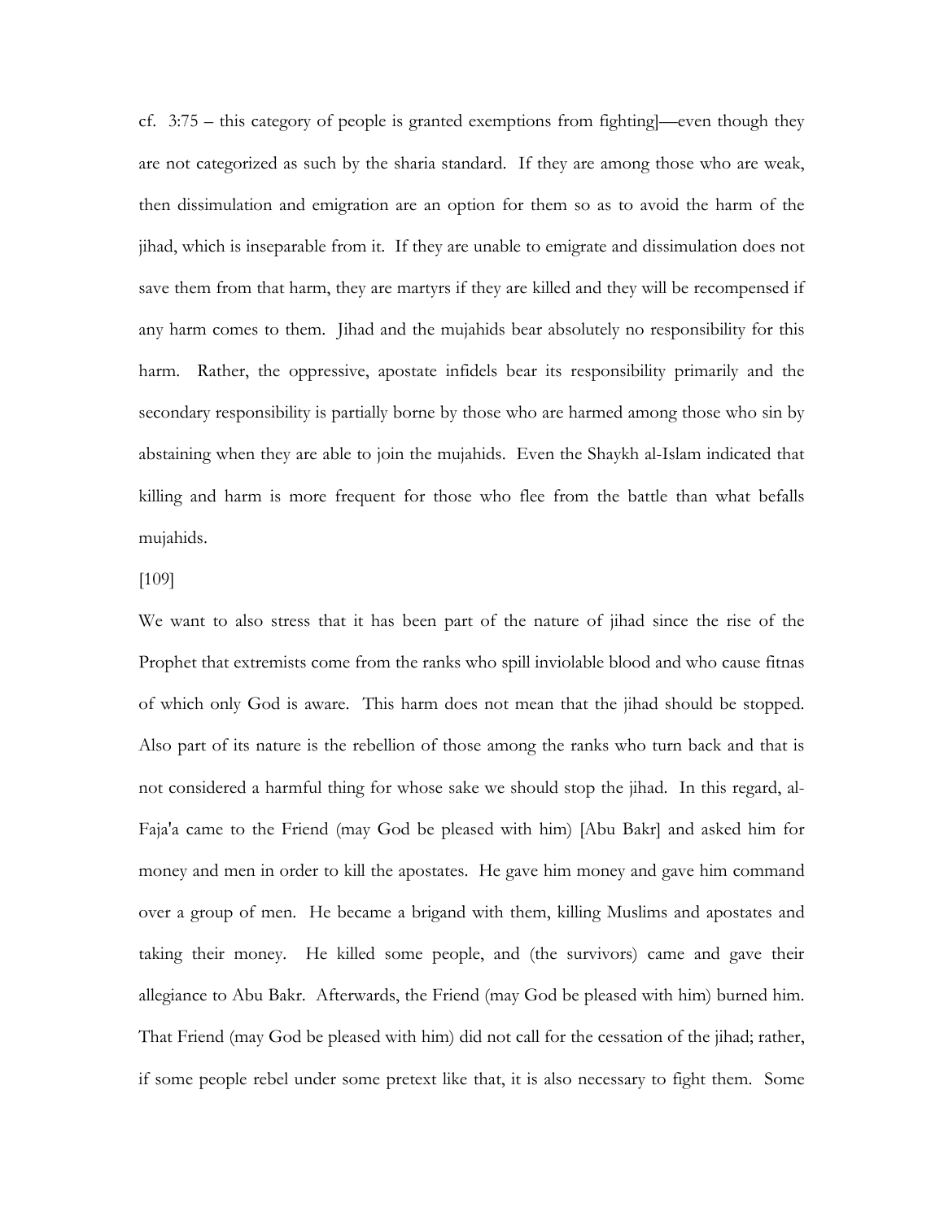cf. 3:75 – this category of people is granted exemptions from fighting]—even though they are not categorized as such by the sharia standard. If they are among those who are weak, then dissimulation and emigration are an option for them so as to avoid the harm of the jihad, which is inseparable from it. If they are unable to emigrate and dissimulation does not save them from that harm, they are martyrs if they are killed and they will be recompensed if any harm comes to them. Jihad and the mujahids bear absolutely no responsibility for this harm. Rather, the oppressive, apostate infidels bear its responsibility primarily and the secondary responsibility is partially borne by those who are harmed among those who sin by abstaining when they are able to join the mujahids. Even the Shaykh al-Islam indicated that killing and harm is more frequent for those who flee from the battle than what befalls mujahids.

[109]

We want to also stress that it has been part of the nature of jihad since the rise of the Prophet that extremists come from the ranks who spill inviolable blood and who cause fitnas of which only God is aware. This harm does not mean that the jihad should be stopped. Also part of its nature is the rebellion of those among the ranks who turn back and that is not considered a harmful thing for whose sake we should stop the jihad. In this regard, al-Faja'a came to the Friend (may God be pleased with him) [Abu Bakr] and asked him for money and men in order to kill the apostates. He gave him money and gave him command over a group of men. He became a brigand with them, killing Muslims and apostates and taking their money. He killed some people, and (the survivors) came and gave their allegiance to Abu Bakr. Afterwards, the Friend (may God be pleased with him) burned him. That Friend (may God be pleased with him) did not call for the cessation of the jihad; rather, if some people rebel under some pretext like that, it is also necessary to fight them. Some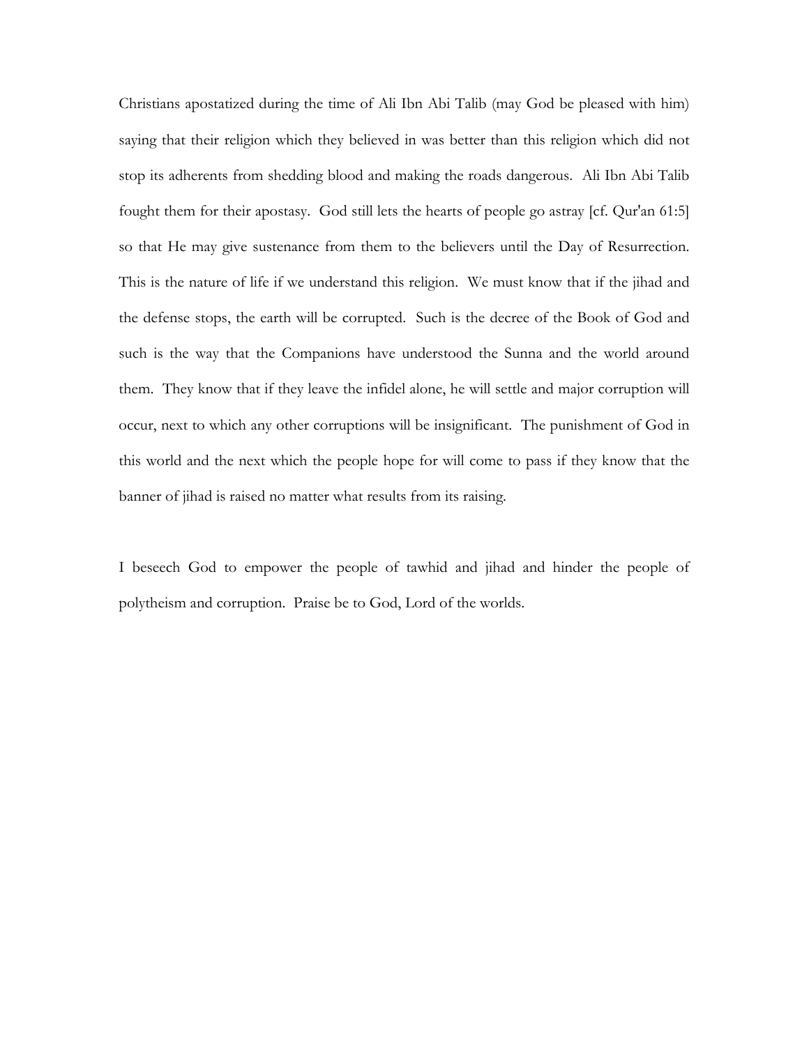Christians apostatized during the time of Ali Ibn Abi Talib (may God be pleased with him) saying that their religion which they believed in was better than this religion which did not stop its adherents from shedding blood and making the roads dangerous. Ali Ibn Abi Talib fought them for their apostasy. God still lets the hearts of people go astray [cf. Qur'an 61:5] so that He may give sustenance from them to the believers until the Day of Resurrection. This is the nature of life if we understand this religion. We must know that if the jihad and the defense stops, the earth will be corrupted. Such is the decree of the Book of God and such is the way that the Companions have understood the Sunna and the world around them. They know that if they leave the infidel alone, he will settle and major corruption will occur, next to which any other corruptions will be insignificant. The punishment of God in this world and the next which the people hope for will come to pass if they know that the banner of jihad is raised no matter what results from its raising.

I beseech God to empower the people of tawhid and jihad and hinder the people of polytheism and corruption. Praise be to God, Lord of the worlds.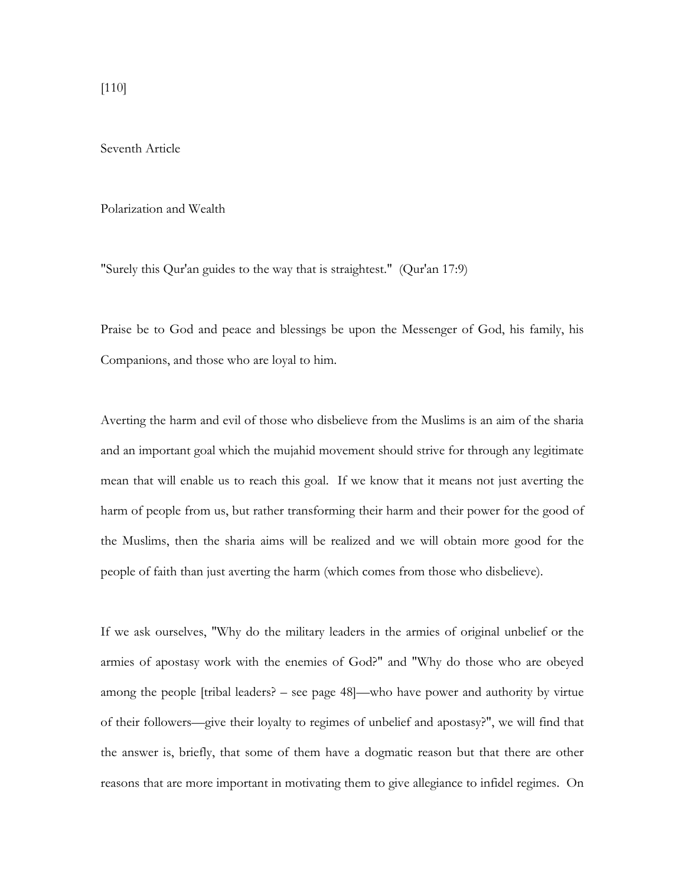[110]

Seventh Article

## Polarization and Wealth

"Surely this Qur'an guides to the way that is straightest." (Qur'an 17:9)

Praise be to God and peace and blessings be upon the Messenger of God, his family, his Companions, and those who are loyal to him.

Averting the harm and evil of those who disbelieve from the Muslims is an aim of the sharia and an important goal which the mujahid movement should strive for through any legitimate mean that will enable us to reach this goal. If we know that it means not just averting the harm of people from us, but rather transforming their harm and their power for the good of the Muslims, then the sharia aims will be realized and we will obtain more good for the people of faith than just averting the harm (which comes from those who disbelieve).

If we ask ourselves, "Why do the military leaders in the armies of original unbelief or the armies of apostasy work with the enemies of God?" and "Why do those who are obeyed among the people [tribal leaders? – see page 48]—who have power and authority by virtue of their followers—give their loyalty to regimes of unbelief and apostasy?", we will find that the answer is, briefly, that some of them have a dogmatic reason but that there are other reasons that are more important in motivating them to give allegiance to infidel regimes. On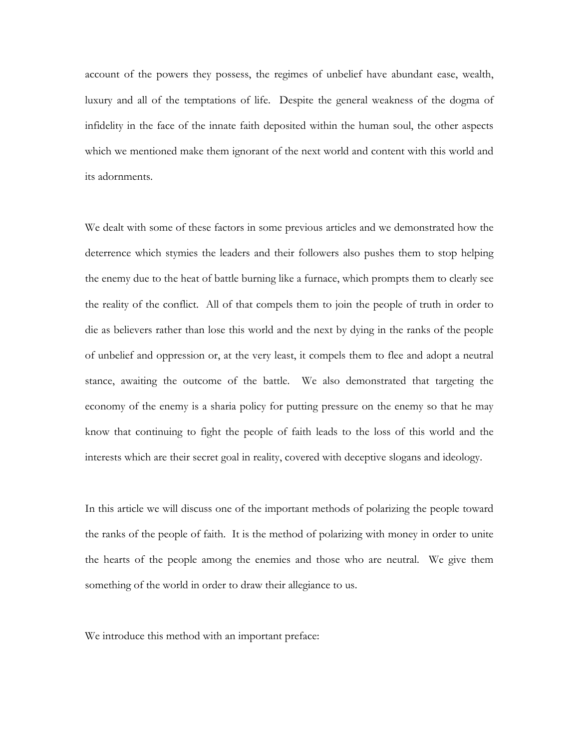account of the powers they possess, the regimes of unbelief have abundant ease, wealth, luxury and all of the temptations of life. Despite the general weakness of the dogma of infidelity in the face of the innate faith deposited within the human soul, the other aspects which we mentioned make them ignorant of the next world and content with this world and its adornments.

We dealt with some of these factors in some previous articles and we demonstrated how the deterrence which stymies the leaders and their followers also pushes them to stop helping the enemy due to the heat of battle burning like a furnace, which prompts them to clearly see the reality of the conflict. All of that compels them to join the people of truth in order to die as believers rather than lose this world and the next by dying in the ranks of the people of unbelief and oppression or, at the very least, it compels them to flee and adopt a neutral stance, awaiting the outcome of the battle. We also demonstrated that targeting the economy of the enemy is a sharia policy for putting pressure on the enemy so that he may know that continuing to fight the people of faith leads to the loss of this world and the interests which are their secret goal in reality, covered with deceptive slogans and ideology.

In this article we will discuss one of the important methods of polarizing the people toward the ranks of the people of faith. It is the method of polarizing with money in order to unite the hearts of the people among the enemies and those who are neutral. We give them something of the world in order to draw their allegiance to us.

We introduce this method with an important preface: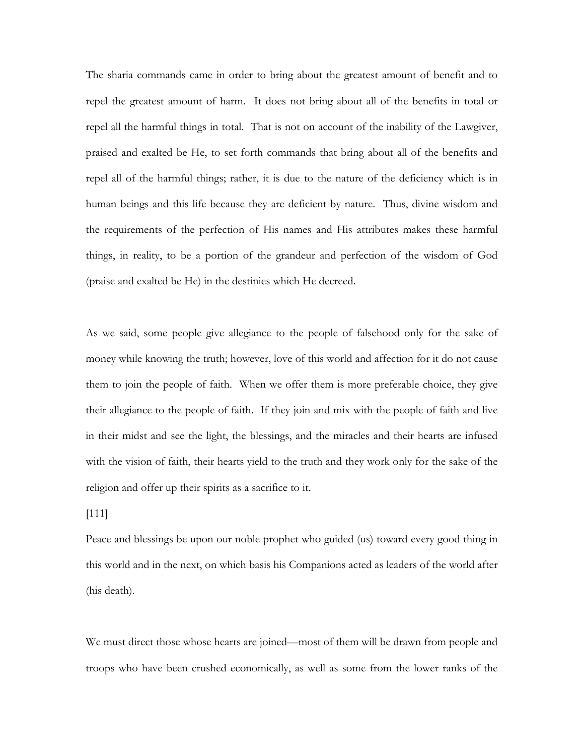The sharia commands came in order to bring about the greatest amount of benefit and to repel the greatest amount of harm. It does not bring about all of the benefits in total or repel all the harmful things in total. That is not on account of the inability of the Lawgiver, praised and exalted be He, to set forth commands that bring about all of the benefits and repel all of the harmful things; rather, it is due to the nature of the deficiency which is in human beings and this life because they are deficient by nature. Thus, divine wisdom and the requirements of the perfection of His names and His attributes makes these harmful things, in reality, to be a portion of the grandeur and perfection of the wisdom of God (praise and exalted be He) in the destinies which He decreed.

As we said, some people give allegiance to the people of falsehood only for the sake of money while knowing the truth; however, love of this world and affection for it do not cause them to join the people of faith. When we offer them is more preferable choice, they give their allegiance to the people of faith. If they join and mix with the people of faith and live in their midst and see the light, the blessings, and the miracles and their hearts are infused with the vision of faith, their hearts yield to the truth and they work only for the sake of the religion and offer up their spirits as a sacrifice to it.

[111]

Peace and blessings be upon our noble prophet who guided (us) toward every good thing in this world and in the next, on which basis his Companions acted as leaders of the world after (his death).

We must direct those whose hearts are joined—most of them will be drawn from people and troops who have been crushed economically, as well as some from the lower ranks of the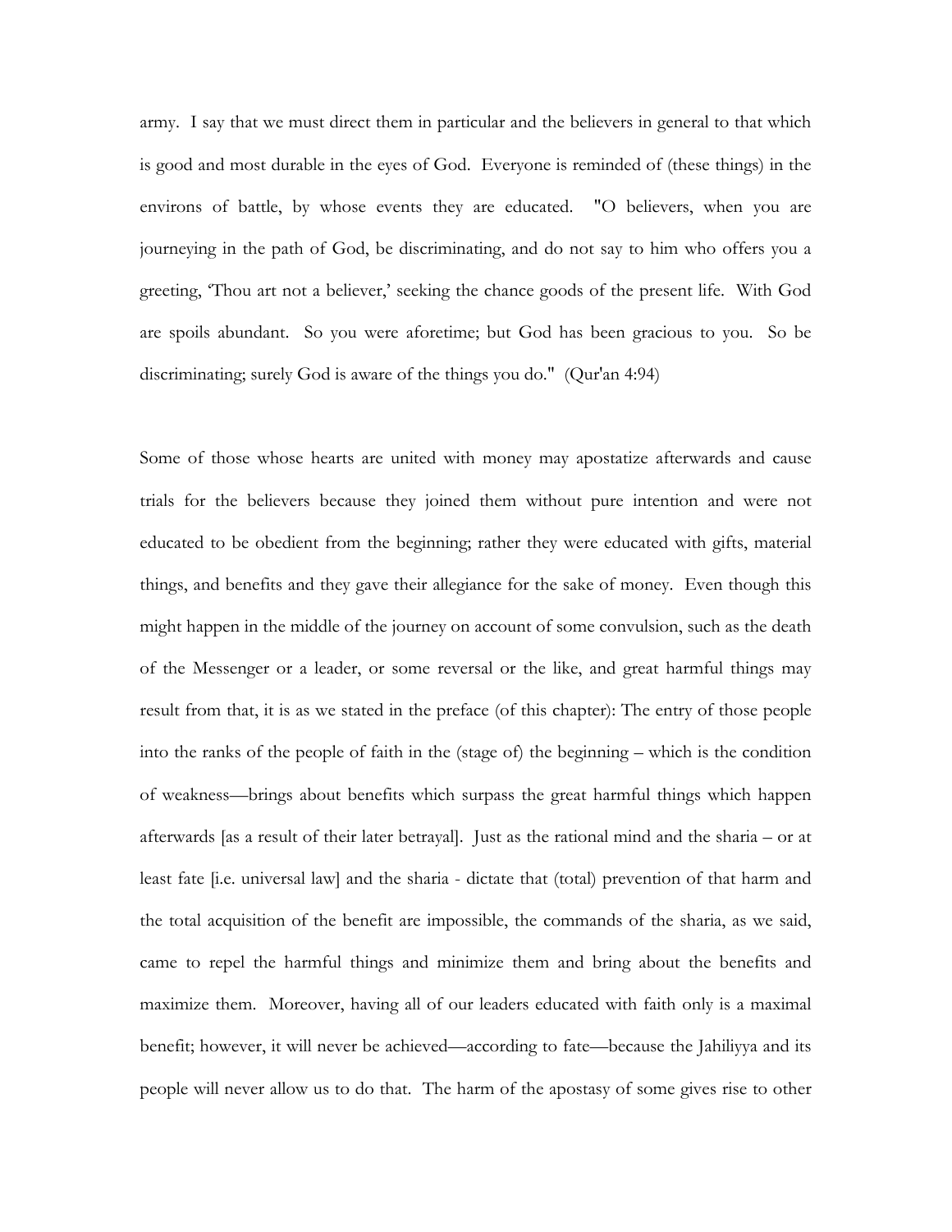army. I say that we must direct them in particular and the believers in general to that which is good and most durable in the eyes of God. Everyone is reminded of (these things) in the environs of battle, by whose events they are educated. "O believers, when you are journeying in the path of God, be discriminating, and do not say to him who offers you a greeting, 'Thou art not a believer,' seeking the chance goods of the present life. With God are spoils abundant. So you were aforetime; but God has been gracious to you. So be discriminating; surely God is aware of the things you do." (Qur'an 4:94)

Some of those whose hearts are united with money may apostatize afterwards and cause trials for the believers because they joined them without pure intention and were not educated to be obedient from the beginning; rather they were educated with gifts, material things, and benefits and they gave their allegiance for the sake of money. Even though this might happen in the middle of the journey on account of some convulsion, such as the death of the Messenger or a leader, or some reversal or the like, and great harmful things may result from that, it is as we stated in the preface (of this chapter): The entry of those people into the ranks of the people of faith in the (stage of) the beginning – which is the condition of weakness—brings about benefits which surpass the great harmful things which happen afterwards [as a result of their later betrayal]. Just as the rational mind and the sharia – or at least fate [i.e. universal law] and the sharia - dictate that (total) prevention of that harm and the total acquisition of the benefit are impossible, the commands of the sharia, as we said, came to repel the harmful things and minimize them and bring about the benefits and maximize them. Moreover, having all of our leaders educated with faith only is a maximal benefit; however, it will never be achieved—according to fate—because the Jahiliyya and its people will never allow us to do that. The harm of the apostasy of some gives rise to other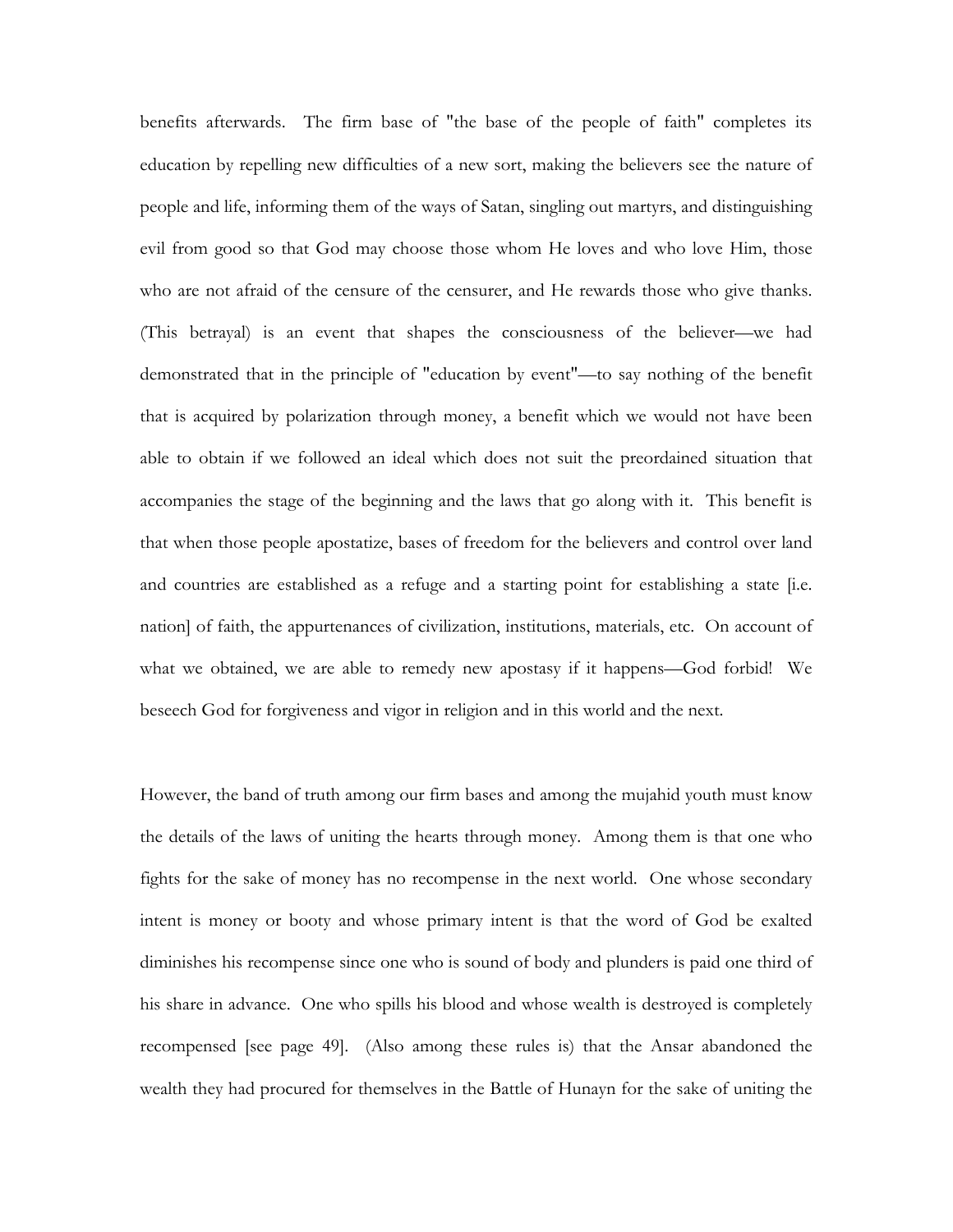benefits afterwards. The firm base of "the base of the people of faith" completes its education by repelling new difficulties of a new sort, making the believers see the nature of people and life, informing them of the ways of Satan, singling out martyrs, and distinguishing evil from good so that God may choose those whom He loves and who love Him, those who are not afraid of the censure of the censurer, and He rewards those who give thanks. (This betrayal) is an event that shapes the consciousness of the believer—we had demonstrated that in the principle of "education by event"—to say nothing of the benefit that is acquired by polarization through money, a benefit which we would not have been able to obtain if we followed an ideal which does not suit the preordained situation that accompanies the stage of the beginning and the laws that go along with it. This benefit is that when those people apostatize, bases of freedom for the believers and control over land and countries are established as a refuge and a starting point for establishing a state [i.e. nation] of faith, the appurtenances of civilization, institutions, materials, etc. On account of what we obtained, we are able to remedy new apostasy if it happens—God forbid! We beseech God for forgiveness and vigor in religion and in this world and the next.

However, the band of truth among our firm bases and among the mujahid youth must know the details of the laws of uniting the hearts through money. Among them is that one who fights for the sake of money has no recompense in the next world. One whose secondary intent is money or booty and whose primary intent is that the word of God be exalted diminishes his recompense since one who is sound of body and plunders is paid one third of his share in advance. One who spills his blood and whose wealth is destroyed is completely recompensed [see page 49]. (Also among these rules is) that the Ansar abandoned the wealth they had procured for themselves in the Battle of Hunayn for the sake of uniting the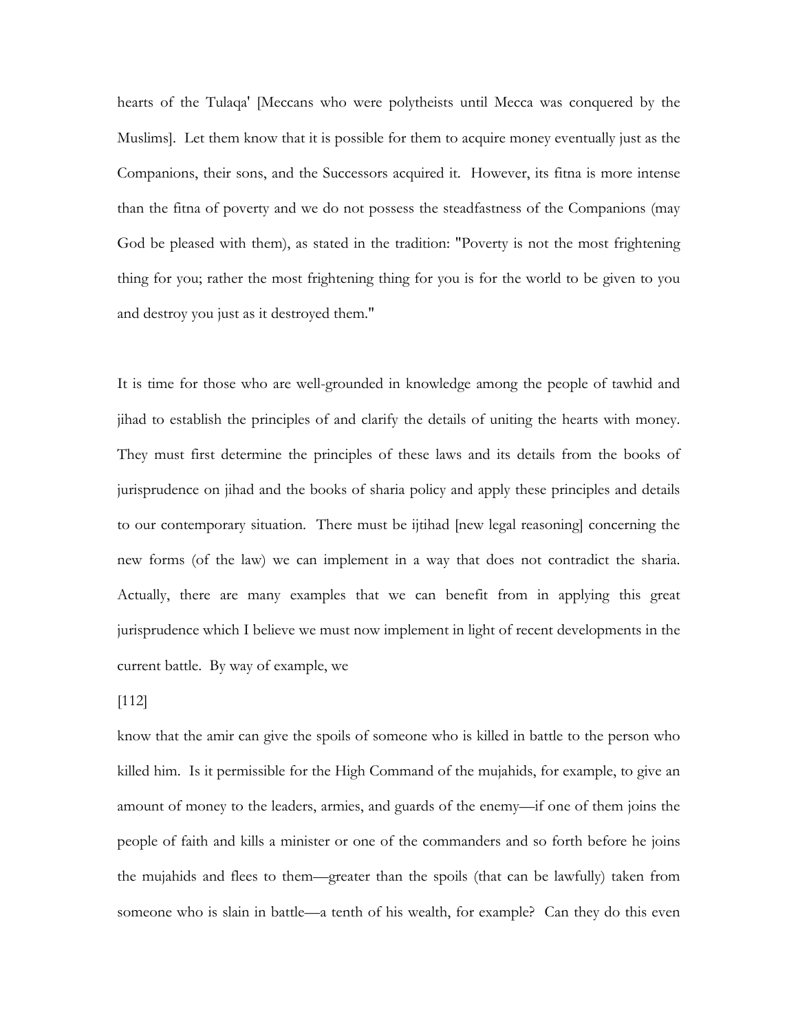hearts of the Tulaqa' [Meccans who were polytheists until Mecca was conquered by the Muslims]. Let them know that it is possible for them to acquire money eventually just as the Companions, their sons, and the Successors acquired it. However, its fitna is more intense than the fitna of poverty and we do not possess the steadfastness of the Companions (may God be pleased with them), as stated in the tradition: "Poverty is not the most frightening thing for you; rather the most frightening thing for you is for the world to be given to you and destroy you just as it destroyed them."

It is time for those who are well-grounded in knowledge among the people of tawhid and jihad to establish the principles of and clarify the details of uniting the hearts with money. They must first determine the principles of these laws and its details from the books of jurisprudence on jihad and the books of sharia policy and apply these principles and details to our contemporary situation. There must be ijtihad [new legal reasoning] concerning the new forms (of the law) we can implement in a way that does not contradict the sharia. Actually, there are many examples that we can benefit from in applying this great jurisprudence which I believe we must now implement in light of recent developments in the current battle. By way of example, we

[112]

know that the amir can give the spoils of someone who is killed in battle to the person who killed him. Is it permissible for the High Command of the mujahids, for example, to give an amount of money to the leaders, armies, and guards of the enemy—if one of them joins the people of faith and kills a minister or one of the commanders and so forth before he joins the mujahids and flees to them—greater than the spoils (that can be lawfully) taken from someone who is slain in battle—a tenth of his wealth, for example? Can they do this even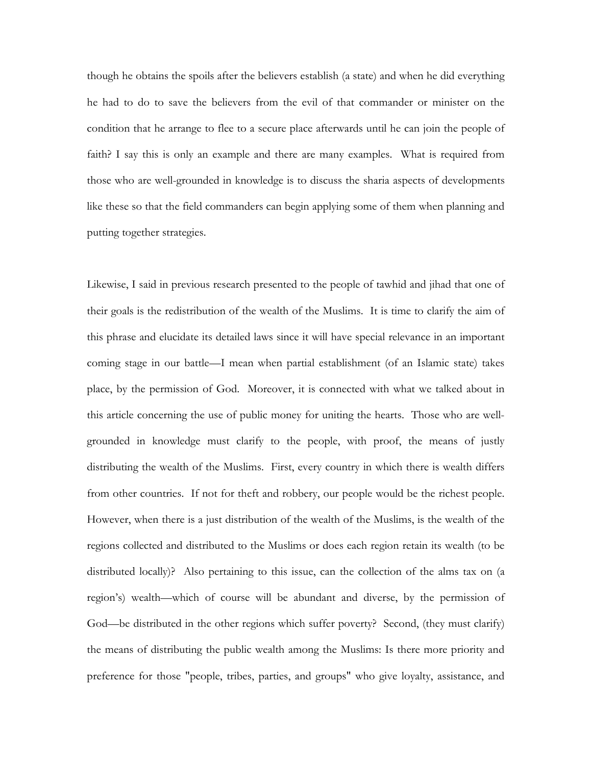though he obtains the spoils after the believers establish (a state) and when he did everything he had to do to save the believers from the evil of that commander or minister on the condition that he arrange to flee to a secure place afterwards until he can join the people of faith? I say this is only an example and there are many examples. What is required from those who are well-grounded in knowledge is to discuss the sharia aspects of developments like these so that the field commanders can begin applying some of them when planning and putting together strategies.

Likewise, I said in previous research presented to the people of tawhid and jihad that one of their goals is the redistribution of the wealth of the Muslims. It is time to clarify the aim of this phrase and elucidate its detailed laws since it will have special relevance in an important coming stage in our battle—I mean when partial establishment (of an Islamic state) takes place, by the permission of God. Moreover, it is connected with what we talked about in this article concerning the use of public money for uniting the hearts. Those who are well-grounded in knowledge must clarify to the people, with proof, the means of justly distributing the wealth of the Muslims. First, every country in which there is wealth differs from other countries. If not for theft and robbery, our people would be the richest people. However, when there is a just distribution of the wealth of the Muslims, is the wealth of the regions collected and distributed to the Muslims or does each region retain its wealth (to be distributed locally)? Also pertaining to this issue, can the collection of the alms tax on (a region's) wealth—which of course will be abundant and diverse, by the permission of God—be distributed in the other regions which suffer poverty? Second, (they must clarify) the means of distributing the public wealth among the Muslims: Is there more priority and preference for those "people, tribes, parties, and groups" who give loyalty, assistance, and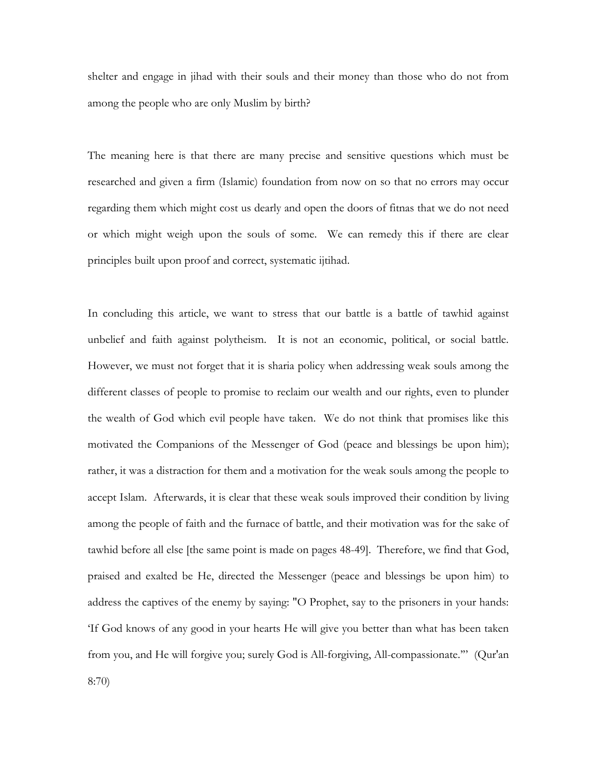shelter and engage in jihad with their souls and their money than those who do not from among the people who are only Muslim by birth?

The meaning here is that there are many precise and sensitive questions which must be researched and given a firm (Islamic) foundation from now on so that no errors may occur regarding them which might cost us dearly and open the doors of fitnas that we do not need or which might weigh upon the souls of some. We can remedy this if there are clear principles built upon proof and correct, systematic ijtihad.

In concluding this article, we want to stress that our battle is a battle of tawhid against unbelief and faith against polytheism. It is not an economic, political, or social battle. However, we must not forget that it is sharia policy when addressing weak souls among the different classes of people to promise to reclaim our wealth and our rights, even to plunder the wealth of God which evil people have taken. We do not think that promises like this motivated the Companions of the Messenger of God (peace and blessings be upon him); rather, it was a distraction for them and a motivation for the weak souls among the people to accept Islam. Afterwards, it is clear that these weak souls improved their condition by living among the people of faith and the furnace of battle, and their motivation was for the sake of tawhid before all else [the same point is made on pages 48-49]. Therefore, we find that God, praised and exalted be He, directed the Messenger (peace and blessings be upon him) to address the captives of the enemy by saying: "O Prophet, say to the prisoners in your hands: 'If God knows of any good in your hearts He will give you better than what has been taken from you, and He will forgive you; surely God is All-forgiving, All-compassionate.'" (Qur'an 8:70)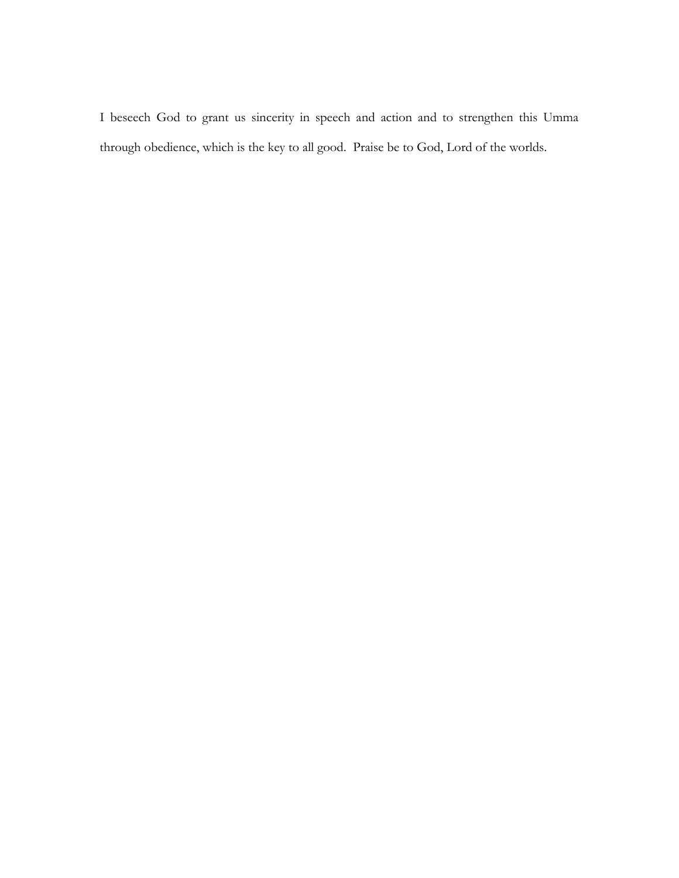I beseech God to grant us sincerity in speech and action and to strengthen this Umma through obedience, which is the key to all good. Praise be to God, Lord of the worlds.